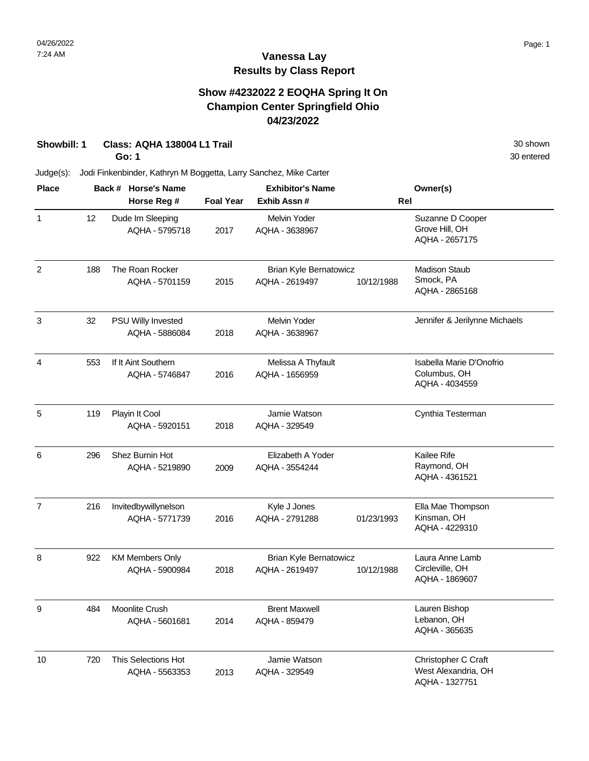# Vanessa Lay
## Results by Class Report

### Show #4232022 2 EOQHA Spring It On
### Champion Center Springfield Ohio
### 04/23/2022

**Showbill: 1** **Class: AQHA 138004 L1 Trail** 30 shown
**Go: 1** 30 entered

Judge(s): Jodi Finkenbinder, Kathryn M Boggetta, Larry Sanchez, Mike Carter

| Place | Back # | Horse's Name / Horse Reg # | Foal Year | Exhibitor's Name / Exhib Assn # | Rel | Owner(s) |
|---|---|---|---|---|---|---|
| 1 | 12 | Dude Im Sleeping<br>AQHA - 5795718 | 2017 | Melvin Yoder<br>AQHA - 3638967 | | Suzanne D Cooper<br>Grove Hill, OH<br>AQHA - 2657175 |
| 2 | 188 | The Roan Rocker<br>AQHA - 5701159 | 2015 | Brian Kyle Bernatowicz<br>AQHA - 2619497 | 10/12/1988 | Madison Staub<br>Smock, PA<br>AQHA - 2865168 |
| 3 | 32 | PSU Willy Invested<br>AQHA - 5886084 | 2018 | Melvin Yoder<br>AQHA - 3638967 | | Jennifer & Jerilynne Michaels |
| 4 | 553 | If It Aint Southern<br>AQHA - 5746847 | 2016 | Melissa A Thyfault<br>AQHA - 1656959 | | Isabella Marie D'Onofrio<br>Columbus, OH<br>AQHA - 4034559 |
| 5 | 119 | Playin It Cool<br>AQHA - 5920151 | 2018 | Jamie Watson<br>AQHA - 329549 | | Cynthia Testerman |
| 6 | 296 | Shez Burnin Hot<br>AQHA - 5219890 | 2009 | Elizabeth A Yoder<br>AQHA - 3554244 | | Kailee Rife<br>Raymond, OH<br>AQHA - 4361521 |
| 7 | 216 | Invitedbywillynelson<br>AQHA - 5771739 | 2016 | Kyle J Jones<br>AQHA - 2791288 | 01/23/1993 | Ella Mae Thompson<br>Kinsman, OH<br>AQHA - 4229310 |
| 8 | 922 | KM Members Only<br>AQHA - 5900984 | 2018 | Brian Kyle Bernatowicz<br>AQHA - 2619497 | 10/12/1988 | Laura Anne Lamb<br>Circleville, OH<br>AQHA - 1869607 |
| 9 | 484 | Moonlite Crush<br>AQHA - 5601681 | 2014 | Brent Maxwell<br>AQHA - 859479 | | Lauren Bishop<br>Lebanon, OH<br>AQHA - 365635 |
| 10 | 720 | This Selections Hot<br>AQHA - 5563353 | 2013 | Jamie Watson<br>AQHA - 329549 | | Christopher C Craft<br>West Alexandria, OH<br>AQHA - 1327751 |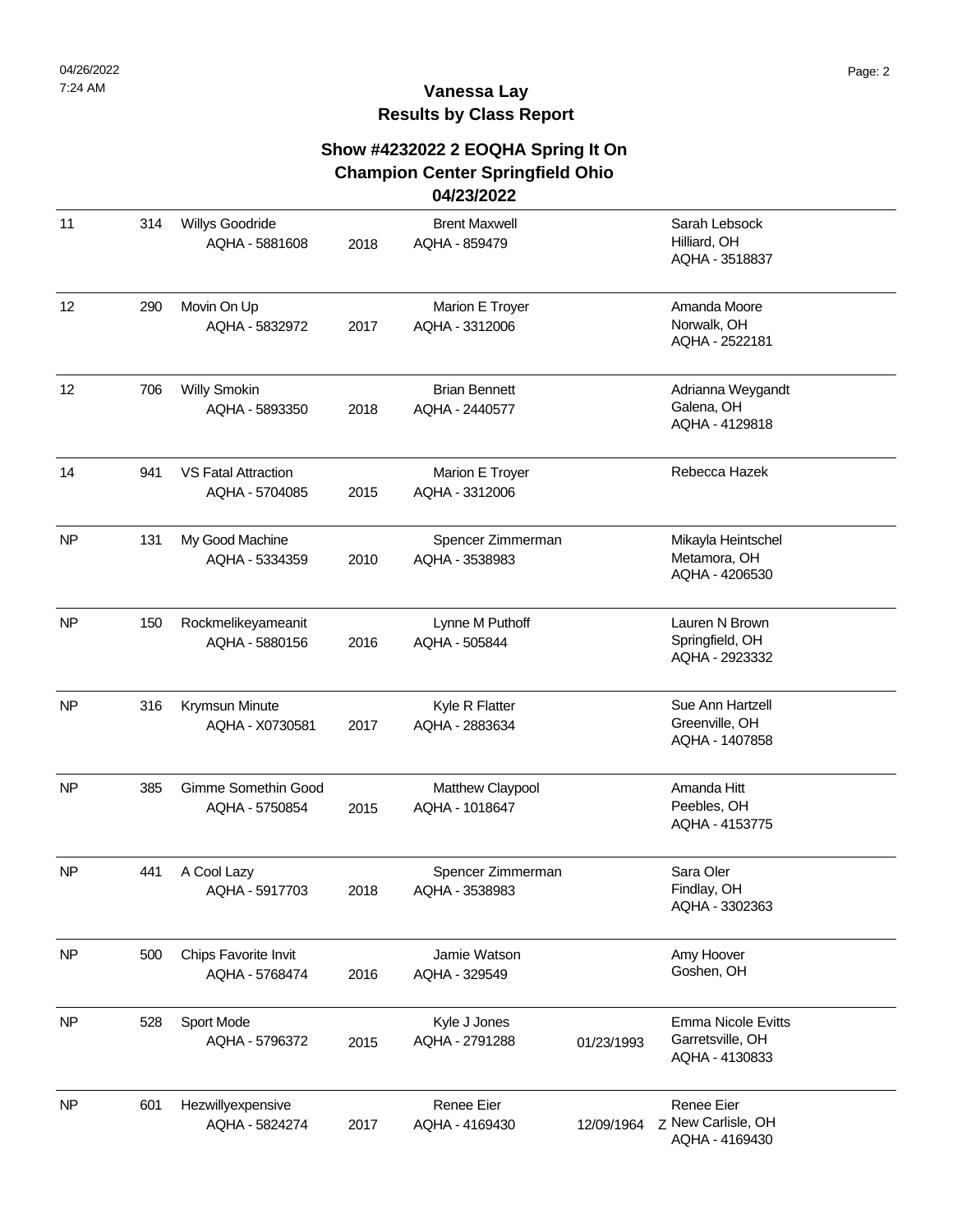**Vanessa Lay**
**Results by Class Report**

### Show #4232022 2 EOQHA Spring It On
### Champion Center Springfield Ohio
### 04/23/2022

| | | | | | | | |
|---|---|---|---|---|---|---|---|
| 11 | 314 | Willys Goodride<br>AQHA - 5881608 | 2018 | Brent Maxwell<br>AQHA - 859479 | | | Sarah Lebsock<br>Hilliard, OH<br>AQHA - 3518837 |
| 12 | 290 | Movin On Up<br>AQHA - 5832972 | 2017 | Marion E Troyer<br>AQHA - 3312006 | | | Amanda Moore<br>Norwalk, OH<br>AQHA - 2522181 |
| 12 | 706 | Willy Smokin<br>AQHA - 5893350 | 2018 | Brian Bennett<br>AQHA - 2440577 | | | Adrianna Weygandt<br>Galena, OH<br>AQHA - 4129818 |
| 14 | 941 | VS Fatal Attraction<br>AQHA - 5704085 | 2015 | Marion E Troyer<br>AQHA - 3312006 | | | Rebecca Hazek |
| NP | 131 | My Good Machine<br>AQHA - 5334359 | 2010 | Spencer Zimmerman<br>AQHA - 3538983 | | | Mikayla Heintschel<br>Metamora, OH<br>AQHA - 4206530 |
| NP | 150 | Rockmelikeyameanit<br>AQHA - 5880156 | 2016 | Lynne M Puthoff<br>AQHA - 505844 | | | Lauren N Brown<br>Springfield, OH<br>AQHA - 2923332 |
| NP | 316 | Krymsun Minute<br>AQHA - X0730581 | 2017 | Kyle R Flatter<br>AQHA - 2883634 | | | Sue Ann Hartzell<br>Greenville, OH<br>AQHA - 1407858 |
| NP | 385 | Gimme Somethin Good<br>AQHA - 5750854 | 2015 | Matthew Claypool<br>AQHA - 1018647 | | | Amanda Hitt<br>Peebles, OH<br>AQHA - 4153775 |
| NP | 441 | A Cool Lazy<br>AQHA - 5917703 | 2018 | Spencer Zimmerman<br>AQHA - 3538983 | | | Sara Oler<br>Findlay, OH<br>AQHA - 3302363 |
| NP | 500 | Chips Favorite Invit<br>AQHA - 5768474 | 2016 | Jamie Watson<br>AQHA - 329549 | | | Amy Hoover<br>Goshen, OH |
| NP | 528 | Sport Mode<br>AQHA - 5796372 | 2015 | Kyle J Jones<br>AQHA - 2791288 | 01/23/1993 | | Emma Nicole Evitts<br>Garretsville, OH<br>AQHA - 4130833 |
| NP | 601 | Hezwillyexpensive<br>AQHA - 5824274 | 2017 | Renee Eier<br>AQHA - 4169430 | 12/09/1964 | Z | Renee Eier<br>New Carlisle, OH<br>AQHA - 4169430 |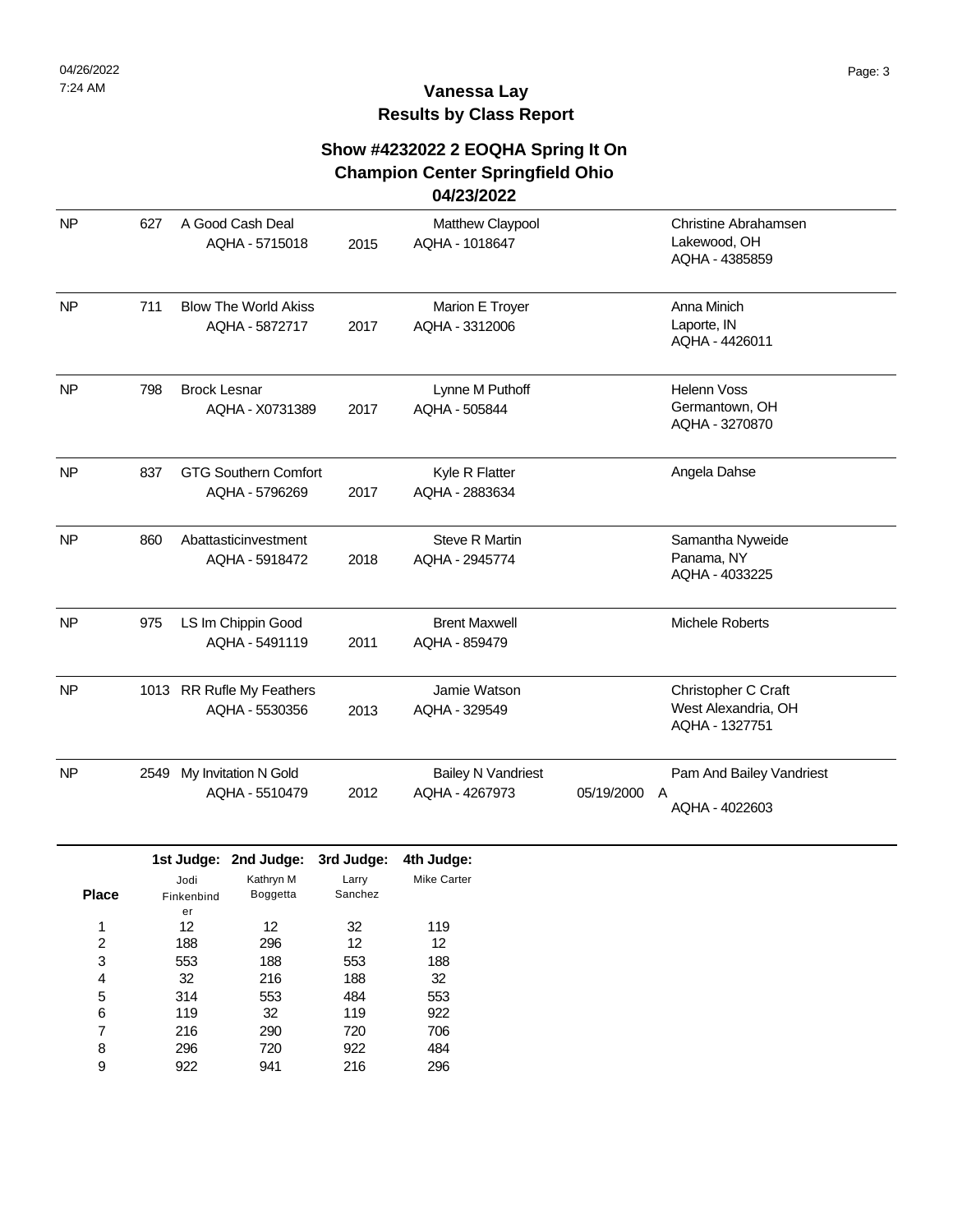# Vanessa Lay
## Results by Class Report

### Show #4232022 2 EOQHA Spring It On
### Champion Center Springfield Ohio
### 04/23/2022

| | | | | | | |
|---|---|---|---|---|---|---|
| NP | 627 | A Good Cash Deal<br>AQHA - 5715018 | 2015 | Matthew Claypool<br>AQHA - 1018647 | | Christine Abrahamsen<br>Lakewood, OH<br>AQHA - 4385859 |
| NP | 711 | Blow The World Akiss<br>AQHA - 5872717 | 2017 | Marion E Troyer<br>AQHA - 3312006 | | Anna Minich<br>Laporte, IN<br>AQHA - 4426011 |
| NP | 798 | Brock Lesnar<br>AQHA - X0731389 | 2017 | Lynne M Puthoff<br>AQHA - 505844 | | Helenn Voss<br>Germantown, OH<br>AQHA - 3270870 |
| NP | 837 | GTG Southern Comfort<br>AQHA - 5796269 | 2017 | Kyle R Flatter<br>AQHA - 2883634 | | Angela Dahse |
| NP | 860 | Abattasticinvestment<br>AQHA - 5918472 | 2018 | Steve R Martin<br>AQHA - 2945774 | | Samantha Nyweide<br>Panama, NY<br>AQHA - 4033225 |
| NP | 975 | LS Im Chippin Good<br>AQHA - 5491119 | 2011 | Brent Maxwell<br>AQHA - 859479 | | Michele Roberts |
| NP | 1013 | RR Rufle My Feathers<br>AQHA - 5530356 | 2013 | Jamie Watson<br>AQHA - 329549 | | Christopher C Craft<br>West Alexandria, OH<br>AQHA - 1327751 |
| NP | 2549 | My Invitation N Gold<br>AQHA - 5510479 | 2012 | Bailey N Vandriest<br>AQHA - 4267973 | 05/19/2000 A | Pam And Bailey Vandriest<br>AQHA - 4022603 |

| Place | 1st Judge: Jodi Finkenbinder | 2nd Judge: Kathryn M Boggetta | 3rd Judge: Larry Sanchez | 4th Judge: Mike Carter |
|---|---|---|---|---|
| 1 | 12 | 12 | 32 | 119 |
| 2 | 188 | 296 | 12 | 12 |
| 3 | 553 | 188 | 553 | 188 |
| 4 | 32 | 216 | 188 | 32 |
| 5 | 314 | 553 | 484 | 553 |
| 6 | 119 | 32 | 119 | 922 |
| 7 | 216 | 290 | 720 | 706 |
| 8 | 296 | 720 | 922 | 484 |
| 9 | 922 | 941 | 216 | 296 |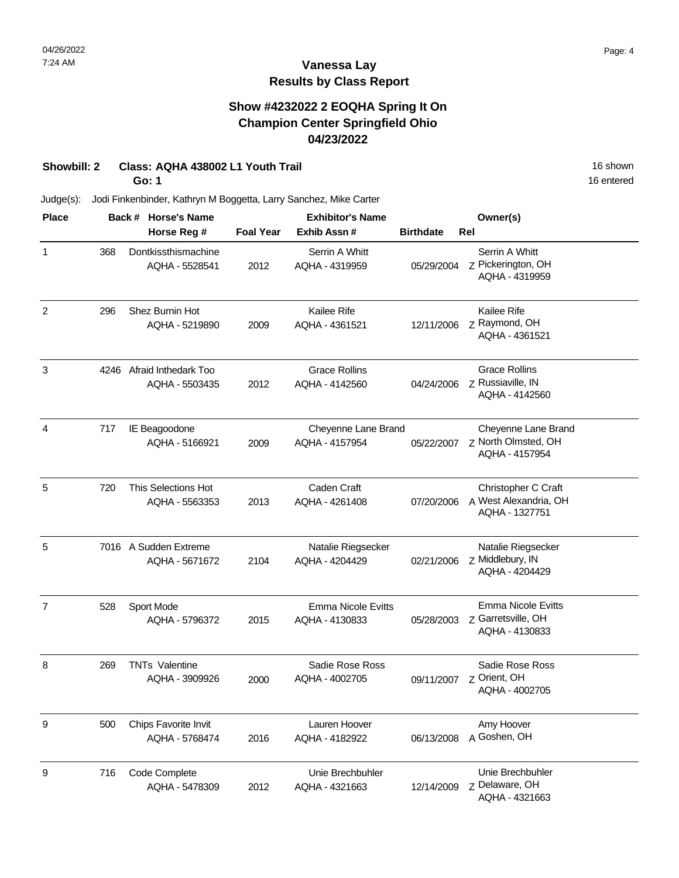# Vanessa Lay
## Results by Class Report

### Show #4232022 2 EOQHA Spring It On
### Champion Center Springfield Ohio
### 04/23/2022

04/26/2022
7:24 AM

**Showbill: 2** **Class: AQHA 438002 L1 Youth Trail** 16 shown
**Go: 1** 16 entered

Judge(s): Jodi Finkenbinder, Kathryn M Boggetta, Larry Sanchez, Mike Carter

| Place | Back # | Horse's Name / Horse Reg # | Foal Year | Exhibitor's Name / Exhib Assn # | Birthdate | Rel | Owner(s) |
|---|---|---|---|---|---|---|---|
| 1 | 368 | Dontkissthismachine<br>AQHA - 5528541 | 2012 | Serrin A Whitt<br>AQHA - 4319959 | 05/29/2004 | Z | Serrin A Whitt<br>Pickerington, OH<br>AQHA - 4319959 |
| 2 | 296 | Shez Burnin Hot<br>AQHA - 5219890 | 2009 | Kailee Rife<br>AQHA - 4361521 | 12/11/2006 | Z | Kailee Rife<br>Raymond, OH<br>AQHA - 4361521 |
| 3 | 4246 | Afraid Inthedark Too<br>AQHA - 5503435 | 2012 | Grace Rollins<br>AQHA - 4142560 | 04/24/2006 | Z | Grace Rollins<br>Russiaville, IN<br>AQHA - 4142560 |
| 4 | 717 | IE Beagoodone<br>AQHA - 5166921 | 2009 | Cheyenne Lane Brand<br>AQHA - 4157954 | 05/22/2007 | Z | Cheyenne Lane Brand<br>North Olmsted, OH<br>AQHA - 4157954 |
| 5 | 720 | This Selections Hot<br>AQHA - 5563353 | 2013 | Caden Craft<br>AQHA - 4261408 | 07/20/2006 | A | Christopher C Craft<br>West Alexandria, OH<br>AQHA - 1327751 |
| 5 | 7016 | A Sudden Extreme<br>AQHA - 5671672 | 2104 | Natalie Riegsecker<br>AQHA - 4204429 | 02/21/2006 | Z | Natalie Riegsecker<br>Middlebury, IN<br>AQHA - 4204429 |
| 7 | 528 | Sport Mode<br>AQHA - 5796372 | 2015 | Emma Nicole Evitts<br>AQHA - 4130833 | 05/28/2003 | Z | Emma Nicole Evitts<br>Garretsville, OH<br>AQHA - 4130833 |
| 8 | 269 | TNTs Valentine<br>AQHA - 3909926 | 2000 | Sadie Rose Ross<br>AQHA - 4002705 | 09/11/2007 | Z | Sadie Rose Ross<br>Orient, OH<br>AQHA - 4002705 |
| 9 | 500 | Chips Favorite Invit<br>AQHA - 5768474 | 2016 | Lauren Hoover<br>AQHA - 4182922 | 06/13/2008 | A | Amy Hoover<br>Goshen, OH |
| 9 | 716 | Code Complete<br>AQHA - 5478309 | 2012 | Unie Brechbuhler<br>AQHA - 4321663 | 12/14/2009 | Z | Unie Brechbuhler<br>Delaware, OH<br>AQHA - 4321663 |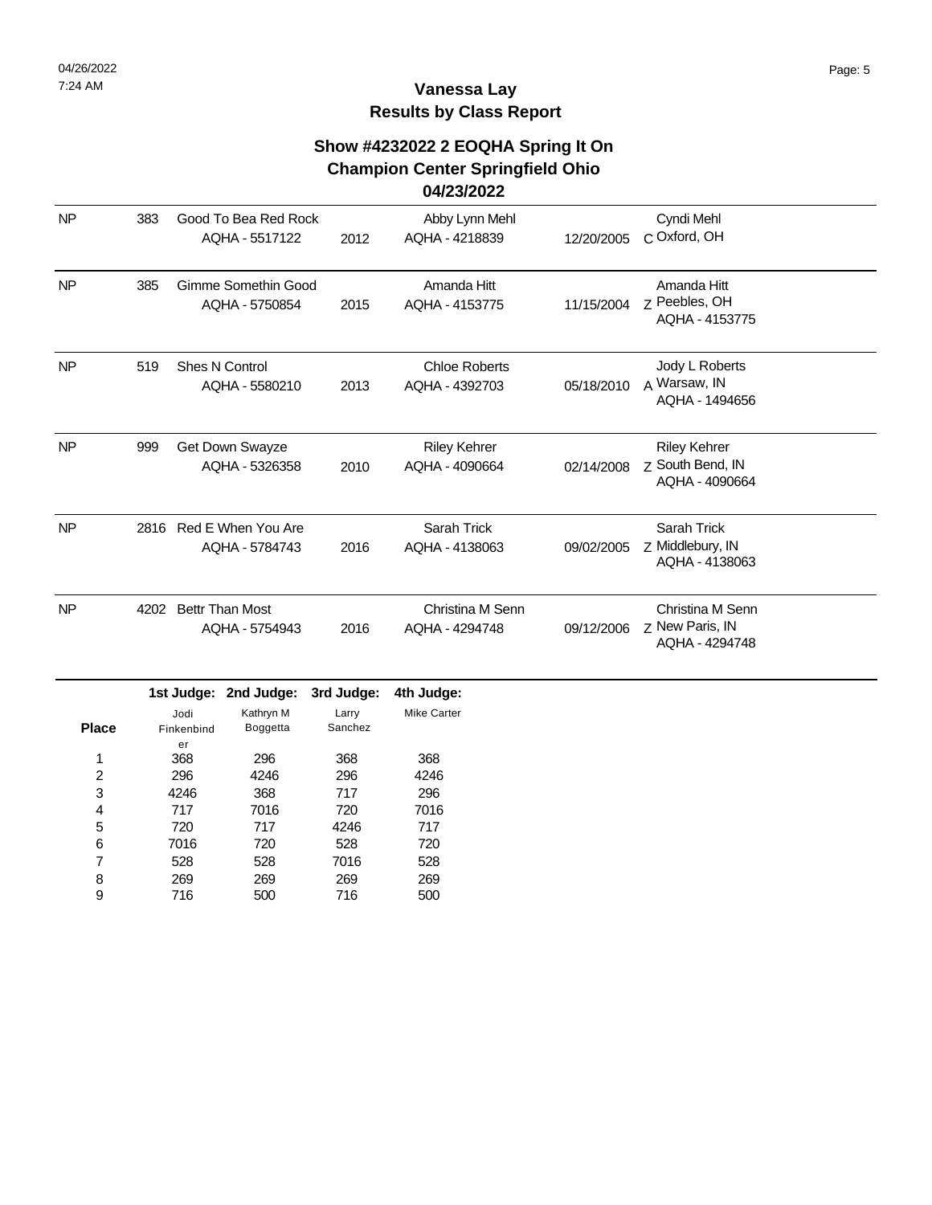# Vanessa Lay
## Results by Class Report

### Show #4232022 2 EOQHA Spring It On
### Champion Center Springfield Ohio
### 04/23/2022

| | | | | | | |
|---|---|---|---|---|---|---|
| NP | 383 | Good To Bea Red Rock<br>AQHA - 5517122 | 2012 | Abby Lynn Mehl<br>AQHA - 4218839 | 12/20/2005 | C Cyndi Mehl<br>Oxford, OH |
| NP | 385 | Gimme Somethin Good<br>AQHA - 5750854 | 2015 | Amanda Hitt<br>AQHA - 4153775 | 11/15/2004 | Z Amanda Hitt<br>Peebles, OH<br>AQHA - 4153775 |
| NP | 519 | Shes N Control<br>AQHA - 5580210 | 2013 | Chloe Roberts<br>AQHA - 4392703 | 05/18/2010 | A Jody L Roberts<br>Warsaw, IN<br>AQHA - 1494656 |
| NP | 999 | Get Down Swayze<br>AQHA - 5326358 | 2010 | Riley Kehrer<br>AQHA - 4090664 | 02/14/2008 | Z Riley Kehrer<br>South Bend, IN<br>AQHA - 4090664 |
| NP | 2816 | Red E When You Are<br>AQHA - 5784743 | 2016 | Sarah Trick<br>AQHA - 4138063 | 09/02/2005 | Z Sarah Trick<br>Middlebury, IN<br>AQHA - 4138063 |
| NP | 4202 | Bettr Than Most<br>AQHA - 5754943 | 2016 | Christina M Senn<br>AQHA - 4294748 | 09/12/2006 | Z Christina M Senn<br>New Paris, IN<br>AQHA - 4294748 |

| Place | 1st Judge: Jodi Finkenbinder | 2nd Judge: Kathryn M Boggetta | 3rd Judge: Larry Sanchez | 4th Judge: Mike Carter |
|---|---|---|---|---|
| 1 | 368 | 296 | 368 | 368 |
| 2 | 296 | 4246 | 296 | 4246 |
| 3 | 4246 | 368 | 717 | 296 |
| 4 | 717 | 7016 | 720 | 7016 |
| 5 | 720 | 717 | 4246 | 717 |
| 6 | 7016 | 720 | 528 | 720 |
| 7 | 528 | 528 | 7016 | 528 |
| 8 | 269 | 269 | 269 | 269 |
| 9 | 716 | 500 | 716 | 500 |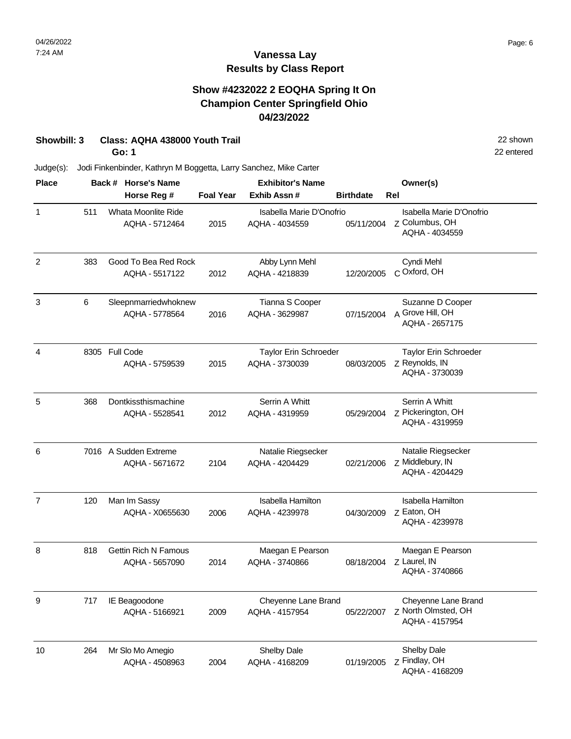## Vanessa Lay
## Results by Class Report

### Show #4232022 2 EOQHA Spring It On
### Champion Center Springfield Ohio
### 04/23/2022

**Showbill: 3** **Class: AQHA 438000 Youth Trail** 22 shown
**Go: 1** 22 entered

Judge(s): Jodi Finkenbinder, Kathryn M Boggetta, Larry Sanchez, Mike Carter

| Place | Back # | Horse's Name / Horse Reg # | Foal Year | Exhibitor's Name / Exhib Assn # | Birthdate | Rel | Owner(s) |
|---|---|---|---|---|---|---|---|
| 1 | 511 | Whata Moonlite Ride<br>AQHA - 5712464 | 2015 | Isabella Marie D'Onofrio<br>AQHA - 4034559 | 05/11/2004 | Z | Isabella Marie D'Onofrio<br>Columbus, OH<br>AQHA - 4034559 |
| 2 | 383 | Good To Bea Red Rock<br>AQHA - 5517122 | 2012 | Abby Lynn Mehl<br>AQHA - 4218839 | 12/20/2005 | C | Cyndi Mehl<br>Oxford, OH |
| 3 | 6 | Sleepnmarriedwhoknew<br>AQHA - 5778564 | 2016 | Tianna S Cooper<br>AQHA - 3629987 | 07/15/2004 | A | Suzanne D Cooper<br>Grove Hill, OH<br>AQHA - 2657175 |
| 4 | 8305 | Full Code<br>AQHA - 5759539 | 2015 | Taylor Erin Schroeder<br>AQHA - 3730039 | 08/03/2005 | Z | Taylor Erin Schroeder<br>Reynolds, IN<br>AQHA - 3730039 |
| 5 | 368 | Dontkissthismachine<br>AQHA - 5528541 | 2012 | Serrin A Whitt<br>AQHA - 4319959 | 05/29/2004 | Z | Serrin A Whitt<br>Pickerington, OH<br>AQHA - 4319959 |
| 6 | 7016 | A Sudden Extreme<br>AQHA - 5671672 | 2104 | Natalie Riegsecker<br>AQHA - 4204429 | 02/21/2006 | Z | Natalie Riegsecker<br>Middlebury, IN<br>AQHA - 4204429 |
| 7 | 120 | Man Im Sassy<br>AQHA - X0655630 | 2006 | Isabella Hamilton<br>AQHA - 4239978 | 04/30/2009 | Z | Isabella Hamilton<br>Eaton, OH<br>AQHA - 4239978 |
| 8 | 818 | Gettin Rich N Famous<br>AQHA - 5657090 | 2014 | Maegan E Pearson<br>AQHA - 3740866 | 08/18/2004 | Z | Maegan E Pearson<br>Laurel, IN<br>AQHA - 3740866 |
| 9 | 717 | IE Beagoodone<br>AQHA - 5166921 | 2009 | Cheyenne Lane Brand<br>AQHA - 4157954 | 05/22/2007 | Z | Cheyenne Lane Brand<br>North Olmsted, OH<br>AQHA - 4157954 |
| 10 | 264 | Mr Slo Mo Amegio<br>AQHA - 4508963 | 2004 | Shelby Dale<br>AQHA - 4168209 | 01/19/2005 | Z | Shelby Dale<br>Findlay, OH<br>AQHA - 4168209 |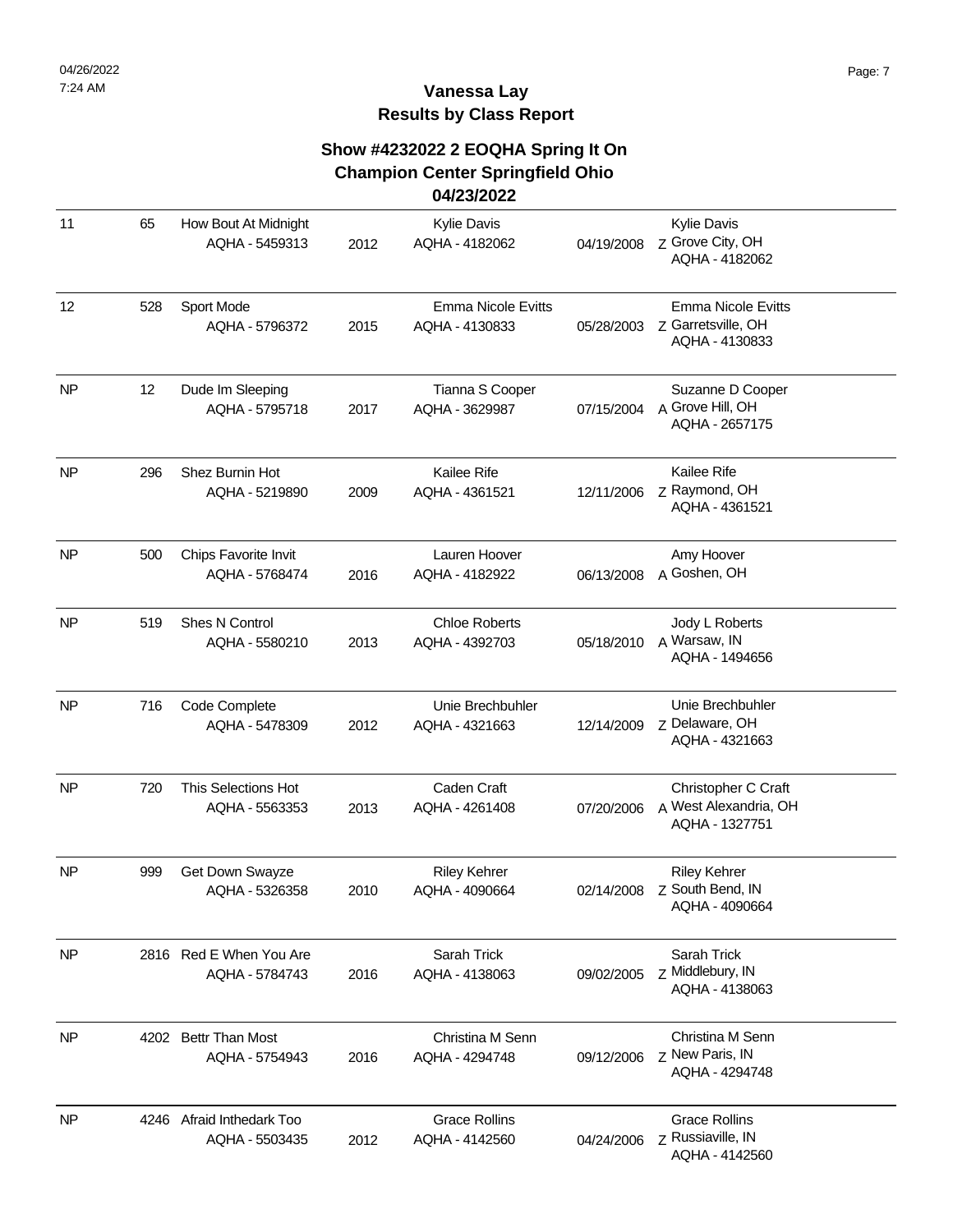# Vanessa Lay
## Results by Class Report

### Show #4232022 2 EOQHA Spring It On
### Champion Center Springfield Ohio
### 04/23/2022

| | | | | | | | |
|---|---|---|---|---|---|---|---|
| 11 | 65 | How Bout At Midnight<br>AQHA - 5459313 | 2012 | Kylie Davis<br>AQHA - 4182062 | 04/19/2008 | Z | Kylie Davis<br>Grove City, OH<br>AQHA - 4182062 |
| 12 | 528 | Sport Mode<br>AQHA - 5796372 | 2015 | Emma Nicole Evitts<br>AQHA - 4130833 | 05/28/2003 | Z | Emma Nicole Evitts<br>Garretsville, OH<br>AQHA - 4130833 |
| NP | 12 | Dude Im Sleeping<br>AQHA - 5795718 | 2017 | Tianna S Cooper<br>AQHA - 3629987 | 07/15/2004 | A | Suzanne D Cooper<br>Grove Hill, OH<br>AQHA - 2657175 |
| NP | 296 | Shez Burnin Hot<br>AQHA - 5219890 | 2009 | Kailee Rife<br>AQHA - 4361521 | 12/11/2006 | Z | Kailee Rife<br>Raymond, OH<br>AQHA - 4361521 |
| NP | 500 | Chips Favorite Invit<br>AQHA - 5768474 | 2016 | Lauren Hoover<br>AQHA - 4182922 | 06/13/2008 | A | Amy Hoover<br>Goshen, OH |
| NP | 519 | Shes N Control<br>AQHA - 5580210 | 2013 | Chloe Roberts<br>AQHA - 4392703 | 05/18/2010 | A | Jody L Roberts<br>Warsaw, IN<br>AQHA - 1494656 |
| NP | 716 | Code Complete<br>AQHA - 5478309 | 2012 | Unie Brechbuhler<br>AQHA - 4321663 | 12/14/2009 | Z | Unie Brechbuhler<br>Delaware, OH<br>AQHA - 4321663 |
| NP | 720 | This Selections Hot<br>AQHA - 5563353 | 2013 | Caden Craft<br>AQHA - 4261408 | 07/20/2006 | A | Christopher C Craft<br>West Alexandria, OH<br>AQHA - 1327751 |
| NP | 999 | Get Down Swayze<br>AQHA - 5326358 | 2010 | Riley Kehrer<br>AQHA - 4090664 | 02/14/2008 | Z | Riley Kehrer<br>South Bend, IN<br>AQHA - 4090664 |
| NP | 2816 | Red E When You Are<br>AQHA - 5784743 | 2016 | Sarah Trick<br>AQHA - 4138063 | 09/02/2005 | Z | Sarah Trick<br>Middlebury, IN<br>AQHA - 4138063 |
| NP | 4202 | Bettr Than Most<br>AQHA - 5754943 | 2016 | Christina M Senn<br>AQHA - 4294748 | 09/12/2006 | Z | Christina M Senn<br>New Paris, IN<br>AQHA - 4294748 |
| NP | 4246 | Afraid Inthedark Too<br>AQHA - 5503435 | 2012 | Grace Rollins<br>AQHA - 4142560 | 04/24/2006 | Z | Grace Rollins<br>Russiaville, IN<br>AQHA - 4142560 |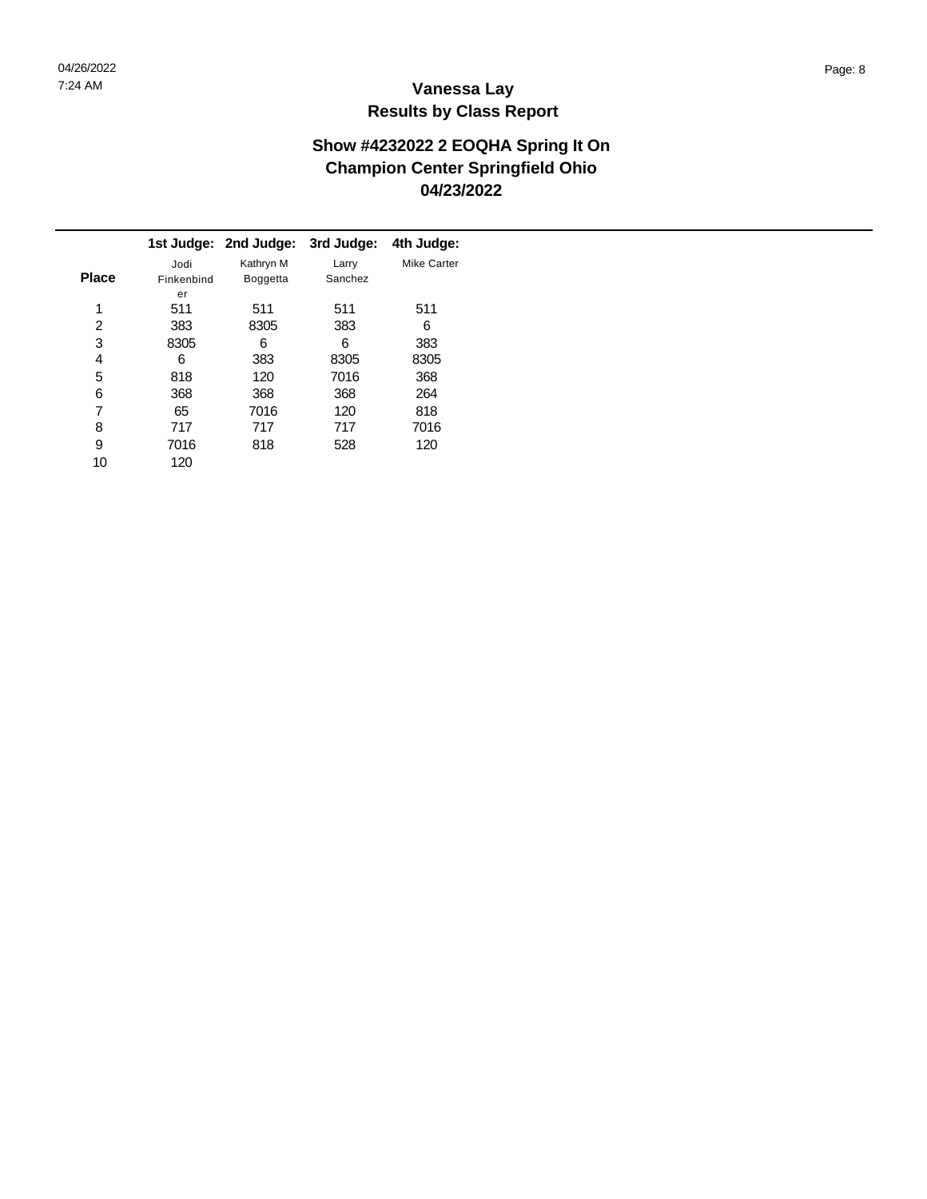# Vanessa Lay
## Results by Class Report

### Show #4232022 2 EOQHA Spring It On
### Champion Center Springfield Ohio
### 04/23/2022

| Place | 1st Judge: Jodi Finkenbinder | 2nd Judge: Kathryn M Boggetta | 3rd Judge: Larry Sanchez | 4th Judge: Mike Carter |
|---|---|---|---|---|
| 1 | 511 | 511 | 511 | 511 |
| 2 | 383 | 8305 | 383 | 6 |
| 3 | 8305 | 6 | 6 | 383 |
| 4 | 6 | 383 | 8305 | 8305 |
| 5 | 818 | 120 | 7016 | 368 |
| 6 | 368 | 368 | 368 | 264 |
| 7 | 65 | 7016 | 120 | 818 |
| 8 | 717 | 717 | 717 | 7016 |
| 9 | 7016 | 818 | 528 | 120 |
| 10 | 120 | | | |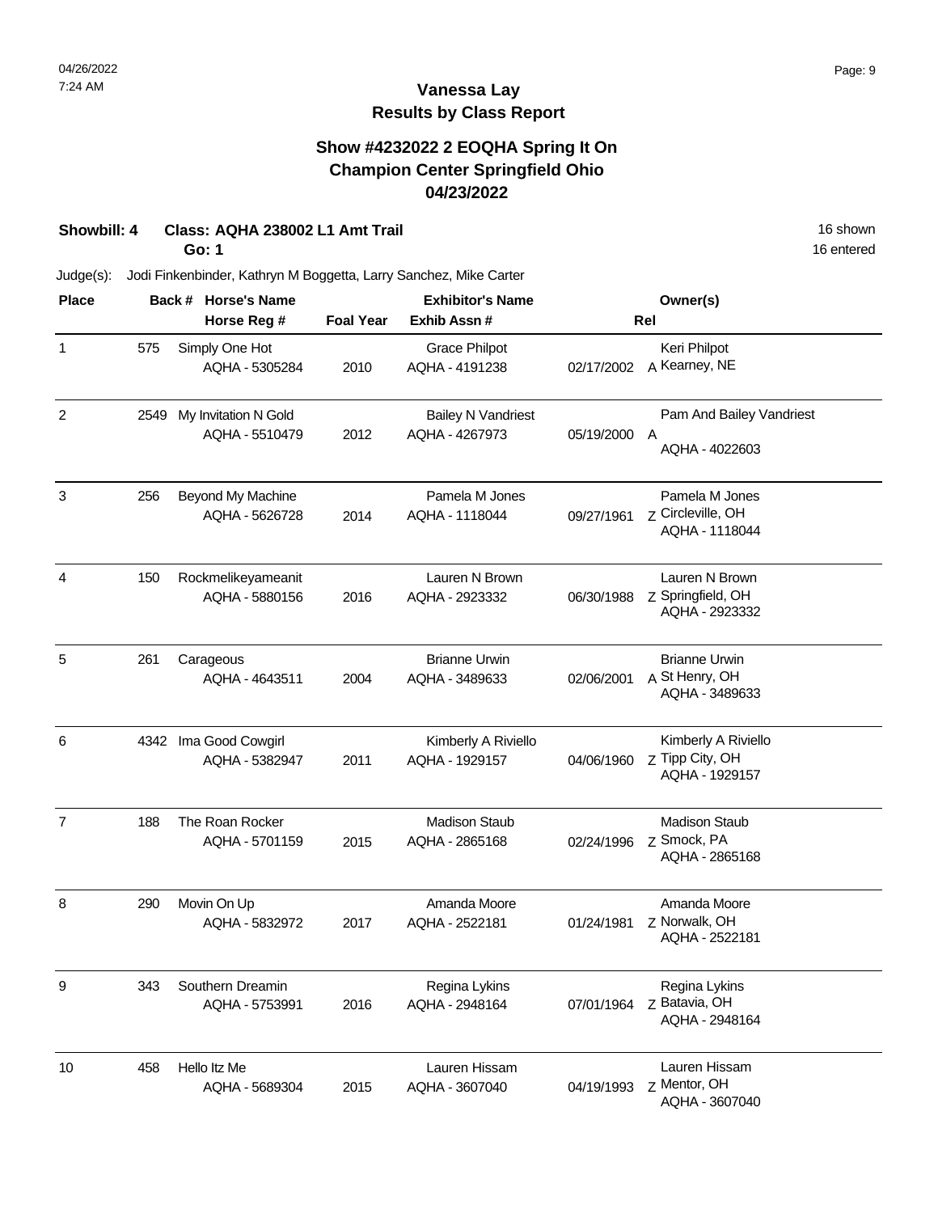# Vanessa Lay
## Results by Class Report

### Show #4232022 2 EOQHA Spring It On
### Champion Center Springfield Ohio
### 04/23/2022

**Showbill: 4** **Class: AQHA 238002 L1 Amt Trail** 16 shown

**Go: 1** 16 entered

Judge(s): Jodi Finkenbinder, Kathryn M Boggetta, Larry Sanchez, Mike Carter

| Place | Back # | Horse's Name / Horse Reg # | Foal Year | Exhibitor's Name / Exhib Assn # | | Rel | Owner(s) |
|---|---|---|---|---|---|---|---|
| 1 | 575 | Simply One Hot<br>AQHA - 5305284 | 2010 | Grace Philpot<br>AQHA - 4191238 | 02/17/2002 | A | Keri Philpot<br>Kearney, NE |
| 2 | 2549 | My Invitation N Gold<br>AQHA - 5510479 | 2012 | Bailey N Vandriest<br>AQHA - 4267973 | 05/19/2000 | A | Pam And Bailey Vandriest<br>AQHA - 4022603 |
| 3 | 256 | Beyond My Machine<br>AQHA - 5626728 | 2014 | Pamela M Jones<br>AQHA - 1118044 | 09/27/1961 | Z | Pamela M Jones<br>Circleville, OH<br>AQHA - 1118044 |
| 4 | 150 | Rockmelikeyameanit<br>AQHA - 5880156 | 2016 | Lauren N Brown<br>AQHA - 2923332 | 06/30/1988 | Z | Lauren N Brown<br>Springfield, OH<br>AQHA - 2923332 |
| 5 | 261 | Carageous<br>AQHA - 4643511 | 2004 | Brianne Urwin<br>AQHA - 3489633 | 02/06/2001 | A | Brianne Urwin<br>St Henry, OH<br>AQHA - 3489633 |
| 6 | 4342 | Ima Good Cowgirl<br>AQHA - 5382947 | 2011 | Kimberly A Riviello<br>AQHA - 1929157 | 04/06/1960 | Z | Kimberly A Riviello<br>Tipp City, OH<br>AQHA - 1929157 |
| 7 | 188 | The Roan Rocker<br>AQHA - 5701159 | 2015 | Madison Staub<br>AQHA - 2865168 | 02/24/1996 | Z | Madison Staub<br>Smock, PA<br>AQHA - 2865168 |
| 8 | 290 | Movin On Up<br>AQHA - 5832972 | 2017 | Amanda Moore<br>AQHA - 2522181 | 01/24/1981 | Z | Amanda Moore<br>Norwalk, OH<br>AQHA - 2522181 |
| 9 | 343 | Southern Dreamin<br>AQHA - 5753991 | 2016 | Regina Lykins<br>AQHA - 2948164 | 07/01/1964 | Z | Regina Lykins<br>Batavia, OH<br>AQHA - 2948164 |
| 10 | 458 | Hello Itz Me<br>AQHA - 5689304 | 2015 | Lauren Hissam<br>AQHA - 3607040 | 04/19/1993 | Z | Lauren Hissam<br>Mentor, OH<br>AQHA - 3607040 |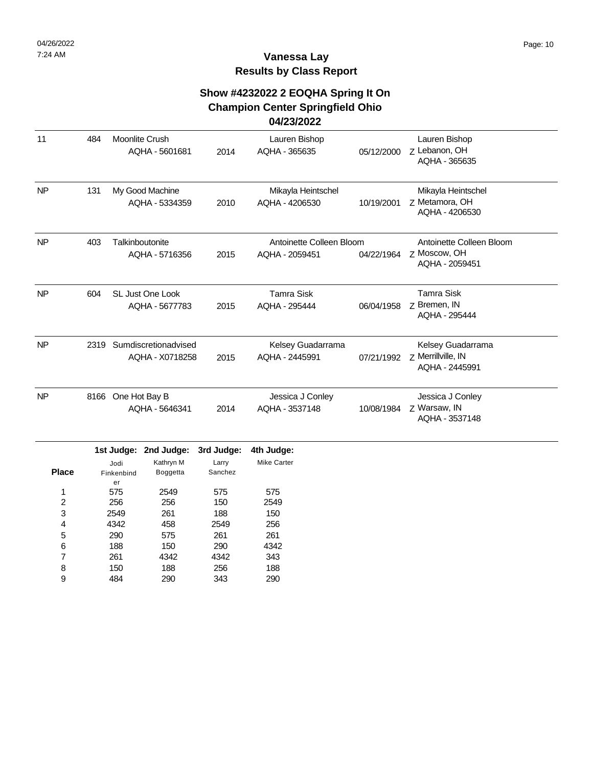# Vanessa Lay
## Results by Class Report

### Show #4232022 2 EOQHA Spring It On
### Champion Center Springfield Ohio
### 04/23/2022

| | | | | | | |
|---|---|---|---|---|---|---|
| 11 | 484 | Moonlite Crush<br>AQHA - 5601681 | 2014 | Lauren Bishop<br>AQHA - 365635 | 05/12/2000 | Z Lauren Bishop<br>Lebanon, OH<br>AQHA - 365635 |
| NP | 131 | My Good Machine<br>AQHA - 5334359 | 2010 | Mikayla Heintschel<br>AQHA - 4206530 | 10/19/2001 | Z Mikayla Heintschel<br>Metamora, OH<br>AQHA - 4206530 |
| NP | 403 | Talkinboutonite<br>AQHA - 5716356 | 2015 | Antoinette Colleen Bloom<br>AQHA - 2059451 | 04/22/1964 | Z Antoinette Colleen Bloom<br>Moscow, OH<br>AQHA - 2059451 |
| NP | 604 | SL Just One Look<br>AQHA - 5677783 | 2015 | Tamra Sisk<br>AQHA - 295444 | 06/04/1958 | Z Tamra Sisk<br>Bremen, IN<br>AQHA - 295444 |
| NP | 2319 | Sumdiscretionadvised<br>AQHA - X0718258 | 2015 | Kelsey Guadarrama<br>AQHA - 2445991 | 07/21/1992 | Z Kelsey Guadarrama<br>Merrillville, IN<br>AQHA - 2445991 |
| NP | 8166 | One Hot Bay B<br>AQHA - 5646341 | 2014 | Jessica J Conley<br>AQHA - 3537148 | 10/08/1984 | Z Jessica J Conley<br>Warsaw, IN<br>AQHA - 3537148 |

| Place | 1st Judge: Jodi Finkenbinder | 2nd Judge: Kathryn M Boggetta | 3rd Judge: Larry Sanchez | 4th Judge: Mike Carter |
|---|---|---|---|---|
| 1 | 575 | 2549 | 575 | 575 |
| 2 | 256 | 256 | 150 | 2549 |
| 3 | 2549 | 261 | 188 | 150 |
| 4 | 4342 | 458 | 2549 | 256 |
| 5 | 290 | 575 | 261 | 261 |
| 6 | 188 | 150 | 290 | 4342 |
| 7 | 261 | 4342 | 4342 | 343 |
| 8 | 150 | 188 | 256 | 188 |
| 9 | 484 | 290 | 343 | 290 |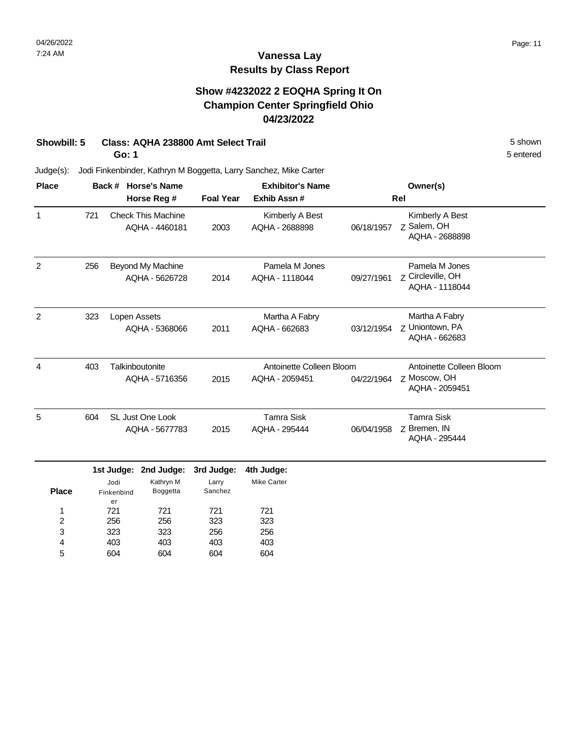# Vanessa Lay
## Results by Class Report

### Show #4232022 2 EOQHA Spring It On
### Champion Center Springfield Ohio
### 04/23/2022

**Showbill: 5 Class: AQHA 238800 Amt Select Trail** 5 shown

**Go: 1** 5 entered

Judge(s): Jodi Finkenbinder, Kathryn M Boggetta, Larry Sanchez, Mike Carter

| Place | Back # | Horse's Name / Horse Reg # | Foal Year | Exhibitor's Name / Exhib Assn # | | Rel | Owner(s) |
|---|---|---|---|---|---|---|---|
| 1 | 721 | Check This Machine<br>AQHA - 4460181 | 2003 | Kimberly A Best<br>AQHA - 2688898 | 06/18/1957 | Z | Kimberly A Best<br>Salem, OH<br>AQHA - 2688898 |
| 2 | 256 | Beyond My Machine<br>AQHA - 5626728 | 2014 | Pamela M Jones<br>AQHA - 1118044 | 09/27/1961 | Z | Pamela M Jones<br>Circleville, OH<br>AQHA - 1118044 |
| 2 | 323 | Lopen Assets<br>AQHA - 5368066 | 2011 | Martha A Fabry<br>AQHA - 662683 | 03/12/1954 | Z | Martha A Fabry<br>Uniontown, PA<br>AQHA - 662683 |
| 4 | 403 | Talkinboutonite<br>AQHA - 5716356 | 2015 | Antoinette Colleen Bloom<br>AQHA - 2059451 | 04/22/1964 | Z | Antoinette Colleen Bloom<br>Moscow, OH<br>AQHA - 2059451 |
| 5 | 604 | SL Just One Look<br>AQHA - 5677783 | 2015 | Tamra Sisk<br>AQHA - 295444 | 06/04/1958 | Z | Tamra Sisk<br>Bremen, IN<br>AQHA - 295444 |

| Place | 1st Judge: Jodi Finkenbinder | 2nd Judge: Kathryn M Boggetta | 3rd Judge: Larry Sanchez | 4th Judge: Mike Carter |
|---|---|---|---|---|
| 1 | 721 | 721 | 721 | 721 |
| 2 | 256 | 256 | 323 | 323 |
| 3 | 323 | 323 | 256 | 256 |
| 4 | 403 | 403 | 403 | 403 |
| 5 | 604 | 604 | 604 | 604 |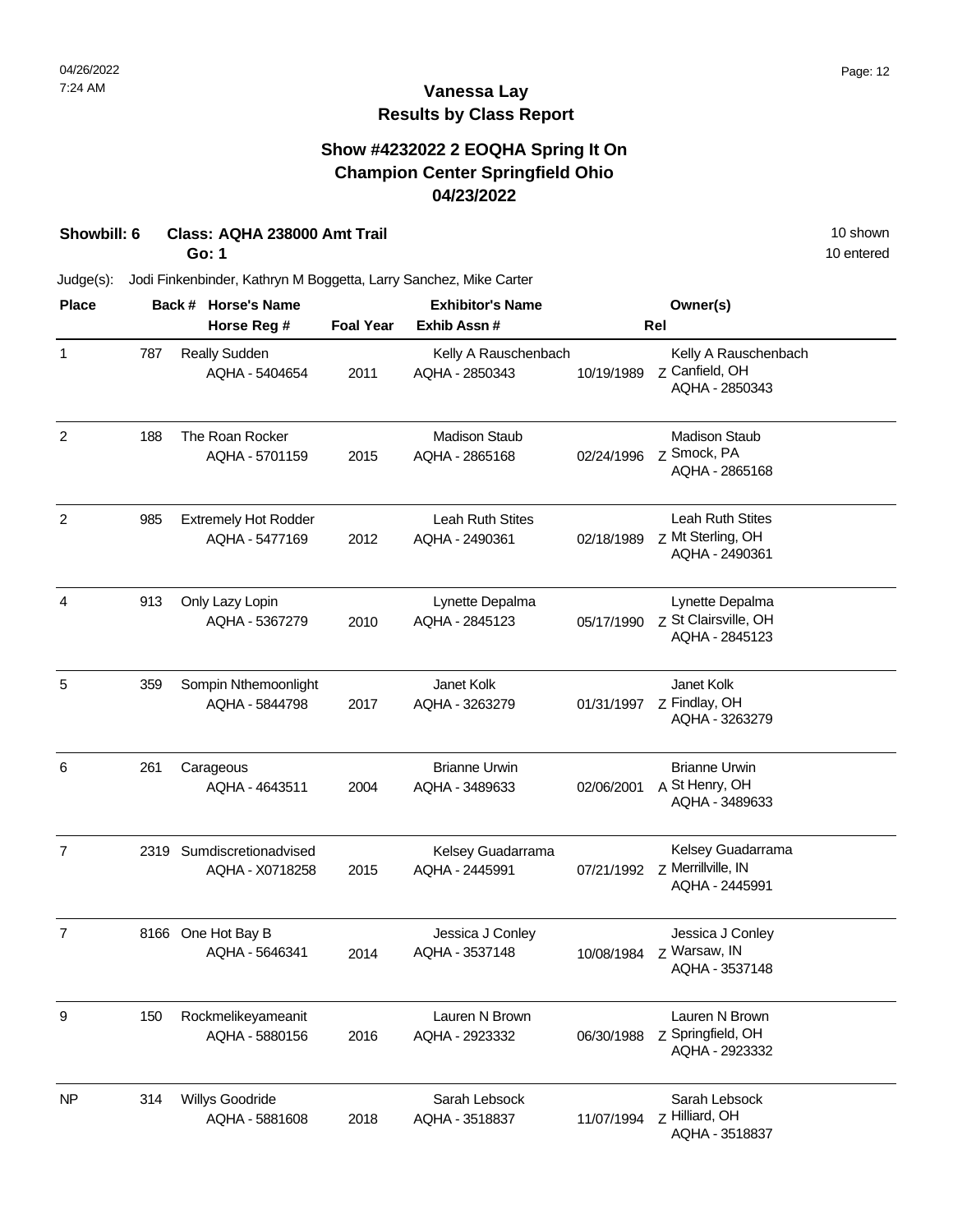**Vanessa Lay**
**Results by Class Report**

## Show #4232022 2 EOQHA Spring It On
## Champion Center Springfield Ohio
## 04/23/2022

**Showbill: 6 Class: AQHA 238000 Amt Trail** 10 shown
**Go: 1** 10 entered

Judge(s): Jodi Finkenbinder, Kathryn M Boggetta, Larry Sanchez, Mike Carter

| Place | Back # | Horse's Name / Horse Reg # | Foal Year | Exhibitor's Name / Exhib Assn # | | Rel | Owner(s) |
|---|---|---|---|---|---|---|---|
| 1 | 787 | Really Sudden<br>AQHA - 5404654 | 2011 | Kelly A Rauschenbach<br>AQHA - 2850343 | 10/19/1989 | Z | Kelly A Rauschenbach<br>Canfield, OH<br>AQHA - 2850343 |
| 2 | 188 | The Roan Rocker<br>AQHA - 5701159 | 2015 | Madison Staub<br>AQHA - 2865168 | 02/24/1996 | Z | Madison Staub<br>Smock, PA<br>AQHA - 2865168 |
| 2 | 985 | Extremely Hot Rodder<br>AQHA - 5477169 | 2012 | Leah Ruth Stites<br>AQHA - 2490361 | 02/18/1989 | Z | Leah Ruth Stites<br>Mt Sterling, OH<br>AQHA - 2490361 |
| 4 | 913 | Only Lazy Lopin<br>AQHA - 5367279 | 2010 | Lynette Depalma<br>AQHA - 2845123 | 05/17/1990 | Z | Lynette Depalma<br>St Clairsville, OH<br>AQHA - 2845123 |
| 5 | 359 | Sompin Nthemoonlight<br>AQHA - 5844798 | 2017 | Janet Kolk<br>AQHA - 3263279 | 01/31/1997 | Z | Janet Kolk<br>Findlay, OH<br>AQHA - 3263279 |
| 6 | 261 | Carageous<br>AQHA - 4643511 | 2004 | Brianne Urwin<br>AQHA - 3489633 | 02/06/2001 | A | Brianne Urwin<br>St Henry, OH<br>AQHA - 3489633 |
| 7 | 2319 | Sumdiscretionadvised<br>AQHA - X0718258 | 2015 | Kelsey Guadarrama<br>AQHA - 2445991 | 07/21/1992 | Z | Kelsey Guadarrama<br>Merrillville, IN<br>AQHA - 2445991 |
| 7 | 8166 | One Hot Bay B<br>AQHA - 5646341 | 2014 | Jessica J Conley<br>AQHA - 3537148 | 10/08/1984 | Z | Jessica J Conley<br>Warsaw, IN<br>AQHA - 3537148 |
| 9 | 150 | Rockmelikeyameanit<br>AQHA - 5880156 | 2016 | Lauren N Brown<br>AQHA - 2923332 | 06/30/1988 | Z | Lauren N Brown<br>Springfield, OH<br>AQHA - 2923332 |
| NP | 314 | Willys Goodride<br>AQHA - 5881608 | 2018 | Sarah Lebsock<br>AQHA - 3518837 | 11/07/1994 | Z | Sarah Lebsock<br>Hilliard, OH<br>AQHA - 3518837 |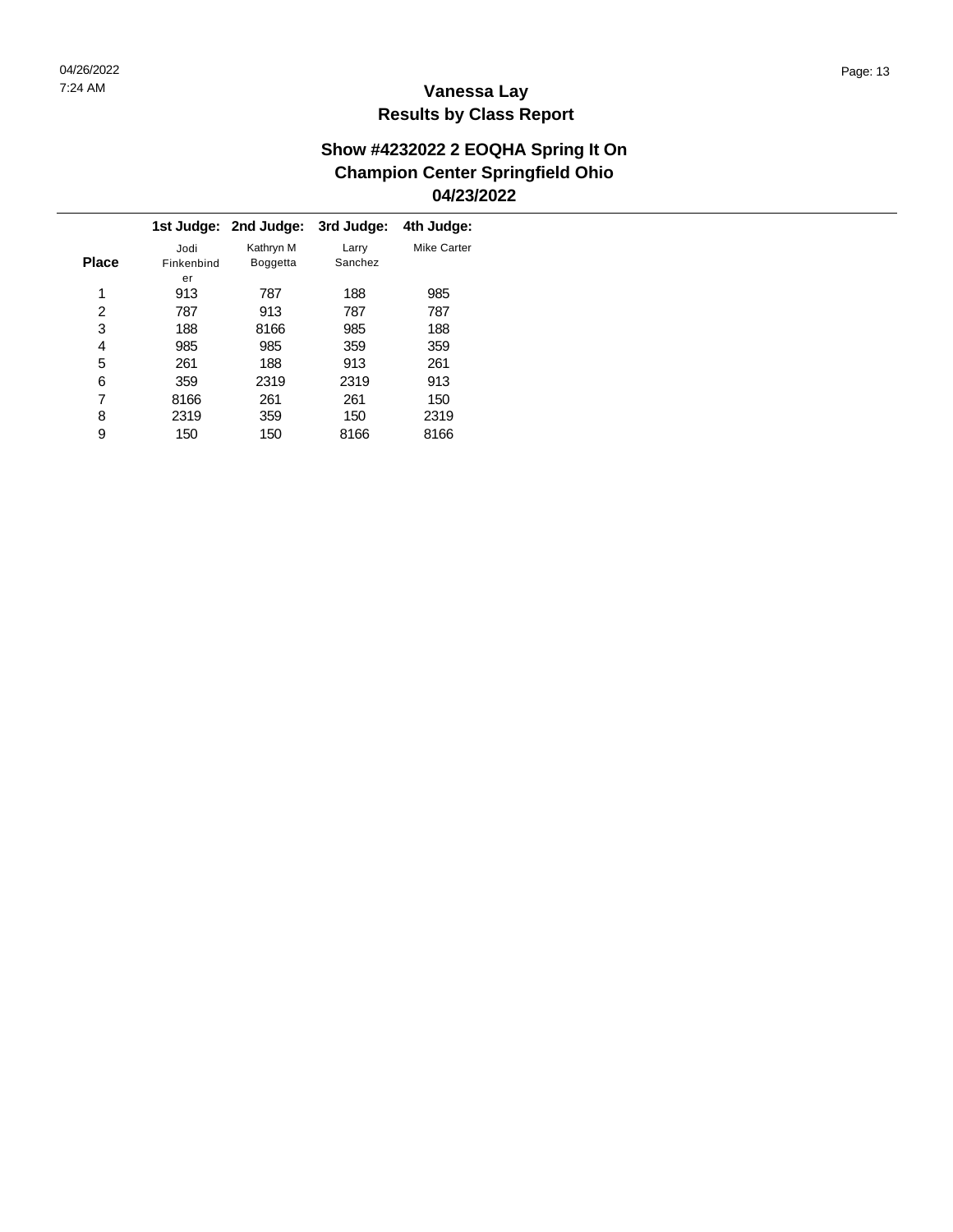# Vanessa Lay
## Results by Class Report

### Show #4232022 2 EOQHA Spring It On
### Champion Center Springfield Ohio
### 04/23/2022

| Place | 1st Judge: Jodi Finkenbinder | 2nd Judge: Kathryn M Boggetta | 3rd Judge: Larry Sanchez | 4th Judge: Mike Carter |
|---|---|---|---|---|
| 1 | 913 | 787 | 188 | 985 |
| 2 | 787 | 913 | 787 | 787 |
| 3 | 188 | 8166 | 985 | 188 |
| 4 | 985 | 985 | 359 | 359 |
| 5 | 261 | 188 | 913 | 261 |
| 6 | 359 | 2319 | 2319 | 913 |
| 7 | 8166 | 261 | 261 | 150 |
| 8 | 2319 | 359 | 150 | 2319 |
| 9 | 150 | 150 | 8166 | 8166 |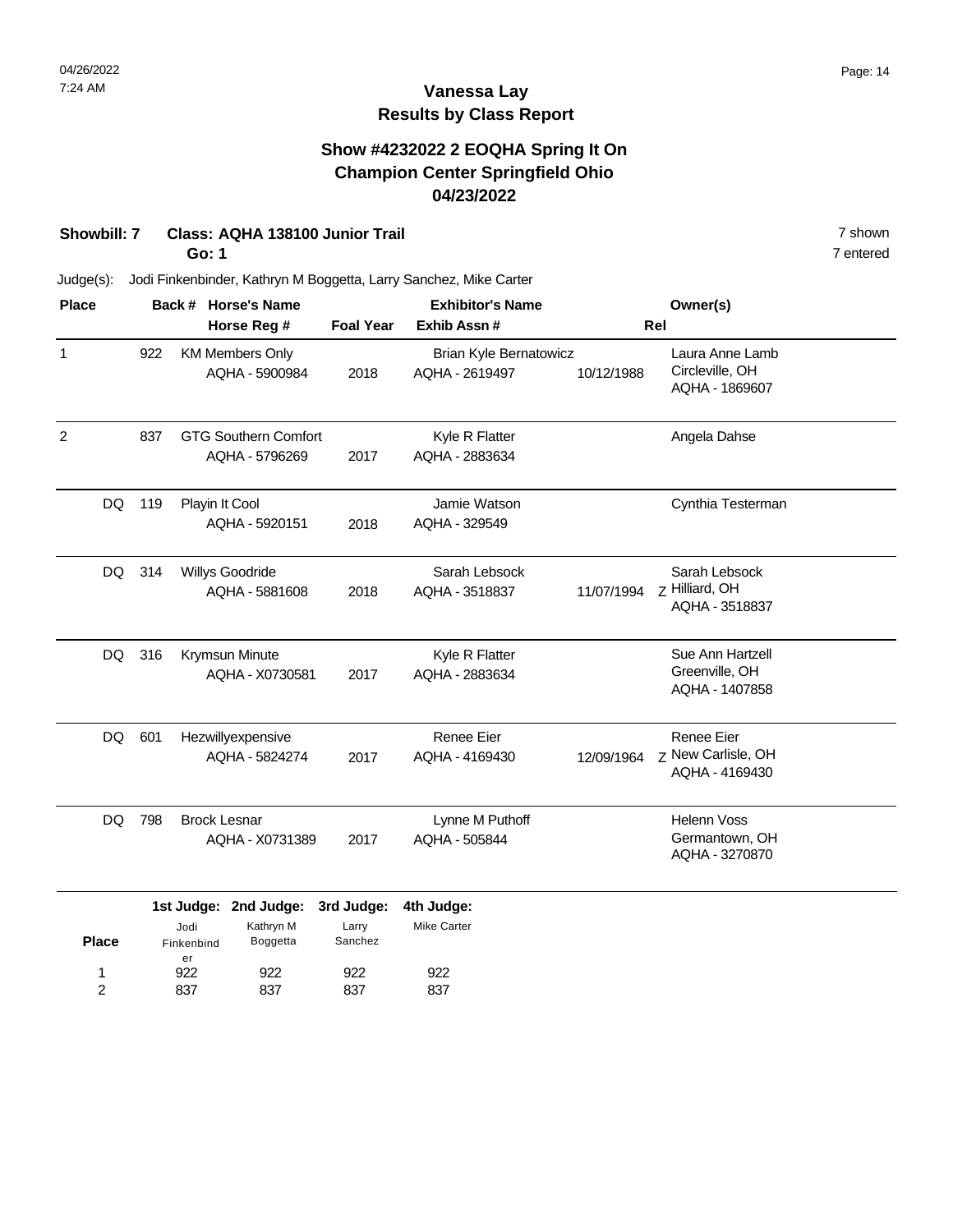# Vanessa Lay
## Results by Class Report

### Show #4232022 2 EOQHA Spring It On
### Champion Center Springfield Ohio
### 04/23/2022

**Showbill: 7** **Class: AQHA 138100 Junior Trail** 7 shown
**Go: 1** 7 entered

Judge(s): Jodi Finkenbinder, Kathryn M Boggetta, Larry Sanchez, Mike Carter

| Place | Back # | Horse's Name / Horse Reg # | Foal Year | Exhibitor's Name / Exhib Assn # | Rel | Owner(s) |
|---|---|---|---|---|---|---|
| 1 | 922 | KM Members Only<br>AQHA - 5900984 | 2018 | Brian Kyle Bernatowicz<br>AQHA - 2619497 | 10/12/1988 | Laura Anne Lamb<br>Circleville, OH<br>AQHA - 1869607 |
| 2 | 837 | GTG Southern Comfort<br>AQHA - 5796269 | 2017 | Kyle R Flatter<br>AQHA - 2883634 | | Angela Dahse |
| DQ | 119 | Playin It Cool<br>AQHA - 5920151 | 2018 | Jamie Watson<br>AQHA - 329549 | | Cynthia Testerman |
| DQ | 314 | Willys Goodride<br>AQHA - 5881608 | 2018 | Sarah Lebsock<br>AQHA - 3518837 | 11/07/1994 Z | Sarah Lebsock<br>Hilliard, OH<br>AQHA - 3518837 |
| DQ | 316 | Krymsun Minute<br>AQHA - X0730581 | 2017 | Kyle R Flatter<br>AQHA - 2883634 | | Sue Ann Hartzell<br>Greenville, OH<br>AQHA - 1407858 |
| DQ | 601 | Hezwillyexpensive<br>AQHA - 5824274 | 2017 | Renee Eier<br>AQHA - 4169430 | 12/09/1964 Z | Renee Eier<br>New Carlisle, OH<br>AQHA - 4169430 |
| DQ | 798 | Brock Lesnar<br>AQHA - X0731389 | 2017 | Lynne M Puthoff<br>AQHA - 505844 | | Helenn Voss<br>Germantown, OH<br>AQHA - 3270870 |

| Place | 1st Judge: Jodi Finkenbinder | 2nd Judge: Kathryn M Boggetta | 3rd Judge: Larry Sanchez | 4th Judge: Mike Carter |
|---|---|---|---|---|
| 1 | 922 | 922 | 922 | 922 |
| 2 | 837 | 837 | 837 | 837 |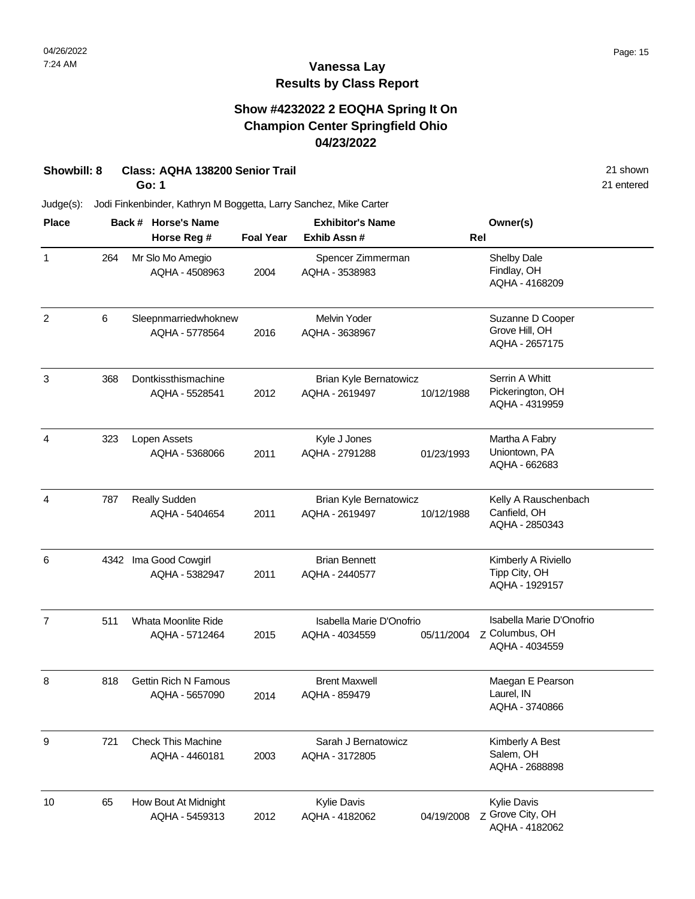# Vanessa Lay
## Results by Class Report

### Show #4232022 2 EOQHA Spring It On
### Champion Center Springfield Ohio
### 04/23/2022

**Showbill: 8** **Class: AQHA 138200 Senior Trail** 21 shown
**Go: 1** 21 entered

Judge(s): Jodi Finkenbinder, Kathryn M Boggetta, Larry Sanchez, Mike Carter

| Place | Back # | Horse's Name / Horse Reg # | Foal Year | Exhibitor's Name / Exhib Assn # | | Rel | Owner(s) |
|---|---|---|---|---|---|---|---|
| 1 | 264 | Mr Slo Mo Amegio<br>AQHA - 4508963 | 2004 | Spencer Zimmerman<br>AQHA - 3538983 | | | Shelby Dale<br>Findlay, OH<br>AQHA - 4168209 |
| 2 | 6 | Sleepnmarriedwhoknew<br>AQHA - 5778564 | 2016 | Melvin Yoder<br>AQHA - 3638967 | | | Suzanne D Cooper<br>Grove Hill, OH<br>AQHA - 2657175 |
| 3 | 368 | Dontkissthismachine<br>AQHA - 5528541 | 2012 | Brian Kyle Bernatowicz<br>AQHA - 2619497 | 10/12/1988 | | Serrin A Whitt<br>Pickerington, OH<br>AQHA - 4319959 |
| 4 | 323 | Lopen Assets<br>AQHA - 5368066 | 2011 | Kyle J Jones<br>AQHA - 2791288 | 01/23/1993 | | Martha A Fabry<br>Uniontown, PA<br>AQHA - 662683 |
| 4 | 787 | Really Sudden<br>AQHA - 5404654 | 2011 | Brian Kyle Bernatowicz<br>AQHA - 2619497 | 10/12/1988 | | Kelly A Rauschenbach<br>Canfield, OH<br>AQHA - 2850343 |
| 6 | 4342 | Ima Good Cowgirl<br>AQHA - 5382947 | 2011 | Brian Bennett<br>AQHA - 2440577 | | | Kimberly A Riviello<br>Tipp City, OH<br>AQHA - 1929157 |
| 7 | 511 | Whata Moonlite Ride<br>AQHA - 5712464 | 2015 | Isabella Marie D'Onofrio<br>AQHA - 4034559 | 05/11/2004 | Z | Isabella Marie D'Onofrio<br>Columbus, OH<br>AQHA - 4034559 |
| 8 | 818 | Gettin Rich N Famous<br>AQHA - 5657090 | 2014 | Brent Maxwell<br>AQHA - 859479 | | | Maegan E Pearson<br>Laurel, IN<br>AQHA - 3740866 |
| 9 | 721 | Check This Machine<br>AQHA - 4460181 | 2003 | Sarah J Bernatowicz<br>AQHA - 3172805 | | | Kimberly A Best<br>Salem, OH<br>AQHA - 2688898 |
| 10 | 65 | How Bout At Midnight<br>AQHA - 5459313 | 2012 | Kylie Davis<br>AQHA - 4182062 | 04/19/2008 | Z | Kylie Davis<br>Grove City, OH<br>AQHA - 4182062 |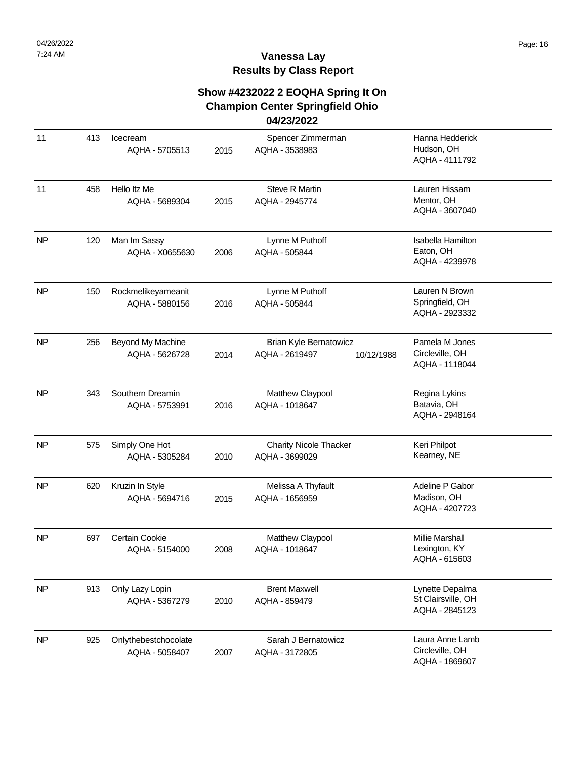# Vanessa Lay
## Results by Class Report

### Show #4232022 2 EOQHA Spring It On
### Champion Center Springfield Ohio
### 04/23/2022

| | | | | | | |
|---|---|---|---|---|---|---|
| 11 | 413 | Icecream<br>AQHA - 5705513 | 2015 | Spencer Zimmerman<br>AQHA - 3538983 | | Hanna Hedderick<br>Hudson, OH<br>AQHA - 4111792 |
| 11 | 458 | Hello Itz Me<br>AQHA - 5689304 | 2015 | Steve R Martin<br>AQHA - 2945774 | | Lauren Hissam<br>Mentor, OH<br>AQHA - 3607040 |
| NP | 120 | Man Im Sassy<br>AQHA - X0655630 | 2006 | Lynne M Puthoff<br>AQHA - 505844 | | Isabella Hamilton<br>Eaton, OH<br>AQHA - 4239978 |
| NP | 150 | Rockmelikeyameanit<br>AQHA - 5880156 | 2016 | Lynne M Puthoff<br>AQHA - 505844 | | Lauren N Brown<br>Springfield, OH<br>AQHA - 2923332 |
| NP | 256 | Beyond My Machine<br>AQHA - 5626728 | 2014 | Brian Kyle Bernatowicz<br>AQHA - 2619497 | 10/12/1988 | Pamela M Jones<br>Circleville, OH<br>AQHA - 1118044 |
| NP | 343 | Southern Dreamin<br>AQHA - 5753991 | 2016 | Matthew Claypool<br>AQHA - 1018647 | | Regina Lykins<br>Batavia, OH<br>AQHA - 2948164 |
| NP | 575 | Simply One Hot<br>AQHA - 5305284 | 2010 | Charity Nicole Thacker<br>AQHA - 3699029 | | Keri Philpot<br>Kearney, NE |
| NP | 620 | Kruzin In Style<br>AQHA - 5694716 | 2015 | Melissa A Thyfault<br>AQHA - 1656959 | | Adeline P Gabor<br>Madison, OH<br>AQHA - 4207723 |
| NP | 697 | Certain Cookie<br>AQHA - 5154000 | 2008 | Matthew Claypool<br>AQHA - 1018647 | | Millie Marshall<br>Lexington, KY<br>AQHA - 615603 |
| NP | 913 | Only Lazy Lopin<br>AQHA - 5367279 | 2010 | Brent Maxwell<br>AQHA - 859479 | | Lynette Depalma<br>St Clairsville, OH<br>AQHA - 2845123 |
| NP | 925 | Onlythebestchocolate<br>AQHA - 5058407 | 2007 | Sarah J Bernatowicz<br>AQHA - 3172805 | | Laura Anne Lamb<br>Circleville, OH<br>AQHA - 1869607 |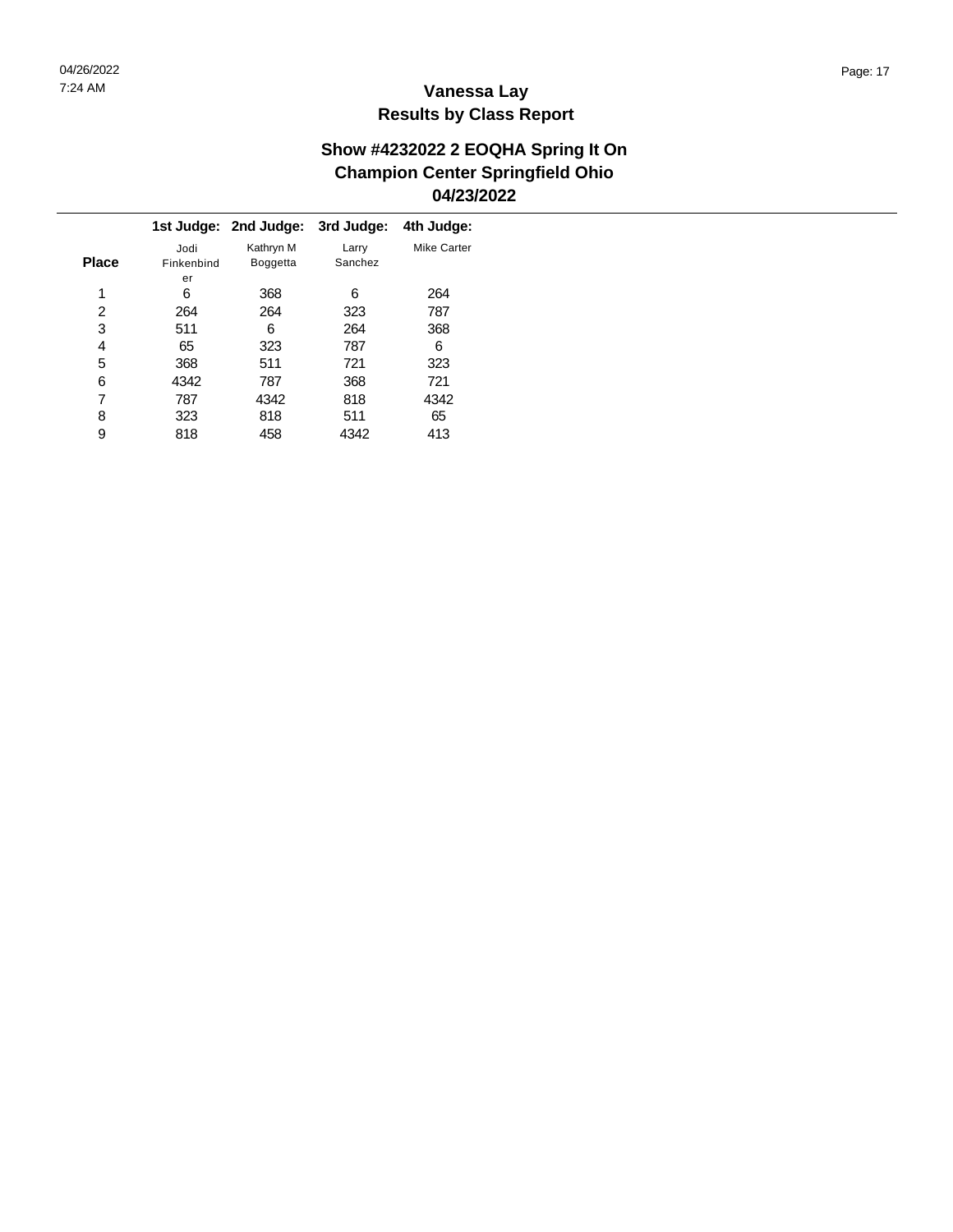# Vanessa Lay
## Results by Class Report

### Show #4232022 2 EOQHA Spring It On
### Champion Center Springfield Ohio
### 04/23/2022

| Place | 1st Judge: Jodi Finkenbinder | 2nd Judge: Kathryn M Boggetta | 3rd Judge: Larry Sanchez | 4th Judge: Mike Carter |
|---|---|---|---|---|
| 1 | 6 | 368 | 6 | 264 |
| 2 | 264 | 264 | 323 | 787 |
| 3 | 511 | 6 | 264 | 368 |
| 4 | 65 | 323 | 787 | 6 |
| 5 | 368 | 511 | 721 | 323 |
| 6 | 4342 | 787 | 368 | 721 |
| 7 | 787 | 4342 | 818 | 4342 |
| 8 | 323 | 818 | 511 | 65 |
| 9 | 818 | 458 | 4342 | 413 |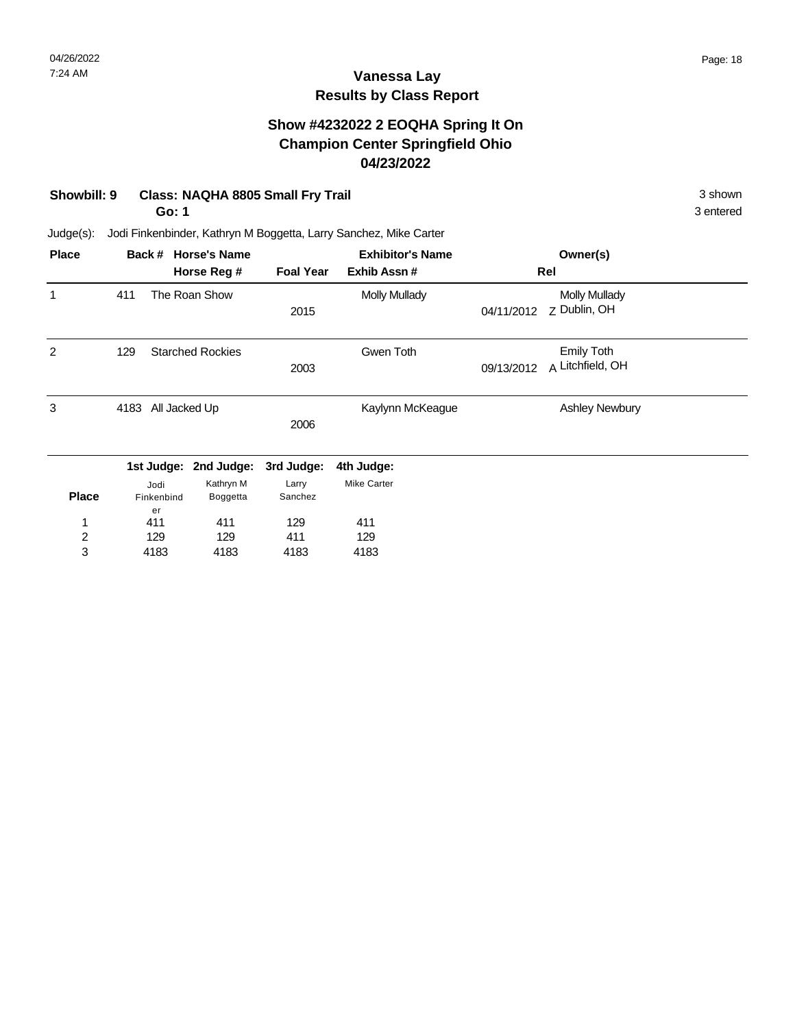**Vanessa Lay**
**Results by Class Report**

## Show #4232022 2 EOQHA Spring It On
## Champion Center Springfield Ohio
## 04/23/2022

**Showbill: 9** **Class: NAQHA 8805 Small Fry Trail** 3 shown

**Go: 1** 3 entered

Judge(s): Jodi Finkenbinder, Kathryn M Boggetta, Larry Sanchez, Mike Carter

| Place | Back # | Horse's Name / Horse Reg # | Foal Year | Exhibitor's Name / Exhib Assn # | Rel | Owner(s) |
|---|---|---|---|---|---|---|
| 1 | 411 | The Roan Show | 2015 | Molly Mullady | 04/11/2012 Z | Molly Mullady<br>Dublin, OH |
| 2 | 129 | Starched Rockies | 2003 | Gwen Toth | 09/13/2012 A | Emily Toth<br>Litchfield, OH |
| 3 | 4183 | All Jacked Up | 2006 | Kaylynn McKeague | | Ashley Newbury |

| Place | 1st Judge: Jodi Finkenbinder | 2nd Judge: Kathryn M Boggetta | 3rd Judge: Larry Sanchez | 4th Judge: Mike Carter |
|---|---|---|---|---|
| 1 | 411 | 411 | 129 | 411 |
| 2 | 129 | 129 | 411 | 129 |
| 3 | 4183 | 4183 | 4183 | 4183 |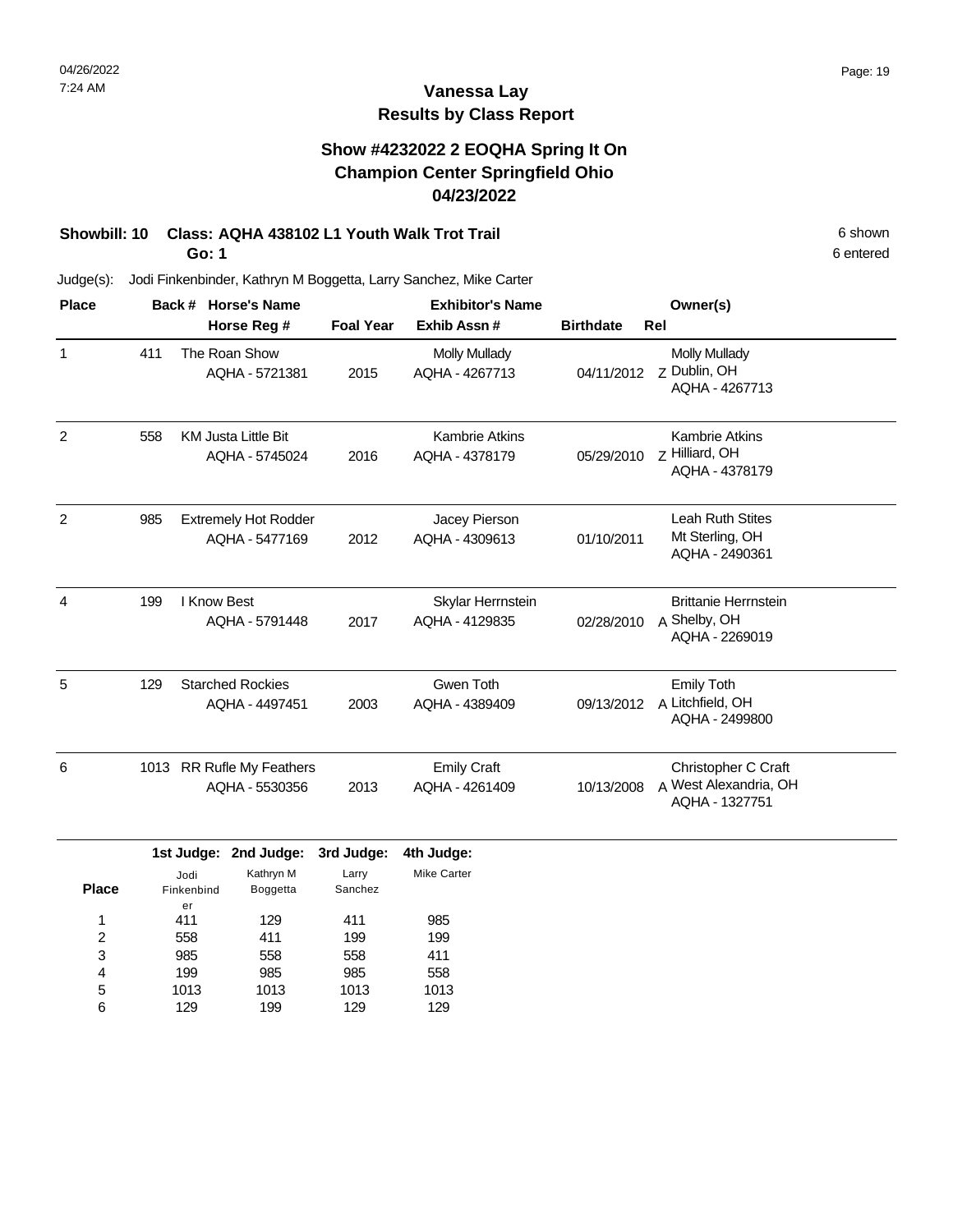# Vanessa Lay
## Results by Class Report

### Show #4232022 2 EOQHA Spring It On
### Champion Center Springfield Ohio
### 04/23/2022

**Showbill: 10 Class: AQHA 438102 L1 Youth Walk Trot Trail** 6 shown

**Go: 1** 6 entered

Judge(s): Jodi Finkenbinder, Kathryn M Boggetta, Larry Sanchez, Mike Carter

| Place | Back # | Horse's Name / Horse Reg # | Foal Year | Exhibitor's Name / Exhib Assn # | Birthdate | Rel | Owner(s) |
|---|---|---|---|---|---|---|---|
| 1 | 411 | The Roan Show / AQHA - 5721381 | 2015 | Molly Mullady / AQHA - 4267713 | 04/11/2012 | Z | Molly Mullady, Dublin, OH, AQHA - 4267713 |
| 2 | 558 | KM Justa Little Bit / AQHA - 5745024 | 2016 | Kambrie Atkins / AQHA - 4378179 | 05/29/2010 | Z | Kambrie Atkins, Hilliard, OH, AQHA - 4378179 |
| 2 | 985 | Extremely Hot Rodder / AQHA - 5477169 | 2012 | Jacey Pierson / AQHA - 4309613 | 01/10/2011 | | Leah Ruth Stites, Mt Sterling, OH, AQHA - 2490361 |
| 4 | 199 | I Know Best / AQHA - 5791448 | 2017 | Skylar Herrnstein / AQHA - 4129835 | 02/28/2010 | A | Brittanie Herrnstein, Shelby, OH, AQHA - 2269019 |
| 5 | 129 | Starched Rockies / AQHA - 4497451 | 2003 | Gwen Toth / AQHA - 4389409 | 09/13/2012 | A | Emily Toth, Litchfield, OH, AQHA - 2499800 |
| 6 | 1013 | RR Rufle My Feathers / AQHA - 5530356 | 2013 | Emily Craft / AQHA - 4261409 | 10/13/2008 | A | Christopher C Craft, West Alexandria, OH, AQHA - 1327751 |

| Place | 1st Judge: Jodi Finkenbinder | 2nd Judge: Kathryn M Boggetta | 3rd Judge: Larry Sanchez | 4th Judge: Mike Carter |
|---|---|---|---|---|
| 1 | 411 | 129 | 411 | 985 |
| 2 | 558 | 411 | 199 | 199 |
| 3 | 985 | 558 | 558 | 411 |
| 4 | 199 | 985 | 985 | 558 |
| 5 | 1013 | 1013 | 1013 | 1013 |
| 6 | 129 | 199 | 129 | 129 |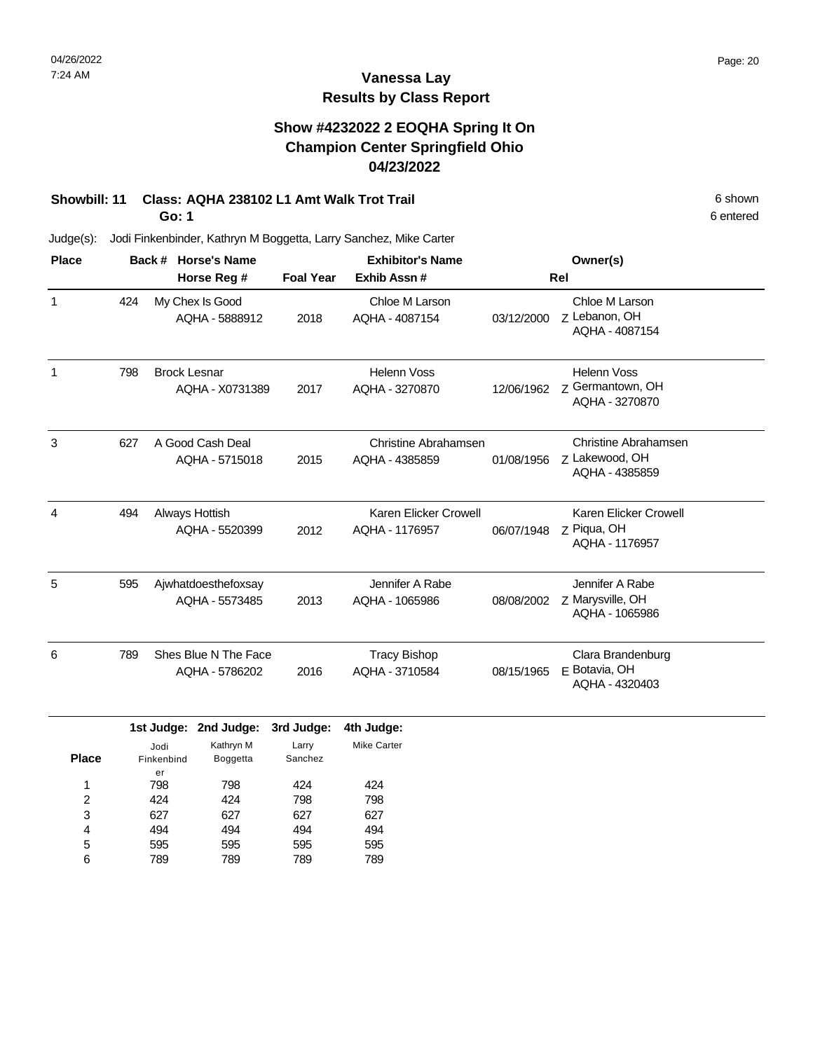04/26/2022
7:24 AM

# Vanessa Lay
## Results by Class Report

### Show #4232022 2 EOQHA Spring It On
### Champion Center Springfield Ohio
### 04/23/2022

**Showbill: 11 Class: AQHA 238102 L1 Amt Walk Trot Trail** 6 shown
**Go: 1** 6 entered

Judge(s): Jodi Finkenbinder, Kathryn M Boggetta, Larry Sanchez, Mike Carter

| Place | Back # | Horse's Name / Horse Reg # | Foal Year | Exhibitor's Name / Exhib Assn # | | Rel | Owner(s) |
|---|---|---|---|---|---|---|---|
| 1 | 424 | My Chex Is Good<br>AQHA - 5888912 | 2018 | Chloe M Larson<br>AQHA - 4087154 | 03/12/2000 | Z | Chloe M Larson<br>Lebanon, OH<br>AQHA - 4087154 |
| 1 | 798 | Brock Lesnar<br>AQHA - X0731389 | 2017 | Helenn Voss<br>AQHA - 3270870 | 12/06/1962 | Z | Helenn Voss<br>Germantown, OH<br>AQHA - 3270870 |
| 3 | 627 | A Good Cash Deal<br>AQHA - 5715018 | 2015 | Christine Abrahamsen<br>AQHA - 4385859 | 01/08/1956 | Z | Christine Abrahamsen<br>Lakewood, OH<br>AQHA - 4385859 |
| 4 | 494 | Always Hottish<br>AQHA - 5520399 | 2012 | Karen Elicker Crowell<br>AQHA - 1176957 | 06/07/1948 | Z | Karen Elicker Crowell<br>Piqua, OH<br>AQHA - 1176957 |
| 5 | 595 | Ajwhatdoesthefoxsay<br>AQHA - 5573485 | 2013 | Jennifer A Rabe<br>AQHA - 1065986 | 08/08/2002 | Z | Jennifer A Rabe<br>Marysville, OH<br>AQHA - 1065986 |
| 6 | 789 | Shes Blue N The Face<br>AQHA - 5786202 | 2016 | Tracy Bishop<br>AQHA - 3710584 | 08/15/1965 | E | Clara Brandenburg<br>Botavia, OH<br>AQHA - 4320403 |

| Place | 1st Judge: Jodi Finkenbinder | 2nd Judge: Kathryn M Boggetta | 3rd Judge: Larry Sanchez | 4th Judge: Mike Carter |
|---|---|---|---|---|
| 1 | 798 | 798 | 424 | 424 |
| 2 | 424 | 424 | 798 | 798 |
| 3 | 627 | 627 | 627 | 627 |
| 4 | 494 | 494 | 494 | 494 |
| 5 | 595 | 595 | 595 | 595 |
| 6 | 789 | 789 | 789 | 789 |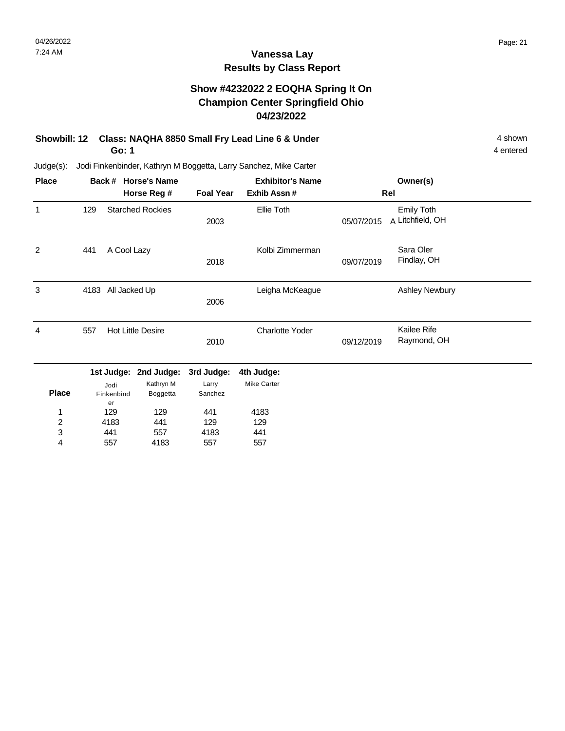# Vanessa Lay
## Results by Class Report

### Show #4232022 2 EOQHA Spring It On
### Champion Center Springfield Ohio
### 04/23/2022

**Showbill: 12 Class: NAQHA 8850 Small Fry Lead Line 6 & Under** 4 shown

**Go: 1** 4 entered

Judge(s): Jodi Finkenbinder, Kathryn M Boggetta, Larry Sanchez, Mike Carter

| Place | Back # | Horse's Name / Horse Reg # | Foal Year | Exhibitor's Name / Exhib Assn # | Rel | Owner(s) |
|---|---|---|---|---|---|---|
| 1 | 129 | Starched Rockies | 2003 | Ellie Toth | 05/07/2015 A | Emily Toth<br>Litchfield, OH |
| 2 | 441 | A Cool Lazy | 2018 | Kolbi Zimmerman | 09/07/2019 | Sara Oler<br>Findlay, OH |
| 3 | 4183 | All Jacked Up | 2006 | Leigha McKeague | | Ashley Newbury |
| 4 | 557 | Hot Little Desire | 2010 | Charlotte Yoder | 09/12/2019 | Kailee Rife<br>Raymond, OH |

| Place | 1st Judge: Jodi Finkenbinder | 2nd Judge: Kathryn M Boggetta | 3rd Judge: Larry Sanchez | 4th Judge: Mike Carter |
|---|---|---|---|---|
| 1 | 129 | 129 | 441 | 4183 |
| 2 | 4183 | 441 | 129 | 129 |
| 3 | 441 | 557 | 4183 | 441 |
| 4 | 557 | 4183 | 557 | 557 |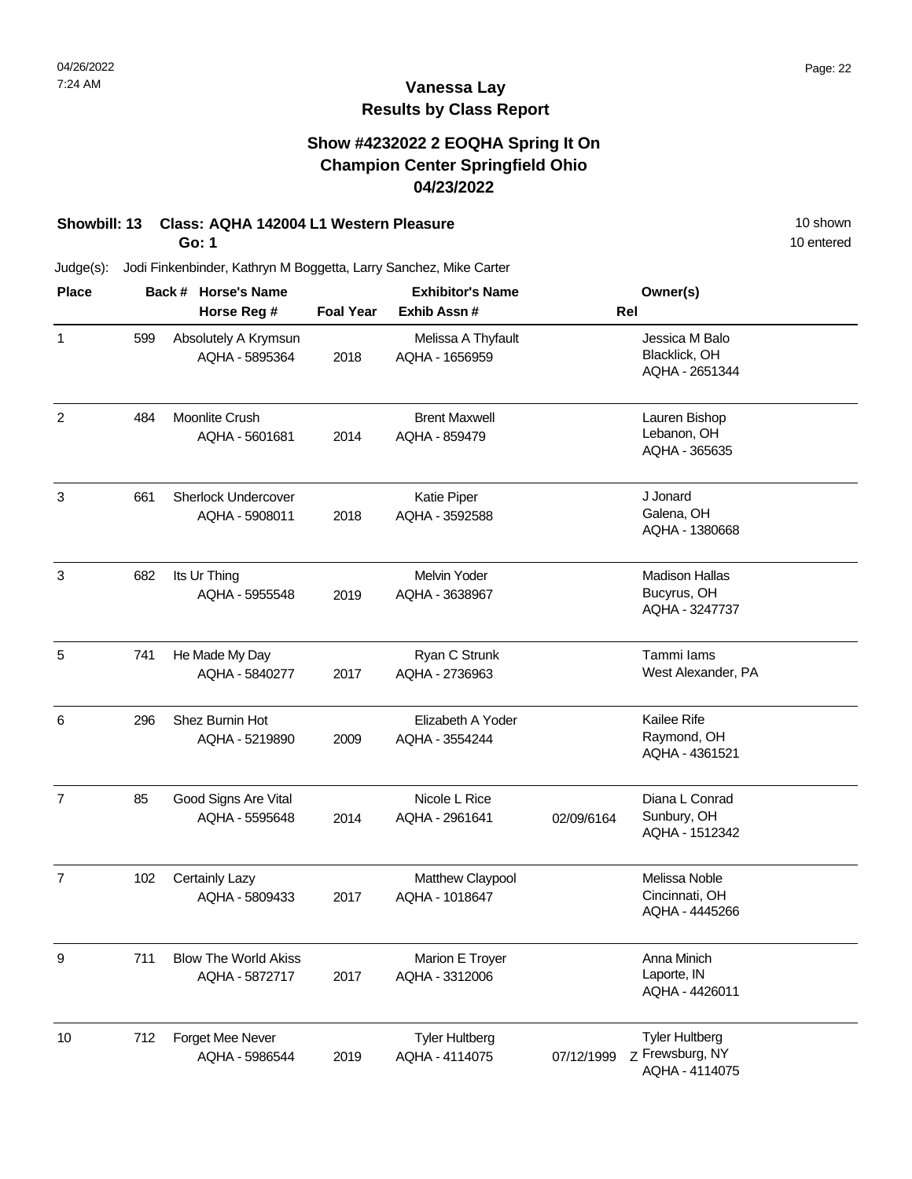## Vanessa Lay
## Results by Class Report

### Show #4232022 2 EOQHA Spring It On
### Champion Center Springfield Ohio
### 04/23/2022

**Showbill: 13 Class: AQHA 142004 L1 Western Pleasure** 10 shown
**Go: 1** 10 entered

Judge(s): Jodi Finkenbinder, Kathryn M Boggetta, Larry Sanchez, Mike Carter

| Place | Back # | Horse's Name / Horse Reg # | Foal Year | Exhibitor's Name / Exhib Assn # | | Rel | Owner(s) |
|---|---|---|---|---|---|---|---|
| 1 | 599 | Absolutely A Krymsun AQHA - 5895364 | 2018 | Melissa A Thyfault AQHA - 1656959 | | | Jessica M Balo Blacklick, OH AQHA - 2651344 |
| 2 | 484 | Moonlite Crush AQHA - 5601681 | 2014 | Brent Maxwell AQHA - 859479 | | | Lauren Bishop Lebanon, OH AQHA - 365635 |
| 3 | 661 | Sherlock Undercover AQHA - 5908011 | 2018 | Katie Piper AQHA - 3592588 | | | J Jonard Galena, OH AQHA - 1380668 |
| 3 | 682 | Its Ur Thing AQHA - 5955548 | 2019 | Melvin Yoder AQHA - 3638967 | | | Madison Hallas Bucyrus, OH AQHA - 3247737 |
| 5 | 741 | He Made My Day AQHA - 5840277 | 2017 | Ryan C Strunk AQHA - 2736963 | | | Tammi Iams West Alexander, PA |
| 6 | 296 | Shez Burnin Hot AQHA - 5219890 | 2009 | Elizabeth A Yoder AQHA - 3554244 | | | Kailee Rife Raymond, OH AQHA - 4361521 |
| 7 | 85 | Good Signs Are Vital AQHA - 5595648 | 2014 | Nicole L Rice AQHA - 2961641 | 02/09/6164 | | Diana L Conrad Sunbury, OH AQHA - 1512342 |
| 7 | 102 | Certainly Lazy AQHA - 5809433 | 2017 | Matthew Claypool AQHA - 1018647 | | | Melissa Noble Cincinnati, OH AQHA - 4445266 |
| 9 | 711 | Blow The World Akiss AQHA - 5872717 | 2017 | Marion E Troyer AQHA - 3312006 | | | Anna Minich Laporte, IN AQHA - 4426011 |
| 10 | 712 | Forget Mee Never AQHA - 5986544 | 2019 | Tyler Hultberg AQHA - 4114075 | 07/12/1999 | Z | Tyler Hultberg Frewsburg, NY AQHA - 4114075 |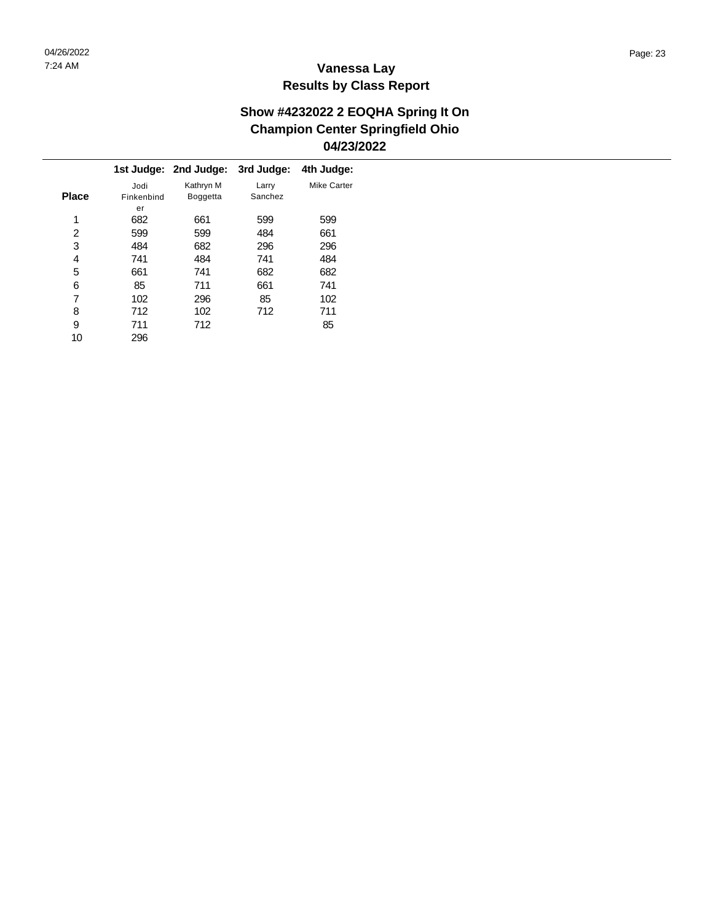# Vanessa Lay
## Results by Class Report

### Show #4232022 2 EOQHA Spring It On
### Champion Center Springfield Ohio
### 04/23/2022

| Place | 1st Judge: Jodi Finkenbinder | 2nd Judge: Kathryn M Boggetta | 3rd Judge: Larry Sanchez | 4th Judge: Mike Carter |
|---|---|---|---|---|
| 1 | 682 | 661 | 599 | 599 |
| 2 | 599 | 599 | 484 | 661 |
| 3 | 484 | 682 | 296 | 296 |
| 4 | 741 | 484 | 741 | 484 |
| 5 | 661 | 741 | 682 | 682 |
| 6 | 85 | 711 | 661 | 741 |
| 7 | 102 | 296 | 85 | 102 |
| 8 | 712 | 102 | 712 | 711 |
| 9 | 711 | 712 | | 85 |
| 10 | 296 | | | |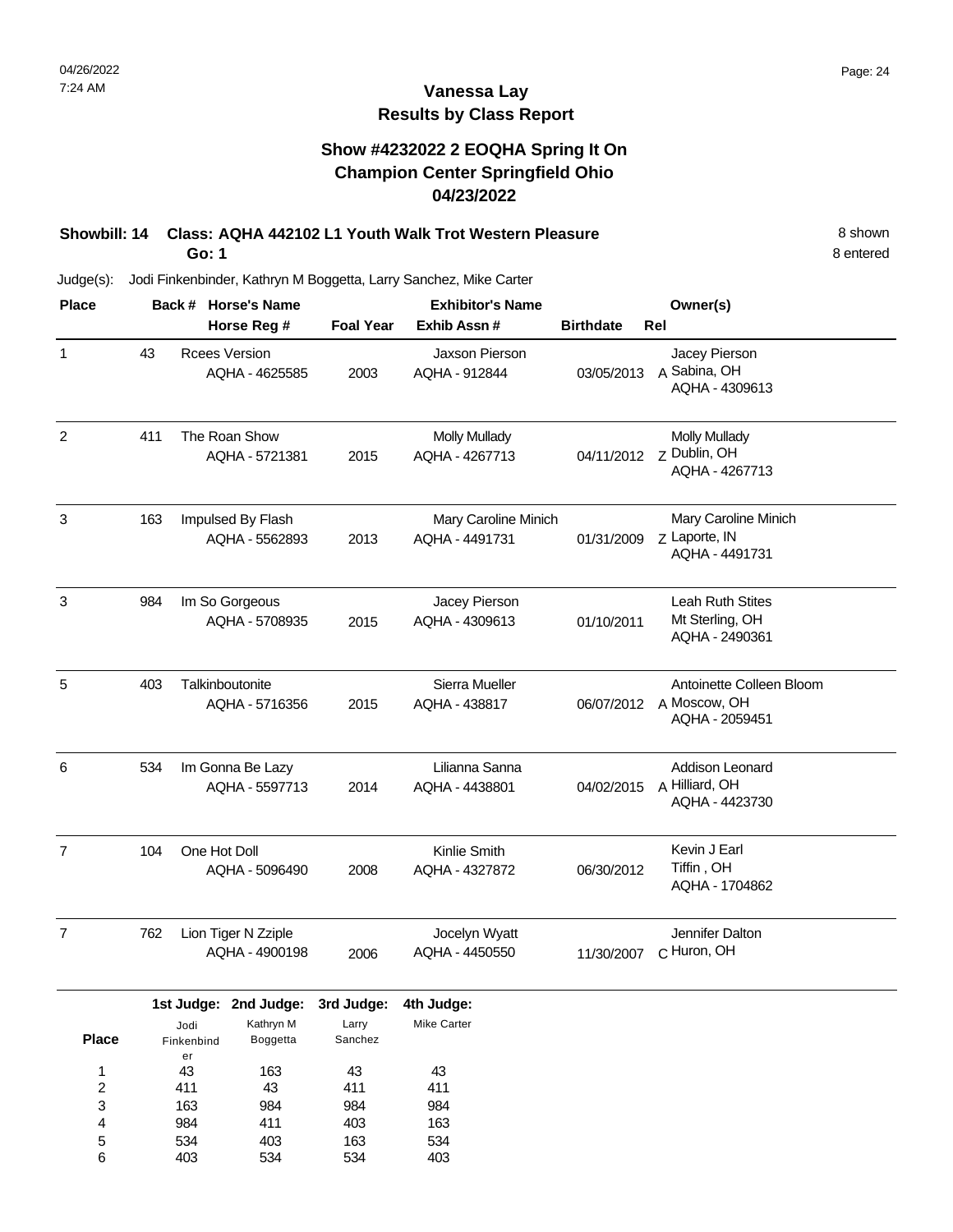# Vanessa Lay
## Results by Class Report

### Show #4232022 2 EOQHA Spring It On
### Champion Center Springfield Ohio
### 04/23/2022

**Showbill: 14 Class: AQHA 442102 L1 Youth Walk Trot Western Pleasure** 8 shown
**Go: 1** 8 entered

Judge(s): Jodi Finkenbinder, Kathryn M Boggetta, Larry Sanchez, Mike Carter

| Place | Back # | Horse's Name / Horse Reg # | Foal Year | Exhibitor's Name / Exhib Assn # | Birthdate | Rel | Owner(s) |
|---|---|---|---|---|---|---|---|
| 1 | 43 | Rcees Version<br>AQHA - 4625585 | 2003 | Jaxson Pierson<br>AQHA - 912844 | 03/05/2013 | A | Jacey Pierson<br>Sabina, OH<br>AQHA - 4309613 |
| 2 | 411 | The Roan Show<br>AQHA - 5721381 | 2015 | Molly Mullady<br>AQHA - 4267713 | 04/11/2012 | Z | Molly Mullady<br>Dublin, OH<br>AQHA - 4267713 |
| 3 | 163 | Impulsed By Flash<br>AQHA - 5562893 | 2013 | Mary Caroline Minich<br>AQHA - 4491731 | 01/31/2009 | Z | Mary Caroline Minich<br>Laporte, IN<br>AQHA - 4491731 |
| 3 | 984 | Im So Gorgeous<br>AQHA - 5708935 | 2015 | Jacey Pierson<br>AQHA - 4309613 | 01/10/2011 | | Leah Ruth Stites<br>Mt Sterling, OH<br>AQHA - 2490361 |
| 5 | 403 | Talkinboutonite<br>AQHA - 5716356 | 2015 | Sierra Mueller<br>AQHA - 438817 | 06/07/2012 | A | Antoinette Colleen Bloom<br>Moscow, OH<br>AQHA - 2059451 |
| 6 | 534 | Im Gonna Be Lazy<br>AQHA - 5597713 | 2014 | Lilianna Sanna<br>AQHA - 4438801 | 04/02/2015 | A | Addison Leonard<br>Hilliard, OH<br>AQHA - 4423730 |
| 7 | 104 | One Hot Doll<br>AQHA - 5096490 | 2008 | Kinlie Smith<br>AQHA - 4327872 | 06/30/2012 | | Kevin J Earl<br>Tiffin , OH<br>AQHA - 1704862 |
| 7 | 762 | Lion Tiger N Zziple<br>AQHA - 4900198 | 2006 | Jocelyn Wyatt<br>AQHA - 4450550 | 11/30/2007 | C | Jennifer Dalton<br>Huron, OH |

| Place | 1st Judge: Jodi Finkenbinder | 2nd Judge: Kathryn M Boggetta | 3rd Judge: Larry Sanchez | 4th Judge: Mike Carter |
|---|---|---|---|---|
| 1 | 43 | 163 | 43 | 43 |
| 2 | 411 | 43 | 411 | 411 |
| 3 | 163 | 984 | 984 | 984 |
| 4 | 984 | 411 | 403 | 163 |
| 5 | 534 | 403 | 163 | 534 |
| 6 | 403 | 534 | 534 | 403 |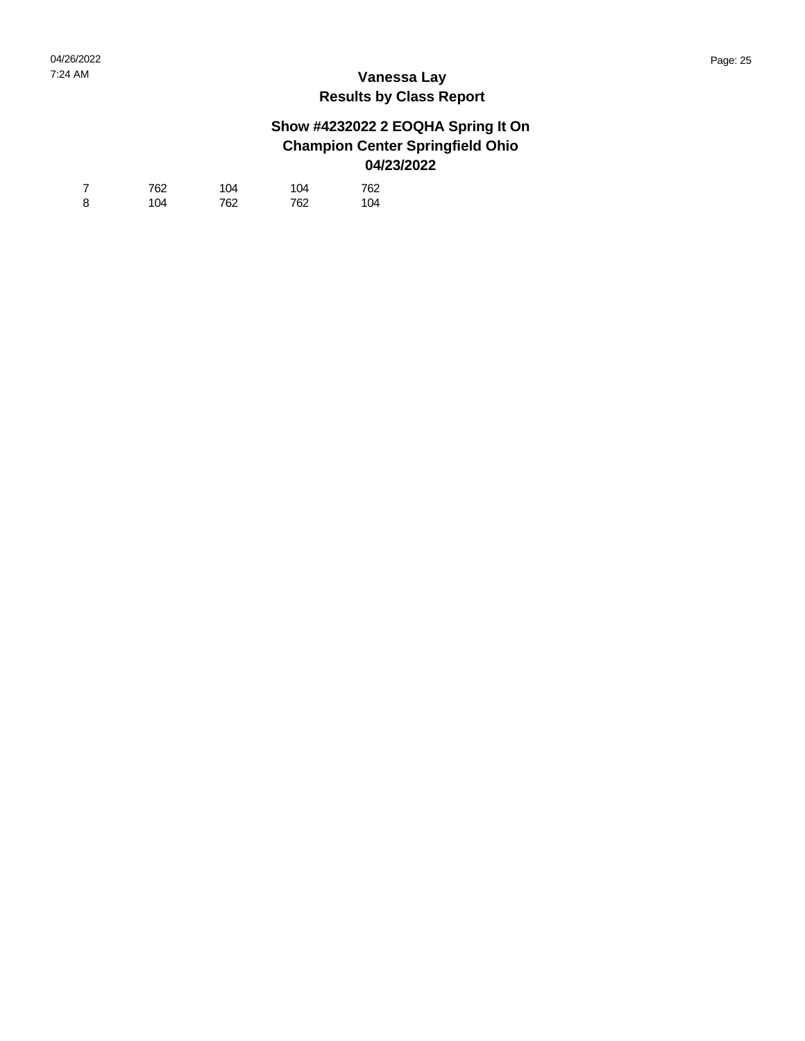## Vanessa Lay
## Results by Class Report

### Show #4232022 2 EOQHA Spring It On
### Champion Center Springfield Ohio
### 04/23/2022

| | | | | |
|---|---|---|---|---|
| 7 | 762 | 104 | 104 | 762 |
| 8 | 104 | 762 | 762 | 104 |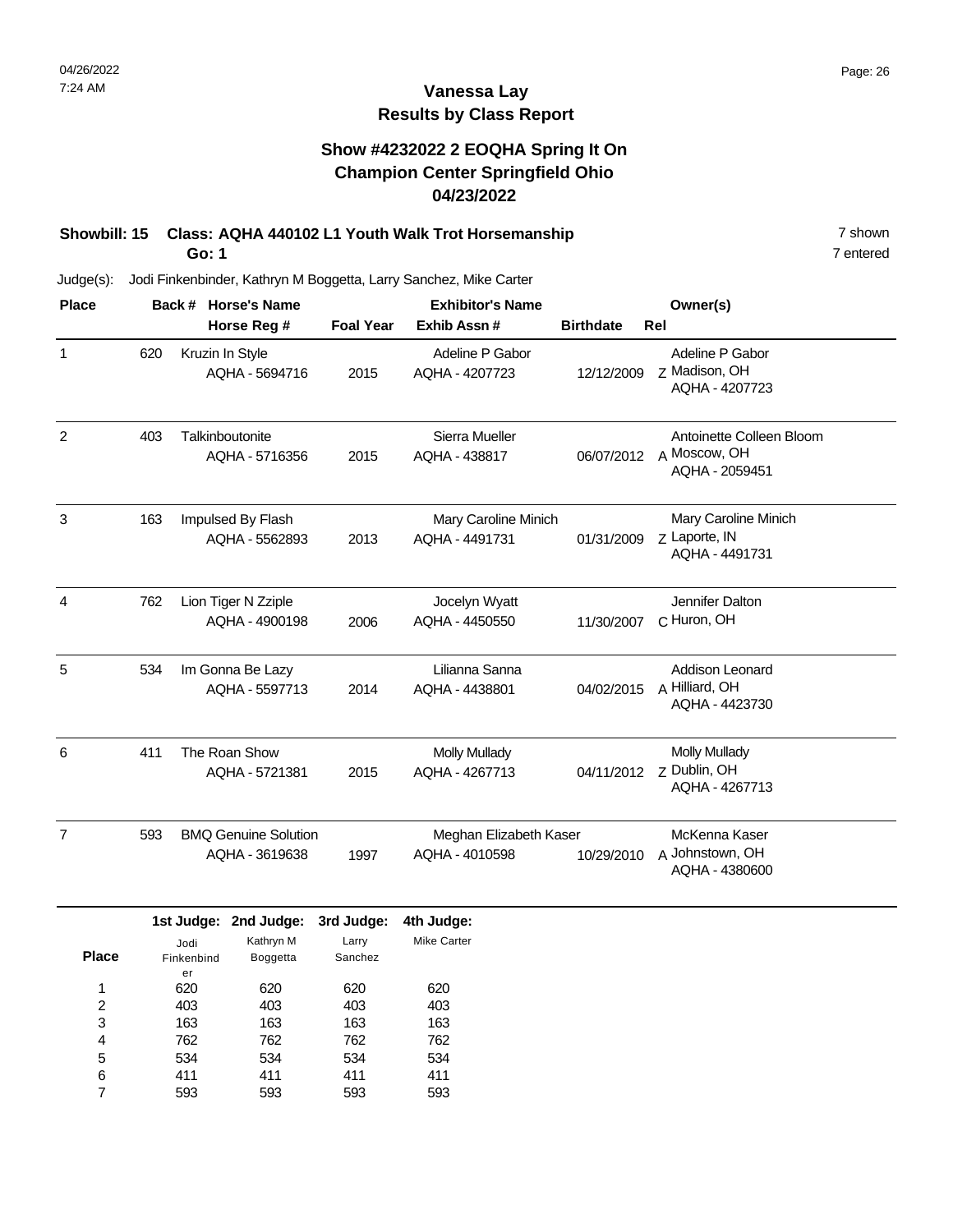04/26/2022
7:24 AM

# Vanessa Lay
## Results by Class Report

### Show #4232022 2 EOQHA Spring It On
### Champion Center Springfield Ohio
### 04/23/2022

**Showbill: 15 Class: AQHA 440102 L1 Youth Walk Trot Horsemanship** 7 shown
**Go: 1** 7 entered

Judge(s): Jodi Finkenbinder, Kathryn M Boggetta, Larry Sanchez, Mike Carter

| Place | Back # | Horse's Name / Horse Reg # | Foal Year | Exhibitor's Name / Exhib Assn # | Birthdate | Rel | Owner(s) |
|---|---|---|---|---|---|---|---|
| 1 | 620 | Kruzin In Style<br>AQHA - 5694716 | 2015 | Adeline P Gabor<br>AQHA - 4207723 | 12/12/2009 | Z | Adeline P Gabor<br>Madison, OH<br>AQHA - 4207723 |
| 2 | 403 | Talkinboutonite<br>AQHA - 5716356 | 2015 | Sierra Mueller<br>AQHA - 438817 | 06/07/2012 | A | Antoinette Colleen Bloom<br>Moscow, OH<br>AQHA - 2059451 |
| 3 | 163 | Impulsed By Flash<br>AQHA - 5562893 | 2013 | Mary Caroline Minich<br>AQHA - 4491731 | 01/31/2009 | Z | Mary Caroline Minich<br>Laporte, IN<br>AQHA - 4491731 |
| 4 | 762 | Lion Tiger N Zziple<br>AQHA - 4900198 | 2006 | Jocelyn Wyatt<br>AQHA - 4450550 | 11/30/2007 | C | Jennifer Dalton<br>Huron, OH |
| 5 | 534 | Im Gonna Be Lazy<br>AQHA - 5597713 | 2014 | Lilianna Sanna<br>AQHA - 4438801 | 04/02/2015 | A | Addison Leonard<br>Hilliard, OH<br>AQHA - 4423730 |
| 6 | 411 | The Roan Show<br>AQHA - 5721381 | 2015 | Molly Mullady<br>AQHA - 4267713 | 04/11/2012 | Z | Molly Mullady<br>Dublin, OH<br>AQHA - 4267713 |
| 7 | 593 | BMQ Genuine Solution<br>AQHA - 3619638 | 1997 | Meghan Elizabeth Kaser<br>AQHA - 4010598 | 10/29/2010 | A | McKenna Kaser<br>Johnstown, OH<br>AQHA - 4380600 |

| Place | 1st Judge: Jodi Finkenbinder | 2nd Judge: Kathryn M Boggetta | 3rd Judge: Larry Sanchez | 4th Judge: Mike Carter |
|---|---|---|---|---|
| 1 | 620 | 620 | 620 | 620 |
| 2 | 403 | 403 | 403 | 403 |
| 3 | 163 | 163 | 163 | 163 |
| 4 | 762 | 762 | 762 | 762 |
| 5 | 534 | 534 | 534 | 534 |
| 6 | 411 | 411 | 411 | 411 |
| 7 | 593 | 593 | 593 | 593 |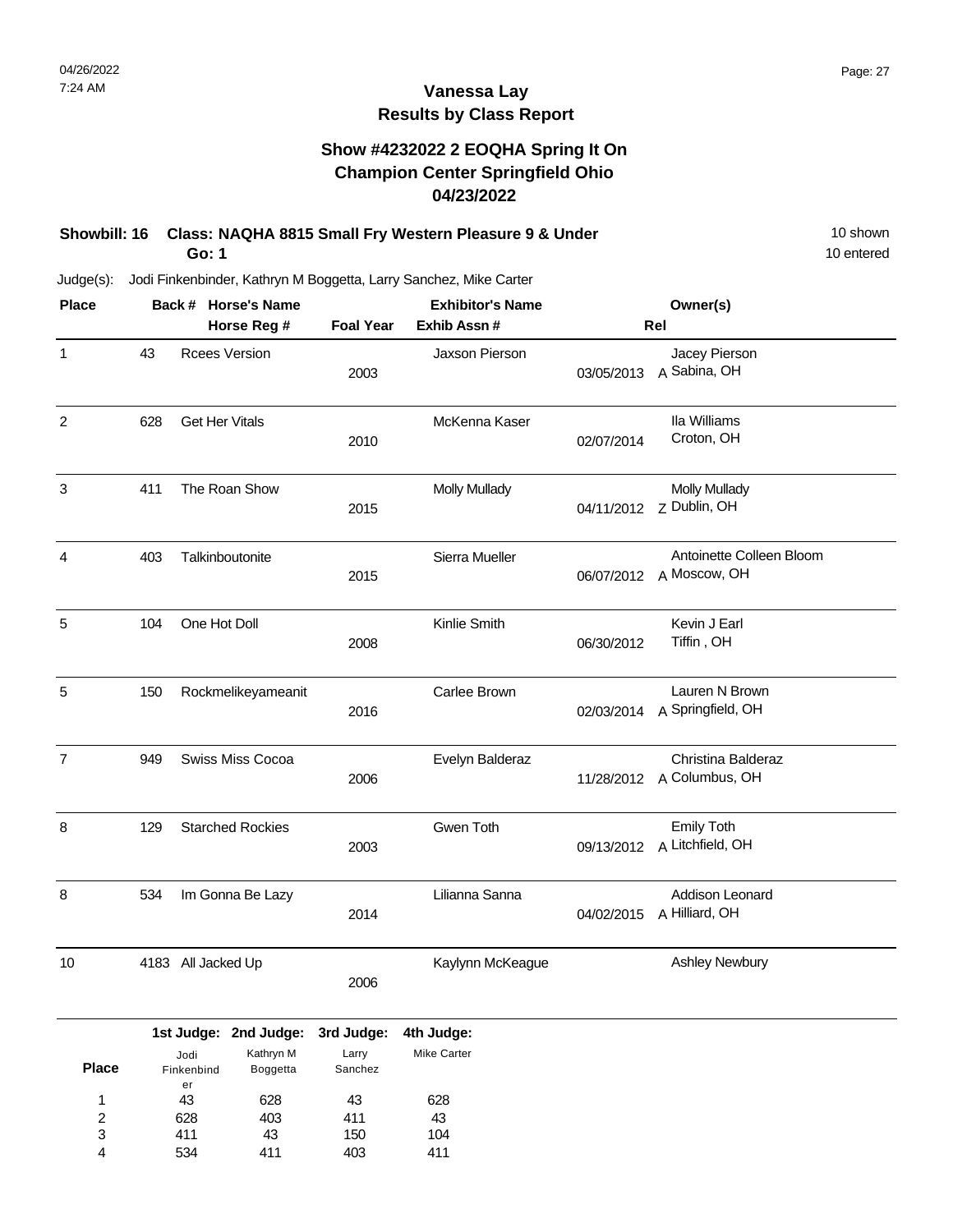04/26/2022
7:24 AM

# Vanessa Lay
## Results by Class Report

### Show #4232022 2 EOQHA Spring It On
### Champion Center Springfield Ohio
### 04/23/2022

**Showbill: 16 Class: NAQHA 8815 Small Fry Western Pleasure 9 & Under** 10 shown
**Go: 1** 10 entered

Judge(s): Jodi Finkenbinder, Kathryn M Boggetta, Larry Sanchez, Mike Carter

| Place | Back # | Horse's Name / Horse Reg # | Foal Year | Exhibitor's Name / Exhib Assn # | | Rel | Owner(s) |
|---|---|---|---|---|---|---|---|
| 1 | 43 | Rcees Version | 2003 | Jaxson Pierson | 03/05/2013 | A | Jacey Pierson<br>Sabina, OH |
| 2 | 628 | Get Her Vitals | 2010 | McKenna Kaser | 02/07/2014 | | Ila Williams<br>Croton, OH |
| 3 | 411 | The Roan Show | 2015 | Molly Mullady | 04/11/2012 | Z | Molly Mullady<br>Dublin, OH |
| 4 | 403 | Talkinboutonite | 2015 | Sierra Mueller | 06/07/2012 | A | Antoinette Colleen Bloom<br>Moscow, OH |
| 5 | 104 | One Hot Doll | 2008 | Kinlie Smith | 06/30/2012 | | Kevin J Earl<br>Tiffin , OH |
| 5 | 150 | Rockmelikeyameanit | 2016 | Carlee Brown | 02/03/2014 | A | Lauren N Brown<br>Springfield, OH |
| 7 | 949 | Swiss Miss Cocoa | 2006 | Evelyn Balderaz | 11/28/2012 | A | Christina Balderaz<br>Columbus, OH |
| 8 | 129 | Starched Rockies | 2003 | Gwen Toth | 09/13/2012 | A | Emily Toth<br>Litchfield, OH |
| 8 | 534 | Im Gonna Be Lazy | 2014 | Lilianna Sanna | 04/02/2015 | A | Addison Leonard<br>Hilliard, OH |
| 10 | 4183 | All Jacked Up | 2006 | Kaylynn McKeague | | | Ashley Newbury |

| Place | 1st Judge: Jodi Finkenbinder | 2nd Judge: Kathryn M Boggetta | 3rd Judge: Larry Sanchez | 4th Judge: Mike Carter |
|---|---|---|---|---|
| 1 | 43 | 628 | 43 | 628 |
| 2 | 628 | 403 | 411 | 43 |
| 3 | 411 | 43 | 150 | 104 |
| 4 | 534 | 411 | 403 | 411 |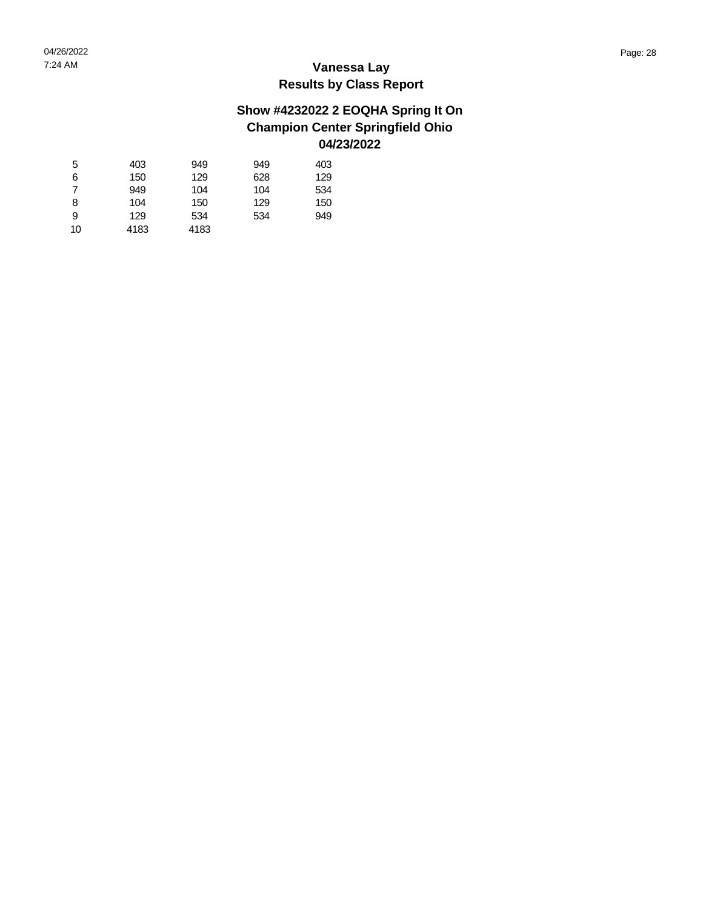## Vanessa Lay
## Results by Class Report

### Show #4232022 2 EOQHA Spring It On
### Champion Center Springfield Ohio
### 04/23/2022

| | | | | |
|---|---|---|---|---|
| 5 | 403 | 949 | 949 | 403 |
| 6 | 150 | 129 | 628 | 129 |
| 7 | 949 | 104 | 104 | 534 |
| 8 | 104 | 150 | 129 | 150 |
| 9 | 129 | 534 | 534 | 949 |
| 10 | 4183 | 4183 | | |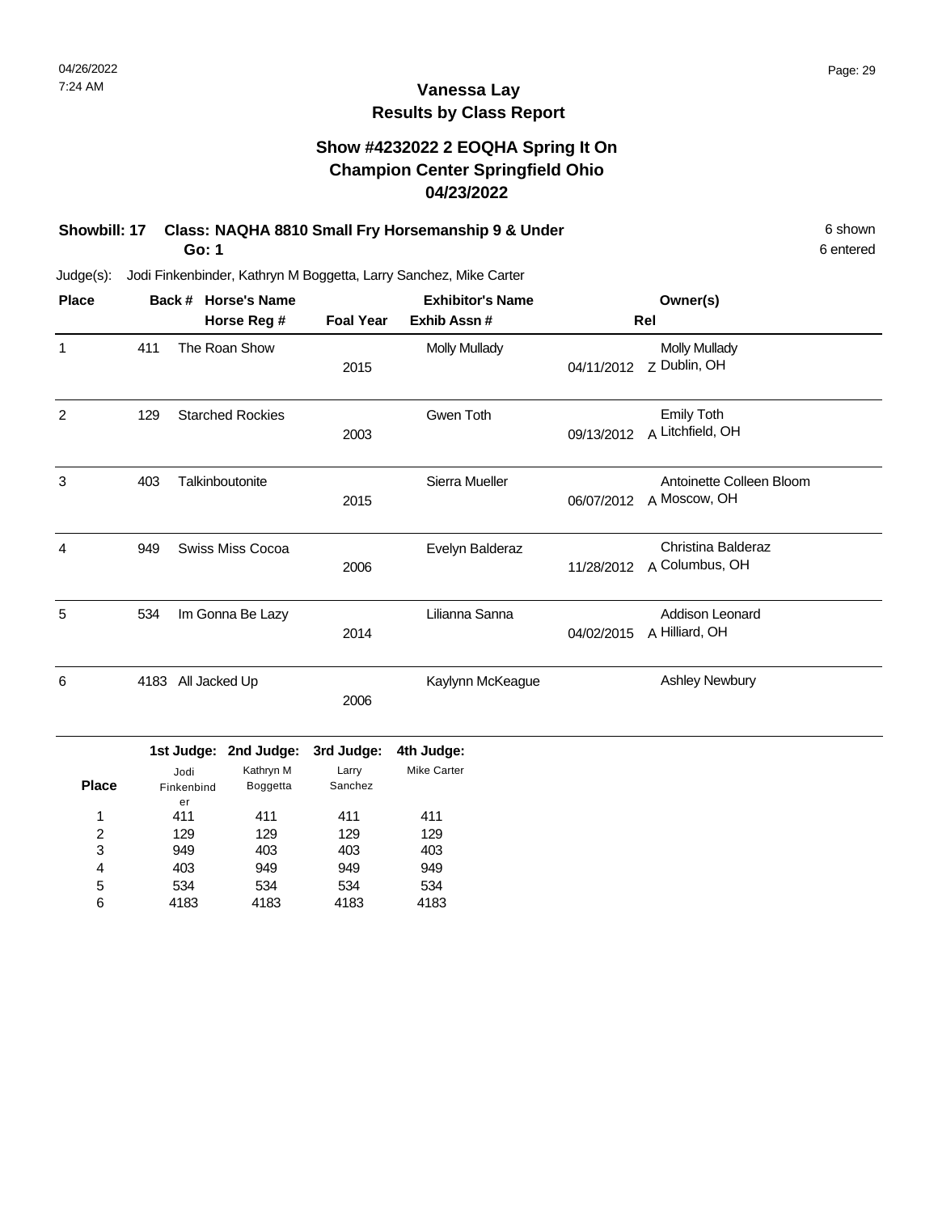# Vanessa Lay
## Results by Class Report

### Show #4232022 2 EOQHA Spring It On
### Champion Center Springfield Ohio
### 04/23/2022

**Showbill: 17 Class: NAQHA 8810 Small Fry Horsemanship 9 & Under** 6 shown
**Go: 1** 6 entered

Judge(s): Jodi Finkenbinder, Kathryn M Boggetta, Larry Sanchez, Mike Carter

| Place | Back # | Horse's Name / Horse Reg # | Foal Year | Exhibitor's Name / Exhib Assn # | | Rel | Owner(s) |
|---|---|---|---|---|---|---|---|
| 1 | 411 | The Roan Show | 2015 | Molly Mullady | 04/11/2012 | Z | Molly Mullady<br>Dublin, OH |
| 2 | 129 | Starched Rockies | 2003 | Gwen Toth | 09/13/2012 | A | Emily Toth<br>Litchfield, OH |
| 3 | 403 | Talkinboutonite | 2015 | Sierra Mueller | 06/07/2012 | A | Antoinette Colleen Bloom<br>Moscow, OH |
| 4 | 949 | Swiss Miss Cocoa | 2006 | Evelyn Balderaz | 11/28/2012 | A | Christina Balderaz<br>Columbus, OH |
| 5 | 534 | Im Gonna Be Lazy | 2014 | Lilianna Sanna | 04/02/2015 | A | Addison Leonard<br>Hilliard, OH |
| 6 | 4183 | All Jacked Up | 2006 | Kaylynn McKeague | | | Ashley Newbury |

| Place | 1st Judge: Jodi Finkenbinder | 2nd Judge: Kathryn M Boggetta | 3rd Judge: Larry Sanchez | 4th Judge: Mike Carter |
|---|---|---|---|---|
| 1 | 411 | 411 | 411 | 411 |
| 2 | 129 | 129 | 129 | 129 |
| 3 | 949 | 403 | 403 | 403 |
| 4 | 403 | 949 | 949 | 949 |
| 5 | 534 | 534 | 534 | 534 |
| 6 | 4183 | 4183 | 4183 | 4183 |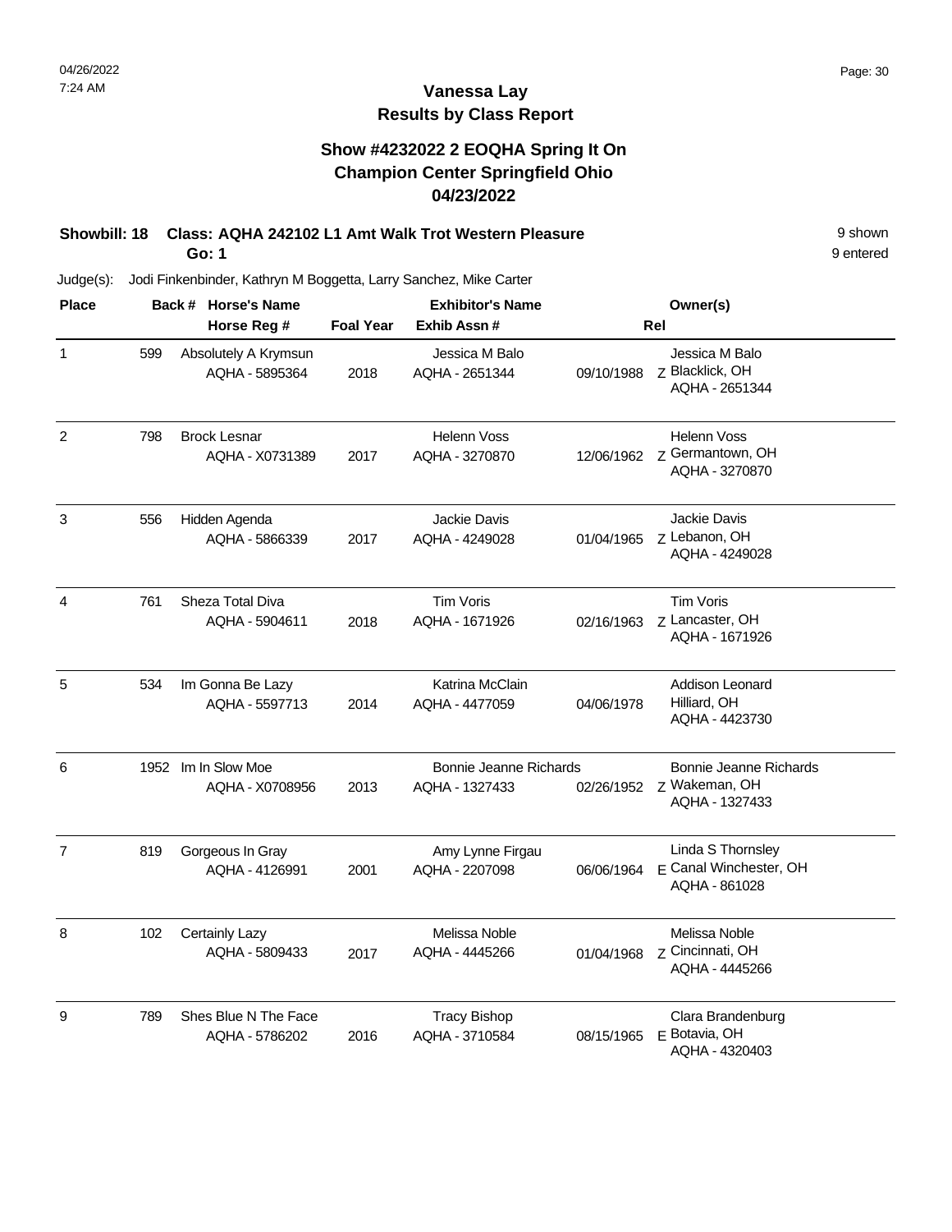# Vanessa Lay
## Results by Class Report

### Show #4232022 2 EOQHA Spring It On
### Champion Center Springfield Ohio
### 04/23/2022

**Showbill: 18 Class: AQHA 242102 L1 Amt Walk Trot Western Pleasure** 9 shown

**Go: 1** 9 entered

Judge(s): Jodi Finkenbinder, Kathryn M Boggetta, Larry Sanchez, Mike Carter

| Place | Back # | Horse's Name / Horse Reg # | Foal Year | Exhibitor's Name / Exhib Assn # | | Rel | Owner(s) |
|---|---|---|---|---|---|---|---|
| 1 | 599 | Absolutely A Krymsun<br>AQHA - 5895364 | 2018 | Jessica M Balo<br>AQHA - 2651344 | 09/10/1988 | Z | Jessica M Balo<br>Blacklick, OH<br>AQHA - 2651344 |
| 2 | 798 | Brock Lesnar<br>AQHA - X0731389 | 2017 | Helenn Voss<br>AQHA - 3270870 | 12/06/1962 | Z | Helenn Voss<br>Germantown, OH<br>AQHA - 3270870 |
| 3 | 556 | Hidden Agenda<br>AQHA - 5866339 | 2017 | Jackie Davis<br>AQHA - 4249028 | 01/04/1965 | Z | Jackie Davis<br>Lebanon, OH<br>AQHA - 4249028 |
| 4 | 761 | Sheza Total Diva<br>AQHA - 5904611 | 2018 | Tim Voris<br>AQHA - 1671926 | 02/16/1963 | Z | Tim Voris<br>Lancaster, OH<br>AQHA - 1671926 |
| 5 | 534 | Im Gonna Be Lazy<br>AQHA - 5597713 | 2014 | Katrina McClain<br>AQHA - 4477059 | 04/06/1978 | | Addison Leonard<br>Hilliard, OH<br>AQHA - 4423730 |
| 6 | 1952 | Im In Slow Moe<br>AQHA - X0708956 | 2013 | Bonnie Jeanne Richards<br>AQHA - 1327433 | 02/26/1952 | Z | Bonnie Jeanne Richards<br>Wakeman, OH<br>AQHA - 1327433 |
| 7 | 819 | Gorgeous In Gray<br>AQHA - 4126991 | 2001 | Amy Lynne Firgau<br>AQHA - 2207098 | 06/06/1964 | E | Linda S Thornsley<br>Canal Winchester, OH<br>AQHA - 861028 |
| 8 | 102 | Certainly Lazy<br>AQHA - 5809433 | 2017 | Melissa Noble<br>AQHA - 4445266 | 01/04/1968 | Z | Melissa Noble<br>Cincinnati, OH<br>AQHA - 4445266 |
| 9 | 789 | Shes Blue N The Face<br>AQHA - 5786202 | 2016 | Tracy Bishop<br>AQHA - 3710584 | 08/15/1965 | E | Clara Brandenburg<br>Botavia, OH<br>AQHA - 4320403 |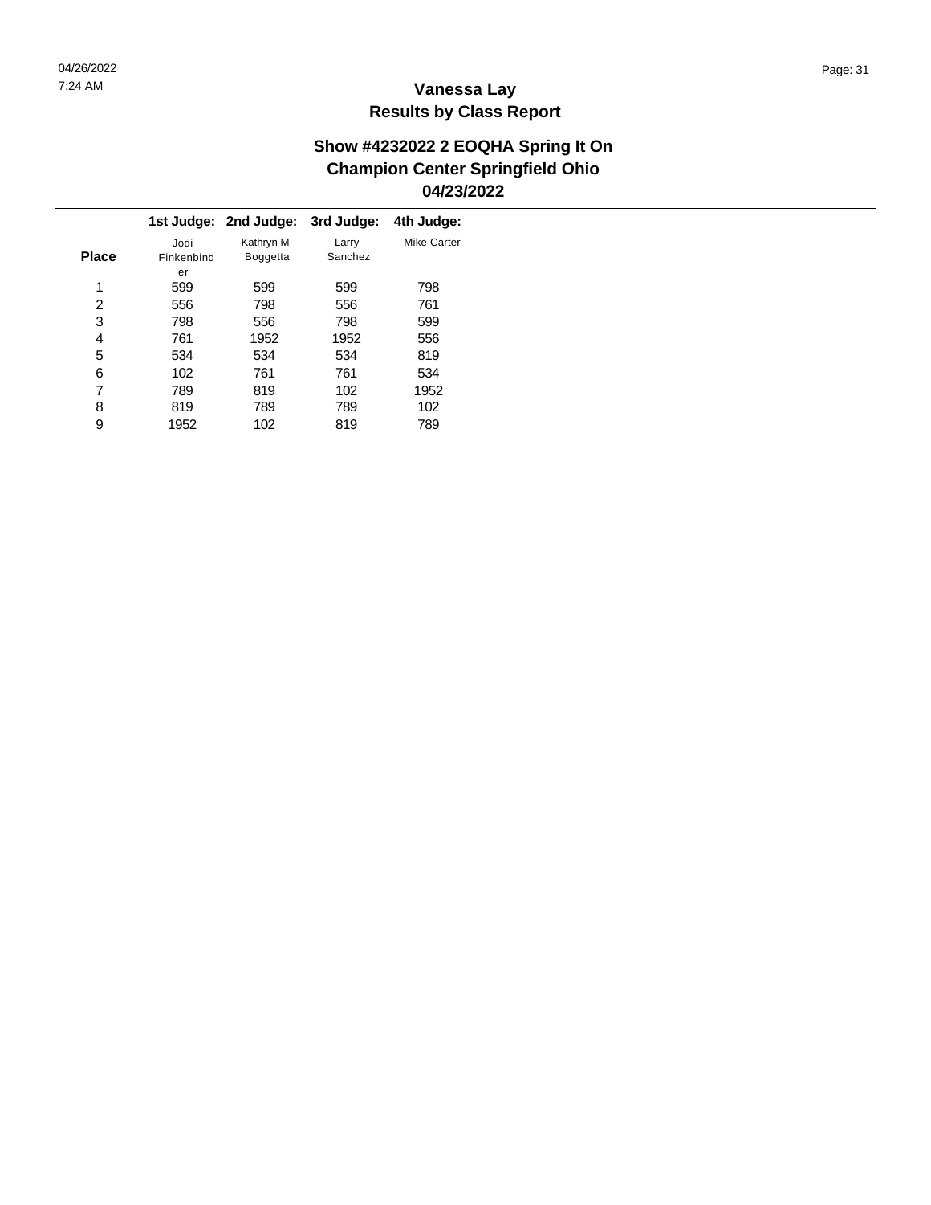# Vanessa Lay
## Results by Class Report

### Show #4232022 2 EOQHA Spring It On
### Champion Center Springfield Ohio
### 04/23/2022

| Place | 1st Judge: Jodi Finkenbinder | 2nd Judge: Kathryn M Boggetta | 3rd Judge: Larry Sanchez | 4th Judge: Mike Carter |
|---|---|---|---|---|
| 1 | 599 | 599 | 599 | 798 |
| 2 | 556 | 798 | 556 | 761 |
| 3 | 798 | 556 | 798 | 599 |
| 4 | 761 | 1952 | 1952 | 556 |
| 5 | 534 | 534 | 534 | 819 |
| 6 | 102 | 761 | 761 | 534 |
| 7 | 789 | 819 | 102 | 1952 |
| 8 | 819 | 789 | 789 | 102 |
| 9 | 1952 | 102 | 819 | 789 |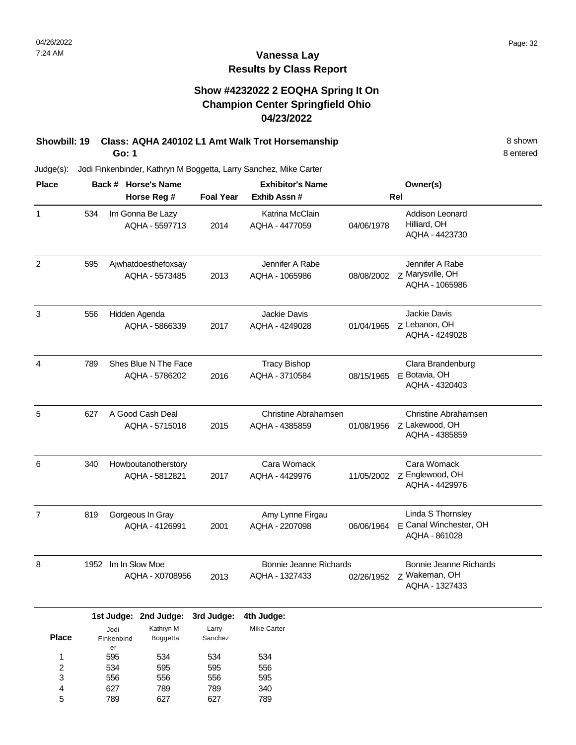# Vanessa Lay
## Results by Class Report

### Show #4232022 2 EOQHA Spring It On
### Champion Center Springfield Ohio
### 04/23/2022

**Showbill: 19 Class: AQHA 240102 L1 Amt Walk Trot Horsemanship** 8 shown

**Go: 1** 8 entered

Judge(s): Jodi Finkenbinder, Kathryn M Boggetta, Larry Sanchez, Mike Carter

| Place | Back # | Horse's Name / Horse Reg # | Foal Year | Exhibitor's Name / Exhib Assn # | | Rel | Owner(s) |
|---|---|---|---|---|---|---|---|
| 1 | 534 | Im Gonna Be Lazy<br>AQHA - 5597713 | 2014 | Katrina McClain<br>AQHA - 4477059 | 04/06/1978 | | Addison Leonard<br>Hilliard, OH<br>AQHA - 4423730 |
| 2 | 595 | Ajwhatdoesthefoxsay<br>AQHA - 5573485 | 2013 | Jennifer A Rabe<br>AQHA - 1065986 | 08/08/2002 | Z | Jennifer A Rabe<br>Marysville, OH<br>AQHA - 1065986 |
| 3 | 556 | Hidden Agenda<br>AQHA - 5866339 | 2017 | Jackie Davis<br>AQHA - 4249028 | 01/04/1965 | Z | Jackie Davis<br>Lebanon, OH<br>AQHA - 4249028 |
| 4 | 789 | Shes Blue N The Face<br>AQHA - 5786202 | 2016 | Tracy Bishop<br>AQHA - 3710584 | 08/15/1965 | E | Clara Brandenburg<br>Botavia, OH<br>AQHA - 4320403 |
| 5 | 627 | A Good Cash Deal<br>AQHA - 5715018 | 2015 | Christine Abrahamsen<br>AQHA - 4385859 | 01/08/1956 | Z | Christine Abrahamsen<br>Lakewood, OH<br>AQHA - 4385859 |
| 6 | 340 | Howboutanotherstory<br>AQHA - 5812821 | 2017 | Cara Womack<br>AQHA - 4429976 | 11/05/2002 | Z | Cara Womack<br>Englewood, OH<br>AQHA - 4429976 |
| 7 | 819 | Gorgeous In Gray<br>AQHA - 4126991 | 2001 | Amy Lynne Firgau<br>AQHA - 2207098 | 06/06/1964 | E | Linda S Thornsley<br>Canal Winchester, OH<br>AQHA - 861028 |
| 8 | 1952 | Im In Slow Moe<br>AQHA - X0708956 | 2013 | Bonnie Jeanne Richards<br>AQHA - 1327433 | 02/26/1952 | Z | Bonnie Jeanne Richards<br>Wakeman, OH<br>AQHA - 1327433 |

| Place | 1st Judge: Jodi Finkenbinder | 2nd Judge: Kathryn M Boggetta | 3rd Judge: Larry Sanchez | 4th Judge: Mike Carter |
|---|---|---|---|---|
| 1 | 595 | 534 | 534 | 534 |
| 2 | 534 | 595 | 595 | 556 |
| 3 | 556 | 556 | 556 | 595 |
| 4 | 627 | 789 | 789 | 340 |
| 5 | 789 | 627 | 627 | 789 |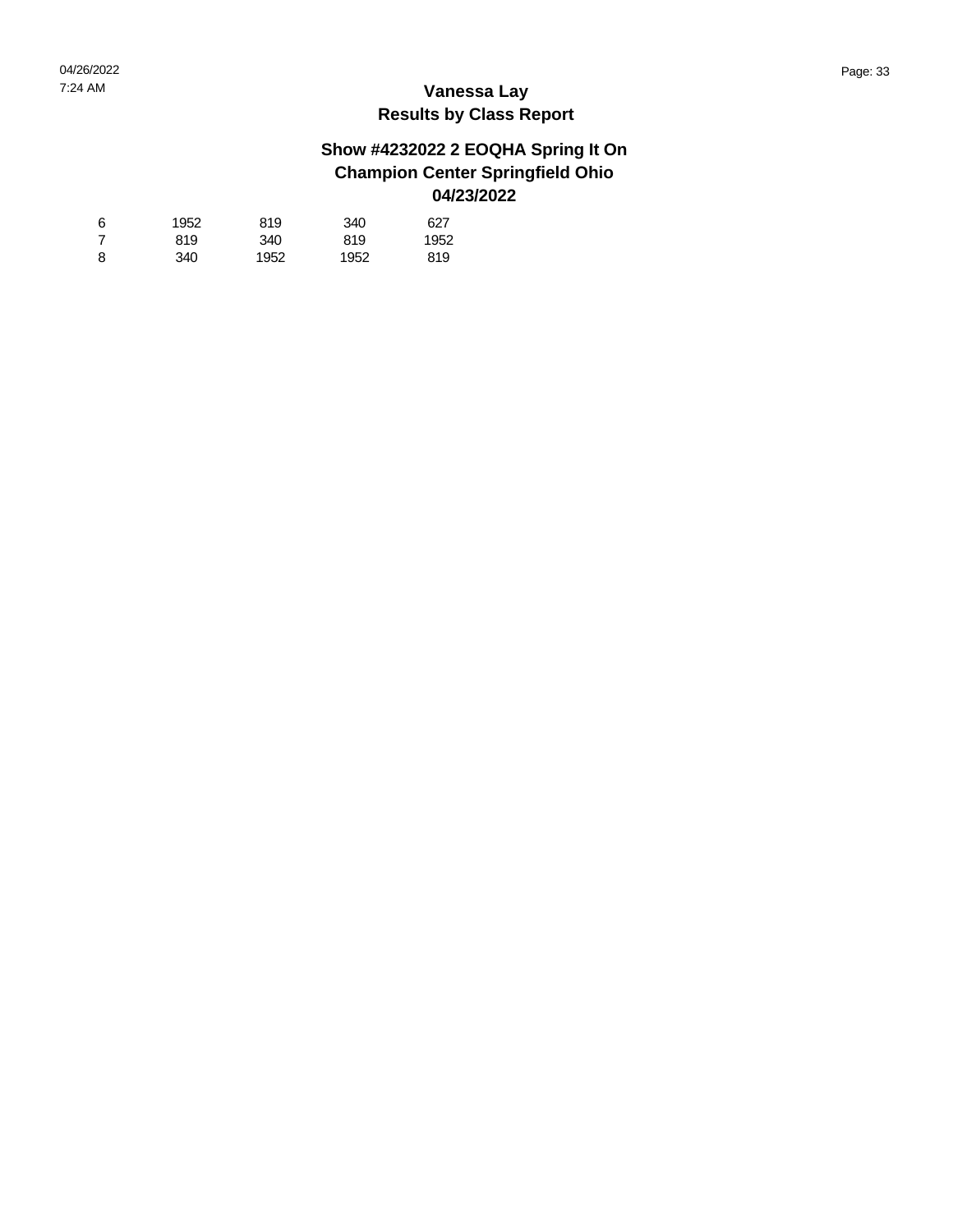| | | | | |
|---|---|---|---|---|
| 6 | 1952 | 819 | 340 | 627 |
| 7 | 819 | 340 | 819 | 1952 |
| 8 | 340 | 1952 | 1952 | 819 |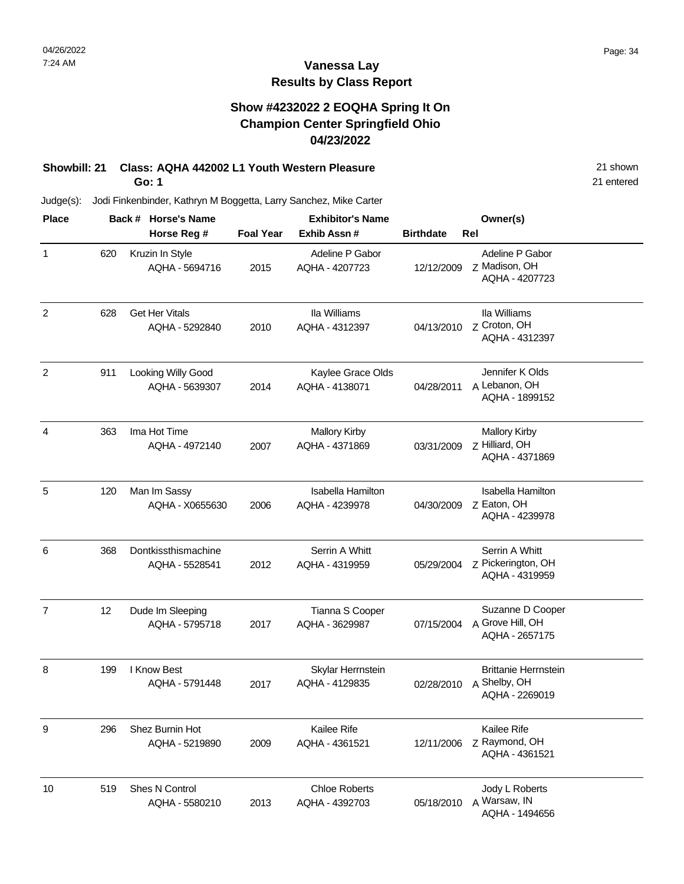# Vanessa Lay
## Results by Class Report

### Show #4232022 2 EOQHA Spring It On
### Champion Center Springfield Ohio
### 04/23/2022

**Showbill: 21 Class: AQHA 442002 L1 Youth Western Pleasure** 21 shown
**Go: 1** 21 entered

Judge(s): Jodi Finkenbinder, Kathryn M Boggetta, Larry Sanchez, Mike Carter

| Place | Back # | Horse's Name / Horse Reg # | Foal Year | Exhibitor's Name / Exhib Assn # | Birthdate | Rel | Owner(s) |
|---|---|---|---|---|---|---|---|
| 1 | 620 | Kruzin In Style<br>AQHA - 5694716 | 2015 | Adeline P Gabor<br>AQHA - 4207723 | 12/12/2009 | Z | Adeline P Gabor<br>Madison, OH<br>AQHA - 4207723 |
| 2 | 628 | Get Her Vitals<br>AQHA - 5292840 | 2010 | Ila Williams<br>AQHA - 4312397 | 04/13/2010 | Z | Ila Williams<br>Croton, OH<br>AQHA - 4312397 |
| 2 | 911 | Looking Willy Good<br>AQHA - 5639307 | 2014 | Kaylee Grace Olds<br>AQHA - 4138071 | 04/28/2011 | A | Jennifer K Olds<br>Lebanon, OH<br>AQHA - 1899152 |
| 4 | 363 | Ima Hot Time<br>AQHA - 4972140 | 2007 | Mallory Kirby<br>AQHA - 4371869 | 03/31/2009 | Z | Mallory Kirby<br>Hilliard, OH<br>AQHA - 4371869 |
| 5 | 120 | Man Im Sassy<br>AQHA - X0655630 | 2006 | Isabella Hamilton<br>AQHA - 4239978 | 04/30/2009 | Z | Isabella Hamilton<br>Eaton, OH<br>AQHA - 4239978 |
| 6 | 368 | Dontkissthismachine<br>AQHA - 5528541 | 2012 | Serrin A Whitt<br>AQHA - 4319959 | 05/29/2004 | Z | Serrin A Whitt<br>Pickerington, OH<br>AQHA - 4319959 |
| 7 | 12 | Dude Im Sleeping<br>AQHA - 5795718 | 2017 | Tianna S Cooper<br>AQHA - 3629987 | 07/15/2004 | A | Suzanne D Cooper<br>Grove Hill, OH<br>AQHA - 2657175 |
| 8 | 199 | I Know Best<br>AQHA - 5791448 | 2017 | Skylar Herrnstein<br>AQHA - 4129835 | 02/28/2010 | A | Brittanie Herrnstein<br>Shelby, OH<br>AQHA - 2269019 |
| 9 | 296 | Shez Burnin Hot<br>AQHA - 5219890 | 2009 | Kailee Rife<br>AQHA - 4361521 | 12/11/2006 | Z | Kailee Rife<br>Raymond, OH<br>AQHA - 4361521 |
| 10 | 519 | Shes N Control<br>AQHA - 5580210 | 2013 | Chloe Roberts<br>AQHA - 4392703 | 05/18/2010 | A | Jody L Roberts<br>Warsaw, IN<br>AQHA - 1494656 |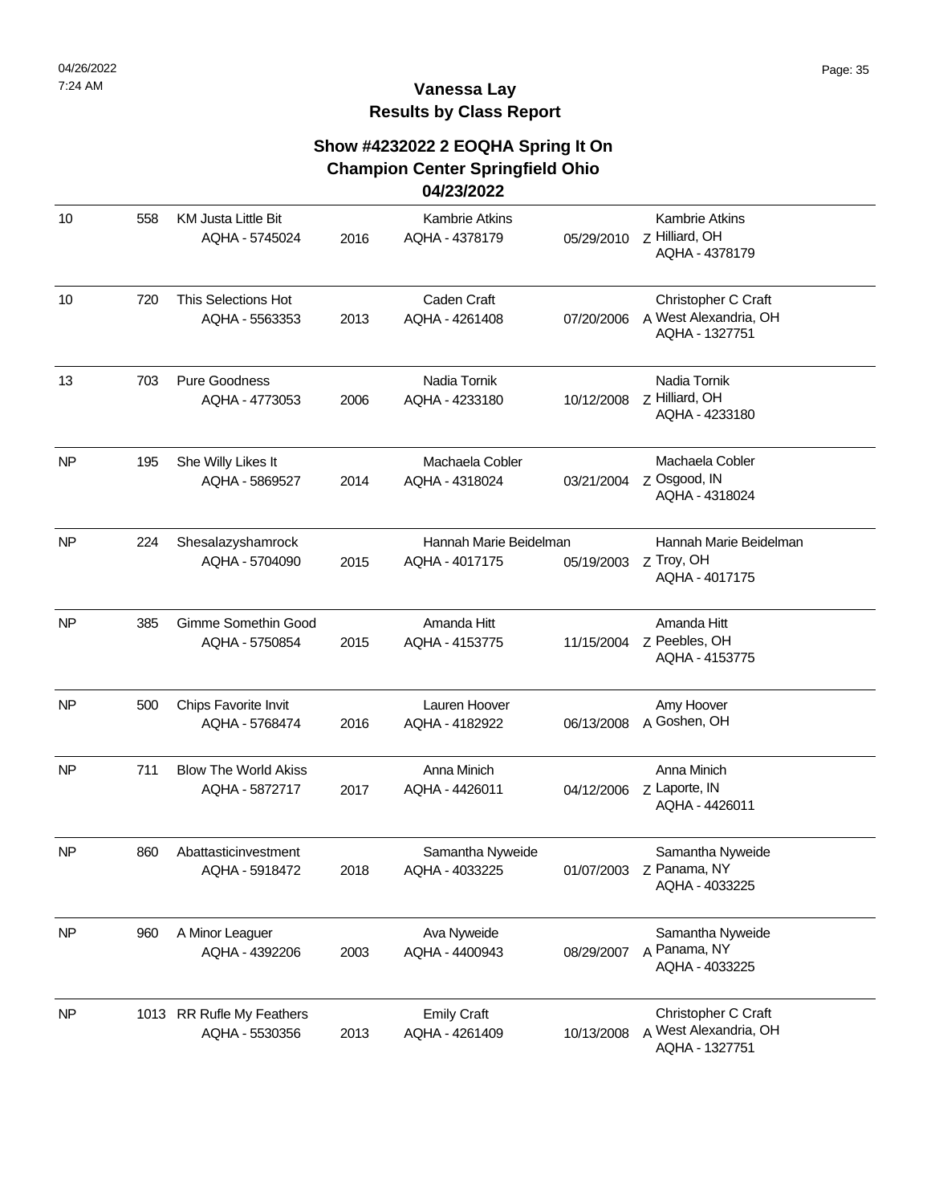## Vanessa Lay
## Results by Class Report

### Show #4232022 2 EOQHA Spring It On
### Champion Center Springfield Ohio
### 04/23/2022

| | | | | | | | |
|---|---|---|---|---|---|---|---|
| 10 | 558 | KM Justa Little Bit<br>AQHA - 5745024 | 2016 | Kambrie Atkins<br>AQHA - 4378179 | 05/29/2010 | Z | Kambrie Atkins<br>Hilliard, OH<br>AQHA - 4378179 |
| 10 | 720 | This Selections Hot<br>AQHA - 5563353 | 2013 | Caden Craft<br>AQHA - 4261408 | 07/20/2006 | A | Christopher C Craft<br>West Alexandria, OH<br>AQHA - 1327751 |
| 13 | 703 | Pure Goodness<br>AQHA - 4773053 | 2006 | Nadia Tornik<br>AQHA - 4233180 | 10/12/2008 | Z | Nadia Tornik<br>Hilliard, OH<br>AQHA - 4233180 |
| NP | 195 | She Willy Likes It<br>AQHA - 5869527 | 2014 | Machaela Cobler<br>AQHA - 4318024 | 03/21/2004 | Z | Machaela Cobler<br>Osgood, IN<br>AQHA - 4318024 |
| NP | 224 | Shesalazyshamrock<br>AQHA - 5704090 | 2015 | Hannah Marie Beidelman<br>AQHA - 4017175 | 05/19/2003 | Z | Hannah Marie Beidelman<br>Troy, OH<br>AQHA - 4017175 |
| NP | 385 | Gimme Somethin Good<br>AQHA - 5750854 | 2015 | Amanda Hitt<br>AQHA - 4153775 | 11/15/2004 | Z | Amanda Hitt<br>Peebles, OH<br>AQHA - 4153775 |
| NP | 500 | Chips Favorite Invit<br>AQHA - 5768474 | 2016 | Lauren Hoover<br>AQHA - 4182922 | 06/13/2008 | A | Amy Hoover<br>Goshen, OH |
| NP | 711 | Blow The World Akiss<br>AQHA - 5872717 | 2017 | Anna Minich<br>AQHA - 4426011 | 04/12/2006 | Z | Anna Minich<br>Laporte, IN<br>AQHA - 4426011 |
| NP | 860 | Abattasticinvestment<br>AQHA - 5918472 | 2018 | Samantha Nyweide<br>AQHA - 4033225 | 01/07/2003 | Z | Samantha Nyweide<br>Panama, NY<br>AQHA - 4033225 |
| NP | 960 | A Minor Leaguer<br>AQHA - 4392206 | 2003 | Ava Nyweide<br>AQHA - 4400943 | 08/29/2007 | A | Samantha Nyweide<br>Panama, NY<br>AQHA - 4033225 |
| NP | 1013 | RR Rufle My Feathers<br>AQHA - 5530356 | 2013 | Emily Craft<br>AQHA - 4261409 | 10/13/2008 | A | Christopher C Craft<br>West Alexandria, OH<br>AQHA - 1327751 |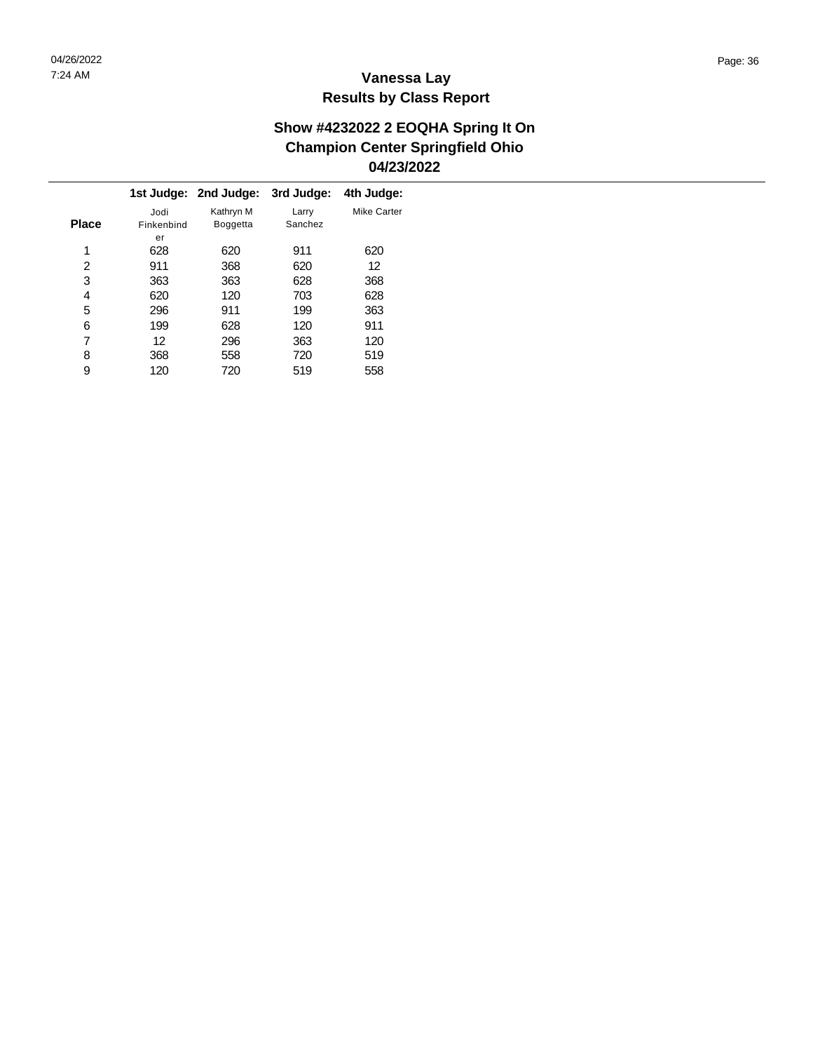# Vanessa Lay
## Results by Class Report

### Show #4232022 2 EOQHA Spring It On
### Champion Center Springfield Ohio
### 04/23/2022

| Place | 1st Judge: Jodi Finkenbinder | 2nd Judge: Kathryn M Boggetta | 3rd Judge: Larry Sanchez | 4th Judge: Mike Carter |
|---|---|---|---|---|
| 1 | 628 | 620 | 911 | 620 |
| 2 | 911 | 368 | 620 | 12 |
| 3 | 363 | 363 | 628 | 368 |
| 4 | 620 | 120 | 703 | 628 |
| 5 | 296 | 911 | 199 | 363 |
| 6 | 199 | 628 | 120 | 911 |
| 7 | 12 | 296 | 363 | 120 |
| 8 | 368 | 558 | 720 | 519 |
| 9 | 120 | 720 | 519 | 558 |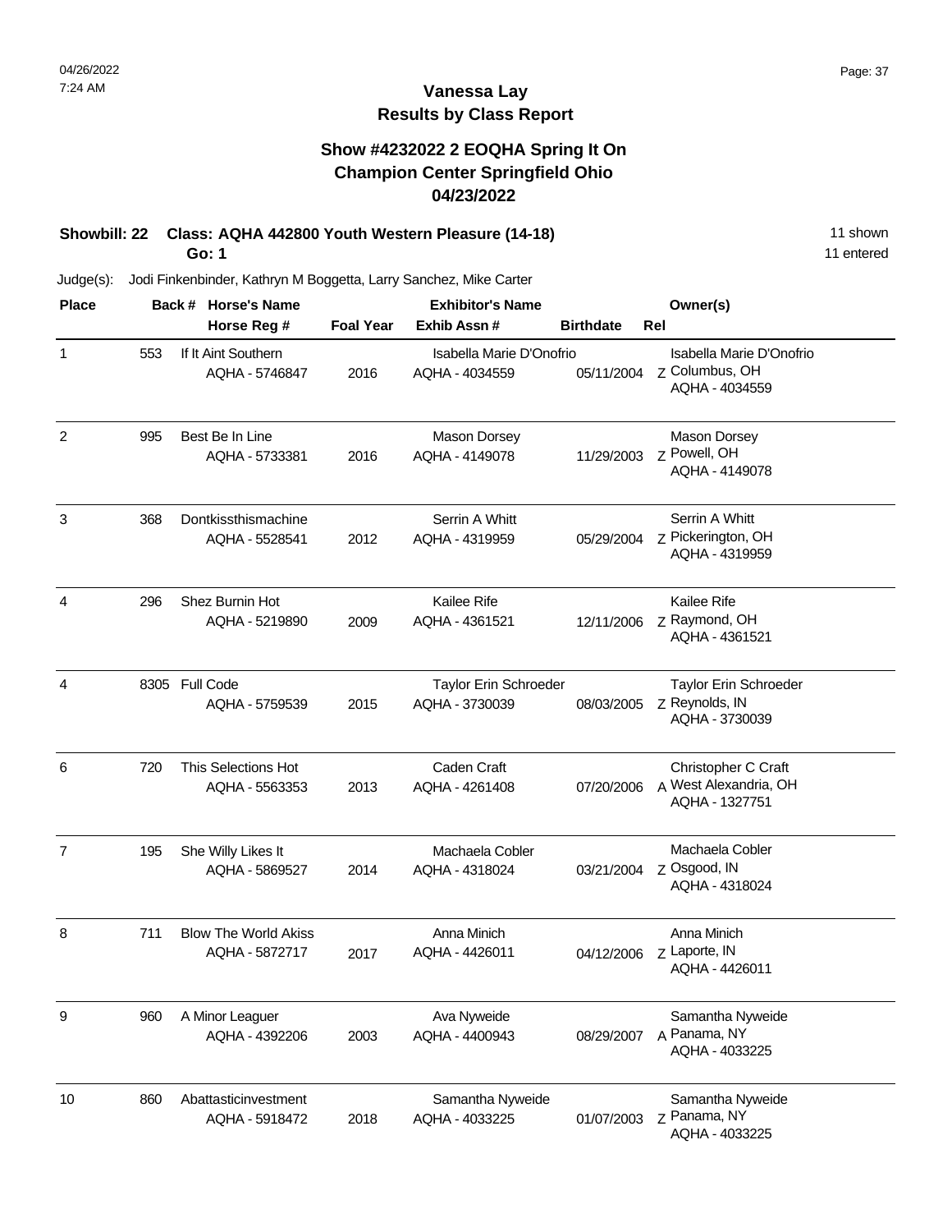# Vanessa Lay
## Results by Class Report

### Show #4232022 2 EOQHA Spring It On
### Champion Center Springfield Ohio
### 04/23/2022

**Showbill: 22 Class: AQHA 442800 Youth Western Pleasure (14-18)** 11 shown
**Go: 1** 11 entered

Judge(s): Jodi Finkenbinder, Kathryn M Boggetta, Larry Sanchez, Mike Carter

| Place | Back # | Horse's Name / Horse Reg # | Foal Year | Exhibitor's Name / Exhib Assn # | Birthdate | Rel | Owner(s) |
|---|---|---|---|---|---|---|---|
| 1 | 553 | If It Aint Southern<br>AQHA - 5746847 | 2016 | Isabella Marie D'Onofrio<br>AQHA - 4034559 | 05/11/2004 | Z | Isabella Marie D'Onofrio<br>Columbus, OH<br>AQHA - 4034559 |
| 2 | 995 | Best Be In Line<br>AQHA - 5733381 | 2016 | Mason Dorsey<br>AQHA - 4149078 | 11/29/2003 | Z | Mason Dorsey<br>Powell, OH<br>AQHA - 4149078 |
| 3 | 368 | Dontkissthismachine<br>AQHA - 5528541 | 2012 | Serrin A Whitt<br>AQHA - 4319959 | 05/29/2004 | Z | Serrin A Whitt<br>Pickerington, OH<br>AQHA - 4319959 |
| 4 | 296 | Shez Burnin Hot<br>AQHA - 5219890 | 2009 | Kailee Rife<br>AQHA - 4361521 | 12/11/2006 | Z | Kailee Rife<br>Raymond, OH<br>AQHA - 4361521 |
| 4 | 8305 | Full Code<br>AQHA - 5759539 | 2015 | Taylor Erin Schroeder<br>AQHA - 3730039 | 08/03/2005 | Z | Taylor Erin Schroeder<br>Reynolds, IN<br>AQHA - 3730039 |
| 6 | 720 | This Selections Hot<br>AQHA - 5563353 | 2013 | Caden Craft<br>AQHA - 4261408 | 07/20/2006 | A | Christopher C Craft<br>West Alexandria, OH<br>AQHA - 1327751 |
| 7 | 195 | She Willy Likes It<br>AQHA - 5869527 | 2014 | Machaela Cobler<br>AQHA - 4318024 | 03/21/2004 | Z | Machaela Cobler<br>Osgood, IN<br>AQHA - 4318024 |
| 8 | 711 | Blow The World Akiss<br>AQHA - 5872717 | 2017 | Anna Minich<br>AQHA - 4426011 | 04/12/2006 | Z | Anna Minich<br>Laporte, IN<br>AQHA - 4426011 |
| 9 | 960 | A Minor Leaguer<br>AQHA - 4392206 | 2003 | Ava Nyweide<br>AQHA - 4400943 | 08/29/2007 | A | Samantha Nyweide<br>Panama, NY<br>AQHA - 4033225 |
| 10 | 860 | Abattasticinvestment<br>AQHA - 5918472 | 2018 | Samantha Nyweide<br>AQHA - 4033225 | 01/07/2003 | Z | Samantha Nyweide<br>Panama, NY<br>AQHA - 4033225 |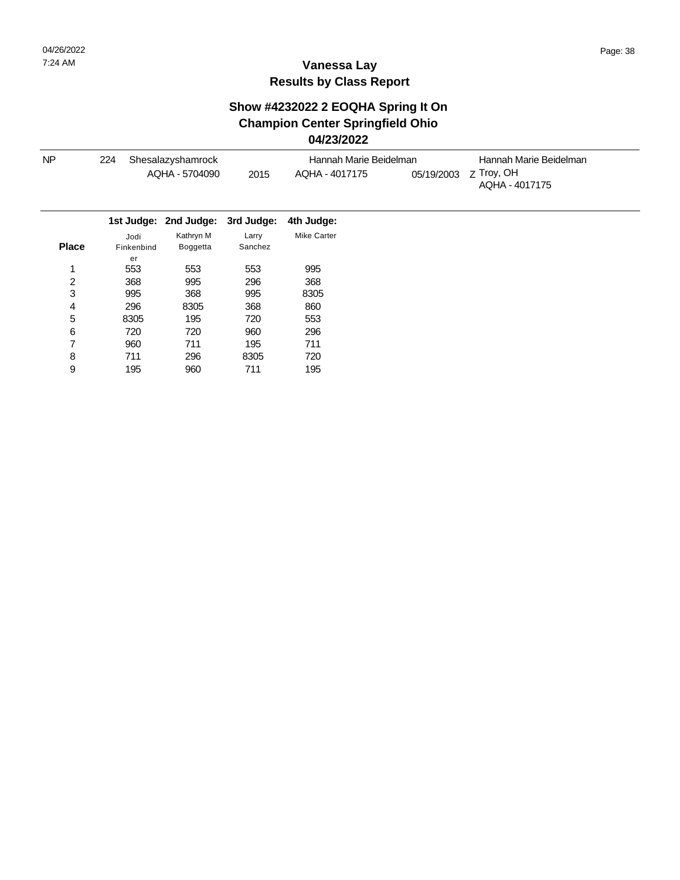## Vanessa Lay
## Results by Class Report

### Show #4232022 2 EOQHA Spring It On
### Champion Center Springfield Ohio
### 04/23/2022

| | | | | | | | |
|---|---|---|---|---|---|---|---|
| NP | 224 | Shesalazyshamrock AQHA - 5704090 | 2015 | Hannah Marie Beidelman AQHA - 4017175 | 05/19/2003 | Z | Hannah Marie Beidelman Troy, OH AQHA - 4017175 |

| Place | 1st Judge: Jodi Finkenbinder | 2nd Judge: Kathryn M Boggetta | 3rd Judge: Larry Sanchez | 4th Judge: Mike Carter |
|---|---|---|---|---|
| 1 | 553 | 553 | 553 | 995 |
| 2 | 368 | 995 | 296 | 368 |
| 3 | 995 | 368 | 995 | 8305 |
| 4 | 296 | 8305 | 368 | 860 |
| 5 | 8305 | 195 | 720 | 553 |
| 6 | 720 | 720 | 960 | 296 |
| 7 | 960 | 711 | 195 | 711 |
| 8 | 711 | 296 | 8305 | 720 |
| 9 | 195 | 960 | 711 | 195 |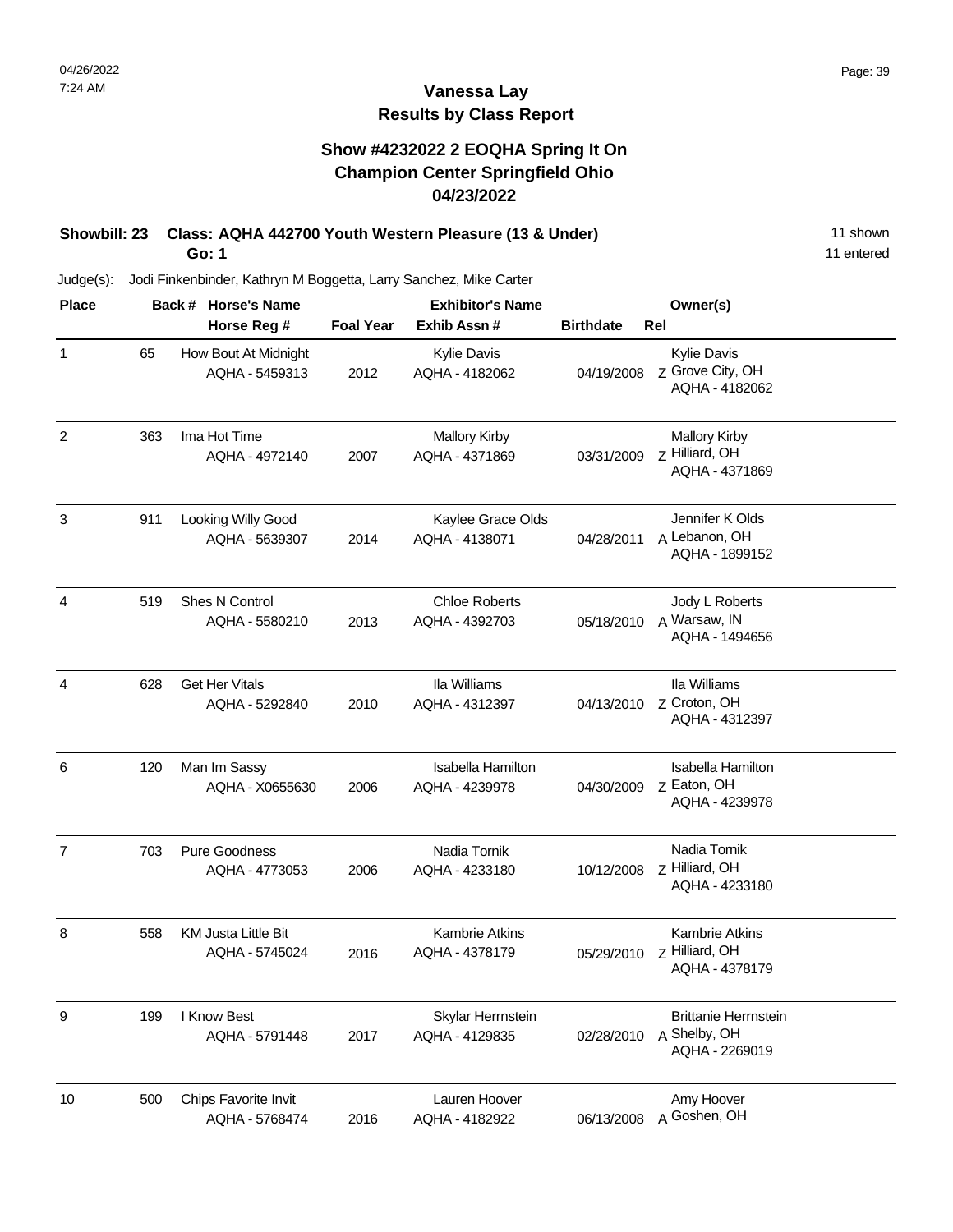# Vanessa Lay
## Results by Class Report

### Show #4232022 2 EOQHA Spring It On
### Champion Center Springfield Ohio
### 04/23/2022

**Showbill: 23 Class: AQHA 442700 Youth Western Pleasure (13 & Under)** 11 shown
**Go: 1** 11 entered

Judge(s): Jodi Finkenbinder, Kathryn M Boggetta, Larry Sanchez, Mike Carter

| Place | Back # | Horse's Name / Horse Reg # | Foal Year | Exhibitor's Name / Exhib Assn # | Birthdate | Rel | Owner(s) |
|---|---|---|---|---|---|---|---|
| 1 | 65 | How Bout At Midnight AQHA - 5459313 | 2012 | Kylie Davis AQHA - 4182062 | 04/19/2008 | Z | Kylie Davis Grove City, OH AQHA - 4182062 |
| 2 | 363 | Ima Hot Time AQHA - 4972140 | 2007 | Mallory Kirby AQHA - 4371869 | 03/31/2009 | Z | Mallory Kirby Hilliard, OH AQHA - 4371869 |
| 3 | 911 | Looking Willy Good AQHA - 5639307 | 2014 | Kaylee Grace Olds AQHA - 4138071 | 04/28/2011 | A | Jennifer K Olds Lebanon, OH AQHA - 1899152 |
| 4 | 519 | Shes N Control AQHA - 5580210 | 2013 | Chloe Roberts AQHA - 4392703 | 05/18/2010 | A | Jody L Roberts Warsaw, IN AQHA - 1494656 |
| 4 | 628 | Get Her Vitals AQHA - 5292840 | 2010 | Ila Williams AQHA - 4312397 | 04/13/2010 | Z | Ila Williams Croton, OH AQHA - 4312397 |
| 6 | 120 | Man Im Sassy AQHA - X0655630 | 2006 | Isabella Hamilton AQHA - 4239978 | 04/30/2009 | Z | Isabella Hamilton Eaton, OH AQHA - 4239978 |
| 7 | 703 | Pure Goodness AQHA - 4773053 | 2006 | Nadia Tornik AQHA - 4233180 | 10/12/2008 | Z | Nadia Tornik Hilliard, OH AQHA - 4233180 |
| 8 | 558 | KM Justa Little Bit AQHA - 5745024 | 2016 | Kambrie Atkins AQHA - 4378179 | 05/29/2010 | Z | Kambrie Atkins Hilliard, OH AQHA - 4378179 |
| 9 | 199 | I Know Best AQHA - 5791448 | 2017 | Skylar Herrnstein AQHA - 4129835 | 02/28/2010 | A | Brittanie Herrnstein Shelby, OH AQHA - 2269019 |
| 10 | 500 | Chips Favorite Invit AQHA - 5768474 | 2016 | Lauren Hoover AQHA - 4182922 | 06/13/2008 | A | Amy Hoover Goshen, OH |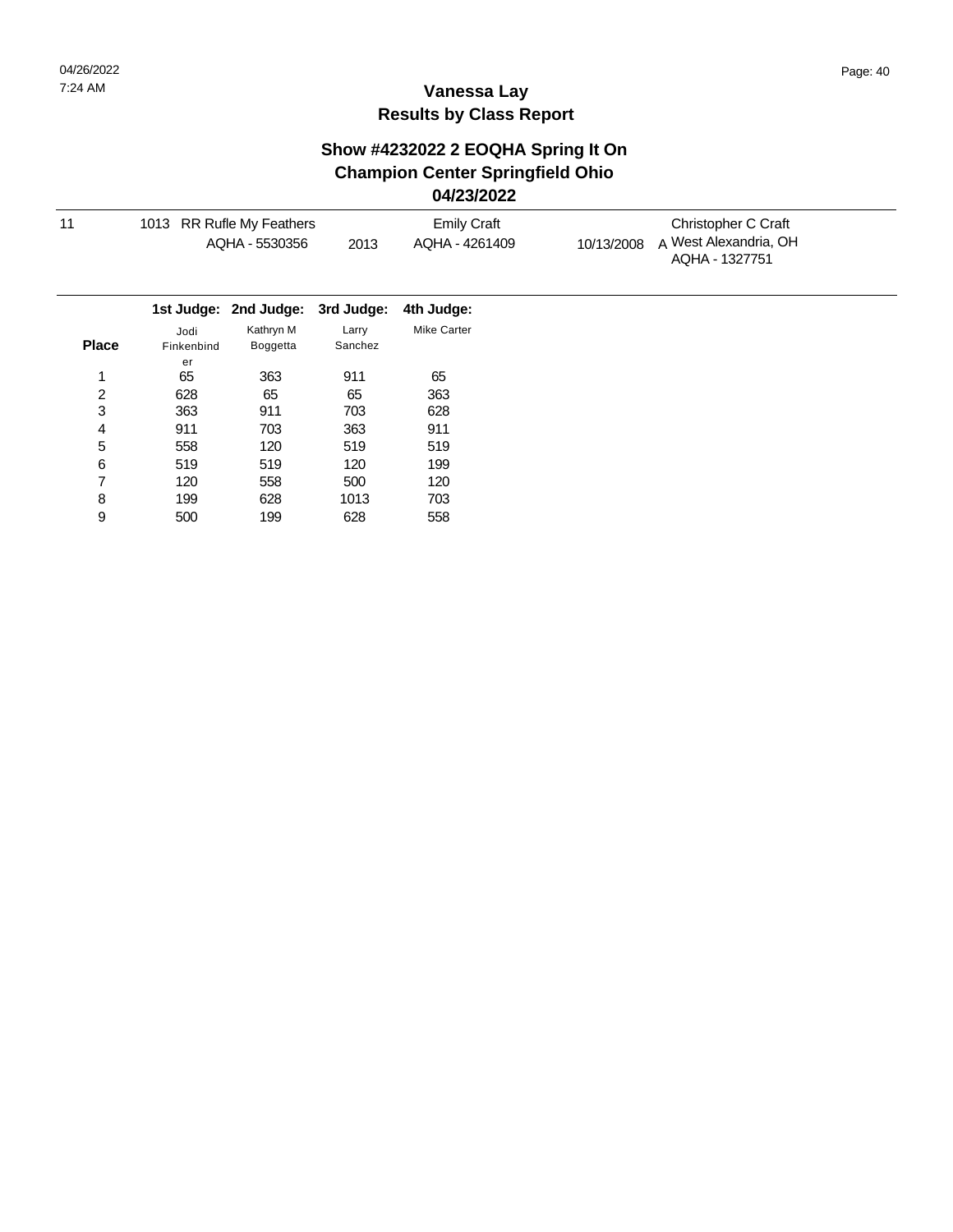# Vanessa Lay
## Results by Class Report

### Show #4232022 2 EOQHA Spring It On
### Champion Center Springfield Ohio
### 04/23/2022

| | | | | | | |
|---|---|---|---|---|---|---|
| 11 | 1013 RR Rufle My Feathers AQHA - 5530356 | 2013 | Emily Craft AQHA - 4261409 | 10/13/2008 | A | Christopher C Craft West Alexandria, OH AQHA - 1327751 |

| Place | 1st Judge: Jodi Finkenbinder | 2nd Judge: Kathryn M Boggetta | 3rd Judge: Larry Sanchez | 4th Judge: Mike Carter |
|---|---|---|---|---|
| 1 | 65 | 363 | 911 | 65 |
| 2 | 628 | 65 | 65 | 363 |
| 3 | 363 | 911 | 703 | 628 |
| 4 | 911 | 703 | 363 | 911 |
| 5 | 558 | 120 | 519 | 519 |
| 6 | 519 | 519 | 120 | 199 |
| 7 | 120 | 558 | 500 | 120 |
| 8 | 199 | 628 | 1013 | 703 |
| 9 | 500 | 199 | 628 | 558 |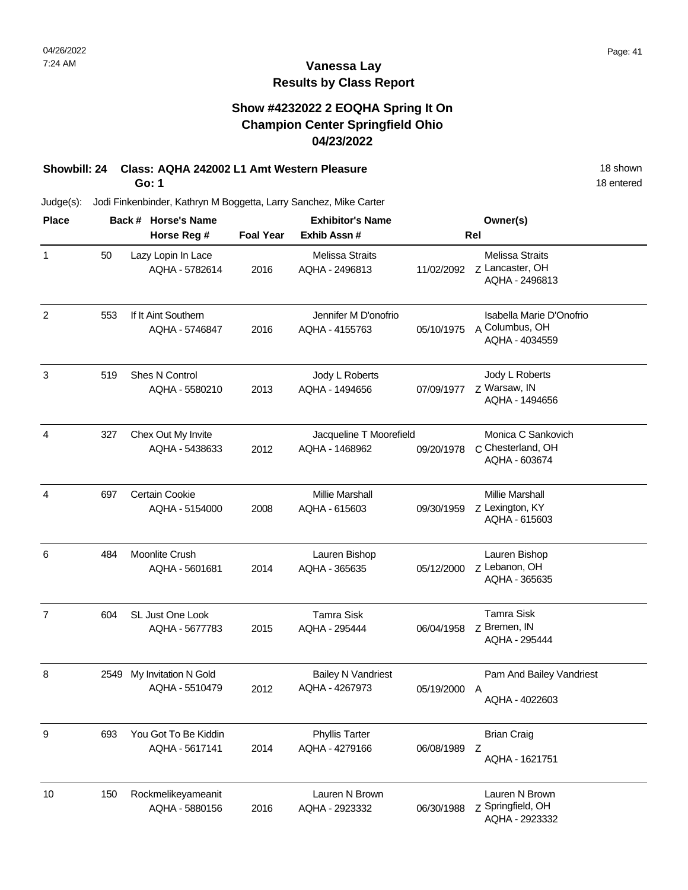# Vanessa Lay
## Results by Class Report

### Show #4232022 2 EOQHA Spring It On
### Champion Center Springfield Ohio
### 04/23/2022

**Showbill: 24 Class: AQHA 242002 L1 Amt Western Pleasure** 18 shown
**Go: 1** 18 entered

Judge(s): Jodi Finkenbinder, Kathryn M Boggetta, Larry Sanchez, Mike Carter

| Place | Back # | Horse's Name / Horse Reg # | Foal Year | Exhibitor's Name / Exhib Assn # | | Rel | Owner(s) |
|---|---|---|---|---|---|---|---|
| 1 | 50 | Lazy Lopin In Lace<br>AQHA - 5782614 | 2016 | Melissa Straits<br>AQHA - 2496813 | 11/02/2092 | Z | Melissa Straits<br>Lancaster, OH<br>AQHA - 2496813 |
| 2 | 553 | If It Aint Southern<br>AQHA - 5746847 | 2016 | Jennifer M D'onofrio<br>AQHA - 4155763 | 05/10/1975 | A | Isabella Marie D'Onofrio<br>Columbus, OH<br>AQHA - 4034559 |
| 3 | 519 | Shes N Control<br>AQHA - 5580210 | 2013 | Jody L Roberts<br>AQHA - 1494656 | 07/09/1977 | Z | Jody L Roberts<br>Warsaw, IN<br>AQHA - 1494656 |
| 4 | 327 | Chex Out My Invite<br>AQHA - 5438633 | 2012 | Jacqueline T Moorefield<br>AQHA - 1468962 | 09/20/1978 | C | Monica C Sankovich<br>Chesterland, OH<br>AQHA - 603674 |
| 4 | 697 | Certain Cookie<br>AQHA - 5154000 | 2008 | Millie Marshall<br>AQHA - 615603 | 09/30/1959 | Z | Millie Marshall<br>Lexington, KY<br>AQHA - 615603 |
| 6 | 484 | Moonlite Crush<br>AQHA - 5601681 | 2014 | Lauren Bishop<br>AQHA - 365635 | 05/12/2000 | Z | Lauren Bishop<br>Lebanon, OH<br>AQHA - 365635 |
| 7 | 604 | SL Just One Look<br>AQHA - 5677783 | 2015 | Tamra Sisk<br>AQHA - 295444 | 06/04/1958 | Z | Tamra Sisk<br>Bremen, IN<br>AQHA - 295444 |
| 8 | 2549 | My Invitation N Gold<br>AQHA - 5510479 | 2012 | Bailey N Vandriest<br>AQHA - 4267973 | 05/19/2000 | A | Pam And Bailey Vandriest<br>AQHA - 4022603 |
| 9 | 693 | You Got To Be Kiddin<br>AQHA - 5617141 | 2014 | Phyllis Tarter<br>AQHA - 4279166 | 06/08/1989 | Z | Brian Craig<br>AQHA - 1621751 |
| 10 | 150 | Rockmelikeyameanit<br>AQHA - 5880156 | 2016 | Lauren N Brown<br>AQHA - 2923332 | 06/30/1988 | Z | Lauren N Brown<br>Springfield, OH<br>AQHA - 2923332 |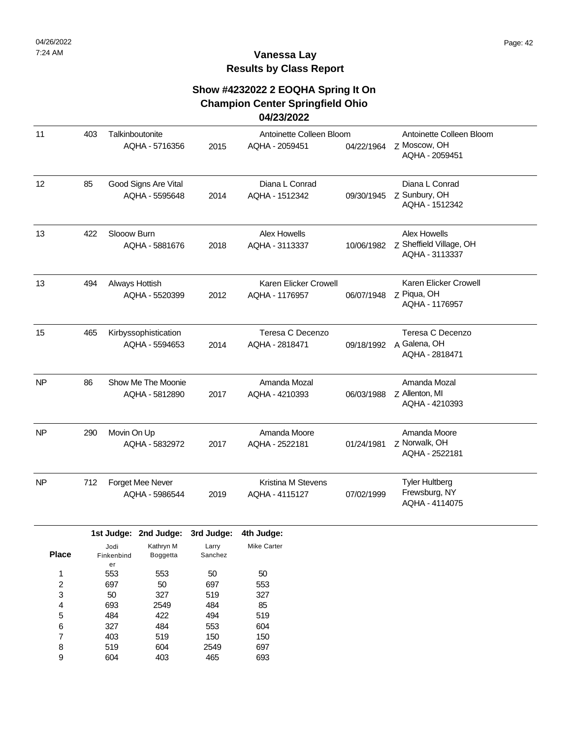# Vanessa Lay
## Results by Class Report

### Show #4232022 2 EOQHA Spring It On
### Champion Center Springfield Ohio
### 04/23/2022

| Place | Back # | Horse | Year | Rider | DOB | | Owner |
|---|---|---|---|---|---|---|---|
| 11 | 403 | Talkinboutonite<br>AQHA - 5716356 | 2015 | Antoinette Colleen Bloom<br>AQHA - 2059451 | 04/22/1964 | Z | Antoinette Colleen Bloom<br>Moscow, OH<br>AQHA - 2059451 |
| 12 | 85 | Good Signs Are Vital<br>AQHA - 5595648 | 2014 | Diana L Conrad<br>AQHA - 1512342 | 09/30/1945 | Z | Diana L Conrad<br>Sunbury, OH<br>AQHA - 1512342 |
| 13 | 422 | Slooow Burn<br>AQHA - 5881676 | 2018 | Alex Howells<br>AQHA - 3113337 | 10/06/1982 | Z | Alex Howells<br>Sheffield Village, OH<br>AQHA - 3113337 |
| 13 | 494 | Always Hottish<br>AQHA - 5520399 | 2012 | Karen Elicker Crowell<br>AQHA - 1176957 | 06/07/1948 | Z | Karen Elicker Crowell<br>Piqua, OH<br>AQHA - 1176957 |
| 15 | 465 | Kirbyssophistication<br>AQHA - 5594653 | 2014 | Teresa C Decenzo<br>AQHA - 2818471 | 09/18/1992 | A | Teresa C Decenzo<br>Galena, OH<br>AQHA - 2818471 |
| NP | 86 | Show Me The Moonie<br>AQHA - 5812890 | 2017 | Amanda Mozal<br>AQHA - 4210393 | 06/03/1988 | Z | Amanda Mozal<br>Allenton, MI<br>AQHA - 4210393 |
| NP | 290 | Movin On Up<br>AQHA - 5832972 | 2017 | Amanda Moore<br>AQHA - 2522181 | 01/24/1981 | Z | Amanda Moore<br>Norwalk, OH<br>AQHA - 2522181 |
| NP | 712 | Forget Mee Never<br>AQHA - 5986544 | 2019 | Kristina M Stevens<br>AQHA - 4115127 | 07/02/1999 | | Tyler Hultberg<br>Frewsburg, NY<br>AQHA - 4114075 |

| Place | 1st Judge: Jodi Finkenbinder | 2nd Judge: Kathryn M Boggetta | 3rd Judge: Larry Sanchez | 4th Judge: Mike Carter |
|---|---|---|---|---|
| 1 | 553 | 553 | 50 | 50 |
| 2 | 697 | 50 | 697 | 553 |
| 3 | 50 | 327 | 519 | 327 |
| 4 | 693 | 2549 | 484 | 85 |
| 5 | 484 | 422 | 494 | 519 |
| 6 | 327 | 484 | 553 | 604 |
| 7 | 403 | 519 | 150 | 150 |
| 8 | 519 | 604 | 2549 | 697 |
| 9 | 604 | 403 | 465 | 693 |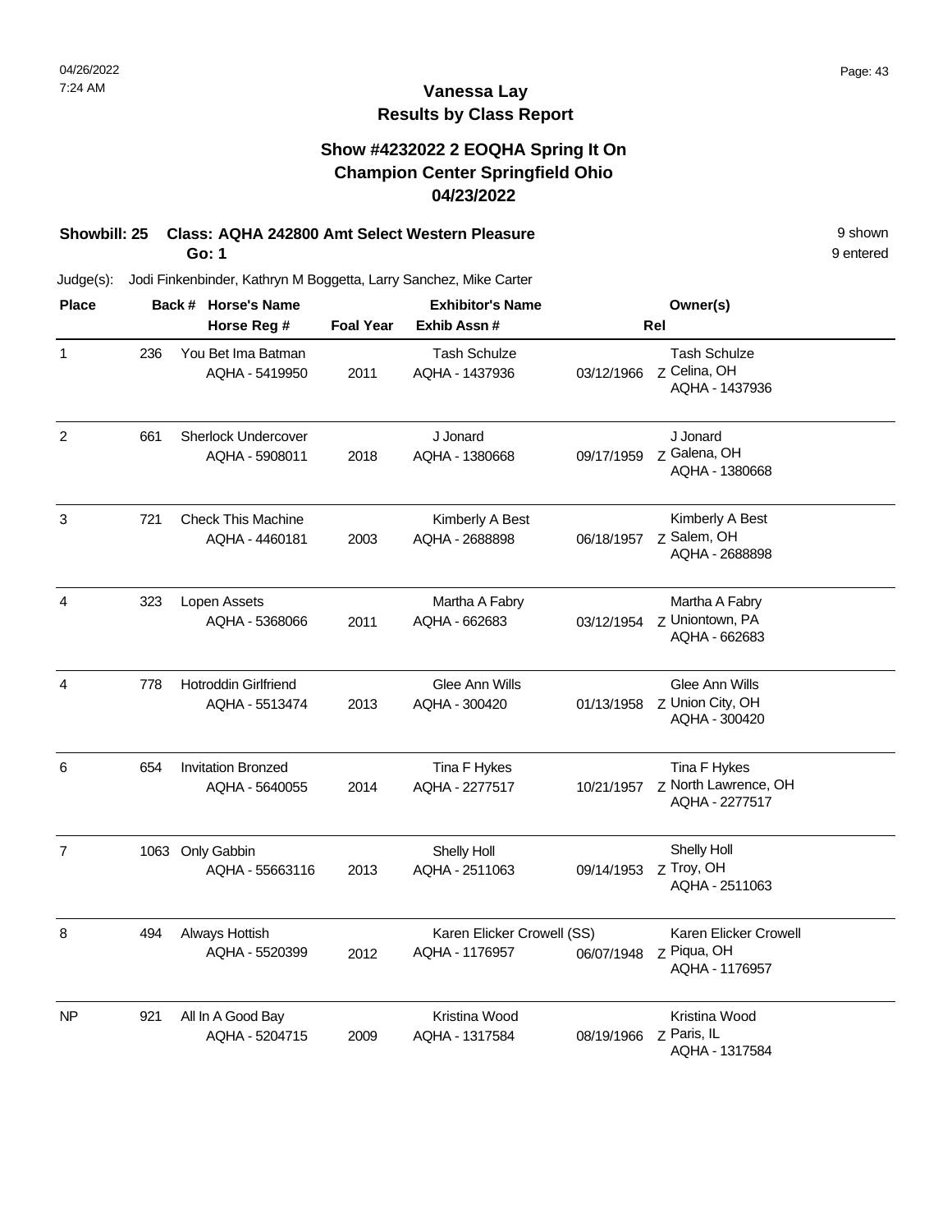# Vanessa Lay
## Results by Class Report

### Show #4232022 2 EOQHA Spring It On
### Champion Center Springfield Ohio
### 04/23/2022

**Showbill: 25 Class: AQHA 242800 Amt Select Western Pleasure** 9 shown
**Go: 1** 9 entered

Judge(s): Jodi Finkenbinder, Kathryn M Boggetta, Larry Sanchez, Mike Carter

| Place | Back # | Horse's Name / Horse Reg # | Foal Year | Exhibitor's Name / Exhib Assn # | Rel | Owner(s) |
|---|---|---|---|---|---|---|
| 1 | 236 | You Bet Ima Batman<br>AQHA - 5419950 | 2011 | Tash Schulze<br>AQHA - 1437936 | 03/12/1966 Z | Tash Schulze<br>Celina, OH<br>AQHA - 1437936 |
| 2 | 661 | Sherlock Undercover<br>AQHA - 5908011 | 2018 | J Jonard<br>AQHA - 1380668 | 09/17/1959 Z | J Jonard<br>Galena, OH<br>AQHA - 1380668 |
| 3 | 721 | Check This Machine<br>AQHA - 4460181 | 2003 | Kimberly A Best<br>AQHA - 2688898 | 06/18/1957 Z | Kimberly A Best<br>Salem, OH<br>AQHA - 2688898 |
| 4 | 323 | Lopen Assets<br>AQHA - 5368066 | 2011 | Martha A Fabry<br>AQHA - 662683 | 03/12/1954 Z | Martha A Fabry<br>Uniontown, PA<br>AQHA - 662683 |
| 4 | 778 | Hotroddin Girlfriend<br>AQHA - 5513474 | 2013 | Glee Ann Wills<br>AQHA - 300420 | 01/13/1958 Z | Glee Ann Wills<br>Union City, OH<br>AQHA - 300420 |
| 6 | 654 | Invitation Bronzed<br>AQHA - 5640055 | 2014 | Tina F Hykes<br>AQHA - 2277517 | 10/21/1957 Z | Tina F Hykes<br>North Lawrence, OH<br>AQHA - 2277517 |
| 7 | 1063 | Only Gabbin<br>AQHA - 55663116 | 2013 | Shelly Holl<br>AQHA - 2511063 | 09/14/1953 Z | Shelly Holl<br>Troy, OH<br>AQHA - 2511063 |
| 8 | 494 | Always Hottish<br>AQHA - 5520399 | 2012 | Karen Elicker Crowell (SS)<br>AQHA - 1176957 | 06/07/1948 Z | Karen Elicker Crowell<br>Piqua, OH<br>AQHA - 1176957 |
| NP | 921 | All In A Good Bay<br>AQHA - 5204715 | 2009 | Kristina Wood<br>AQHA - 1317584 | 08/19/1966 Z | Kristina Wood<br>Paris, IL<br>AQHA - 1317584 |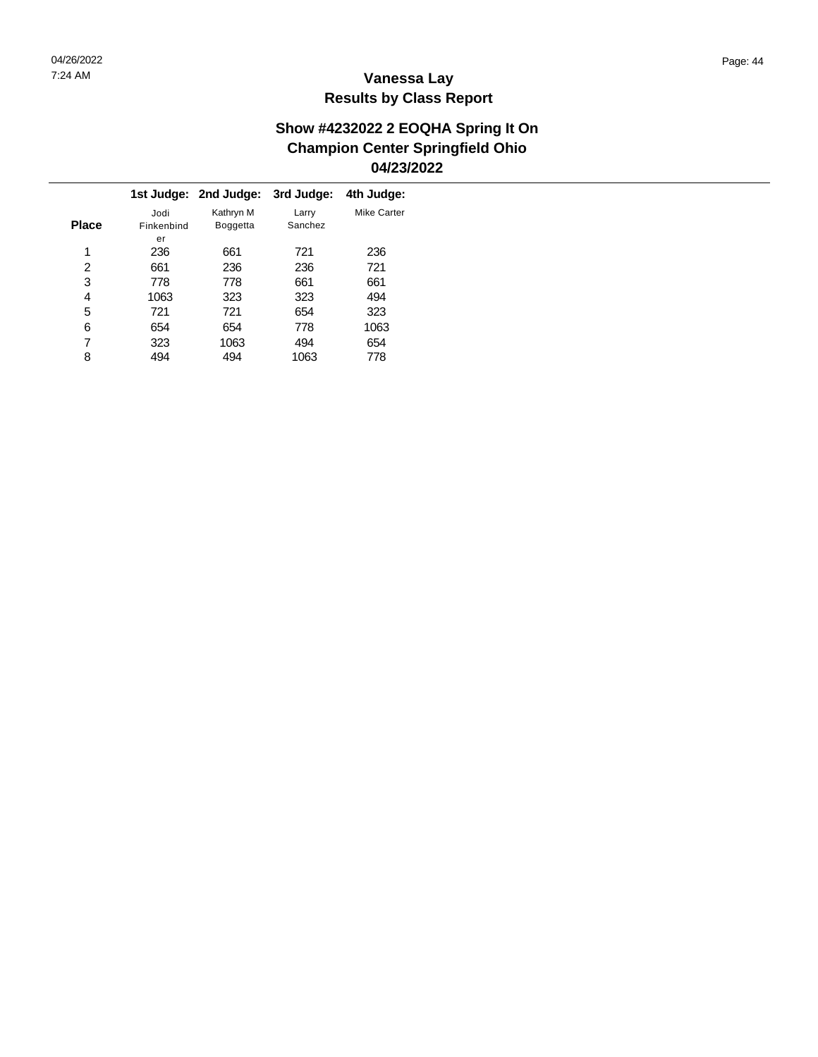## Vanessa Lay
## Results by Class Report

### Show #4232022 2 EOQHA Spring It On
### Champion Center Springfield Ohio
### 04/23/2022

| Place | 1st Judge: Jodi Finkenbinder | 2nd Judge: Kathryn M Boggetta | 3rd Judge: Larry Sanchez | 4th Judge: Mike Carter |
|---|---|---|---|---|
| 1 | 236 | 661 | 721 | 236 |
| 2 | 661 | 236 | 236 | 721 |
| 3 | 778 | 778 | 661 | 661 |
| 4 | 1063 | 323 | 323 | 494 |
| 5 | 721 | 721 | 654 | 323 |
| 6 | 654 | 654 | 778 | 1063 |
| 7 | 323 | 1063 | 494 | 654 |
| 8 | 494 | 494 | 1063 | 778 |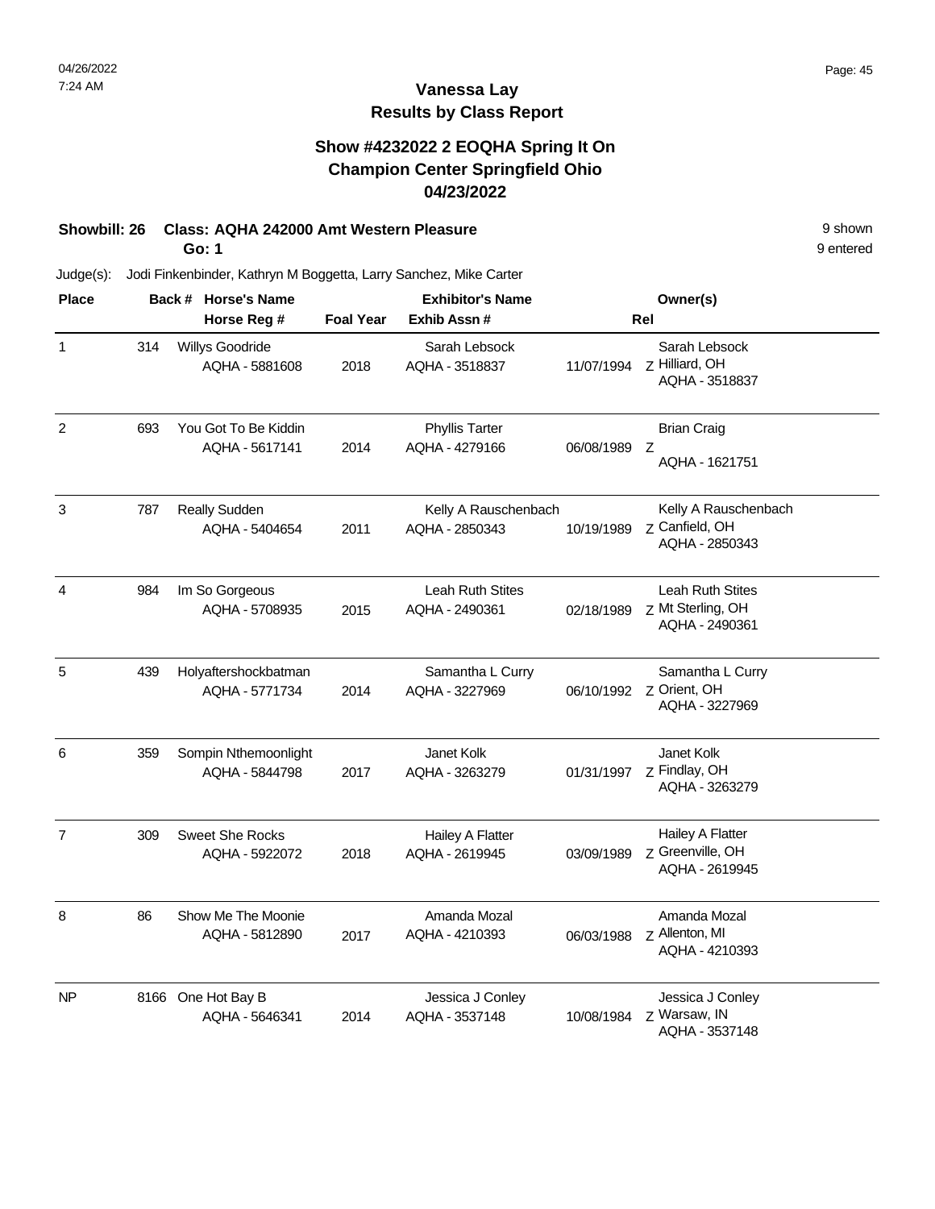04/26/2022
7:24 AM

# Vanessa Lay
## Results by Class Report

### Show #4232022 2 EOQHA Spring It On
### Champion Center Springfield Ohio
### 04/23/2022

**Showbill: 26 Class: AQHA 242000 Amt Western Pleasure** 9 shown
**Go: 1** 9 entered

Judge(s): Jodi Finkenbinder, Kathryn M Boggetta, Larry Sanchez, Mike Carter

| Place | Back # | Horse's Name / Horse Reg # | Foal Year | Exhibitor's Name / Exhib Assn # | | Rel | Owner(s) |
|---|---|---|---|---|---|---|---|
| 1 | 314 | Willys Goodride<br>AQHA - 5881608 | 2018 | Sarah Lebsock<br>AQHA - 3518837 | 11/07/1994 | Z | Sarah Lebsock<br>Hilliard, OH<br>AQHA - 3518837 |
| 2 | 693 | You Got To Be Kiddin<br>AQHA - 5617141 | 2014 | Phyllis Tarter<br>AQHA - 4279166 | 06/08/1989 | Z | Brian Craig<br>AQHA - 1621751 |
| 3 | 787 | Really Sudden<br>AQHA - 5404654 | 2011 | Kelly A Rauschenbach<br>AQHA - 2850343 | 10/19/1989 | Z | Kelly A Rauschenbach<br>Canfield, OH<br>AQHA - 2850343 |
| 4 | 984 | Im So Gorgeous<br>AQHA - 5708935 | 2015 | Leah Ruth Stites<br>AQHA - 2490361 | 02/18/1989 | Z | Leah Ruth Stites<br>Mt Sterling, OH<br>AQHA - 2490361 |
| 5 | 439 | Holyaftershockbatman<br>AQHA - 5771734 | 2014 | Samantha L Curry<br>AQHA - 3227969 | 06/10/1992 | Z | Samantha L Curry<br>Orient, OH<br>AQHA - 3227969 |
| 6 | 359 | Sompin Nthemoonlight<br>AQHA - 5844798 | 2017 | Janet Kolk<br>AQHA - 3263279 | 01/31/1997 | Z | Janet Kolk<br>Findlay, OH<br>AQHA - 3263279 |
| 7 | 309 | Sweet She Rocks<br>AQHA - 5922072 | 2018 | Hailey A Flatter<br>AQHA - 2619945 | 03/09/1989 | Z | Hailey A Flatter<br>Greenville, OH<br>AQHA - 2619945 |
| 8 | 86 | Show Me The Moonie<br>AQHA - 5812890 | 2017 | Amanda Mozal<br>AQHA - 4210393 | 06/03/1988 | Z | Amanda Mozal<br>Allenton, MI<br>AQHA - 4210393 |
| NP | 8166 | One Hot Bay B<br>AQHA - 5646341 | 2014 | Jessica J Conley<br>AQHA - 3537148 | 10/08/1984 | Z | Jessica J Conley<br>Warsaw, IN<br>AQHA - 3537148 |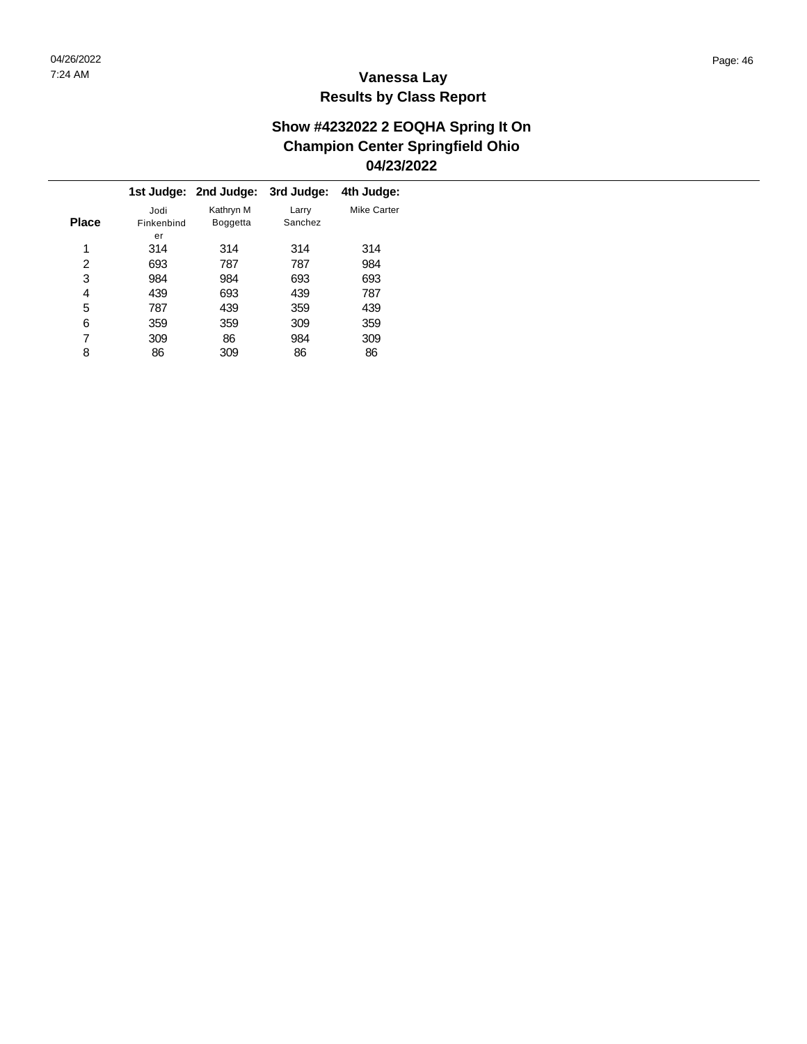# Vanessa Lay
## Results by Class Report

### Show #4232022 2 EOQHA Spring It On
### Champion Center Springfield Ohio
### 04/23/2022

| Place | 1st Judge: Jodi Finkenbinder | 2nd Judge: Kathryn M Boggetta | 3rd Judge: Larry Sanchez | 4th Judge: Mike Carter |
|---|---|---|---|---|
| 1 | 314 | 314 | 314 | 314 |
| 2 | 693 | 787 | 787 | 984 |
| 3 | 984 | 984 | 693 | 693 |
| 4 | 439 | 693 | 439 | 787 |
| 5 | 787 | 439 | 359 | 439 |
| 6 | 359 | 359 | 309 | 359 |
| 7 | 309 | 86 | 984 | 309 |
| 8 | 86 | 309 | 86 | 86 |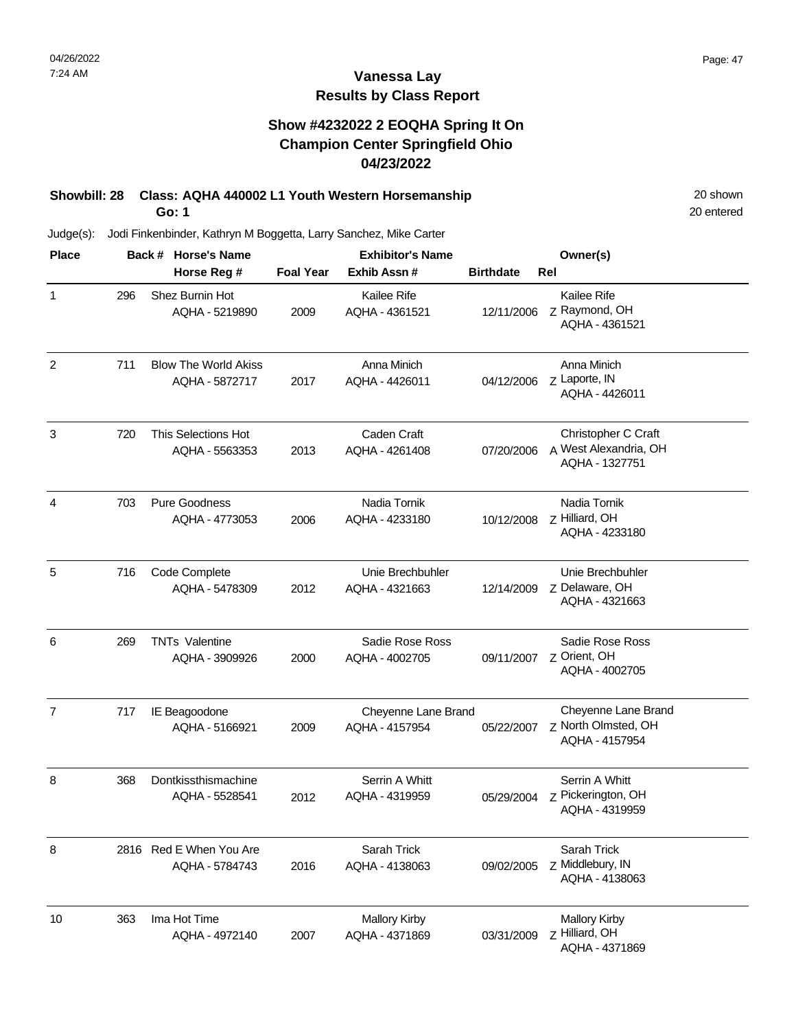# Vanessa Lay
## Results by Class Report

### Show #4232022 2 EOQHA Spring It On
### Champion Center Springfield Ohio
### 04/23/2022

**Showbill: 28 Class: AQHA 440002 L1 Youth Western Horsemanship** — 20 shown

**Go: 1** — 20 entered

Judge(s): Jodi Finkenbinder, Kathryn M Boggetta, Larry Sanchez, Mike Carter

| Place | Back # | Horse's Name / Horse Reg # | Foal Year | Exhibitor's Name / Exhib Assn # | Birthdate | Rel | Owner(s) |
|---|---|---|---|---|---|---|---|
| 1 | 296 | Shez Burnin Hot<br>AQHA - 5219890 | 2009 | Kailee Rife<br>AQHA - 4361521 | 12/11/2006 | Z | Kailee Rife<br>Raymond, OH<br>AQHA - 4361521 |
| 2 | 711 | Blow The World Akiss<br>AQHA - 5872717 | 2017 | Anna Minich<br>AQHA - 4426011 | 04/12/2006 | Z | Anna Minich<br>Laporte, IN<br>AQHA - 4426011 |
| 3 | 720 | This Selections Hot<br>AQHA - 5563353 | 2013 | Caden Craft<br>AQHA - 4261408 | 07/20/2006 | A | Christopher C Craft<br>West Alexandria, OH<br>AQHA - 1327751 |
| 4 | 703 | Pure Goodness<br>AQHA - 4773053 | 2006 | Nadia Tornik<br>AQHA - 4233180 | 10/12/2008 | Z | Nadia Tornik<br>Hilliard, OH<br>AQHA - 4233180 |
| 5 | 716 | Code Complete<br>AQHA - 5478309 | 2012 | Unie Brechbuhler<br>AQHA - 4321663 | 12/14/2009 | Z | Unie Brechbuhler<br>Delaware, OH<br>AQHA - 4321663 |
| 6 | 269 | TNTs Valentine<br>AQHA - 3909926 | 2000 | Sadie Rose Ross<br>AQHA - 4002705 | 09/11/2007 | Z | Sadie Rose Ross<br>Orient, OH<br>AQHA - 4002705 |
| 7 | 717 | IE Beagoodone<br>AQHA - 5166921 | 2009 | Cheyenne Lane Brand<br>AQHA - 4157954 | 05/22/2007 | Z | Cheyenne Lane Brand<br>North Olmsted, OH<br>AQHA - 4157954 |
| 8 | 368 | Dontkissthismachine<br>AQHA - 5528541 | 2012 | Serrin A Whitt<br>AQHA - 4319959 | 05/29/2004 | Z | Serrin A Whitt<br>Pickerington, OH<br>AQHA - 4319959 |
| 8 | 2816 | Red E When You Are<br>AQHA - 5784743 | 2016 | Sarah Trick<br>AQHA - 4138063 | 09/02/2005 | Z | Sarah Trick<br>Middlebury, IN<br>AQHA - 4138063 |
| 10 | 363 | Ima Hot Time<br>AQHA - 4972140 | 2007 | Mallory Kirby<br>AQHA - 4371869 | 03/31/2009 | Z | Mallory Kirby<br>Hilliard, OH<br>AQHA - 4371869 |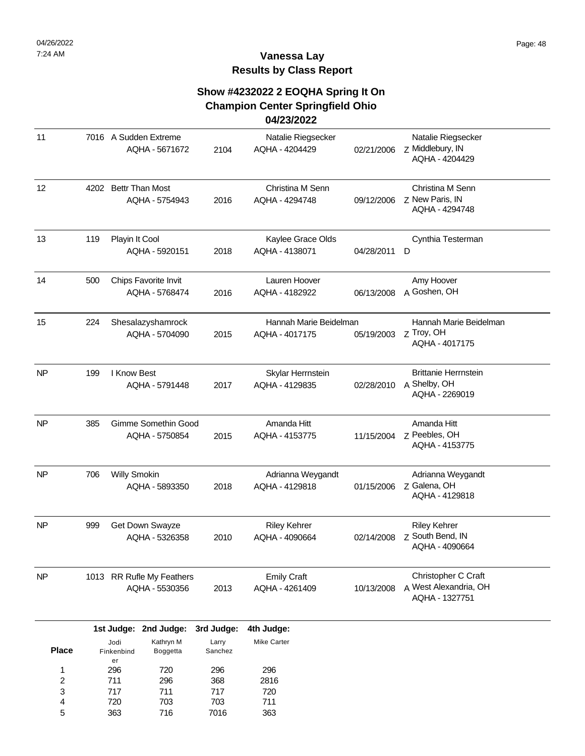# Vanessa Lay
## Results by Class Report

### Show #4232022 2 EOQHA Spring It On
### Champion Center Springfield Ohio
### 04/23/2022

| | | | | | | | |
|---|---|---|---|---|---|---|---|
| 11 | 7016 | A Sudden Extreme<br>AQHA - 5671672 | 2104 | Natalie Riegsecker<br>AQHA - 4204429 | 02/21/2006 | Z | Natalie Riegsecker<br>Middlebury, IN<br>AQHA - 4204429 |
| 12 | 4202 | Bettr Than Most<br>AQHA - 5754943 | 2016 | Christina M Senn<br>AQHA - 4294748 | 09/12/2006 | Z | Christina M Senn<br>New Paris, IN<br>AQHA - 4294748 |
| 13 | 119 | Playin It Cool<br>AQHA - 5920151 | 2018 | Kaylee Grace Olds<br>AQHA - 4138071 | 04/28/2011 | D | Cynthia Testerman |
| 14 | 500 | Chips Favorite Invit<br>AQHA - 5768474 | 2016 | Lauren Hoover<br>AQHA - 4182922 | 06/13/2008 | A | Amy Hoover<br>Goshen, OH |
| 15 | 224 | Shesalazyshamrock<br>AQHA - 5704090 | 2015 | Hannah Marie Beidelman<br>AQHA - 4017175 | 05/19/2003 | Z | Hannah Marie Beidelman<br>Troy, OH<br>AQHA - 4017175 |
| NP | 199 | I Know Best<br>AQHA - 5791448 | 2017 | Skylar Herrnstein<br>AQHA - 4129835 | 02/28/2010 | A | Brittanie Herrnstein<br>Shelby, OH<br>AQHA - 2269019 |
| NP | 385 | Gimme Somethin Good<br>AQHA - 5750854 | 2015 | Amanda Hitt<br>AQHA - 4153775 | 11/15/2004 | Z | Amanda Hitt<br>Peebles, OH<br>AQHA - 4153775 |
| NP | 706 | Willy Smokin<br>AQHA - 5893350 | 2018 | Adrianna Weygandt<br>AQHA - 4129818 | 01/15/2006 | Z | Adrianna Weygandt<br>Galena, OH<br>AQHA - 4129818 |
| NP | 999 | Get Down Swayze<br>AQHA - 5326358 | 2010 | Riley Kehrer<br>AQHA - 4090664 | 02/14/2008 | Z | Riley Kehrer<br>South Bend, IN<br>AQHA - 4090664 |
| NP | 1013 | RR Rufle My Feathers<br>AQHA - 5530356 | 2013 | Emily Craft<br>AQHA - 4261409 | 10/13/2008 | A | Christopher C Craft<br>West Alexandria, OH<br>AQHA - 1327751 |

| Place | 1st Judge: Jodi Finkenbinder | 2nd Judge: Kathryn M Boggetta | 3rd Judge: Larry Sanchez | 4th Judge: Mike Carter |
|---|---|---|---|---|
| 1 | 296 | 720 | 296 | 296 |
| 2 | 711 | 296 | 368 | 2816 |
| 3 | 717 | 711 | 717 | 720 |
| 4 | 720 | 703 | 703 | 711 |
| 5 | 363 | 716 | 7016 | 363 |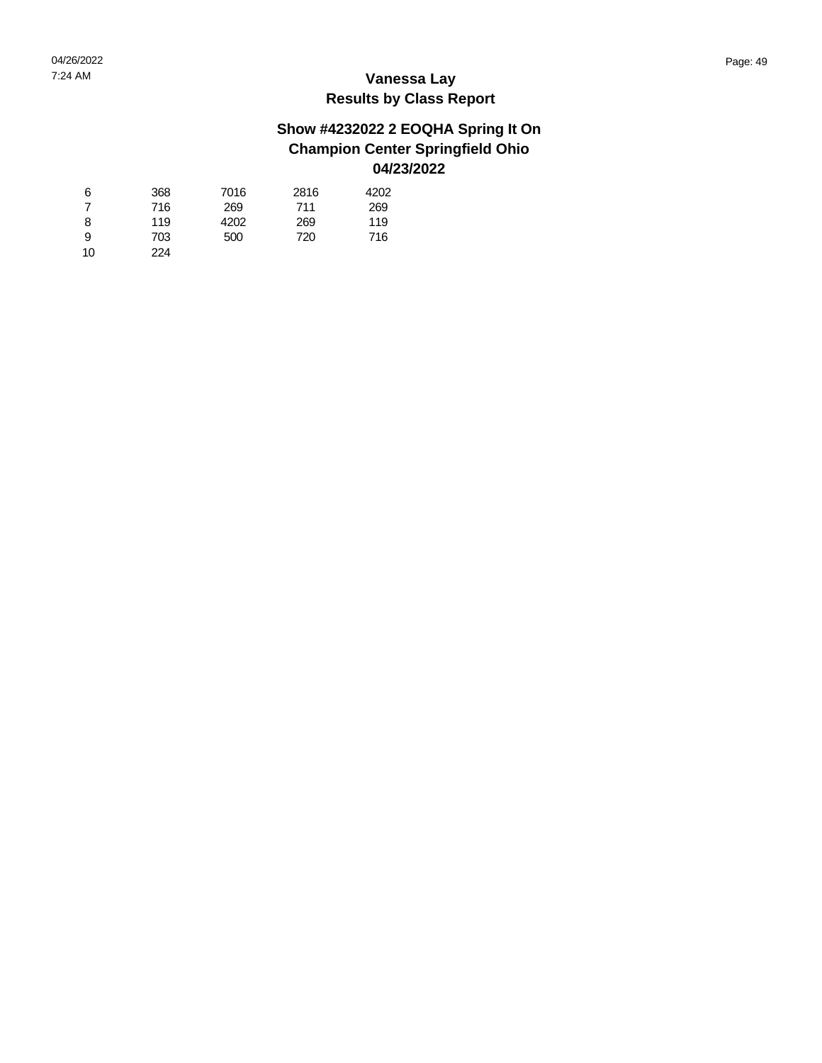# Vanessa Lay
## Results by Class Report

### Show #4232022 2 EOQHA Spring It On
### Champion Center Springfield Ohio
### 04/23/2022

| | | | | |
|---|---|---|---|---|
| 6 | 368 | 7016 | 2816 | 4202 |
| 7 | 716 | 269 | 711 | 269 |
| 8 | 119 | 4202 | 269 | 119 |
| 9 | 703 | 500 | 720 | 716 |
| 10 | 224 | | | |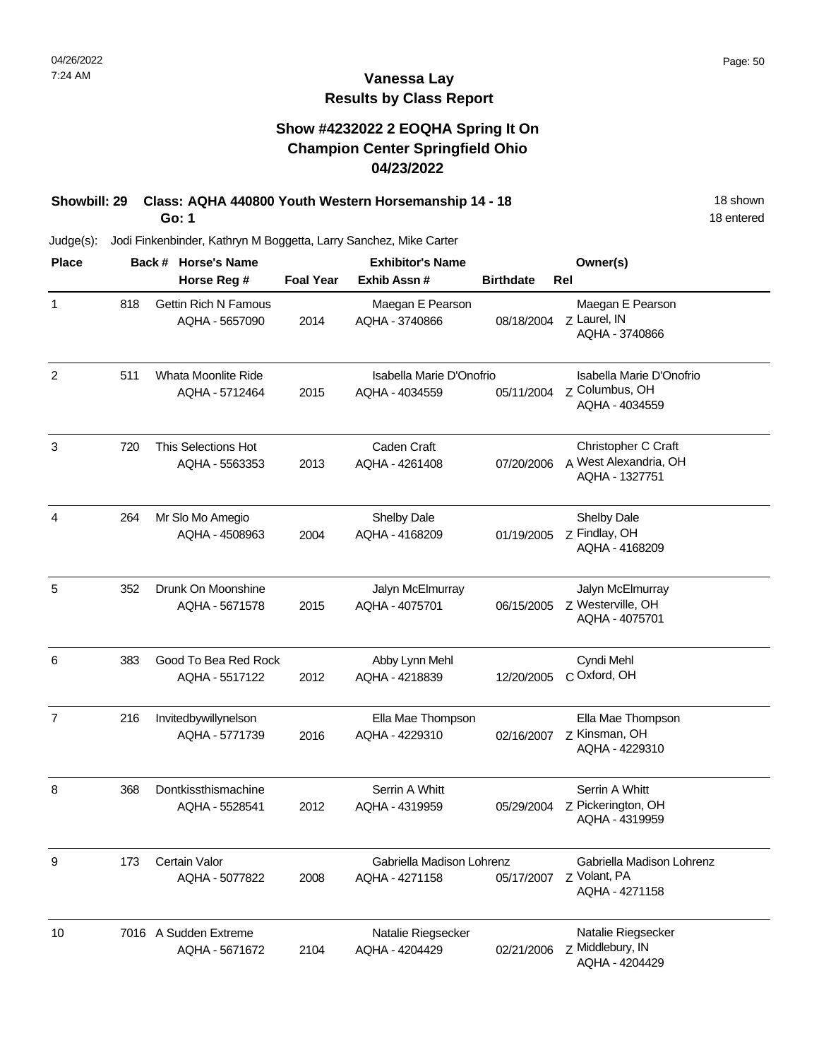# Vanessa Lay
## Results by Class Report

### Show #4232022 2 EOQHA Spring It On
### Champion Center Springfield Ohio
### 04/23/2022

**Showbill: 29 Class: AQHA 440800 Youth Western Horsemanship 14 - 18** 18 shown
**Go: 1** 18 entered

Judge(s): Jodi Finkenbinder, Kathryn M Boggetta, Larry Sanchez, Mike Carter

| Place | Back # | Horse's Name / Horse Reg # | Foal Year | Exhibitor's Name / Exhib Assn # | Birthdate | Rel | Owner(s) |
|---|---|---|---|---|---|---|---|
| 1 | 818 | Gettin Rich N Famous<br>AQHA - 5657090 | 2014 | Maegan E Pearson<br>AQHA - 3740866 | 08/18/2004 | Z | Maegan E Pearson<br>Laurel, IN<br>AQHA - 3740866 |
| 2 | 511 | Whata Moonlite Ride<br>AQHA - 5712464 | 2015 | Isabella Marie D'Onofrio<br>AQHA - 4034559 | 05/11/2004 | Z | Isabella Marie D'Onofrio<br>Columbus, OH<br>AQHA - 4034559 |
| 3 | 720 | This Selections Hot<br>AQHA - 5563353 | 2013 | Caden Craft<br>AQHA - 4261408 | 07/20/2006 | A | Christopher C Craft<br>West Alexandria, OH<br>AQHA - 1327751 |
| 4 | 264 | Mr Slo Mo Amegio<br>AQHA - 4508963 | 2004 | Shelby Dale<br>AQHA - 4168209 | 01/19/2005 | Z | Shelby Dale<br>Findlay, OH<br>AQHA - 4168209 |
| 5 | 352 | Drunk On Moonshine<br>AQHA - 5671578 | 2015 | Jalyn McElmurray<br>AQHA - 4075701 | 06/15/2005 | Z | Jalyn McElmurray<br>Westerville, OH<br>AQHA - 4075701 |
| 6 | 383 | Good To Bea Red Rock<br>AQHA - 5517122 | 2012 | Abby Lynn Mehl<br>AQHA - 4218839 | 12/20/2005 | C | Cyndi Mehl<br>Oxford, OH |
| 7 | 216 | Invitedbywillynelson<br>AQHA - 5771739 | 2016 | Ella Mae Thompson<br>AQHA - 4229310 | 02/16/2007 | Z | Ella Mae Thompson<br>Kinsman, OH<br>AQHA - 4229310 |
| 8 | 368 | Dontkissthismachine<br>AQHA - 5528541 | 2012 | Serrin A Whitt<br>AQHA - 4319959 | 05/29/2004 | Z | Serrin A Whitt<br>Pickerington, OH<br>AQHA - 4319959 |
| 9 | 173 | Certain Valor<br>AQHA - 5077822 | 2008 | Gabriella Madison Lohrenz<br>AQHA - 4271158 | 05/17/2007 | Z | Gabriella Madison Lohrenz<br>Volant, PA<br>AQHA - 4271158 |
| 10 | 7016 | A Sudden Extreme<br>AQHA - 5671672 | 2104 | Natalie Riegsecker<br>AQHA - 4204429 | 02/21/2006 | Z | Natalie Riegsecker<br>Middlebury, IN<br>AQHA - 4204429 |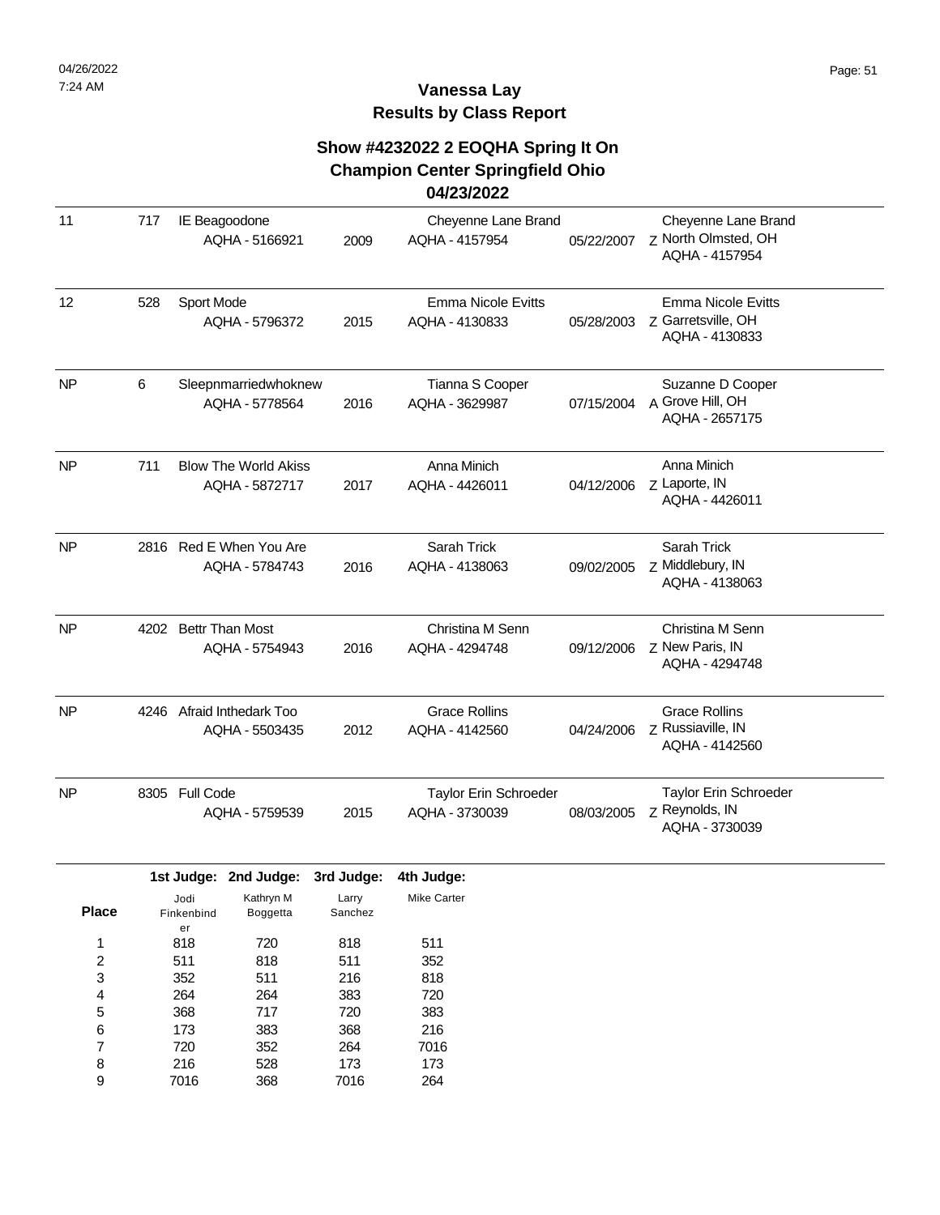# Vanessa Lay
## Results by Class Report

### Show #4232022 2 EOQHA Spring It On
### Champion Center Springfield Ohio
### 04/23/2022

| Place | Back # | Horse | Year | Rider | Rider DOB | Owner |
|---|---|---|---|---|---|---|
| 11 | 717 | IE Beagoodone AQHA - 5166921 | 2009 | Cheyenne Lane Brand AQHA - 4157954 | 05/22/2007 | Z Cheyenne Lane Brand North Olmsted, OH AQHA - 4157954 |
| 12 | 528 | Sport Mode AQHA - 5796372 | 2015 | Emma Nicole Evitts AQHA - 4130833 | 05/28/2003 | Z Emma Nicole Evitts Garretsville, OH AQHA - 4130833 |
| NP | 6 | Sleepnmarriedwhoknew AQHA - 5778564 | 2016 | Tianna S Cooper AQHA - 3629987 | 07/15/2004 | A Suzanne D Cooper Grove Hill, OH AQHA - 2657175 |
| NP | 711 | Blow The World Akiss AQHA - 5872717 | 2017 | Anna Minich AQHA - 4426011 | 04/12/2006 | Z Anna Minich Laporte, IN AQHA - 4426011 |
| NP | 2816 | Red E When You Are AQHA - 5784743 | 2016 | Sarah Trick AQHA - 4138063 | 09/02/2005 | Z Sarah Trick Middlebury, IN AQHA - 4138063 |
| NP | 4202 | Bettr Than Most AQHA - 5754943 | 2016 | Christina M Senn AQHA - 4294748 | 09/12/2006 | Z Christina M Senn New Paris, IN AQHA - 4294748 |
| NP | 4246 | Afraid Inthedark Too AQHA - 5503435 | 2012 | Grace Rollins AQHA - 4142560 | 04/24/2006 | Z Grace Rollins Russiaville, IN AQHA - 4142560 |
| NP | 8305 | Full Code AQHA - 5759539 | 2015 | Taylor Erin Schroeder AQHA - 3730039 | 08/03/2005 | Z Taylor Erin Schroeder Reynolds, IN AQHA - 3730039 |

| Place | 1st Judge: Jodi Finkenbinder | 2nd Judge: Kathryn M Boggetta | 3rd Judge: Larry Sanchez | 4th Judge: Mike Carter |
|---|---|---|---|---|
| 1 | 818 | 720 | 818 | 511 |
| 2 | 511 | 818 | 511 | 352 |
| 3 | 352 | 511 | 216 | 818 |
| 4 | 264 | 264 | 383 | 720 |
| 5 | 368 | 717 | 720 | 383 |
| 6 | 173 | 383 | 368 | 216 |
| 7 | 720 | 352 | 264 | 7016 |
| 8 | 216 | 528 | 173 | 173 |
| 9 | 7016 | 368 | 7016 | 264 |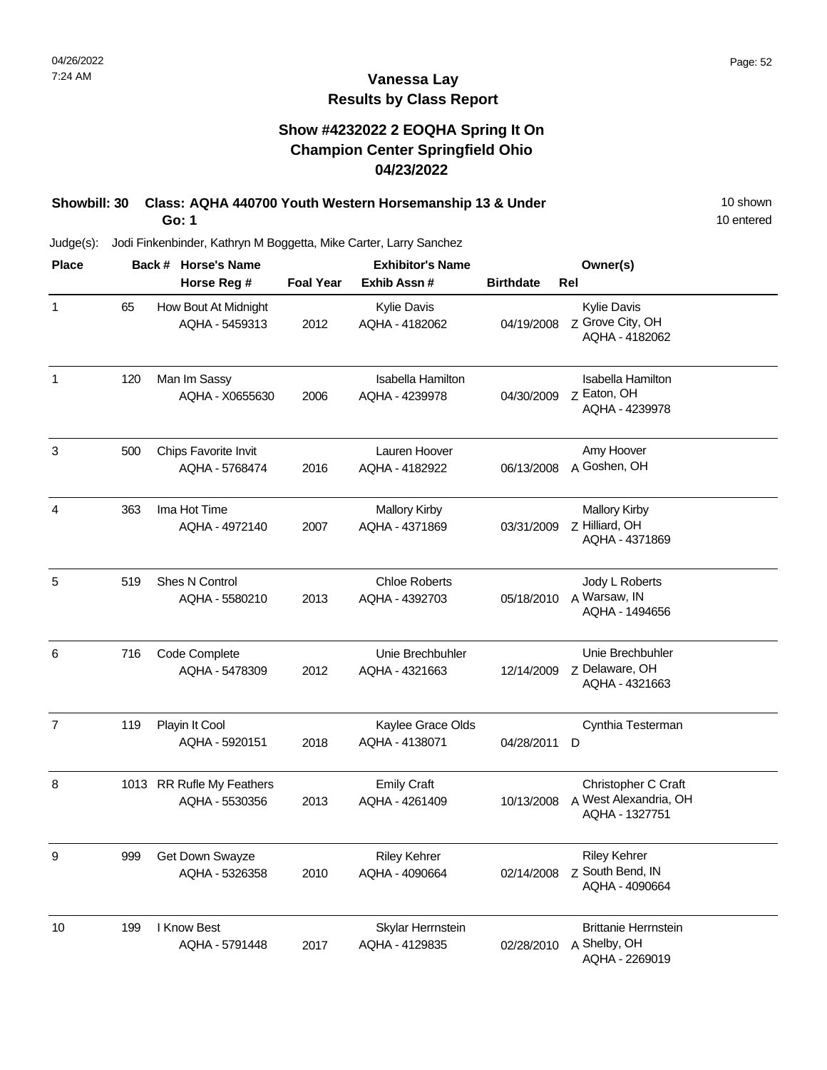04/26/2022
7:24 AM

# Vanessa Lay
## Results by Class Report

### Show #4232022 2 EOQHA Spring It On
### Champion Center Springfield Ohio
### 04/23/2022

**Showbill: 30 Class: AQHA 440700 Youth Western Horsemanship 13 & Under** 10 shown
**Go: 1** 10 entered

Judge(s): Jodi Finkenbinder, Kathryn M Boggetta, Mike Carter, Larry Sanchez

| Place | Back # | Horse's Name / Horse Reg # | Foal Year | Exhibitor's Name / Exhib Assn # | Birthdate | Rel | Owner(s) |
|---|---|---|---|---|---|---|---|
| 1 | 65 | How Bout At Midnight<br>AQHA - 5459313 | 2012 | Kylie Davis<br>AQHA - 4182062 | 04/19/2008 | Z | Kylie Davis<br>Grove City, OH<br>AQHA - 4182062 |
| 1 | 120 | Man Im Sassy<br>AQHA - X0655630 | 2006 | Isabella Hamilton<br>AQHA - 4239978 | 04/30/2009 | Z | Isabella Hamilton<br>Eaton, OH<br>AQHA - 4239978 |
| 3 | 500 | Chips Favorite Invit<br>AQHA - 5768474 | 2016 | Lauren Hoover<br>AQHA - 4182922 | 06/13/2008 | A | Amy Hoover<br>Goshen, OH |
| 4 | 363 | Ima Hot Time<br>AQHA - 4972140 | 2007 | Mallory Kirby<br>AQHA - 4371869 | 03/31/2009 | Z | Mallory Kirby<br>Hilliard, OH<br>AQHA - 4371869 |
| 5 | 519 | Shes N Control<br>AQHA - 5580210 | 2013 | Chloe Roberts<br>AQHA - 4392703 | 05/18/2010 | A | Jody L Roberts<br>Warsaw, IN<br>AQHA - 1494656 |
| 6 | 716 | Code Complete<br>AQHA - 5478309 | 2012 | Unie Brechbuhler<br>AQHA - 4321663 | 12/14/2009 | Z | Unie Brechbuhler<br>Delaware, OH<br>AQHA - 4321663 |
| 7 | 119 | Playin It Cool<br>AQHA - 5920151 | 2018 | Kaylee Grace Olds<br>AQHA - 4138071 | 04/28/2011 | D | Cynthia Testerman |
| 8 | 1013 | RR Rufle My Feathers<br>AQHA - 5530356 | 2013 | Emily Craft<br>AQHA - 4261409 | 10/13/2008 | A | Christopher C Craft<br>West Alexandria, OH<br>AQHA - 1327751 |
| 9 | 999 | Get Down Swayze<br>AQHA - 5326358 | 2010 | Riley Kehrer<br>AQHA - 4090664 | 02/14/2008 | Z | Riley Kehrer<br>South Bend, IN<br>AQHA - 4090664 |
| 10 | 199 | I Know Best<br>AQHA - 5791448 | 2017 | Skylar Herrnstein<br>AQHA - 4129835 | 02/28/2010 | A | Brittanie Herrnstein<br>Shelby, OH<br>AQHA - 2269019 |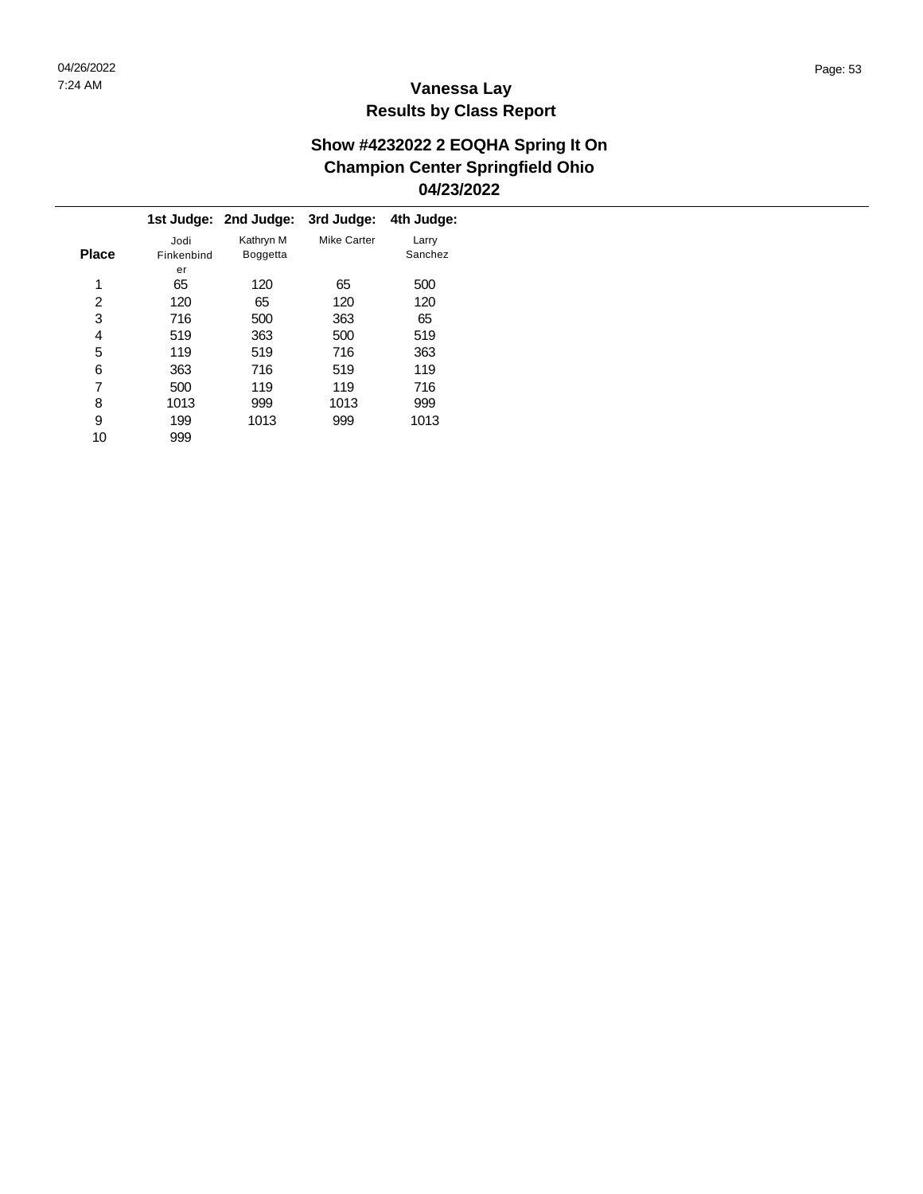# Vanessa Lay
# Results by Class Report

## Show #4232022 2 EOQHA Spring It On
## Champion Center Springfield Ohio
## 04/23/2022

| Place | 1st Judge: Jodi Finkenbinder | 2nd Judge: Kathryn M Boggetta | 3rd Judge: Mike Carter | 4th Judge: Larry Sanchez |
|---|---|---|---|---|
| 1 | 65 | 120 | 65 | 500 |
| 2 | 120 | 65 | 120 | 120 |
| 3 | 716 | 500 | 363 | 65 |
| 4 | 519 | 363 | 500 | 519 |
| 5 | 119 | 519 | 716 | 363 |
| 6 | 363 | 716 | 519 | 119 |
| 7 | 500 | 119 | 119 | 716 |
| 8 | 1013 | 999 | 1013 | 999 |
| 9 | 199 | 1013 | 999 | 1013 |
| 10 | 999 | | | |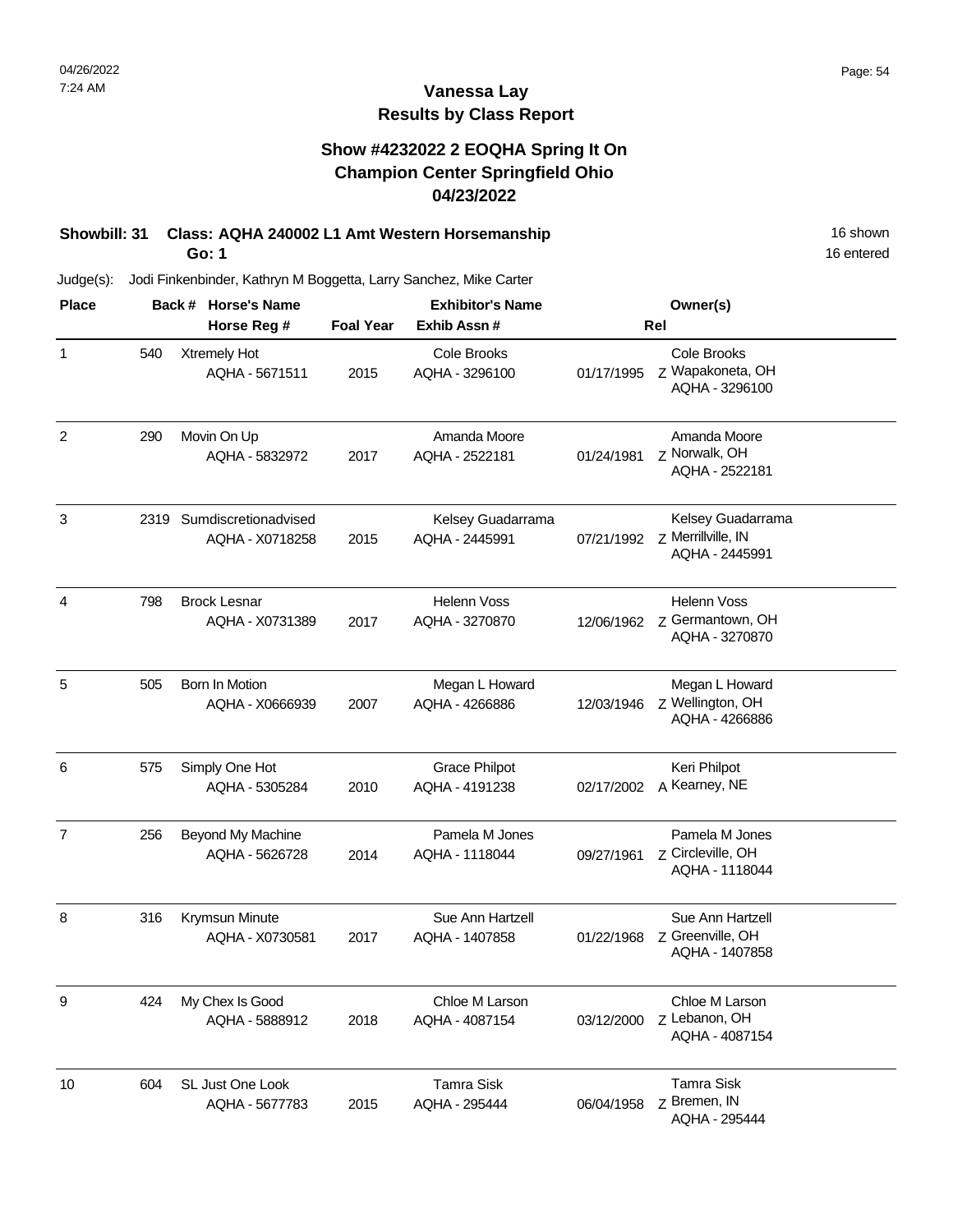# Vanessa Lay
## Results by Class Report

### Show #4232022 2 EOQHA Spring It On
### Champion Center Springfield Ohio
### 04/23/2022

**Showbill: 31 Class: AQHA 240002 L1 Amt Western Horsemanship** 16 shown

**Go: 1** 16 entered

Judge(s): Jodi Finkenbinder, Kathryn M Boggetta, Larry Sanchez, Mike Carter

| Place | Back # | Horse's Name / Horse Reg # | Foal Year | Exhibitor's Name / Exhib Assn # | | Rel | Owner(s) |
|---|---|---|---|---|---|---|---|
| 1 | 540 | Xtremely Hot<br>AQHA - 5671511 | 2015 | Cole Brooks<br>AQHA - 3296100 | 01/17/1995 | Z | Cole Brooks<br>Wapakoneta, OH<br>AQHA - 3296100 |
| 2 | 290 | Movin On Up<br>AQHA - 5832972 | 2017 | Amanda Moore<br>AQHA - 2522181 | 01/24/1981 | Z | Amanda Moore<br>Norwalk, OH<br>AQHA - 2522181 |
| 3 | 2319 | Sumdiscretionadvised<br>AQHA - X0718258 | 2015 | Kelsey Guadarrama<br>AQHA - 2445991 | 07/21/1992 | Z | Kelsey Guadarrama<br>Merrillville, IN<br>AQHA - 2445991 |
| 4 | 798 | Brock Lesnar<br>AQHA - X0731389 | 2017 | Helenn Voss<br>AQHA - 3270870 | 12/06/1962 | Z | Helenn Voss<br>Germantown, OH<br>AQHA - 3270870 |
| 5 | 505 | Born In Motion<br>AQHA - X0666939 | 2007 | Megan L Howard<br>AQHA - 4266886 | 12/03/1946 | Z | Megan L Howard<br>Wellington, OH<br>AQHA - 4266886 |
| 6 | 575 | Simply One Hot<br>AQHA - 5305284 | 2010 | Grace Philpot<br>AQHA - 4191238 | 02/17/2002 | A | Keri Philpot<br>Kearney, NE |
| 7 | 256 | Beyond My Machine<br>AQHA - 5626728 | 2014 | Pamela M Jones<br>AQHA - 1118044 | 09/27/1961 | Z | Pamela M Jones<br>Circleville, OH<br>AQHA - 1118044 |
| 8 | 316 | Krymsun Minute<br>AQHA - X0730581 | 2017 | Sue Ann Hartzell<br>AQHA - 1407858 | 01/22/1968 | Z | Sue Ann Hartzell<br>Greenville, OH<br>AQHA - 1407858 |
| 9 | 424 | My Chex Is Good<br>AQHA - 5888912 | 2018 | Chloe M Larson<br>AQHA - 4087154 | 03/12/2000 | Z | Chloe M Larson<br>Lebanon, OH<br>AQHA - 4087154 |
| 10 | 604 | SL Just One Look<br>AQHA - 5677783 | 2015 | Tamra Sisk<br>AQHA - 295444 | 06/04/1958 | Z | Tamra Sisk<br>Bremen, IN<br>AQHA - 295444 |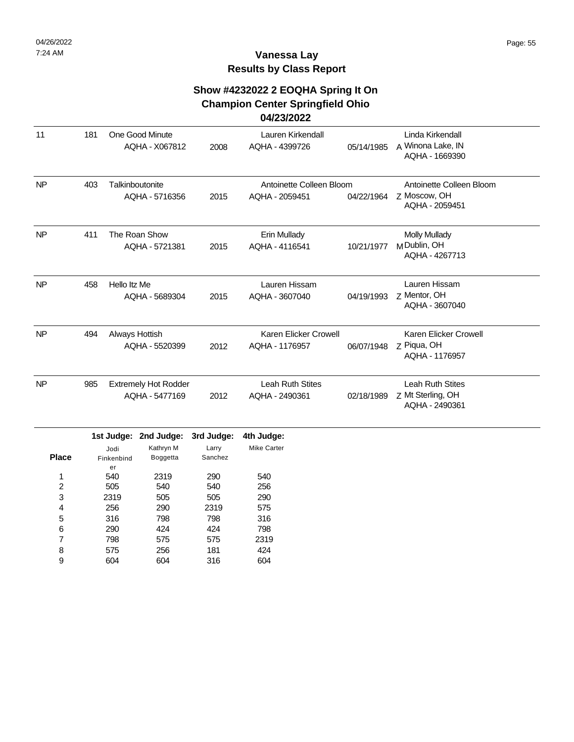## Vanessa Lay
## Results by Class Report

### Show #4232022 2 EOQHA Spring It On
### Champion Center Springfield Ohio
### 04/23/2022

| | | | | | | | |
|---|---|---|---|---|---|---|---|
| 11 | 181 | One Good Minute<br>AQHA - X067812 | 2008 | Lauren Kirkendall<br>AQHA - 4399726 | 05/14/1985 | A | Linda Kirkendall<br>Winona Lake, IN<br>AQHA - 1669390 |
| NP | 403 | Talkinboutonite<br>AQHA - 5716356 | 2015 | Antoinette Colleen Bloom<br>AQHA - 2059451 | 04/22/1964 | Z | Antoinette Colleen Bloom<br>Moscow, OH<br>AQHA - 2059451 |
| NP | 411 | The Roan Show<br>AQHA - 5721381 | 2015 | Erin Mullady<br>AQHA - 4116541 | 10/21/1977 | M | Molly Mullady<br>Dublin, OH<br>AQHA - 4267713 |
| NP | 458 | Hello Itz Me<br>AQHA - 5689304 | 2015 | Lauren Hissam<br>AQHA - 3607040 | 04/19/1993 | Z | Lauren Hissam<br>Mentor, OH<br>AQHA - 3607040 |
| NP | 494 | Always Hottish<br>AQHA - 5520399 | 2012 | Karen Elicker Crowell<br>AQHA - 1176957 | 06/07/1948 | Z | Karen Elicker Crowell<br>Piqua, OH<br>AQHA - 1176957 |
| NP | 985 | Extremely Hot Rodder<br>AQHA - 5477169 | 2012 | Leah Ruth Stites<br>AQHA - 2490361 | 02/18/1989 | Z | Leah Ruth Stites<br>Mt Sterling, OH<br>AQHA - 2490361 |

| Place | 1st Judge: Jodi Finkenbinder | 2nd Judge: Kathryn M Boggetta | 3rd Judge: Larry Sanchez | 4th Judge: Mike Carter |
|---|---|---|---|---|
| 1 | 540 | 2319 | 290 | 540 |
| 2 | 505 | 540 | 540 | 256 |
| 3 | 2319 | 505 | 505 | 290 |
| 4 | 256 | 290 | 2319 | 575 |
| 5 | 316 | 798 | 798 | 316 |
| 6 | 290 | 424 | 424 | 798 |
| 7 | 798 | 575 | 575 | 2319 |
| 8 | 575 | 256 | 181 | 424 |
| 9 | 604 | 604 | 316 | 604 |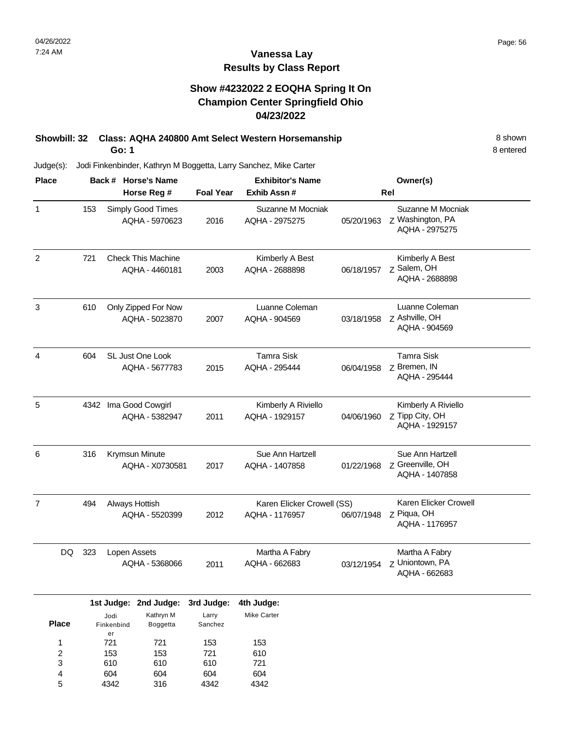# Vanessa Lay
## Results by Class Report

### Show #4232022 2 EOQHA Spring It On
### Champion Center Springfield Ohio
### 04/23/2022

**Showbill: 32 Class: AQHA 240800 Amt Select Western Horsemanship** 8 shown

**Go: 1** 8 entered

Judge(s): Jodi Finkenbinder, Kathryn M Boggetta, Larry Sanchez, Mike Carter

| Place | Back # | Horse's Name / Horse Reg # | Foal Year | Exhibitor's Name / Exhib Assn # | Rel | Owner(s) |
|---|---|---|---|---|---|---|
| 1 | 153 | Simply Good Times<br>AQHA - 5970623 | 2016 | Suzanne M Mocniak<br>AQHA - 2975275 | 05/20/1963 Z | Suzanne M Mocniak<br>Washington, PA<br>AQHA - 2975275 |
| 2 | 721 | Check This Machine<br>AQHA - 4460181 | 2003 | Kimberly A Best<br>AQHA - 2688898 | 06/18/1957 Z | Kimberly A Best<br>Salem, OH<br>AQHA - 2688898 |
| 3 | 610 | Only Zipped For Now<br>AQHA - 5023870 | 2007 | Luanne Coleman<br>AQHA - 904569 | 03/18/1958 Z | Luanne Coleman<br>Ashville, OH<br>AQHA - 904569 |
| 4 | 604 | SL Just One Look<br>AQHA - 5677783 | 2015 | Tamra Sisk<br>AQHA - 295444 | 06/04/1958 Z | Tamra Sisk<br>Bremen, IN<br>AQHA - 295444 |
| 5 | 4342 | Ima Good Cowgirl<br>AQHA - 5382947 | 2011 | Kimberly A Riviello<br>AQHA - 1929157 | 04/06/1960 Z | Kimberly A Riviello<br>Tipp City, OH<br>AQHA - 1929157 |
| 6 | 316 | Krymsun Minute<br>AQHA - X0730581 | 2017 | Sue Ann Hartzell<br>AQHA - 1407858 | 01/22/1968 Z | Sue Ann Hartzell<br>Greenville, OH<br>AQHA - 1407858 |
| 7 | 494 | Always Hottish<br>AQHA - 5520399 | 2012 | Karen Elicker Crowell (SS)<br>AQHA - 1176957 | 06/07/1948 Z | Karen Elicker Crowell<br>Piqua, OH<br>AQHA - 1176957 |
| DQ | 323 | Lopen Assets<br>AQHA - 5368066 | 2011 | Martha A Fabry<br>AQHA - 662683 | 03/12/1954 Z | Martha A Fabry<br>Uniontown, PA<br>AQHA - 662683 |

| Place | 1st Judge: Jodi Finkenbinder | 2nd Judge: Kathryn M Boggetta | 3rd Judge: Larry Sanchez | 4th Judge: Mike Carter |
|---|---|---|---|---|
| 1 | 721 | 721 | 153 | 153 |
| 2 | 153 | 153 | 721 | 610 |
| 3 | 610 | 610 | 610 | 721 |
| 4 | 604 | 604 | 604 | 604 |
| 5 | 4342 | 316 | 4342 | 4342 |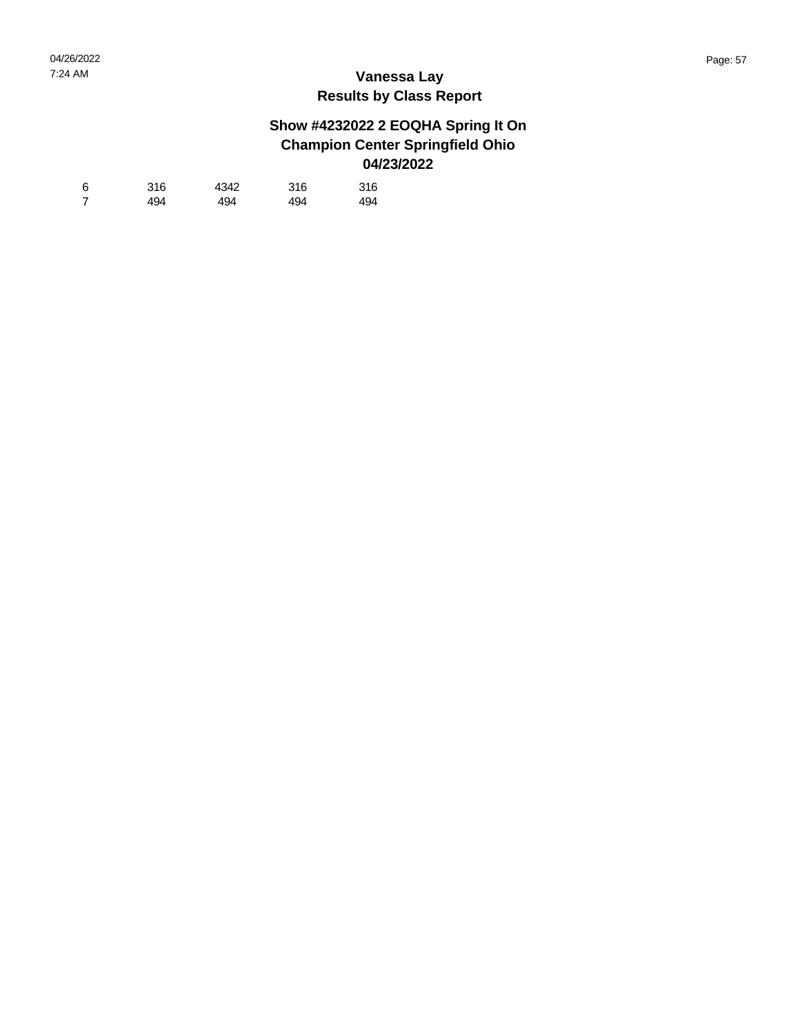## Vanessa Lay
## Results by Class Report

### Show #4232022 2 EOQHA Spring It On
### Champion Center Springfield Ohio
### 04/23/2022

| | | | | |
|---|---|---|---|---|
| 6 | 316 | 4342 | 316 | 316 |
| 7 | 494 | 494 | 494 | 494 |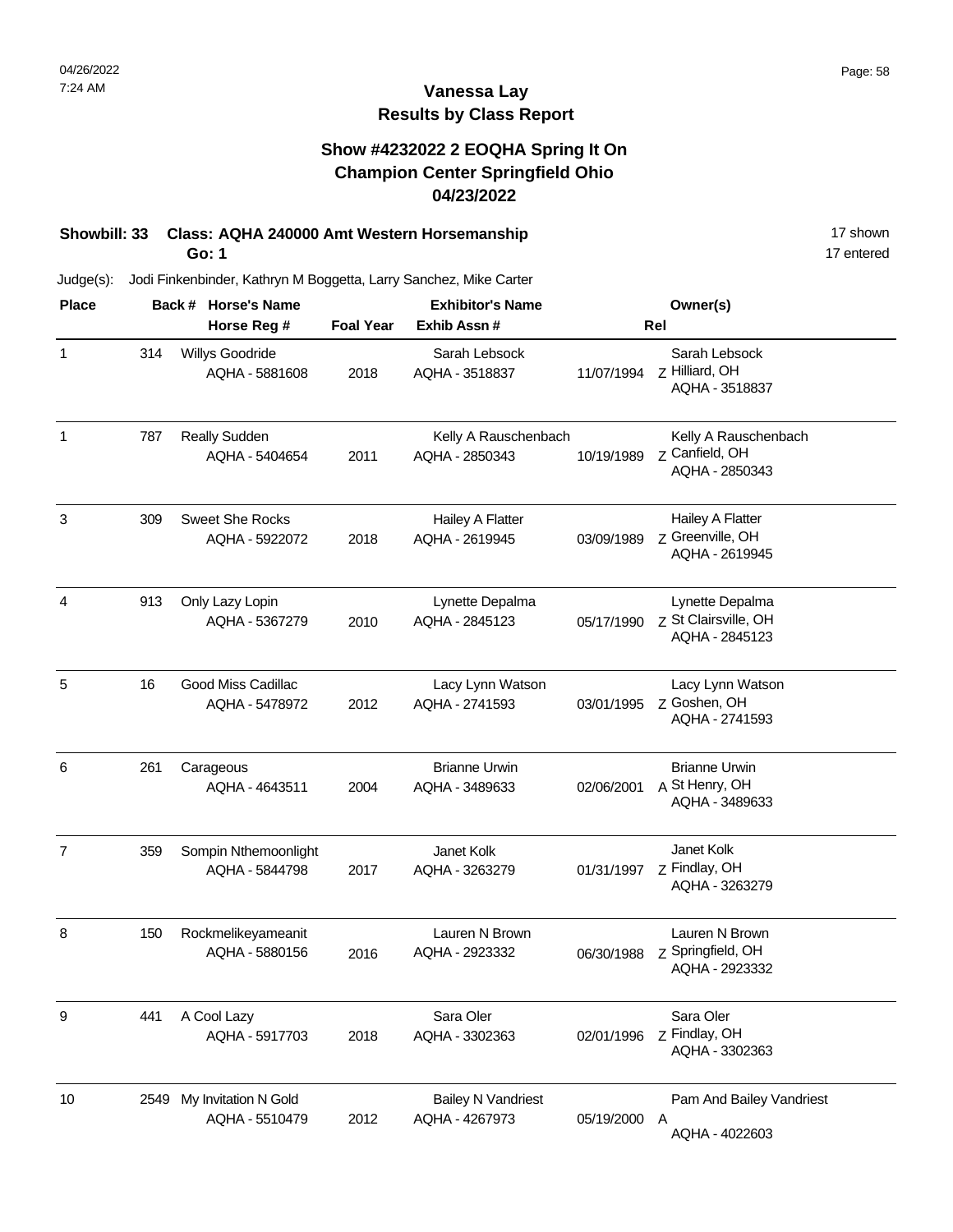# Vanessa Lay
## Results by Class Report

### Show #4232022 2 EOQHA Spring It On
### Champion Center Springfield Ohio
### 04/23/2022

**Showbill: 33 Class: AQHA 240000 Amt Western Horsemanship** 17 shown
**Go: 1** 17 entered

Judge(s): Jodi Finkenbinder, Kathryn M Boggetta, Larry Sanchez, Mike Carter

| Place | Back # | Horse's Name / Horse Reg # | Foal Year | Exhibitor's Name / Exhib Assn # | | Rel | Owner(s) |
|---|---|---|---|---|---|---|---|
| 1 | 314 | Willys Goodride<br>AQHA - 5881608 | 2018 | Sarah Lebsock<br>AQHA - 3518837 | 11/07/1994 | Z | Sarah Lebsock<br>Hilliard, OH<br>AQHA - 3518837 |
| 1 | 787 | Really Sudden<br>AQHA - 5404654 | 2011 | Kelly A Rauschenbach<br>AQHA - 2850343 | 10/19/1989 | Z | Kelly A Rauschenbach<br>Canfield, OH<br>AQHA - 2850343 |
| 3 | 309 | Sweet She Rocks<br>AQHA - 5922072 | 2018 | Hailey A Flatter<br>AQHA - 2619945 | 03/09/1989 | Z | Hailey A Flatter<br>Greenville, OH<br>AQHA - 2619945 |
| 4 | 913 | Only Lazy Lopin<br>AQHA - 5367279 | 2010 | Lynette Depalma<br>AQHA - 2845123 | 05/17/1990 | Z | Lynette Depalma<br>St Clairsville, OH<br>AQHA - 2845123 |
| 5 | 16 | Good Miss Cadillac<br>AQHA - 5478972 | 2012 | Lacy Lynn Watson<br>AQHA - 2741593 | 03/01/1995 | Z | Lacy Lynn Watson<br>Goshen, OH<br>AQHA - 2741593 |
| 6 | 261 | Carageous<br>AQHA - 4643511 | 2004 | Brianne Urwin<br>AQHA - 3489633 | 02/06/2001 | A | Brianne Urwin<br>St Henry, OH<br>AQHA - 3489633 |
| 7 | 359 | Sompin Nthemoonlight<br>AQHA - 5844798 | 2017 | Janet Kolk<br>AQHA - 3263279 | 01/31/1997 | Z | Janet Kolk<br>Findlay, OH<br>AQHA - 3263279 |
| 8 | 150 | Rockmelikeyameanit<br>AQHA - 5880156 | 2016 | Lauren N Brown<br>AQHA - 2923332 | 06/30/1988 | Z | Lauren N Brown<br>Springfield, OH<br>AQHA - 2923332 |
| 9 | 441 | A Cool Lazy<br>AQHA - 5917703 | 2018 | Sara Oler<br>AQHA - 3302363 | 02/01/1996 | Z | Sara Oler<br>Findlay, OH<br>AQHA - 3302363 |
| 10 | 2549 | My Invitation N Gold<br>AQHA - 5510479 | 2012 | Bailey N Vandriest<br>AQHA - 4267973 | 05/19/2000 | A | Pam And Bailey Vandriest<br>AQHA - 4022603 |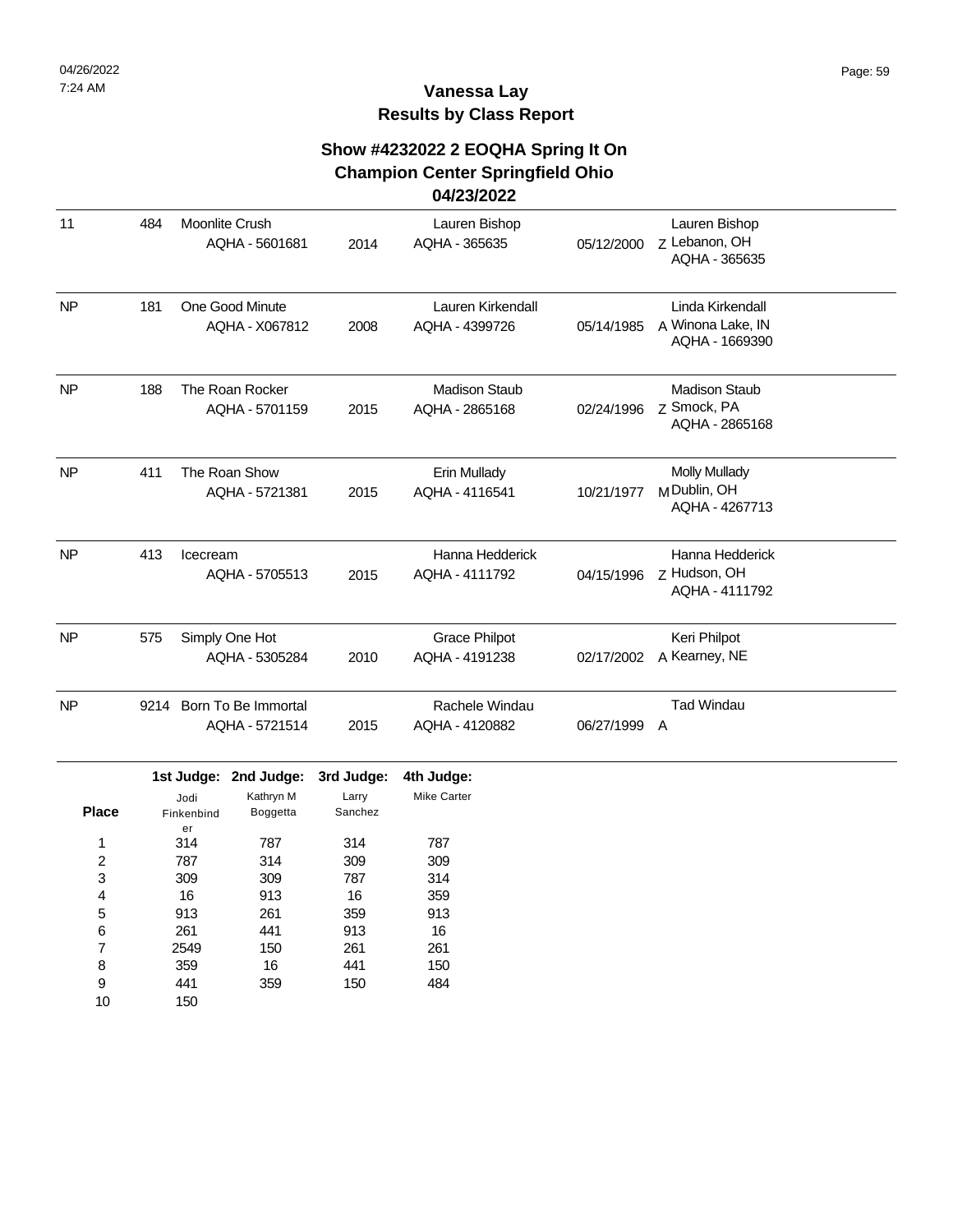# Vanessa Lay

## Results by Class Report

### Show #4232022 2 EOQHA Spring It On
### Champion Center Springfield Ohio
### 04/23/2022

| | | | | | | | |
|---|---|---|---|---|---|---|---|
| 11 | 484 | Moonlite Crush AQHA - 5601681 | 2014 | Lauren Bishop AQHA - 365635 | 05/12/2000 | Z | Lauren Bishop Lebanon, OH AQHA - 365635 |
| NP | 181 | One Good Minute AQHA - X067812 | 2008 | Lauren Kirkendall AQHA - 4399726 | 05/14/1985 | A | Linda Kirkendall Winona Lake, IN AQHA - 1669390 |
| NP | 188 | The Roan Rocker AQHA - 5701159 | 2015 | Madison Staub AQHA - 2865168 | 02/24/1996 | Z | Madison Staub Smock, PA AQHA - 2865168 |
| NP | 411 | The Roan Show AQHA - 5721381 | 2015 | Erin Mullady AQHA - 4116541 | 10/21/1977 | M | Molly Mullady Dublin, OH AQHA - 4267713 |
| NP | 413 | Icecream AQHA - 5705513 | 2015 | Hanna Hedderick AQHA - 4111792 | 04/15/1996 | Z | Hanna Hedderick Hudson, OH AQHA - 4111792 |
| NP | 575 | Simply One Hot AQHA - 5305284 | 2010 | Grace Philpot AQHA - 4191238 | 02/17/2002 | A | Keri Philpot Kearney, NE |
| NP | 9214 | Born To Be Immortal AQHA - 5721514 | 2015 | Rachele Windau AQHA - 4120882 | 06/27/1999 | A | Tad Windau |

| Place | 1st Judge: Jodi Finkenbinder | 2nd Judge: Kathryn M Boggetta | 3rd Judge: Larry Sanchez | 4th Judge: Mike Carter |
|---|---|---|---|---|
| 1 | 314 | 787 | 314 | 787 |
| 2 | 787 | 314 | 309 | 309 |
| 3 | 309 | 309 | 787 | 314 |
| 4 | 16 | 913 | 16 | 359 |
| 5 | 913 | 261 | 359 | 913 |
| 6 | 261 | 441 | 913 | 16 |
| 7 | 2549 | 150 | 261 | 261 |
| 8 | 359 | 16 | 441 | 150 |
| 9 | 441 | 359 | 150 | 484 |
| 10 | 150 | | | |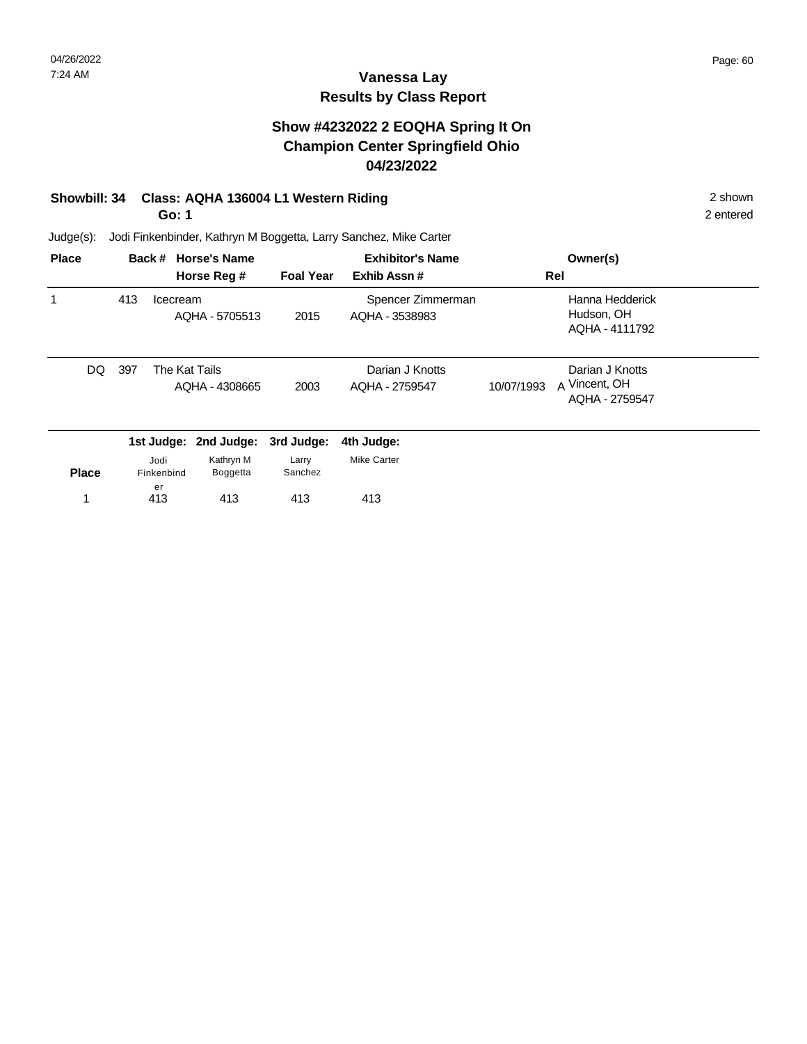## Vanessa Lay
## Results by Class Report

### Show #4232022 2 EOQHA Spring It On
### Champion Center Springfield Ohio
### 04/23/2022

**Showbill: 34 Class: AQHA 136004 L1 Western Riding** 2 shown
**Go: 1** 2 entered

Judge(s): Jodi Finkenbinder, Kathryn M Boggetta, Larry Sanchez, Mike Carter

| Place | Back # | Horse's Name / Horse Reg # | Foal Year | Exhibitor's Name / Exhib Assn # | Rel | Owner(s) |
|---|---|---|---|---|---|---|
| 1 | 413 | Icecream<br>AQHA - 5705513 | 2015 | Spencer Zimmerman<br>AQHA - 3538983 | | Hanna Hedderick<br>Hudson, OH<br>AQHA - 4111792 |
| DQ | 397 | The Kat Tails<br>AQHA - 4308665 | 2003 | Darian J Knotts<br>AQHA - 2759547 | 10/07/1993 A | Darian J Knotts<br>Vincent, OH<br>AQHA - 2759547 |

| Place | 1st Judge: Jodi Finkenbinder | 2nd Judge: Kathryn M Boggetta | 3rd Judge: Larry Sanchez | 4th Judge: Mike Carter |
|---|---|---|---|---|
| 1 | 413 | 413 | 413 | 413 |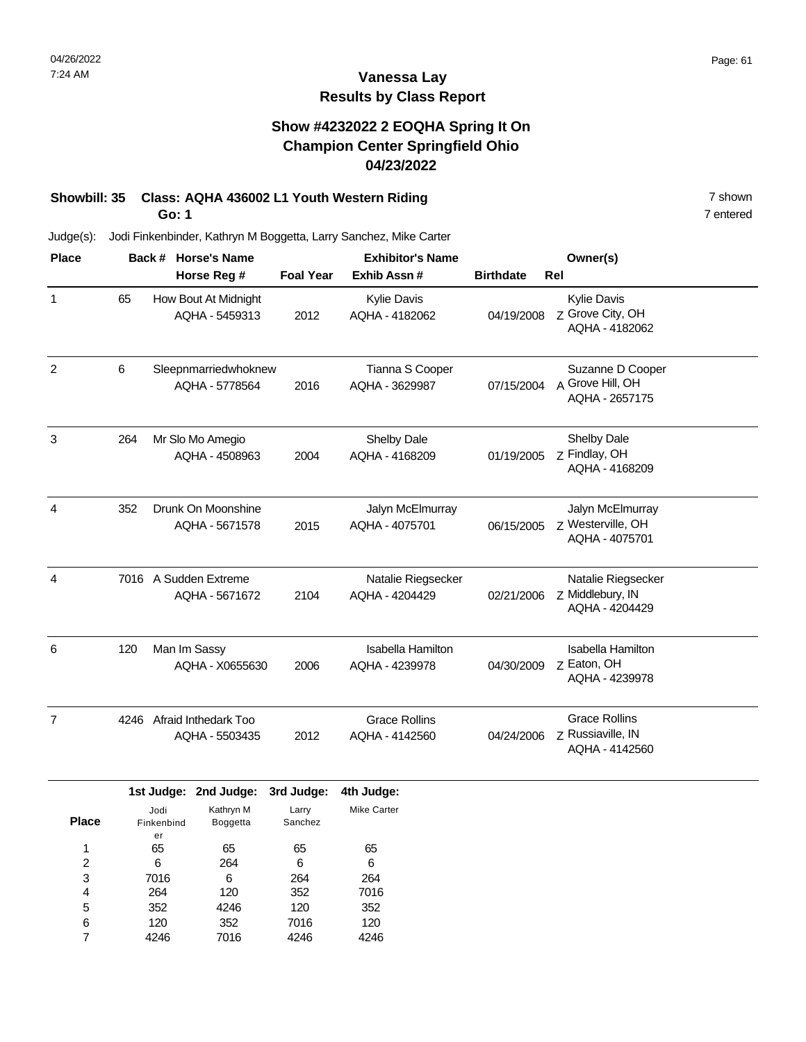04/26/2022
7:24 AM

# Vanessa Lay
## Results by Class Report

### Show #4232022 2 EOQHA Spring It On
### Champion Center Springfield Ohio
### 04/23/2022

**Showbill: 35 Class: AQHA 436002 L1 Youth Western Riding** 7 shown
**Go: 1** 7 entered

Judge(s): Jodi Finkenbinder, Kathryn M Boggetta, Larry Sanchez, Mike Carter

| Place | Back # | Horse's Name / Horse Reg # | Foal Year | Exhibitor's Name / Exhib Assn # | Birthdate | Rel | Owner(s) |
|---|---|---|---|---|---|---|---|
| 1 | 65 | How Bout At Midnight<br>AQHA - 5459313 | 2012 | Kylie Davis<br>AQHA - 4182062 | 04/19/2008 | Z | Kylie Davis<br>Grove City, OH<br>AQHA - 4182062 |
| 2 | 6 | Sleepnmarriedwhoknew<br>AQHA - 5778564 | 2016 | Tianna S Cooper<br>AQHA - 3629987 | 07/15/2004 | A | Suzanne D Cooper<br>Grove Hill, OH<br>AQHA - 2657175 |
| 3 | 264 | Mr Slo Mo Amegio<br>AQHA - 4508963 | 2004 | Shelby Dale<br>AQHA - 4168209 | 01/19/2005 | Z | Shelby Dale<br>Findlay, OH<br>AQHA - 4168209 |
| 4 | 352 | Drunk On Moonshine<br>AQHA - 5671578 | 2015 | Jalyn McElmurray<br>AQHA - 4075701 | 06/15/2005 | Z | Jalyn McElmurray<br>Westerville, OH<br>AQHA - 4075701 |
| 4 | 7016 | A Sudden Extreme<br>AQHA - 5671672 | 2104 | Natalie Riegsecker<br>AQHA - 4204429 | 02/21/2006 | Z | Natalie Riegsecker<br>Middlebury, IN<br>AQHA - 4204429 |
| 6 | 120 | Man Im Sassy<br>AQHA - X0655630 | 2006 | Isabella Hamilton<br>AQHA - 4239978 | 04/30/2009 | Z | Isabella Hamilton<br>Eaton, OH<br>AQHA - 4239978 |
| 7 | 4246 | Afraid Inthedark Too<br>AQHA - 5503435 | 2012 | Grace Rollins<br>AQHA - 4142560 | 04/24/2006 | Z | Grace Rollins<br>Russiaville, IN<br>AQHA - 4142560 |

| Place | 1st Judge: Jodi Finkenbinder | 2nd Judge: Kathryn M Boggetta | 3rd Judge: Larry Sanchez | 4th Judge: Mike Carter |
|---|---|---|---|---|
| 1 | 65 | 65 | 65 | 65 |
| 2 | 6 | 264 | 6 | 6 |
| 3 | 7016 | 6 | 264 | 264 |
| 4 | 264 | 120 | 352 | 7016 |
| 5 | 352 | 4246 | 120 | 352 |
| 6 | 120 | 352 | 7016 | 120 |
| 7 | 4246 | 7016 | 4246 | 4246 |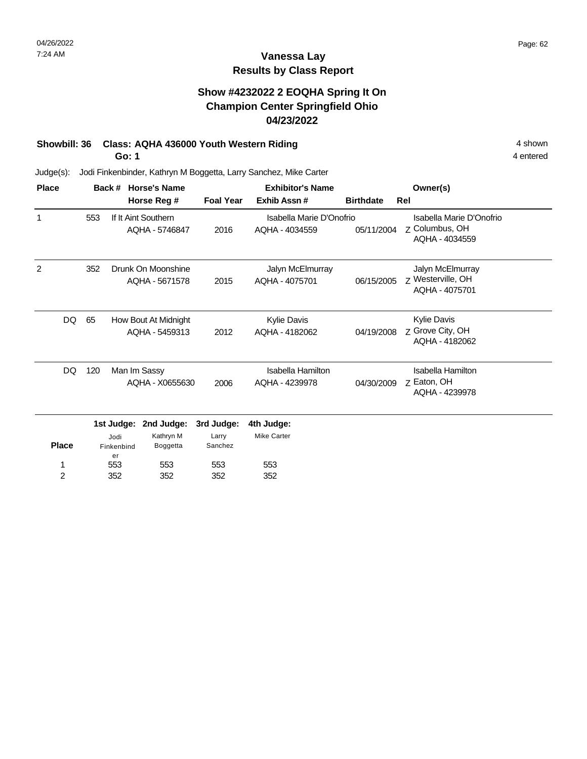**Vanessa Lay**
**Results by Class Report**

**Show #4232022 2 EOQHA Spring It On**
**Champion Center Springfield Ohio**
**04/23/2022**

**Showbill: 36 Class: AQHA 436000 Youth Western Riding** — 4 shown

**Go: 1** — 4 entered

Judge(s): Jodi Finkenbinder, Kathryn M Boggetta, Larry Sanchez, Mike Carter

| Place | Back # | Horse's Name / Horse Reg # | Foal Year | Exhibitor's Name / Exhib Assn # | Birthdate | Rel | Owner(s) |
|---|---|---|---|---|---|---|---|
| 1 | 553 | If It Aint Southern<br>AQHA - 5746847 | 2016 | Isabella Marie D'Onofrio<br>AQHA - 4034559 | 05/11/2004 | Z | Isabella Marie D'Onofrio<br>Columbus, OH<br>AQHA - 4034559 |
| 2 | 352 | Drunk On Moonshine<br>AQHA - 5671578 | 2015 | Jalyn McElmurray<br>AQHA - 4075701 | 06/15/2005 | Z | Jalyn McElmurray<br>Westerville, OH<br>AQHA - 4075701 |
| DQ | 65 | How Bout At Midnight<br>AQHA - 5459313 | 2012 | Kylie Davis<br>AQHA - 4182062 | 04/19/2008 | Z | Kylie Davis<br>Grove City, OH<br>AQHA - 4182062 |
| DQ | 120 | Man Im Sassy<br>AQHA - X0655630 | 2006 | Isabella Hamilton<br>AQHA - 4239978 | 04/30/2009 | Z | Isabella Hamilton<br>Eaton, OH<br>AQHA - 4239978 |

| Place | 1st Judge: Jodi Finkenbinder | 2nd Judge: Kathryn M Boggetta | 3rd Judge: Larry Sanchez | 4th Judge: Mike Carter |
|---|---|---|---|---|
| 1 | 553 | 553 | 553 | 553 |
| 2 | 352 | 352 | 352 | 352 |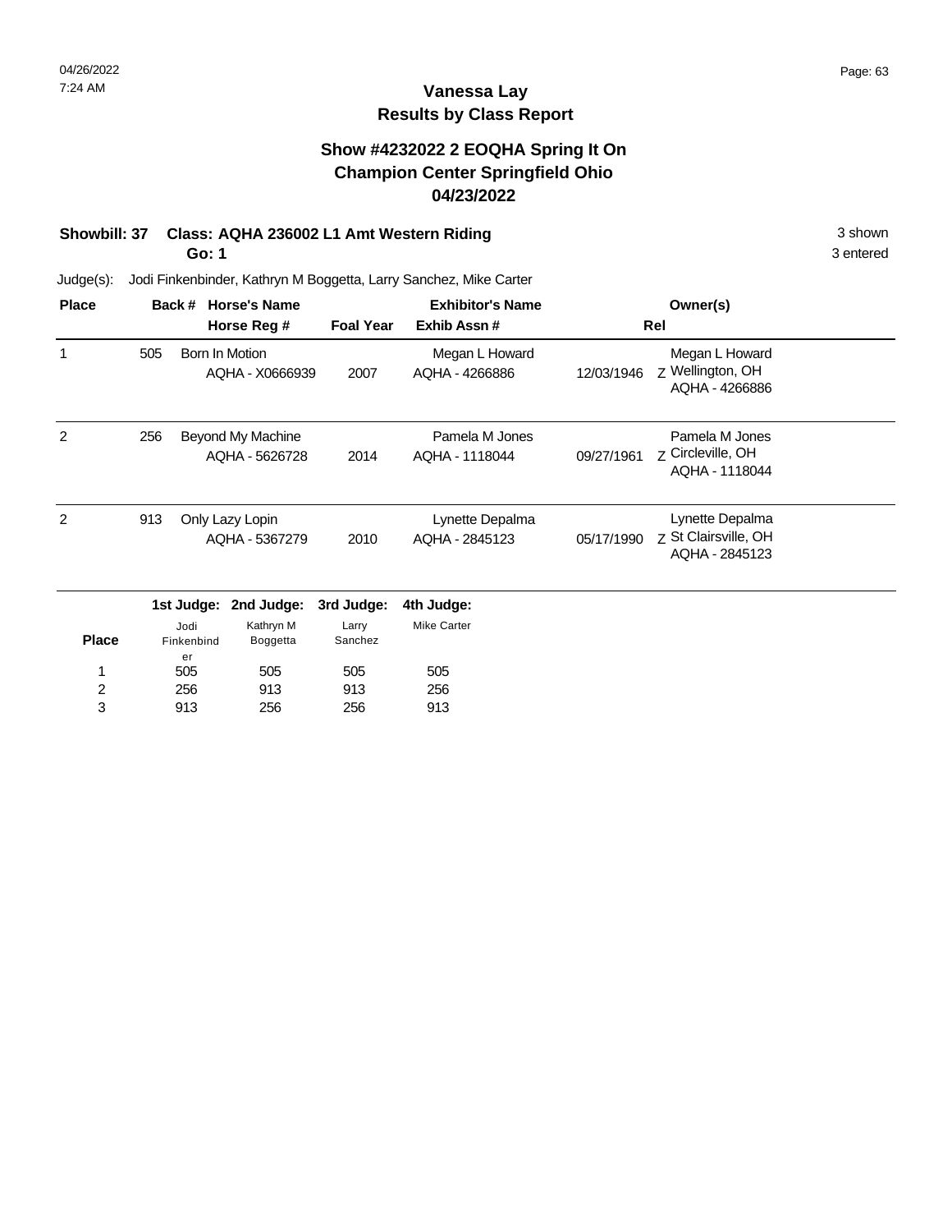**Vanessa Lay**
**Results by Class Report**

## Show #4232022 2 EOQHA Spring It On Champion Center Springfield Ohio 04/23/2022

**Showbill: 37 Class: AQHA 236002 L1 Amt Western Riding** 3 shown

**Go: 1** 3 entered

Judge(s): Jodi Finkenbinder, Kathryn M Boggetta, Larry Sanchez, Mike Carter

| Place | Back # | Horse's Name / Horse Reg # | Foal Year | Exhibitor's Name / Exhib Assn # | Rel | Owner(s) |
|---|---|---|---|---|---|---|
| 1 | 505 | Born In Motion<br>AQHA - X0666939 | 2007 | Megan L Howard<br>AQHA - 4266886 | 12/03/1946 Z | Megan L Howard<br>Wellington, OH<br>AQHA - 4266886 |
| 2 | 256 | Beyond My Machine<br>AQHA - 5626728 | 2014 | Pamela M Jones<br>AQHA - 1118044 | 09/27/1961 Z | Pamela M Jones<br>Circleville, OH<br>AQHA - 1118044 |
| 2 | 913 | Only Lazy Lopin<br>AQHA - 5367279 | 2010 | Lynette Depalma<br>AQHA - 2845123 | 05/17/1990 Z | Lynette Depalma<br>St Clairsville, OH<br>AQHA - 2845123 |

| Place | 1st Judge: Jodi Finkenbinder | 2nd Judge: Kathryn M Boggetta | 3rd Judge: Larry Sanchez | 4th Judge: Mike Carter |
|---|---|---|---|---|
| 1 | 505 | 505 | 505 | 505 |
| 2 | 256 | 913 | 913 | 256 |
| 3 | 913 | 256 | 256 | 913 |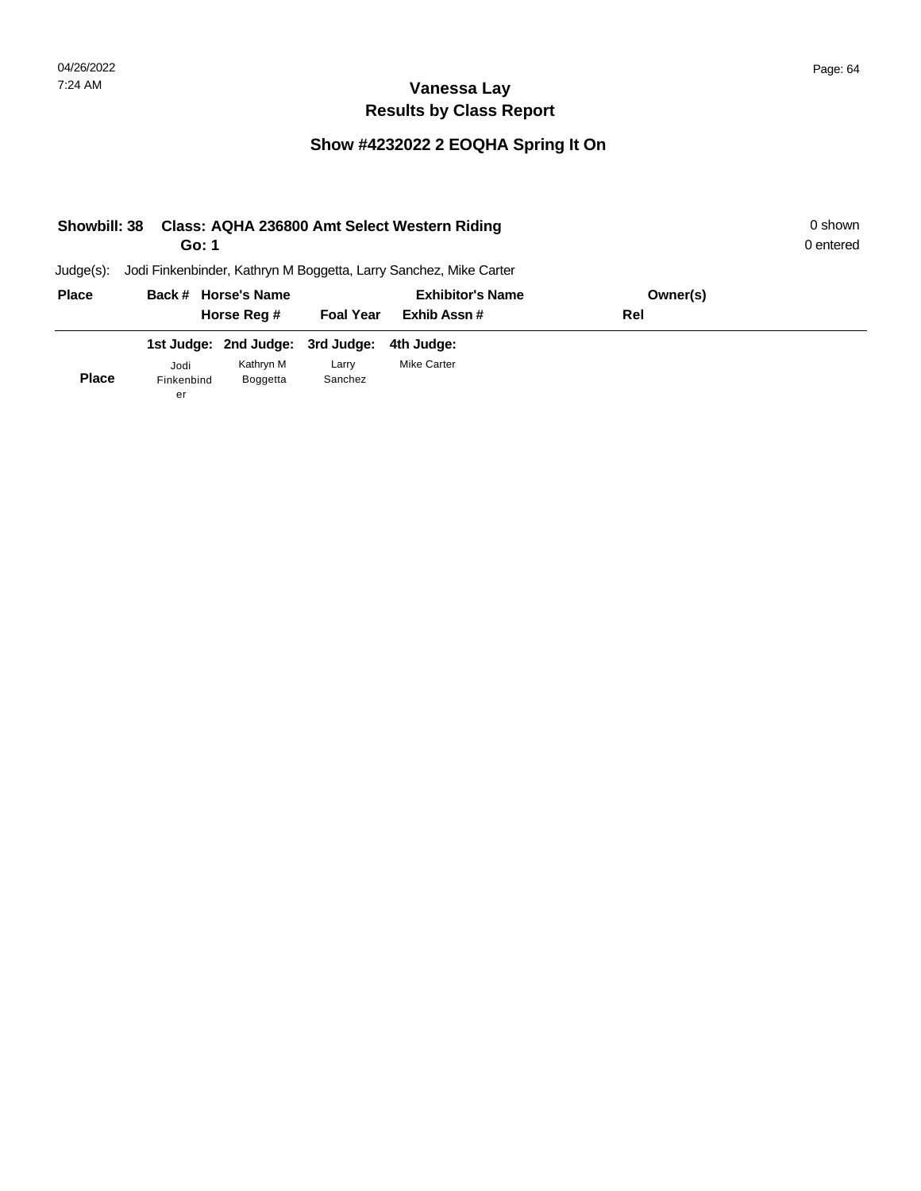# Vanessa Lay
## Results by Class Report

## Show #4232022 2 EOQHA Spring It On

**Showbill: 38** **Class: AQHA 236800 Amt Select Western Riding** 0 shown
**Go: 1** 0 entered

Judge(s): Jodi Finkenbinder, Kathryn M Boggetta, Larry Sanchez, Mike Carter

| Place | Back # | Horse's Name / Horse Reg # | Foal Year | Exhibitor's Name / Exhib Assn # | Owner(s) / Rel |
|---|---|---|---|---|---|

| | 1st Judge: | 2nd Judge: | 3rd Judge: | 4th Judge: |
|---|---|---|---|---|
| **Place** | Jodi Finkenbinder | Kathryn M Boggetta | Larry Sanchez | Mike Carter |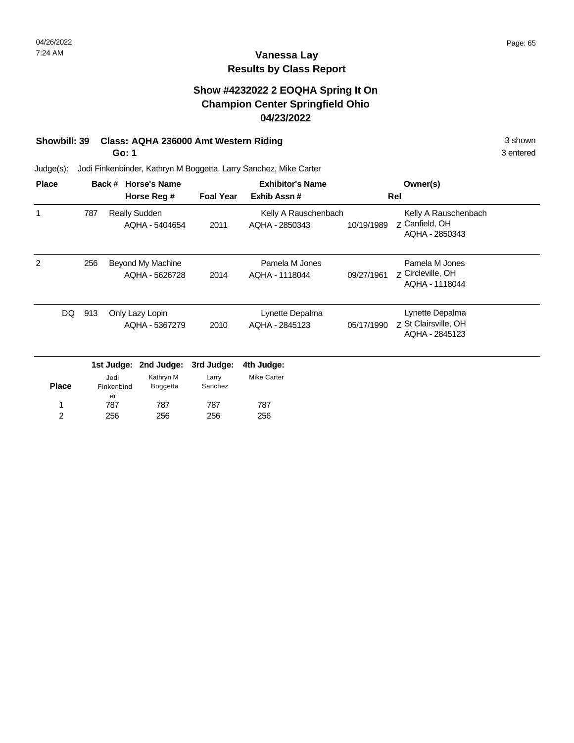04/26/2022
7:24 AM

**Vanessa Lay**
**Results by Class Report**

**Show #4232022 2 EOQHA Spring It On**
**Champion Center Springfield Ohio**
**04/23/2022**

**Showbill: 39 Class: AQHA 236000 Amt Western Riding** 3 shown
**Go: 1** 3 entered

Judge(s): Jodi Finkenbinder, Kathryn M Boggetta, Larry Sanchez, Mike Carter

| Place | Back # | Horse's Name / Horse Reg # | Foal Year | Exhibitor's Name / Exhib Assn # | Rel | Owner(s) |
|---|---|---|---|---|---|---|
| 1 | 787 | Really Sudden<br>AQHA - 5404654 | 2011 | Kelly A Rauschenbach<br>AQHA - 2850343 | 10/19/1989 Z | Kelly A Rauschenbach<br>Canfield, OH<br>AQHA - 2850343 |
| 2 | 256 | Beyond My Machine<br>AQHA - 5626728 | 2014 | Pamela M Jones<br>AQHA - 1118044 | 09/27/1961 Z | Pamela M Jones<br>Circleville, OH<br>AQHA - 1118044 |
| DQ | 913 | Only Lazy Lopin<br>AQHA - 5367279 | 2010 | Lynette Depalma<br>AQHA - 2845123 | 05/17/1990 Z | Lynette Depalma<br>St Clairsville, OH<br>AQHA - 2845123 |

| Place | 1st Judge: Jodi Finkenbinder | 2nd Judge: Kathryn M Boggetta | 3rd Judge: Larry Sanchez | 4th Judge: Mike Carter |
|---|---|---|---|---|
| 1 | 787 | 787 | 787 | 787 |
| 2 | 256 | 256 | 256 | 256 |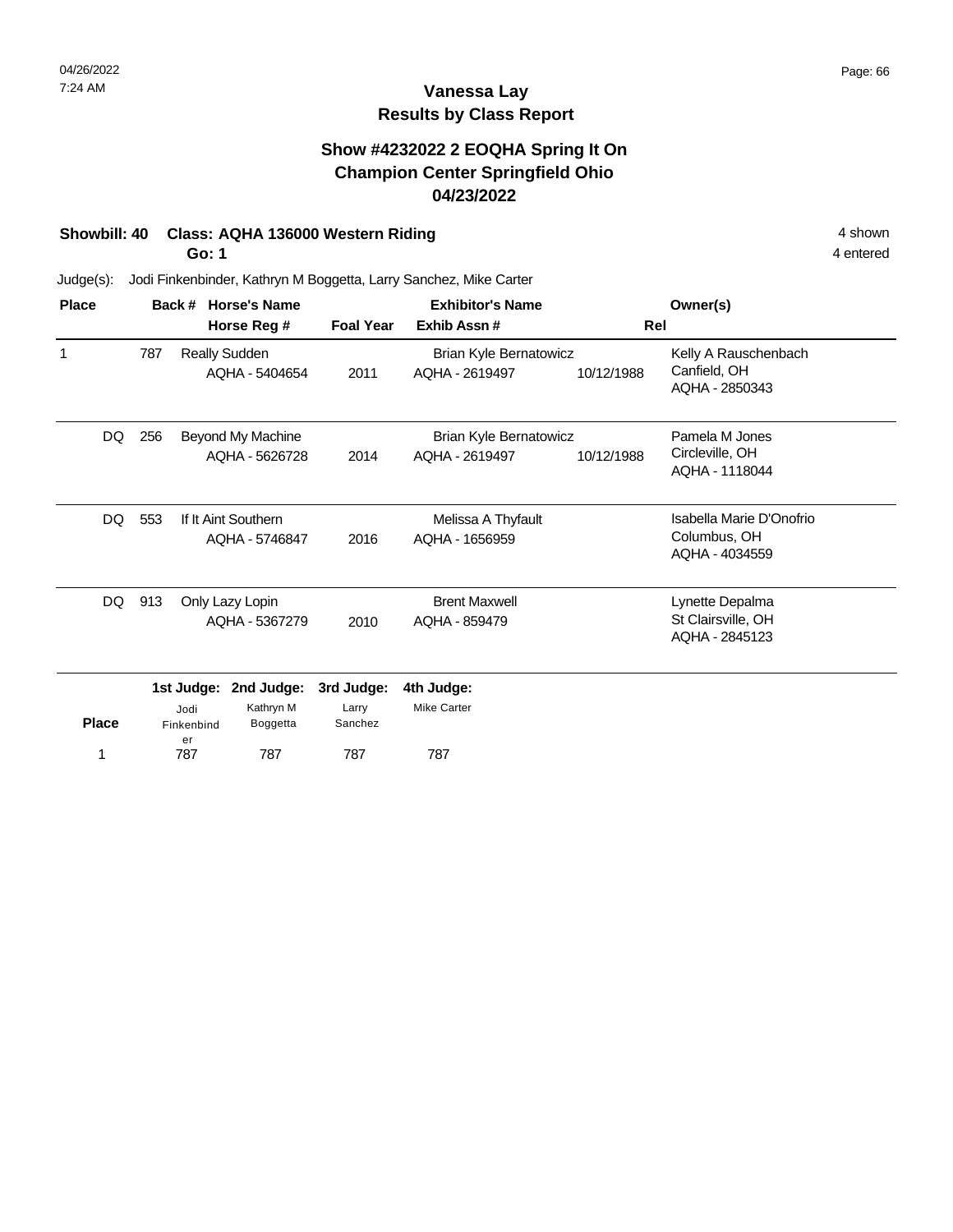04/26/2022
7:24 AM

# Vanessa Lay
## Results by Class Report

### Show #4232022 2 EOQHA Spring It On
### Champion Center Springfield Ohio
### 04/23/2022

**Showbill: 40 Class: AQHA 136000 Western Riding** 4 shown
**Go: 1** 4 entered

Judge(s): Jodi Finkenbinder, Kathryn M Boggetta, Larry Sanchez, Mike Carter

| Place | Back # | Horse's Name / Horse Reg # | Foal Year | Exhibitor's Name / Exhib Assn # | Rel | Owner(s) |
|---|---|---|---|---|---|---|
| 1 | 787 | Really Sudden<br>AQHA - 5404654 | 2011 | Brian Kyle Bernatowicz<br>AQHA - 2619497 | 10/12/1988 | Kelly A Rauschenbach<br>Canfield, OH<br>AQHA - 2850343 |
| DQ | 256 | Beyond My Machine<br>AQHA - 5626728 | 2014 | Brian Kyle Bernatowicz<br>AQHA - 2619497 | 10/12/1988 | Pamela M Jones<br>Circleville, OH<br>AQHA - 1118044 |
| DQ | 553 | If It Aint Southern<br>AQHA - 5746847 | 2016 | Melissa A Thyfault<br>AQHA - 1656959 | | Isabella Marie D'Onofrio<br>Columbus, OH<br>AQHA - 4034559 |
| DQ | 913 | Only Lazy Lopin<br>AQHA - 5367279 | 2010 | Brent Maxwell<br>AQHA - 859479 | | Lynette Depalma<br>St Clairsville, OH<br>AQHA - 2845123 |

| Place | 1st Judge: Jodi Finkenbinder | 2nd Judge: Kathryn M Boggetta | 3rd Judge: Larry Sanchez | 4th Judge: Mike Carter |
|---|---|---|---|---|
| 1 | 787 | 787 | 787 | 787 |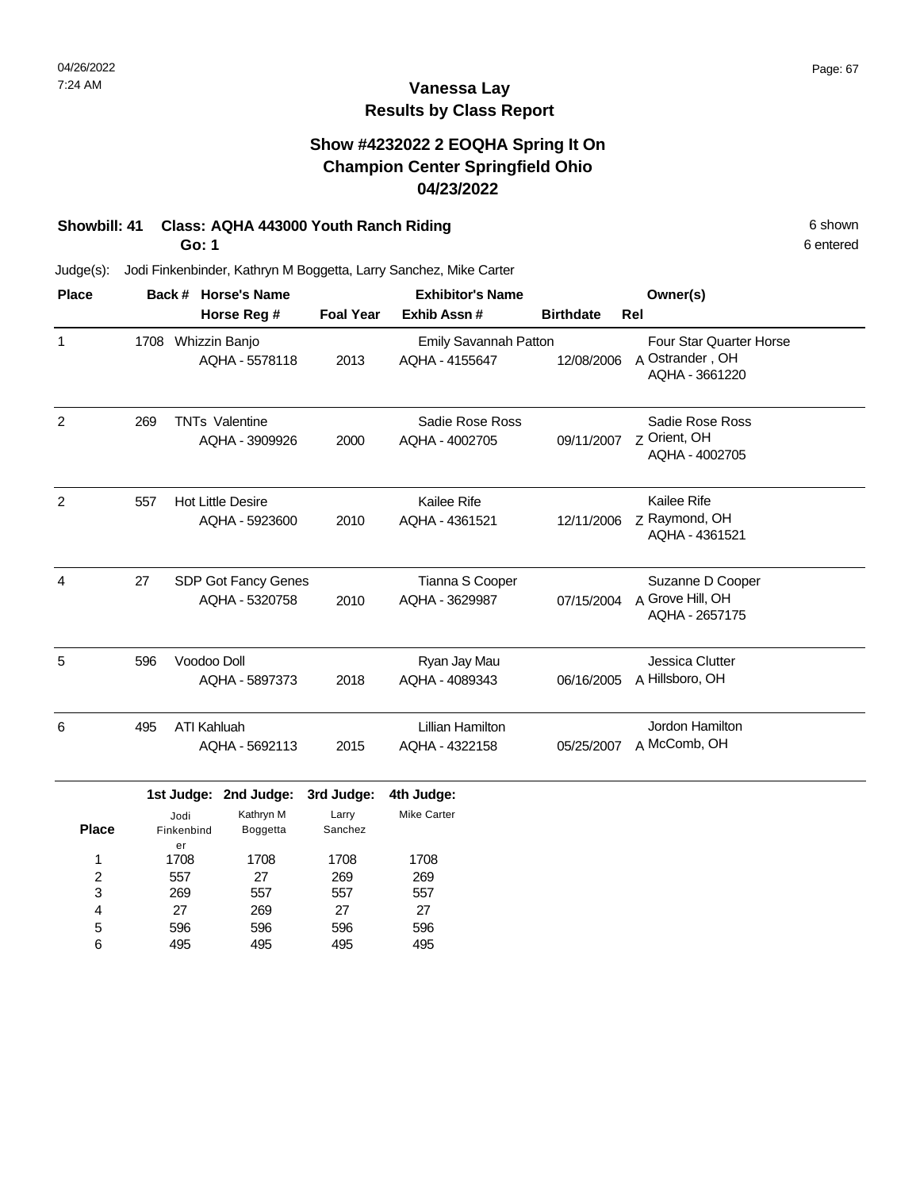# Vanessa Lay
## Results by Class Report

### Show #4232022 2 EOQHA Spring It On
### Champion Center Springfield Ohio
### 04/23/2022

**Showbill: 41 Class: AQHA 443000 Youth Ranch Riding** 6 shown

**Go: 1** 6 entered

Judge(s): Jodi Finkenbinder, Kathryn M Boggetta, Larry Sanchez, Mike Carter

| Place | Back # | Horse's Name / Horse Reg # | Foal Year | Exhibitor's Name / Exhib Assn # | Birthdate | Rel | Owner(s) |
|---|---|---|---|---|---|---|---|
| 1 | 1708 | Whizzin Banjo<br>AQHA - 5578118 | 2013 | Emily Savannah Patton<br>AQHA - 4155647 | 12/08/2006 | A | Four Star Quarter Horse<br>Ostrander , OH<br>AQHA - 3661220 |
| 2 | 269 | TNTs Valentine<br>AQHA - 3909926 | 2000 | Sadie Rose Ross<br>AQHA - 4002705 | 09/11/2007 | Z | Sadie Rose Ross<br>Orient, OH<br>AQHA - 4002705 |
| 2 | 557 | Hot Little Desire<br>AQHA - 5923600 | 2010 | Kailee Rife<br>AQHA - 4361521 | 12/11/2006 | Z | Kailee Rife<br>Raymond, OH<br>AQHA - 4361521 |
| 4 | 27 | SDP Got Fancy Genes<br>AQHA - 5320758 | 2010 | Tianna S Cooper<br>AQHA - 3629987 | 07/15/2004 | A | Suzanne D Cooper<br>Grove Hill, OH<br>AQHA - 2657175 |
| 5 | 596 | Voodoo Doll<br>AQHA - 5897373 | 2018 | Ryan Jay Mau<br>AQHA - 4089343 | 06/16/2005 | A | Jessica Clutter<br>Hillsboro, OH |
| 6 | 495 | ATI Kahluah<br>AQHA - 5692113 | 2015 | Lillian Hamilton<br>AQHA - 4322158 | 05/25/2007 | A | Jordon Hamilton<br>McComb, OH |

| Place | 1st Judge: Jodi Finkenbinder | 2nd Judge: Kathryn M Boggetta | 3rd Judge: Larry Sanchez | 4th Judge: Mike Carter |
|---|---|---|---|---|
| 1 | 1708 | 1708 | 1708 | 1708 |
| 2 | 557 | 27 | 269 | 269 |
| 3 | 269 | 557 | 557 | 557 |
| 4 | 27 | 269 | 27 | 27 |
| 5 | 596 | 596 | 596 | 596 |
| 6 | 495 | 495 | 495 | 495 |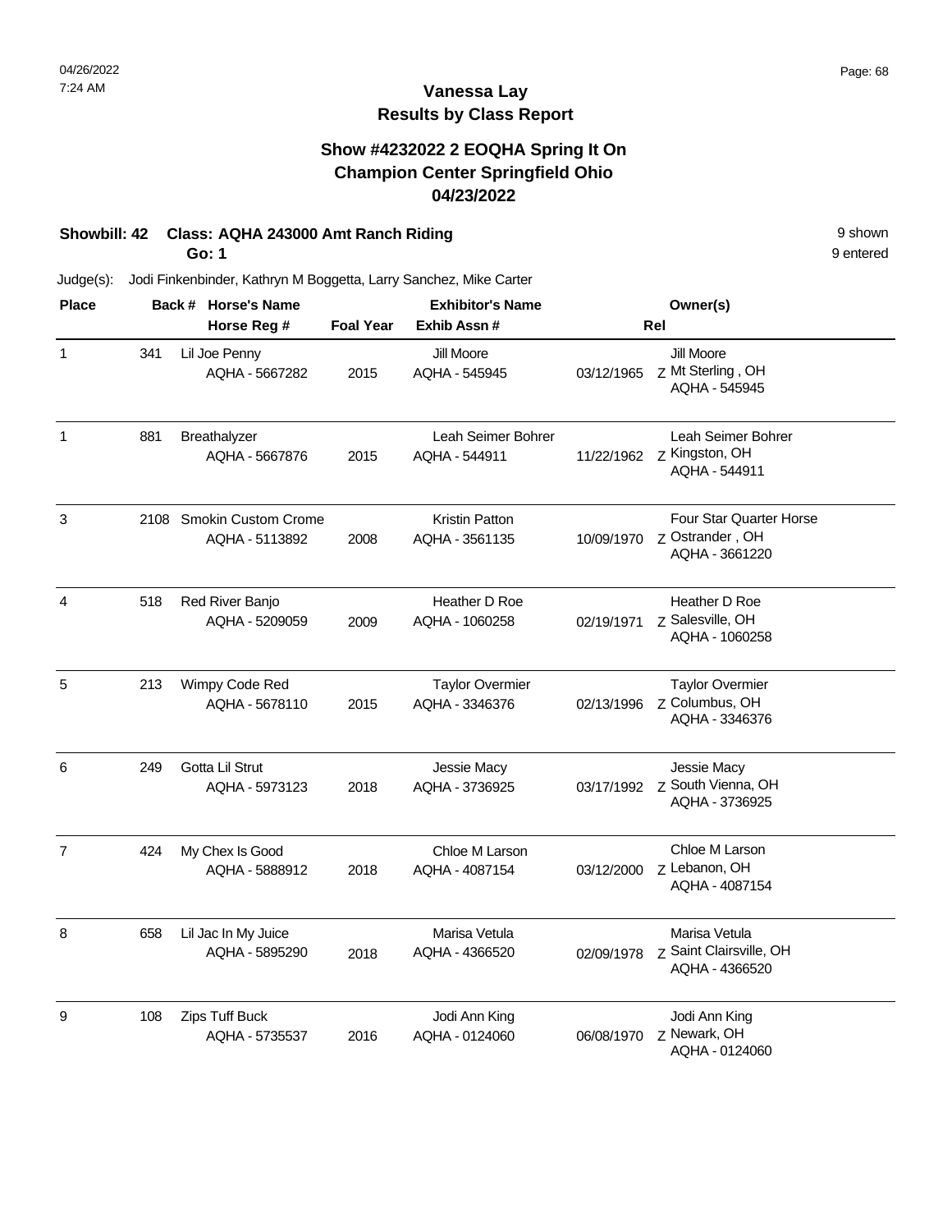# Vanessa Lay
## Results by Class Report

### Show #4232022 2 EOQHA Spring It On
### Champion Center Springfield Ohio
### 04/23/2022

**Showbill: 42 Class: AQHA 243000 Amt Ranch Riding** 9 shown

**Go: 1** 9 entered

Judge(s): Jodi Finkenbinder, Kathryn M Boggetta, Larry Sanchez, Mike Carter

| Place | Back # | Horse's Name / Horse Reg # | Foal Year | Exhibitor's Name / Exhib Assn # | Rel | Owner(s) |
|---|---|---|---|---|---|---|
| 1 | 341 | Lil Joe Penny<br>AQHA - 5667282 | 2015 | Jill Moore<br>AQHA - 545945 | 03/12/1965 Z | Jill Moore<br>Mt Sterling , OH<br>AQHA - 545945 |
| 1 | 881 | Breathalyzer<br>AQHA - 5667876 | 2015 | Leah Seimer Bohrer<br>AQHA - 544911 | 11/22/1962 Z | Leah Seimer Bohrer<br>Kingston, OH<br>AQHA - 544911 |
| 3 | 2108 | Smokin Custom Crome<br>AQHA - 5113892 | 2008 | Kristin Patton<br>AQHA - 3561135 | 10/09/1970 Z | Four Star Quarter Horse<br>Ostrander , OH<br>AQHA - 3661220 |
| 4 | 518 | Red River Banjo<br>AQHA - 5209059 | 2009 | Heather D Roe<br>AQHA - 1060258 | 02/19/1971 Z | Heather D Roe<br>Salesville, OH<br>AQHA - 1060258 |
| 5 | 213 | Wimpy Code Red<br>AQHA - 5678110 | 2015 | Taylor Overmier<br>AQHA - 3346376 | 02/13/1996 Z | Taylor Overmier<br>Columbus, OH<br>AQHA - 3346376 |
| 6 | 249 | Gotta Lil Strut<br>AQHA - 5973123 | 2018 | Jessie Macy<br>AQHA - 3736925 | 03/17/1992 Z | Jessie Macy<br>South Vienna, OH<br>AQHA - 3736925 |
| 7 | 424 | My Chex Is Good<br>AQHA - 5888912 | 2018 | Chloe M Larson<br>AQHA - 4087154 | 03/12/2000 Z | Chloe M Larson<br>Lebanon, OH<br>AQHA - 4087154 |
| 8 | 658 | Lil Jac In My Juice<br>AQHA - 5895290 | 2018 | Marisa Vetula<br>AQHA - 4366520 | 02/09/1978 Z | Marisa Vetula<br>Saint Clairsville, OH<br>AQHA - 4366520 |
| 9 | 108 | Zips Tuff Buck<br>AQHA - 5735537 | 2016 | Jodi Ann King<br>AQHA - 0124060 | 06/08/1970 Z | Jodi Ann King<br>Newark, OH<br>AQHA - 0124060 |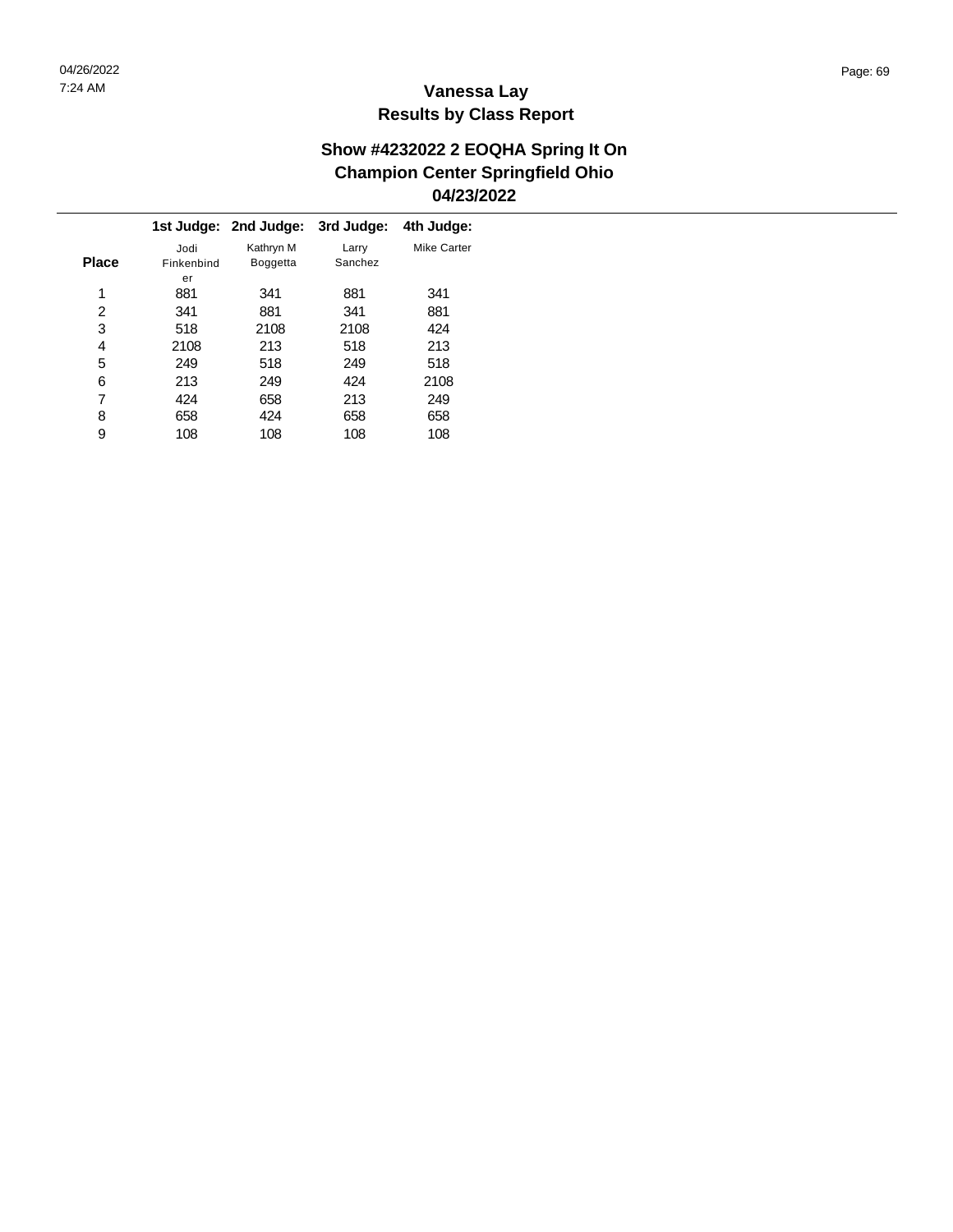# Vanessa Lay
## Results by Class Report

### Show #4232022 2 EOQHA Spring It On
### Champion Center Springfield Ohio
### 04/23/2022

| Place | 1st Judge: Jodi Finkenbinder | 2nd Judge: Kathryn M Boggetta | 3rd Judge: Larry Sanchez | 4th Judge: Mike Carter |
|---|---|---|---|---|
| 1 | 881 | 341 | 881 | 341 |
| 2 | 341 | 881 | 341 | 881 |
| 3 | 518 | 2108 | 2108 | 424 |
| 4 | 2108 | 213 | 518 | 213 |
| 5 | 249 | 518 | 249 | 518 |
| 6 | 213 | 249 | 424 | 2108 |
| 7 | 424 | 658 | 213 | 249 |
| 8 | 658 | 424 | 658 | 658 |
| 9 | 108 | 108 | 108 | 108 |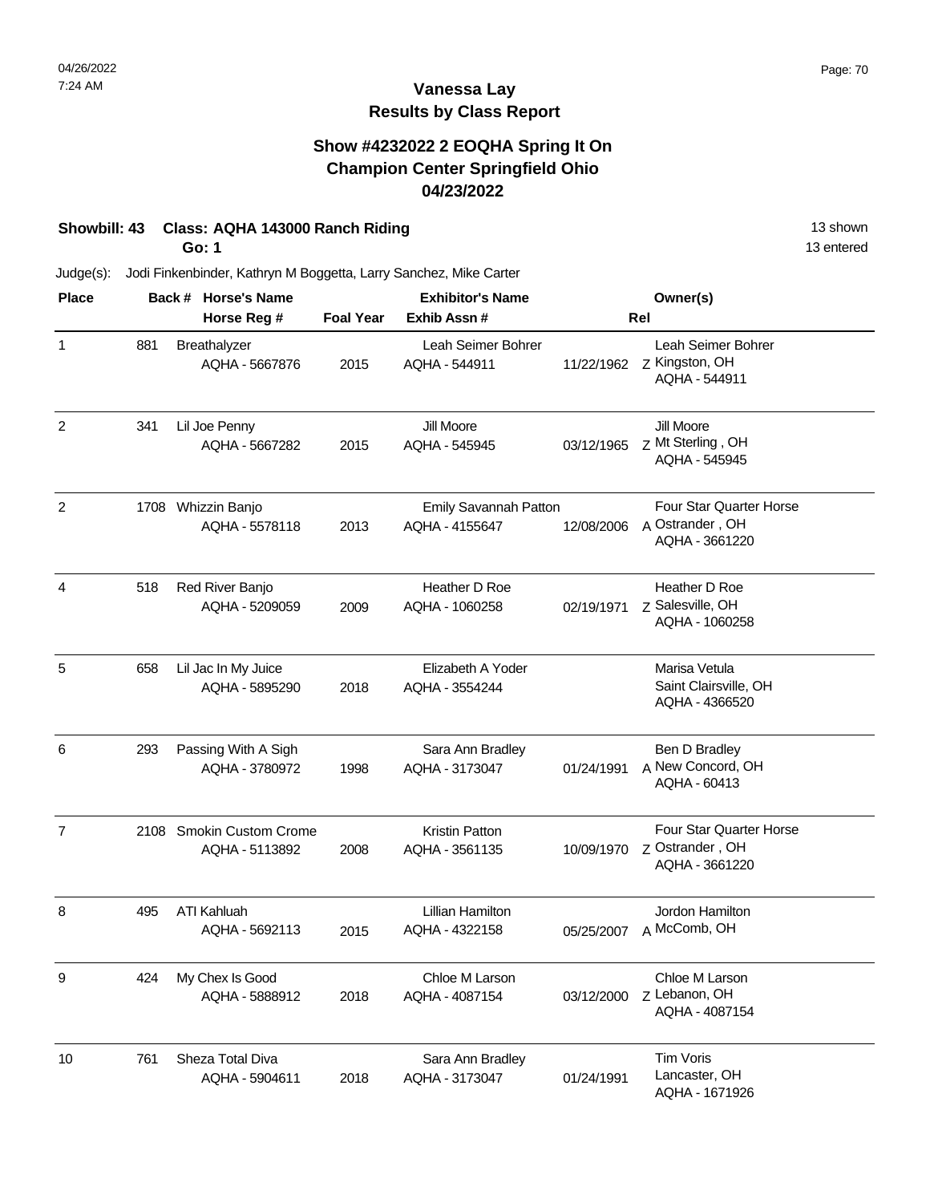04/26/2022
7:24 AM

# Vanessa Lay
## Results by Class Report

### Show #4232022 2 EOQHA Spring It On
### Champion Center Springfield Ohio
### 04/23/2022

**Showbill: 43 Class: AQHA 143000 Ranch Riding** — 13 shown
**Go: 1** — 13 entered

Judge(s): Jodi Finkenbinder, Kathryn M Boggetta, Larry Sanchez, Mike Carter

| Place | Back # | Horse's Name / Horse Reg # | Foal Year | Exhibitor's Name / Exhib Assn # | | Rel | Owner(s) |
|---|---|---|---|---|---|---|---|
| 1 | 881 | Breathalyzer<br>AQHA - 5667876 | 2015 | Leah Seimer Bohrer<br>AQHA - 544911 | 11/22/1962 | Z | Leah Seimer Bohrer<br>Kingston, OH<br>AQHA - 544911 |
| 2 | 341 | Lil Joe Penny<br>AQHA - 5667282 | 2015 | Jill Moore<br>AQHA - 545945 | 03/12/1965 | Z | Jill Moore<br>Mt Sterling , OH<br>AQHA - 545945 |
| 2 | 1708 | Whizzin Banjo<br>AQHA - 5578118 | 2013 | Emily Savannah Patton<br>AQHA - 4155647 | 12/08/2006 | A | Four Star Quarter Horse<br>Ostrander , OH<br>AQHA - 3661220 |
| 4 | 518 | Red River Banjo<br>AQHA - 5209059 | 2009 | Heather D Roe<br>AQHA - 1060258 | 02/19/1971 | Z | Heather D Roe<br>Salesville, OH<br>AQHA - 1060258 |
| 5 | 658 | Lil Jac In My Juice<br>AQHA - 5895290 | 2018 | Elizabeth A Yoder<br>AQHA - 3554244 | | | Marisa Vetula<br>Saint Clairsville, OH<br>AQHA - 4366520 |
| 6 | 293 | Passing With A Sigh<br>AQHA - 3780972 | 1998 | Sara Ann Bradley<br>AQHA - 3173047 | 01/24/1991 | A | Ben D Bradley<br>New Concord, OH<br>AQHA - 60413 |
| 7 | 2108 | Smokin Custom Crome<br>AQHA - 5113892 | 2008 | Kristin Patton<br>AQHA - 3561135 | 10/09/1970 | Z | Four Star Quarter Horse<br>Ostrander , OH<br>AQHA - 3661220 |
| 8 | 495 | ATI Kahluah<br>AQHA - 5692113 | 2015 | Lillian Hamilton<br>AQHA - 4322158 | 05/25/2007 | A | Jordon Hamilton<br>McComb, OH |
| 9 | 424 | My Chex Is Good<br>AQHA - 5888912 | 2018 | Chloe M Larson<br>AQHA - 4087154 | 03/12/2000 | Z | Chloe M Larson<br>Lebanon, OH<br>AQHA - 4087154 |
| 10 | 761 | Sheza Total Diva<br>AQHA - 5904611 | 2018 | Sara Ann Bradley<br>AQHA - 3173047 | 01/24/1991 | | Tim Voris<br>Lancaster, OH<br>AQHA - 1671926 |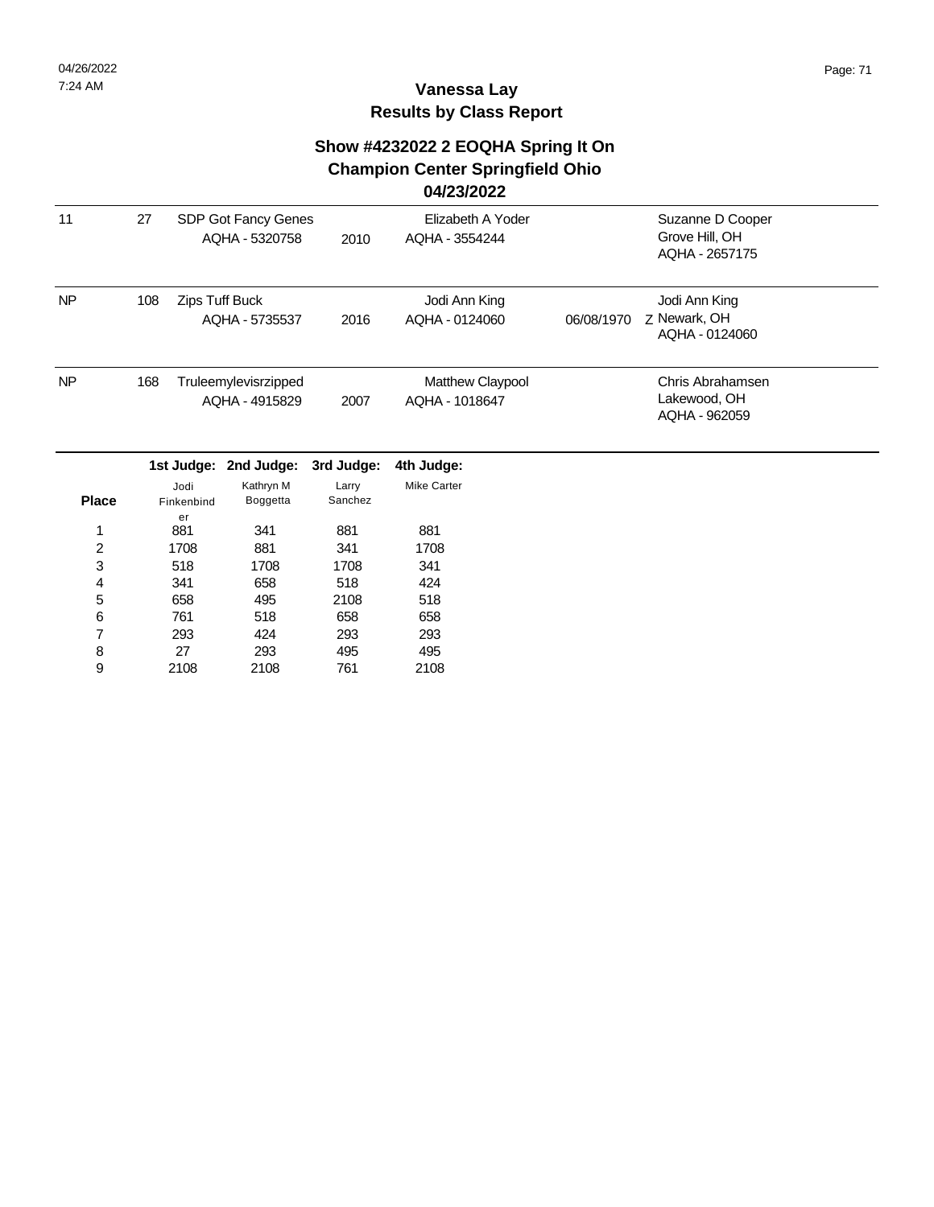# Vanessa Lay
## Results by Class Report

### Show #4232022 2 EOQHA Spring It On
### Champion Center Springfield Ohio
### 04/23/2022

| | | | | | | |
|---|---|---|---|---|---|---|
| 11 | 27 | SDP Got Fancy Genes<br>AQHA - 5320758 | 2010 | Elizabeth A Yoder<br>AQHA - 3554244 | | Suzanne D Cooper<br>Grove Hill, OH<br>AQHA - 2657175 |
| NP | 108 | Zips Tuff Buck<br>AQHA - 5735537 | 2016 | Jodi Ann King<br>AQHA - 0124060 | 06/08/1970 | Jodi Ann King<br>Z Newark, OH<br>AQHA - 0124060 |
| NP | 168 | Truleemylevisrzipped<br>AQHA - 4915829 | 2007 | Matthew Claypool<br>AQHA - 1018647 | | Chris Abrahamsen<br>Lakewood, OH<br>AQHA - 962059 |

| Place | 1st Judge: Jodi Finkenbinder | 2nd Judge: Kathryn M Boggetta | 3rd Judge: Larry Sanchez | 4th Judge: Mike Carter |
|---|---|---|---|---|
| 1 | 881 | 341 | 881 | 881 |
| 2 | 1708 | 881 | 341 | 1708 |
| 3 | 518 | 1708 | 1708 | 341 |
| 4 | 341 | 658 | 518 | 424 |
| 5 | 658 | 495 | 2108 | 518 |
| 6 | 761 | 518 | 658 | 658 |
| 7 | 293 | 424 | 293 | 293 |
| 8 | 27 | 293 | 495 | 495 |
| 9 | 2108 | 2108 | 761 | 2108 |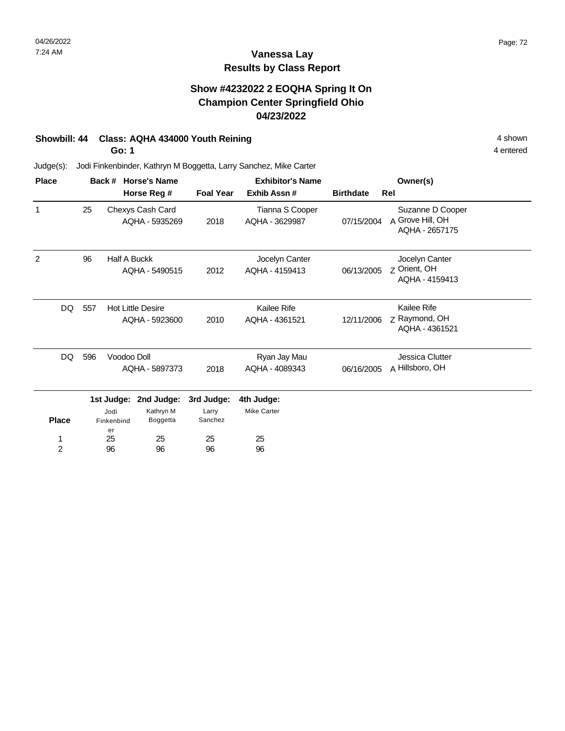## Vanessa Lay
## Results by Class Report

### Show #4232022 2 EOQHA Spring It On
### Champion Center Springfield Ohio
### 04/23/2022

**Showbill: 44 Class: AQHA 434000 Youth Reining** 4 shown
**Go: 1** 4 entered

Judge(s): Jodi Finkenbinder, Kathryn M Boggetta, Larry Sanchez, Mike Carter

| Place | Back # | Horse's Name / Horse Reg # | Foal Year | Exhibitor's Name / Exhib Assn # | Birthdate | Rel | Owner(s) |
|---|---|---|---|---|---|---|---|
| 1 | 25 | Chexys Cash Card<br>AQHA - 5935269 | 2018 | Tianna S Cooper<br>AQHA - 3629987 | 07/15/2004 | A | Suzanne D Cooper<br>Grove Hill, OH<br>AQHA - 2657175 |
| 2 | 96 | Half A Buckk<br>AQHA - 5490515 | 2012 | Jocelyn Canter<br>AQHA - 4159413 | 06/13/2005 | Z | Jocelyn Canter<br>Orient, OH<br>AQHA - 4159413 |
| DQ | 557 | Hot Little Desire<br>AQHA - 5923600 | 2010 | Kailee Rife<br>AQHA - 4361521 | 12/11/2006 | Z | Kailee Rife<br>Raymond, OH<br>AQHA - 4361521 |
| DQ | 596 | Voodoo Doll<br>AQHA - 5897373 | 2018 | Ryan Jay Mau<br>AQHA - 4089343 | 06/16/2005 | A | Jessica Clutter<br>Hillsboro, OH |

| Place | 1st Judge: Jodi Finkenbinder | 2nd Judge: Kathryn M Boggetta | 3rd Judge: Larry Sanchez | 4th Judge: Mike Carter |
|---|---|---|---|---|
| 1 | 25 | 25 | 25 | 25 |
| 2 | 96 | 96 | 96 | 96 |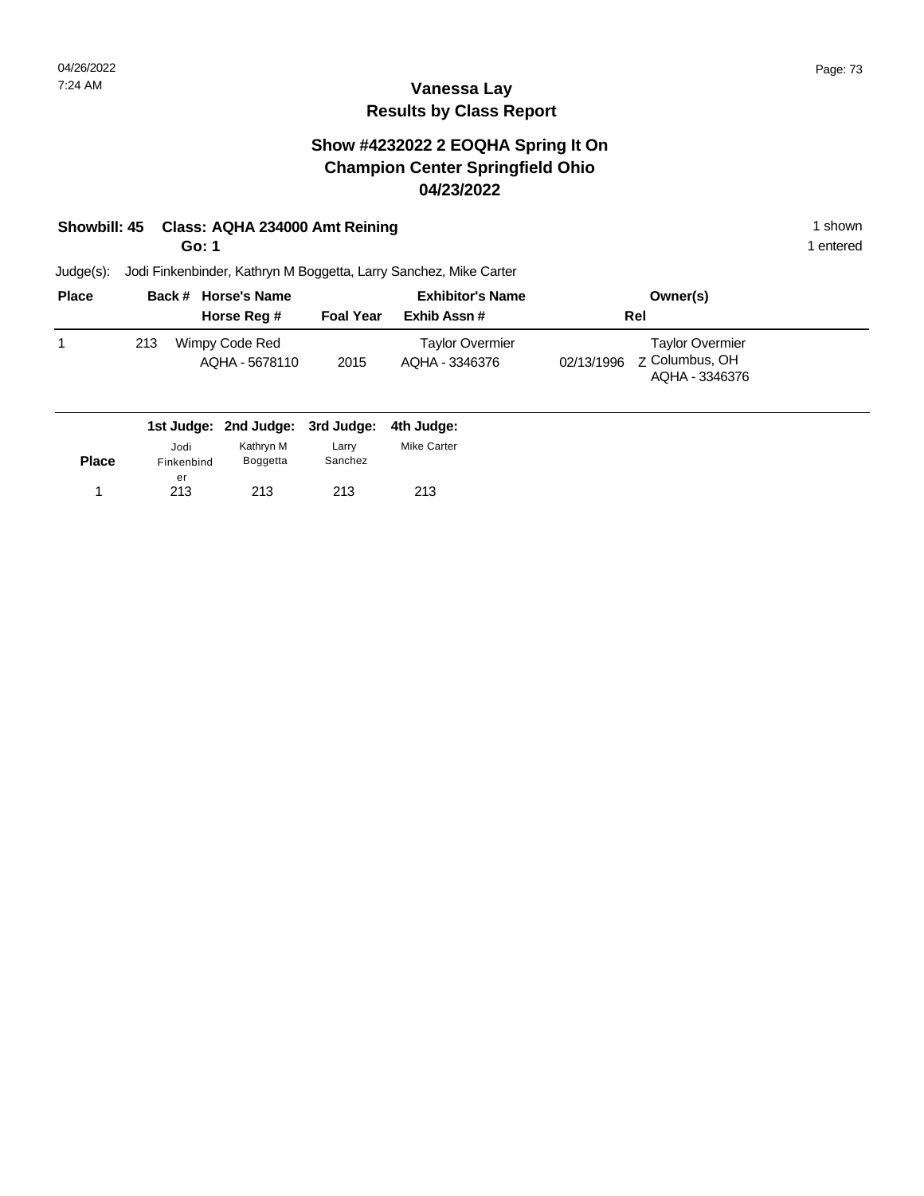# Vanessa Lay
## Results by Class Report

### Show #4232022 2 EOQHA Spring It On
### Champion Center Springfield Ohio
### 04/23/2022

**Showbill: 45 Class: AQHA 234000 Amt Reining** 1 shown

**Go: 1** 1 entered

Judge(s): Jodi Finkenbinder, Kathryn M Boggetta, Larry Sanchez, Mike Carter

| Place | Back # | Horse's Name / Horse Reg # | Foal Year | Exhibitor's Name / Exhib Assn # | Rel | Owner(s) |
|---|---|---|---|---|---|---|
| 1 | 213 | Wimpy Code Red<br>AQHA - 5678110 | 2015 | Taylor Overmier<br>AQHA - 3346376 | 02/13/1996 Z | Taylor Overmier<br>Columbus, OH<br>AQHA - 3346376 |

| Place | 1st Judge: Jodi Finkenbinder | 2nd Judge: Kathryn M Boggetta | 3rd Judge: Larry Sanchez | 4th Judge: Mike Carter |
|---|---|---|---|---|
| 1 | 213 | 213 | 213 | 213 |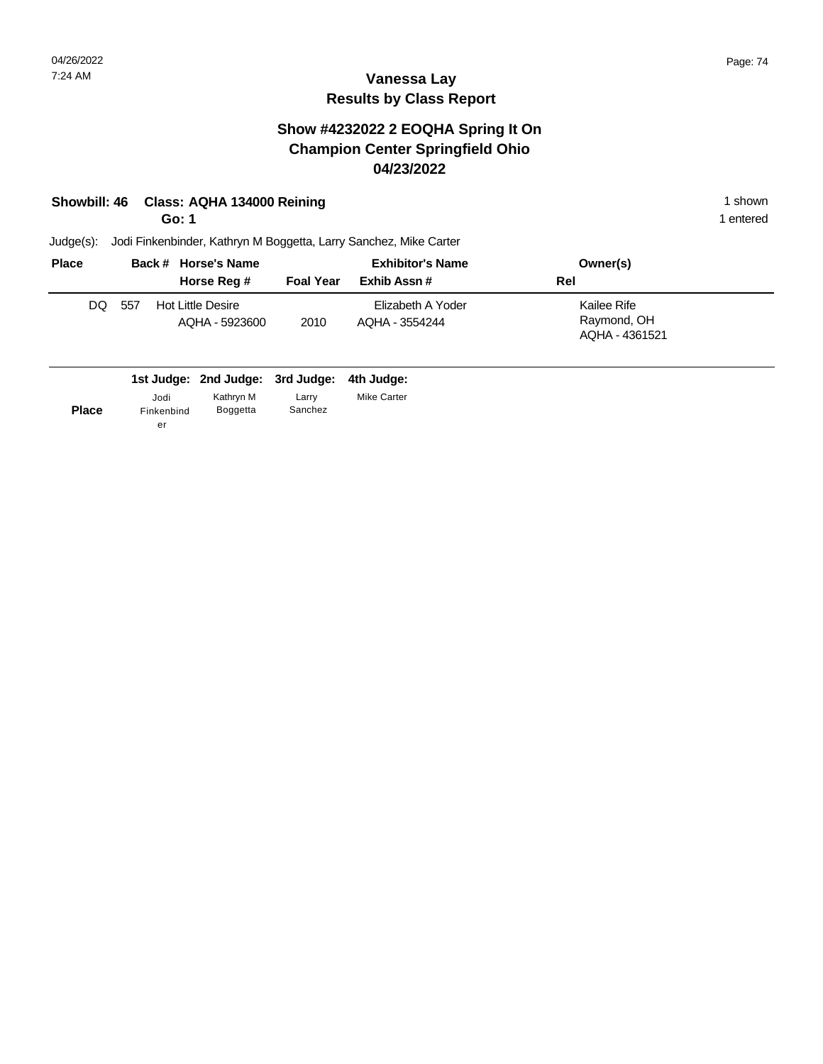# Vanessa Lay
## Results by Class Report

### Show #4232022 2 EOQHA Spring It On
### Champion Center Springfield Ohio
### 04/23/2022

**Showbill: 46 Class: AQHA 134000 Reining** 1 shown
**Go: 1** 1 entered

Judge(s): Jodi Finkenbinder, Kathryn M Boggetta, Larry Sanchez, Mike Carter

| Place | Back # | Horse's Name / Horse Reg # | Foal Year | Exhibitor's Name / Exhib Assn # | Owner(s) / Rel |
|---|---|---|---|---|---|
| DQ | 557 | Hot Little Desire<br>AQHA - 5923600 | 2010 | Elizabeth A Yoder<br>AQHA - 3554244 | Kailee Rife<br>Raymond, OH<br>AQHA - 4361521 |

| | 1st Judge: | 2nd Judge: | 3rd Judge: | 4th Judge: |
|---|---|---|---|---|
| **Place** | Jodi Finkenbinder | Kathryn M Boggetta | Larry Sanchez | Mike Carter |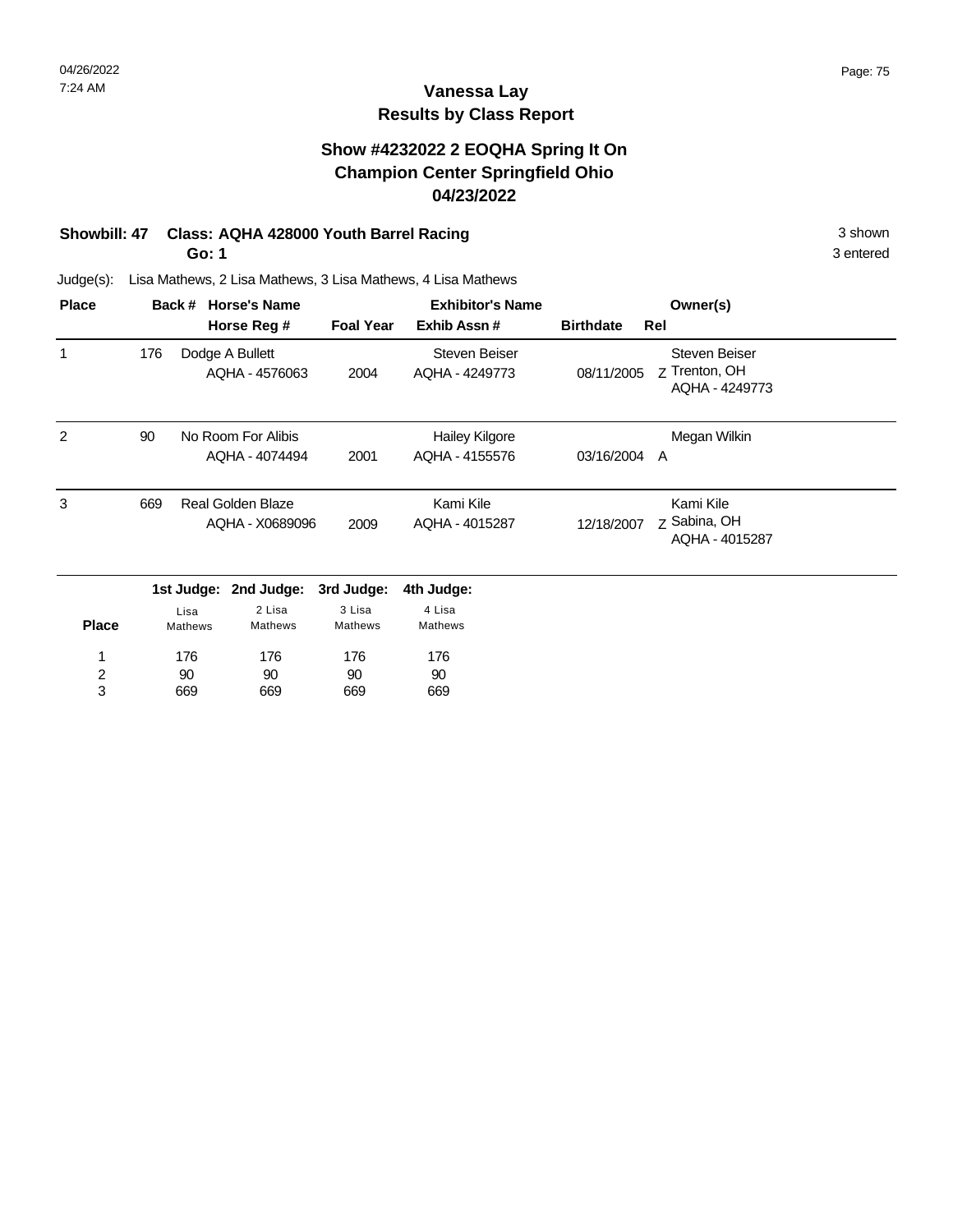## Vanessa Lay
## Results by Class Report

### Show #4232022 2 EOQHA Spring It On
### Champion Center Springfield Ohio
### 04/23/2022

**Showbill: 47 Class: AQHA 428000 Youth Barrel Racing** 3 shown
**Go: 1** 3 entered

Judge(s): Lisa Mathews, 2 Lisa Mathews, 3 Lisa Mathews, 4 Lisa Mathews

| Place | Back # | Horse's Name / Horse Reg # | Foal Year | Exhibitor's Name / Exhib Assn # | Birthdate | Rel | Owner(s) |
|---|---|---|---|---|---|---|---|
| 1 | 176 | Dodge A Bullett<br>AQHA - 4576063 | 2004 | Steven Beiser<br>AQHA - 4249773 | 08/11/2005 | Z | Steven Beiser<br>Trenton, OH<br>AQHA - 4249773 |
| 2 | 90 | No Room For Alibis<br>AQHA - 4074494 | 2001 | Hailey Kilgore<br>AQHA - 4155576 | 03/16/2004 | A | Megan Wilkin |
| 3 | 669 | Real Golden Blaze<br>AQHA - X0689096 | 2009 | Kami Kile<br>AQHA - 4015287 | 12/18/2007 | Z | Kami Kile<br>Sabina, OH<br>AQHA - 4015287 |

| Place | 1st Judge: Lisa Mathews | 2nd Judge: 2 Lisa Mathews | 3rd Judge: 3 Lisa Mathews | 4th Judge: 4 Lisa Mathews |
|---|---|---|---|---|
| 1 | 176 | 176 | 176 | 176 |
| 2 | 90 | 90 | 90 | 90 |
| 3 | 669 | 669 | 669 | 669 |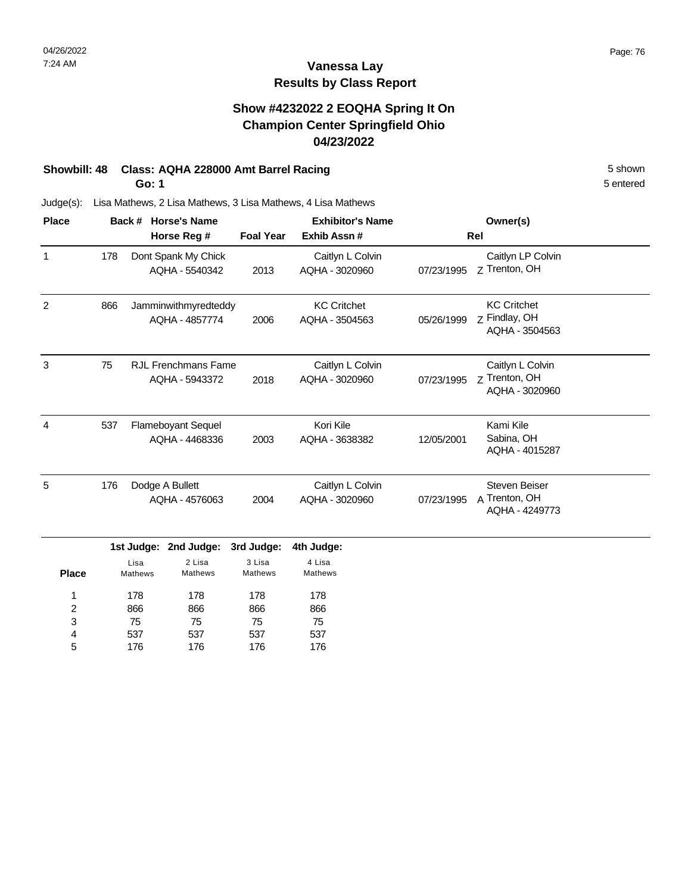# Vanessa Lay
## Results by Class Report

### Show #4232022 2 EOQHA Spring It On
### Champion Center Springfield Ohio
### 04/23/2022

**Showbill: 48** **Class: AQHA 228000 Amt Barrel Racing** — 5 shown

**Go: 1** — 5 entered

Judge(s): Lisa Mathews, 2 Lisa Mathews, 3 Lisa Mathews, 4 Lisa Mathews

| Place | Back # | Horse's Name / Horse Reg # | Foal Year | Exhibitor's Name / Exhib Assn # | | Rel | Owner(s) |
|---|---|---|---|---|---|---|---|
| 1 | 178 | Dont Spank My Chick<br>AQHA - 5540342 | 2013 | Caitlyn L Colvin<br>AQHA - 3020960 | 07/23/1995 | Z | Caitlyn LP Colvin<br>Trenton, OH |
| 2 | 866 | Jamminwithmyredteddy<br>AQHA - 4857774 | 2006 | KC Critchet<br>AQHA - 3504563 | 05/26/1999 | Z | KC Critchet<br>Findlay, OH<br>AQHA - 3504563 |
| 3 | 75 | RJL Frenchmans Fame<br>AQHA - 5943372 | 2018 | Caitlyn L Colvin<br>AQHA - 3020960 | 07/23/1995 | Z | Caitlyn L Colvin<br>Trenton, OH<br>AQHA - 3020960 |
| 4 | 537 | Flameboyant Sequel<br>AQHA - 4468336 | 2003 | Kori Kile<br>AQHA - 3638382 | 12/05/2001 | | Kami Kile<br>Sabina, OH<br>AQHA - 4015287 |
| 5 | 176 | Dodge A Bullett<br>AQHA - 4576063 | 2004 | Caitlyn L Colvin<br>AQHA - 3020960 | 07/23/1995 | A | Steven Beiser<br>Trenton, OH<br>AQHA - 4249773 |

| Place | 1st Judge: Lisa Mathews | 2nd Judge: 2 Lisa Mathews | 3rd Judge: 3 Lisa Mathews | 4th Judge: 4 Lisa Mathews |
|---|---|---|---|---|
| 1 | 178 | 178 | 178 | 178 |
| 2 | 866 | 866 | 866 | 866 |
| 3 | 75 | 75 | 75 | 75 |
| 4 | 537 | 537 | 537 | 537 |
| 5 | 176 | 176 | 176 | 176 |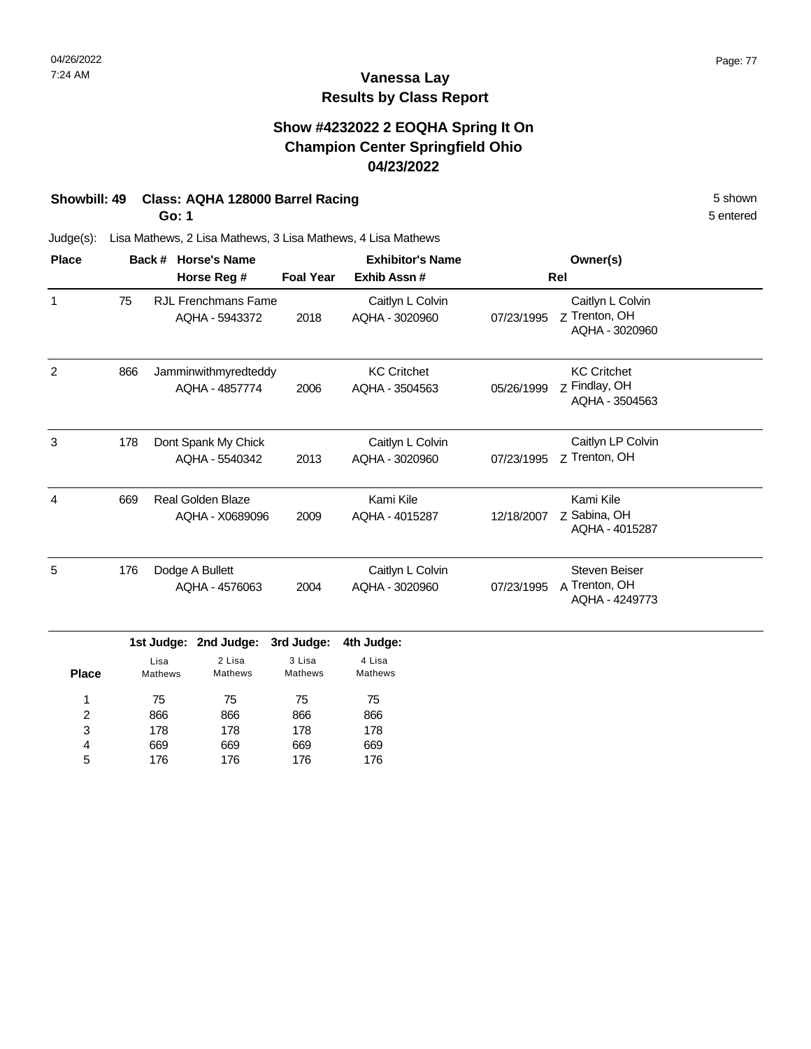## Vanessa Lay
## Results by Class Report

### Show #4232022 2 EOQHA Spring It On
### Champion Center Springfield Ohio
### 04/23/2022

**Showbill: 49 Class: AQHA 128000 Barrel Racing** 5 shown
**Go: 1** 5 entered

Judge(s): Lisa Mathews, 2 Lisa Mathews, 3 Lisa Mathews, 4 Lisa Mathews

| Place | Back # | Horse's Name / Horse Reg # | Foal Year | Exhibitor's Name / Exhib Assn # | | Rel | Owner(s) |
|---|---|---|---|---|---|---|---|
| 1 | 75 | RJL Frenchmans Fame<br>AQHA - 5943372 | 2018 | Caitlyn L Colvin<br>AQHA - 3020960 | 07/23/1995 | Z | Caitlyn L Colvin<br>Trenton, OH<br>AQHA - 3020960 |
| 2 | 866 | Jamminwithmyredteddy<br>AQHA - 4857774 | 2006 | KC Critchet<br>AQHA - 3504563 | 05/26/1999 | Z | KC Critchet<br>Findlay, OH<br>AQHA - 3504563 |
| 3 | 178 | Dont Spank My Chick<br>AQHA - 5540342 | 2013 | Caitlyn L Colvin<br>AQHA - 3020960 | 07/23/1995 | Z | Caitlyn LP Colvin<br>Trenton, OH |
| 4 | 669 | Real Golden Blaze<br>AQHA - X0689096 | 2009 | Kami Kile<br>AQHA - 4015287 | 12/18/2007 | Z | Kami Kile<br>Sabina, OH<br>AQHA - 4015287 |
| 5 | 176 | Dodge A Bullett<br>AQHA - 4576063 | 2004 | Caitlyn L Colvin<br>AQHA - 3020960 | 07/23/1995 | A | Steven Beiser<br>Trenton, OH<br>AQHA - 4249773 |

| Place | 1st Judge: Lisa Mathews | 2nd Judge: 2 Lisa Mathews | 3rd Judge: 3 Lisa Mathews | 4th Judge: 4 Lisa Mathews |
|---|---|---|---|---|
| 1 | 75 | 75 | 75 | 75 |
| 2 | 866 | 866 | 866 | 866 |
| 3 | 178 | 178 | 178 | 178 |
| 4 | 669 | 669 | 669 | 669 |
| 5 | 176 | 176 | 176 | 176 |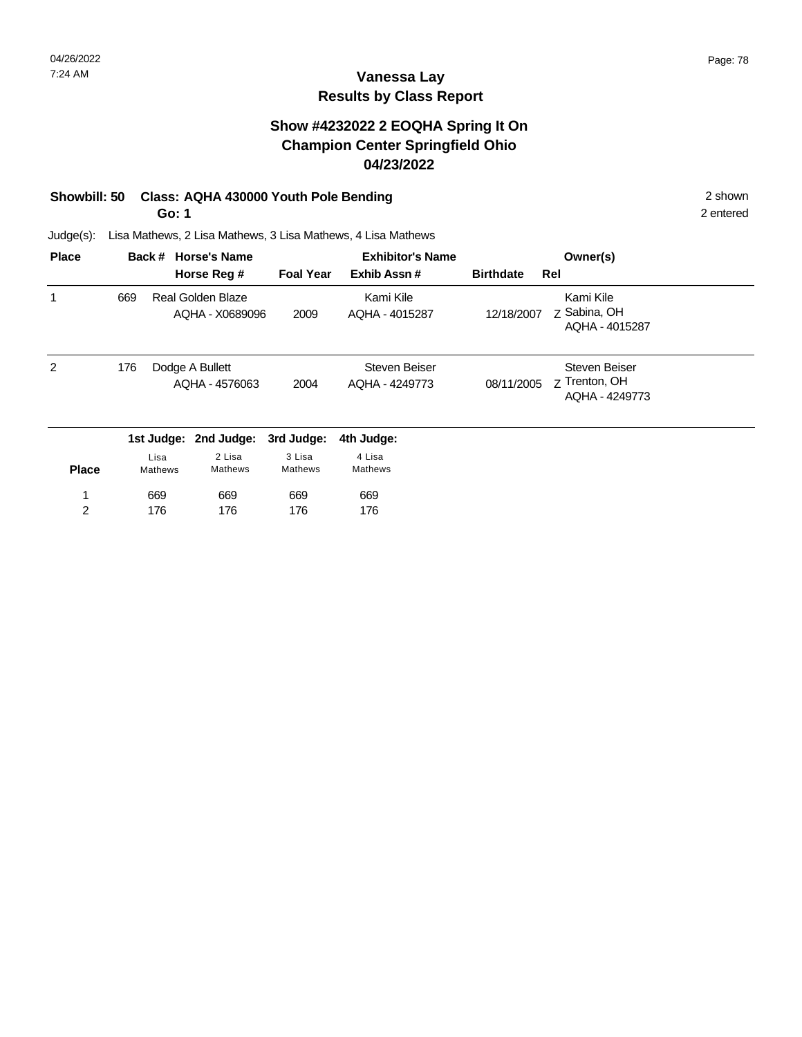# Vanessa Lay
## Results by Class Report

### Show #4232022 2 EOQHA Spring It On Champion Center Springfield Ohio 04/23/2022

**Showbill: 50 Class: AQHA 430000 Youth Pole Bending** 2 shown

**Go: 1** 2 entered

Judge(s): Lisa Mathews, 2 Lisa Mathews, 3 Lisa Mathews, 4 Lisa Mathews

| Place | Back # | Horse's Name / Horse Reg # | Foal Year | Exhibitor's Name / Exhib Assn # | Birthdate | Rel | Owner(s) |
|---|---|---|---|---|---|---|---|
| 1 | 669 | Real Golden Blaze<br>AQHA - X0689096 | 2009 | Kami Kile<br>AQHA - 4015287 | 12/18/2007 | Z | Kami Kile<br>Sabina, OH<br>AQHA - 4015287 |
| 2 | 176 | Dodge A Bullett<br>AQHA - 4576063 | 2004 | Steven Beiser<br>AQHA - 4249773 | 08/11/2005 | Z | Steven Beiser<br>Trenton, OH<br>AQHA - 4249773 |

| Place | 1st Judge: Lisa Mathews | 2nd Judge: 2 Lisa Mathews | 3rd Judge: 3 Lisa Mathews | 4th Judge: 4 Lisa Mathews |
|---|---|---|---|---|
| 1 | 669 | 669 | 669 | 669 |
| 2 | 176 | 176 | 176 | 176 |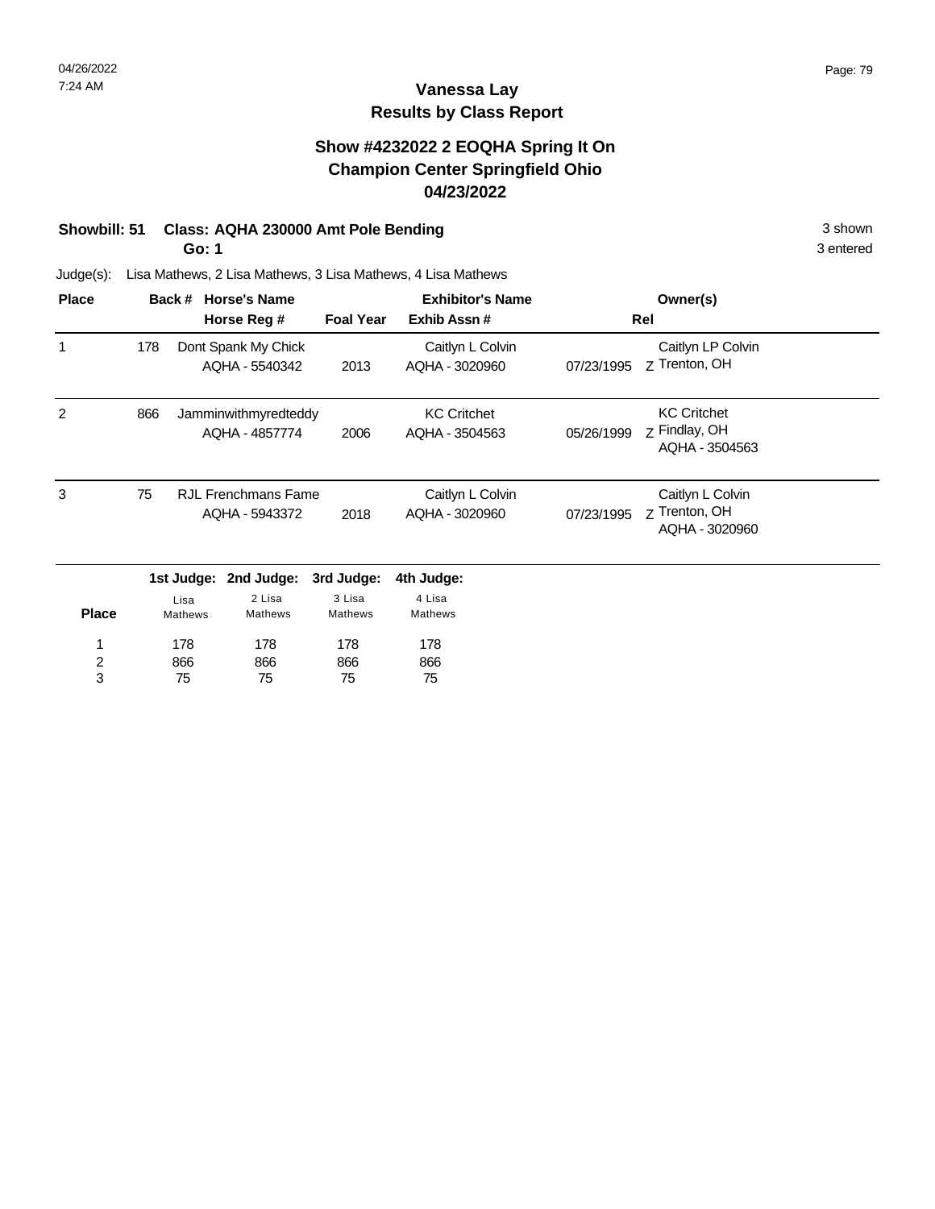## Vanessa Lay
## Results by Class Report

### Show #4232022 2 EOQHA Spring It On
### Champion Center Springfield Ohio
### 04/23/2022

**Showbill: 51 Class: AQHA 230000 Amt Pole Bending** 3 shown
**Go: 1** 3 entered

Judge(s): Lisa Mathews, 2 Lisa Mathews, 3 Lisa Mathews, 4 Lisa Mathews

| Place | Back # | Horse's Name / Horse Reg # | Foal Year | Exhibitor's Name / Exhib Assn # | Rel | Owner(s) |
|---|---|---|---|---|---|---|
| 1 | 178 | Dont Spank My Chick<br>AQHA - 5540342 | 2013 | Caitlyn L Colvin<br>AQHA - 3020960 | 07/23/1995 Z | Caitlyn LP Colvin<br>Trenton, OH |
| 2 | 866 | Jamminwithmyredteddy<br>AQHA - 4857774 | 2006 | KC Critchet<br>AQHA - 3504563 | 05/26/1999 Z | KC Critchet<br>Findlay, OH<br>AQHA - 3504563 |
| 3 | 75 | RJL Frenchmans Fame<br>AQHA - 5943372 | 2018 | Caitlyn L Colvin<br>AQHA - 3020960 | 07/23/1995 Z | Caitlyn L Colvin<br>Trenton, OH<br>AQHA - 3020960 |

| Place | 1st Judge: Lisa Mathews | 2nd Judge: 2 Lisa Mathews | 3rd Judge: 3 Lisa Mathews | 4th Judge: 4 Lisa Mathews |
|---|---|---|---|---|
| 1 | 178 | 178 | 178 | 178 |
| 2 | 866 | 866 | 866 | 866 |
| 3 | 75 | 75 | 75 | 75 |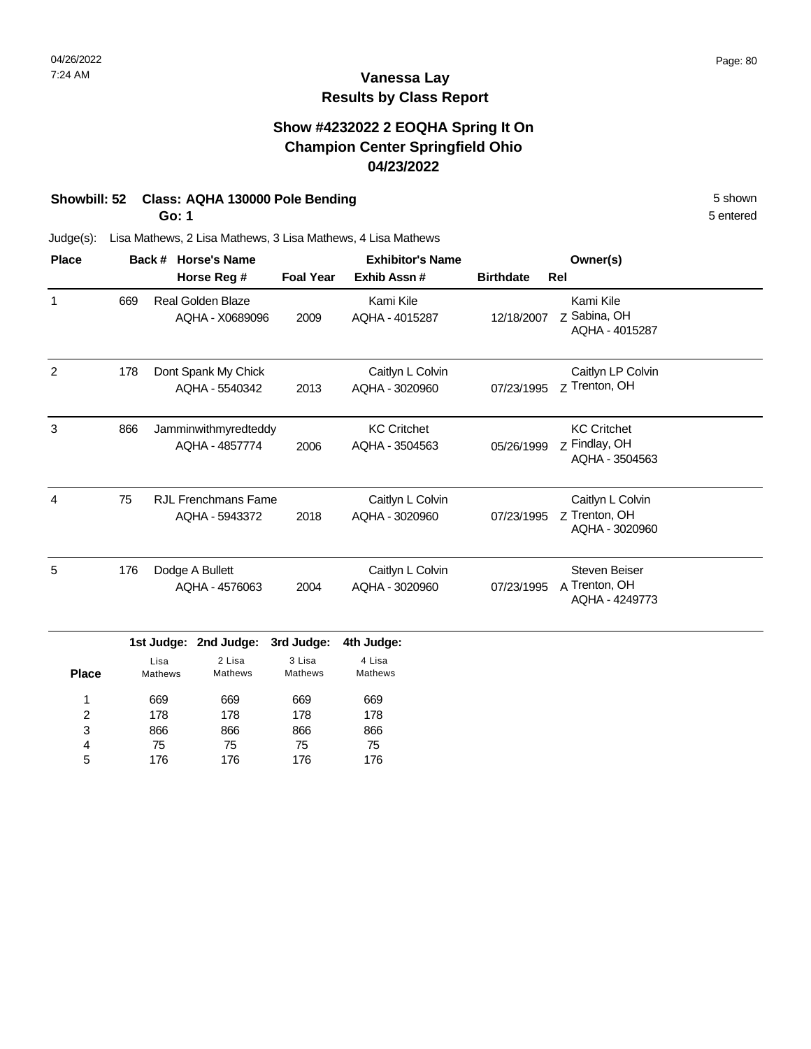04/26/2022
7:24 AM

## Vanessa Lay
## Results by Class Report

### Show #4232022 2 EOQHA Spring It On
### Champion Center Springfield Ohio
### 04/23/2022

**Showbill: 52 Class: AQHA 130000 Pole Bending** 5 shown
**Go: 1** 5 entered

Judge(s): Lisa Mathews, 2 Lisa Mathews, 3 Lisa Mathews, 4 Lisa Mathews

| Place | Back # | Horse's Name / Horse Reg # | Foal Year | Exhibitor's Name / Exhib Assn # | Birthdate | Rel | Owner(s) |
|---|---|---|---|---|---|---|---|
| 1 | 669 | Real Golden Blaze<br>AQHA - X0689096 | 2009 | Kami Kile<br>AQHA - 4015287 | 12/18/2007 | Z | Kami Kile<br>Sabina, OH<br>AQHA - 4015287 |
| 2 | 178 | Dont Spank My Chick<br>AQHA - 5540342 | 2013 | Caitlyn L Colvin<br>AQHA - 3020960 | 07/23/1995 | Z | Caitlyn LP Colvin<br>Trenton, OH |
| 3 | 866 | Jamminwithmyredteddy<br>AQHA - 4857774 | 2006 | KC Critchet<br>AQHA - 3504563 | 05/26/1999 | Z | KC Critchet<br>Findlay, OH<br>AQHA - 3504563 |
| 4 | 75 | RJL Frenchmans Fame<br>AQHA - 5943372 | 2018 | Caitlyn L Colvin<br>AQHA - 3020960 | 07/23/1995 | Z | Caitlyn L Colvin<br>Trenton, OH<br>AQHA - 3020960 |
| 5 | 176 | Dodge A Bullett<br>AQHA - 4576063 | 2004 | Caitlyn L Colvin<br>AQHA - 3020960 | 07/23/1995 | A | Steven Beiser<br>Trenton, OH<br>AQHA - 4249773 |

| Place | 1st Judge: Lisa Mathews | 2nd Judge: 2 Lisa Mathews | 3rd Judge: 3 Lisa Mathews | 4th Judge: 4 Lisa Mathews |
|---|---|---|---|---|
| 1 | 669 | 669 | 669 | 669 |
| 2 | 178 | 178 | 178 | 178 |
| 3 | 866 | 866 | 866 | 866 |
| 4 | 75 | 75 | 75 | 75 |
| 5 | 176 | 176 | 176 | 176 |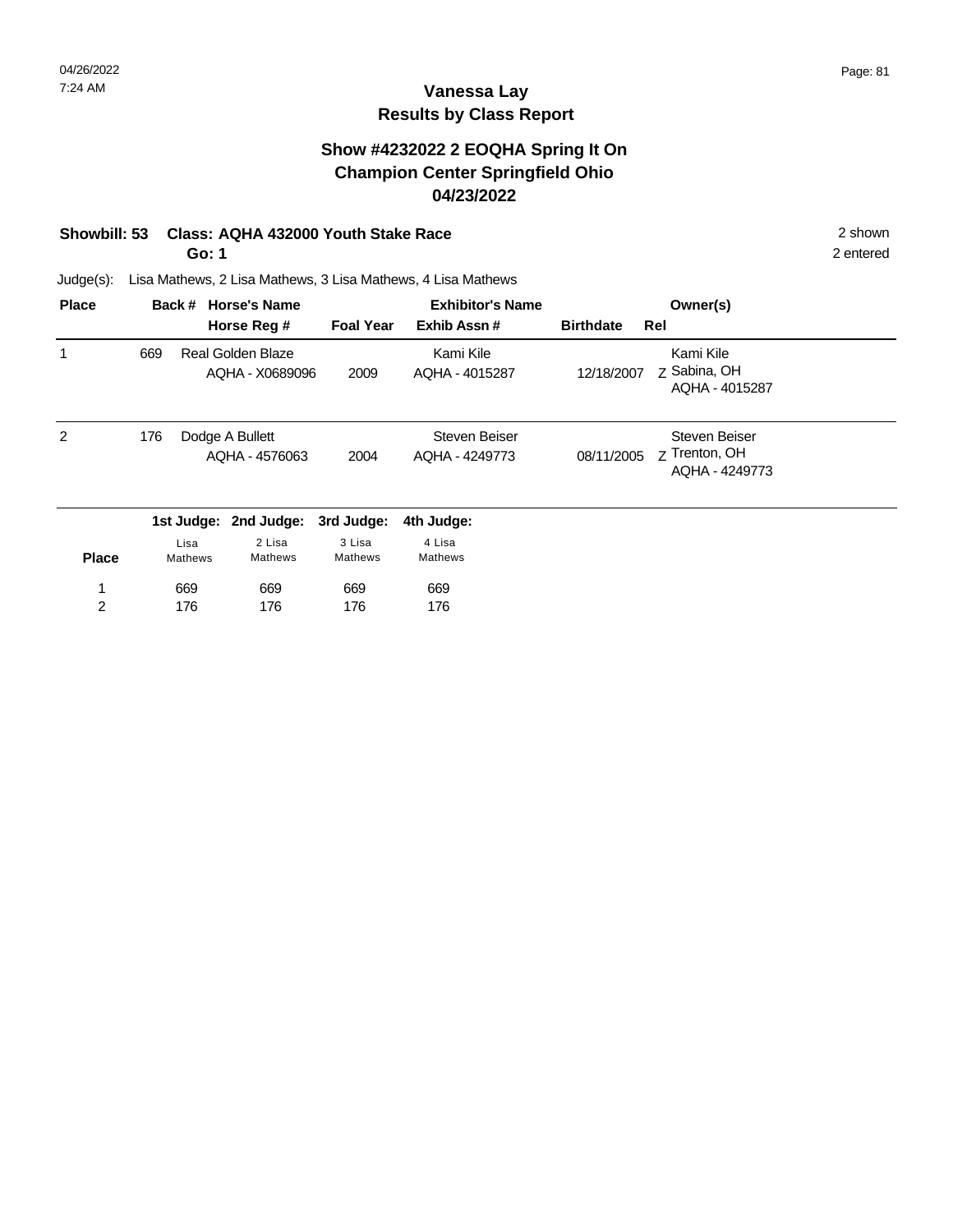## Vanessa Lay
## Results by Class Report

### Show #4232022 2 EOQHA Spring It On
### Champion Center Springfield Ohio
### 04/23/2022

**Showbill: 53 Class: AQHA 432000 Youth Stake Race** 2 shown

**Go: 1** 2 entered

Judge(s): Lisa Mathews, 2 Lisa Mathews, 3 Lisa Mathews, 4 Lisa Mathews

| Place | Back # | Horse's Name / Horse Reg # | Foal Year | Exhibitor's Name / Exhib Assn # | Birthdate | Rel | Owner(s) |
|---|---|---|---|---|---|---|---|
| 1 | 669 | Real Golden Blaze<br>AQHA - X0689096 | 2009 | Kami Kile<br>AQHA - 4015287 | 12/18/2007 | Z | Kami Kile<br>Sabina, OH<br>AQHA - 4015287 |
| 2 | 176 | Dodge A Bullett<br>AQHA - 4576063 | 2004 | Steven Beiser<br>AQHA - 4249773 | 08/11/2005 | Z | Steven Beiser<br>Trenton, OH<br>AQHA - 4249773 |

| Place | 1st Judge: Lisa Mathews | 2nd Judge: 2 Lisa Mathews | 3rd Judge: 3 Lisa Mathews | 4th Judge: 4 Lisa Mathews |
|---|---|---|---|---|
| 1 | 669 | 669 | 669 | 669 |
| 2 | 176 | 176 | 176 | 176 |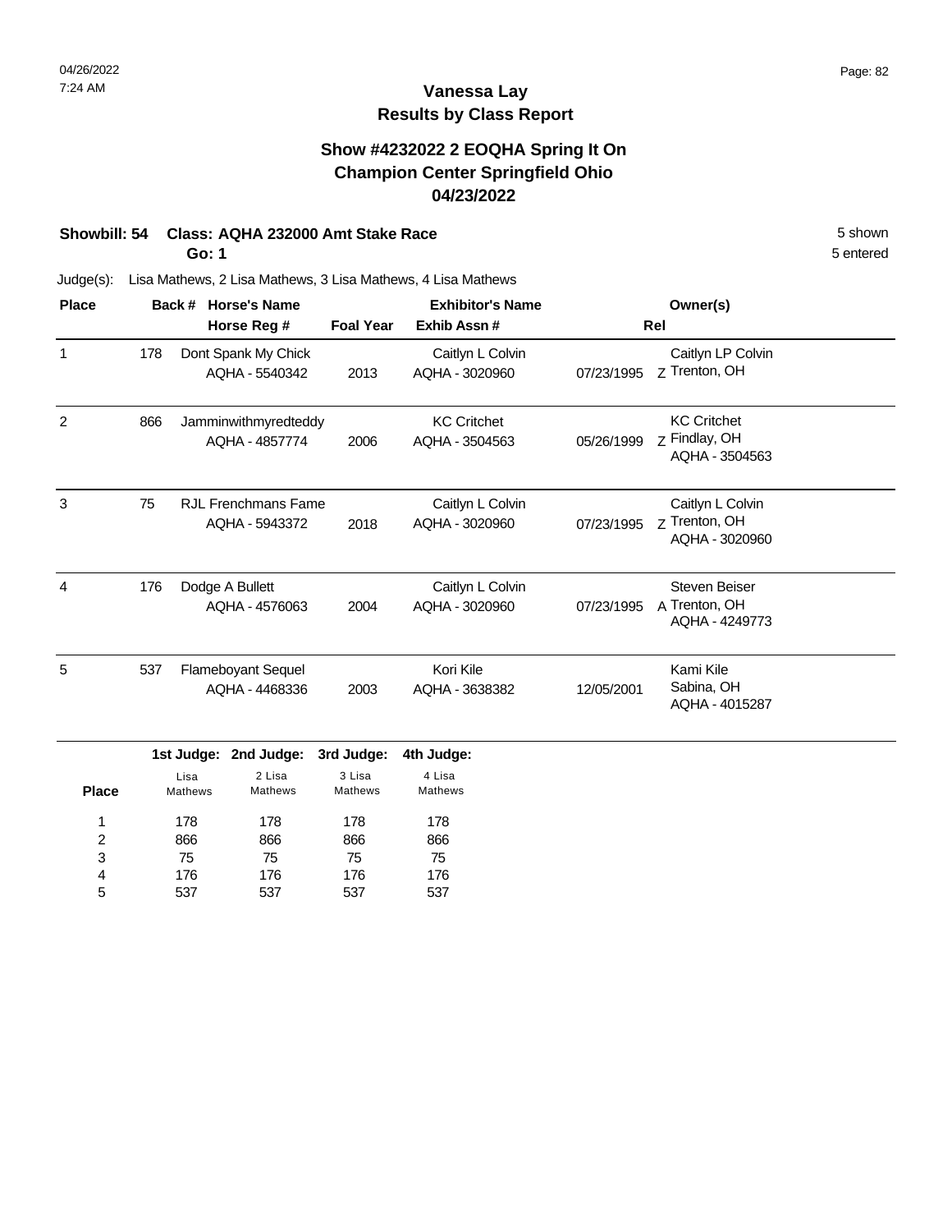# Vanessa Lay
## Results by Class Report

### Show #4232022 2 EOQHA Spring It On
### Champion Center Springfield Ohio
### 04/23/2022

**Showbill: 54 Class: AQHA 232000 Amt Stake Race** 5 shown

**Go: 1** 5 entered

Judge(s): Lisa Mathews, 2 Lisa Mathews, 3 Lisa Mathews, 4 Lisa Mathews

| Place | Back # | Horse's Name / Horse Reg # | Foal Year | Exhibitor's Name / Exhib Assn # | | Rel | Owner(s) |
|---|---|---|---|---|---|---|---|
| 1 | 178 | Dont Spank My Chick<br>AQHA - 5540342 | 2013 | Caitlyn L Colvin<br>AQHA - 3020960 | 07/23/1995 | Z | Caitlyn LP Colvin<br>Trenton, OH |
| 2 | 866 | Jamminwithmyredteddy<br>AQHA - 4857774 | 2006 | KC Critchet<br>AQHA - 3504563 | 05/26/1999 | Z | KC Critchet<br>Findlay, OH<br>AQHA - 3504563 |
| 3 | 75 | RJL Frenchmans Fame<br>AQHA - 5943372 | 2018 | Caitlyn L Colvin<br>AQHA - 3020960 | 07/23/1995 | Z | Caitlyn L Colvin<br>Trenton, OH<br>AQHA - 3020960 |
| 4 | 176 | Dodge A Bullett<br>AQHA - 4576063 | 2004 | Caitlyn L Colvin<br>AQHA - 3020960 | 07/23/1995 | A | Steven Beiser<br>Trenton, OH<br>AQHA - 4249773 |
| 5 | 537 | Flameboyant Sequel<br>AQHA - 4468336 | 2003 | Kori Kile<br>AQHA - 3638382 | 12/05/2001 | | Kami Kile<br>Sabina, OH<br>AQHA - 4015287 |

| Place | 1st Judge: Lisa Mathews | 2nd Judge: 2 Lisa Mathews | 3rd Judge: 3 Lisa Mathews | 4th Judge: 4 Lisa Mathews |
|---|---|---|---|---|
| 1 | 178 | 178 | 178 | 178 |
| 2 | 866 | 866 | 866 | 866 |
| 3 | 75 | 75 | 75 | 75 |
| 4 | 176 | 176 | 176 | 176 |
| 5 | 537 | 537 | 537 | 537 |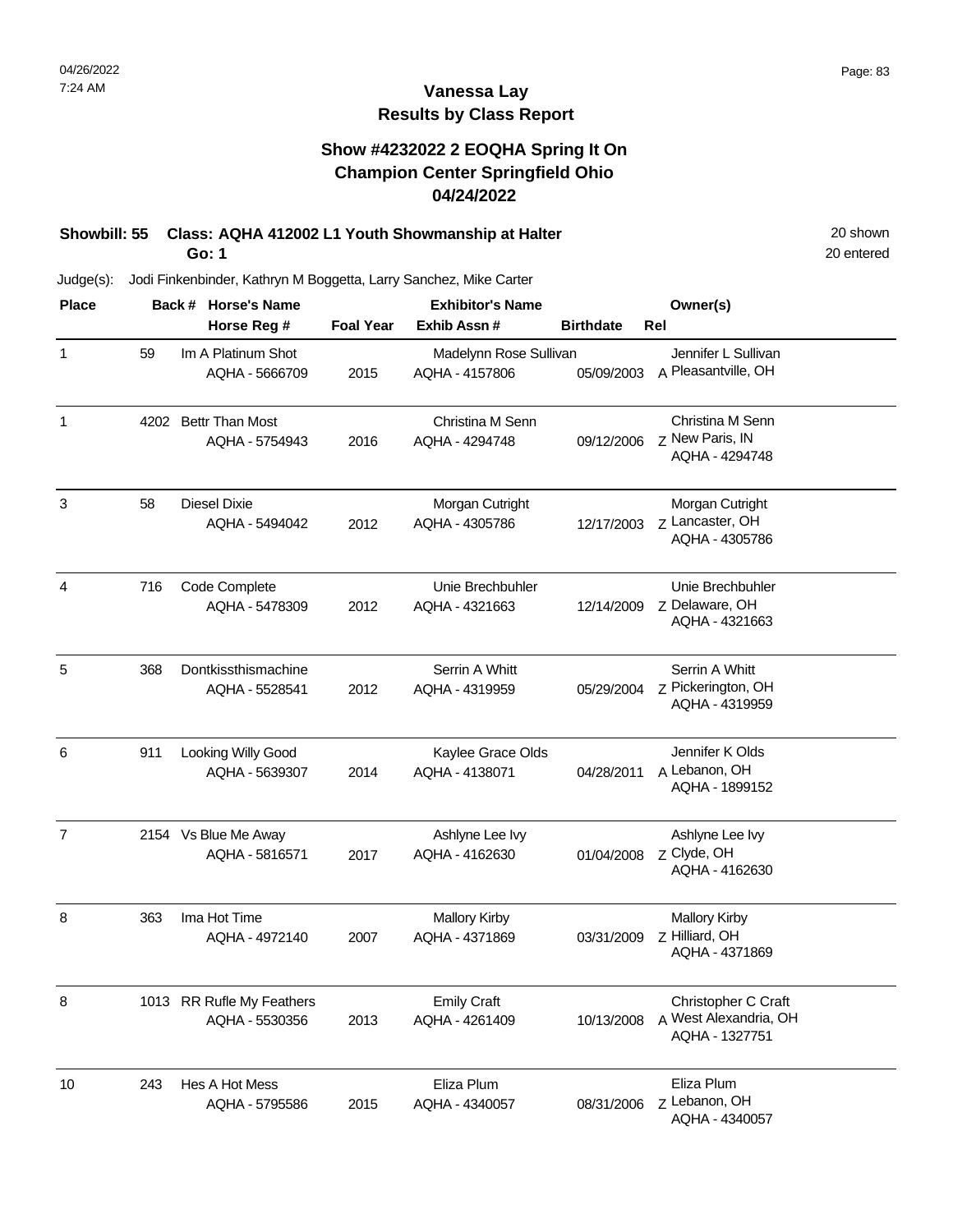04/26/2022
7:24 AM

# Vanessa Lay
## Results by Class Report

### Show #4232022 2 EOQHA Spring It On
### Champion Center Springfield Ohio
### 04/24/2022

**Showbill: 55 Class: AQHA 412002 L1 Youth Showmanship at Halter** 20 shown

**Go: 1** 20 entered

Judge(s): Jodi Finkenbinder, Kathryn M Boggetta, Larry Sanchez, Mike Carter

| Place | Back # | Horse's Name / Horse Reg # | Foal Year | Exhibitor's Name / Exhib Assn # | Birthdate | Rel | Owner(s) |
|---|---|---|---|---|---|---|---|
| 1 | 59 | Im A Platinum Shot<br>AQHA - 5666709 | 2015 | Madelynn Rose Sullivan<br>AQHA - 4157806 | 05/09/2003 | A | Jennifer L Sullivan<br>Pleasantville, OH |
| 1 | 4202 | Bettr Than Most<br>AQHA - 5754943 | 2016 | Christina M Senn<br>AQHA - 4294748 | 09/12/2006 | Z | Christina M Senn<br>New Paris, IN<br>AQHA - 4294748 |
| 3 | 58 | Diesel Dixie<br>AQHA - 5494042 | 2012 | Morgan Cutright<br>AQHA - 4305786 | 12/17/2003 | Z | Morgan Cutright<br>Lancaster, OH<br>AQHA - 4305786 |
| 4 | 716 | Code Complete<br>AQHA - 5478309 | 2012 | Unie Brechbuhler<br>AQHA - 4321663 | 12/14/2009 | Z | Unie Brechbuhler<br>Delaware, OH<br>AQHA - 4321663 |
| 5 | 368 | Dontkissthismachine<br>AQHA - 5528541 | 2012 | Serrin A Whitt<br>AQHA - 4319959 | 05/29/2004 | Z | Serrin A Whitt<br>Pickerington, OH<br>AQHA - 4319959 |
| 6 | 911 | Looking Willy Good<br>AQHA - 5639307 | 2014 | Kaylee Grace Olds<br>AQHA - 4138071 | 04/28/2011 | A | Jennifer K Olds<br>Lebanon, OH<br>AQHA - 1899152 |
| 7 | 2154 | Vs Blue Me Away<br>AQHA - 5816571 | 2017 | Ashlyne Lee Ivy<br>AQHA - 4162630 | 01/04/2008 | Z | Ashlyne Lee Ivy<br>Clyde, OH<br>AQHA - 4162630 |
| 8 | 363 | Ima Hot Time<br>AQHA - 4972140 | 2007 | Mallory Kirby<br>AQHA - 4371869 | 03/31/2009 | Z | Mallory Kirby<br>Hilliard, OH<br>AQHA - 4371869 |
| 8 | 1013 | RR Rufle My Feathers<br>AQHA - 5530356 | 2013 | Emily Craft<br>AQHA - 4261409 | 10/13/2008 | A | Christopher C Craft<br>West Alexandria, OH<br>AQHA - 1327751 |
| 10 | 243 | Hes A Hot Mess<br>AQHA - 5795586 | 2015 | Eliza Plum<br>AQHA - 4340057 | 08/31/2006 | Z | Eliza Plum<br>Lebanon, OH<br>AQHA - 4340057 |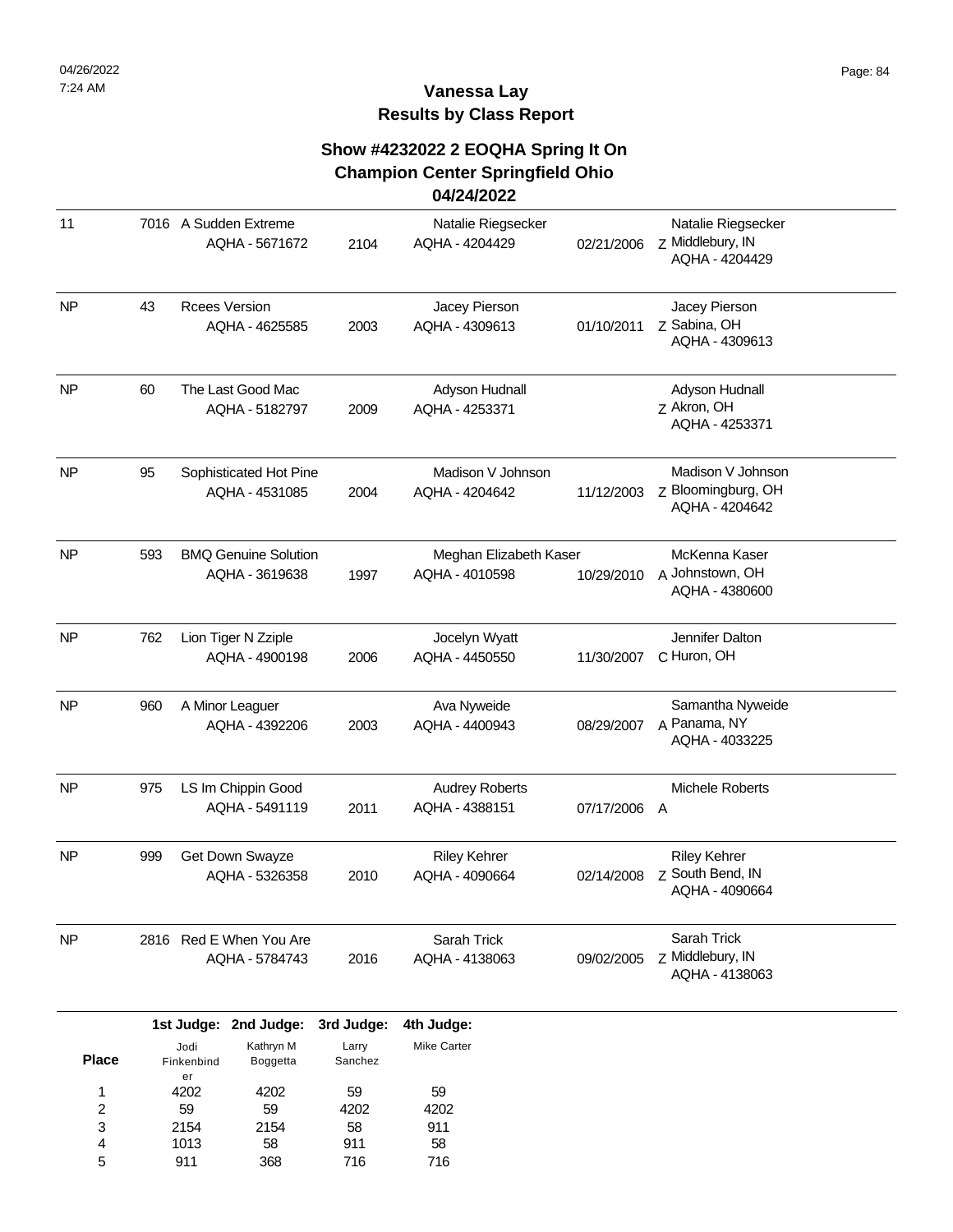## Vanessa Lay
## Results by Class Report

### Show #4232022 2 EOQHA Spring It On
### Champion Center Springfield Ohio
### 04/24/2022

| | | | | | | | |
|---|---|---|---|---|---|---|---|
| 11 | 7016 | A Sudden Extreme<br>AQHA - 5671672 | 2104 | Natalie Riegsecker<br>AQHA - 4204429 | 02/21/2006 | Z | Natalie Riegsecker<br>Middlebury, IN<br>AQHA - 4204429 |
| NP | 43 | Rcees Version<br>AQHA - 4625585 | 2003 | Jacey Pierson<br>AQHA - 4309613 | 01/10/2011 | Z | Jacey Pierson<br>Sabina, OH<br>AQHA - 4309613 |
| NP | 60 | The Last Good Mac<br>AQHA - 5182797 | 2009 | Adyson Hudnall<br>AQHA - 4253371 | | Z | Adyson Hudnall<br>Akron, OH<br>AQHA - 4253371 |
| NP | 95 | Sophisticated Hot Pine<br>AQHA - 4531085 | 2004 | Madison V Johnson<br>AQHA - 4204642 | 11/12/2003 | Z | Madison V Johnson<br>Bloomingburg, OH<br>AQHA - 4204642 |
| NP | 593 | BMQ Genuine Solution<br>AQHA - 3619638 | 1997 | Meghan Elizabeth Kaser<br>AQHA - 4010598 | 10/29/2010 | A | McKenna Kaser<br>Johnstown, OH<br>AQHA - 4380600 |
| NP | 762 | Lion Tiger N Zziple<br>AQHA - 4900198 | 2006 | Jocelyn Wyatt<br>AQHA - 4450550 | 11/30/2007 | C | Jennifer Dalton<br>Huron, OH |
| NP | 960 | A Minor Leaguer<br>AQHA - 4392206 | 2003 | Ava Nyweide<br>AQHA - 4400943 | 08/29/2007 | A | Samantha Nyweide<br>Panama, NY<br>AQHA - 4033225 |
| NP | 975 | LS Im Chippin Good<br>AQHA - 5491119 | 2011 | Audrey Roberts<br>AQHA - 4388151 | 07/17/2006 | A | Michele Roberts |
| NP | 999 | Get Down Swayze<br>AQHA - 5326358 | 2010 | Riley Kehrer<br>AQHA - 4090664 | 02/14/2008 | Z | Riley Kehrer<br>South Bend, IN<br>AQHA - 4090664 |
| NP | 2816 | Red E When You Are<br>AQHA - 5784743 | 2016 | Sarah Trick<br>AQHA - 4138063 | 09/02/2005 | Z | Sarah Trick<br>Middlebury, IN<br>AQHA - 4138063 |

| Place | 1st Judge: Jodi Finkenbinder | 2nd Judge: Kathryn M Boggetta | 3rd Judge: Larry Sanchez | 4th Judge: Mike Carter |
|---|---|---|---|---|
| 1 | 4202 | 4202 | 59 | 59 |
| 2 | 59 | 59 | 4202 | 4202 |
| 3 | 2154 | 2154 | 58 | 911 |
| 4 | 1013 | 58 | 911 | 58 |
| 5 | 911 | 368 | 716 | 716 |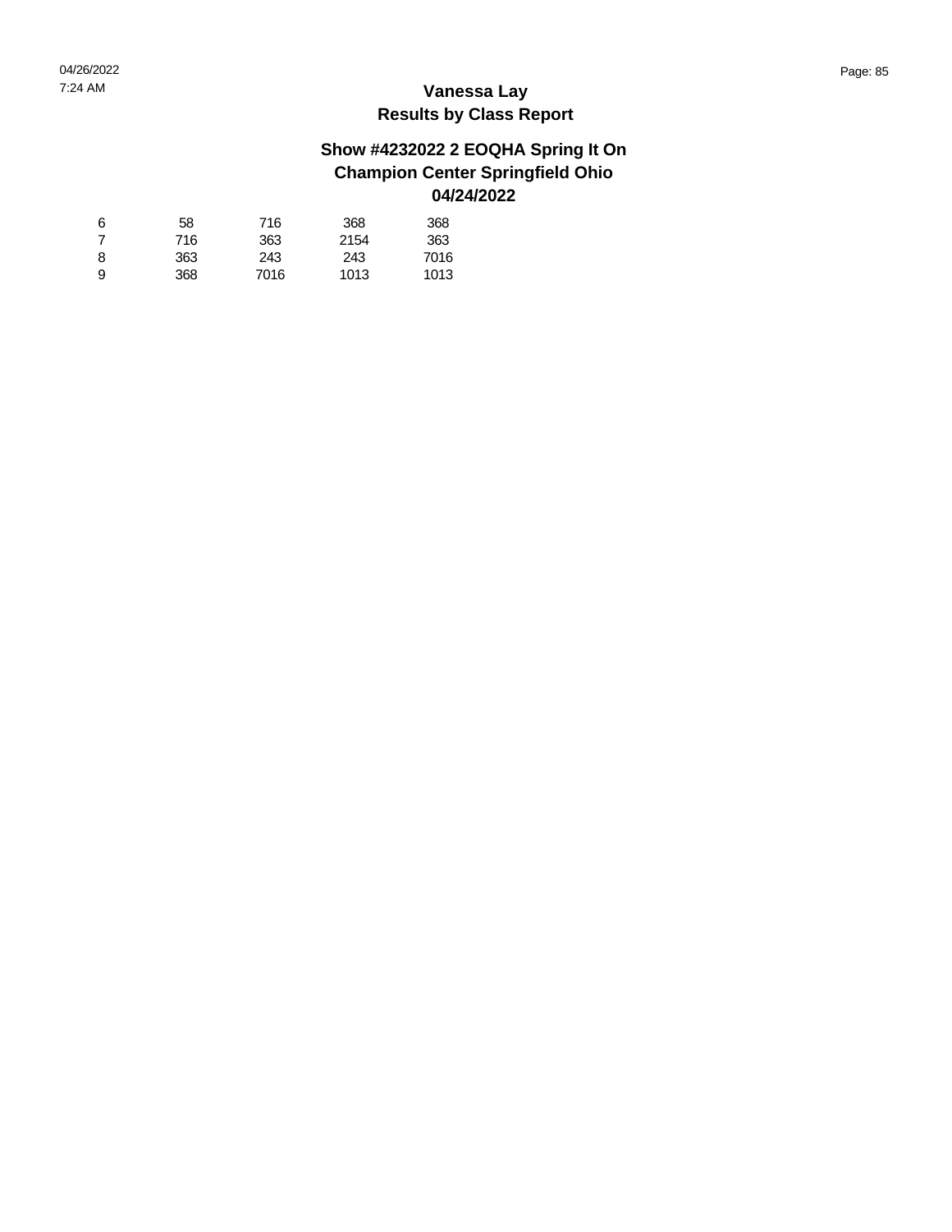**Vanessa Lay**
**Results by Class Report**

**Show #4232022 2 EOQHA Spring It On**
**Champion Center Springfield Ohio**
**04/24/2022**

| | | | | |
|---|---|---|---|---|
| 6 | 58 | 716 | 368 | 368 |
| 7 | 716 | 363 | 2154 | 363 |
| 8 | 363 | 243 | 243 | 7016 |
| 9 | 368 | 7016 | 1013 | 1013 |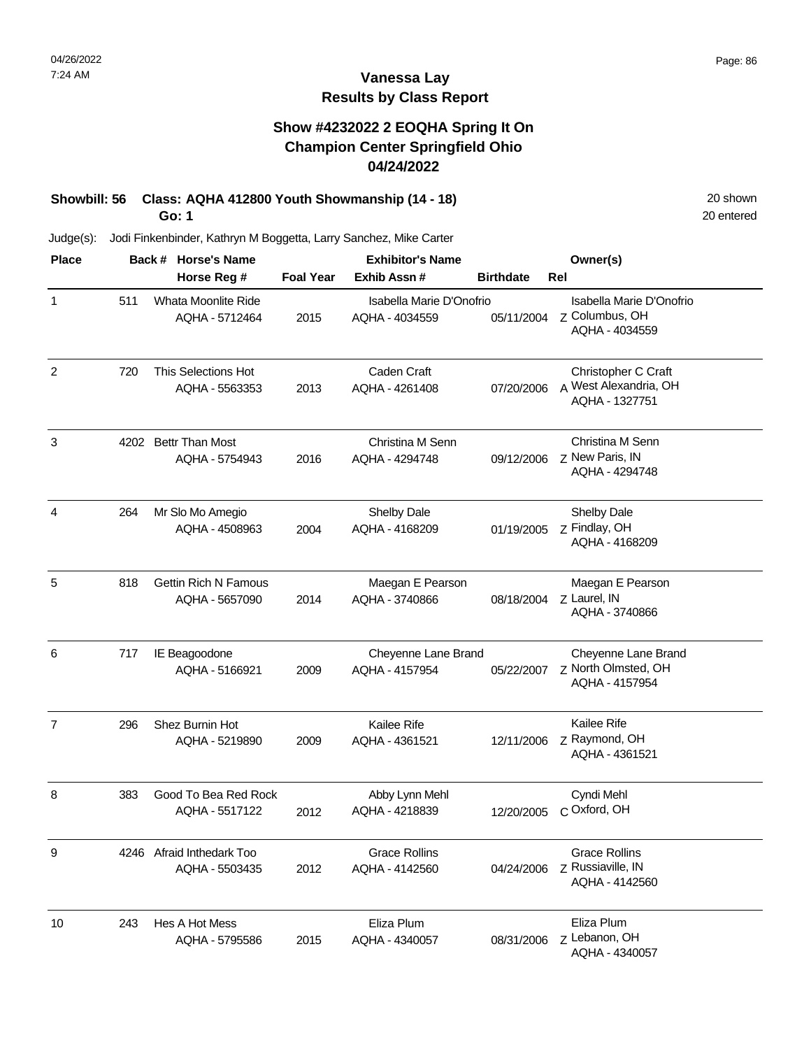# Vanessa Lay
## Results by Class Report

### Show #4232022 2 EOQHA Spring It On
### Champion Center Springfield Ohio
### 04/24/2022

**Showbill: 56 Class: AQHA 412800 Youth Showmanship (14 - 18)** 20 shown
**Go: 1** 20 entered

Judge(s): Jodi Finkenbinder, Kathryn M Boggetta, Larry Sanchez, Mike Carter

| Place | Back # | Horse's Name / Horse Reg # | Foal Year | Exhibitor's Name / Exhib Assn # | Birthdate | Rel | Owner(s) |
|---|---|---|---|---|---|---|---|
| 1 | 511 | Whata Moonlite Ride<br>AQHA - 5712464 | 2015 | Isabella Marie D'Onofrio<br>AQHA - 4034559 | 05/11/2004 | Z | Isabella Marie D'Onofrio<br>Columbus, OH<br>AQHA - 4034559 |
| 2 | 720 | This Selections Hot<br>AQHA - 5563353 | 2013 | Caden Craft<br>AQHA - 4261408 | 07/20/2006 | A | Christopher C Craft<br>West Alexandria, OH<br>AQHA - 1327751 |
| 3 | 4202 | Bettr Than Most<br>AQHA - 5754943 | 2016 | Christina M Senn<br>AQHA - 4294748 | 09/12/2006 | Z | Christina M Senn<br>New Paris, IN<br>AQHA - 4294748 |
| 4 | 264 | Mr Slo Mo Amegio<br>AQHA - 4508963 | 2004 | Shelby Dale<br>AQHA - 4168209 | 01/19/2005 | Z | Shelby Dale<br>Findlay, OH<br>AQHA - 4168209 |
| 5 | 818 | Gettin Rich N Famous<br>AQHA - 5657090 | 2014 | Maegan E Pearson<br>AQHA - 3740866 | 08/18/2004 | Z | Maegan E Pearson<br>Laurel, IN<br>AQHA - 3740866 |
| 6 | 717 | IE Beagoodone<br>AQHA - 5166921 | 2009 | Cheyenne Lane Brand<br>AQHA - 4157954 | 05/22/2007 | Z | Cheyenne Lane Brand<br>North Olmsted, OH<br>AQHA - 4157954 |
| 7 | 296 | Shez Burnin Hot<br>AQHA - 5219890 | 2009 | Kailee Rife<br>AQHA - 4361521 | 12/11/2006 | Z | Kailee Rife<br>Raymond, OH<br>AQHA - 4361521 |
| 8 | 383 | Good To Bea Red Rock<br>AQHA - 5517122 | 2012 | Abby Lynn Mehl<br>AQHA - 4218839 | 12/20/2005 | C | Cyndi Mehl<br>Oxford, OH |
| 9 | 4246 | Afraid Inthedark Too<br>AQHA - 5503435 | 2012 | Grace Rollins<br>AQHA - 4142560 | 04/24/2006 | Z | Grace Rollins<br>Russiaville, IN<br>AQHA - 4142560 |
| 10 | 243 | Hes A Hot Mess<br>AQHA - 5795586 | 2015 | Eliza Plum<br>AQHA - 4340057 | 08/31/2006 | Z | Eliza Plum<br>Lebanon, OH<br>AQHA - 4340057 |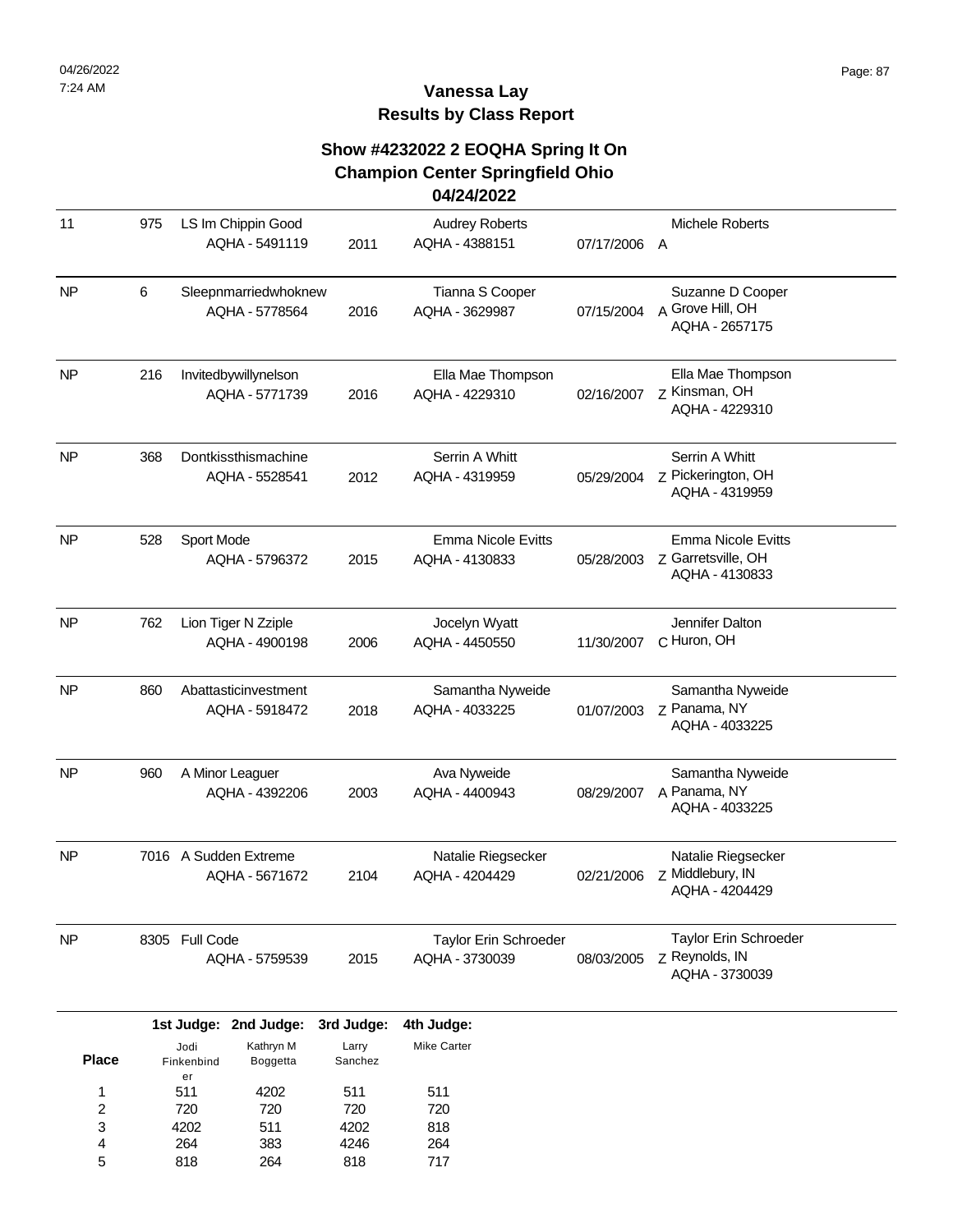# Vanessa Lay
## Results by Class Report

### Show #4232022 2 EOQHA Spring It On
### Champion Center Springfield Ohio
### 04/24/2022

| Place | Back # | Horse | Year | Rider | Birth Date | | Owner |
|---|---|---|---|---|---|---|---|
| 11 | 975 | LS Im Chippin Good<br>AQHA - 5491119 | 2011 | Audrey Roberts<br>AQHA - 4388151 | 07/17/2006 | A | Michele Roberts |
| NP | 6 | Sleepnmarriedwhoknew<br>AQHA - 5778564 | 2016 | Tianna S Cooper<br>AQHA - 3629987 | 07/15/2004 | A | Suzanne D Cooper<br>Grove Hill, OH<br>AQHA - 2657175 |
| NP | 216 | Invitedbywillynelson<br>AQHA - 5771739 | 2016 | Ella Mae Thompson<br>AQHA - 4229310 | 02/16/2007 | Z | Ella Mae Thompson<br>Kinsman, OH<br>AQHA - 4229310 |
| NP | 368 | Dontkissthismachine<br>AQHA - 5528541 | 2012 | Serrin A Whitt<br>AQHA - 4319959 | 05/29/2004 | Z | Serrin A Whitt<br>Pickerington, OH<br>AQHA - 4319959 |
| NP | 528 | Sport Mode<br>AQHA - 5796372 | 2015 | Emma Nicole Evitts<br>AQHA - 4130833 | 05/28/2003 | Z | Emma Nicole Evitts<br>Garretsville, OH<br>AQHA - 4130833 |
| NP | 762 | Lion Tiger N Zziple<br>AQHA - 4900198 | 2006 | Jocelyn Wyatt<br>AQHA - 4450550 | 11/30/2007 | C | Jennifer Dalton<br>Huron, OH |
| NP | 860 | Abattasticinvestment<br>AQHA - 5918472 | 2018 | Samantha Nyweide<br>AQHA - 4033225 | 01/07/2003 | Z | Samantha Nyweide<br>Panama, NY<br>AQHA - 4033225 |
| NP | 960 | A Minor Leaguer<br>AQHA - 4392206 | 2003 | Ava Nyweide<br>AQHA - 4400943 | 08/29/2007 | A | Samantha Nyweide<br>Panama, NY<br>AQHA - 4033225 |
| NP | 7016 | A Sudden Extreme<br>AQHA - 5671672 | 2104 | Natalie Riegsecker<br>AQHA - 4204429 | 02/21/2006 | Z | Natalie Riegsecker<br>Middlebury, IN<br>AQHA - 4204429 |
| NP | 8305 | Full Code<br>AQHA - 5759539 | 2015 | Taylor Erin Schroeder<br>AQHA - 3730039 | 08/03/2005 | Z | Taylor Erin Schroeder<br>Reynolds, IN<br>AQHA - 3730039 |

| Place | 1st Judge: Jodi Finkenbinder | 2nd Judge: Kathryn M Boggetta | 3rd Judge: Larry Sanchez | 4th Judge: Mike Carter |
|---|---|---|---|---|
| 1 | 511 | 4202 | 511 | 511 |
| 2 | 720 | 720 | 720 | 720 |
| 3 | 4202 | 511 | 4202 | 818 |
| 4 | 264 | 383 | 4246 | 264 |
| 5 | 818 | 264 | 818 | 717 |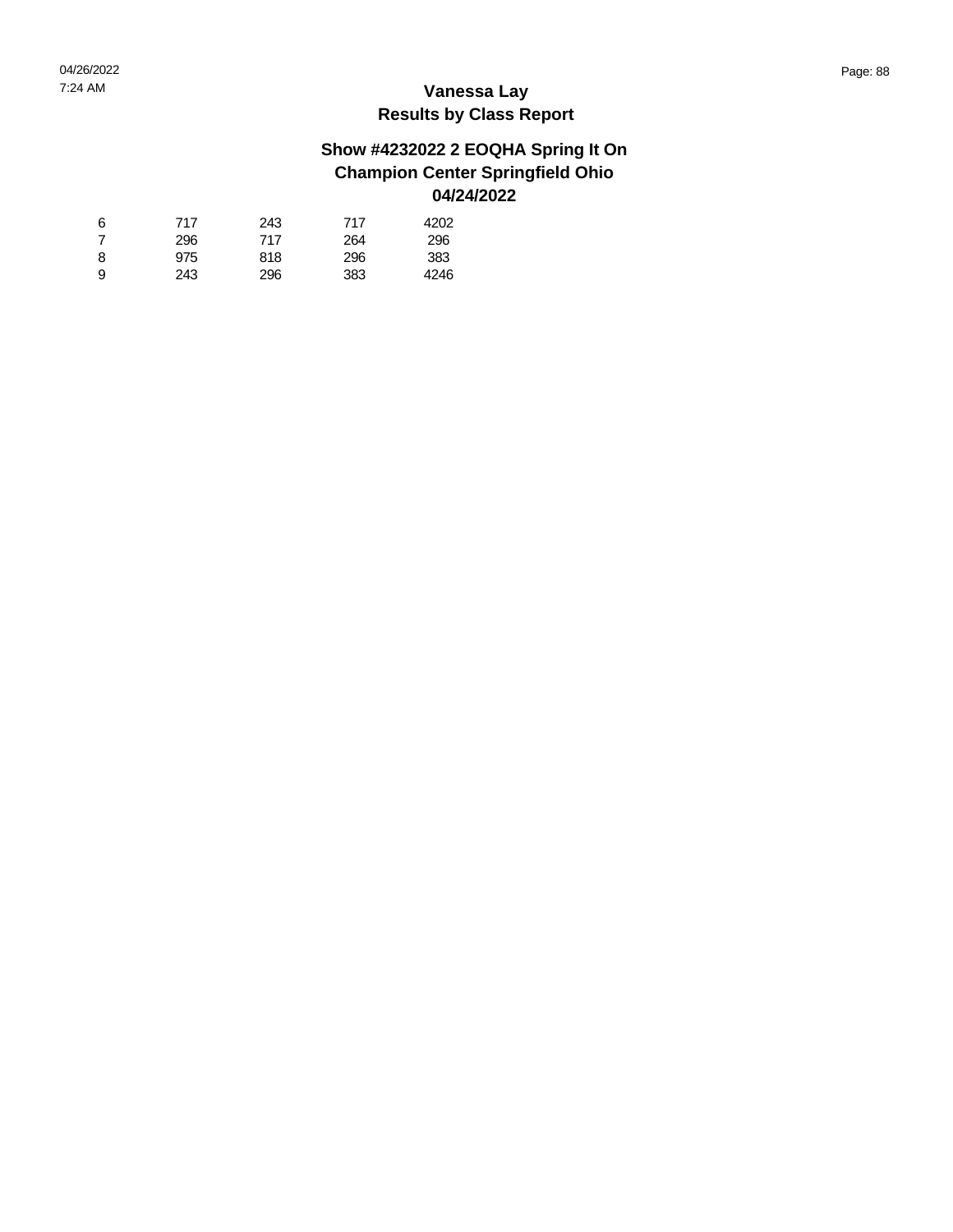## Vanessa Lay
## Results by Class Report

### Show #4232022 2 EOQHA Spring It On
### Champion Center Springfield Ohio
### 04/24/2022

| | | | | |
|---|---|---|---|---|
| 6 | 717 | 243 | 717 | 4202 |
| 7 | 296 | 717 | 264 | 296 |
| 8 | 975 | 818 | 296 | 383 |
| 9 | 243 | 296 | 383 | 4246 |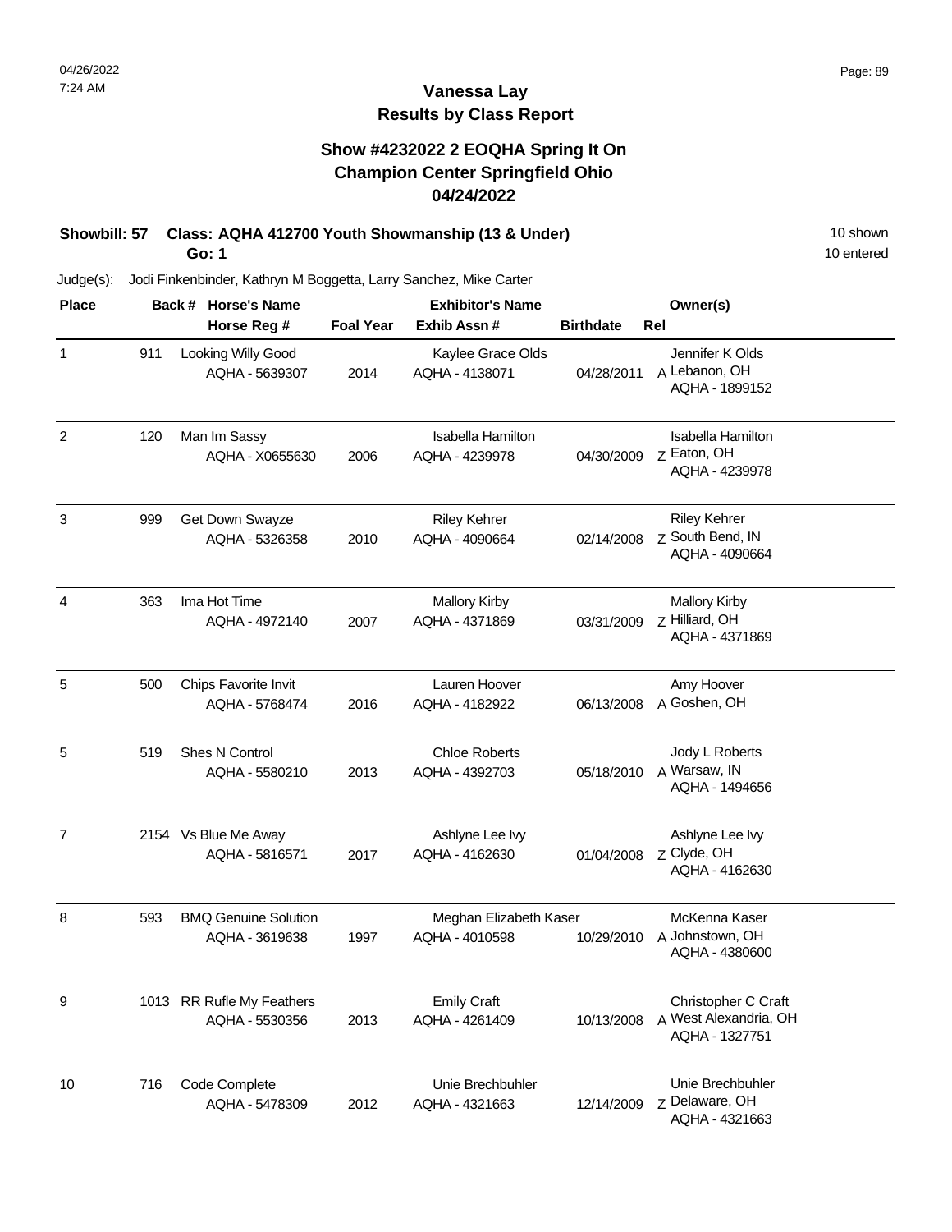# Vanessa Lay
## Results by Class Report

### Show #4232022 2 EOQHA Spring It On
### Champion Center Springfield Ohio
### 04/24/2022

**Showbill: 57 Class: AQHA 412700 Youth Showmanship (13 & Under)** 10 shown

**Go: 1** 10 entered

Judge(s): Jodi Finkenbinder, Kathryn M Boggetta, Larry Sanchez, Mike Carter

| Place | Back # | Horse's Name / Horse Reg # | Foal Year | Exhibitor's Name / Exhib Assn # | Birthdate | Rel | Owner(s) |
|---|---|---|---|---|---|---|---|
| 1 | 911 | Looking Willy Good<br>AQHA - 5639307 | 2014 | Kaylee Grace Olds<br>AQHA - 4138071 | 04/28/2011 | A | Jennifer K Olds<br>Lebanon, OH<br>AQHA - 1899152 |
| 2 | 120 | Man Im Sassy<br>AQHA - X0655630 | 2006 | Isabella Hamilton<br>AQHA - 4239978 | 04/30/2009 | Z | Isabella Hamilton<br>Eaton, OH<br>AQHA - 4239978 |
| 3 | 999 | Get Down Swayze<br>AQHA - 5326358 | 2010 | Riley Kehrer<br>AQHA - 4090664 | 02/14/2008 | Z | Riley Kehrer<br>South Bend, IN<br>AQHA - 4090664 |
| 4 | 363 | Ima Hot Time<br>AQHA - 4972140 | 2007 | Mallory Kirby<br>AQHA - 4371869 | 03/31/2009 | Z | Mallory Kirby<br>Hilliard, OH<br>AQHA - 4371869 |
| 5 | 500 | Chips Favorite Invit<br>AQHA - 5768474 | 2016 | Lauren Hoover<br>AQHA - 4182922 | 06/13/2008 | A | Amy Hoover<br>Goshen, OH |
| 5 | 519 | Shes N Control<br>AQHA - 5580210 | 2013 | Chloe Roberts<br>AQHA - 4392703 | 05/18/2010 | A | Jody L Roberts<br>Warsaw, IN<br>AQHA - 1494656 |
| 7 | 2154 | Vs Blue Me Away<br>AQHA - 5816571 | 2017 | Ashlyne Lee Ivy<br>AQHA - 4162630 | 01/04/2008 | Z | Ashlyne Lee Ivy<br>Clyde, OH<br>AQHA - 4162630 |
| 8 | 593 | BMQ Genuine Solution<br>AQHA - 3619638 | 1997 | Meghan Elizabeth Kaser<br>AQHA - 4010598 | 10/29/2010 | A | McKenna Kaser<br>Johnstown, OH<br>AQHA - 4380600 |
| 9 | 1013 | RR Rufle My Feathers<br>AQHA - 5530356 | 2013 | Emily Craft<br>AQHA - 4261409 | 10/13/2008 | A | Christopher C Craft<br>West Alexandria, OH<br>AQHA - 1327751 |
| 10 | 716 | Code Complete<br>AQHA - 5478309 | 2012 | Unie Brechbuhler<br>AQHA - 4321663 | 12/14/2009 | Z | Unie Brechbuhler<br>Delaware, OH<br>AQHA - 4321663 |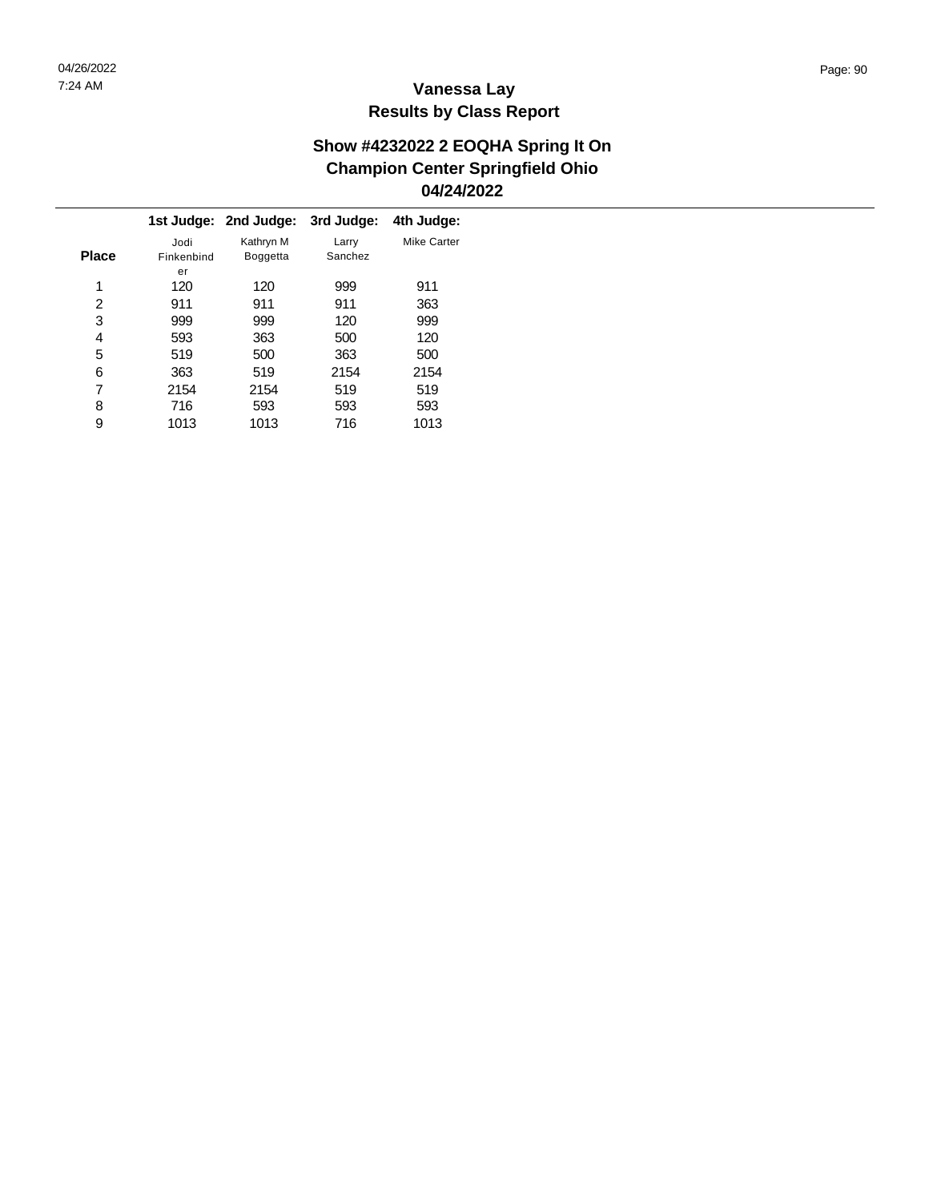# Vanessa Lay
## Results by Class Report

### Show #4232022 2 EOQHA Spring It On
### Champion Center Springfield Ohio
### 04/24/2022

| Place | 1st Judge: Jodi Finkenbinder | 2nd Judge: Kathryn M Boggetta | 3rd Judge: Larry Sanchez | 4th Judge: Mike Carter |
|---|---|---|---|---|
| 1 | 120 | 120 | 999 | 911 |
| 2 | 911 | 911 | 911 | 363 |
| 3 | 999 | 999 | 120 | 999 |
| 4 | 593 | 363 | 500 | 120 |
| 5 | 519 | 500 | 363 | 500 |
| 6 | 363 | 519 | 2154 | 2154 |
| 7 | 2154 | 2154 | 519 | 519 |
| 8 | 716 | 593 | 593 | 593 |
| 9 | 1013 | 1013 | 716 | 1013 |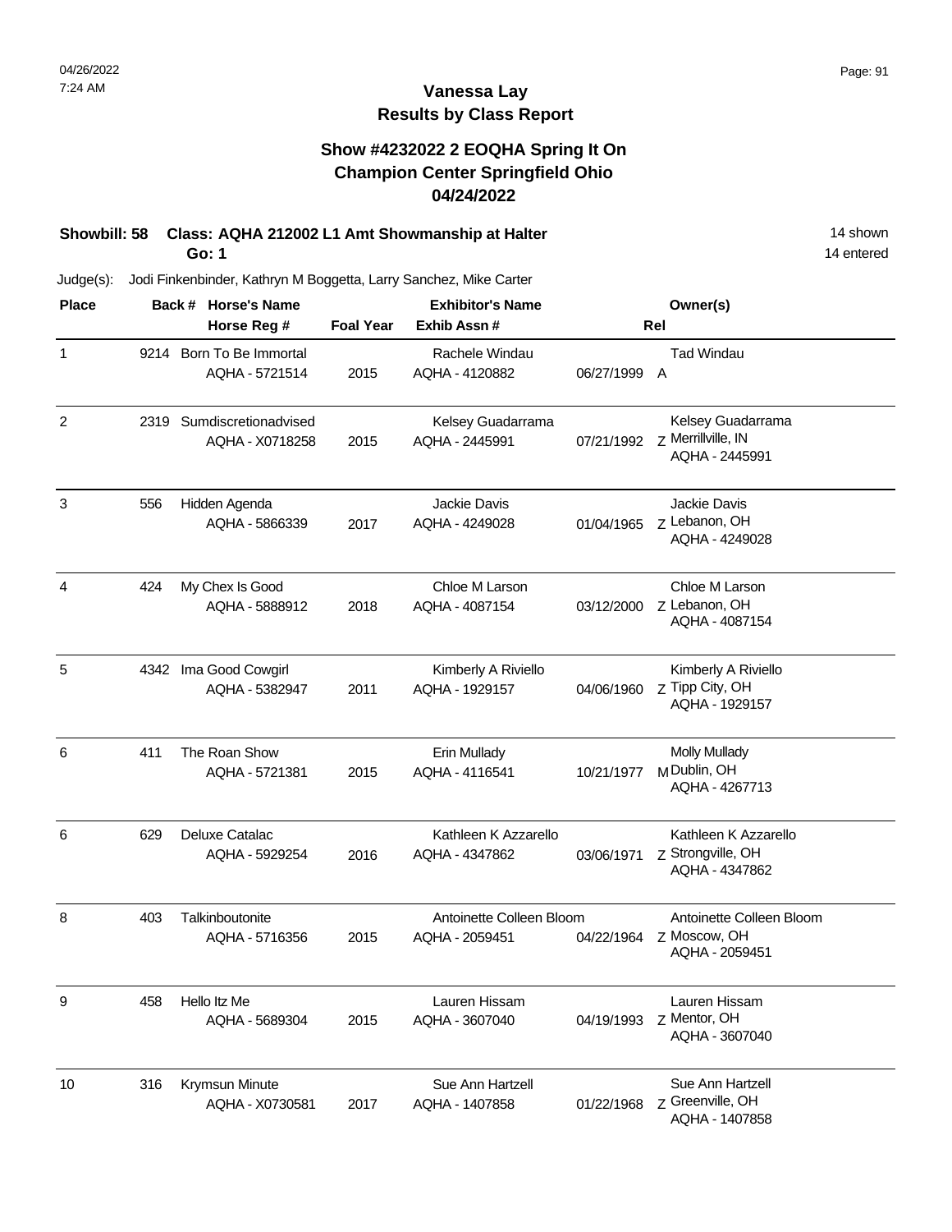# Vanessa Lay
## Results by Class Report

### Show #4232022 2 EOQHA Spring It On
### Champion Center Springfield Ohio
### 04/24/2022

**Showbill: 58 Class: AQHA 212002 L1 Amt Showmanship at Halter** 14 shown

**Go: 1** 14 entered

Judge(s): Jodi Finkenbinder, Kathryn M Boggetta, Larry Sanchez, Mike Carter

| Place | Back # | Horse's Name / Horse Reg # | Foal Year | Exhibitor's Name / Exhib Assn # | | Rel | Owner(s) |
|---|---|---|---|---|---|---|---|
| 1 | 9214 | Born To Be Immortal<br>AQHA - 5721514 | 2015 | Rachele Windau<br>AQHA - 4120882 | 06/27/1999 | A | Tad Windau |
| 2 | 2319 | Sumdiscretionadvised<br>AQHA - X0718258 | 2015 | Kelsey Guadarrama<br>AQHA - 2445991 | 07/21/1992 | Z | Kelsey Guadarrama<br>Merrillville, IN<br>AQHA - 2445991 |
| 3 | 556 | Hidden Agenda<br>AQHA - 5866339 | 2017 | Jackie Davis<br>AQHA - 4249028 | 01/04/1965 | Z | Jackie Davis<br>Lebanon, OH<br>AQHA - 4249028 |
| 4 | 424 | My Chex Is Good<br>AQHA - 5888912 | 2018 | Chloe M Larson<br>AQHA - 4087154 | 03/12/2000 | Z | Chloe M Larson<br>Lebanon, OH<br>AQHA - 4087154 |
| 5 | 4342 | Ima Good Cowgirl<br>AQHA - 5382947 | 2011 | Kimberly A Riviello<br>AQHA - 1929157 | 04/06/1960 | Z | Kimberly A Riviello<br>Tipp City, OH<br>AQHA - 1929157 |
| 6 | 411 | The Roan Show<br>AQHA - 5721381 | 2015 | Erin Mullady<br>AQHA - 4116541 | 10/21/1977 | M | Molly Mullady<br>Dublin, OH<br>AQHA - 4267713 |
| 6 | 629 | Deluxe Catalac<br>AQHA - 5929254 | 2016 | Kathleen K Azzarello<br>AQHA - 4347862 | 03/06/1971 | Z | Kathleen K Azzarello<br>Strongville, OH<br>AQHA - 4347862 |
| 8 | 403 | Talkinboutonite<br>AQHA - 5716356 | 2015 | Antoinette Colleen Bloom<br>AQHA - 2059451 | 04/22/1964 | Z | Antoinette Colleen Bloom<br>Moscow, OH<br>AQHA - 2059451 |
| 9 | 458 | Hello Itz Me<br>AQHA - 5689304 | 2015 | Lauren Hissam<br>AQHA - 3607040 | 04/19/1993 | Z | Lauren Hissam<br>Mentor, OH<br>AQHA - 3607040 |
| 10 | 316 | Krymsun Minute<br>AQHA - X0730581 | 2017 | Sue Ann Hartzell<br>AQHA - 1407858 | 01/22/1968 | Z | Sue Ann Hartzell<br>Greenville, OH<br>AQHA - 1407858 |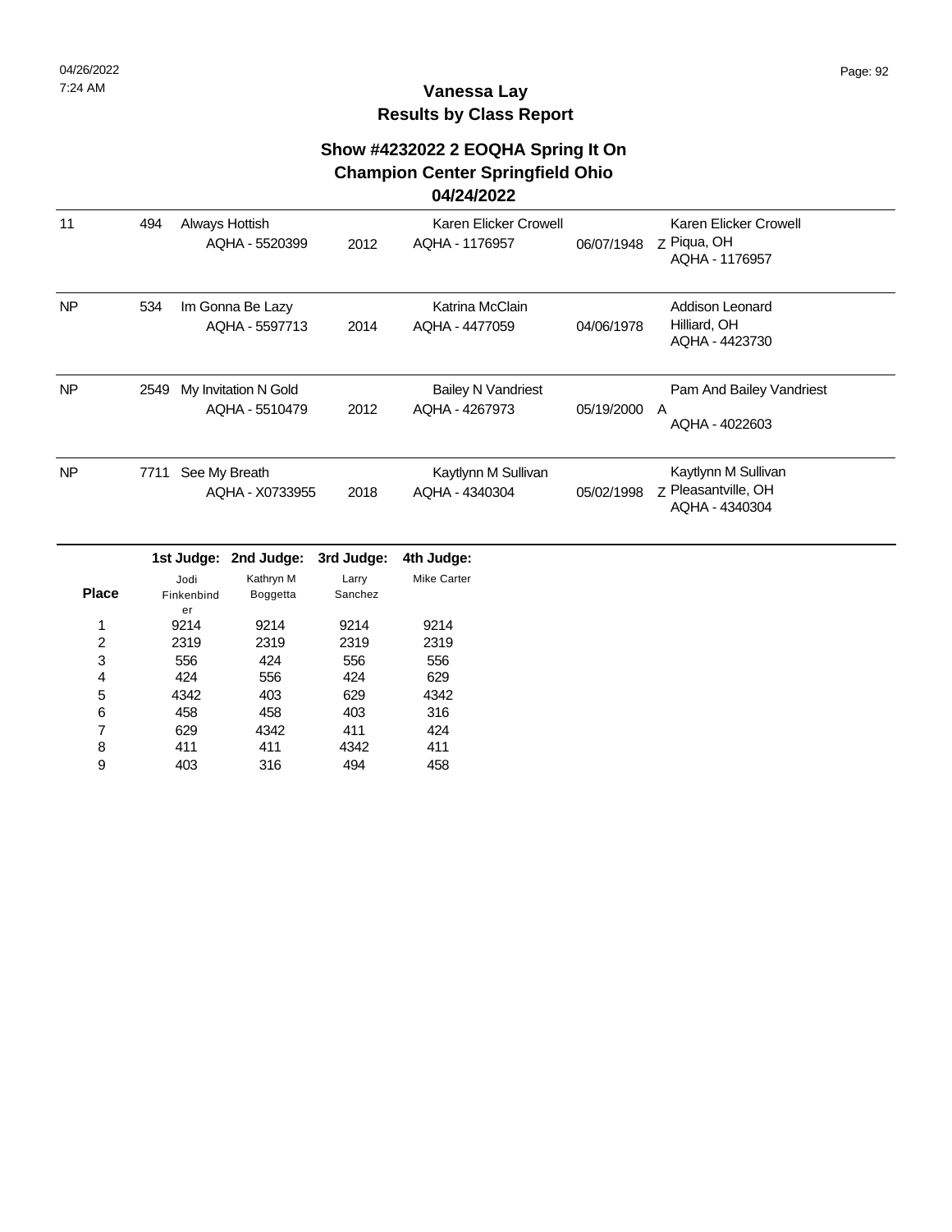# Vanessa Lay
## Results by Class Report

### Show #4232022 2 EOQHA Spring It On
### Champion Center Springfield Ohio
### 04/24/2022

| | | | | | | | |
|---|---|---|---|---|---|---|---|
| 11 | 494 | Always Hottish<br>AQHA - 5520399 | 2012 | Karen Elicker Crowell<br>AQHA - 1176957 | 06/07/1948 | Z | Karen Elicker Crowell<br>Piqua, OH<br>AQHA - 1176957 |
| NP | 534 | Im Gonna Be Lazy<br>AQHA - 5597713 | 2014 | Katrina McClain<br>AQHA - 4477059 | 04/06/1978 | | Addison Leonard<br>Hilliard, OH<br>AQHA - 4423730 |
| NP | 2549 | My Invitation N Gold<br>AQHA - 5510479 | 2012 | Bailey N Vandriest<br>AQHA - 4267973 | 05/19/2000 | A | Pam And Bailey Vandriest<br>AQHA - 4022603 |
| NP | 7711 | See My Breath<br>AQHA - X0733955 | 2018 | Kaytlynn M Sullivan<br>AQHA - 4340304 | 05/02/1998 | Z | Kaytlynn M Sullivan<br>Pleasantville, OH<br>AQHA - 4340304 |

| Place | 1st Judge:<br>Jodi Finkenbinder | 2nd Judge:<br>Kathryn M Boggetta | 3rd Judge:<br>Larry Sanchez | 4th Judge:<br>Mike Carter |
|---|---|---|---|---|
| 1 | 9214 | 9214 | 9214 | 9214 |
| 2 | 2319 | 2319 | 2319 | 2319 |
| 3 | 556 | 424 | 556 | 556 |
| 4 | 424 | 556 | 424 | 629 |
| 5 | 4342 | 403 | 629 | 4342 |
| 6 | 458 | 458 | 403 | 316 |
| 7 | 629 | 4342 | 411 | 424 |
| 8 | 411 | 411 | 4342 | 411 |
| 9 | 403 | 316 | 494 | 458 |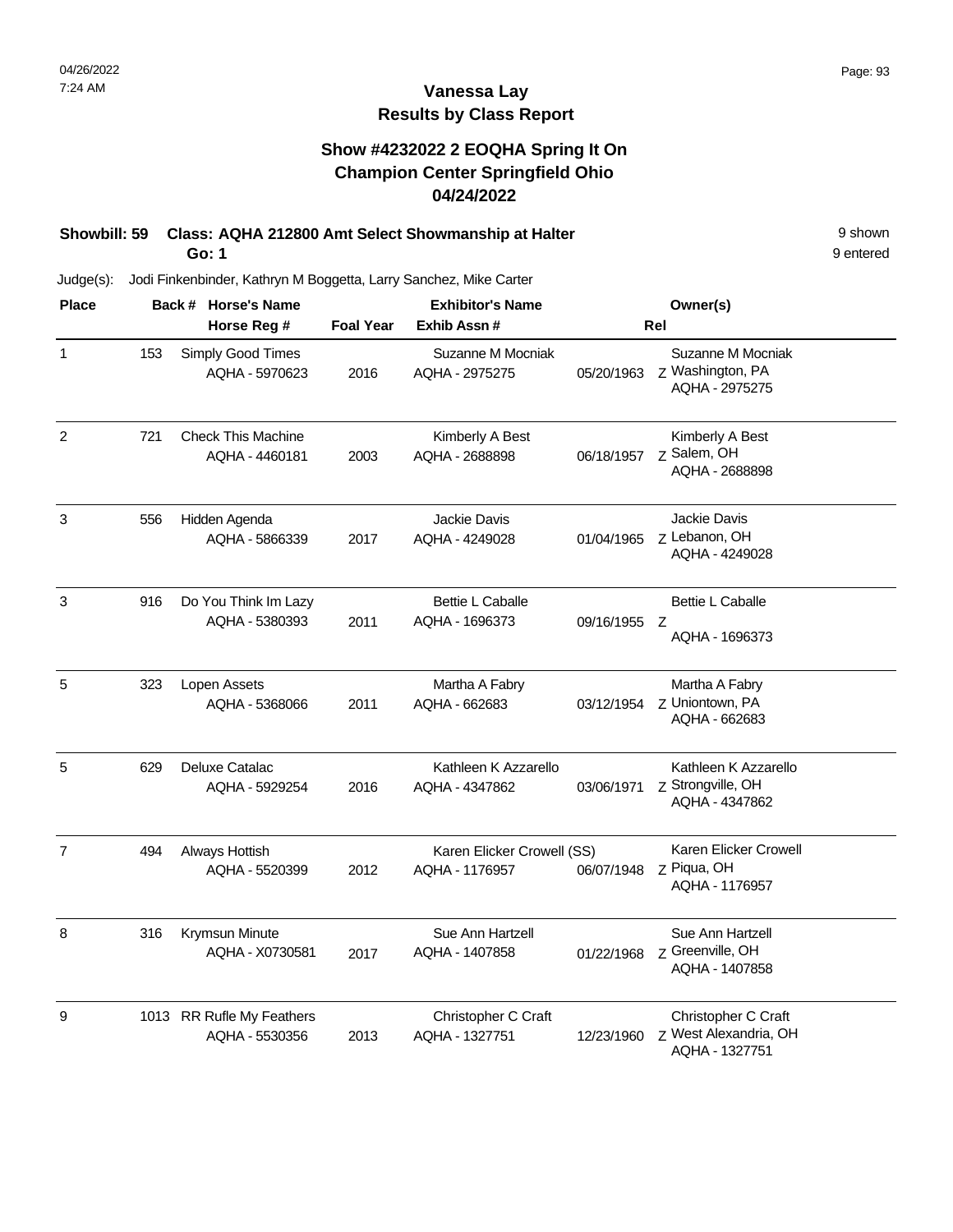# Vanessa Lay
## Results by Class Report

### Show #4232022 2 EOQHA Spring It On
### Champion Center Springfield Ohio
### 04/24/2022

**Showbill: 59 Class: AQHA 212800 Amt Select Showmanship at Halter** 9 shown

**Go: 1** 9 entered

Judge(s): Jodi Finkenbinder, Kathryn M Boggetta, Larry Sanchez, Mike Carter

| Place | Back # | Horse's Name / Horse Reg # | Foal Year | Exhibitor's Name / Exhib Assn # | | Rel | Owner(s) |
|---|---|---|---|---|---|---|---|
| 1 | 153 | Simply Good Times<br>AQHA - 5970623 | 2016 | Suzanne M Mocniak<br>AQHA - 2975275 | 05/20/1963 | Z | Suzanne M Mocniak<br>Washington, PA<br>AQHA - 2975275 |
| 2 | 721 | Check This Machine<br>AQHA - 4460181 | 2003 | Kimberly A Best<br>AQHA - 2688898 | 06/18/1957 | Z | Kimberly A Best<br>Salem, OH<br>AQHA - 2688898 |
| 3 | 556 | Hidden Agenda<br>AQHA - 5866339 | 2017 | Jackie Davis<br>AQHA - 4249028 | 01/04/1965 | Z | Jackie Davis<br>Lebanon, OH<br>AQHA - 4249028 |
| 3 | 916 | Do You Think Im Lazy<br>AQHA - 5380393 | 2011 | Bettie L Caballe<br>AQHA - 1696373 | 09/16/1955 | Z | Bettie L Caballe<br>AQHA - 1696373 |
| 5 | 323 | Lopen Assets<br>AQHA - 5368066 | 2011 | Martha A Fabry<br>AQHA - 662683 | 03/12/1954 | Z | Martha A Fabry<br>Uniontown, PA<br>AQHA - 662683 |
| 5 | 629 | Deluxe Catalac<br>AQHA - 5929254 | 2016 | Kathleen K Azzarello<br>AQHA - 4347862 | 03/06/1971 | Z | Kathleen K Azzarello<br>Strongville, OH<br>AQHA - 4347862 |
| 7 | 494 | Always Hottish<br>AQHA - 5520399 | 2012 | Karen Elicker Crowell (SS)<br>AQHA - 1176957 | 06/07/1948 | Z | Karen Elicker Crowell<br>Piqua, OH<br>AQHA - 1176957 |
| 8 | 316 | Krymsun Minute<br>AQHA - X0730581 | 2017 | Sue Ann Hartzell<br>AQHA - 1407858 | 01/22/1968 | Z | Sue Ann Hartzell<br>Greenville, OH<br>AQHA - 1407858 |
| 9 | 1013 | RR Rufle My Feathers<br>AQHA - 5530356 | 2013 | Christopher C Craft<br>AQHA - 1327751 | 12/23/1960 | Z | Christopher C Craft<br>West Alexandria, OH<br>AQHA - 1327751 |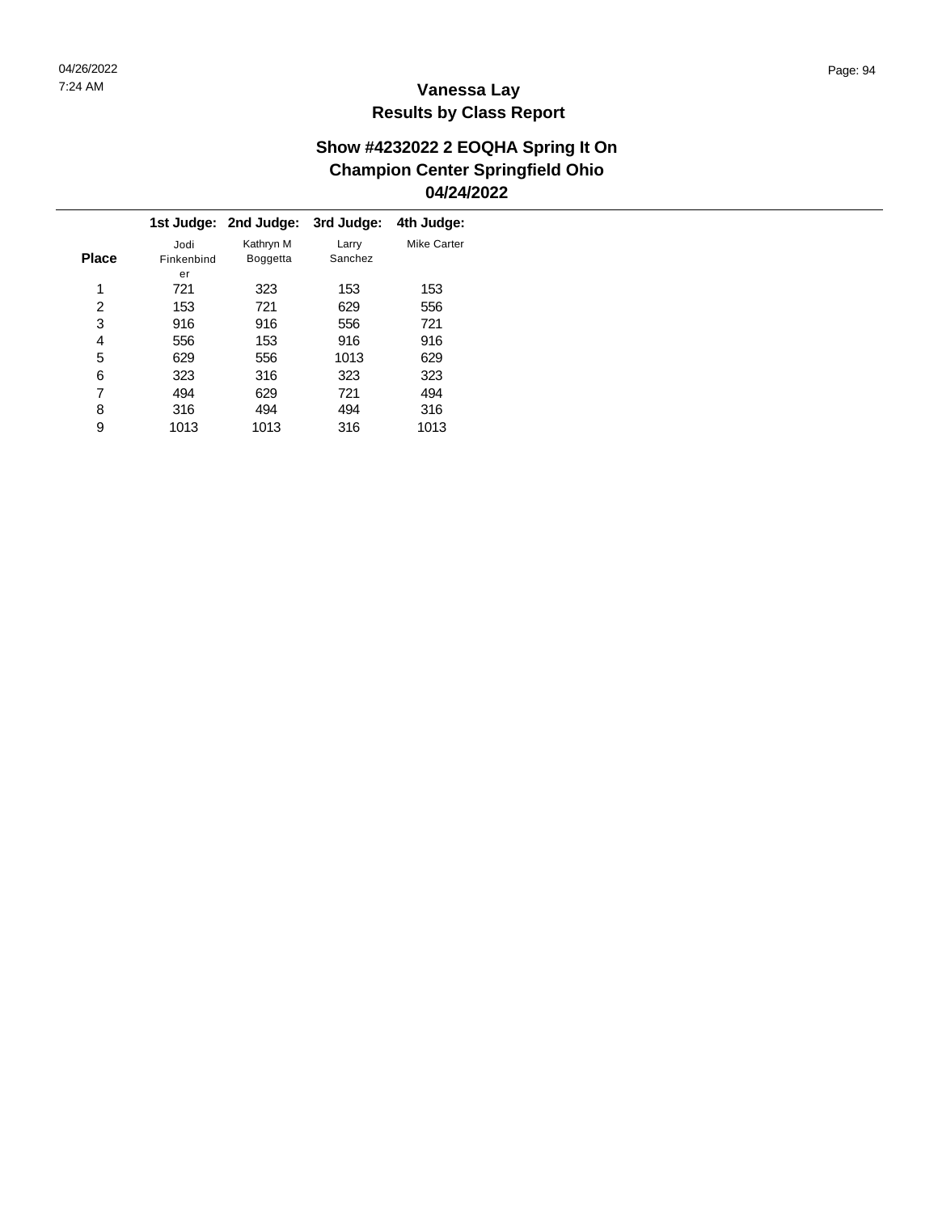# Vanessa Lay
# Results by Class Report

## Show #4232022 2 EOQHA Spring It On
## Champion Center Springfield Ohio
## 04/24/2022

| Place | 1st Judge: Jodi Finkenbinder | 2nd Judge: Kathryn M Boggetta | 3rd Judge: Larry Sanchez | 4th Judge: Mike Carter |
|---|---|---|---|---|
| 1 | 721 | 323 | 153 | 153 |
| 2 | 153 | 721 | 629 | 556 |
| 3 | 916 | 916 | 556 | 721 |
| 4 | 556 | 153 | 916 | 916 |
| 5 | 629 | 556 | 1013 | 629 |
| 6 | 323 | 316 | 323 | 323 |
| 7 | 494 | 629 | 721 | 494 |
| 8 | 316 | 494 | 494 | 316 |
| 9 | 1013 | 1013 | 316 | 1013 |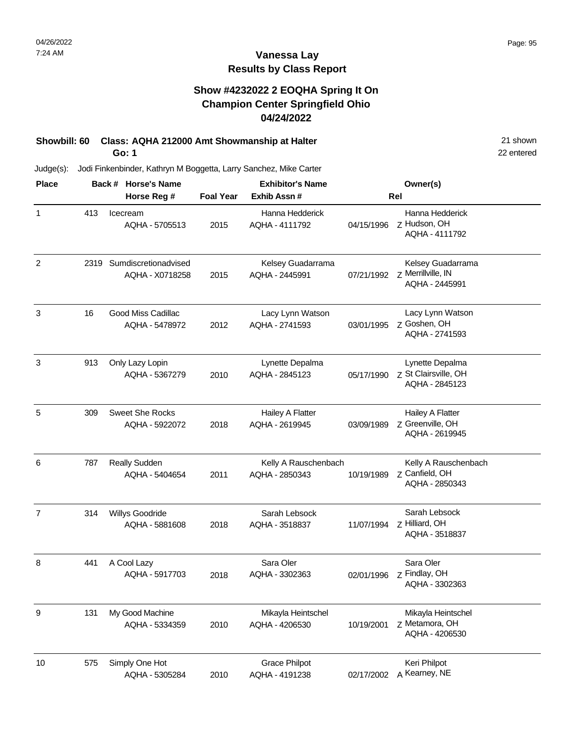# Vanessa Lay
## Results by Class Report

### Show #4232022 2 EOQHA Spring It On
### Champion Center Springfield Ohio
### 04/24/2022

**Showbill: 60 Class: AQHA 212000 Amt Showmanship at Halter** 21 shown

**Go: 1** 22 entered

Judge(s): Jodi Finkenbinder, Kathryn M Boggetta, Larry Sanchez, Mike Carter

| Place | Back # | Horse's Name / Horse Reg # | Foal Year | Exhibitor's Name / Exhib Assn # | | Rel | Owner(s) |
|---|---|---|---|---|---|---|---|
| 1 | 413 | Icecream<br>AQHA - 5705513 | 2015 | Hanna Hedderick<br>AQHA - 4111792 | 04/15/1996 | Z | Hanna Hedderick<br>Hudson, OH<br>AQHA - 4111792 |
| 2 | 2319 | Sumdiscretionadvised<br>AQHA - X0718258 | 2015 | Kelsey Guadarrama<br>AQHA - 2445991 | 07/21/1992 | Z | Kelsey Guadarrama<br>Merrillville, IN<br>AQHA - 2445991 |
| 3 | 16 | Good Miss Cadillac<br>AQHA - 5478972 | 2012 | Lacy Lynn Watson<br>AQHA - 2741593 | 03/01/1995 | Z | Lacy Lynn Watson<br>Goshen, OH<br>AQHA - 2741593 |
| 3 | 913 | Only Lazy Lopin<br>AQHA - 5367279 | 2010 | Lynette Depalma<br>AQHA - 2845123 | 05/17/1990 | Z | Lynette Depalma<br>St Clairsville, OH<br>AQHA - 2845123 |
| 5 | 309 | Sweet She Rocks<br>AQHA - 5922072 | 2018 | Hailey A Flatter<br>AQHA - 2619945 | 03/09/1989 | Z | Hailey A Flatter<br>Greenville, OH<br>AQHA - 2619945 |
| 6 | 787 | Really Sudden<br>AQHA - 5404654 | 2011 | Kelly A Rauschenbach<br>AQHA - 2850343 | 10/19/1989 | Z | Kelly A Rauschenbach<br>Canfield, OH<br>AQHA - 2850343 |
| 7 | 314 | Willys Goodride<br>AQHA - 5881608 | 2018 | Sarah Lebsock<br>AQHA - 3518837 | 11/07/1994 | Z | Sarah Lebsock<br>Hilliard, OH<br>AQHA - 3518837 |
| 8 | 441 | A Cool Lazy<br>AQHA - 5917703 | 2018 | Sara Oler<br>AQHA - 3302363 | 02/01/1996 | Z | Sara Oler<br>Findlay, OH<br>AQHA - 3302363 |
| 9 | 131 | My Good Machine<br>AQHA - 5334359 | 2010 | Mikayla Heintschel<br>AQHA - 4206530 | 10/19/2001 | Z | Mikayla Heintschel<br>Metamora, OH<br>AQHA - 4206530 |
| 10 | 575 | Simply One Hot<br>AQHA - 5305284 | 2010 | Grace Philpot<br>AQHA - 4191238 | 02/17/2002 | A | Keri Philpot<br>Kearney, NE |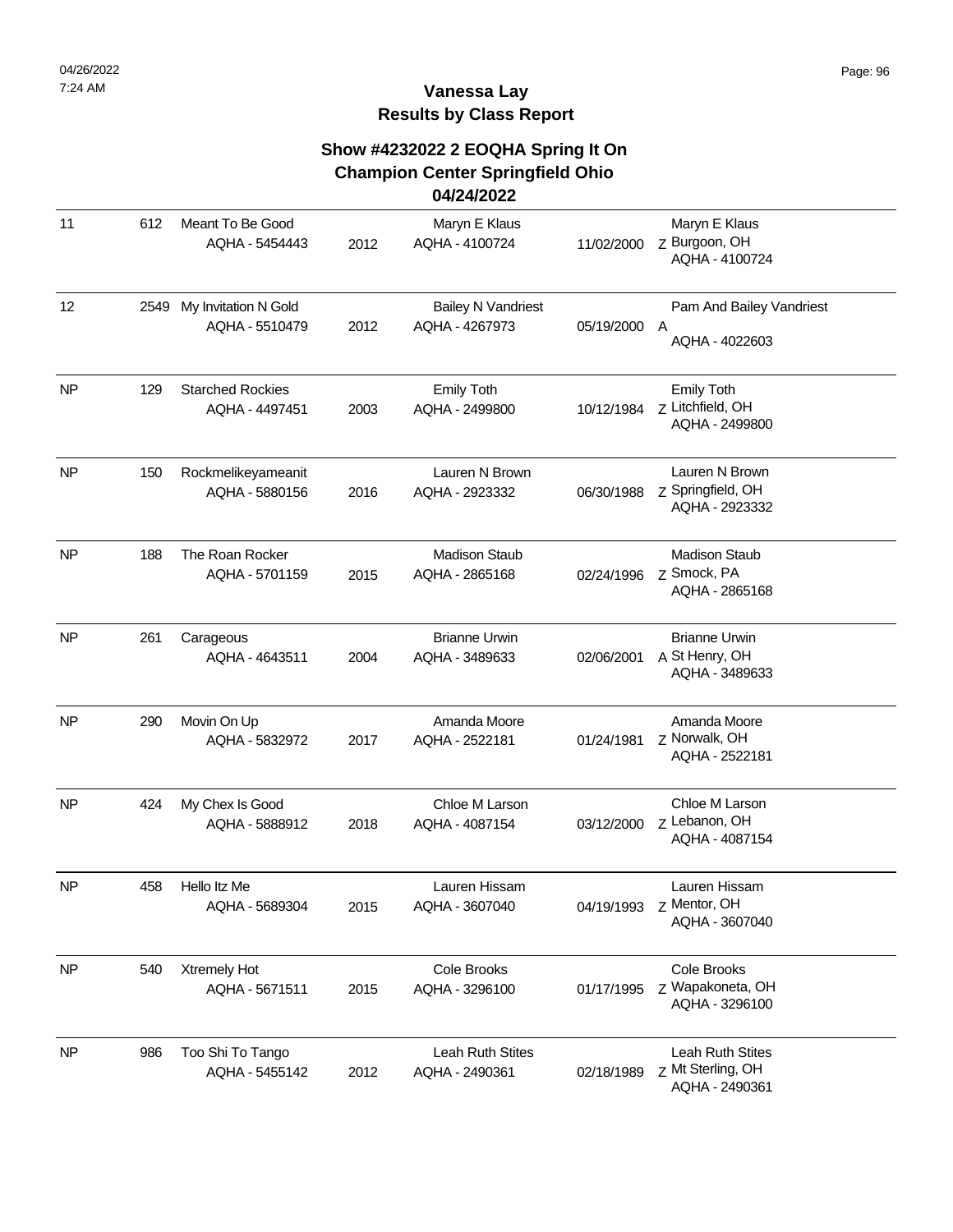## Vanessa Lay
## Results by Class Report

### Show #4232022 2 EOQHA Spring It On
### Champion Center Springfield Ohio
### 04/24/2022

| | | | | | | | |
|---|---|---|---|---|---|---|---|
| 11 | 612 | Meant To Be Good<br>AQHA - 5454443 | 2012 | Maryn E Klaus<br>AQHA - 4100724 | 11/02/2000 | Z | Maryn E Klaus<br>Burgoon, OH<br>AQHA - 4100724 |
| 12 | 2549 | My Invitation N Gold<br>AQHA - 5510479 | 2012 | Bailey N Vandriest<br>AQHA - 4267973 | 05/19/2000 | A | Pam And Bailey Vandriest<br>AQHA - 4022603 |
| NP | 129 | Starched Rockies<br>AQHA - 4497451 | 2003 | Emily Toth<br>AQHA - 2499800 | 10/12/1984 | Z | Emily Toth<br>Litchfield, OH<br>AQHA - 2499800 |
| NP | 150 | Rockmelikeyameanit<br>AQHA - 5880156 | 2016 | Lauren N Brown<br>AQHA - 2923332 | 06/30/1988 | Z | Lauren N Brown<br>Springfield, OH<br>AQHA - 2923332 |
| NP | 188 | The Roan Rocker<br>AQHA - 5701159 | 2015 | Madison Staub<br>AQHA - 2865168 | 02/24/1996 | Z | Madison Staub<br>Smock, PA<br>AQHA - 2865168 |
| NP | 261 | Carageous<br>AQHA - 4643511 | 2004 | Brianne Urwin<br>AQHA - 3489633 | 02/06/2001 | A | Brianne Urwin<br>St Henry, OH<br>AQHA - 3489633 |
| NP | 290 | Movin On Up<br>AQHA - 5832972 | 2017 | Amanda Moore<br>AQHA - 2522181 | 01/24/1981 | Z | Amanda Moore<br>Norwalk, OH<br>AQHA - 2522181 |
| NP | 424 | My Chex Is Good<br>AQHA - 5888912 | 2018 | Chloe M Larson<br>AQHA - 4087154 | 03/12/2000 | Z | Chloe M Larson<br>Lebanon, OH<br>AQHA - 4087154 |
| NP | 458 | Hello Itz Me<br>AQHA - 5689304 | 2015 | Lauren Hissam<br>AQHA - 3607040 | 04/19/1993 | Z | Lauren Hissam<br>Mentor, OH<br>AQHA - 3607040 |
| NP | 540 | Xtremely Hot<br>AQHA - 5671511 | 2015 | Cole Brooks<br>AQHA - 3296100 | 01/17/1995 | Z | Cole Brooks<br>Wapakoneta, OH<br>AQHA - 3296100 |
| NP | 986 | Too Shi To Tango<br>AQHA - 5455142 | 2012 | Leah Ruth Stites<br>AQHA - 2490361 | 02/18/1989 | Z | Leah Ruth Stites<br>Mt Sterling, OH<br>AQHA - 2490361 |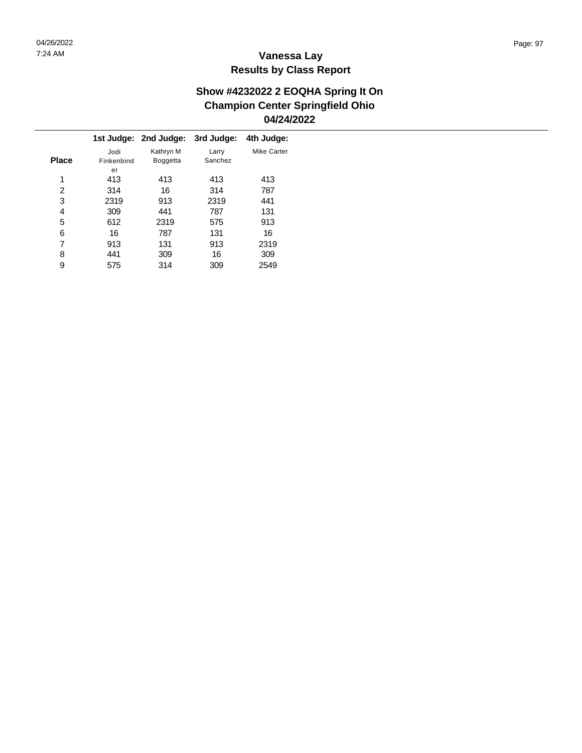# Vanessa Lay

## Results by Class Report

### Show #4232022 2 EOQHA Spring It On
### Champion Center Springfield Ohio
### 04/24/2022

| Place | 1st Judge: Jodi Finkenbinder | 2nd Judge: Kathryn M Boggetta | 3rd Judge: Larry Sanchez | 4th Judge: Mike Carter |
|---|---|---|---|---|
| 1 | 413 | 413 | 413 | 413 |
| 2 | 314 | 16 | 314 | 787 |
| 3 | 2319 | 913 | 2319 | 441 |
| 4 | 309 | 441 | 787 | 131 |
| 5 | 612 | 2319 | 575 | 913 |
| 6 | 16 | 787 | 131 | 16 |
| 7 | 913 | 131 | 913 | 2319 |
| 8 | 441 | 309 | 16 | 309 |
| 9 | 575 | 314 | 309 | 2549 |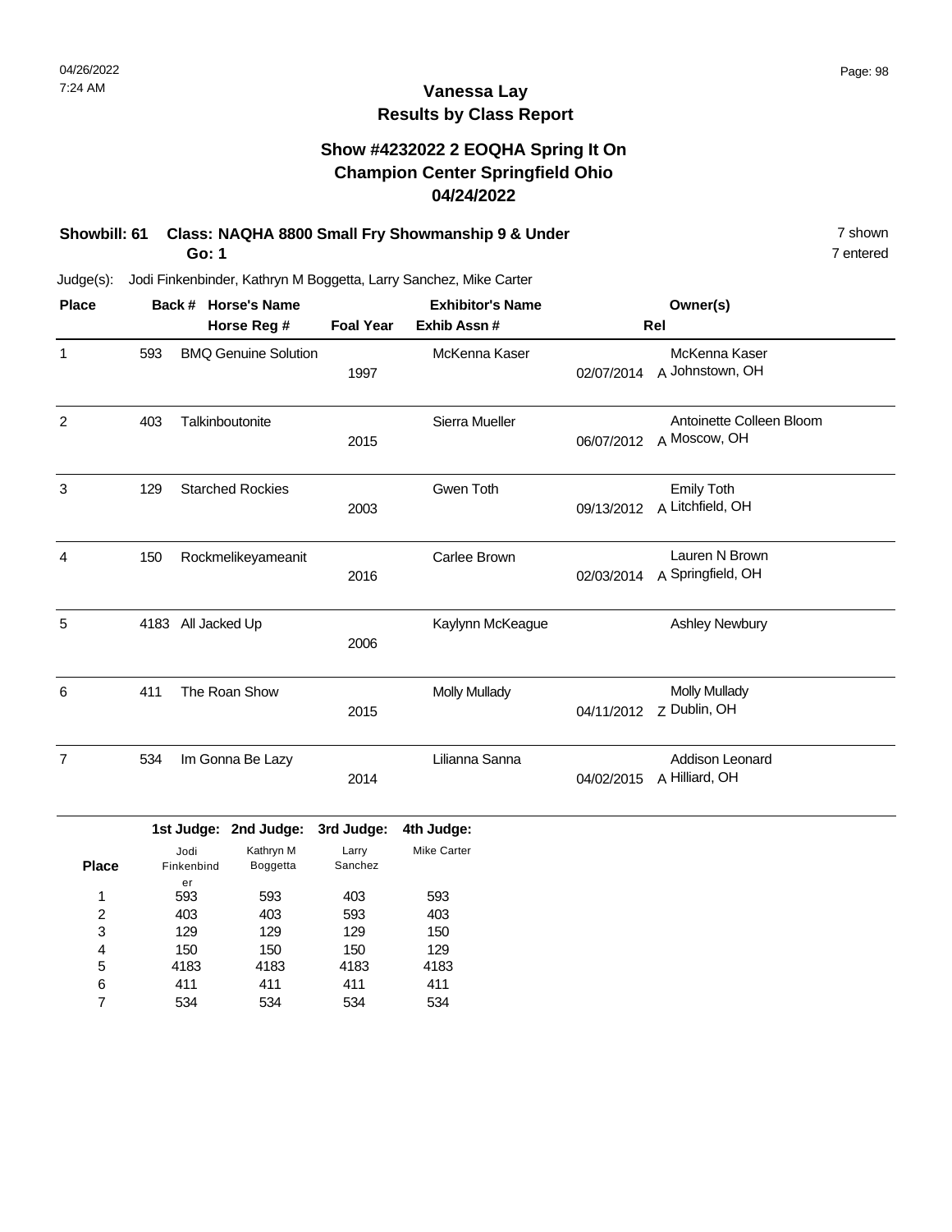04/26/2022
7:24 AM

# Vanessa Lay
## Results by Class Report

### Show #4232022 2 EOQHA Spring It On
### Champion Center Springfield Ohio
### 04/24/2022

**Showbill: 61 Class: NAQHA 8800 Small Fry Showmanship 9 & Under** 7 shown
**Go: 1** 7 entered

Judge(s): Jodi Finkenbinder, Kathryn M Boggetta, Larry Sanchez, Mike Carter

| Place | Back # | Horse's Name / Horse Reg # | Foal Year | Exhibitor's Name / Exhib Assn # | Rel | Owner(s) |
|---|---|---|---|---|---|---|
| 1 | 593 | BMQ Genuine Solution | 1997 | McKenna Kaser | 02/07/2014 A | McKenna Kaser, Johnstown, OH |
| 2 | 403 | Talkinboutonite | 2015 | Sierra Mueller | 06/07/2012 A | Antoinette Colleen Bloom, Moscow, OH |
| 3 | 129 | Starched Rockies | 2003 | Gwen Toth | 09/13/2012 A | Emily Toth, Litchfield, OH |
| 4 | 150 | Rockmelikeyameanit | 2016 | Carlee Brown | 02/03/2014 A | Lauren N Brown, Springfield, OH |
| 5 | 4183 | All Jacked Up | 2006 | Kaylynn McKeague | | Ashley Newbury |
| 6 | 411 | The Roan Show | 2015 | Molly Mullady | 04/11/2012 Z | Molly Mullady, Dublin, OH |
| 7 | 534 | Im Gonna Be Lazy | 2014 | Lilianna Sanna | 04/02/2015 A | Addison Leonard, Hilliard, OH |

| Place | 1st Judge: Jodi Finkenbinder | 2nd Judge: Kathryn M Boggetta | 3rd Judge: Larry Sanchez | 4th Judge: Mike Carter |
|---|---|---|---|---|
| 1 | 593 | 593 | 403 | 593 |
| 2 | 403 | 403 | 593 | 403 |
| 3 | 129 | 129 | 129 | 150 |
| 4 | 150 | 150 | 150 | 129 |
| 5 | 4183 | 4183 | 4183 | 4183 |
| 6 | 411 | 411 | 411 | 411 |
| 7 | 534 | 534 | 534 | 534 |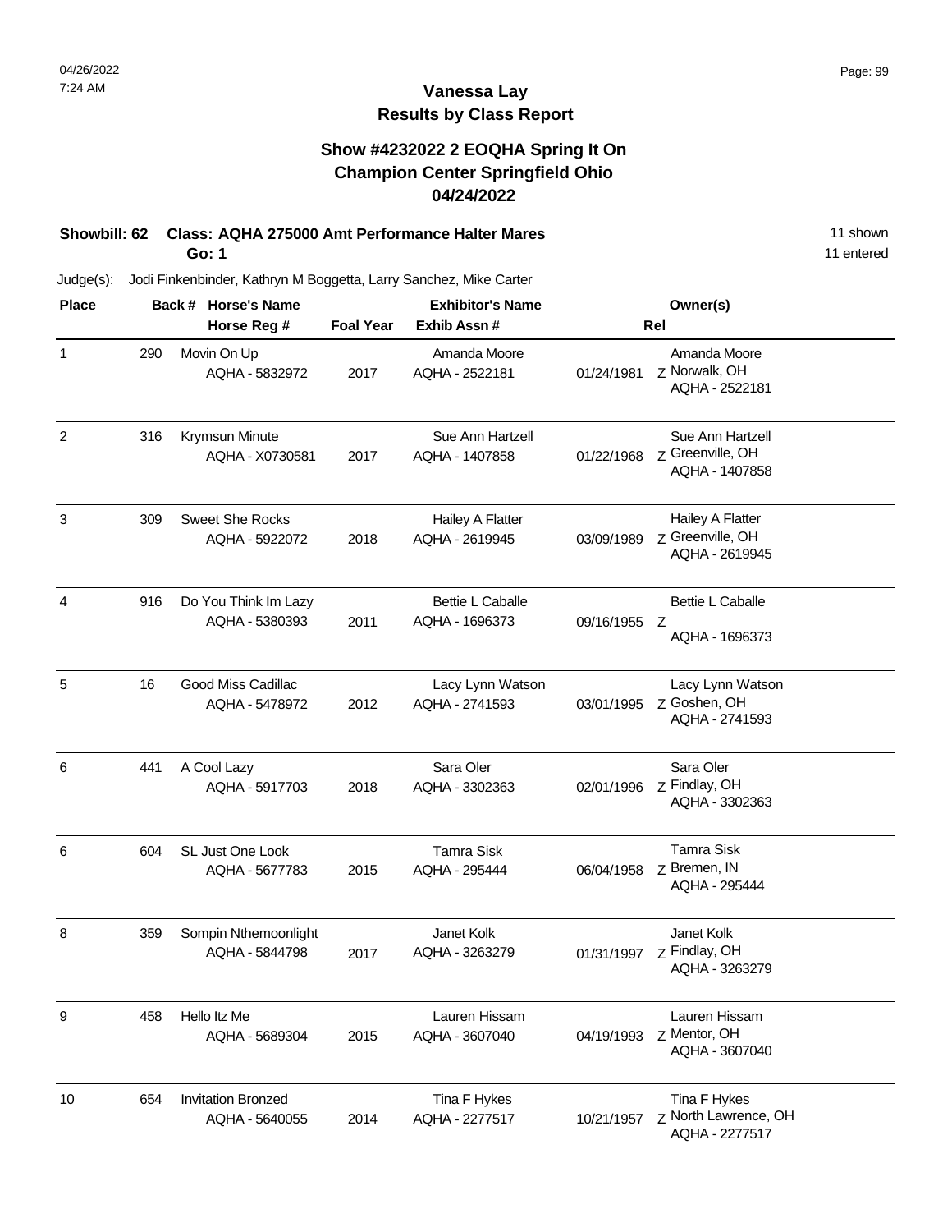04/26/2022
7:24 AM

# Vanessa Lay
## Results by Class Report

### Show #4232022 2 EOQHA Spring It On
### Champion Center Springfield Ohio
### 04/24/2022

**Showbill: 62 Class: AQHA 275000 Amt Performance Halter Mares** 11 shown
**Go: 1** 11 entered

Judge(s): Jodi Finkenbinder, Kathryn M Boggetta, Larry Sanchez, Mike Carter

| Place | Back # | Horse's Name / Horse Reg # | Foal Year | Exhibitor's Name / Exhib Assn # | Rel | Owner(s) |
|---|---|---|---|---|---|---|
| 1 | 290 | Movin On Up<br>AQHA - 5832972 | 2017 | Amanda Moore<br>AQHA - 2522181 | 01/24/1981 Z | Amanda Moore<br>Norwalk, OH<br>AQHA - 2522181 |
| 2 | 316 | Krymsun Minute<br>AQHA - X0730581 | 2017 | Sue Ann Hartzell<br>AQHA - 1407858 | 01/22/1968 Z | Sue Ann Hartzell<br>Greenville, OH<br>AQHA - 1407858 |
| 3 | 309 | Sweet She Rocks<br>AQHA - 5922072 | 2018 | Hailey A Flatter<br>AQHA - 2619945 | 03/09/1989 Z | Hailey A Flatter<br>Greenville, OH<br>AQHA - 2619945 |
| 4 | 916 | Do You Think Im Lazy<br>AQHA - 5380393 | 2011 | Bettie L Caballe<br>AQHA - 1696373 | 09/16/1955 Z | Bettie L Caballe<br>AQHA - 1696373 |
| 5 | 16 | Good Miss Cadillac<br>AQHA - 5478972 | 2012 | Lacy Lynn Watson<br>AQHA - 2741593 | 03/01/1995 Z | Lacy Lynn Watson<br>Goshen, OH<br>AQHA - 2741593 |
| 6 | 441 | A Cool Lazy<br>AQHA - 5917703 | 2018 | Sara Oler<br>AQHA - 3302363 | 02/01/1996 Z | Sara Oler<br>Findlay, OH<br>AQHA - 3302363 |
| 6 | 604 | SL Just One Look<br>AQHA - 5677783 | 2015 | Tamra Sisk<br>AQHA - 295444 | 06/04/1958 Z | Tamra Sisk<br>Bremen, IN<br>AQHA - 295444 |
| 8 | 359 | Sompin Nthemoonlight<br>AQHA - 5844798 | 2017 | Janet Kolk<br>AQHA - 3263279 | 01/31/1997 Z | Janet Kolk<br>Findlay, OH<br>AQHA - 3263279 |
| 9 | 458 | Hello Itz Me<br>AQHA - 5689304 | 2015 | Lauren Hissam<br>AQHA - 3607040 | 04/19/1993 Z | Lauren Hissam<br>Mentor, OH<br>AQHA - 3607040 |
| 10 | 654 | Invitation Bronzed<br>AQHA - 5640055 | 2014 | Tina F Hykes<br>AQHA - 2277517 | 10/21/1957 Z | Tina F Hykes<br>North Lawrence, OH<br>AQHA - 2277517 |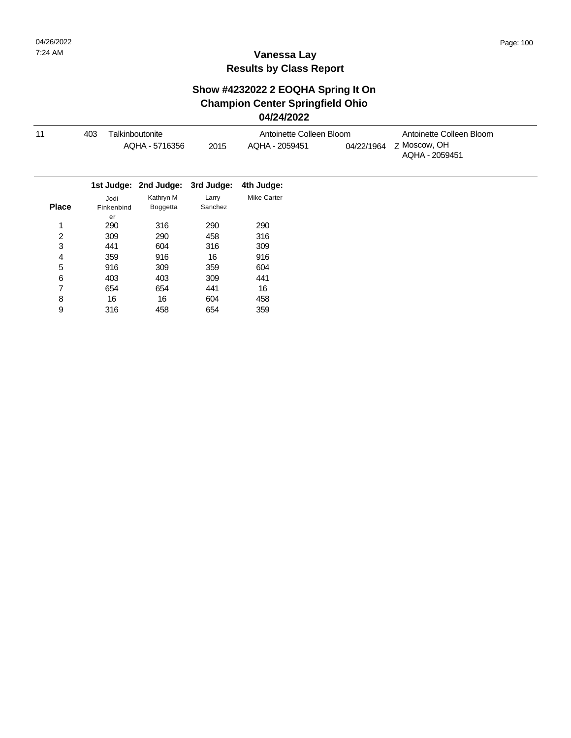## Vanessa Lay
## Results by Class Report

### Show #4232022 2 EOQHA Spring It On
### Champion Center Springfield Ohio
### 04/24/2022

| | | | | | | |
|---|---|---|---|---|---|---|
| 11 | 403 | Talkinboutonite<br>AQHA - 5716356 | 2015 | Antoinette Colleen Bloom<br>AQHA - 2059451 | 04/22/1964 Z | Antoinette Colleen Bloom<br>Moscow, OH<br>AQHA - 2059451 |

| Place | 1st Judge: Jodi Finkenbinder | 2nd Judge: Kathryn M Boggetta | 3rd Judge: Larry Sanchez | 4th Judge: Mike Carter |
|---|---|---|---|---|
| 1 | 290 | 316 | 290 | 290 |
| 2 | 309 | 290 | 458 | 316 |
| 3 | 441 | 604 | 316 | 309 |
| 4 | 359 | 916 | 16 | 916 |
| 5 | 916 | 309 | 359 | 604 |
| 6 | 403 | 403 | 309 | 441 |
| 7 | 654 | 654 | 441 | 16 |
| 8 | 16 | 16 | 604 | 458 |
| 9 | 316 | 458 | 654 | 359 |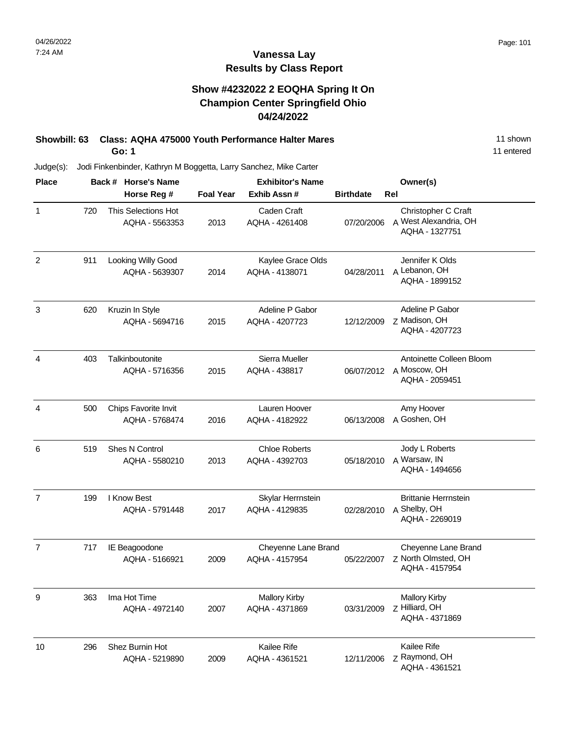04/26/2022
7:24 AM

# Vanessa Lay
## Results by Class Report

### Show #4232022 2 EOQHA Spring It On
### Champion Center Springfield Ohio
### 04/24/2022

**Showbill: 63 Class: AQHA 475000 Youth Performance Halter Mares** 11 shown
**Go: 1** 11 entered

Judge(s): Jodi Finkenbinder, Kathryn M Boggetta, Larry Sanchez, Mike Carter

| Place | Back # | Horse's Name / Horse Reg # | Foal Year | Exhibitor's Name / Exhib Assn # | Birthdate | Rel | Owner(s) |
|---|---|---|---|---|---|---|---|
| 1 | 720 | This Selections Hot<br>AQHA - 5563353 | 2013 | Caden Craft<br>AQHA - 4261408 | 07/20/2006 | A | Christopher C Craft<br>West Alexandria, OH<br>AQHA - 1327751 |
| 2 | 911 | Looking Willy Good<br>AQHA - 5639307 | 2014 | Kaylee Grace Olds<br>AQHA - 4138071 | 04/28/2011 | A | Jennifer K Olds<br>Lebanon, OH<br>AQHA - 1899152 |
| 3 | 620 | Kruzin In Style<br>AQHA - 5694716 | 2015 | Adeline P Gabor<br>AQHA - 4207723 | 12/12/2009 | Z | Adeline P Gabor<br>Madison, OH<br>AQHA - 4207723 |
| 4 | 403 | Talkinboutonite<br>AQHA - 5716356 | 2015 | Sierra Mueller<br>AQHA - 438817 | 06/07/2012 | A | Antoinette Colleen Bloom<br>Moscow, OH<br>AQHA - 2059451 |
| 4 | 500 | Chips Favorite Invit<br>AQHA - 5768474 | 2016 | Lauren Hoover<br>AQHA - 4182922 | 06/13/2008 | A | Amy Hoover<br>Goshen, OH |
| 6 | 519 | Shes N Control<br>AQHA - 5580210 | 2013 | Chloe Roberts<br>AQHA - 4392703 | 05/18/2010 | A | Jody L Roberts<br>Warsaw, IN<br>AQHA - 1494656 |
| 7 | 199 | I Know Best<br>AQHA - 5791448 | 2017 | Skylar Herrnstein<br>AQHA - 4129835 | 02/28/2010 | A | Brittanie Herrnstein<br>Shelby, OH<br>AQHA - 2269019 |
| 7 | 717 | IE Beagoodone<br>AQHA - 5166921 | 2009 | Cheyenne Lane Brand<br>AQHA - 4157954 | 05/22/2007 | Z | Cheyenne Lane Brand<br>North Olmsted, OH<br>AQHA - 4157954 |
| 9 | 363 | Ima Hot Time<br>AQHA - 4972140 | 2007 | Mallory Kirby<br>AQHA - 4371869 | 03/31/2009 | Z | Mallory Kirby<br>Hilliard, OH<br>AQHA - 4371869 |
| 10 | 296 | Shez Burnin Hot<br>AQHA - 5219890 | 2009 | Kailee Rife<br>AQHA - 4361521 | 12/11/2006 | Z | Kailee Rife<br>Raymond, OH<br>AQHA - 4361521 |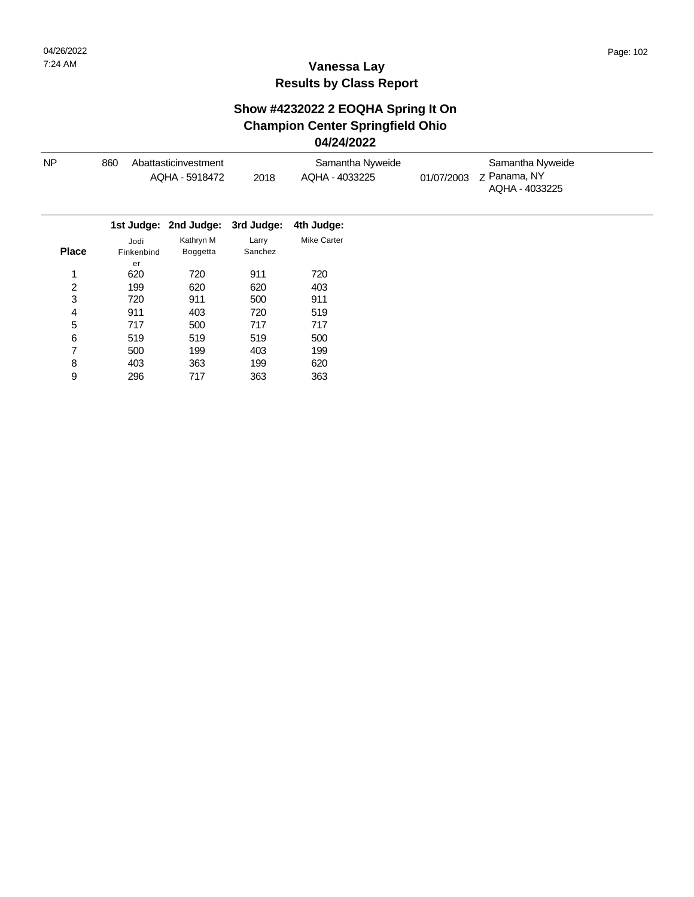## Vanessa Lay
## Results by Class Report

### Show #4232022 2 EOQHA Spring It On
### Champion Center Springfield Ohio
### 04/24/2022

| | | | | | | |
|---|---|---|---|---|---|---|
| NP | 860 | Abattasticinvestment AQHA - 5918472 | 2018 | Samantha Nyweide AQHA - 4033225 | 01/07/2003 | Z Samantha Nyweide Panama, NY AQHA - 4033225 |

| Place | 1st Judge: Jodi Finkenbinder | 2nd Judge: Kathryn M Boggetta | 3rd Judge: Larry Sanchez | 4th Judge: Mike Carter |
|---|---|---|---|---|
| 1 | 620 | 720 | 911 | 720 |
| 2 | 199 | 620 | 620 | 403 |
| 3 | 720 | 911 | 500 | 911 |
| 4 | 911 | 403 | 720 | 519 |
| 5 | 717 | 500 | 717 | 717 |
| 6 | 519 | 519 | 519 | 500 |
| 7 | 500 | 199 | 403 | 199 |
| 8 | 403 | 363 | 199 | 620 |
| 9 | 296 | 717 | 363 | 363 |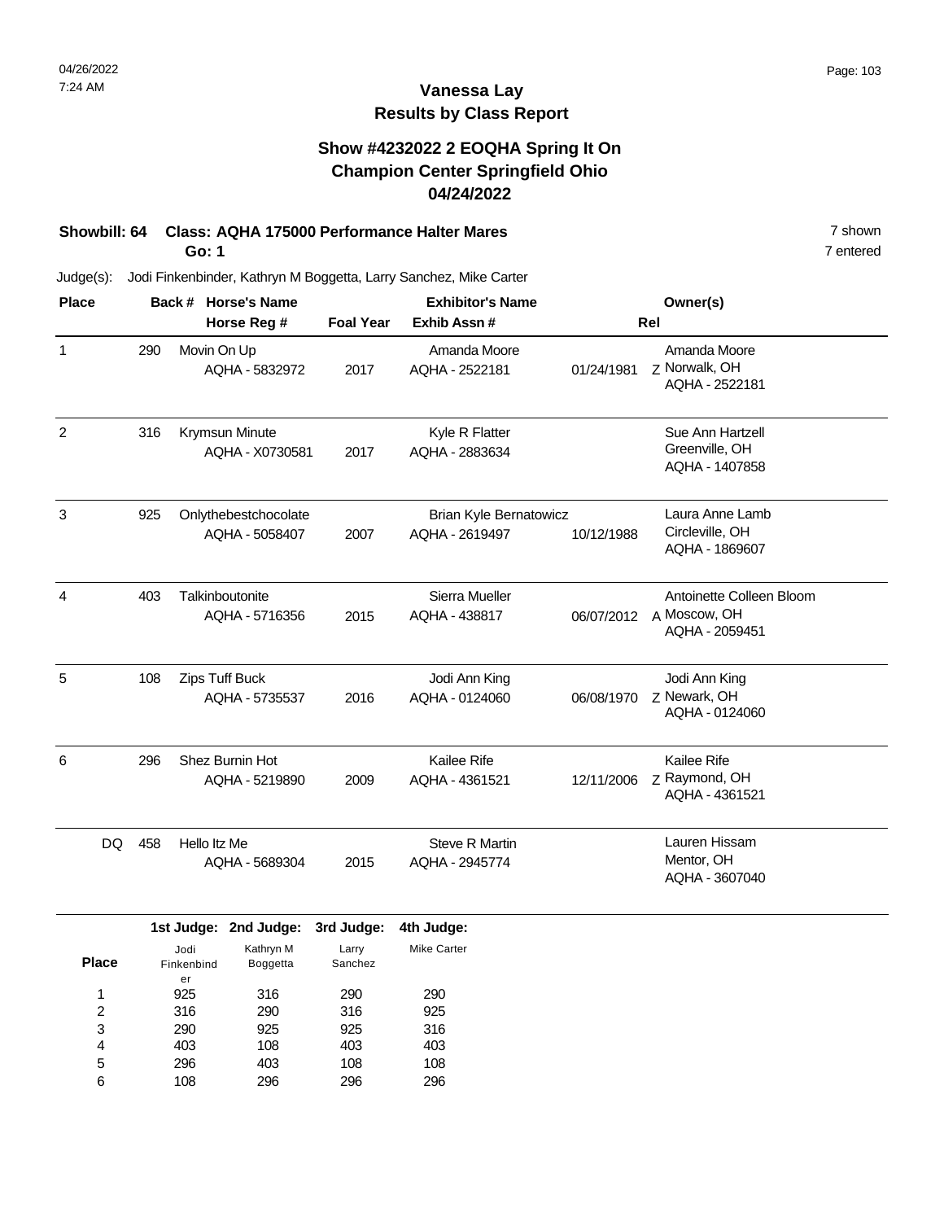04/26/2022
7:24 AM

# Vanessa Lay
## Results by Class Report

### Show #4232022 2 EOQHA Spring It On
### Champion Center Springfield Ohio
### 04/24/2022

**Showbill: 64 Class: AQHA 175000 Performance Halter Mares** 7 shown
**Go: 1** 7 entered

Judge(s): Jodi Finkenbinder, Kathryn M Boggetta, Larry Sanchez, Mike Carter

| Place | Back # | Horse's Name / Horse Reg # | Foal Year | Exhibitor's Name / Exhib Assn # | Rel | Owner(s) |
|---|---|---|---|---|---|---|
| 1 | 290 | Movin On Up<br>AQHA - 5832972 | 2017 | Amanda Moore<br>AQHA - 2522181 | 01/24/1981 Z | Amanda Moore<br>Norwalk, OH<br>AQHA - 2522181 |
| 2 | 316 | Krymsun Minute<br>AQHA - X0730581 | 2017 | Kyle R Flatter<br>AQHA - 2883634 | | Sue Ann Hartzell<br>Greenville, OH<br>AQHA - 1407858 |
| 3 | 925 | Onlythebestchocolate<br>AQHA - 5058407 | 2007 | Brian Kyle Bernatowicz<br>AQHA - 2619497 | 10/12/1988 | Laura Anne Lamb<br>Circleville, OH<br>AQHA - 1869607 |
| 4 | 403 | Talkinboutonite<br>AQHA - 5716356 | 2015 | Sierra Mueller<br>AQHA - 438817 | 06/07/2012 A | Antoinette Colleen Bloom<br>Moscow, OH<br>AQHA - 2059451 |
| 5 | 108 | Zips Tuff Buck<br>AQHA - 5735537 | 2016 | Jodi Ann King<br>AQHA - 0124060 | 06/08/1970 Z | Jodi Ann King<br>Newark, OH<br>AQHA - 0124060 |
| 6 | 296 | Shez Burnin Hot<br>AQHA - 5219890 | 2009 | Kailee Rife<br>AQHA - 4361521 | 12/11/2006 Z | Kailee Rife<br>Raymond, OH<br>AQHA - 4361521 |
| DQ | 458 | Hello Itz Me<br>AQHA - 5689304 | 2015 | Steve R Martin<br>AQHA - 2945774 | | Lauren Hissam<br>Mentor, OH<br>AQHA - 3607040 |

| Place | 1st Judge: Jodi Finkenbinder | 2nd Judge: Kathryn M Boggetta | 3rd Judge: Larry Sanchez | 4th Judge: Mike Carter |
|---|---|---|---|---|
| 1 | 925 | 316 | 290 | 290 |
| 2 | 316 | 290 | 316 | 925 |
| 3 | 290 | 925 | 925 | 316 |
| 4 | 403 | 108 | 403 | 403 |
| 5 | 296 | 403 | 108 | 108 |
| 6 | 108 | 296 | 296 | 296 |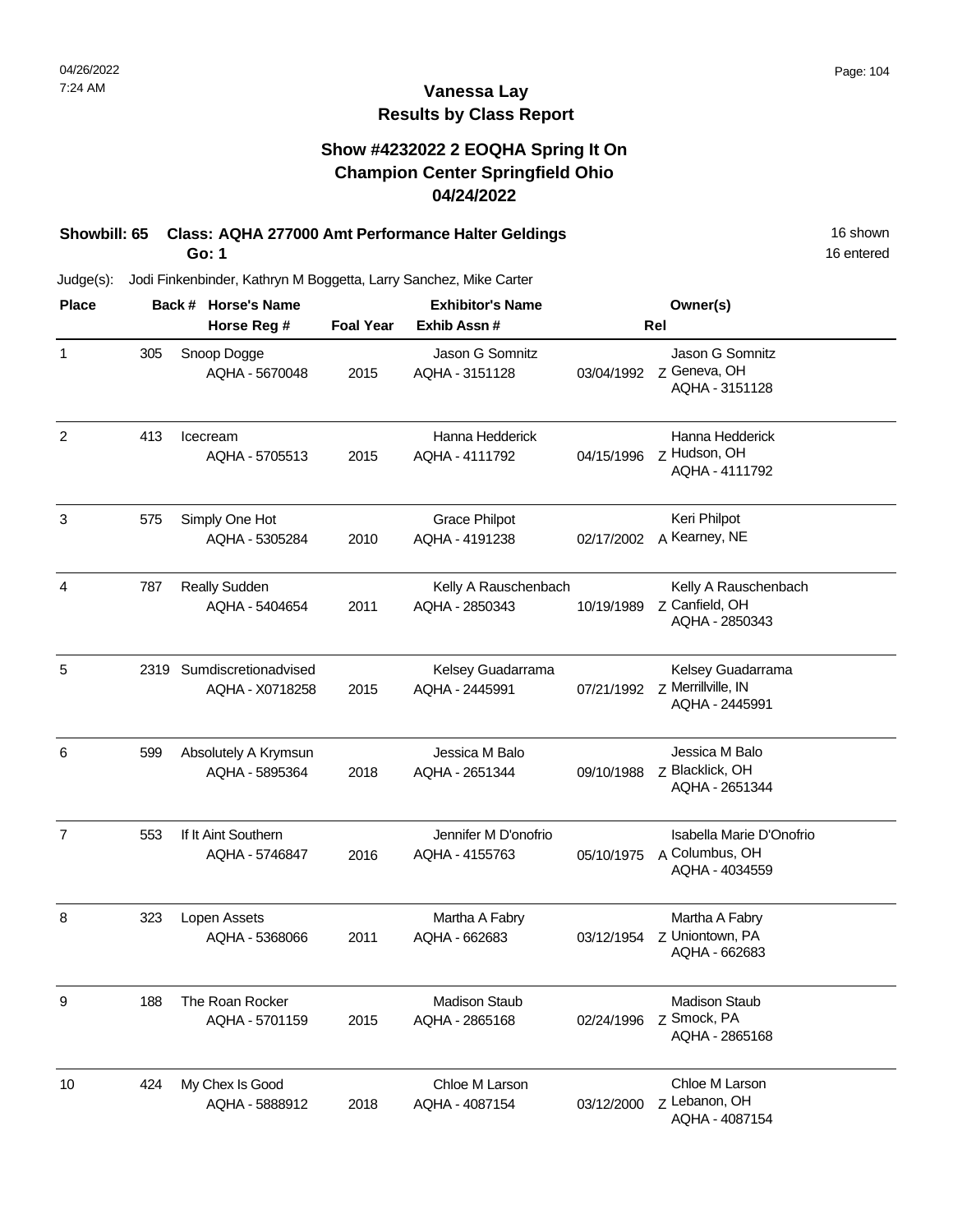# Vanessa Lay
## Results by Class Report

### Show #4232022 2 EOQHA Spring It On
### Champion Center Springfield Ohio
### 04/24/2022

**Showbill: 65 Class: AQHA 277000 Amt Performance Halter Geldings** 16 shown
**Go: 1** 16 entered

Judge(s): Jodi Finkenbinder, Kathryn M Boggetta, Larry Sanchez, Mike Carter

| Place | Back # | Horse's Name / Horse Reg # | Foal Year | Exhibitor's Name / Exhib Assn # | | Rel | Owner(s) |
|---|---|---|---|---|---|---|---|
| 1 | 305 | Snoop Dogge<br>AQHA - 5670048 | 2015 | Jason G Somnitz<br>AQHA - 3151128 | 03/04/1992 | Z | Jason G Somnitz<br>Geneva, OH<br>AQHA - 3151128 |
| 2 | 413 | Icecream<br>AQHA - 5705513 | 2015 | Hanna Hedderick<br>AQHA - 4111792 | 04/15/1996 | Z | Hanna Hedderick<br>Hudson, OH<br>AQHA - 4111792 |
| 3 | 575 | Simply One Hot<br>AQHA - 5305284 | 2010 | Grace Philpot<br>AQHA - 4191238 | 02/17/2002 | A | Keri Philpot<br>Kearney, NE |
| 4 | 787 | Really Sudden<br>AQHA - 5404654 | 2011 | Kelly A Rauschenbach<br>AQHA - 2850343 | 10/19/1989 | Z | Kelly A Rauschenbach<br>Canfield, OH<br>AQHA - 2850343 |
| 5 | 2319 | Sumdiscretionadvised<br>AQHA - X0718258 | 2015 | Kelsey Guadarrama<br>AQHA - 2445991 | 07/21/1992 | Z | Kelsey Guadarrama<br>Merrillville, IN<br>AQHA - 2445991 |
| 6 | 599 | Absolutely A Krymsun<br>AQHA - 5895364 | 2018 | Jessica M Balo<br>AQHA - 2651344 | 09/10/1988 | Z | Jessica M Balo<br>Blacklick, OH<br>AQHA - 2651344 |
| 7 | 553 | If It Aint Southern<br>AQHA - 5746847 | 2016 | Jennifer M D'onofrio<br>AQHA - 4155763 | 05/10/1975 | A | Isabella Marie D'Onofrio<br>Columbus, OH<br>AQHA - 4034559 |
| 8 | 323 | Lopen Assets<br>AQHA - 5368066 | 2011 | Martha A Fabry<br>AQHA - 662683 | 03/12/1954 | Z | Martha A Fabry<br>Uniontown, PA<br>AQHA - 662683 |
| 9 | 188 | The Roan Rocker<br>AQHA - 5701159 | 2015 | Madison Staub<br>AQHA - 2865168 | 02/24/1996 | Z | Madison Staub<br>Smock, PA<br>AQHA - 2865168 |
| 10 | 424 | My Chex Is Good<br>AQHA - 5888912 | 2018 | Chloe M Larson<br>AQHA - 4087154 | 03/12/2000 | Z | Chloe M Larson<br>Lebanon, OH<br>AQHA - 4087154 |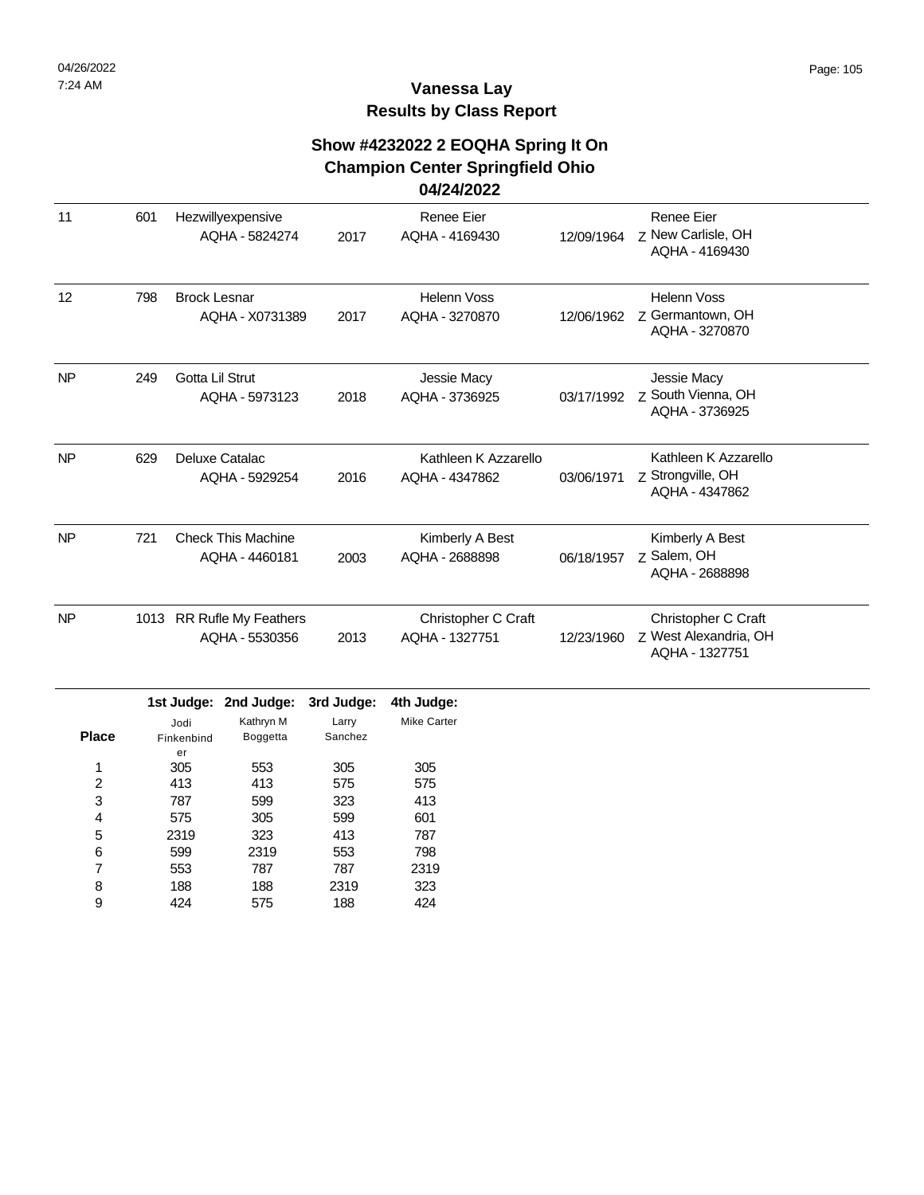## Vanessa Lay
## Results by Class Report

### Show #4232022 2 EOQHA Spring It On
### Champion Center Springfield Ohio
### 04/24/2022

| | | | | | | |
|---|---|---|---|---|---|---|
| 11 | 601 | Hezwillyexpensive AQHA - 5824274 | 2017 | Renee Eier AQHA - 4169430 | 12/09/1964 | Z Renee Eier New Carlisle, OH AQHA - 4169430 |
| 12 | 798 | Brock Lesnar AQHA - X0731389 | 2017 | Helenn Voss AQHA - 3270870 | 12/06/1962 | Z Helenn Voss Germantown, OH AQHA - 3270870 |
| NP | 249 | Gotta Lil Strut AQHA - 5973123 | 2018 | Jessie Macy AQHA - 3736925 | 03/17/1992 | Z Jessie Macy South Vienna, OH AQHA - 3736925 |
| NP | 629 | Deluxe Catalac AQHA - 5929254 | 2016 | Kathleen K Azzarello AQHA - 4347862 | 03/06/1971 | Z Kathleen K Azzarello Strongville, OH AQHA - 4347862 |
| NP | 721 | Check This Machine AQHA - 4460181 | 2003 | Kimberly A Best AQHA - 2688898 | 06/18/1957 | Z Kimberly A Best Salem, OH AQHA - 2688898 |
| NP | 1013 | RR Rufle My Feathers AQHA - 5530356 | 2013 | Christopher C Craft AQHA - 1327751 | 12/23/1960 | Z Christopher C Craft West Alexandria, OH AQHA - 1327751 |

| Place | 1st Judge: Jodi Finkenbinder | 2nd Judge: Kathryn M Boggetta | 3rd Judge: Larry Sanchez | 4th Judge: Mike Carter |
|---|---|---|---|---|
| 1 | 305 | 553 | 305 | 305 |
| 2 | 413 | 413 | 575 | 575 |
| 3 | 787 | 599 | 323 | 413 |
| 4 | 575 | 305 | 599 | 601 |
| 5 | 2319 | 323 | 413 | 787 |
| 6 | 599 | 2319 | 553 | 798 |
| 7 | 553 | 787 | 787 | 2319 |
| 8 | 188 | 188 | 2319 | 323 |
| 9 | 424 | 575 | 188 | 424 |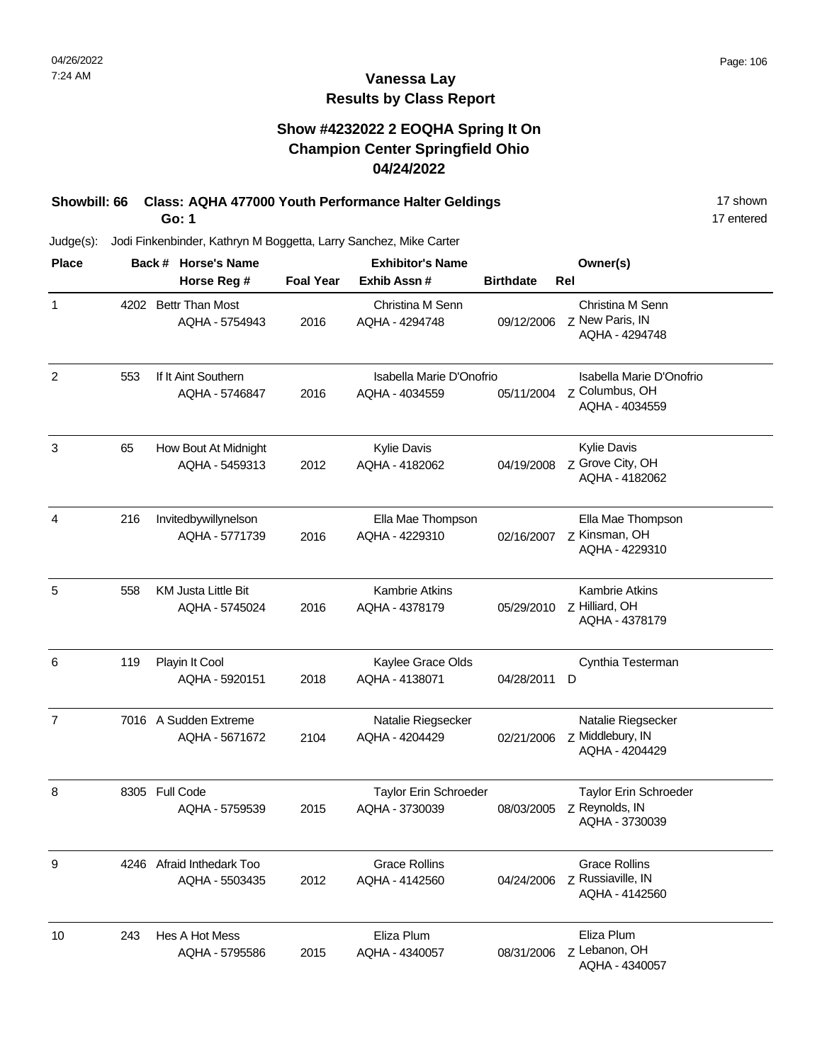04/26/2022
7:24 AM

## Vanessa Lay
## Results by Class Report

### Show #4232022 2 EOQHA Spring It On
### Champion Center Springfield Ohio
### 04/24/2022

**Showbill: 66 Class: AQHA 477000 Youth Performance Halter Geldings** 17 shown
**Go: 1** 17 entered

Judge(s): Jodi Finkenbinder, Kathryn M Boggetta, Larry Sanchez, Mike Carter

| Place | Back # | Horse's Name / Horse Reg # | Foal Year | Exhibitor's Name / Exhib Assn # | Birthdate | Rel | Owner(s) |
|---|---|---|---|---|---|---|---|
| 1 | 4202 | Bettr Than Most<br>AQHA - 5754943 | 2016 | Christina M Senn<br>AQHA - 4294748 | 09/12/2006 | Z | Christina M Senn<br>New Paris, IN<br>AQHA - 4294748 |
| 2 | 553 | If It Aint Southern<br>AQHA - 5746847 | 2016 | Isabella Marie D'Onofrio<br>AQHA - 4034559 | 05/11/2004 | Z | Isabella Marie D'Onofrio<br>Columbus, OH<br>AQHA - 4034559 |
| 3 | 65 | How Bout At Midnight<br>AQHA - 5459313 | 2012 | Kylie Davis<br>AQHA - 4182062 | 04/19/2008 | Z | Kylie Davis<br>Grove City, OH<br>AQHA - 4182062 |
| 4 | 216 | Invitedbywillynelson<br>AQHA - 5771739 | 2016 | Ella Mae Thompson<br>AQHA - 4229310 | 02/16/2007 | Z | Ella Mae Thompson<br>Kinsman, OH<br>AQHA - 4229310 |
| 5 | 558 | KM Justa Little Bit<br>AQHA - 5745024 | 2016 | Kambrie Atkins<br>AQHA - 4378179 | 05/29/2010 | Z | Kambrie Atkins<br>Hilliard, OH<br>AQHA - 4378179 |
| 6 | 119 | Playin It Cool<br>AQHA - 5920151 | 2018 | Kaylee Grace Olds<br>AQHA - 4138071 | 04/28/2011 | D | Cynthia Testerman |
| 7 | 7016 | A Sudden Extreme<br>AQHA - 5671672 | 2104 | Natalie Riegsecker<br>AQHA - 4204429 | 02/21/2006 | Z | Natalie Riegsecker<br>Middlebury, IN<br>AQHA - 4204429 |
| 8 | 8305 | Full Code<br>AQHA - 5759539 | 2015 | Taylor Erin Schroeder<br>AQHA - 3730039 | 08/03/2005 | Z | Taylor Erin Schroeder<br>Reynolds, IN<br>AQHA - 3730039 |
| 9 | 4246 | Afraid Inthedark Too<br>AQHA - 5503435 | 2012 | Grace Rollins<br>AQHA - 4142560 | 04/24/2006 | Z | Grace Rollins<br>Russiaville, IN<br>AQHA - 4142560 |
| 10 | 243 | Hes A Hot Mess<br>AQHA - 5795586 | 2015 | Eliza Plum<br>AQHA - 4340057 | 08/31/2006 | Z | Eliza Plum<br>Lebanon, OH<br>AQHA - 4340057 |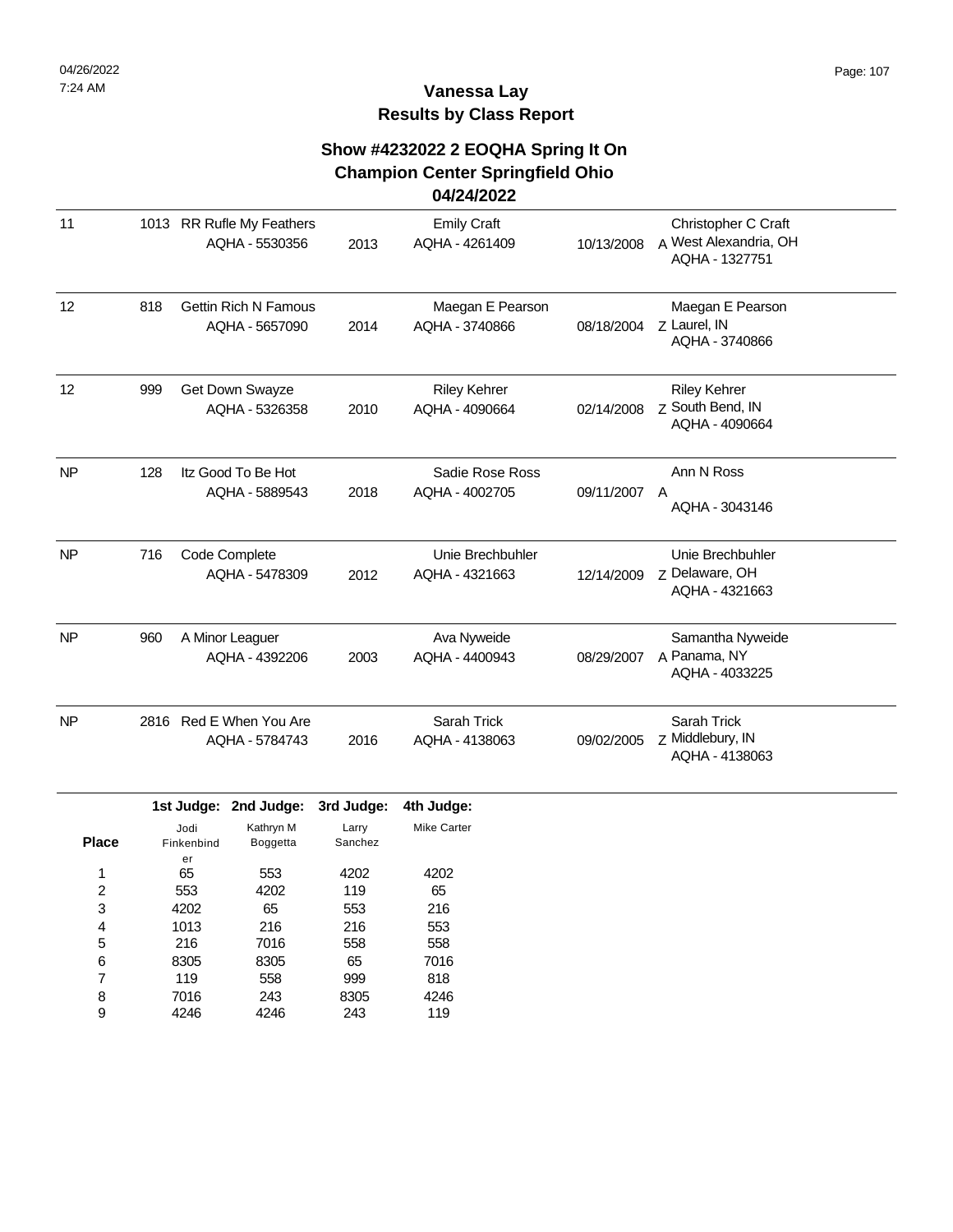# Vanessa Lay
## Results by Class Report

### Show #4232022 2 EOQHA Spring It On
### Champion Center Springfield Ohio
### 04/24/2022

| | | | | | | | |
|---|---|---|---|---|---|---|---|
| 11 | 1013 | RR Rufle My Feathers AQHA - 5530356 | 2013 | Emily Craft AQHA - 4261409 | 10/13/2008 | A | Christopher C Craft West Alexandria, OH AQHA - 1327751 |
| 12 | 818 | Gettin Rich N Famous AQHA - 5657090 | 2014 | Maegan E Pearson AQHA - 3740866 | 08/18/2004 | Z | Maegan E Pearson Laurel, IN AQHA - 3740866 |
| 12 | 999 | Get Down Swayze AQHA - 5326358 | 2010 | Riley Kehrer AQHA - 4090664 | 02/14/2008 | Z | Riley Kehrer South Bend, IN AQHA - 4090664 |
| NP | 128 | Itz Good To Be Hot AQHA - 5889543 | 2018 | Sadie Rose Ross AQHA - 4002705 | 09/11/2007 | A | Ann N Ross AQHA - 3043146 |
| NP | 716 | Code Complete AQHA - 5478309 | 2012 | Unie Brechbuhler AQHA - 4321663 | 12/14/2009 | Z | Unie Brechbuhler Delaware, OH AQHA - 4321663 |
| NP | 960 | A Minor Leaguer AQHA - 4392206 | 2003 | Ava Nyweide AQHA - 4400943 | 08/29/2007 | A | Samantha Nyweide Panama, NY AQHA - 4033225 |
| NP | 2816 | Red E When You Are AQHA - 5784743 | 2016 | Sarah Trick AQHA - 4138063 | 09/02/2005 | Z | Sarah Trick Middlebury, IN AQHA - 4138063 |

| Place | 1st Judge: Jodi Finkenbinder | 2nd Judge: Kathryn M Boggetta | 3rd Judge: Larry Sanchez | 4th Judge: Mike Carter |
|---|---|---|---|---|
| 1 | 65 | 553 | 4202 | 4202 |
| 2 | 553 | 4202 | 119 | 65 |
| 3 | 4202 | 65 | 553 | 216 |
| 4 | 1013 | 216 | 216 | 553 |
| 5 | 216 | 7016 | 558 | 558 |
| 6 | 8305 | 8305 | 65 | 7016 |
| 7 | 119 | 558 | 999 | 818 |
| 8 | 7016 | 243 | 8305 | 4246 |
| 9 | 4246 | 4246 | 243 | 119 |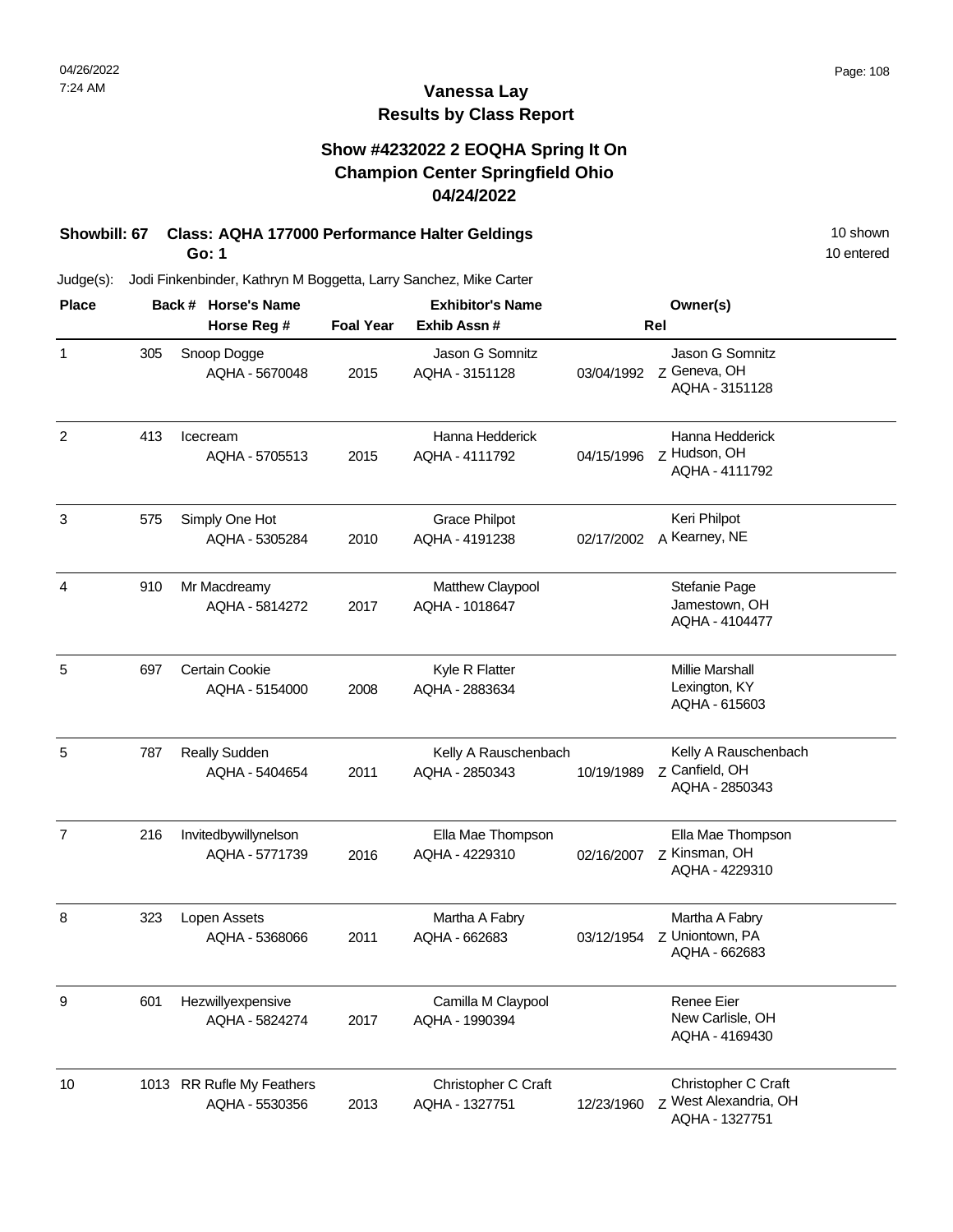04/26/2022
7:24 AM

## Vanessa Lay
## Results by Class Report

### Show #4232022 2 EOQHA Spring It On
### Champion Center Springfield Ohio
### 04/24/2022

**Showbill: 67 Class: AQHA 177000 Performance Halter Geldings** 10 shown
**Go: 1** 10 entered

Judge(s): Jodi Finkenbinder, Kathryn M Boggetta, Larry Sanchez, Mike Carter

| Place | Back # | Horse's Name / Horse Reg # | Foal Year | Exhibitor's Name / Exhib Assn # | | Rel | Owner(s) |
|---|---|---|---|---|---|---|---|
| 1 | 305 | Snoop Dogge<br>AQHA - 5670048 | 2015 | Jason G Somnitz<br>AQHA - 3151128 | 03/04/1992 | Z | Jason G Somnitz<br>Geneva, OH<br>AQHA - 3151128 |
| 2 | 413 | Icecream<br>AQHA - 5705513 | 2015 | Hanna Hedderick<br>AQHA - 4111792 | 04/15/1996 | Z | Hanna Hedderick<br>Hudson, OH<br>AQHA - 4111792 |
| 3 | 575 | Simply One Hot<br>AQHA - 5305284 | 2010 | Grace Philpot<br>AQHA - 4191238 | 02/17/2002 | A | Keri Philpot<br>Kearney, NE |
| 4 | 910 | Mr Macdreamy<br>AQHA - 5814272 | 2017 | Matthew Claypool<br>AQHA - 1018647 | | | Stefanie Page<br>Jamestown, OH<br>AQHA - 4104477 |
| 5 | 697 | Certain Cookie<br>AQHA - 5154000 | 2008 | Kyle R Flatter<br>AQHA - 2883634 | | | Millie Marshall<br>Lexington, KY<br>AQHA - 615603 |
| 5 | 787 | Really Sudden<br>AQHA - 5404654 | 2011 | Kelly A Rauschenbach<br>AQHA - 2850343 | 10/19/1989 | Z | Kelly A Rauschenbach<br>Canfield, OH<br>AQHA - 2850343 |
| 7 | 216 | Invitedbywillynelson<br>AQHA - 5771739 | 2016 | Ella Mae Thompson<br>AQHA - 4229310 | 02/16/2007 | Z | Ella Mae Thompson<br>Kinsman, OH<br>AQHA - 4229310 |
| 8 | 323 | Lopen Assets<br>AQHA - 5368066 | 2011 | Martha A Fabry<br>AQHA - 662683 | 03/12/1954 | Z | Martha A Fabry<br>Uniontown, PA<br>AQHA - 662683 |
| 9 | 601 | Hezwillyexpensive<br>AQHA - 5824274 | 2017 | Camilla M Claypool<br>AQHA - 1990394 | | | Renee Eier<br>New Carlisle, OH<br>AQHA - 4169430 |
| 10 | 1013 | RR Rufle My Feathers<br>AQHA - 5530356 | 2013 | Christopher C Craft<br>AQHA - 1327751 | 12/23/1960 | Z | Christopher C Craft<br>West Alexandria, OH<br>AQHA - 1327751 |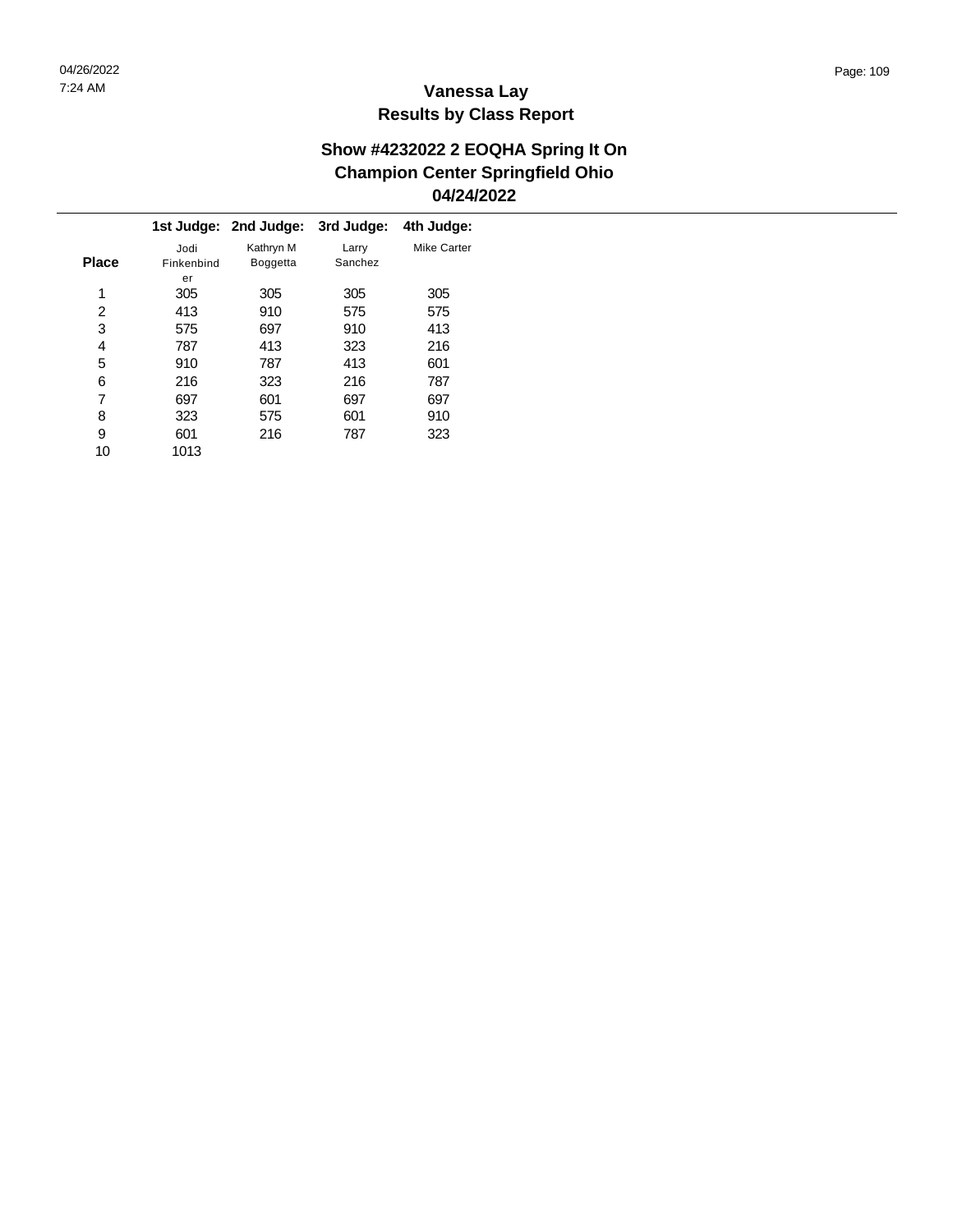# Vanessa Lay
# Results by Class Report

## Show #4232022 2 EOQHA Spring It On
## Champion Center Springfield Ohio
## 04/24/2022

| Place | 1st Judge: Jodi Finkenbinder | 2nd Judge: Kathryn M Boggetta | 3rd Judge: Larry Sanchez | 4th Judge: Mike Carter |
|---|---|---|---|---|
| 1 | 305 | 305 | 305 | 305 |
| 2 | 413 | 910 | 575 | 575 |
| 3 | 575 | 697 | 910 | 413 |
| 4 | 787 | 413 | 323 | 216 |
| 5 | 910 | 787 | 413 | 601 |
| 6 | 216 | 323 | 216 | 787 |
| 7 | 697 | 601 | 697 | 697 |
| 8 | 323 | 575 | 601 | 910 |
| 9 | 601 | 216 | 787 | 323 |
| 10 | 1013 | | | |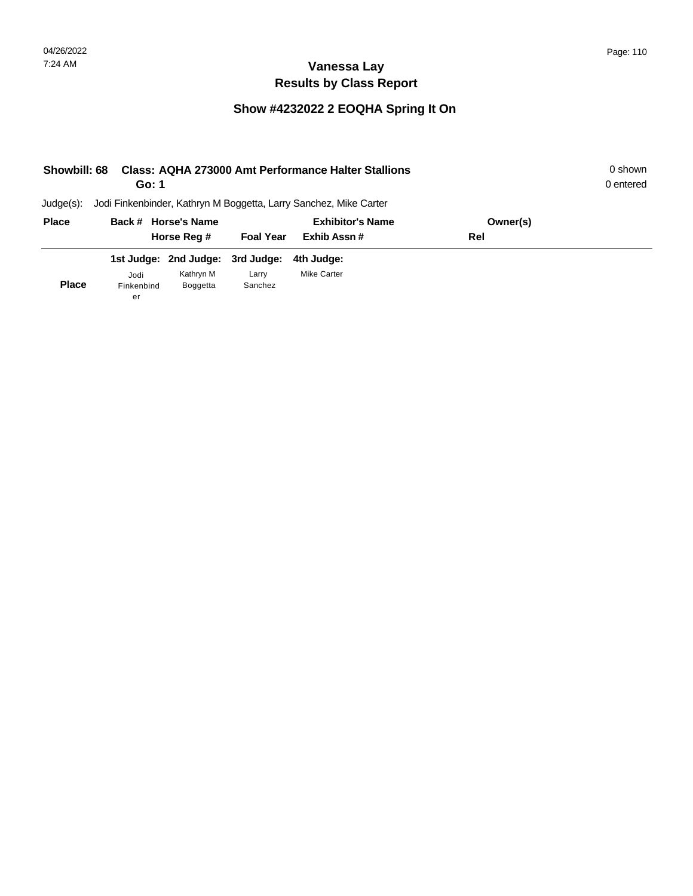# Vanessa Lay
## Results by Class Report

## Show #4232022 2 EOQHA Spring It On

**Showbill: 68 Class: AQHA 273000 Amt Performance Halter Stallions** 0 shown
**Go: 1** 0 entered

Judge(s): Jodi Finkenbinder, Kathryn M Boggetta, Larry Sanchez, Mike Carter

| Place | Back # | Horse's Name / Horse Reg # | Foal Year | Exhibitor's Name / Exhib Assn # | Owner(s) / Rel |
|---|---|---|---|---|---|

| | 1st Judge: | 2nd Judge: | 3rd Judge: | 4th Judge: |
|---|---|---|---|---|
| **Place** | Jodi Finkenbinder | Kathryn M Boggetta | Larry Sanchez | Mike Carter |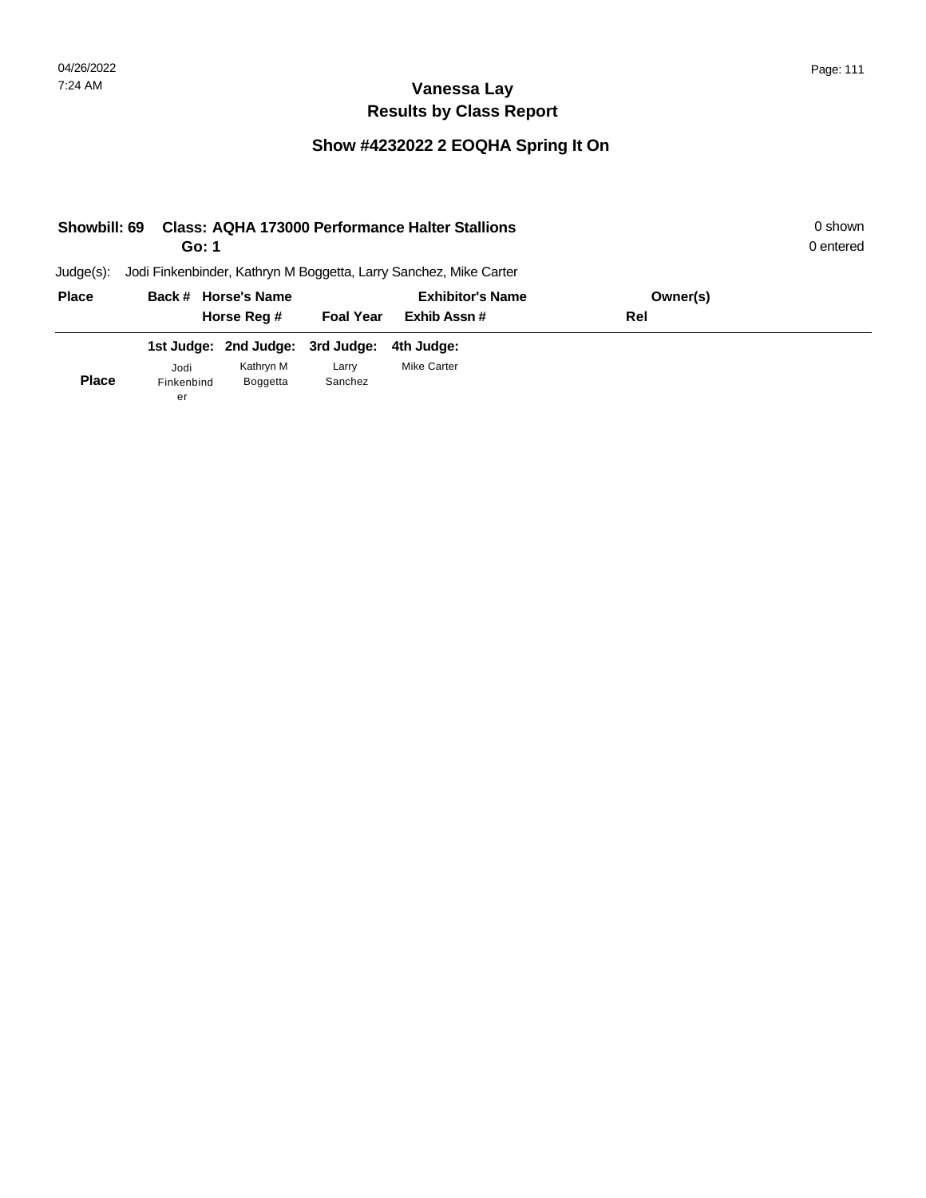# Vanessa Lay
## Results by Class Report

## Show #4232022 2 EOQHA Spring It On

**Showbill: 69** **Class: AQHA 173000 Performance Halter Stallions** 0 shown
**Go: 1** 0 entered

Judge(s): Jodi Finkenbinder, Kathryn M Boggetta, Larry Sanchez, Mike Carter

| Place | Back # | Horse's Name / Horse Reg # | Foal Year | Exhibitor's Name / Exhib Assn # | Owner(s) / Rel |
|---|---|---|---|---|---|

| | 1st Judge: | 2nd Judge: | 3rd Judge: | 4th Judge: |
|---|---|---|---|---|
| **Place** | Jodi Finkenbinder | Kathryn M Boggetta | Larry Sanchez | Mike Carter |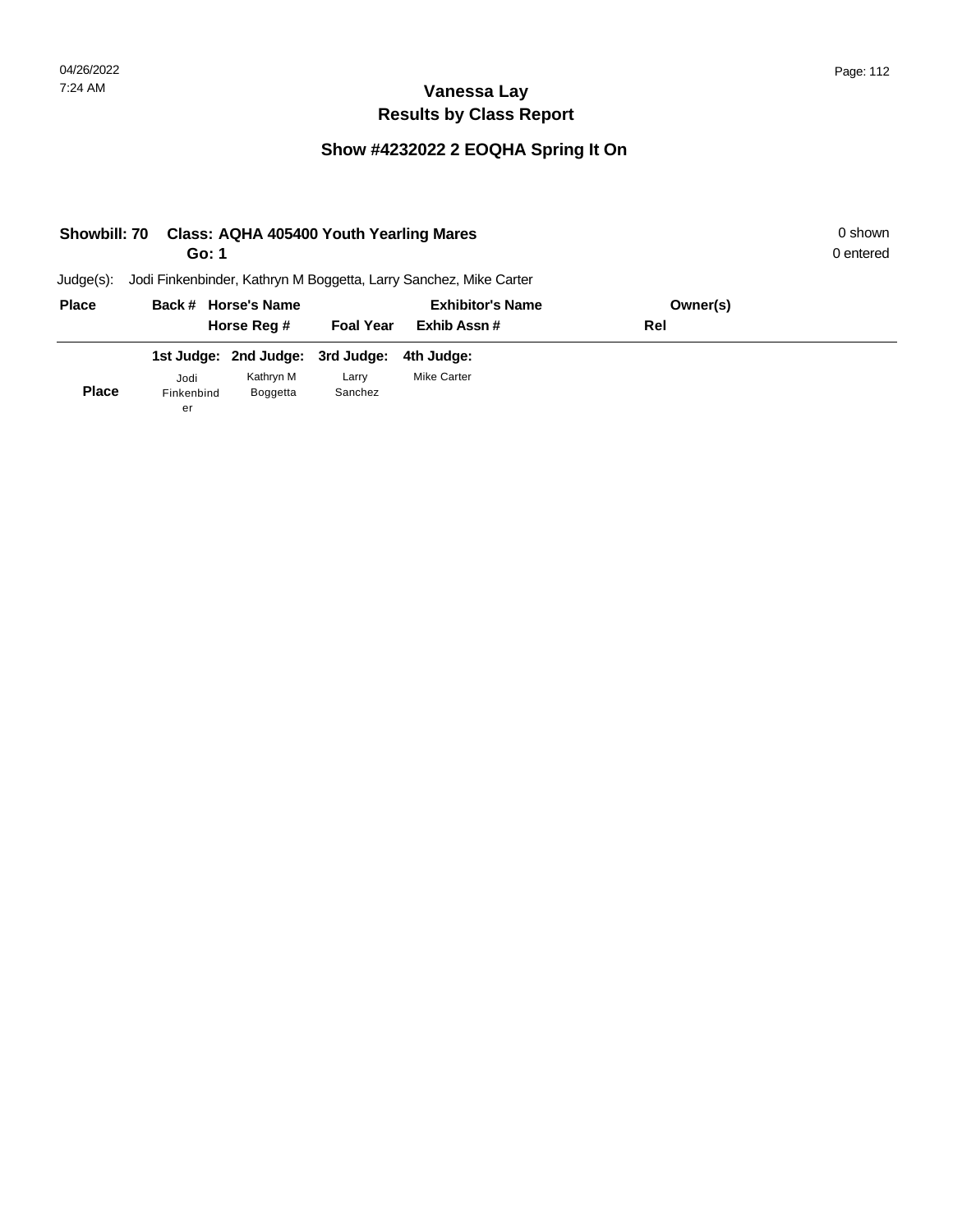# Vanessa Lay
## Results by Class Report

## Show #4232022 2 EOQHA Spring It On

**Showbill: 70 Class: AQHA 405400 Youth Yearling Mares** — 0 shown

**Go: 1** — 0 entered

Judge(s): Jodi Finkenbinder, Kathryn M Boggetta, Larry Sanchez, Mike Carter

| Place | Back # | Horse's Name / Horse Reg # | Foal Year | Exhibitor's Name / Exhib Assn # | Owner(s) / Rel |
|---|---|---|---|---|---|

| | 1st Judge: | 2nd Judge: | 3rd Judge: | 4th Judge: |
|---|---|---|---|---|
| **Place** | Jodi Finkenbinder | Kathryn M Boggetta | Larry Sanchez | Mike Carter |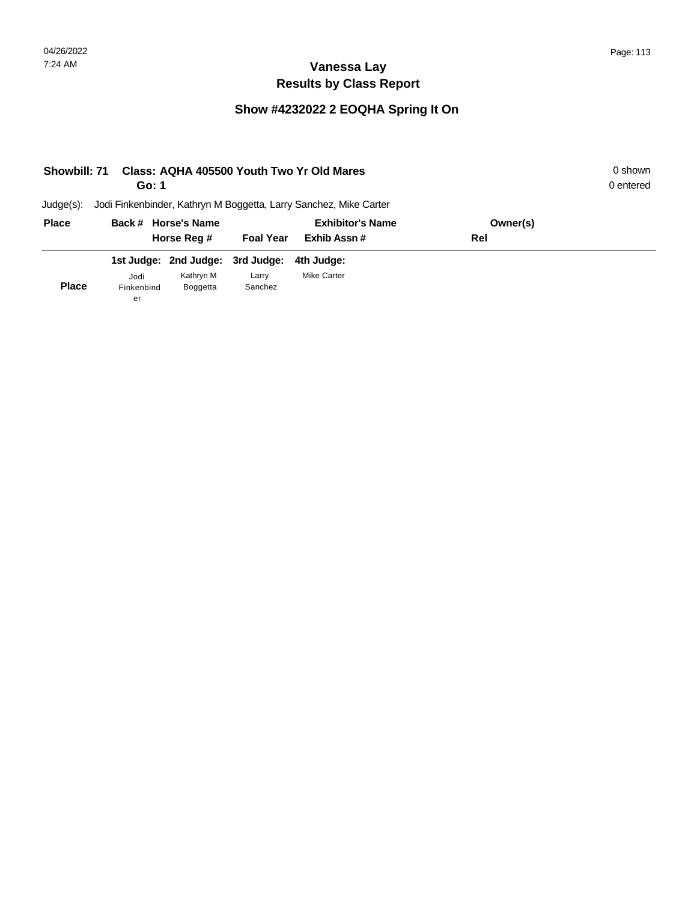**Vanessa Lay**
**Results by Class Report**

## Show #4232022 2 EOQHA Spring It On

**Showbill: 71** **Class: AQHA 405500 Youth Two Yr Old Mares** 0 shown
**Go: 1** 0 entered

Judge(s): Jodi Finkenbinder, Kathryn M Boggetta, Larry Sanchez, Mike Carter

| Place | Back # | Horse's Name / Horse Reg # | Foal Year | Exhibitor's Name / Exhib Assn # | Owner(s) / Rel |
|---|---|---|---|---|---|

| | 1st Judge: | 2nd Judge: | 3rd Judge: | 4th Judge: |
|---|---|---|---|---|
| **Place** | Jodi Finkenbinder | Kathryn M Boggetta | Larry Sanchez | Mike Carter |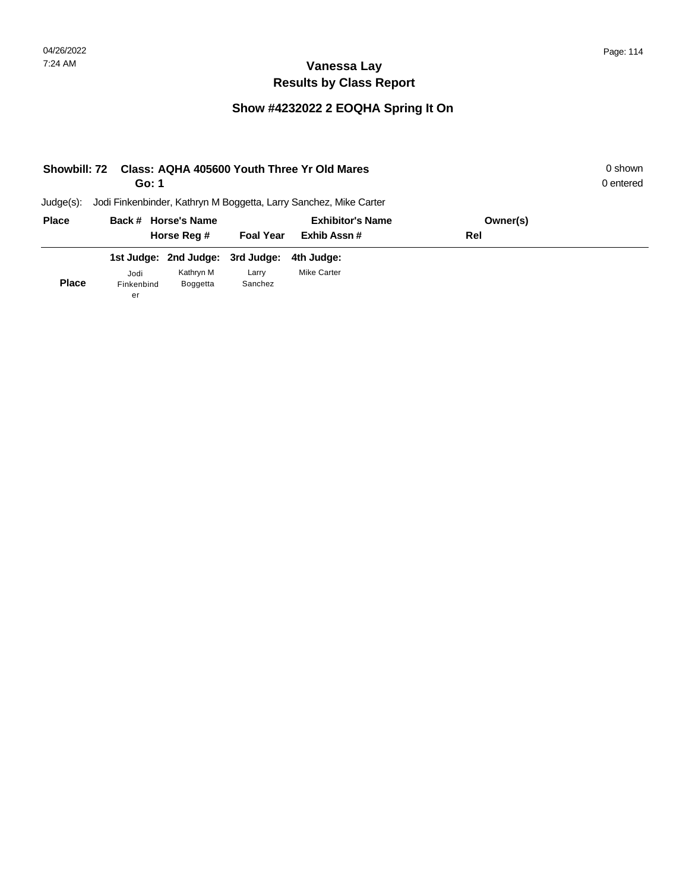**Vanessa Lay**
**Results by Class Report**

## Show #4232022 2 EOQHA Spring It On

**Showbill: 72 Class: AQHA 405600 Youth Three Yr Old Mares** 0 shown
**Go: 1** 0 entered

Judge(s): Jodi Finkenbinder, Kathryn M Boggetta, Larry Sanchez, Mike Carter

| Place | Back # | Horse's Name / Horse Reg # | Foal Year | Exhibitor's Name / Exhib Assn # | Owner(s) / Rel |
|---|---|---|---|---|---|

| | 1st Judge: | 2nd Judge: | 3rd Judge: | 4th Judge: |
|---|---|---|---|---|
| **Place** | Jodi Finkenbinder | Kathryn M Boggetta | Larry Sanchez | Mike Carter |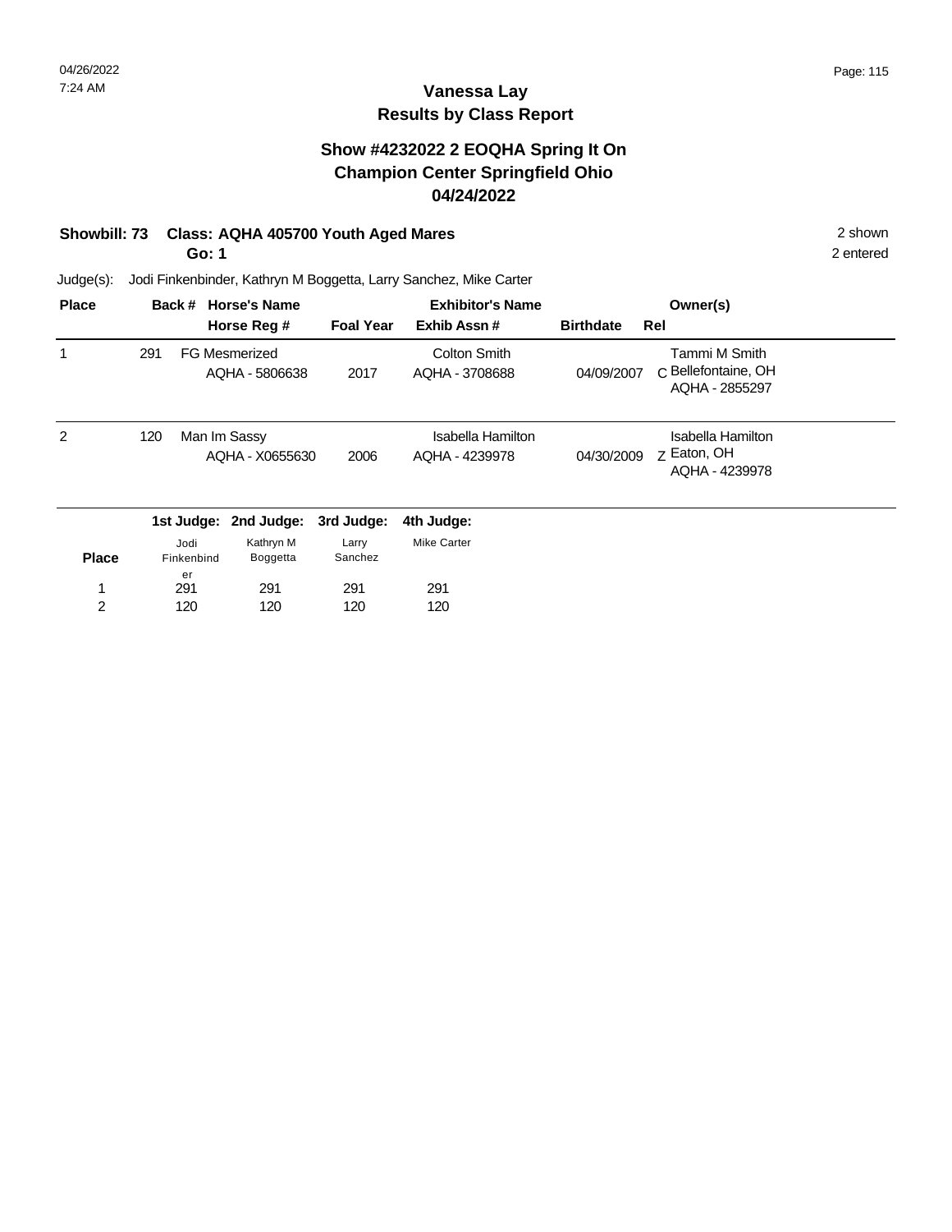**Vanessa Lay**
**Results by Class Report**

**Show #4232022 2 EOQHA Spring It On**
**Champion Center Springfield Ohio**
**04/24/2022**

**Showbill: 73 Class: AQHA 405700 Youth Aged Mares** 2 shown
**Go: 1** 2 entered

Judge(s): Jodi Finkenbinder, Kathryn M Boggetta, Larry Sanchez, Mike Carter

| Place | Back # | Horse's Name / Horse Reg # | Foal Year | Exhibitor's Name / Exhib Assn # | Birthdate | Rel | Owner(s) |
|---|---|---|---|---|---|---|---|
| 1 | 291 | FG Mesmerized<br>AQHA - 5806638 | 2017 | Colton Smith<br>AQHA - 3708688 | 04/09/2007 | C | Tammi M Smith<br>Bellefontaine, OH<br>AQHA - 2855297 |
| 2 | 120 | Man Im Sassy<br>AQHA - X0655630 | 2006 | Isabella Hamilton<br>AQHA - 4239978 | 04/30/2009 | Z | Isabella Hamilton<br>Eaton, OH<br>AQHA - 4239978 |

| Place | 1st Judge: Jodi Finkenbinder | 2nd Judge: Kathryn M Boggetta | 3rd Judge: Larry Sanchez | 4th Judge: Mike Carter |
|---|---|---|---|---|
| 1 | 291 | 291 | 291 | 291 |
| 2 | 120 | 120 | 120 | 120 |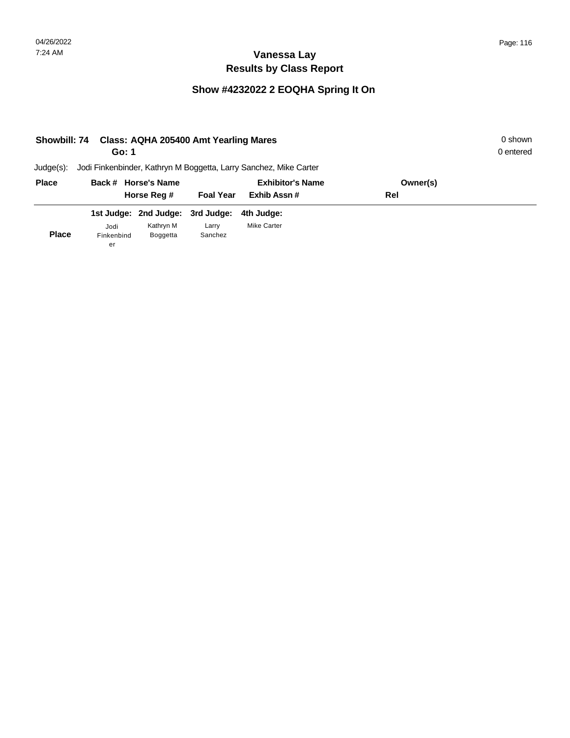## Vanessa Lay
## Results by Class Report

### Show #4232022 2 EOQHA Spring It On

**Showbill: 74 Class: AQHA 205400 Amt Yearling Mares** 0 shown
**Go: 1** 0 entered

Judge(s): Jodi Finkenbinder, Kathryn M Boggetta, Larry Sanchez, Mike Carter

| Place | Back # | Horse's Name / Horse Reg # | Foal Year | Exhibitor's Name / Exhib Assn # | Owner(s) / Rel |
|---|---|---|---|---|---|

| | 1st Judge: | 2nd Judge: | 3rd Judge: | 4th Judge: |
|---|---|---|---|---|
| **Place** | Jodi Finkenbinder | Kathryn M Boggetta | Larry Sanchez | Mike Carter |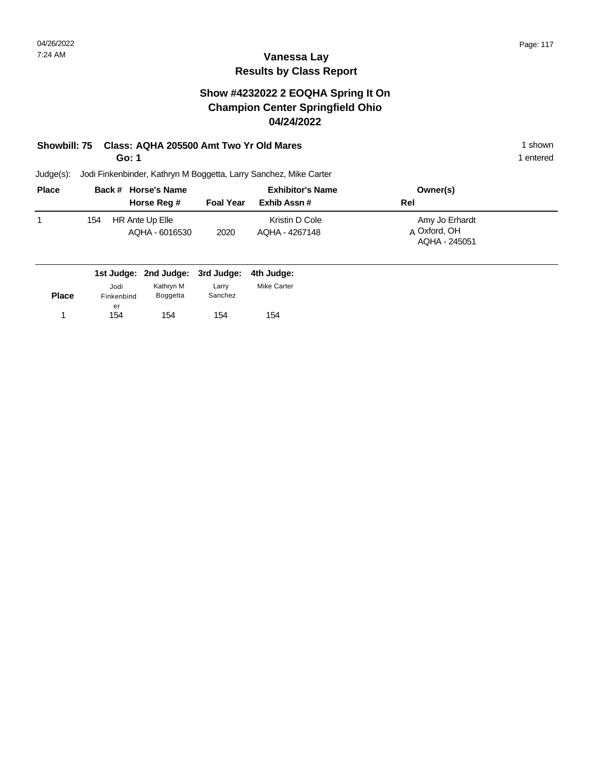## Vanessa Lay
## Results by Class Report

### Show #4232022 2 EOQHA Spring It On
### Champion Center Springfield Ohio
### 04/24/2022

**Showbill: 75 Class: AQHA 205500 Amt Two Yr Old Mares** — 1 shown

**Go: 1** — 1 entered

Judge(s): Jodi Finkenbinder, Kathryn M Boggetta, Larry Sanchez, Mike Carter

| Place | Back # | Horse's Name / Horse Reg # | Foal Year | Exhibitor's Name / Exhib Assn # | Rel | Owner(s) |
| --- | --- | --- | --- | --- | --- | --- |
| 1 | 154 | HR Ante Up Elle<br>AQHA - 6016530 | 2020 | Kristin D Cole<br>AQHA - 4267148 | A | Amy Jo Erhardt<br>Oxford, OH<br>AQHA - 245051 |

| Place | 1st Judge: Jodi Finkenbinder | 2nd Judge: Kathryn M Boggetta | 3rd Judge: Larry Sanchez | 4th Judge: Mike Carter |
| --- | --- | --- | --- | --- |
| 1 | 154 | 154 | 154 | 154 |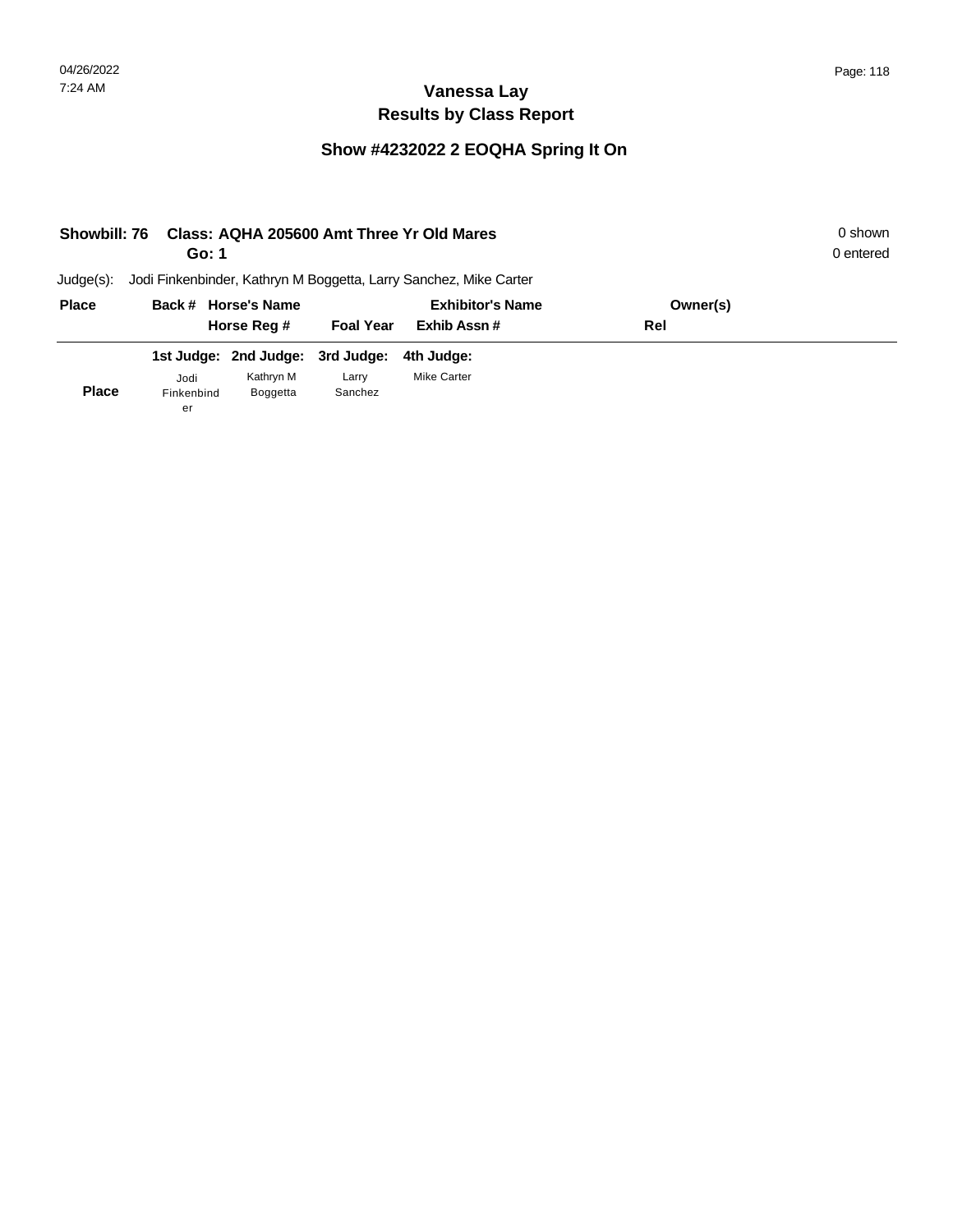# Vanessa Lay
## Results by Class Report

### Show #4232022 2 EOQHA Spring It On

**Showbill: 76 Class: AQHA 205600 Amt Three Yr Old Mares** 0 shown
**Go: 1** 0 entered

Judge(s): Jodi Finkenbinder, Kathryn M Boggetta, Larry Sanchez, Mike Carter

| Place | Back # | Horse's Name / Horse Reg # | Foal Year | Exhibitor's Name / Exhib Assn # | Owner(s) / Rel |
|---|---|---|---|---|---|

| | 1st Judge: | 2nd Judge: | 3rd Judge: | 4th Judge: |
|---|---|---|---|---|
| **Place** | Jodi Finkenbinder | Kathryn M Boggetta | Larry Sanchez | Mike Carter |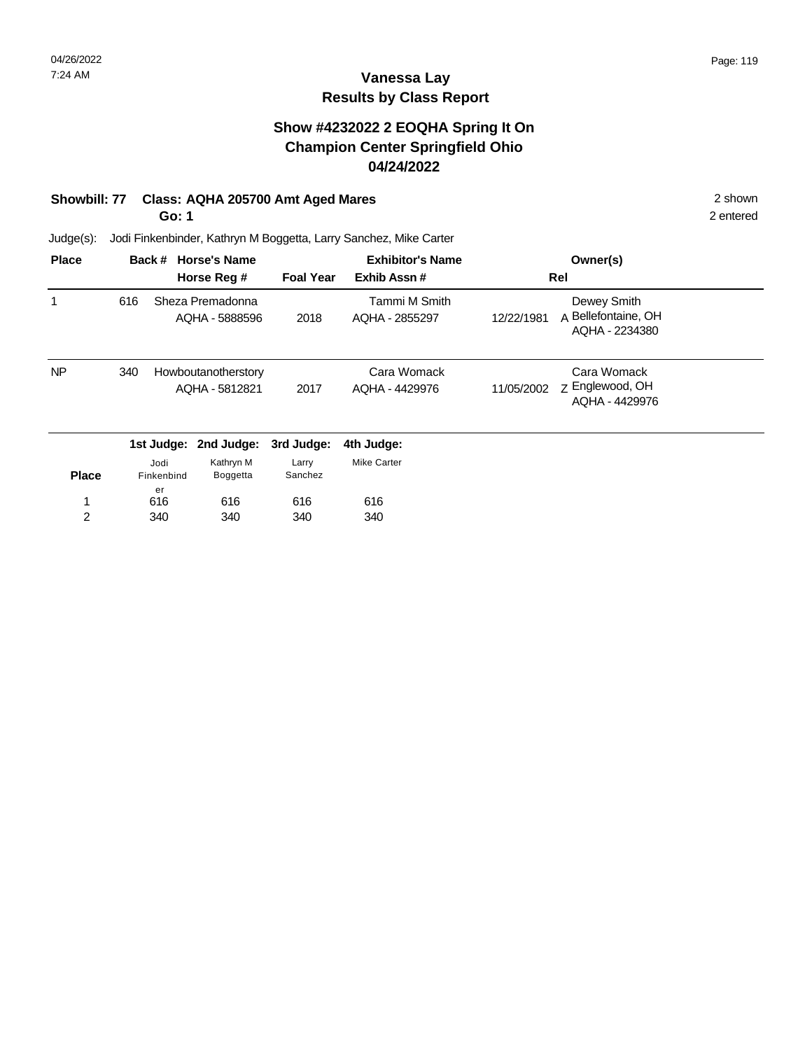04/26/2022
7:24 AM

## Vanessa Lay
## Results by Class Report

### Show #4232022 2 EOQHA Spring It On
### Champion Center Springfield Ohio
### 04/24/2022

**Showbill: 77 Class: AQHA 205700 Amt Aged Mares** — 2 shown

**Go: 1** — 2 entered

Judge(s): Jodi Finkenbinder, Kathryn M Boggetta, Larry Sanchez, Mike Carter

| Place | Back # | Horse's Name / Horse Reg # | Foal Year | Exhibitor's Name / Exhib Assn # | Rel | Owner(s) |
|---|---|---|---|---|---|---|
| 1 | 616 | Sheza Premadonna<br>AQHA - 5888596 | 2018 | Tammi M Smith<br>AQHA - 2855297 | 12/22/1981 A | Dewey Smith<br>Bellefontaine, OH<br>AQHA - 2234380 |
| NP | 340 | Howboutanotherstory<br>AQHA - 5812821 | 2017 | Cara Womack<br>AQHA - 4429976 | 11/05/2002 Z | Cara Womack<br>Englewood, OH<br>AQHA - 4429976 |

| Place | 1st Judge: Jodi Finkenbinder | 2nd Judge: Kathryn M Boggetta | 3rd Judge: Larry Sanchez | 4th Judge: Mike Carter |
|---|---|---|---|---|
| 1 | 616 | 616 | 616 | 616 |
| 2 | 340 | 340 | 340 | 340 |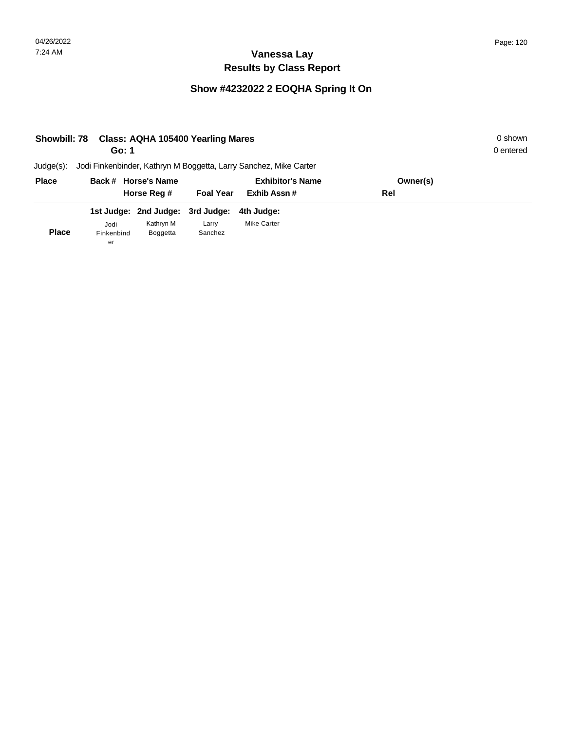# Vanessa Lay
## Results by Class Report

### Show #4232022 2 EOQHA Spring It On

**Showbill: 78 Class: AQHA 105400 Yearling Mares** — 0 shown

**Go: 1** — 0 entered

Judge(s): Jodi Finkenbinder, Kathryn M Boggetta, Larry Sanchez, Mike Carter

| Place | Back # | Horse's Name / Horse Reg # | Foal Year | Exhibitor's Name / Exhib Assn # | Owner(s) / Rel |
|---|---|---|---|---|---|

| | 1st Judge: | 2nd Judge: | 3rd Judge: | 4th Judge: |
|---|---|---|---|---|
| **Place** | Jodi Finkenbinder | Kathryn M Boggetta | Larry Sanchez | Mike Carter |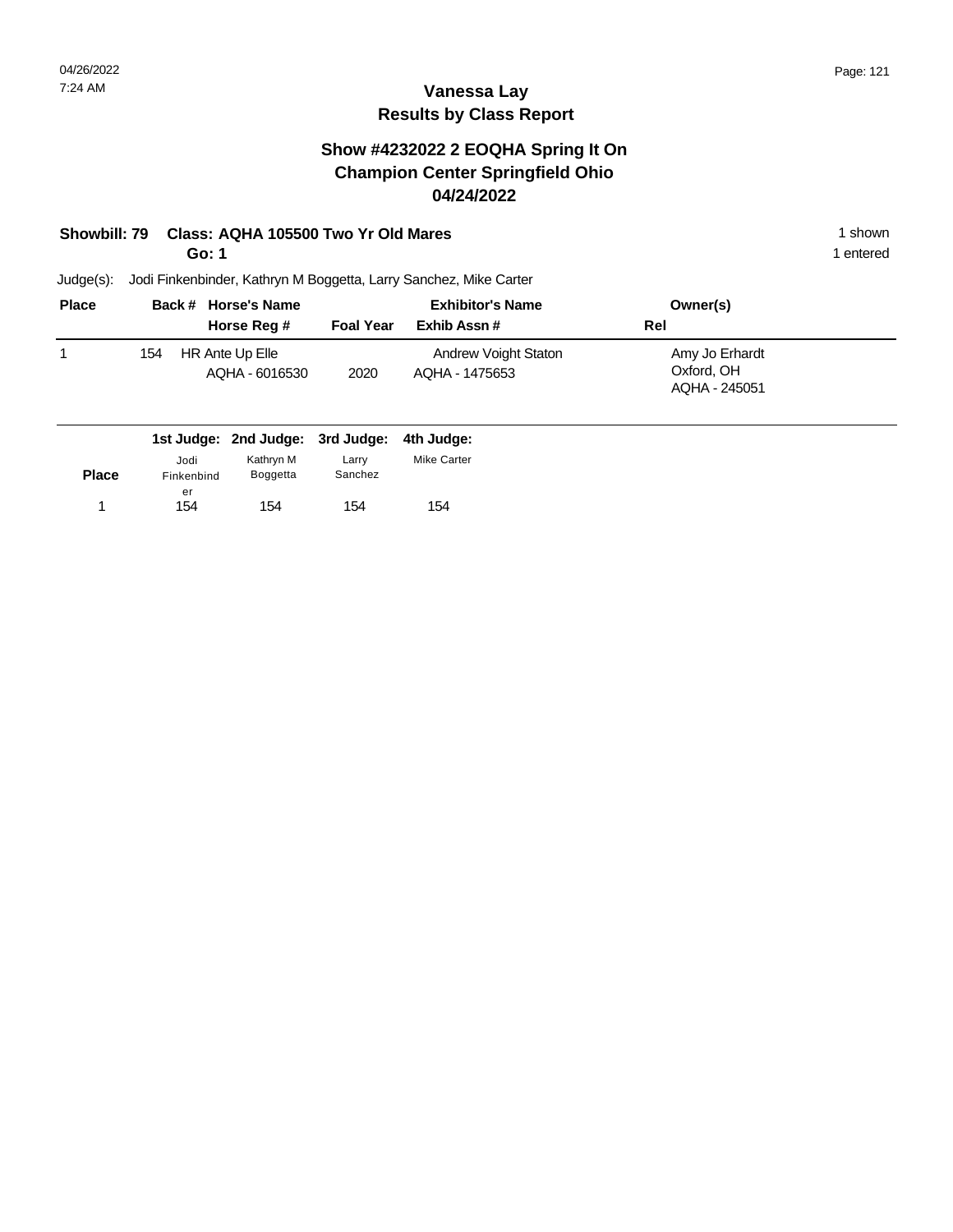# Vanessa Lay
## Results by Class Report

### Show #4232022 2 EOQHA Spring It On
### Champion Center Springfield Ohio
### 04/24/2022

**Showbill: 79 Class: AQHA 105500 Two Yr Old Mares** 1 shown
**Go: 1** 1 entered

Judge(s): Jodi Finkenbinder, Kathryn M Boggetta, Larry Sanchez, Mike Carter

| Place | Back # | Horse's Name / Horse Reg # | Foal Year | Exhibitor's Name / Exhib Assn # | Owner(s) / Rel |
|---|---|---|---|---|---|
| 1 | 154 | HR Ante Up Elle<br>AQHA - 6016530 | 2020 | Andrew Voight Staton<br>AQHA - 1475653 | Amy Jo Erhardt<br>Oxford, OH<br>AQHA - 245051 |

| Place | 1st Judge: Jodi Finkenbinder | 2nd Judge: Kathryn M Boggetta | 3rd Judge: Larry Sanchez | 4th Judge: Mike Carter |
|---|---|---|---|---|
| 1 | 154 | 154 | 154 | 154 |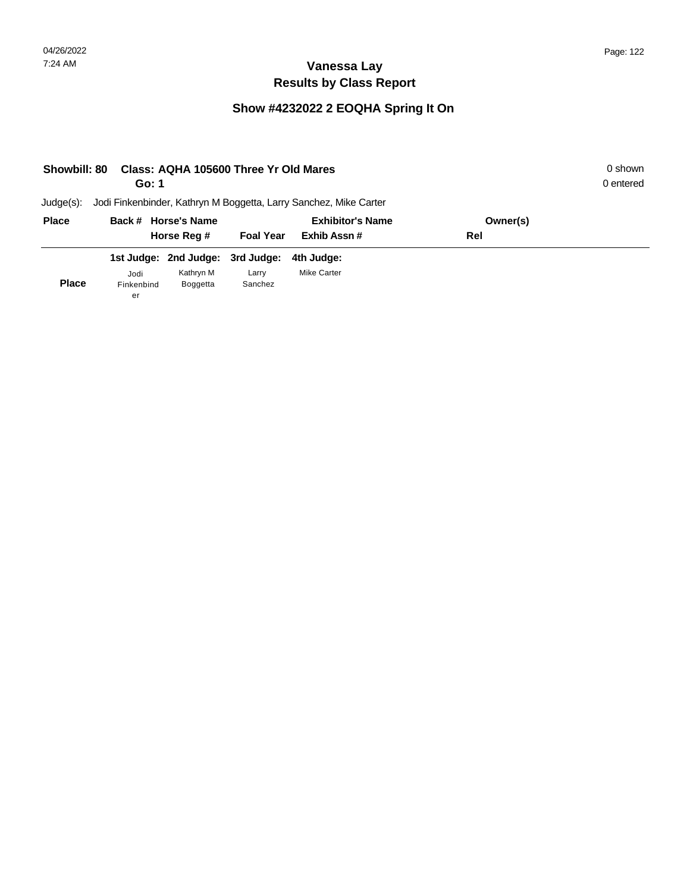# Vanessa Lay
## Results by Class Report

## Show #4232022 2 EOQHA Spring It On

**Showbill: 80 Class: AQHA 105600 Three Yr Old Mares** — 0 shown

**Go: 1** — 0 entered

Judge(s): Jodi Finkenbinder, Kathryn M Boggetta, Larry Sanchez, Mike Carter

| Place | Back # | Horse's Name / Horse Reg # | Foal Year | Exhibitor's Name / Exhib Assn # | Owner(s) / Rel |
|---|---|---|---|---|---|

| | 1st Judge: | 2nd Judge: | 3rd Judge: | 4th Judge: |
|---|---|---|---|---|
| **Place** | Jodi Finkenbinder | Kathryn M Boggetta | Larry Sanchez | Mike Carter |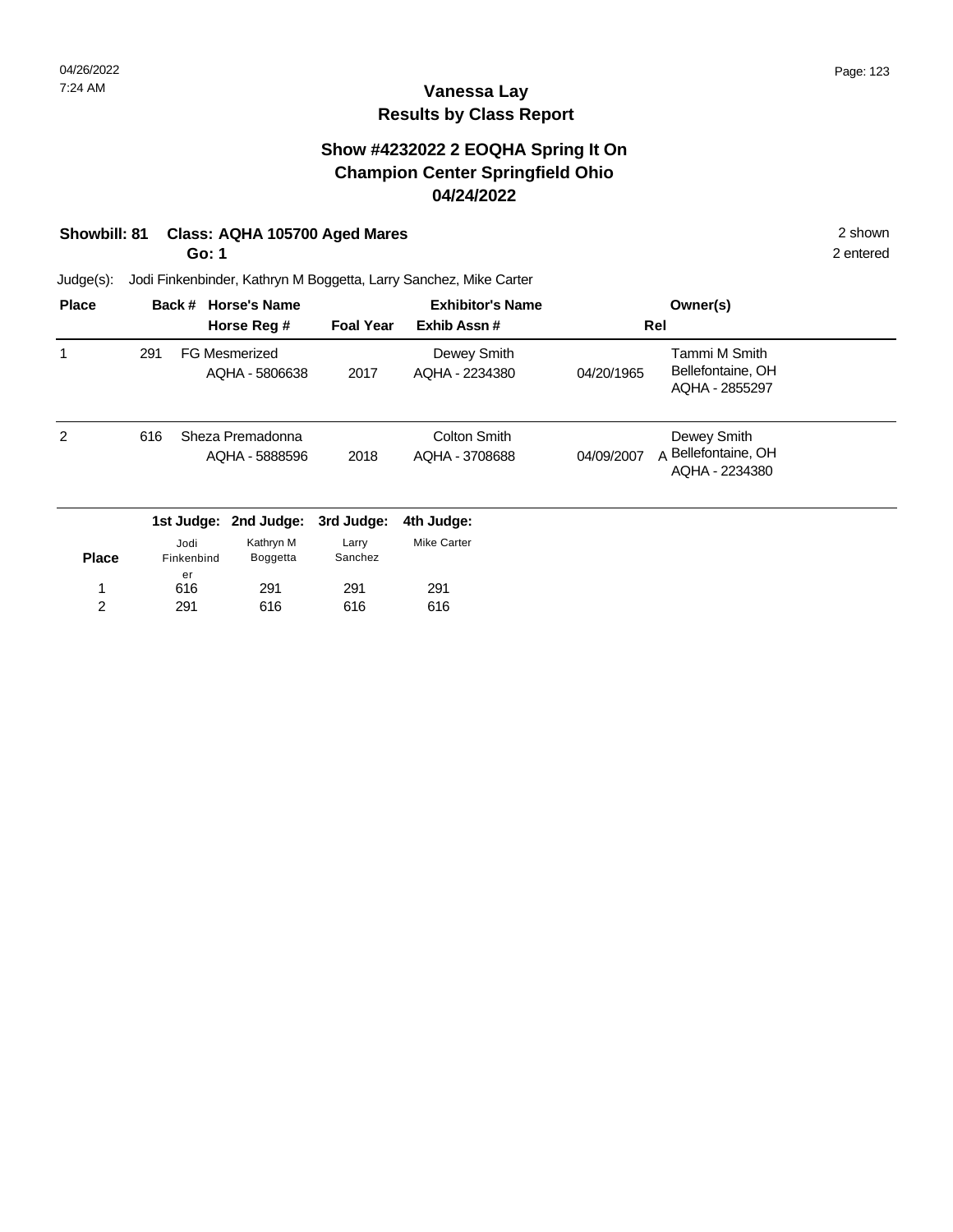04/26/2022
7:24 AM

# Vanessa Lay
## Results by Class Report

### Show #4232022 2 EOQHA Spring It On
### Champion Center Springfield Ohio
### 04/24/2022

**Showbill: 81 Class: AQHA 105700 Aged Mares** 2 shown
**Go: 1** 2 entered

Judge(s): Jodi Finkenbinder, Kathryn M Boggetta, Larry Sanchez, Mike Carter

| Place | Back # | Horse's Name / Horse Reg # | Foal Year | Exhibitor's Name / Exhib Assn # | Rel | Owner(s) |
|---|---|---|---|---|---|---|
| 1 | 291 | FG Mesmerized<br>AQHA - 5806638 | 2017 | Dewey Smith<br>AQHA - 2234380 | 04/20/1965 | Tammi M Smith<br>Bellefontaine, OH<br>AQHA - 2855297 |
| 2 | 616 | Sheza Premadonna<br>AQHA - 5888596 | 2018 | Colton Smith<br>AQHA - 3708688 | 04/09/2007 A | Dewey Smith<br>Bellefontaine, OH<br>AQHA - 2234380 |

| Place | 1st Judge: Jodi Finkenbinder | 2nd Judge: Kathryn M Boggetta | 3rd Judge: Larry Sanchez | 4th Judge: Mike Carter |
|---|---|---|---|---|
| 1 | 616 | 291 | 291 | 291 |
| 2 | 291 | 616 | 616 | 616 |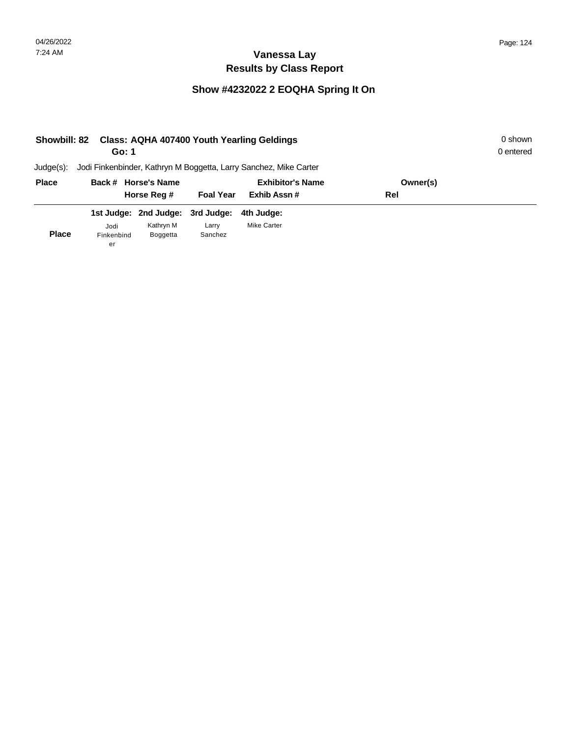# Vanessa Lay
## Results by Class Report

## Show #4232022 2 EOQHA Spring It On

**Showbill: 82 Class: AQHA 407400 Youth Yearling Geldings** 0 shown

**Go: 1** 0 entered

Judge(s): Jodi Finkenbinder, Kathryn M Boggetta, Larry Sanchez, Mike Carter

| Place | Back # | Horse's Name / Horse Reg # | Foal Year | Exhibitor's Name / Exhib Assn # | Owner(s) / Rel |
|---|---|---|---|---|---|

| | 1st Judge: | 2nd Judge: | 3rd Judge: | 4th Judge: |
|---|---|---|---|---|
| **Place** | Jodi Finkenbinder | Kathryn M Boggetta | Larry Sanchez | Mike Carter |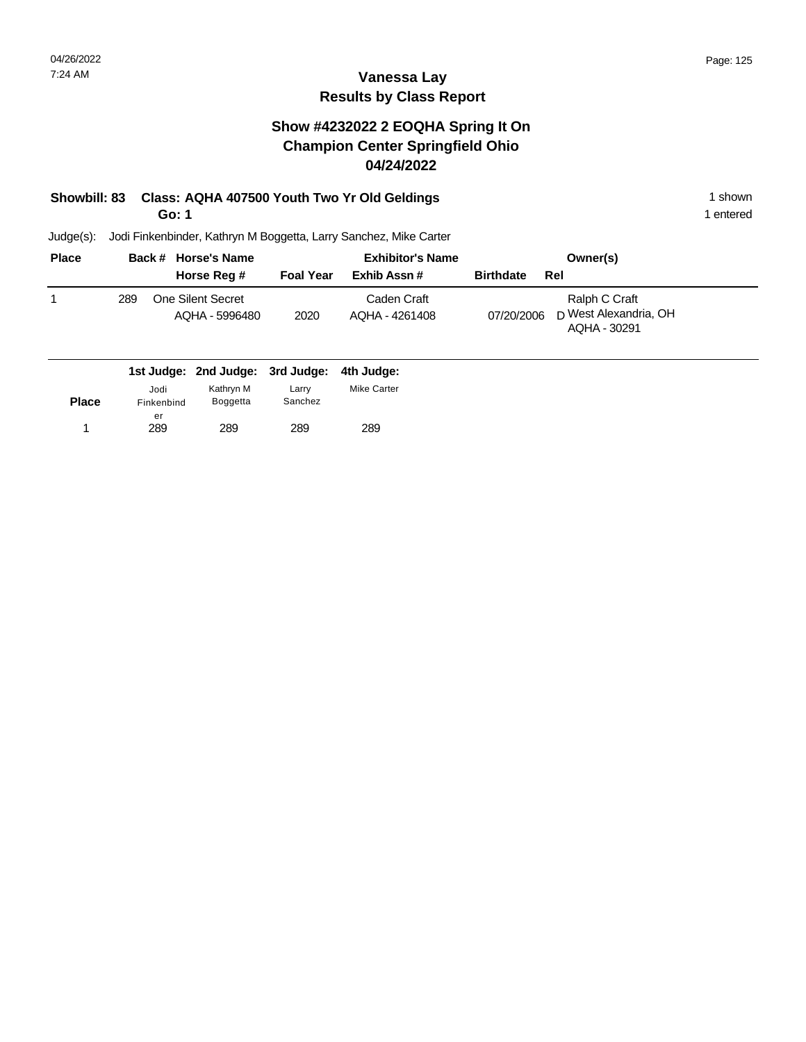# Vanessa Lay
## Results by Class Report

### Show #4232022 2 EOQHA Spring It On
### Champion Center Springfield Ohio
### 04/24/2022

**Showbill: 83 Class: AQHA 407500 Youth Two Yr Old Geldings** 1 shown
**Go: 1** 1 entered

Judge(s): Jodi Finkenbinder, Kathryn M Boggetta, Larry Sanchez, Mike Carter

| Place | Back # | Horse's Name / Horse Reg # | Foal Year | Exhibitor's Name / Exhib Assn # | Birthdate | Rel | Owner(s) |
|---|---|---|---|---|---|---|---|
| 1 | 289 | One Silent Secret<br>AQHA - 5996480 | 2020 | Caden Craft<br>AQHA - 4261408 | 07/20/2006 | D | Ralph C Craft<br>West Alexandria, OH<br>AQHA - 30291 |

| Place | 1st Judge: Jodi Finkenbinder | 2nd Judge: Kathryn M Boggetta | 3rd Judge: Larry Sanchez | 4th Judge: Mike Carter |
|---|---|---|---|---|
| 1 | 289 | 289 | 289 | 289 |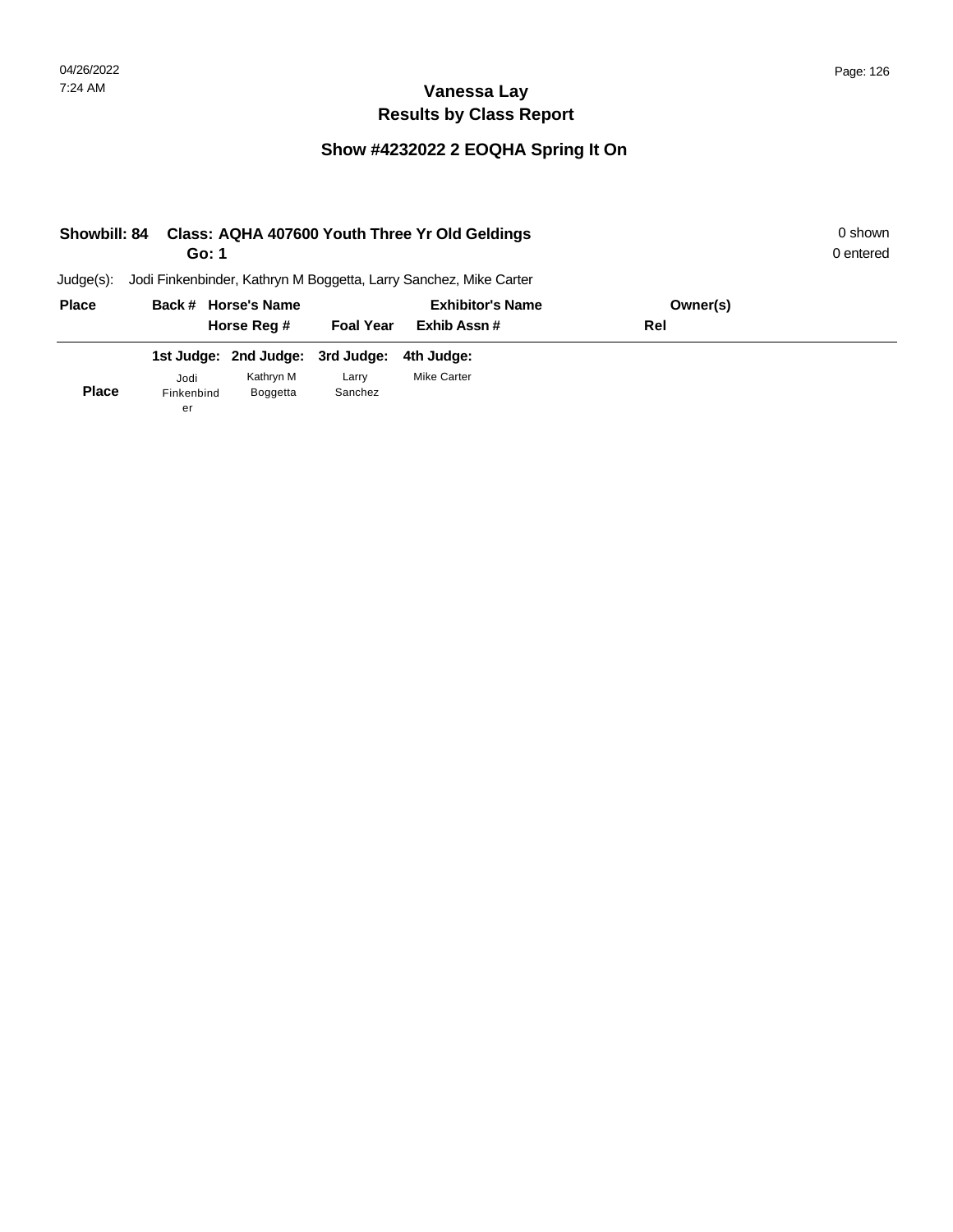# Vanessa Lay
## Results by Class Report

## Show #4232022 2 EOQHA Spring It On

**Showbill: 84 Class: AQHA 407600 Youth Three Yr Old Geldings** 0 shown
**Go: 1** 0 entered

Judge(s): Jodi Finkenbinder, Kathryn M Boggetta, Larry Sanchez, Mike Carter

| Place | Back # | Horse's Name / Horse Reg # | Foal Year | Exhibitor's Name / Exhib Assn # | Owner(s) / Rel |
|---|---|---|---|---|---|

| | 1st Judge: | 2nd Judge: | 3rd Judge: | 4th Judge: |
|---|---|---|---|---|
| **Place** | Jodi Finkenbinder | Kathryn M Boggetta | Larry Sanchez | Mike Carter |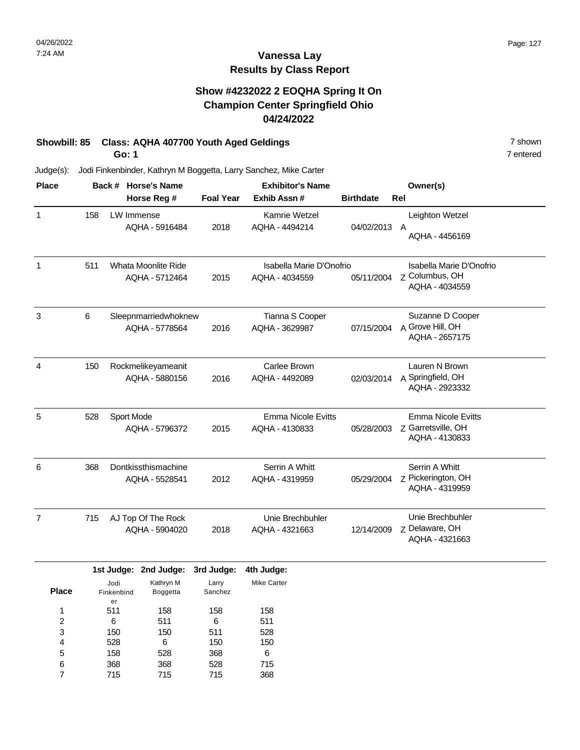# Vanessa Lay
## Results by Class Report

### Show #4232022 2 EOQHA Spring It On
### Champion Center Springfield Ohio
### 04/24/2022

**Showbill: 85 Class: AQHA 407700 Youth Aged Geldings** 7 shown
**Go: 1** 7 entered

Judge(s): Jodi Finkenbinder, Kathryn M Boggetta, Larry Sanchez, Mike Carter

| Place | Back # | Horse's Name / Horse Reg # | Foal Year | Exhibitor's Name / Exhib Assn # | Birthdate | Rel | Owner(s) |
|---|---|---|---|---|---|---|---|
| 1 | 158 | LW Immense<br>AQHA - 5916484 | 2018 | Kamrie Wetzel<br>AQHA - 4494214 | 04/02/2013 | A | Leighton Wetzel<br>AQHA - 4456169 |
| 1 | 511 | Whata Moonlite Ride<br>AQHA - 5712464 | 2015 | Isabella Marie D'Onofrio<br>AQHA - 4034559 | 05/11/2004 | Z | Isabella Marie D'Onofrio<br>Columbus, OH<br>AQHA - 4034559 |
| 3 | 6 | Sleepnmarriedwhoknew<br>AQHA - 5778564 | 2016 | Tianna S Cooper<br>AQHA - 3629987 | 07/15/2004 | A | Suzanne D Cooper<br>Grove Hill, OH<br>AQHA - 2657175 |
| 4 | 150 | Rockmelikeyameanit<br>AQHA - 5880156 | 2016 | Carlee Brown<br>AQHA - 4492089 | 02/03/2014 | A | Lauren N Brown<br>Springfield, OH<br>AQHA - 2923332 |
| 5 | 528 | Sport Mode<br>AQHA - 5796372 | 2015 | Emma Nicole Evitts<br>AQHA - 4130833 | 05/28/2003 | Z | Emma Nicole Evitts<br>Garretsville, OH<br>AQHA - 4130833 |
| 6 | 368 | Dontkissthismachine<br>AQHA - 5528541 | 2012 | Serrin A Whitt<br>AQHA - 4319959 | 05/29/2004 | Z | Serrin A Whitt<br>Pickerington, OH<br>AQHA - 4319959 |
| 7 | 715 | AJ Top Of The Rock<br>AQHA - 5904020 | 2018 | Unie Brechbuhler<br>AQHA - 4321663 | 12/14/2009 | Z | Unie Brechbuhler<br>Delaware, OH<br>AQHA - 4321663 |

| Place | 1st Judge: Jodi Finkenbinder | 2nd Judge: Kathryn M Boggetta | 3rd Judge: Larry Sanchez | 4th Judge: Mike Carter |
|---|---|---|---|---|
| 1 | 511 | 158 | 158 | 158 |
| 2 | 6 | 511 | 6 | 511 |
| 3 | 150 | 150 | 511 | 528 |
| 4 | 528 | 6 | 150 | 150 |
| 5 | 158 | 528 | 368 | 6 |
| 6 | 368 | 368 | 528 | 715 |
| 7 | 715 | 715 | 715 | 368 |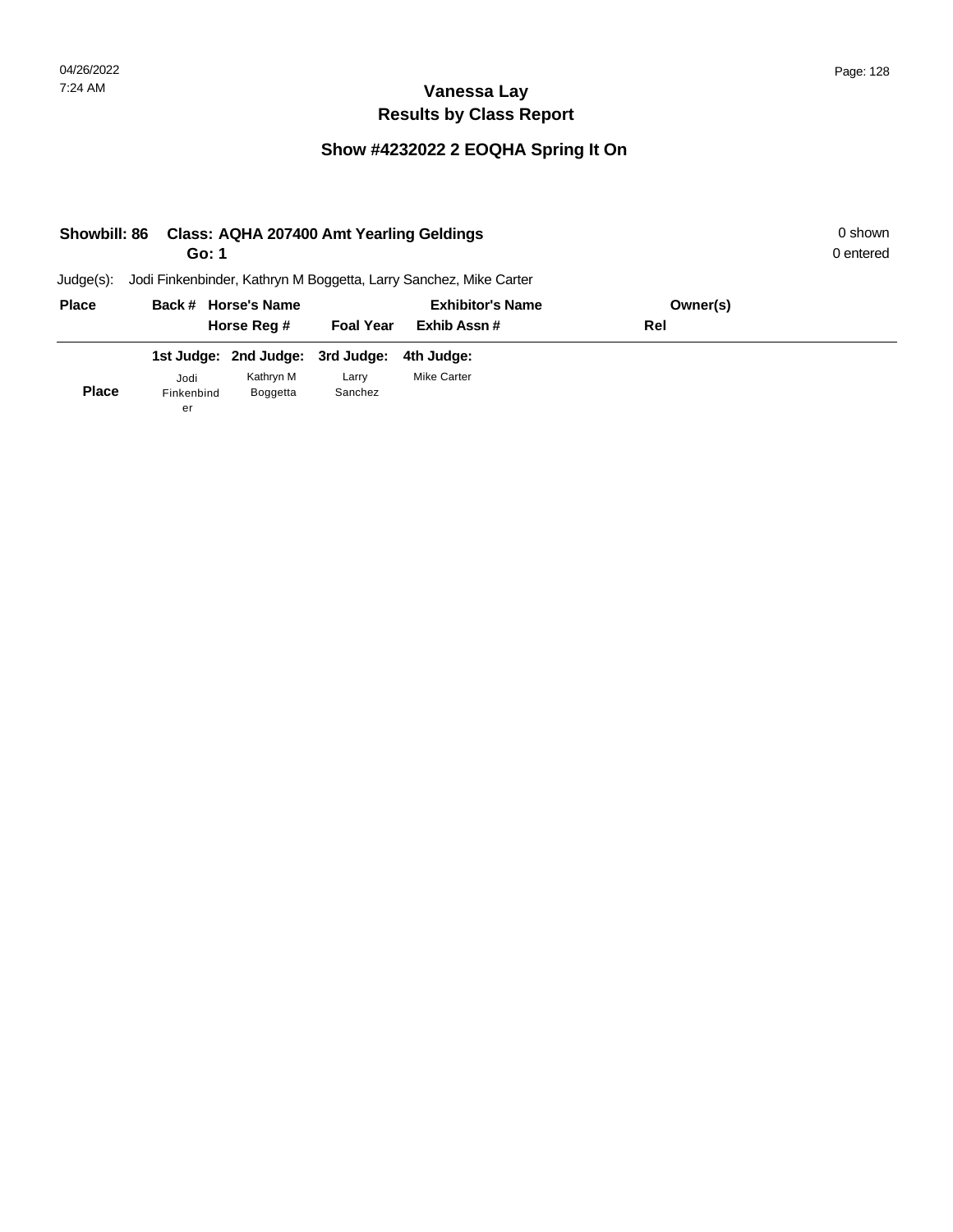# Vanessa Lay
## Results by Class Report

## Show #4232022 2 EOQHA Spring It On

**Showbill: 86 Class: AQHA 207400 Amt Yearling Geldings** 0 shown

**Go: 1** 0 entered

Judge(s): Jodi Finkenbinder, Kathryn M Boggetta, Larry Sanchez, Mike Carter

| Place | Back # | Horse's Name / Horse Reg # | Foal Year | Exhibitor's Name / Exhib Assn # | Owner(s) / Rel |
|---|---|---|---|---|---|

| | 1st Judge: | 2nd Judge: | 3rd Judge: | 4th Judge: |
|---|---|---|---|---|
| **Place** | Jodi Finkenbinder | Kathryn M Boggetta | Larry Sanchez | Mike Carter |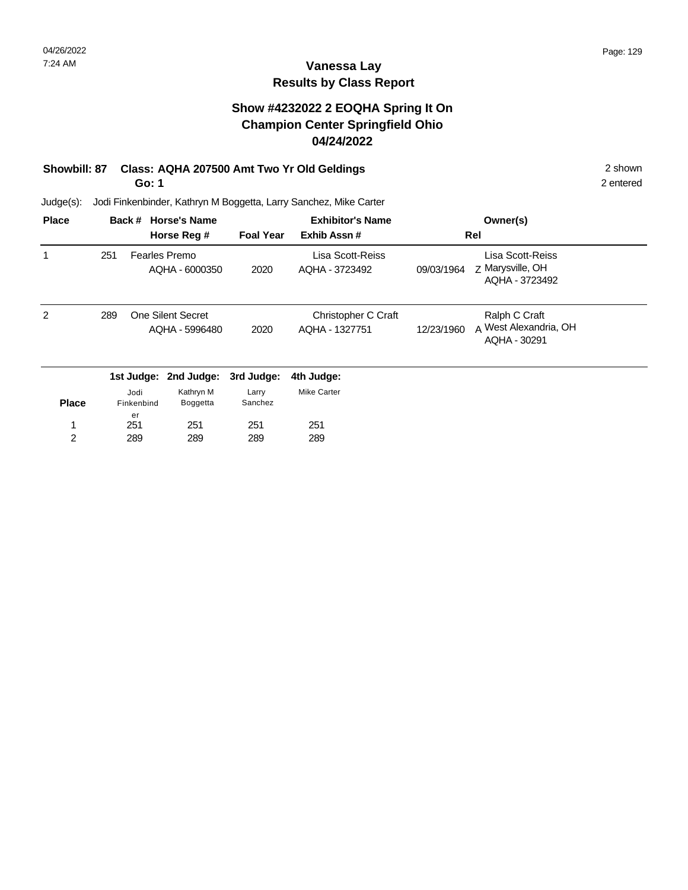## Vanessa Lay
## Results by Class Report

### Show #4232022 2 EOQHA Spring It On
### Champion Center Springfield Ohio
### 04/24/2022

**Showbill: 87 Class: AQHA 207500 Amt Two Yr Old Geldings** 2 shown

**Go: 1** 2 entered

Judge(s): Jodi Finkenbinder, Kathryn M Boggetta, Larry Sanchez, Mike Carter

| Place | Back # | Horse's Name / Horse Reg # | Foal Year | Exhibitor's Name / Exhib Assn # | | Rel | Owner(s) |
|---|---|---|---|---|---|---|---|
| 1 | 251 | Fearles Premo<br>AQHA - 6000350 | 2020 | Lisa Scott-Reiss<br>AQHA - 3723492 | 09/03/1964 | Z | Lisa Scott-Reiss<br>Marysville, OH<br>AQHA - 3723492 |
| 2 | 289 | One Silent Secret<br>AQHA - 5996480 | 2020 | Christopher C Craft<br>AQHA - 1327751 | 12/23/1960 | A | Ralph C Craft<br>West Alexandria, OH<br>AQHA - 30291 |

| Place | 1st Judge: Jodi Finkenbinder | 2nd Judge: Kathryn M Boggetta | 3rd Judge: Larry Sanchez | 4th Judge: Mike Carter |
|---|---|---|---|---|
| 1 | 251 | 251 | 251 | 251 |
| 2 | 289 | 289 | 289 | 289 |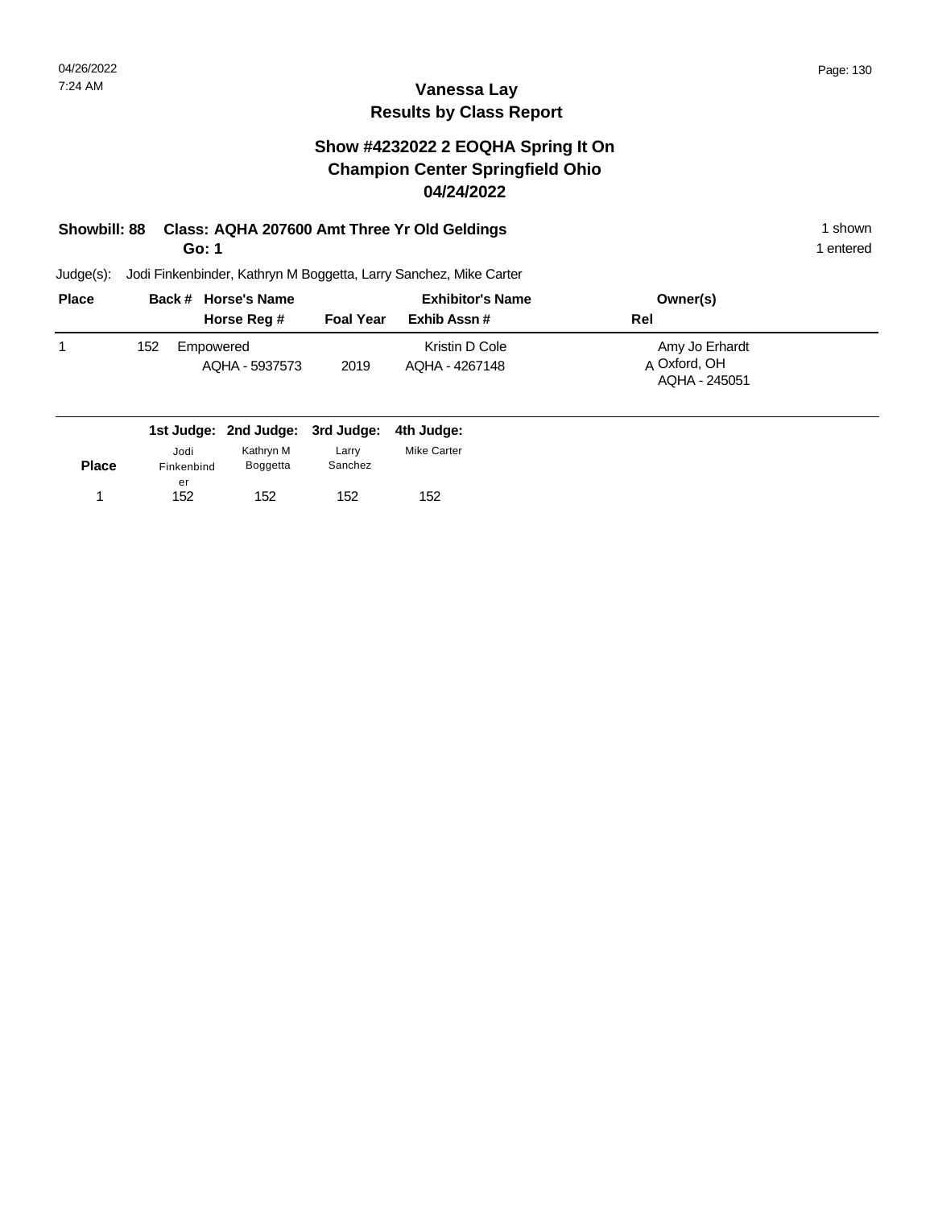## Vanessa Lay
## Results by Class Report

### Show #4232022 2 EOQHA Spring It On
### Champion Center Springfield Ohio
### 04/24/2022

**Showbill: 88 Class: AQHA 207600 Amt Three Yr Old Geldings** 1 shown
**Go: 1** 1 entered

Judge(s): Jodi Finkenbinder, Kathryn M Boggetta, Larry Sanchez, Mike Carter

| Place | Back # | Horse's Name / Horse Reg # | Foal Year | Exhibitor's Name / Exhib Assn # | Rel | Owner(s) |
|---|---|---|---|---|---|---|
| 1 | 152 | Empowered<br>AQHA - 5937573 | 2019 | Kristin D Cole<br>AQHA - 4267148 | A | Amy Jo Erhardt<br>Oxford, OH<br>AQHA - 245051 |

| Place | 1st Judge: Jodi Finkenbinder | 2nd Judge: Kathryn M Boggetta | 3rd Judge: Larry Sanchez | 4th Judge: Mike Carter |
|---|---|---|---|---|
| 1 | 152 | 152 | 152 | 152 |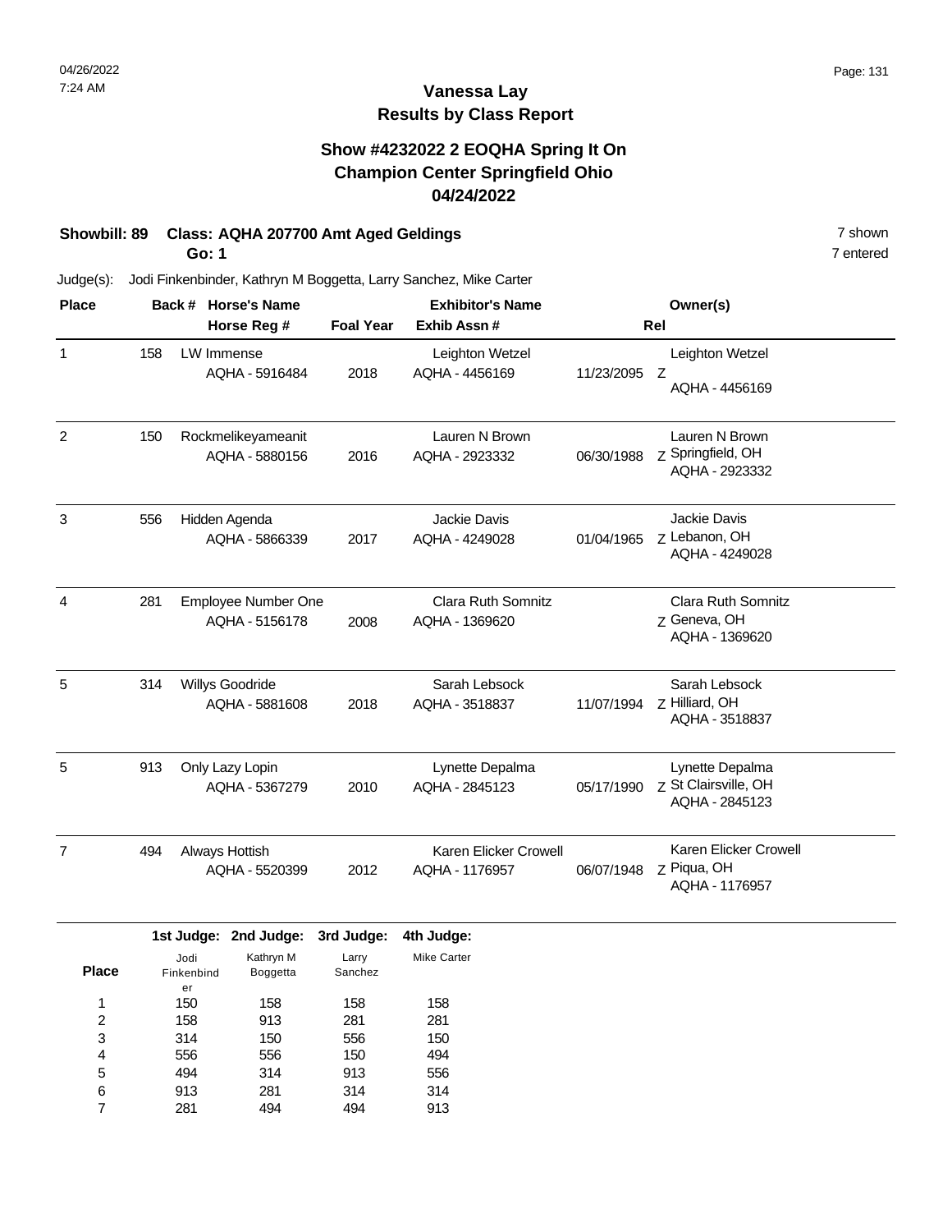# Vanessa Lay
## Results by Class Report

### Show #4232022 2 EOQHA Spring It On
### Champion Center Springfield Ohio
### 04/24/2022

**Showbill: 89** **Class: AQHA 207700 Amt Aged Geldings** 7 shown

**Go: 1** 7 entered

Judge(s): Jodi Finkenbinder, Kathryn M Boggetta, Larry Sanchez, Mike Carter

| Place | Back # | Horse's Name / Horse Reg # | Foal Year | Exhibitor's Name / Exhib Assn # | | Rel | Owner(s) |
|---|---|---|---|---|---|---|---|
| 1 | 158 | LW Immense<br>AQHA - 5916484 | 2018 | Leighton Wetzel<br>AQHA - 4456169 | 11/23/2095 | Z | Leighton Wetzel<br>AQHA - 4456169 |
| 2 | 150 | Rockmelikeyameanit<br>AQHA - 5880156 | 2016 | Lauren N Brown<br>AQHA - 2923332 | 06/30/1988 | Z | Lauren N Brown<br>Springfield, OH<br>AQHA - 2923332 |
| 3 | 556 | Hidden Agenda<br>AQHA - 5866339 | 2017 | Jackie Davis<br>AQHA - 4249028 | 01/04/1965 | Z | Jackie Davis<br>Lebanon, OH<br>AQHA - 4249028 |
| 4 | 281 | Employee Number One<br>AQHA - 5156178 | 2008 | Clara Ruth Somnitz<br>AQHA - 1369620 | | Z | Clara Ruth Somnitz<br>Geneva, OH<br>AQHA - 1369620 |
| 5 | 314 | Willys Goodride<br>AQHA - 5881608 | 2018 | Sarah Lebsock<br>AQHA - 3518837 | 11/07/1994 | Z | Sarah Lebsock<br>Hilliard, OH<br>AQHA - 3518837 |
| 5 | 913 | Only Lazy Lopin<br>AQHA - 5367279 | 2010 | Lynette Depalma<br>AQHA - 2845123 | 05/17/1990 | Z | Lynette Depalma<br>St Clairsville, OH<br>AQHA - 2845123 |
| 7 | 494 | Always Hottish<br>AQHA - 5520399 | 2012 | Karen Elicker Crowell<br>AQHA - 1176957 | 06/07/1948 | Z | Karen Elicker Crowell<br>Piqua, OH<br>AQHA - 1176957 |

| Place | 1st Judge: Jodi Finkenbinder | 2nd Judge: Kathryn M Boggetta | 3rd Judge: Larry Sanchez | 4th Judge: Mike Carter |
|---|---|---|---|---|
| 1 | 150 | 158 | 158 | 158 |
| 2 | 158 | 913 | 281 | 281 |
| 3 | 314 | 150 | 556 | 150 |
| 4 | 556 | 556 | 150 | 494 |
| 5 | 494 | 314 | 913 | 556 |
| 6 | 913 | 281 | 314 | 314 |
| 7 | 281 | 494 | 494 | 913 |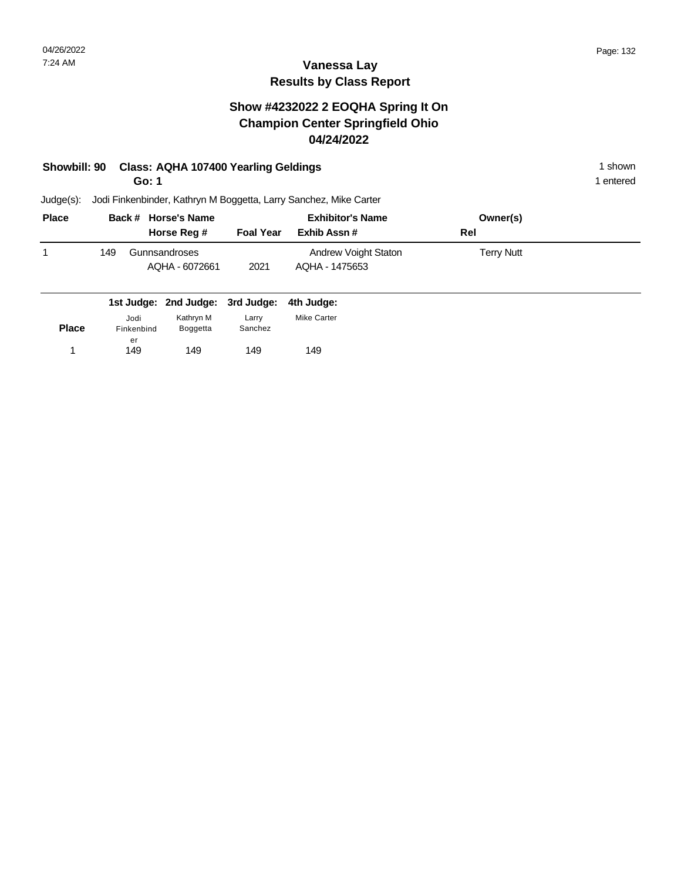# Vanessa Lay
## Results by Class Report

### Show #4232022 2 EOQHA Spring It On
### Champion Center Springfield Ohio
### 04/24/2022

**Showbill: 90 Class: AQHA 107400 Yearling Geldings** 1 shown
**Go: 1** 1 entered

Judge(s): Jodi Finkenbinder, Kathryn M Boggetta, Larry Sanchez, Mike Carter

| Place | Back # | Horse's Name / Horse Reg # | Foal Year | Exhibitor's Name / Exhib Assn # | Owner(s) / Rel |
|---|---|---|---|---|---|
| 1 | 149 | Gunnsandroses<br>AQHA - 6072661 | 2021 | Andrew Voight Staton<br>AQHA - 1475653 | Terry Nutt |

| Place | 1st Judge: Jodi Finkenbinder | 2nd Judge: Kathryn M Boggetta | 3rd Judge: Larry Sanchez | 4th Judge: Mike Carter |
|---|---|---|---|---|
| 1 | 149 | 149 | 149 | 149 |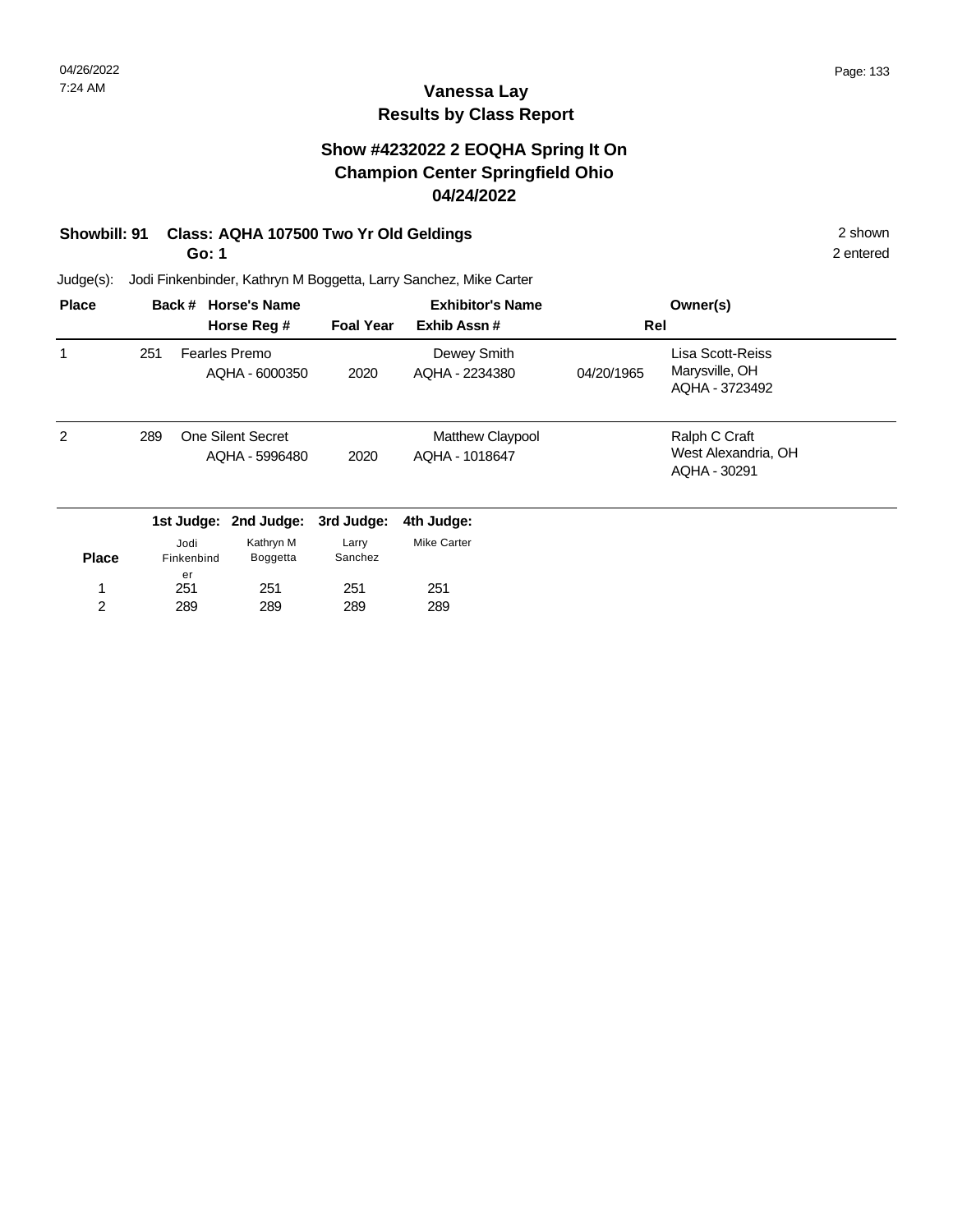# Vanessa Lay

## Results by Class Report

### Show #4232022 2 EOQHA Spring It On
### Champion Center Springfield Ohio
### 04/24/2022

**Showbill: 91 Class: AQHA 107500 Two Yr Old Geldings** 2 shown

**Go: 1** 2 entered

Judge(s): Jodi Finkenbinder, Kathryn M Boggetta, Larry Sanchez, Mike Carter

| Place | Back # | Horse's Name / Horse Reg # | Foal Year | Exhibitor's Name / Exhib Assn # | Rel | Owner(s) |
|---|---|---|---|---|---|---|
| 1 | 251 | Fearles Premo<br>AQHA - 6000350 | 2020 | Dewey Smith<br>AQHA - 2234380 | 04/20/1965 | Lisa Scott-Reiss<br>Marysville, OH<br>AQHA - 3723492 |
| 2 | 289 | One Silent Secret<br>AQHA - 5996480 | 2020 | Matthew Claypool<br>AQHA - 1018647 | | Ralph C Craft<br>West Alexandria, OH<br>AQHA - 30291 |

| Place | 1st Judge: Jodi Finkenbinder | 2nd Judge: Kathryn M Boggetta | 3rd Judge: Larry Sanchez | 4th Judge: Mike Carter |
|---|---|---|---|---|
| 1 | 251 | 251 | 251 | 251 |
| 2 | 289 | 289 | 289 | 289 |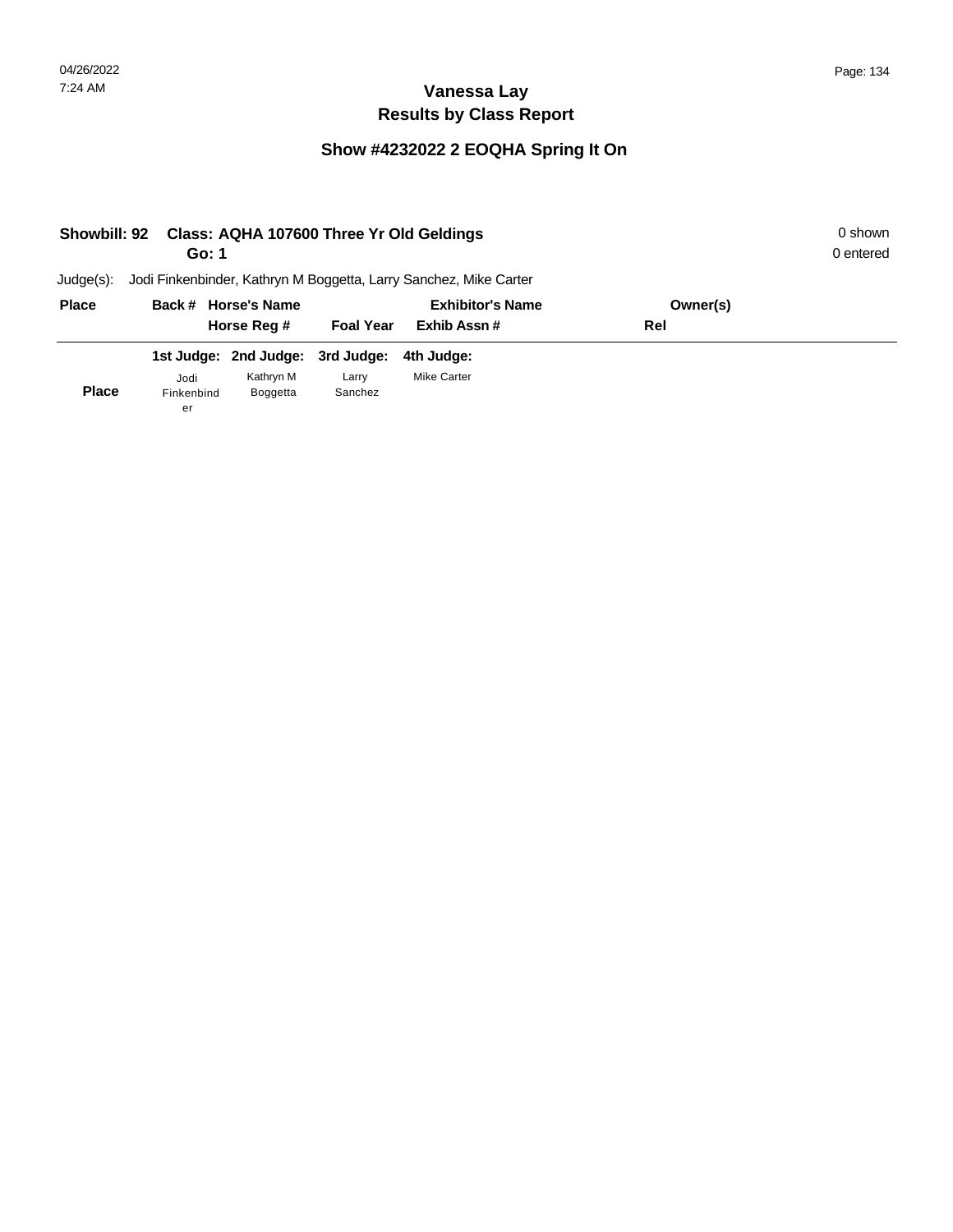# Vanessa Lay
## Results by Class Report

### Show #4232022 2 EOQHA Spring It On

**Showbill: 92 Class: AQHA 107600 Three Yr Old Geldings** 0 shown
**Go: 1** 0 entered

Judge(s): Jodi Finkenbinder, Kathryn M Boggetta, Larry Sanchez, Mike Carter

| Place | Back # | Horse's Name / Horse Reg # | Foal Year | Exhibitor's Name / Exhib Assn # | Owner(s) / Rel |
|---|---|---|---|---|---|

| | 1st Judge: | 2nd Judge: | 3rd Judge: | 4th Judge: |
|---|---|---|---|---|
| **Place** | Jodi Finkenbinder | Kathryn M Boggetta | Larry Sanchez | Mike Carter |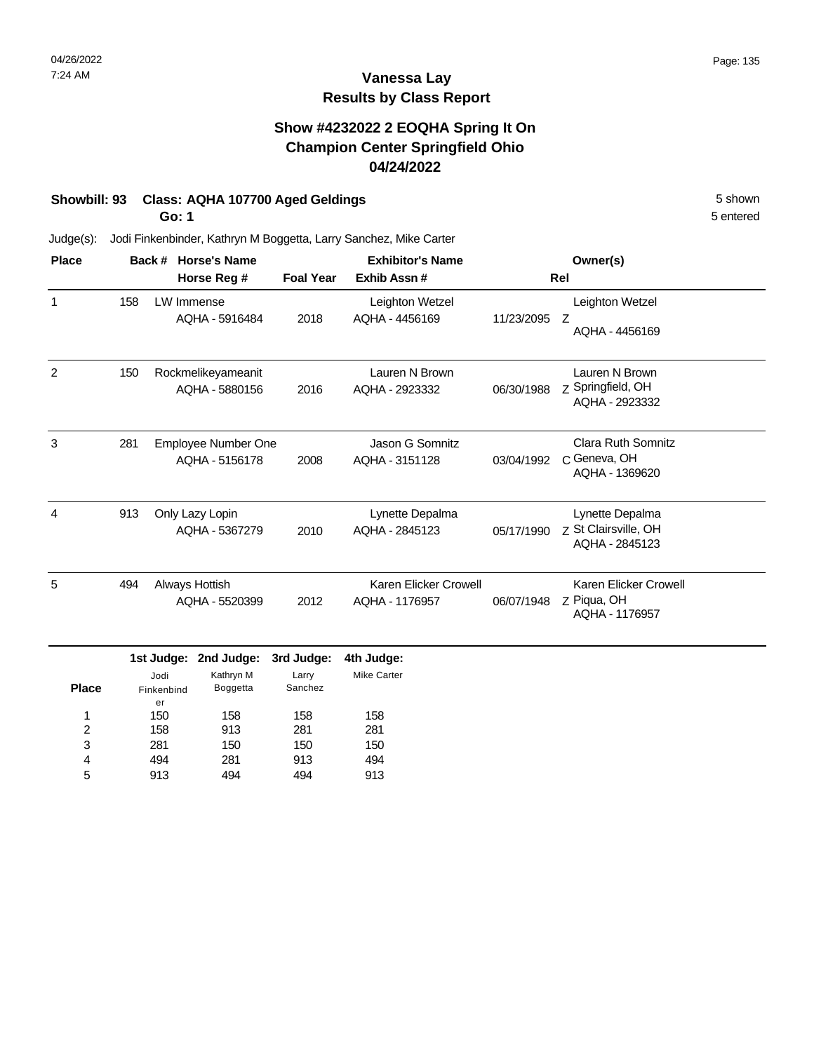04/26/2022
7:24 AM

# Vanessa Lay
## Results by Class Report

### Show #4232022 2 EOQHA Spring It On
### Champion Center Springfield Ohio
### 04/24/2022

**Showbill: 93 Class: AQHA 107700 Aged Geldings** 5 shown

**Go: 1** 5 entered

Judge(s): Jodi Finkenbinder, Kathryn M Boggetta, Larry Sanchez, Mike Carter

| Place | Back # | Horse's Name / Horse Reg # | Foal Year | Exhibitor's Name / Exhib Assn # | | Rel | Owner(s) |
|---|---|---|---|---|---|---|---|
| 1 | 158 | LW Immense<br>AQHA - 5916484 | 2018 | Leighton Wetzel<br>AQHA - 4456169 | 11/23/2095 | Z | Leighton Wetzel<br>AQHA - 4456169 |
| 2 | 150 | Rockmelikeyameanit<br>AQHA - 5880156 | 2016 | Lauren N Brown<br>AQHA - 2923332 | 06/30/1988 | Z | Lauren N Brown<br>Springfield, OH<br>AQHA - 2923332 |
| 3 | 281 | Employee Number One<br>AQHA - 5156178 | 2008 | Jason G Somnitz<br>AQHA - 3151128 | 03/04/1992 | C | Clara Ruth Somnitz<br>Geneva, OH<br>AQHA - 1369620 |
| 4 | 913 | Only Lazy Lopin<br>AQHA - 5367279 | 2010 | Lynette Depalma<br>AQHA - 2845123 | 05/17/1990 | Z | Lynette Depalma<br>St Clairsville, OH<br>AQHA - 2845123 |
| 5 | 494 | Always Hottish<br>AQHA - 5520399 | 2012 | Karen Elicker Crowell<br>AQHA - 1176957 | 06/07/1948 | Z | Karen Elicker Crowell<br>Piqua, OH<br>AQHA - 1176957 |

| Place | 1st Judge: Jodi Finkenbinder | 2nd Judge: Kathryn M Boggetta | 3rd Judge: Larry Sanchez | 4th Judge: Mike Carter |
|---|---|---|---|---|
| 1 | 150 | 158 | 158 | 158 |
| 2 | 158 | 913 | 281 | 281 |
| 3 | 281 | 150 | 150 | 150 |
| 4 | 494 | 281 | 913 | 494 |
| 5 | 913 | 494 | 494 | 913 |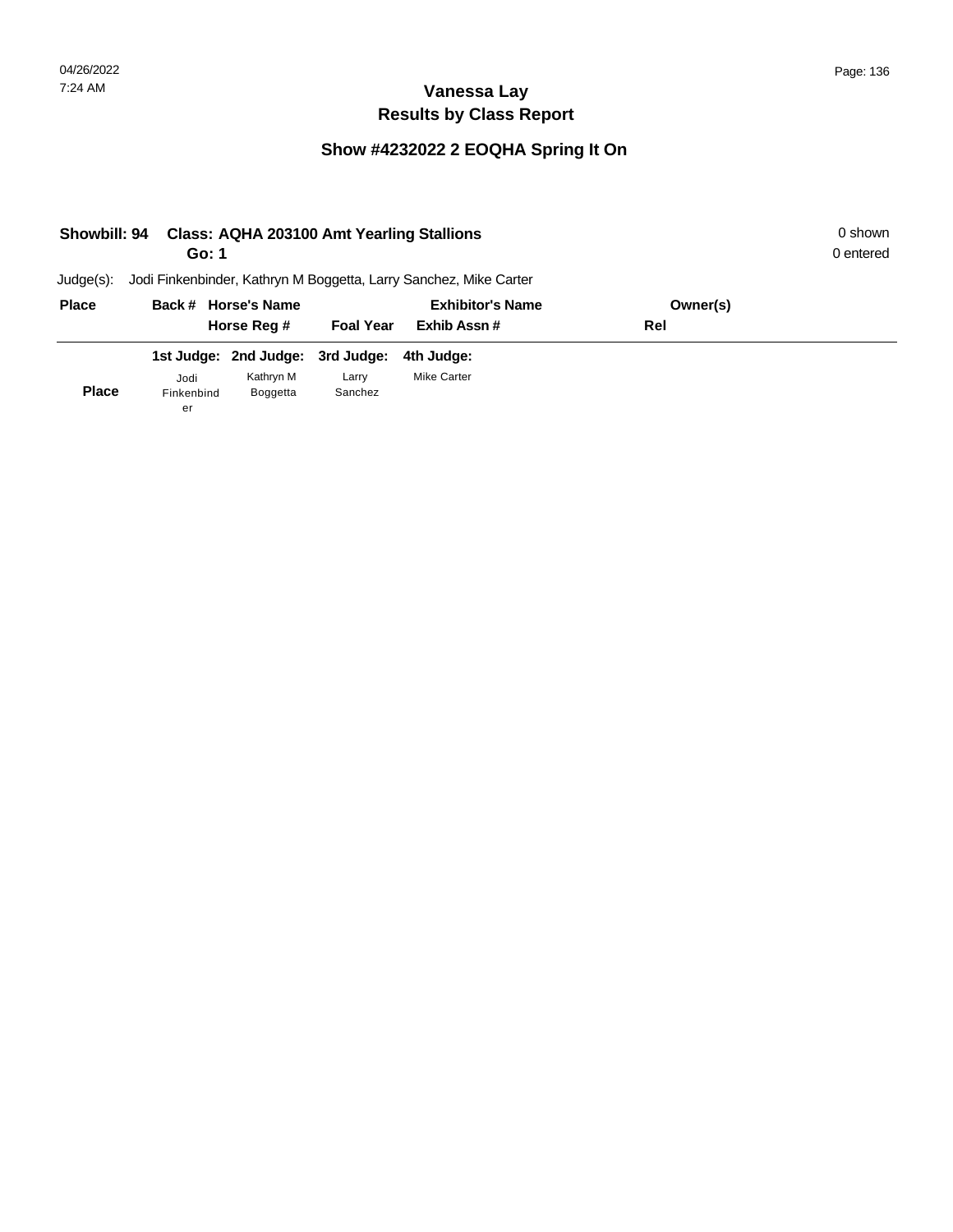04/26/2022
7:24 AM

**Vanessa Lay**
**Results by Class Report**

## Show #4232022 2 EOQHA Spring It On

**Showbill: 94 Class: AQHA 203100 Amt Yearling Stallions** 0 shown
**Go: 1** 0 entered

Judge(s): Jodi Finkenbinder, Kathryn M Boggetta, Larry Sanchez, Mike Carter

| Place | Back # | Horse's Name / Horse Reg # | Foal Year | Exhibitor's Name / Exhib Assn # | Owner(s) / Rel |
|---|---|---|---|---|---|

| | 1st Judge: | 2nd Judge: | 3rd Judge: | 4th Judge: |
|---|---|---|---|---|
| **Place** | Jodi Finkenbinder | Kathryn M Boggetta | Larry Sanchez | Mike Carter |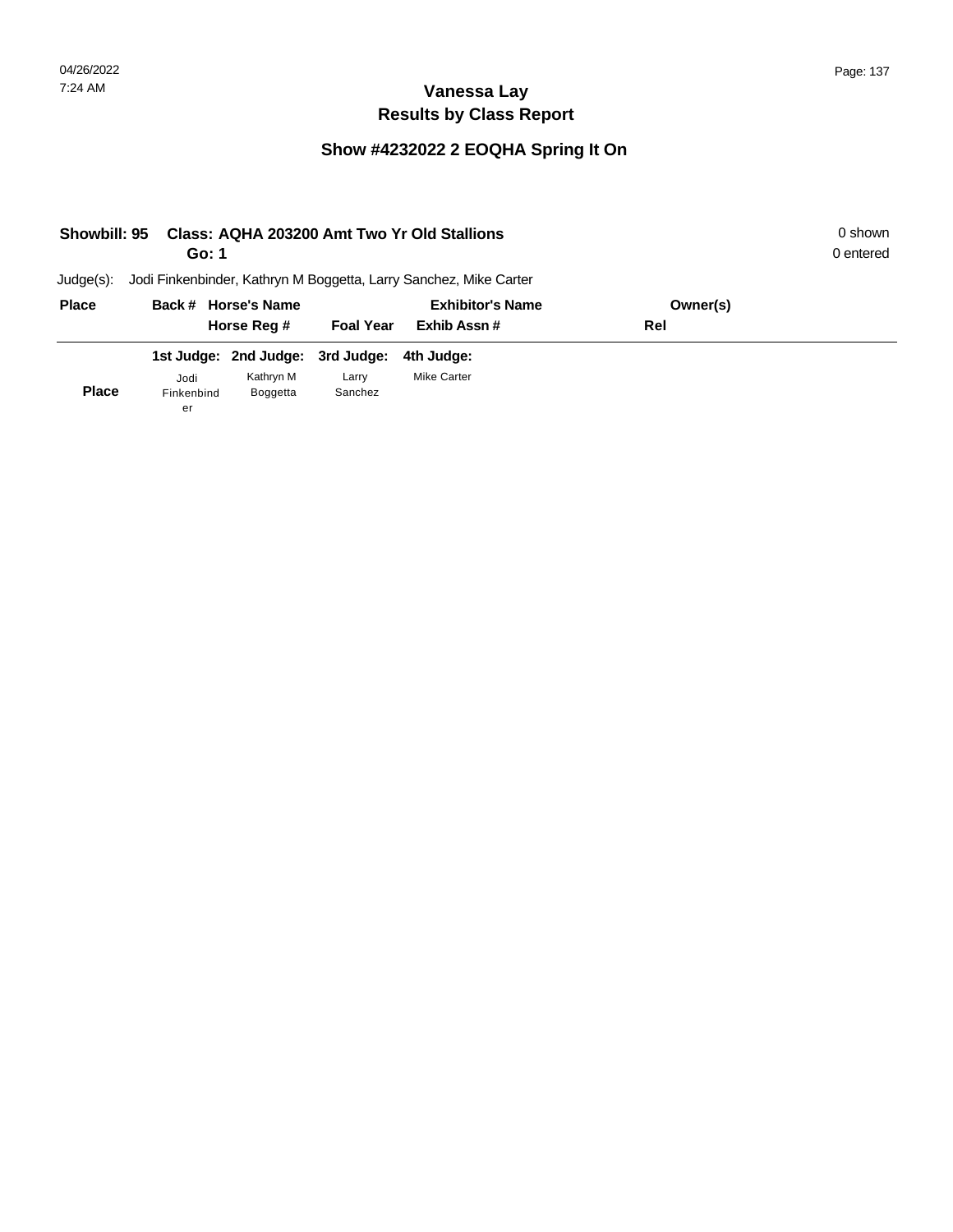# Vanessa Lay
# Results by Class Report

## Show #4232022 2 EOQHA Spring It On

**Showbill: 95 Class: AQHA 203200 Amt Two Yr Old Stallions** 0 shown

**Go: 1** 0 entered

Judge(s): Jodi Finkenbinder, Kathryn M Boggetta, Larry Sanchez, Mike Carter

| Place | Back # | Horse's Name / Horse Reg # | Foal Year | Exhibitor's Name / Exhib Assn # | Owner(s) / Rel |
|---|---|---|---|---|---|

| | 1st Judge: | 2nd Judge: | 3rd Judge: | 4th Judge: |
|---|---|---|---|---|
| **Place** | Jodi Finkenbinder | Kathryn M Boggetta | Larry Sanchez | Mike Carter |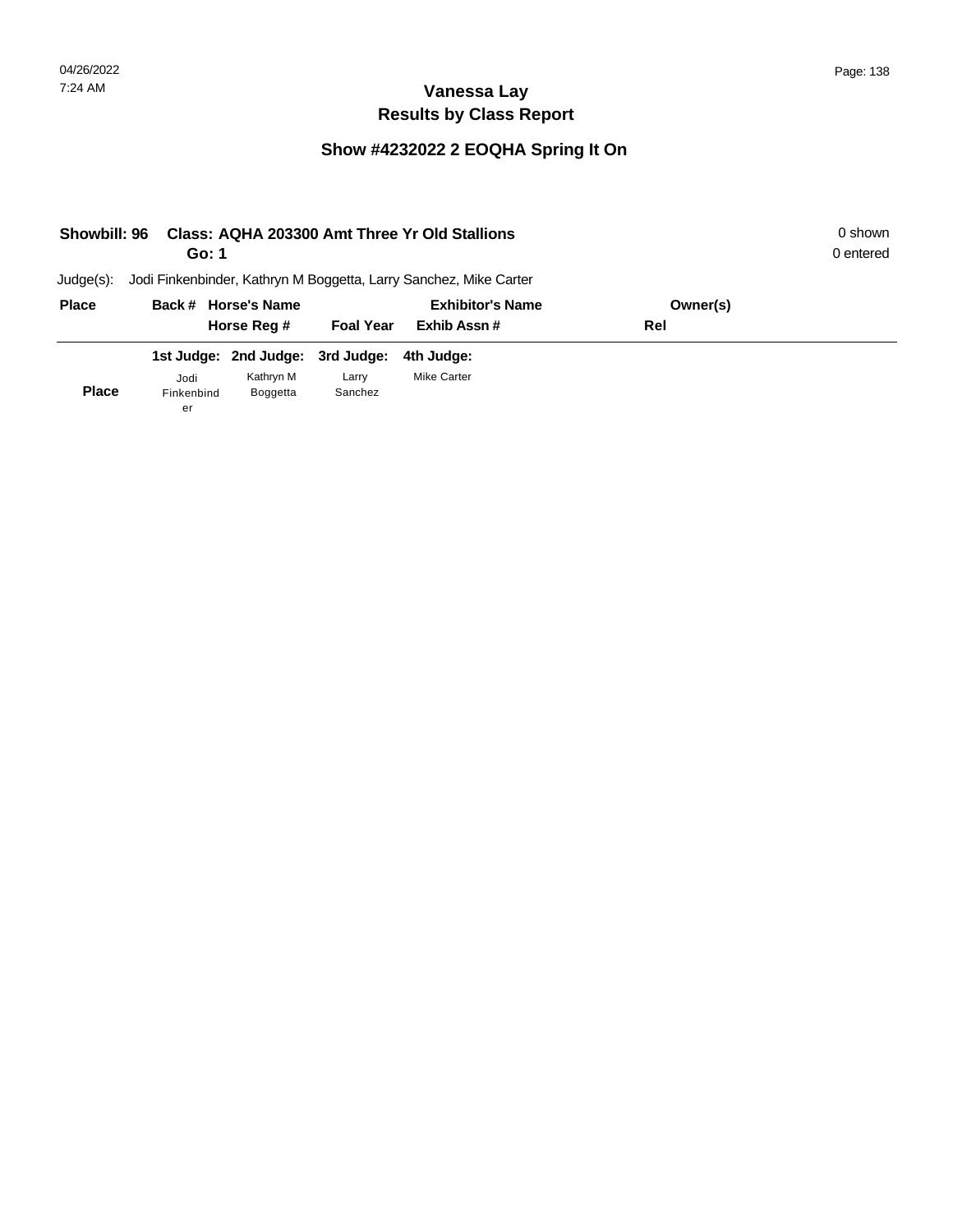# Vanessa Lay
## Results by Class Report

### Show #4232022 2 EOQHA Spring It On

**Showbill: 96 Class: AQHA 203300 Amt Three Yr Old Stallions** 0 shown
**Go: 1** 0 entered

Judge(s): Jodi Finkenbinder, Kathryn M Boggetta, Larry Sanchez, Mike Carter

| Place | Back # | Horse's Name / Horse Reg # | Foal Year | Exhibitor's Name / Exhib Assn # | Owner(s) / Rel |
|---|---|---|---|---|---|

| | 1st Judge: | 2nd Judge: | 3rd Judge: | 4th Judge: |
|---|---|---|---|---|
| **Place** | Jodi Finkenbinder | Kathryn M Boggetta | Larry Sanchez | Mike Carter |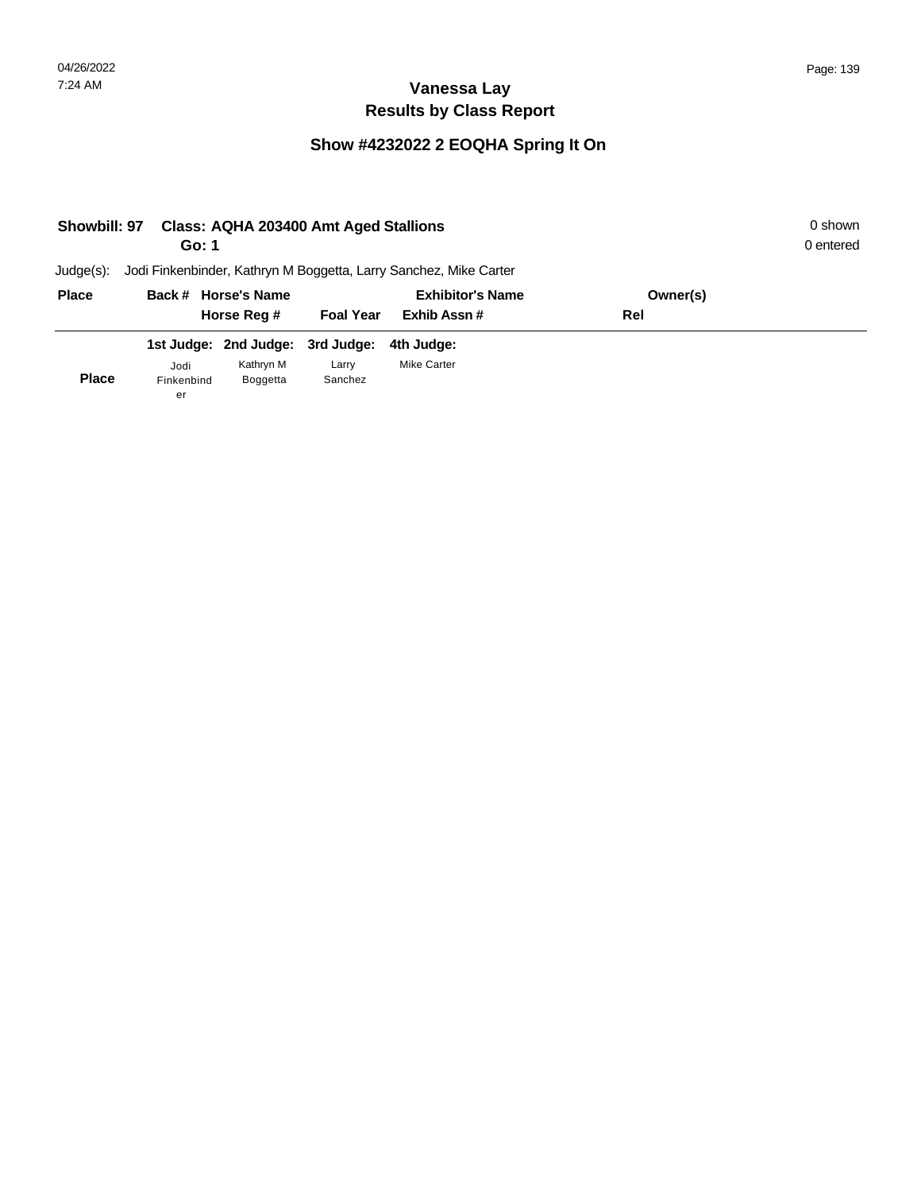# Vanessa Lay
## Results by Class Report

## Show #4232022 2 EOQHA Spring It On

**Showbill: 97 Class: AQHA 203400 Amt Aged Stallions** 0 shown

**Go: 1** 0 entered

Judge(s): Jodi Finkenbinder, Kathryn M Boggetta, Larry Sanchez, Mike Carter

| Place | Back # | Horse's Name / Horse Reg # | Foal Year | Exhibitor's Name / Exhib Assn # | Owner(s) / Rel |
|---|---|---|---|---|---|

| | 1st Judge: | 2nd Judge: | 3rd Judge: | 4th Judge: |
|---|---|---|---|---|
| **Place** | Jodi Finkenbinder | Kathryn M Boggetta | Larry Sanchez | Mike Carter |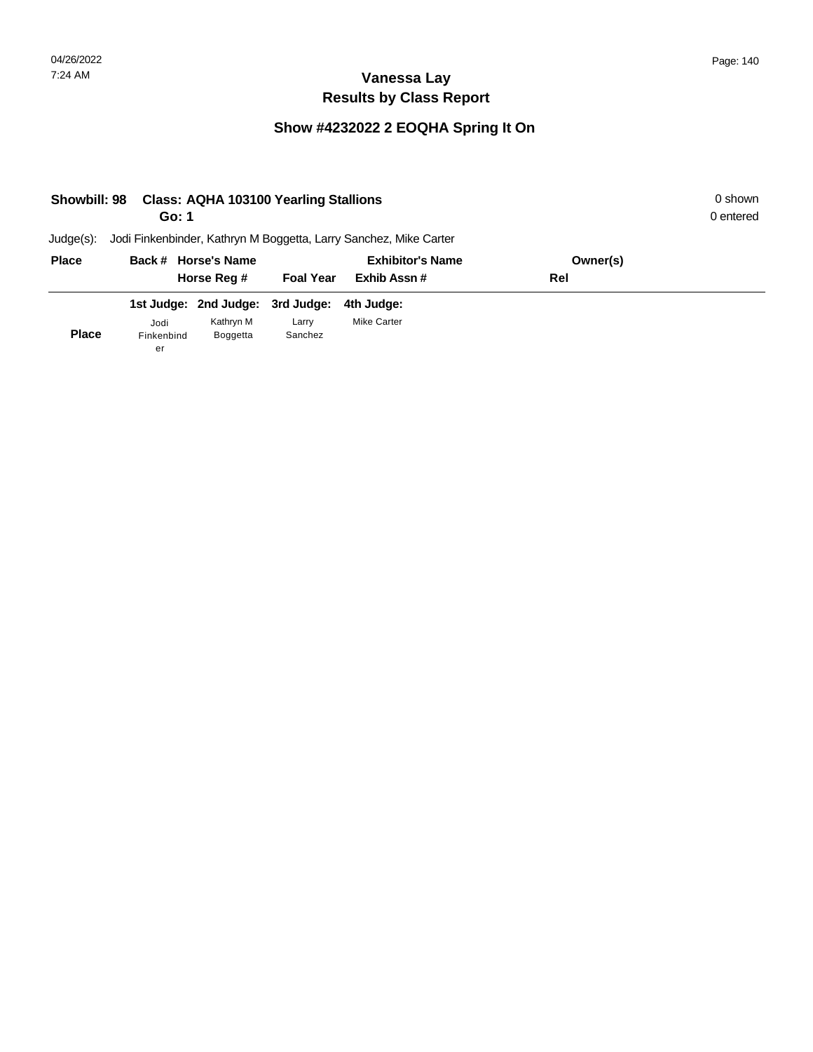# Vanessa Lay
## Results by Class Report

## Show #4232022 2 EOQHA Spring It On

**Showbill: 98 Class: AQHA 103100 Yearling Stallions** 0 shown
**Go: 1** 0 entered

Judge(s): Jodi Finkenbinder, Kathryn M Boggetta, Larry Sanchez, Mike Carter

| Place | Back # | Horse's Name / Horse Reg # | Foal Year | Exhibitor's Name / Exhib Assn # | Owner(s) / Rel |
|---|---|---|---|---|---|

| | 1st Judge: | 2nd Judge: | 3rd Judge: | 4th Judge: |
|---|---|---|---|---|
| **Place** | Jodi Finkenbinder | Kathryn M Boggetta | Larry Sanchez | Mike Carter |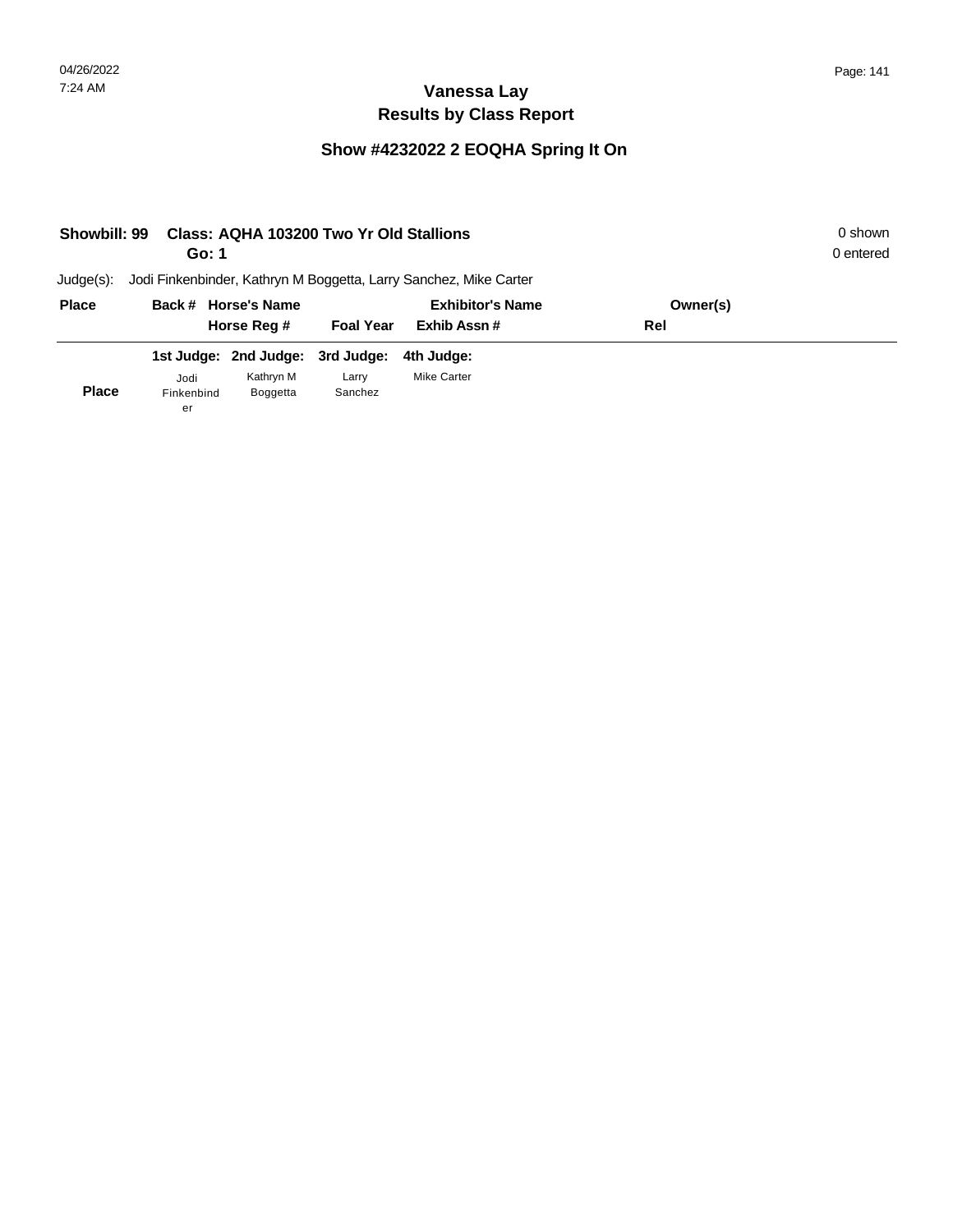# Vanessa Lay
## Results by Class Report

## Show #4232022 2 EOQHA Spring It On

**Showbill: 99** **Class: AQHA 103200 Two Yr Old Stallions** 0 shown
**Go: 1** 0 entered

Judge(s): Jodi Finkenbinder, Kathryn M Boggetta, Larry Sanchez, Mike Carter

| Place | Back # | Horse's Name / Horse Reg # | Foal Year | Exhibitor's Name / Exhib Assn # | Owner(s) / Rel |
|---|---|---|---|---|---|

| | 1st Judge: | 2nd Judge: | 3rd Judge: | 4th Judge: |
|---|---|---|---|---|
| **Place** | Jodi Finkenbinder | Kathryn M Boggetta | Larry Sanchez | Mike Carter |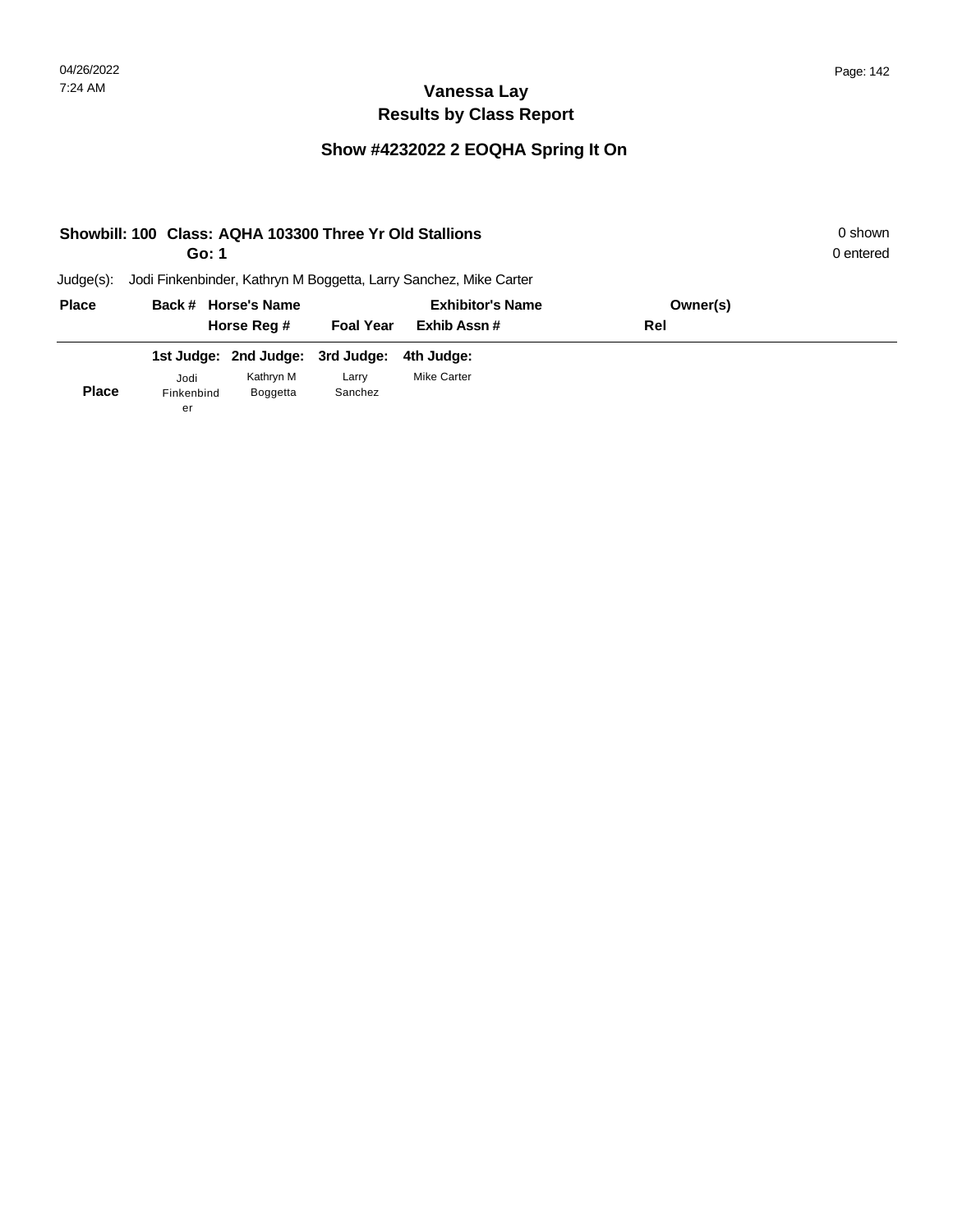# Vanessa Lay
## Results by Class Report

### Show #4232022 2 EOQHA Spring It On

**Showbill: 100 Class: AQHA 103300 Three Yr Old Stallions** — 0 shown

**Go: 1** — 0 entered

Judge(s): Jodi Finkenbinder, Kathryn M Boggetta, Larry Sanchez, Mike Carter

| Place | Back # | Horse's Name / Horse Reg # | Foal Year | Exhibitor's Name / Exhib Assn # | Owner(s) / Rel |
|---|---|---|---|---|---|

| | 1st Judge: | 2nd Judge: | 3rd Judge: | 4th Judge: |
|---|---|---|---|---|
| Place | Jodi Finkenbinder | Kathryn M Boggetta | Larry Sanchez | Mike Carter |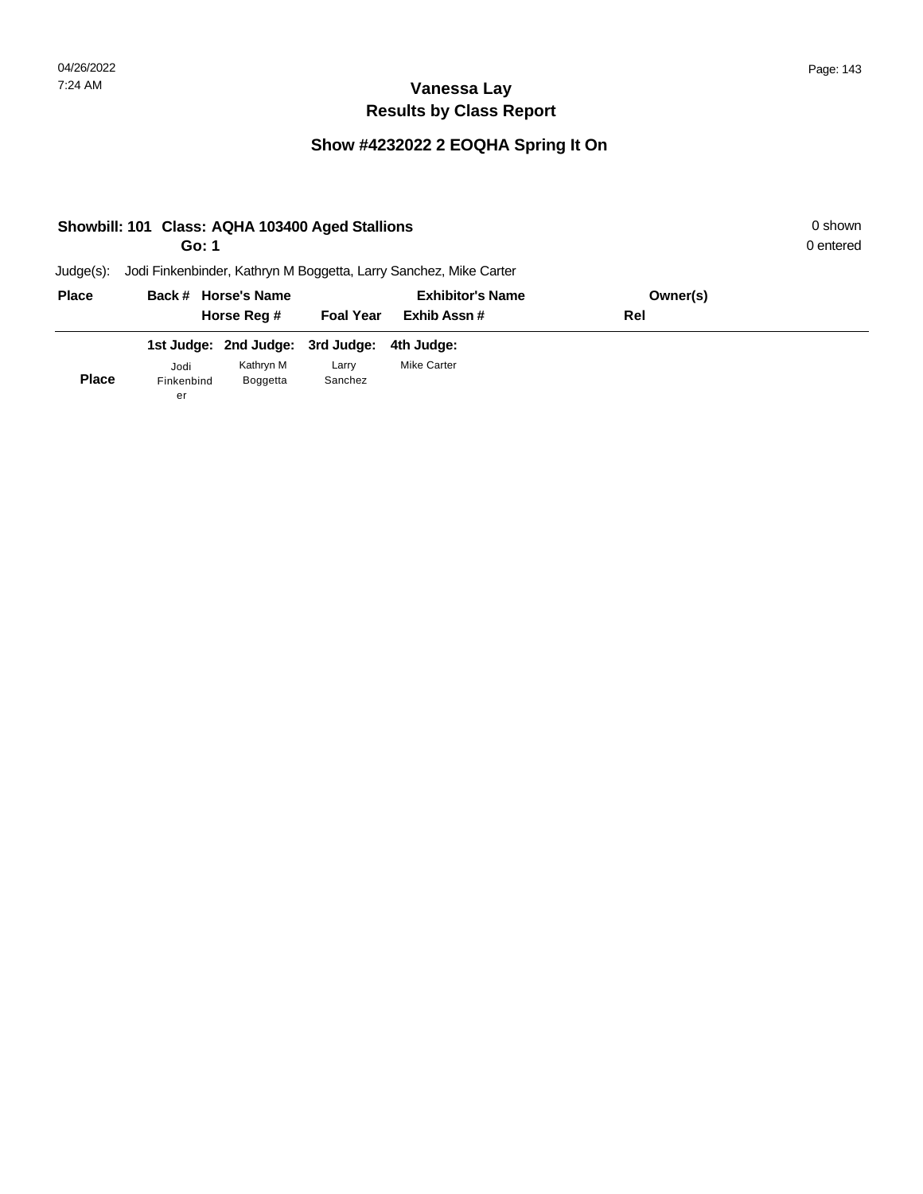# Vanessa Lay
## Results by Class Report

## Show #4232022 2 EOQHA Spring It On

**Showbill: 101 Class: AQHA 103400 Aged Stallions** — 0 shown
**Go: 1** — 0 entered

Judge(s): Jodi Finkenbinder, Kathryn M Boggetta, Larry Sanchez, Mike Carter

| Place | Back # | Horse's Name / Horse Reg # | Foal Year | Exhibitor's Name / Exhib Assn # | Owner(s) / Rel |
|---|---|---|---|---|---|

| | 1st Judge: | 2nd Judge: | 3rd Judge: | 4th Judge: |
|---|---|---|---|---|
| **Place** | Jodi Finkenbinder | Kathryn M Boggetta | Larry Sanchez | Mike Carter |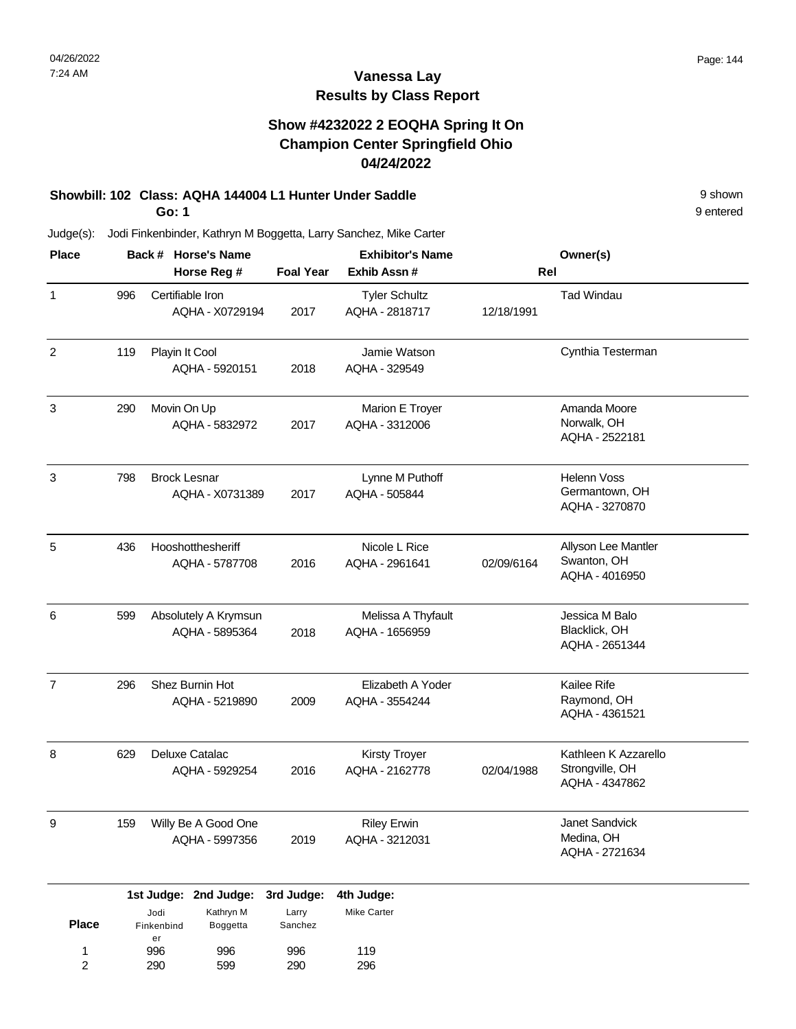04/26/2022
7:24 AM

# Vanessa Lay
## Results by Class Report

### Show #4232022 2 EOQHA Spring It On
### Champion Center Springfield Ohio
### 04/24/2022

**Showbill: 102 Class: AQHA 144004 L1 Hunter Under Saddle** 9 shown
**Go: 1** 9 entered

Judge(s): Jodi Finkenbinder, Kathryn M Boggetta, Larry Sanchez, Mike Carter

| Place | Back # | Horse's Name / Horse Reg # | Foal Year | Exhibitor's Name / Exhib Assn # | Rel | Owner(s) |
|---|---|---|---|---|---|---|
| 1 | 996 | Certifiable Iron<br>AQHA - X0729194 | 2017 | Tyler Schultz<br>AQHA - 2818717 | 12/18/1991 | Tad Windau |
| 2 | 119 | Playin It Cool<br>AQHA - 5920151 | 2018 | Jamie Watson<br>AQHA - 329549 | | Cynthia Testerman |
| 3 | 290 | Movin On Up<br>AQHA - 5832972 | 2017 | Marion E Troyer<br>AQHA - 3312006 | | Amanda Moore<br>Norwalk, OH<br>AQHA - 2522181 |
| 3 | 798 | Brock Lesnar<br>AQHA - X0731389 | 2017 | Lynne M Puthoff<br>AQHA - 505844 | | Helenn Voss<br>Germantown, OH<br>AQHA - 3270870 |
| 5 | 436 | Hooshotthesheriff<br>AQHA - 5787708 | 2016 | Nicole L Rice<br>AQHA - 2961641 | 02/09/6164 | Allyson Lee Mantler<br>Swanton, OH<br>AQHA - 4016950 |
| 6 | 599 | Absolutely A Krymsun<br>AQHA - 5895364 | 2018 | Melissa A Thyfault<br>AQHA - 1656959 | | Jessica M Balo<br>Blacklick, OH<br>AQHA - 2651344 |
| 7 | 296 | Shez Burnin Hot<br>AQHA - 5219890 | 2009 | Elizabeth A Yoder<br>AQHA - 3554244 | | Kailee Rife<br>Raymond, OH<br>AQHA - 4361521 |
| 8 | 629 | Deluxe Catalac<br>AQHA - 5929254 | 2016 | Kirsty Troyer<br>AQHA - 2162778 | 02/04/1988 | Kathleen K Azzarello<br>Strongville, OH<br>AQHA - 4347862 |
| 9 | 159 | Willy Be A Good One<br>AQHA - 5997356 | 2019 | Riley Erwin<br>AQHA - 3212031 | | Janet Sandvick<br>Medina, OH<br>AQHA - 2721634 |

| Place | 1st Judge: Jodi Finkenbinder | 2nd Judge: Kathryn M Boggetta | 3rd Judge: Larry Sanchez | 4th Judge: Mike Carter |
|---|---|---|---|---|
| 1 | 996 | 996 | 996 | 119 |
| 2 | 290 | 599 | 290 | 296 |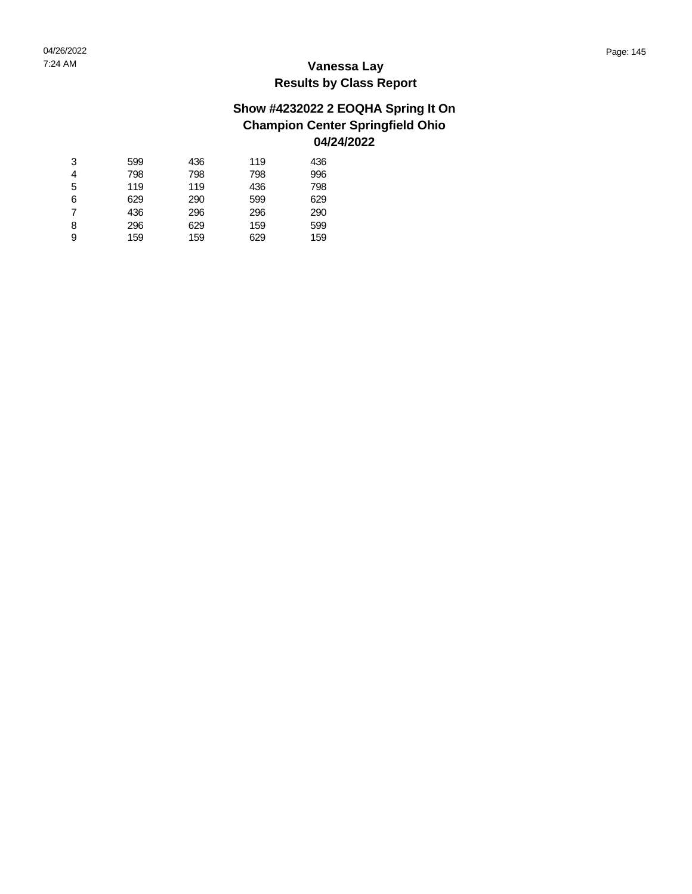# Vanessa Lay
## Results by Class Report

### Show #4232022 2 EOQHA Spring It On
### Champion Center Springfield Ohio
### 04/24/2022

| | | | | |
|---|---|---|---|---|
| 3 | 599 | 436 | 119 | 436 |
| 4 | 798 | 798 | 798 | 996 |
| 5 | 119 | 119 | 436 | 798 |
| 6 | 629 | 290 | 599 | 629 |
| 7 | 436 | 296 | 296 | 290 |
| 8 | 296 | 629 | 159 | 599 |
| 9 | 159 | 159 | 629 | 159 |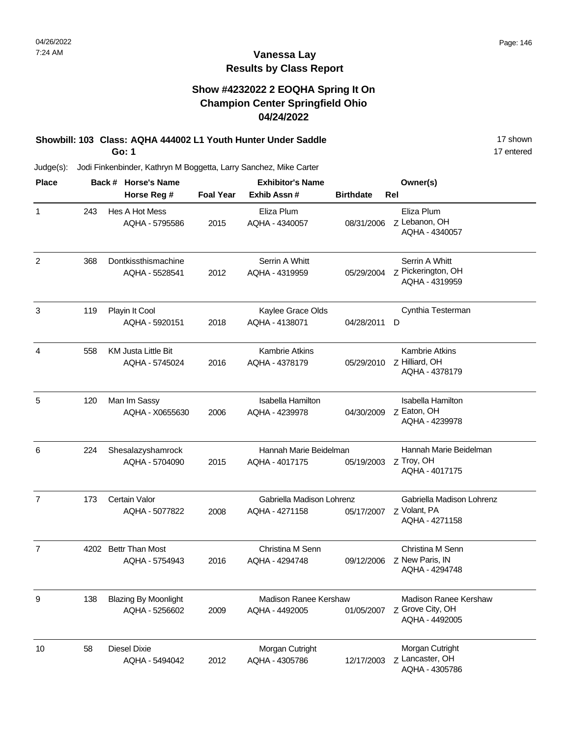# Vanessa Lay
## Results by Class Report

### Show #4232022 2 EOQHA Spring It On
### Champion Center Springfield Ohio
### 04/24/2022

**Showbill: 103 Class: AQHA 444002 L1 Youth Hunter Under Saddle** 17 shown

**Go: 1** 17 entered

Judge(s): Jodi Finkenbinder, Kathryn M Boggetta, Larry Sanchez, Mike Carter

| Place | Back # | Horse's Name / Horse Reg # | Foal Year | Exhibitor's Name / Exhib Assn # | Birthdate | Rel | Owner(s) |
|---|---|---|---|---|---|---|---|
| 1 | 243 | Hes A Hot Mess<br>AQHA - 5795586 | 2015 | Eliza Plum<br>AQHA - 4340057 | 08/31/2006 | Z | Eliza Plum<br>Lebanon, OH<br>AQHA - 4340057 |
| 2 | 368 | Dontkissthismachine<br>AQHA - 5528541 | 2012 | Serrin A Whitt<br>AQHA - 4319959 | 05/29/2004 | Z | Serrin A Whitt<br>Pickerington, OH<br>AQHA - 4319959 |
| 3 | 119 | Playin It Cool<br>AQHA - 5920151 | 2018 | Kaylee Grace Olds<br>AQHA - 4138071 | 04/28/2011 | D | Cynthia Testerman |
| 4 | 558 | KM Justa Little Bit<br>AQHA - 5745024 | 2016 | Kambrie Atkins<br>AQHA - 4378179 | 05/29/2010 | Z | Kambrie Atkins<br>Hilliard, OH<br>AQHA - 4378179 |
| 5 | 120 | Man Im Sassy<br>AQHA - X0655630 | 2006 | Isabella Hamilton<br>AQHA - 4239978 | 04/30/2009 | Z | Isabella Hamilton<br>Eaton, OH<br>AQHA - 4239978 |
| 6 | 224 | Shesalazyshamrock<br>AQHA - 5704090 | 2015 | Hannah Marie Beidelman<br>AQHA - 4017175 | 05/19/2003 | Z | Hannah Marie Beidelman<br>Troy, OH<br>AQHA - 4017175 |
| 7 | 173 | Certain Valor<br>AQHA - 5077822 | 2008 | Gabriella Madison Lohrenz<br>AQHA - 4271158 | 05/17/2007 | Z | Gabriella Madison Lohrenz<br>Volant, PA<br>AQHA - 4271158 |
| 7 | 4202 | Bettr Than Most<br>AQHA - 5754943 | 2016 | Christina M Senn<br>AQHA - 4294748 | 09/12/2006 | Z | Christina M Senn<br>New Paris, IN<br>AQHA - 4294748 |
| 9 | 138 | Blazing By Moonlight<br>AQHA - 5256602 | 2009 | Madison Ranee Kershaw<br>AQHA - 4492005 | 01/05/2007 | Z | Madison Ranee Kershaw<br>Grove City, OH<br>AQHA - 4492005 |
| 10 | 58 | Diesel Dixie<br>AQHA - 5494042 | 2012 | Morgan Cutright<br>AQHA - 4305786 | 12/17/2003 | Z | Morgan Cutright<br>Lancaster, OH<br>AQHA - 4305786 |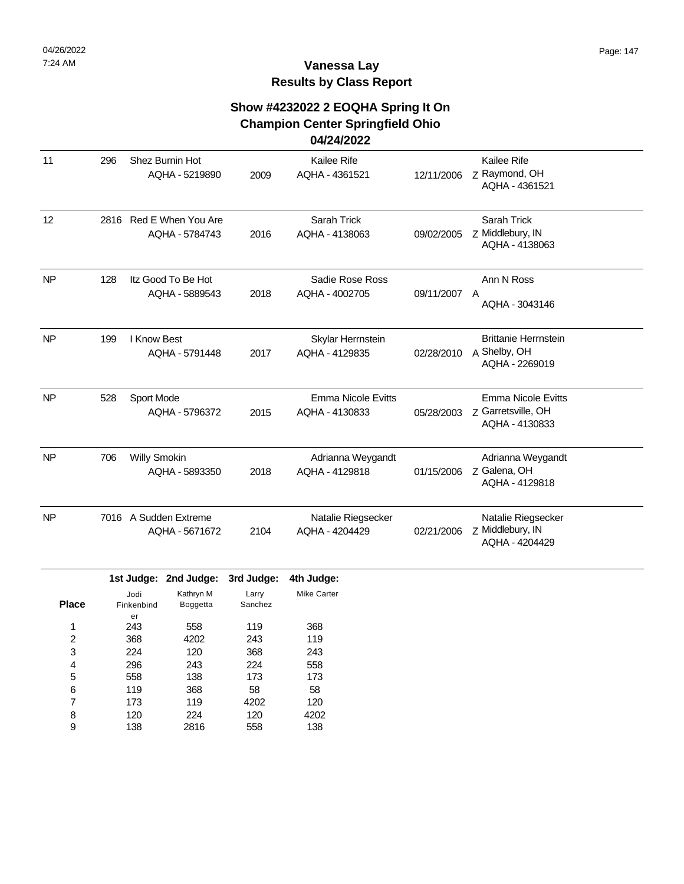# Vanessa Lay
## Results by Class Report

### Show #4232022 2 EOQHA Spring It On
### Champion Center Springfield Ohio
### 04/24/2022

| | | | | | | |
|---|---|---|---|---|---|---|
| 11 | 296 | Shez Burnin Hot<br>AQHA - 5219890 | 2009 | Kailee Rife<br>AQHA - 4361521 | 12/11/2006 | Kailee Rife<br>Z Raymond, OH<br>AQHA - 4361521 |
| 12 | 2816 | Red E When You Are<br>AQHA - 5784743 | 2016 | Sarah Trick<br>AQHA - 4138063 | 09/02/2005 | Sarah Trick<br>Z Middlebury, IN<br>AQHA - 4138063 |
| NP | 128 | Itz Good To Be Hot<br>AQHA - 5889543 | 2018 | Sadie Rose Ross<br>AQHA - 4002705 | 09/11/2007 | Ann N Ross<br>A<br>AQHA - 3043146 |
| NP | 199 | I Know Best<br>AQHA - 5791448 | 2017 | Skylar Herrnstein<br>AQHA - 4129835 | 02/28/2010 | Brittanie Herrnstein<br>A Shelby, OH<br>AQHA - 2269019 |
| NP | 528 | Sport Mode<br>AQHA - 5796372 | 2015 | Emma Nicole Evitts<br>AQHA - 4130833 | 05/28/2003 | Emma Nicole Evitts<br>Z Garretsville, OH<br>AQHA - 4130833 |
| NP | 706 | Willy Smokin<br>AQHA - 5893350 | 2018 | Adrianna Weygandt<br>AQHA - 4129818 | 01/15/2006 | Adrianna Weygandt<br>Z Galena, OH<br>AQHA - 4129818 |
| NP | 7016 | A Sudden Extreme<br>AQHA - 5671672 | 2104 | Natalie Riegsecker<br>AQHA - 4204429 | 02/21/2006 | Natalie Riegsecker<br>Z Middlebury, IN<br>AQHA - 4204429 |

| Place | 1st Judge: Jodi Finkenbinder | 2nd Judge: Kathryn M Boggetta | 3rd Judge: Larry Sanchez | 4th Judge: Mike Carter |
|---|---|---|---|---|
| 1 | 243 | 558 | 119 | 368 |
| 2 | 368 | 4202 | 243 | 119 |
| 3 | 224 | 120 | 368 | 243 |
| 4 | 296 | 243 | 224 | 558 |
| 5 | 558 | 138 | 173 | 173 |
| 6 | 119 | 368 | 58 | 58 |
| 7 | 173 | 119 | 4202 | 120 |
| 8 | 120 | 224 | 120 | 4202 |
| 9 | 138 | 2816 | 558 | 138 |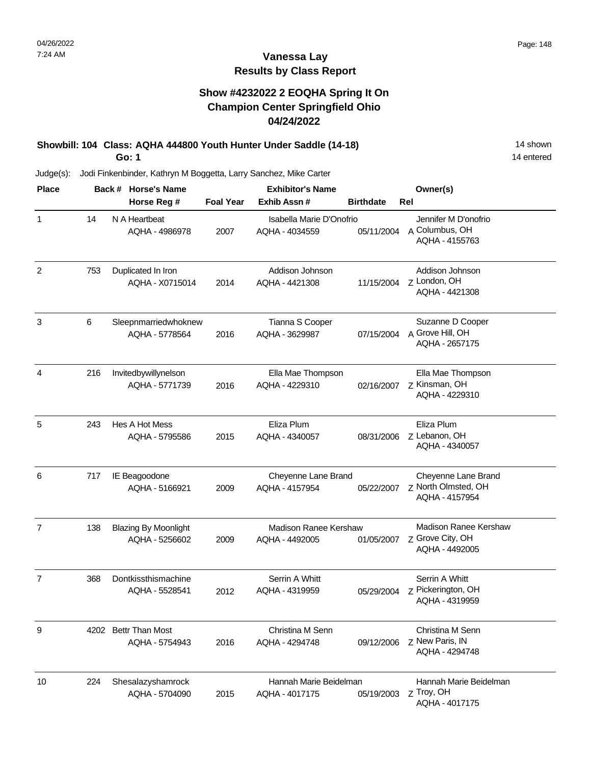# Vanessa Lay
## Results by Class Report

### Show #4232022 2 EOQHA Spring It On
### Champion Center Springfield Ohio
### 04/24/2022

**Showbill: 104 Class: AQHA 444800 Youth Hunter Under Saddle (14-18)** 14 shown

**Go: 1** 14 entered

Judge(s): Jodi Finkenbinder, Kathryn M Boggetta, Larry Sanchez, Mike Carter

| Place | Back # | Horse's Name / Horse Reg # | Foal Year | Exhibitor's Name / Exhib Assn # | Birthdate | Rel | Owner(s) |
|---|---|---|---|---|---|---|---|
| 1 | 14 | N A Heartbeat<br>AQHA - 4986978 | 2007 | Isabella Marie D'Onofrio<br>AQHA - 4034559 | 05/11/2004 | A | Jennifer M D'onofrio<br>Columbus, OH<br>AQHA - 4155763 |
| 2 | 753 | Duplicated In Iron<br>AQHA - X0715014 | 2014 | Addison Johnson<br>AQHA - 4421308 | 11/15/2004 | Z | Addison Johnson<br>London, OH<br>AQHA - 4421308 |
| 3 | 6 | Sleepnmarriedwhoknew<br>AQHA - 5778564 | 2016 | Tianna S Cooper<br>AQHA - 3629987 | 07/15/2004 | A | Suzanne D Cooper<br>Grove Hill, OH<br>AQHA - 2657175 |
| 4 | 216 | Invitedbywillynelson<br>AQHA - 5771739 | 2016 | Ella Mae Thompson<br>AQHA - 4229310 | 02/16/2007 | Z | Ella Mae Thompson<br>Kinsman, OH<br>AQHA - 4229310 |
| 5 | 243 | Hes A Hot Mess<br>AQHA - 5795586 | 2015 | Eliza Plum<br>AQHA - 4340057 | 08/31/2006 | Z | Eliza Plum<br>Lebanon, OH<br>AQHA - 4340057 |
| 6 | 717 | IE Beagoodone<br>AQHA - 5166921 | 2009 | Cheyenne Lane Brand<br>AQHA - 4157954 | 05/22/2007 | Z | Cheyenne Lane Brand<br>North Olmsted, OH<br>AQHA - 4157954 |
| 7 | 138 | Blazing By Moonlight<br>AQHA - 5256602 | 2009 | Madison Ranee Kershaw<br>AQHA - 4492005 | 01/05/2007 | Z | Madison Ranee Kershaw<br>Grove City, OH<br>AQHA - 4492005 |
| 7 | 368 | Dontkissthismachine<br>AQHA - 5528541 | 2012 | Serrin A Whitt<br>AQHA - 4319959 | 05/29/2004 | Z | Serrin A Whitt<br>Pickerington, OH<br>AQHA - 4319959 |
| 9 | 4202 | Bettr Than Most<br>AQHA - 5754943 | 2016 | Christina M Senn<br>AQHA - 4294748 | 09/12/2006 | Z | Christina M Senn<br>New Paris, IN<br>AQHA - 4294748 |
| 10 | 224 | Shesalazyshamrock<br>AQHA - 5704090 | 2015 | Hannah Marie Beidelman<br>AQHA - 4017175 | 05/19/2003 | Z | Hannah Marie Beidelman<br>Troy, OH<br>AQHA - 4017175 |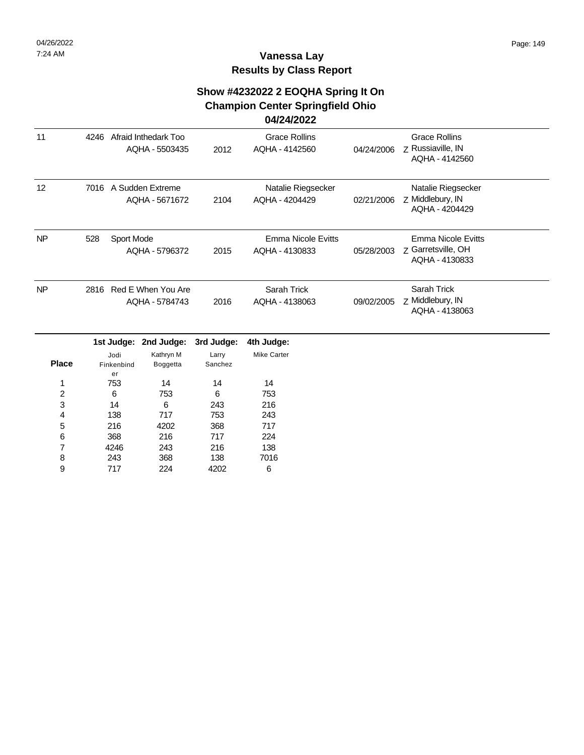# Vanessa Lay
## Results by Class Report

### Show #4232022 2 EOQHA Spring It On
### Champion Center Springfield Ohio
### 04/24/2022

| | | | | | | | |
|---|---|---|---|---|---|---|---|
| 11 | 4246 | Afraid Inthedark Too AQHA - 5503435 | 2012 | Grace Rollins AQHA - 4142560 | 04/24/2006 | Z | Grace Rollins Russiaville, IN AQHA - 4142560 |
| 12 | 7016 | A Sudden Extreme AQHA - 5671672 | 2104 | Natalie Riegsecker AQHA - 4204429 | 02/21/2006 | Z | Natalie Riegsecker Middlebury, IN AQHA - 4204429 |
| NP | 528 | Sport Mode AQHA - 5796372 | 2015 | Emma Nicole Evitts AQHA - 4130833 | 05/28/2003 | Z | Emma Nicole Evitts Garretsville, OH AQHA - 4130833 |
| NP | 2816 | Red E When You Are AQHA - 5784743 | 2016 | Sarah Trick AQHA - 4138063 | 09/02/2005 | Z | Sarah Trick Middlebury, IN AQHA - 4138063 |

| Place | 1st Judge: Jodi Finkenbinder | 2nd Judge: Kathryn M Boggetta | 3rd Judge: Larry Sanchez | 4th Judge: Mike Carter |
|---|---|---|---|---|
| 1 | 753 | 14 | 14 | 14 |
| 2 | 6 | 753 | 6 | 753 |
| 3 | 14 | 6 | 243 | 216 |
| 4 | 138 | 717 | 753 | 243 |
| 5 | 216 | 4202 | 368 | 717 |
| 6 | 368 | 216 | 717 | 224 |
| 7 | 4246 | 243 | 216 | 138 |
| 8 | 243 | 368 | 138 | 7016 |
| 9 | 717 | 224 | 4202 | 6 |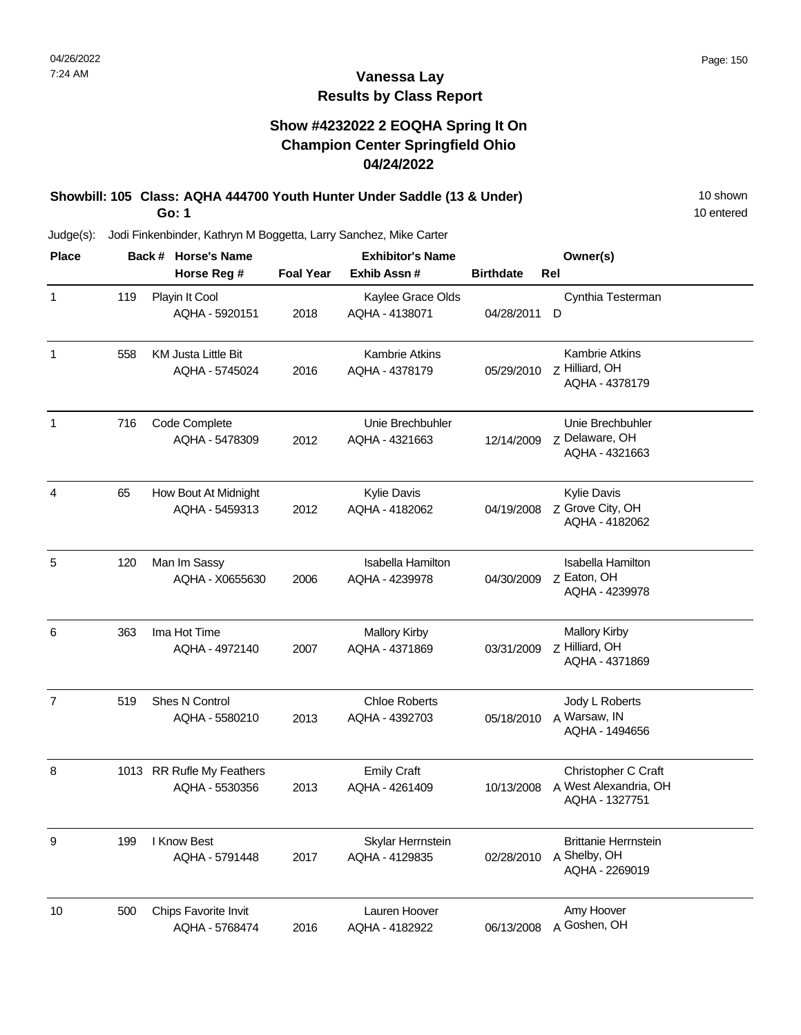# Vanessa Lay
## Results by Class Report

### Show #4232022 2 EOQHA Spring It On
### Champion Center Springfield Ohio
### 04/24/2022

**Showbill: 105 Class: AQHA 444700 Youth Hunter Under Saddle (13 & Under)** 10 shown
**Go: 1** 10 entered

Judge(s): Jodi Finkenbinder, Kathryn M Boggetta, Larry Sanchez, Mike Carter

| Place | Back # | Horse's Name / Horse Reg # | Foal Year | Exhibitor's Name / Exhib Assn # | Birthdate | Rel | Owner(s) |
|---|---|---|---|---|---|---|---|
| 1 | 119 | Playin It Cool<br>AQHA - 5920151 | 2018 | Kaylee Grace Olds<br>AQHA - 4138071 | 04/28/2011 | D | Cynthia Testerman |
| 1 | 558 | KM Justa Little Bit<br>AQHA - 5745024 | 2016 | Kambrie Atkins<br>AQHA - 4378179 | 05/29/2010 | Z | Kambrie Atkins<br>Hilliard, OH<br>AQHA - 4378179 |
| 1 | 716 | Code Complete<br>AQHA - 5478309 | 2012 | Unie Brechbuhler<br>AQHA - 4321663 | 12/14/2009 | Z | Unie Brechbuhler<br>Delaware, OH<br>AQHA - 4321663 |
| 4 | 65 | How Bout At Midnight<br>AQHA - 5459313 | 2012 | Kylie Davis<br>AQHA - 4182062 | 04/19/2008 | Z | Kylie Davis<br>Grove City, OH<br>AQHA - 4182062 |
| 5 | 120 | Man Im Sassy<br>AQHA - X0655630 | 2006 | Isabella Hamilton<br>AQHA - 4239978 | 04/30/2009 | Z | Isabella Hamilton<br>Eaton, OH<br>AQHA - 4239978 |
| 6 | 363 | Ima Hot Time<br>AQHA - 4972140 | 2007 | Mallory Kirby<br>AQHA - 4371869 | 03/31/2009 | Z | Mallory Kirby<br>Hilliard, OH<br>AQHA - 4371869 |
| 7 | 519 | Shes N Control<br>AQHA - 5580210 | 2013 | Chloe Roberts<br>AQHA - 4392703 | 05/18/2010 | A | Jody L Roberts<br>Warsaw, IN<br>AQHA - 1494656 |
| 8 | 1013 | RR Rufle My Feathers<br>AQHA - 5530356 | 2013 | Emily Craft<br>AQHA - 4261409 | 10/13/2008 | A | Christopher C Craft<br>West Alexandria, OH<br>AQHA - 1327751 |
| 9 | 199 | I Know Best<br>AQHA - 5791448 | 2017 | Skylar Herrnstein<br>AQHA - 4129835 | 02/28/2010 | A | Brittanie Herrnstein<br>Shelby, OH<br>AQHA - 2269019 |
| 10 | 500 | Chips Favorite Invit<br>AQHA - 5768474 | 2016 | Lauren Hoover<br>AQHA - 4182922 | 06/13/2008 | A | Amy Hoover<br>Goshen, OH |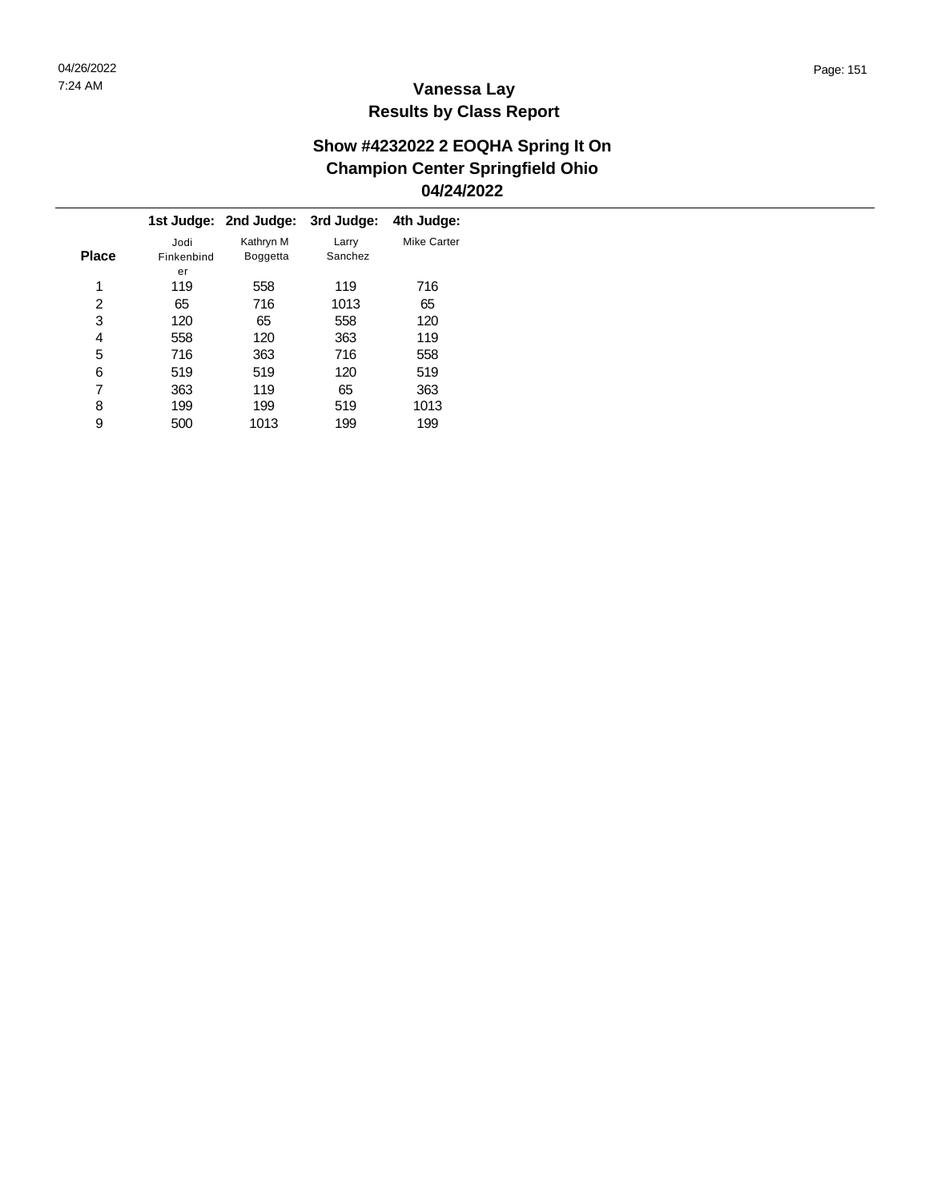# Vanessa Lay
## Results by Class Report

### Show #4232022 2 EOQHA Spring It On
### Champion Center Springfield Ohio
### 04/24/2022

| Place | 1st Judge: Jodi Finkenbinder | 2nd Judge: Kathryn M Boggetta | 3rd Judge: Larry Sanchez | 4th Judge: Mike Carter |
|---|---|---|---|---|
| 1 | 119 | 558 | 119 | 716 |
| 2 | 65 | 716 | 1013 | 65 |
| 3 | 120 | 65 | 558 | 120 |
| 4 | 558 | 120 | 363 | 119 |
| 5 | 716 | 363 | 716 | 558 |
| 6 | 519 | 519 | 120 | 519 |
| 7 | 363 | 119 | 65 | 363 |
| 8 | 199 | 199 | 519 | 1013 |
| 9 | 500 | 1013 | 199 | 199 |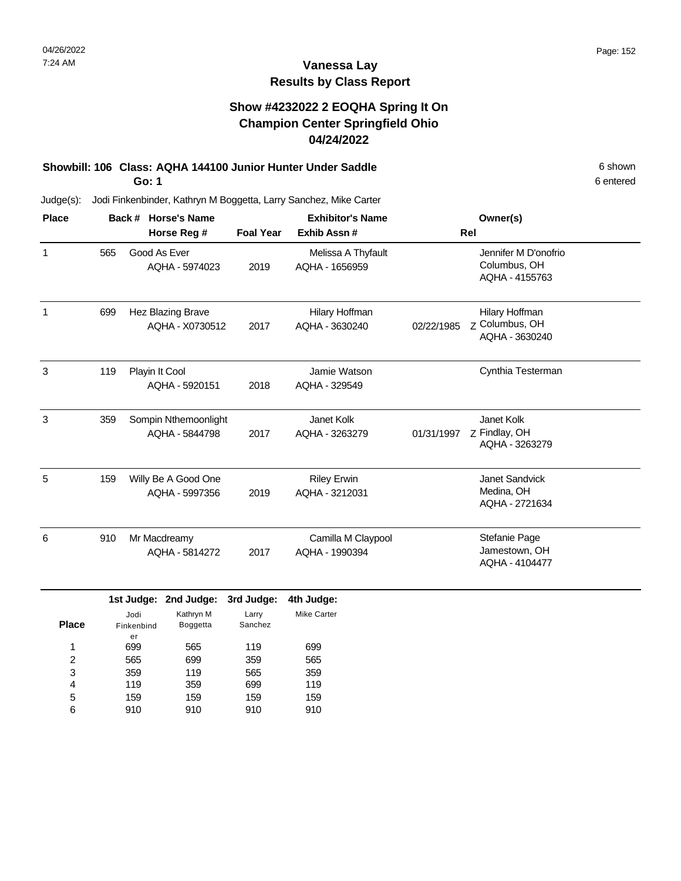## Vanessa Lay
## Results by Class Report

### Show #4232022 2 EOQHA Spring It On
### Champion Center Springfield Ohio
### 04/24/2022

**Showbill: 106 Class: AQHA 144100 Junior Hunter Under Saddle** 6 shown

**Go: 1** 6 entered

Judge(s): Jodi Finkenbinder, Kathryn M Boggetta, Larry Sanchez, Mike Carter

| Place | Back # | Horse's Name / Horse Reg # | Foal Year | Exhibitor's Name / Exhib Assn # | Rel | Owner(s) |
|---|---|---|---|---|---|---|
| 1 | 565 | Good As Ever<br>AQHA - 5974023 | 2019 | Melissa A Thyfault<br>AQHA - 1656959 | | Jennifer M D'onofrio<br>Columbus, OH<br>AQHA - 4155763 |
| 1 | 699 | Hez Blazing Brave<br>AQHA - X0730512 | 2017 | Hilary Hoffman<br>AQHA - 3630240 | 02/22/1985 Z | Hilary Hoffman<br>Columbus, OH<br>AQHA - 3630240 |
| 3 | 119 | Playin It Cool<br>AQHA - 5920151 | 2018 | Jamie Watson<br>AQHA - 329549 | | Cynthia Testerman |
| 3 | 359 | Sompin Nthemoonlight<br>AQHA - 5844798 | 2017 | Janet Kolk<br>AQHA - 3263279 | 01/31/1997 Z | Janet Kolk<br>Findlay, OH<br>AQHA - 3263279 |
| 5 | 159 | Willy Be A Good One<br>AQHA - 5997356 | 2019 | Riley Erwin<br>AQHA - 3212031 | | Janet Sandvick<br>Medina, OH<br>AQHA - 2721634 |
| 6 | 910 | Mr Macdreamy<br>AQHA - 5814272 | 2017 | Camilla M Claypool<br>AQHA - 1990394 | | Stefanie Page<br>Jamestown, OH<br>AQHA - 4104477 |

| Place | 1st Judge: Jodi Finkenbinder | 2nd Judge: Kathryn M Boggetta | 3rd Judge: Larry Sanchez | 4th Judge: Mike Carter |
|---|---|---|---|---|
| 1 | 699 | 565 | 119 | 699 |
| 2 | 565 | 699 | 359 | 565 |
| 3 | 359 | 119 | 565 | 359 |
| 4 | 119 | 359 | 699 | 119 |
| 5 | 159 | 159 | 159 | 159 |
| 6 | 910 | 910 | 910 | 910 |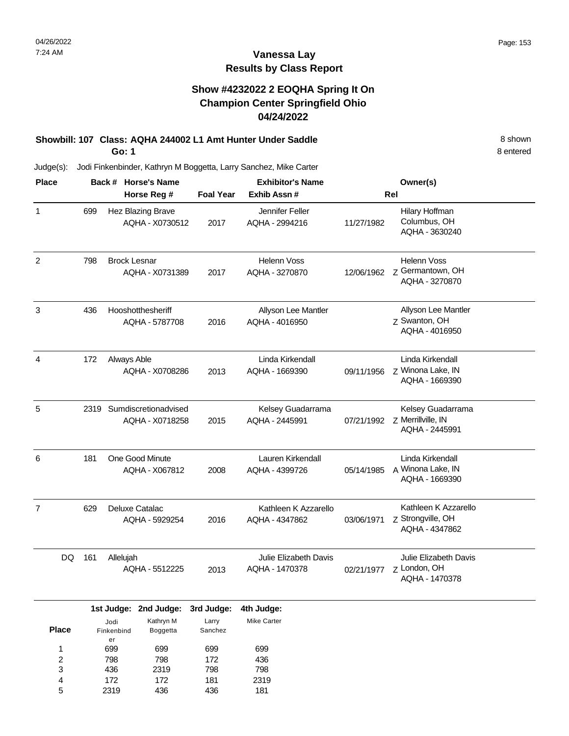**Vanessa Lay**
**Results by Class Report**

## Show #4232022 2 EOQHA Spring It On
## Champion Center Springfield Ohio
## 04/24/2022

**Showbill: 107 Class: AQHA 244002 L1 Amt Hunter Under Saddle** 8 shown

**Go: 1** 8 entered

Judge(s): Jodi Finkenbinder, Kathryn M Boggetta, Larry Sanchez, Mike Carter

| Place | Back # | Horse's Name / Horse Reg # | Foal Year | Exhibitor's Name / Exhib Assn # | | Rel | Owner(s) |
|---|---|---|---|---|---|---|---|
| 1 | 699 | Hez Blazing Brave<br>AQHA - X0730512 | 2017 | Jennifer Feller<br>AQHA - 2994216 | 11/27/1982 | | Hilary Hoffman<br>Columbus, OH<br>AQHA - 3630240 |
| 2 | 798 | Brock Lesnar<br>AQHA - X0731389 | 2017 | Helenn Voss<br>AQHA - 3270870 | 12/06/1962 | Z | Helenn Voss<br>Germantown, OH<br>AQHA - 3270870 |
| 3 | 436 | Hooshotthesheriff<br>AQHA - 5787708 | 2016 | Allyson Lee Mantler<br>AQHA - 4016950 | | Z | Allyson Lee Mantler<br>Swanton, OH<br>AQHA - 4016950 |
| 4 | 172 | Always Able<br>AQHA - X0708286 | 2013 | Linda Kirkendall<br>AQHA - 1669390 | 09/11/1956 | Z | Linda Kirkendall<br>Winona Lake, IN<br>AQHA - 1669390 |
| 5 | 2319 | Sumdiscretionadvised<br>AQHA - X0718258 | 2015 | Kelsey Guadarrama<br>AQHA - 2445991 | 07/21/1992 | Z | Kelsey Guadarrama<br>Merrillville, IN<br>AQHA - 2445991 |
| 6 | 181 | One Good Minute<br>AQHA - X067812 | 2008 | Lauren Kirkendall<br>AQHA - 4399726 | 05/14/1985 | A | Linda Kirkendall<br>Winona Lake, IN<br>AQHA - 1669390 |
| 7 | 629 | Deluxe Catalac<br>AQHA - 5929254 | 2016 | Kathleen K Azzarello<br>AQHA - 4347862 | 03/06/1971 | Z | Kathleen K Azzarello<br>Strongville, OH<br>AQHA - 4347862 |
| DQ | 161 | Allelujah<br>AQHA - 5512225 | 2013 | Julie Elizabeth Davis<br>AQHA - 1470378 | 02/21/1977 | Z | Julie Elizabeth Davis<br>London, OH<br>AQHA - 1470378 |

| Place | 1st Judge: Jodi Finkenbinder | 2nd Judge: Kathryn M Boggetta | 3rd Judge: Larry Sanchez | 4th Judge: Mike Carter |
|---|---|---|---|---|
| 1 | 699 | 699 | 699 | 699 |
| 2 | 798 | 798 | 172 | 436 |
| 3 | 436 | 2319 | 798 | 798 |
| 4 | 172 | 172 | 181 | 2319 |
| 5 | 2319 | 436 | 436 | 181 |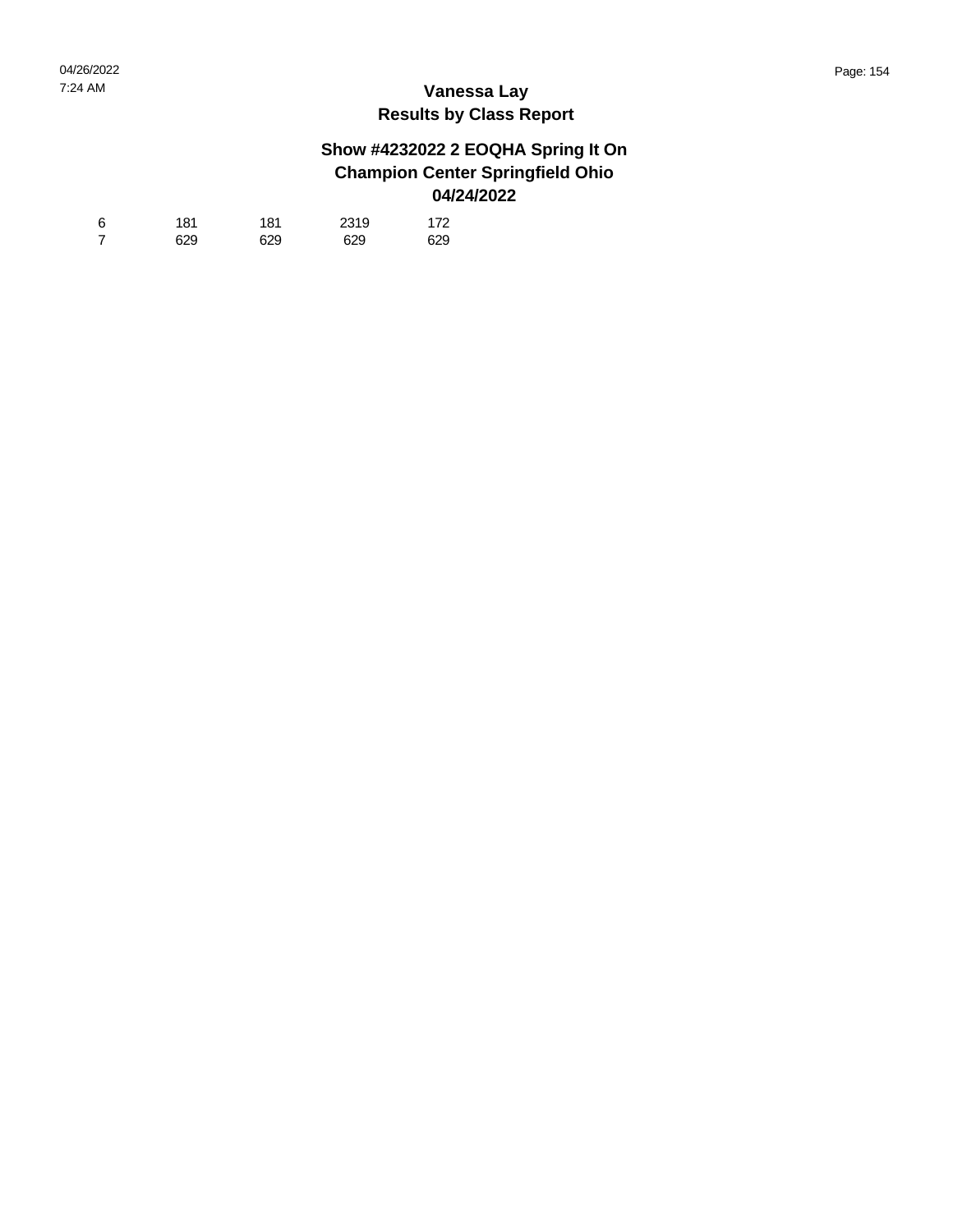# Vanessa Lay
## Results by Class Report

### Show #4232022 2 EOQHA Spring It On
### Champion Center Springfield Ohio
### 04/24/2022

| | | | | |
|---|---|---|---|---|
| 6 | 181 | 181 | 2319 | 172 |
| 7 | 629 | 629 | 629 | 629 |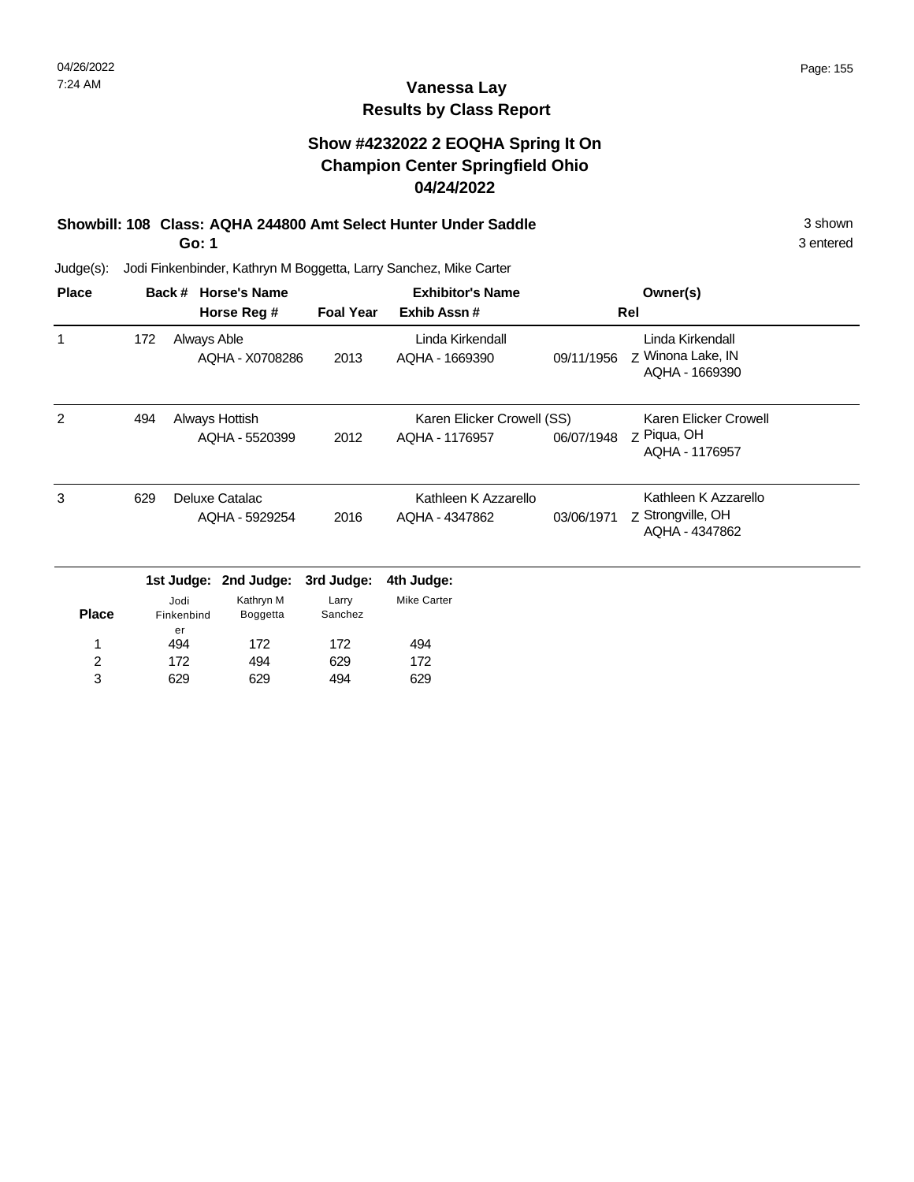# Vanessa Lay
## Results by Class Report

### Show #4232022 2 EOQHA Spring It On
### Champion Center Springfield Ohio
### 04/24/2022

**Showbill: 108 Class: AQHA 244800 Amt Select Hunter Under Saddle** 3 shown

**Go: 1** 3 entered

Judge(s): Jodi Finkenbinder, Kathryn M Boggetta, Larry Sanchez, Mike Carter

| Place | Back # | Horse's Name / Horse Reg # | Foal Year | Exhibitor's Name / Exhib Assn # | | Rel | Owner(s) |
|---|---|---|---|---|---|---|---|
| 1 | 172 | Always Able<br>AQHA - X0708286 | 2013 | Linda Kirkendall<br>AQHA - 1669390 | 09/11/1956 | Z | Linda Kirkendall<br>Winona Lake, IN<br>AQHA - 1669390 |
| 2 | 494 | Always Hottish<br>AQHA - 5520399 | 2012 | Karen Elicker Crowell (SS)<br>AQHA - 1176957 | 06/07/1948 | Z | Karen Elicker Crowell<br>Piqua, OH<br>AQHA - 1176957 |
| 3 | 629 | Deluxe Catalac<br>AQHA - 5929254 | 2016 | Kathleen K Azzarello<br>AQHA - 4347862 | 03/06/1971 | Z | Kathleen K Azzarello<br>Strongville, OH<br>AQHA - 4347862 |

| Place | 1st Judge: Jodi Finkenbinder | 2nd Judge: Kathryn M Boggetta | 3rd Judge: Larry Sanchez | 4th Judge: Mike Carter |
|---|---|---|---|---|
| 1 | 494 | 172 | 172 | 494 |
| 2 | 172 | 494 | 629 | 172 |
| 3 | 629 | 629 | 494 | 629 |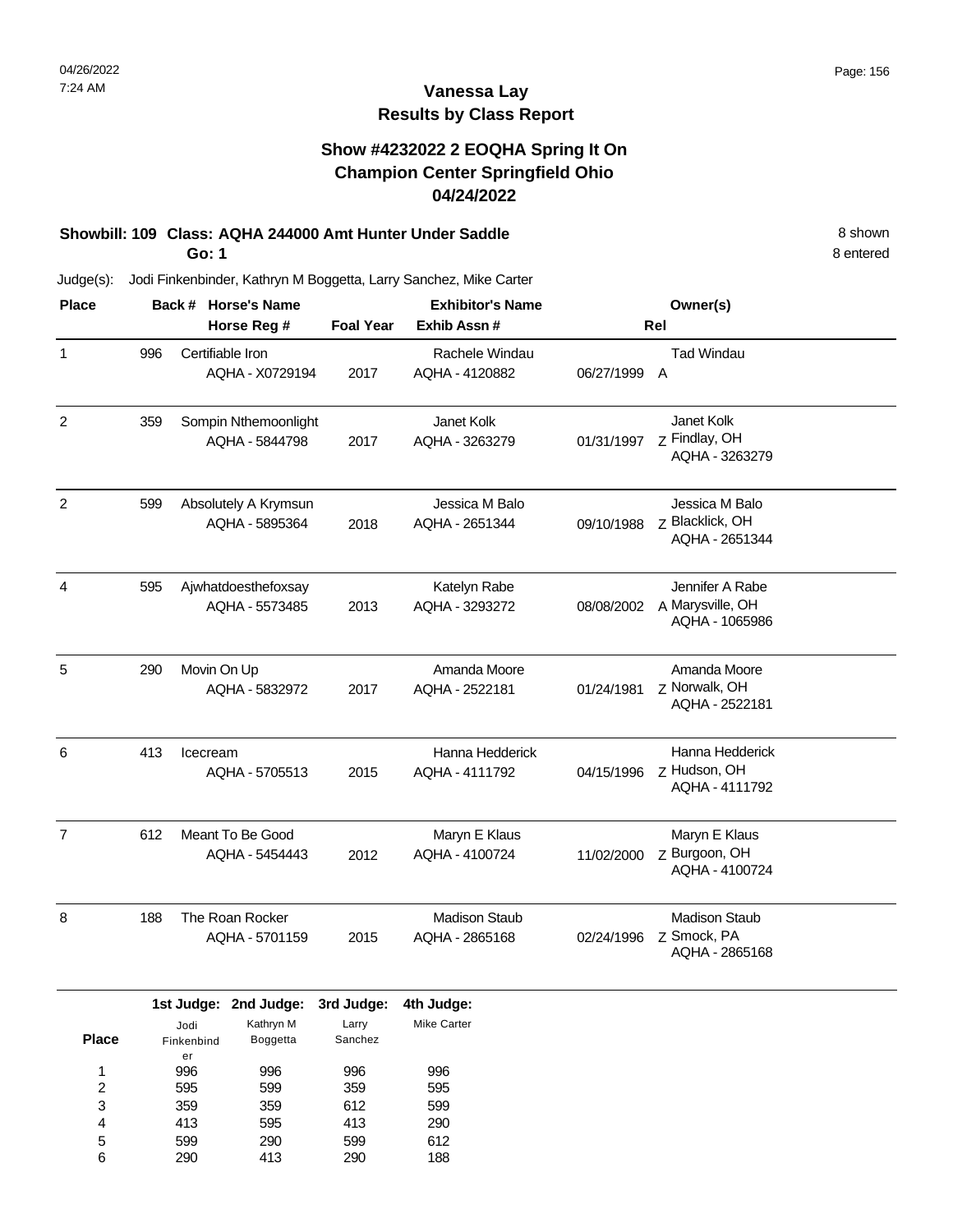# Vanessa Lay

## Results by Class Report

### Show #4232022 2 EOQHA Spring It On
### Champion Center Springfield Ohio
### 04/24/2022

**Showbill: 109 Class: AQHA 244000 Amt Hunter Under Saddle** — 8 shown

**Go: 1** — 8 entered

Judge(s): Jodi Finkenbinder, Kathryn M Boggetta, Larry Sanchez, Mike Carter

| Place | Back # | Horse's Name / Horse Reg # | Foal Year | Exhibitor's Name / Exhib Assn # | | Rel | Owner(s) |
|---|---|---|---|---|---|---|---|
| 1 | 996 | Certifiable Iron<br>AQHA - X0729194 | 2017 | Rachele Windau<br>AQHA - 4120882 | 06/27/1999 | A | Tad Windau |
| 2 | 359 | Sompin Nthemoonlight<br>AQHA - 5844798 | 2017 | Janet Kolk<br>AQHA - 3263279 | 01/31/1997 | Z | Janet Kolk<br>Findlay, OH<br>AQHA - 3263279 |
| 2 | 599 | Absolutely A Krymsun<br>AQHA - 5895364 | 2018 | Jessica M Balo<br>AQHA - 2651344 | 09/10/1988 | Z | Jessica M Balo<br>Blacklick, OH<br>AQHA - 2651344 |
| 4 | 595 | Ajwhatdoesthefoxsay<br>AQHA - 5573485 | 2013 | Katelyn Rabe<br>AQHA - 3293272 | 08/08/2002 | A | Jennifer A Rabe<br>Marysville, OH<br>AQHA - 1065986 |
| 5 | 290 | Movin On Up<br>AQHA - 5832972 | 2017 | Amanda Moore<br>AQHA - 2522181 | 01/24/1981 | Z | Amanda Moore<br>Norwalk, OH<br>AQHA - 2522181 |
| 6 | 413 | Icecream<br>AQHA - 5705513 | 2015 | Hanna Hedderick<br>AQHA - 4111792 | 04/15/1996 | Z | Hanna Hedderick<br>Hudson, OH<br>AQHA - 4111792 |
| 7 | 612 | Meant To Be Good<br>AQHA - 5454443 | 2012 | Maryn E Klaus<br>AQHA - 4100724 | 11/02/2000 | Z | Maryn E Klaus<br>Burgoon, OH<br>AQHA - 4100724 |
| 8 | 188 | The Roan Rocker<br>AQHA - 5701159 | 2015 | Madison Staub<br>AQHA - 2865168 | 02/24/1996 | Z | Madison Staub<br>Smock, PA<br>AQHA - 2865168 |

| Place | 1st Judge: Jodi Finkenbinder | 2nd Judge: Kathryn M Boggetta | 3rd Judge: Larry Sanchez | 4th Judge: Mike Carter |
|---|---|---|---|---|
| 1 | 996 | 996 | 996 | 996 |
| 2 | 595 | 599 | 359 | 595 |
| 3 | 359 | 359 | 612 | 599 |
| 4 | 413 | 595 | 413 | 290 |
| 5 | 599 | 290 | 599 | 612 |
| 6 | 290 | 413 | 290 | 188 |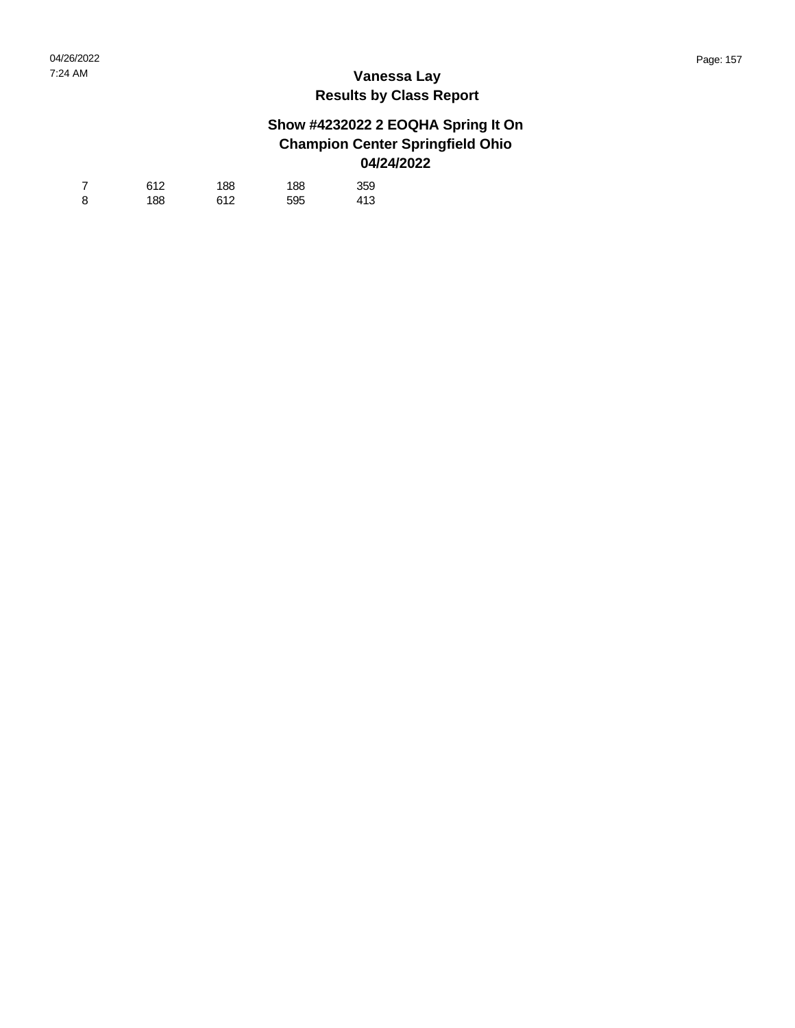# Vanessa Lay
## Results by Class Report

### Show #4232022 2 EOQHA Spring It On
### Champion Center Springfield Ohio
### 04/24/2022

| | | | | |
|---|---|---|---|---|
| 7 | 612 | 188 | 188 | 359 |
| 8 | 188 | 612 | 595 | 413 |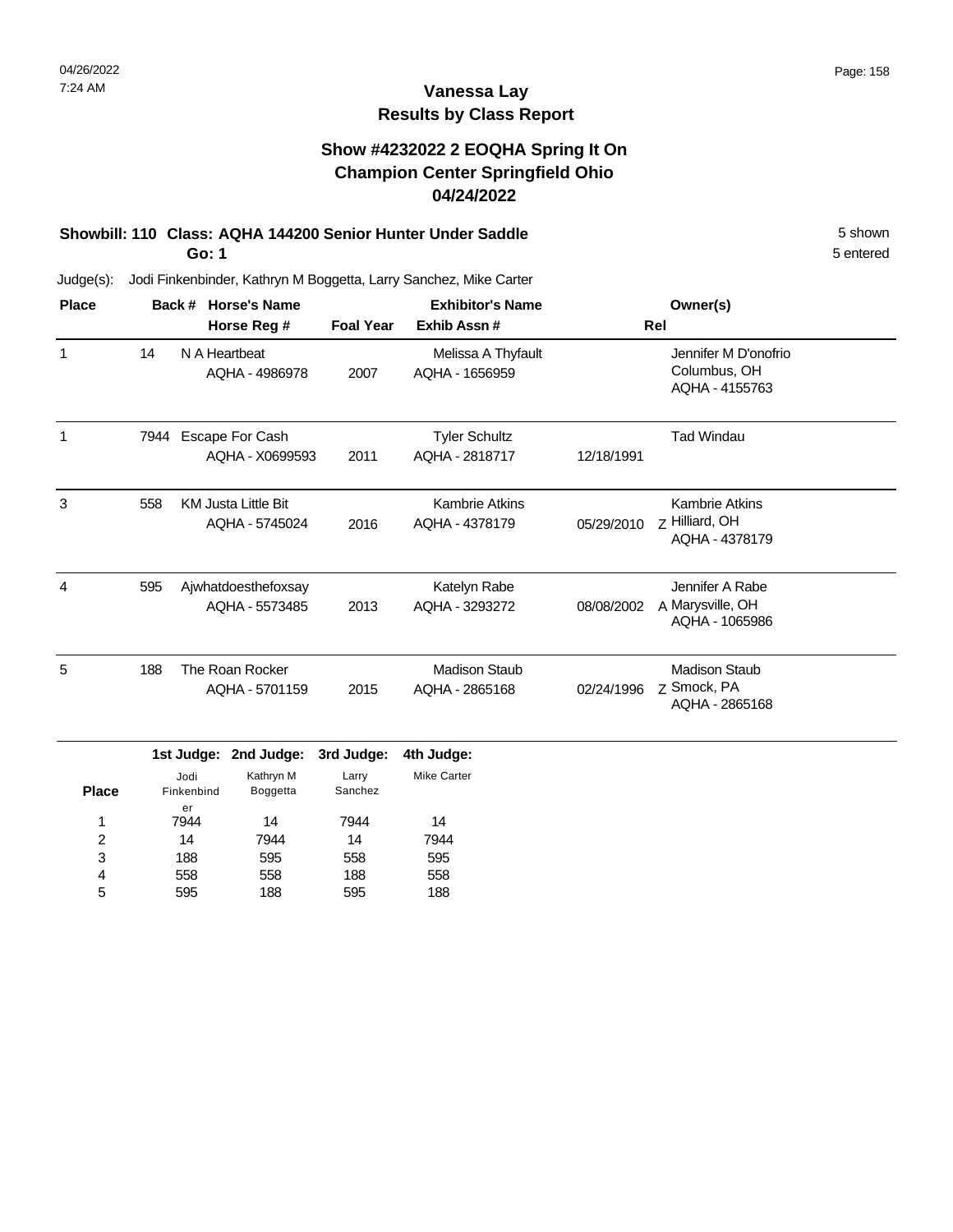04/26/2022
7:24 AM

# Vanessa Lay
## Results by Class Report

### Show #4232022 2 EOQHA Spring It On
### Champion Center Springfield Ohio
### 04/24/2022

**Showbill: 110 Class: AQHA 144200 Senior Hunter Under Saddle** — 5 shown

**Go: 1** — 5 entered

Judge(s): Jodi Finkenbinder, Kathryn M Boggetta, Larry Sanchez, Mike Carter

| Place | Back # | Horse's Name / Horse Reg # | Foal Year | Exhibitor's Name / Exhib Assn # | Rel | Owner(s) |
|---|---|---|---|---|---|---|
| 1 | 14 | N A Heartbeat<br>AQHA - 4986978 | 2007 | Melissa A Thyfault<br>AQHA - 1656959 | | Jennifer M D'onofrio<br>Columbus, OH<br>AQHA - 4155763 |
| 1 | 7944 | Escape For Cash<br>AQHA - X0699593 | 2011 | Tyler Schultz<br>AQHA - 2818717 | 12/18/1991 | Tad Windau |
| 3 | 558 | KM Justa Little Bit<br>AQHA - 5745024 | 2016 | Kambrie Atkins<br>AQHA - 4378179 | 05/29/2010 Z | Kambrie Atkins<br>Hilliard, OH<br>AQHA - 4378179 |
| 4 | 595 | Ajwhatdoesthefoxsay<br>AQHA - 5573485 | 2013 | Katelyn Rabe<br>AQHA - 3293272 | 08/08/2002 A | Jennifer A Rabe<br>Marysville, OH<br>AQHA - 1065986 |
| 5 | 188 | The Roan Rocker<br>AQHA - 5701159 | 2015 | Madison Staub<br>AQHA - 2865168 | 02/24/1996 Z | Madison Staub<br>Smock, PA<br>AQHA - 2865168 |

| Place | 1st Judge: Jodi Finkenbinder | 2nd Judge: Kathryn M Boggetta | 3rd Judge: Larry Sanchez | 4th Judge: Mike Carter |
|---|---|---|---|---|
| 1 | 7944 | 14 | 7944 | 14 |
| 2 | 14 | 7944 | 14 | 7944 |
| 3 | 188 | 595 | 558 | 595 |
| 4 | 558 | 558 | 188 | 558 |
| 5 | 595 | 188 | 595 | 188 |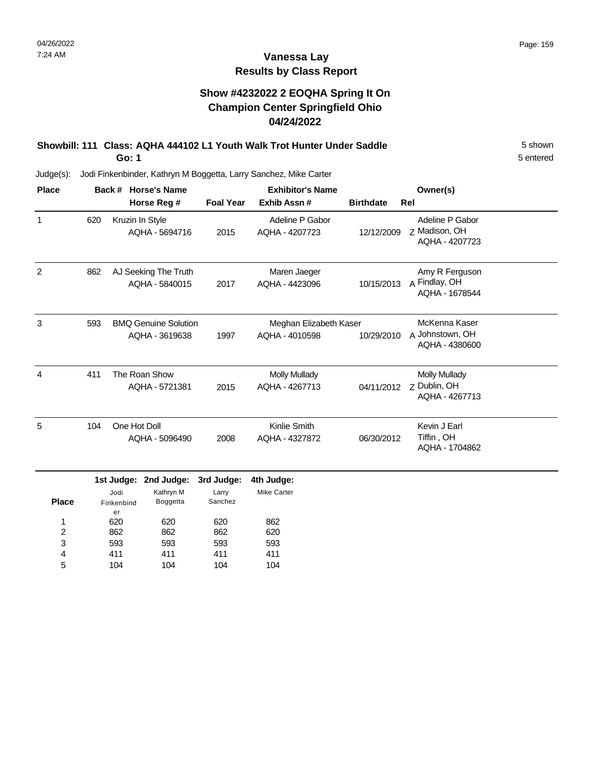# Vanessa Lay
## Results by Class Report

### Show #4232022 2 EOQHA Spring It On
### Champion Center Springfield Ohio
### 04/24/2022

**Showbill: 111 Class: AQHA 444102 L1 Youth Walk Trot Hunter Under Saddle** 5 shown

**Go: 1** 5 entered

Judge(s): Jodi Finkenbinder, Kathryn M Boggetta, Larry Sanchez, Mike Carter

| Place | Back # | Horse's Name / Horse Reg # | Foal Year | Exhibitor's Name / Exhib Assn # | Birthdate | Rel | Owner(s) |
|---|---|---|---|---|---|---|---|
| 1 | 620 | Kruzin In Style<br>AQHA - 5694716 | 2015 | Adeline P Gabor<br>AQHA - 4207723 | 12/12/2009 | Z | Adeline P Gabor<br>Madison, OH<br>AQHA - 4207723 |
| 2 | 862 | AJ Seeking The Truth<br>AQHA - 5840015 | 2017 | Maren Jaeger<br>AQHA - 4423096 | 10/15/2013 | A | Amy R Ferguson<br>Findlay, OH<br>AQHA - 1678544 |
| 3 | 593 | BMQ Genuine Solution<br>AQHA - 3619638 | 1997 | Meghan Elizabeth Kaser<br>AQHA - 4010598 | 10/29/2010 | A | McKenna Kaser<br>Johnstown, OH<br>AQHA - 4380600 |
| 4 | 411 | The Roan Show<br>AQHA - 5721381 | 2015 | Molly Mullady<br>AQHA - 4267713 | 04/11/2012 | Z | Molly Mullady<br>Dublin, OH<br>AQHA - 4267713 |
| 5 | 104 | One Hot Doll<br>AQHA - 5096490 | 2008 | Kinlie Smith<br>AQHA - 4327872 | 06/30/2012 | | Kevin J Earl<br>Tiffin , OH<br>AQHA - 1704862 |

| Place | 1st Judge: Jodi Finkenbinder | 2nd Judge: Kathryn M Boggetta | 3rd Judge: Larry Sanchez | 4th Judge: Mike Carter |
|---|---|---|---|---|
| 1 | 620 | 620 | 620 | 862 |
| 2 | 862 | 862 | 862 | 620 |
| 3 | 593 | 593 | 593 | 593 |
| 4 | 411 | 411 | 411 | 411 |
| 5 | 104 | 104 | 104 | 104 |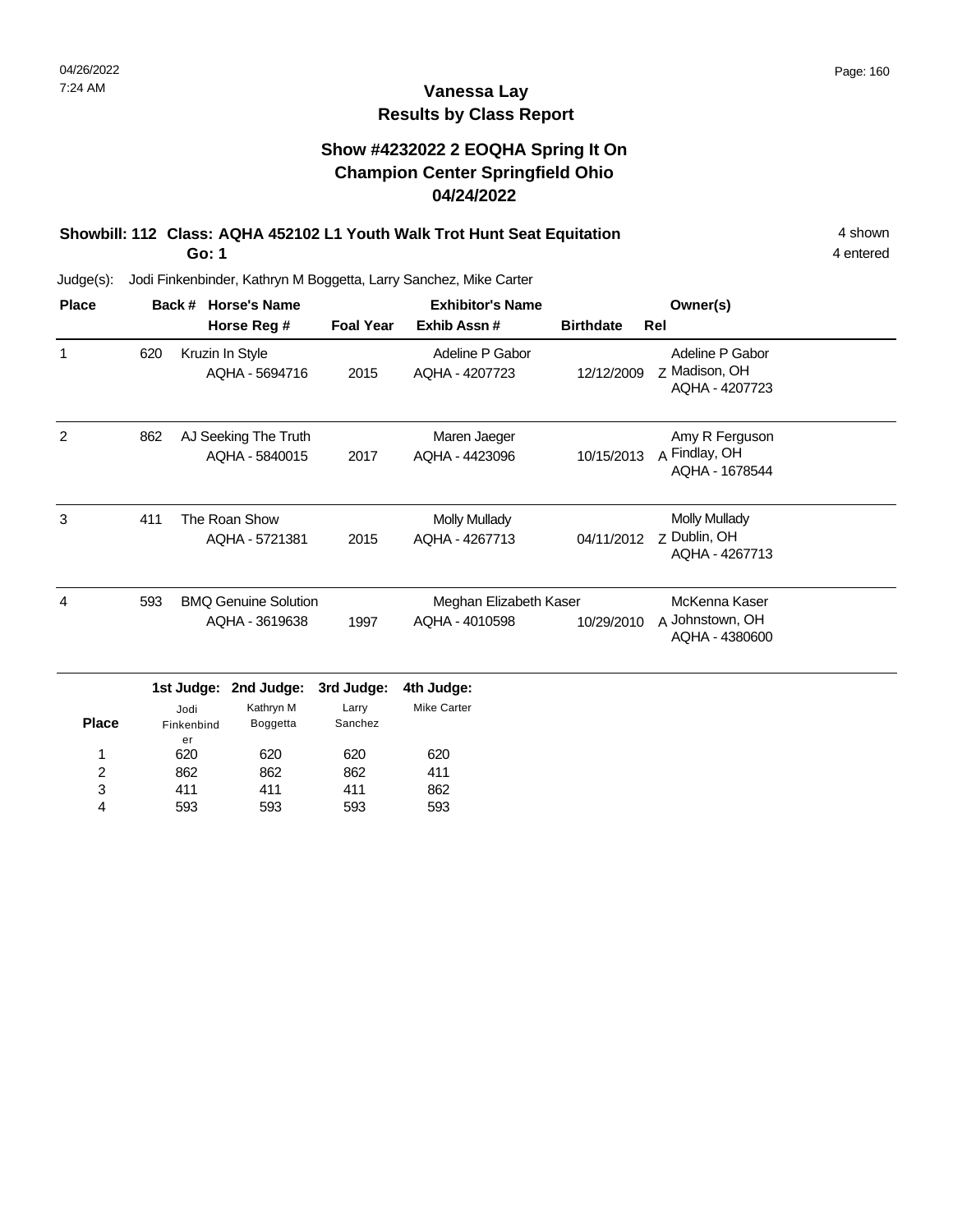# Vanessa Lay
## Results by Class Report

### Show #4232022 2 EOQHA Spring It On
### Champion Center Springfield Ohio
### 04/24/2022

**Showbill: 112 Class: AQHA 452102 L1 Youth Walk Trot Hunt Seat Equitation** 4 shown
**Go: 1** 4 entered

Judge(s): Jodi Finkenbinder, Kathryn M Boggetta, Larry Sanchez, Mike Carter

| Place | Back # | Horse's Name / Horse Reg # | Foal Year | Exhibitor's Name / Exhib Assn # | Birthdate | Rel | Owner(s) |
|---|---|---|---|---|---|---|---|
| 1 | 620 | Kruzin In Style<br>AQHA - 5694716 | 2015 | Adeline P Gabor<br>AQHA - 4207723 | 12/12/2009 | Z | Adeline P Gabor<br>Madison, OH<br>AQHA - 4207723 |
| 2 | 862 | AJ Seeking The Truth<br>AQHA - 5840015 | 2017 | Maren Jaeger<br>AQHA - 4423096 | 10/15/2013 | A | Amy R Ferguson<br>Findlay, OH<br>AQHA - 1678544 |
| 3 | 411 | The Roan Show<br>AQHA - 5721381 | 2015 | Molly Mullady<br>AQHA - 4267713 | 04/11/2012 | Z | Molly Mullady<br>Dublin, OH<br>AQHA - 4267713 |
| 4 | 593 | BMQ Genuine Solution<br>AQHA - 3619638 | 1997 | Meghan Elizabeth Kaser<br>AQHA - 4010598 | 10/29/2010 | A | McKenna Kaser<br>Johnstown, OH<br>AQHA - 4380600 |

| Place | 1st Judge: Jodi Finkenbinder | 2nd Judge: Kathryn M Boggetta | 3rd Judge: Larry Sanchez | 4th Judge: Mike Carter |
|---|---|---|---|---|
| 1 | 620 | 620 | 620 | 620 |
| 2 | 862 | 862 | 862 | 411 |
| 3 | 411 | 411 | 411 | 862 |
| 4 | 593 | 593 | 593 | 593 |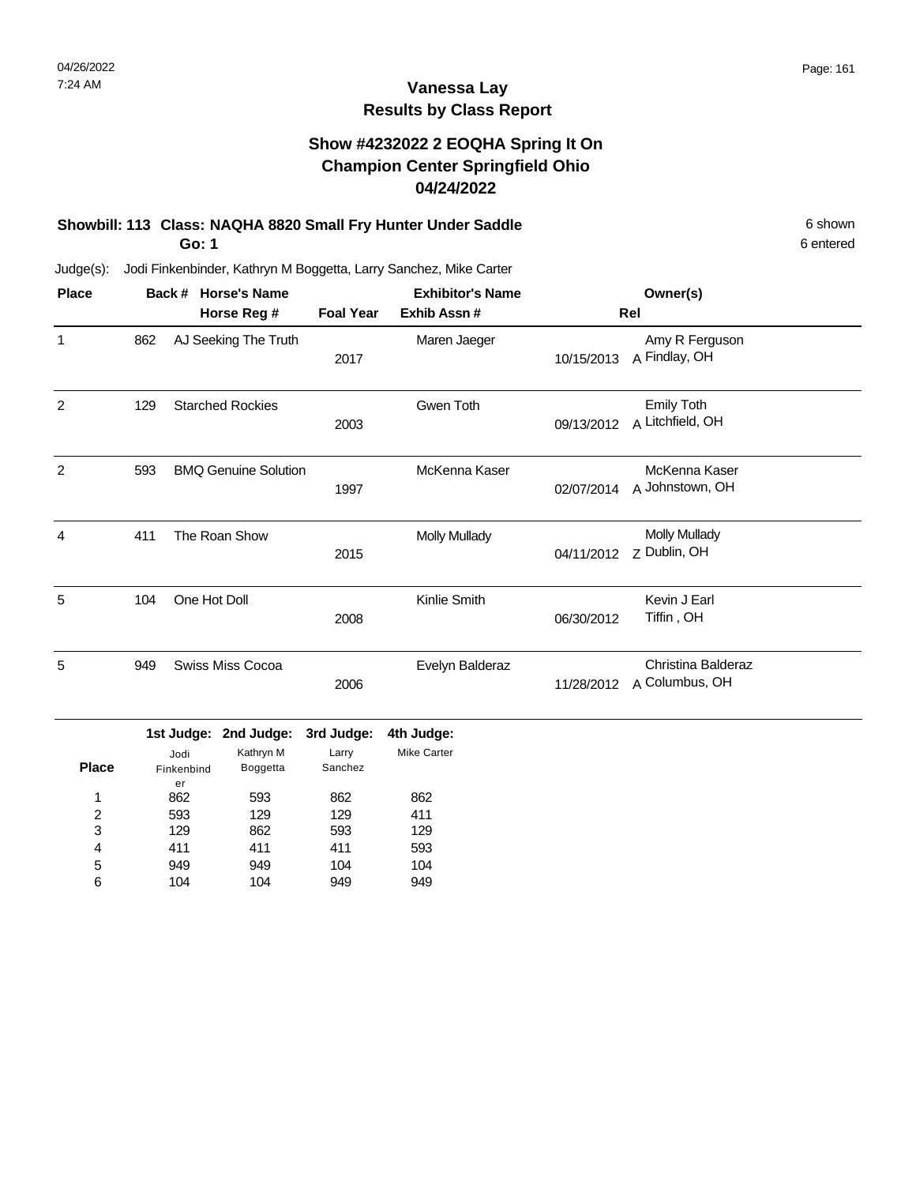04/26/2022
7:24 AM

# Vanessa Lay
## Results by Class Report

### Show #4232022 2 EOQHA Spring It On
### Champion Center Springfield Ohio
### 04/24/2022

**Showbill: 113 Class: NAQHA 8820 Small Fry Hunter Under Saddle** 6 shown
**Go: 1** 6 entered

Judge(s): Jodi Finkenbinder, Kathryn M Boggetta, Larry Sanchez, Mike Carter

| Place | Back # | Horse's Name / Horse Reg # | Foal Year | Exhibitor's Name / Exhib Assn # | | Rel | Owner(s) |
|---|---|---|---|---|---|---|---|
| 1 | 862 | AJ Seeking The Truth | 2017 | Maren Jaeger | 10/15/2013 | A | Amy R Ferguson, Findlay, OH |
| 2 | 129 | Starched Rockies | 2003 | Gwen Toth | 09/13/2012 | A | Emily Toth, Litchfield, OH |
| 2 | 593 | BMQ Genuine Solution | 1997 | McKenna Kaser | 02/07/2014 | A | McKenna Kaser, Johnstown, OH |
| 4 | 411 | The Roan Show | 2015 | Molly Mullady | 04/11/2012 | Z | Molly Mullady, Dublin, OH |
| 5 | 104 | One Hot Doll | 2008 | Kinlie Smith | 06/30/2012 | | Kevin J Earl, Tiffin , OH |
| 5 | 949 | Swiss Miss Cocoa | 2006 | Evelyn Balderaz | 11/28/2012 | A | Christina Balderaz, Columbus, OH |

| Place | 1st Judge: Jodi Finkenbinder | 2nd Judge: Kathryn M Boggetta | 3rd Judge: Larry Sanchez | 4th Judge: Mike Carter |
|---|---|---|---|---|
| 1 | 862 | 593 | 862 | 862 |
| 2 | 593 | 129 | 129 | 411 |
| 3 | 129 | 862 | 593 | 129 |
| 4 | 411 | 411 | 411 | 593 |
| 5 | 949 | 949 | 104 | 104 |
| 6 | 104 | 104 | 949 | 949 |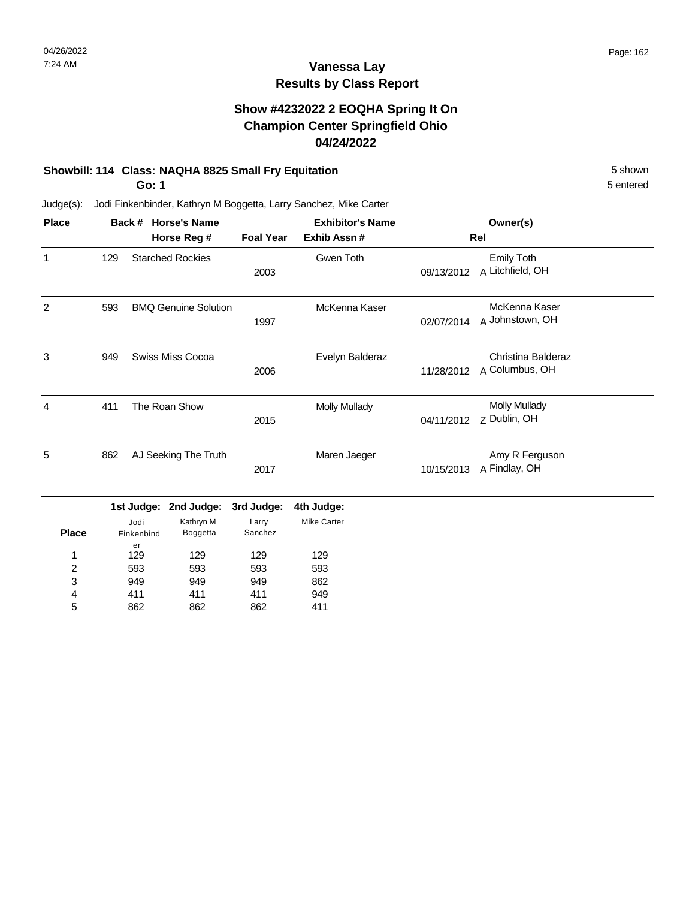04/26/2022
7:24 AM

# Vanessa Lay
## Results by Class Report

### Show #4232022 2 EOQHA Spring It On
### Champion Center Springfield Ohio
### 04/24/2022

**Showbill: 114 Class: NAQHA 8825 Small Fry Equitation** — 5 shown

**Go: 1** — 5 entered

Judge(s): Jodi Finkenbinder, Kathryn M Boggetta, Larry Sanchez, Mike Carter

| Place | Back # | Horse's Name / Horse Reg # | Foal Year | Exhibitor's Name / Exhib Assn # | | Rel | Owner(s) |
|---|---|---|---|---|---|---|---|
| 1 | 129 | Starched Rockies | 2003 | Gwen Toth | 09/13/2012 | A | Emily Toth, Litchfield, OH |
| 2 | 593 | BMQ Genuine Solution | 1997 | McKenna Kaser | 02/07/2014 | A | McKenna Kaser, Johnstown, OH |
| 3 | 949 | Swiss Miss Cocoa | 2006 | Evelyn Balderaz | 11/28/2012 | A | Christina Balderaz, Columbus, OH |
| 4 | 411 | The Roan Show | 2015 | Molly Mullady | 04/11/2012 | Z | Molly Mullady, Dublin, OH |
| 5 | 862 | AJ Seeking The Truth | 2017 | Maren Jaeger | 10/15/2013 | A | Amy R Ferguson, Findlay, OH |

| Place | 1st Judge: Jodi Finkenbinder | 2nd Judge: Kathryn M Boggetta | 3rd Judge: Larry Sanchez | 4th Judge: Mike Carter |
|---|---|---|---|---|
| 1 | 129 | 129 | 129 | 129 |
| 2 | 593 | 593 | 593 | 593 |
| 3 | 949 | 949 | 949 | 862 |
| 4 | 411 | 411 | 411 | 949 |
| 5 | 862 | 862 | 862 | 411 |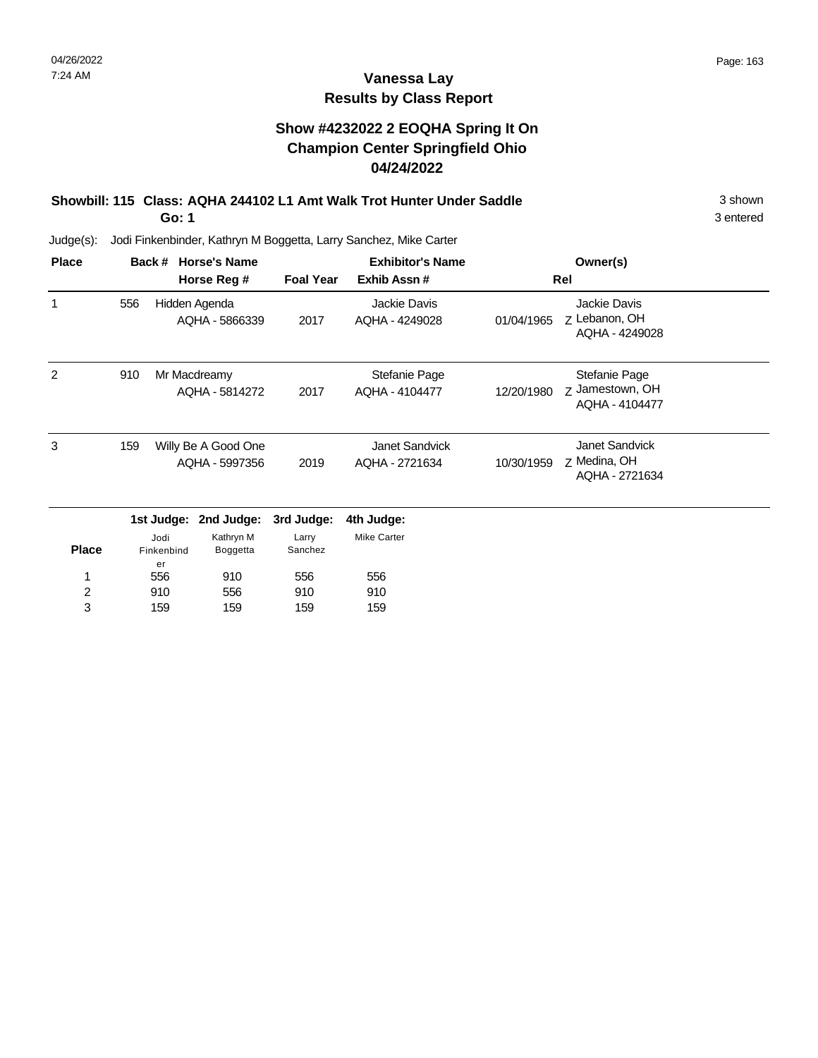# Vanessa Lay
## Results by Class Report

### Show #4232022 2 EOQHA Spring It On Champion Center Springfield Ohio 04/24/2022

**Showbill: 115 Class: AQHA 244102 L1 Amt Walk Trot Hunter Under Saddle** 3 shown
**Go: 1** 3 entered

Judge(s): Jodi Finkenbinder, Kathryn M Boggetta, Larry Sanchez, Mike Carter

| Place | Back # | Horse's Name / Horse Reg # | Foal Year | Exhibitor's Name / Exhib Assn # | Rel | Owner(s) |
|---|---|---|---|---|---|---|
| 1 | 556 | Hidden Agenda AQHA - 5866339 | 2017 | Jackie Davis AQHA - 4249028 | 01/04/1965 Z | Jackie Davis Lebanon, OH AQHA - 4249028 |
| 2 | 910 | Mr Macdreamy AQHA - 5814272 | 2017 | Stefanie Page AQHA - 4104477 | 12/20/1980 Z | Stefanie Page Jamestown, OH AQHA - 4104477 |
| 3 | 159 | Willy Be A Good One AQHA - 5997356 | 2019 | Janet Sandvick AQHA - 2721634 | 10/30/1959 Z | Janet Sandvick Medina, OH AQHA - 2721634 |

| Place | 1st Judge: Jodi Finkenbinder | 2nd Judge: Kathryn M Boggetta | 3rd Judge: Larry Sanchez | 4th Judge: Mike Carter |
|---|---|---|---|---|
| 1 | 556 | 910 | 556 | 556 |
| 2 | 910 | 556 | 910 | 910 |
| 3 | 159 | 159 | 159 | 159 |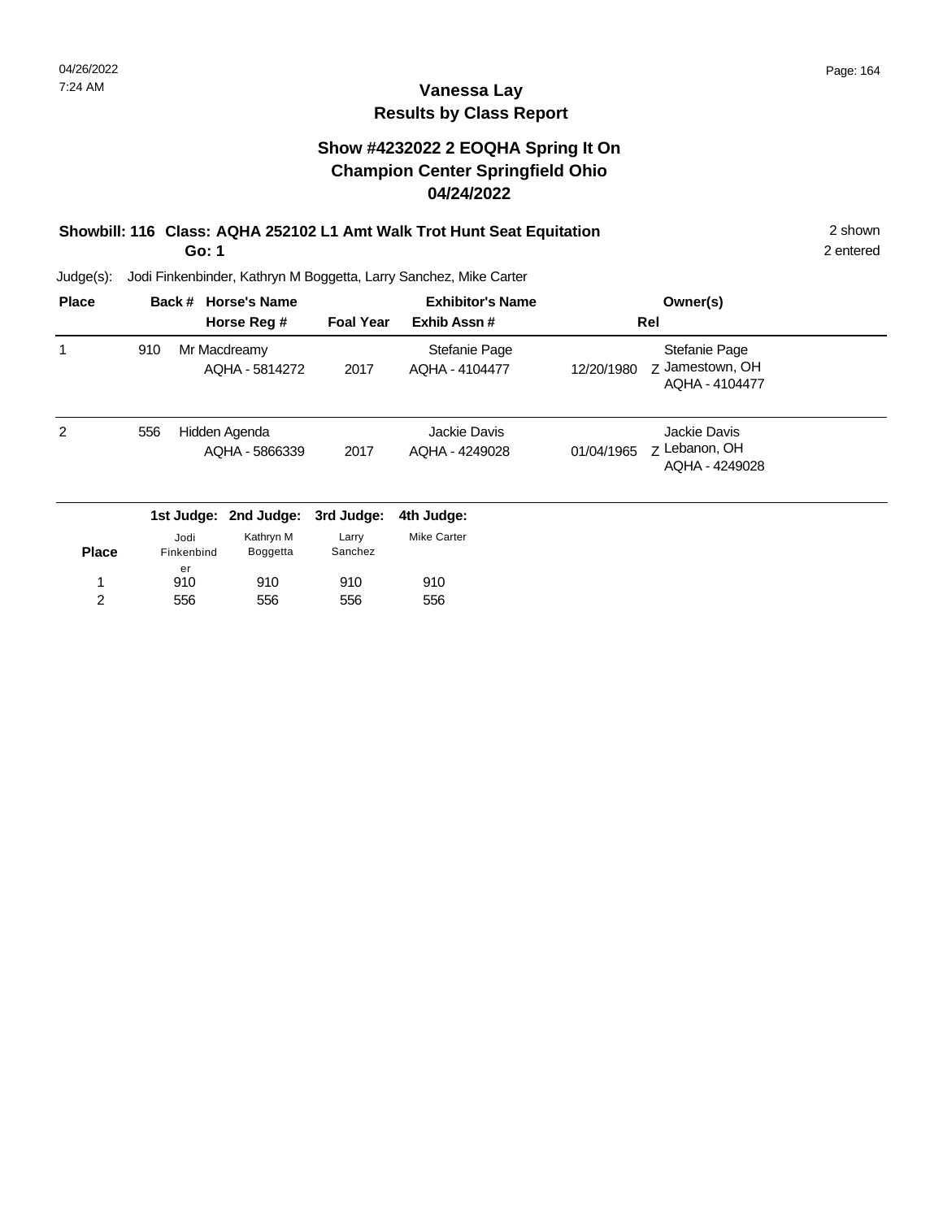## Vanessa Lay
## Results by Class Report

### Show #4232022 2 EOQHA Spring It On
### Champion Center Springfield Ohio
### 04/24/2022

**Showbill: 116 Class: AQHA 252102 L1 Amt Walk Trot Hunt Seat Equitation** — 2 shown

**Go: 1** — 2 entered

Judge(s): Jodi Finkenbinder, Kathryn M Boggetta, Larry Sanchez, Mike Carter

| Place | Back # | Horse's Name / Horse Reg # | Foal Year | Exhibitor's Name / Exhib Assn # | Rel | Owner(s) |
|---|---|---|---|---|---|---|
| 1 | 910 | Mr Macdreamy<br>AQHA - 5814272 | 2017 | Stefanie Page<br>AQHA - 4104477 | 12/20/1980 Z | Stefanie Page<br>Jamestown, OH<br>AQHA - 4104477 |
| 2 | 556 | Hidden Agenda<br>AQHA - 5866339 | 2017 | Jackie Davis<br>AQHA - 4249028 | 01/04/1965 Z | Jackie Davis<br>Lebanon, OH<br>AQHA - 4249028 |

| Place | 1st Judge: Jodi Finkenbinder | 2nd Judge: Kathryn M Boggetta | 3rd Judge: Larry Sanchez | 4th Judge: Mike Carter |
|---|---|---|---|---|
| 1 | 910 | 910 | 910 | 910 |
| 2 | 556 | 556 | 556 | 556 |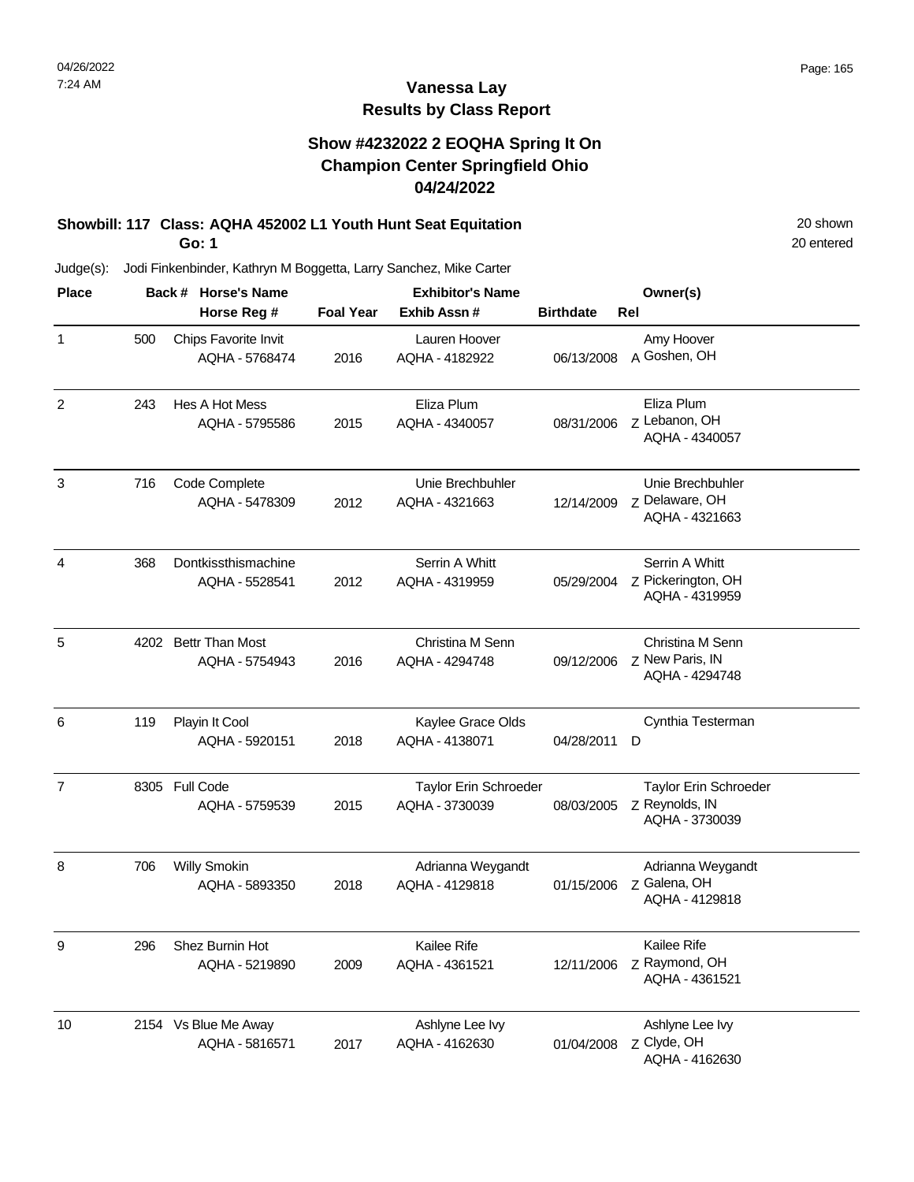# Vanessa Lay

## Results by Class Report

### Show #4232022 2 EOQHA Spring It On
### Champion Center Springfield Ohio
### 04/24/2022

**Showbill: 117 Class: AQHA 452002 L1 Youth Hunt Seat Equitation** 20 shown

**Go: 1** 20 entered

Judge(s): Jodi Finkenbinder, Kathryn M Boggetta, Larry Sanchez, Mike Carter

| Place | Back # | Horse's Name / Horse Reg # | Foal Year | Exhibitor's Name / Exhib Assn # | Birthdate | Rel | Owner(s) |
|---|---|---|---|---|---|---|---|
| 1 | 500 | Chips Favorite Invit<br>AQHA - 5768474 | 2016 | Lauren Hoover<br>AQHA - 4182922 | 06/13/2008 | A | Amy Hoover<br>Goshen, OH |
| 2 | 243 | Hes A Hot Mess<br>AQHA - 5795586 | 2015 | Eliza Plum<br>AQHA - 4340057 | 08/31/2006 | Z | Eliza Plum<br>Lebanon, OH<br>AQHA - 4340057 |
| 3 | 716 | Code Complete<br>AQHA - 5478309 | 2012 | Unie Brechbuhler<br>AQHA - 4321663 | 12/14/2009 | Z | Unie Brechbuhler<br>Delaware, OH<br>AQHA - 4321663 |
| 4 | 368 | Dontkissthismachine<br>AQHA - 5528541 | 2012 | Serrin A Whitt<br>AQHA - 4319959 | 05/29/2004 | Z | Serrin A Whitt<br>Pickerington, OH<br>AQHA - 4319959 |
| 5 | 4202 | Bettr Than Most<br>AQHA - 5754943 | 2016 | Christina M Senn<br>AQHA - 4294748 | 09/12/2006 | Z | Christina M Senn<br>New Paris, IN<br>AQHA - 4294748 |
| 6 | 119 | Playin It Cool<br>AQHA - 5920151 | 2018 | Kaylee Grace Olds<br>AQHA - 4138071 | 04/28/2011 | D | Cynthia Testerman |
| 7 | 8305 | Full Code<br>AQHA - 5759539 | 2015 | Taylor Erin Schroeder<br>AQHA - 3730039 | 08/03/2005 | Z | Taylor Erin Schroeder<br>Reynolds, IN<br>AQHA - 3730039 |
| 8 | 706 | Willy Smokin<br>AQHA - 5893350 | 2018 | Adrianna Weygandt<br>AQHA - 4129818 | 01/15/2006 | Z | Adrianna Weygandt<br>Galena, OH<br>AQHA - 4129818 |
| 9 | 296 | Shez Burnin Hot<br>AQHA - 5219890 | 2009 | Kailee Rife<br>AQHA - 4361521 | 12/11/2006 | Z | Kailee Rife<br>Raymond, OH<br>AQHA - 4361521 |
| 10 | 2154 | Vs Blue Me Away<br>AQHA - 5816571 | 2017 | Ashlyne Lee Ivy<br>AQHA - 4162630 | 01/04/2008 | Z | Ashlyne Lee Ivy<br>Clyde, OH<br>AQHA - 4162630 |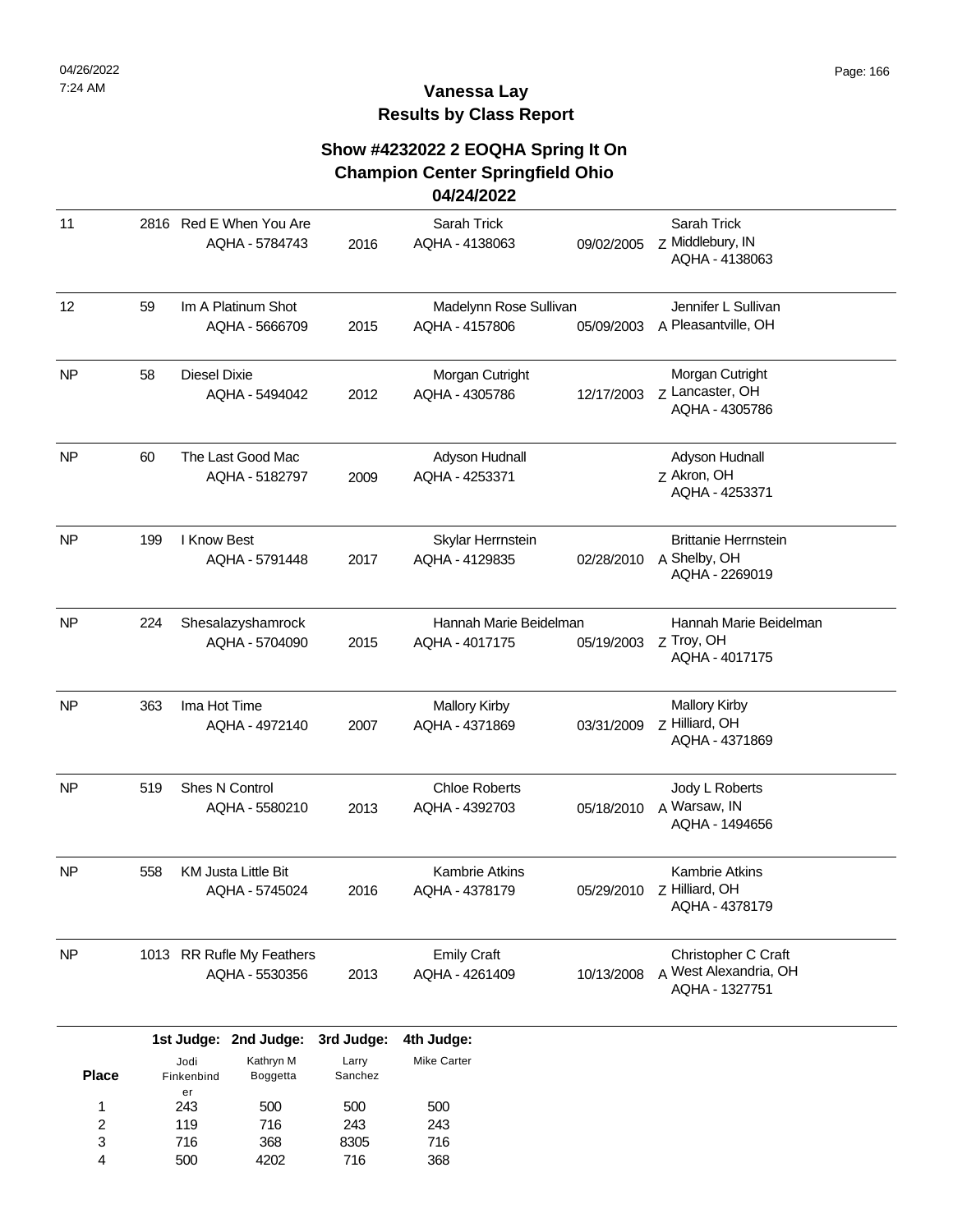# Vanessa Lay
## Results by Class Report

### Show #4232022 2 EOQHA Spring It On
### Champion Center Springfield Ohio
### 04/24/2022

| | | | | | | | |
|---|---|---|---|---|---|---|---|
| 11 | 2816 | Red E When You Are<br>AQHA - 5784743 | 2016 | Sarah Trick<br>AQHA - 4138063 | 09/02/2005 | Z | Sarah Trick<br>Middlebury, IN<br>AQHA - 4138063 |
| 12 | 59 | Im A Platinum Shot<br>AQHA - 5666709 | 2015 | Madelynn Rose Sullivan<br>AQHA - 4157806 | 05/09/2003 | A | Jennifer L Sullivan<br>Pleasantville, OH |
| NP | 58 | Diesel Dixie<br>AQHA - 5494042 | 2012 | Morgan Cutright<br>AQHA - 4305786 | 12/17/2003 | Z | Morgan Cutright<br>Lancaster, OH<br>AQHA - 4305786 |
| NP | 60 | The Last Good Mac<br>AQHA - 5182797 | 2009 | Adyson Hudnall<br>AQHA - 4253371 | | Z | Adyson Hudnall<br>Akron, OH<br>AQHA - 4253371 |
| NP | 199 | I Know Best<br>AQHA - 5791448 | 2017 | Skylar Herrnstein<br>AQHA - 4129835 | 02/28/2010 | A | Brittanie Herrnstein<br>Shelby, OH<br>AQHA - 2269019 |
| NP | 224 | Shesalazyshamrock<br>AQHA - 5704090 | 2015 | Hannah Marie Beidelman<br>AQHA - 4017175 | 05/19/2003 | Z | Hannah Marie Beidelman<br>Troy, OH<br>AQHA - 4017175 |
| NP | 363 | Ima Hot Time<br>AQHA - 4972140 | 2007 | Mallory Kirby<br>AQHA - 4371869 | 03/31/2009 | Z | Mallory Kirby<br>Hilliard, OH<br>AQHA - 4371869 |
| NP | 519 | Shes N Control<br>AQHA - 5580210 | 2013 | Chloe Roberts<br>AQHA - 4392703 | 05/18/2010 | A | Jody L Roberts<br>Warsaw, IN<br>AQHA - 1494656 |
| NP | 558 | KM Justa Little Bit<br>AQHA - 5745024 | 2016 | Kambrie Atkins<br>AQHA - 4378179 | 05/29/2010 | Z | Kambrie Atkins<br>Hilliard, OH<br>AQHA - 4378179 |
| NP | 1013 | RR Rufle My Feathers<br>AQHA - 5530356 | 2013 | Emily Craft<br>AQHA - 4261409 | 10/13/2008 | A | Christopher C Craft<br>West Alexandria, OH<br>AQHA - 1327751 |

| Place | 1st Judge: Jodi Finkenbinder | 2nd Judge: Kathryn M Boggetta | 3rd Judge: Larry Sanchez | 4th Judge: Mike Carter |
|---|---|---|---|---|
| 1 | 243 | 500 | 500 | 500 |
| 2 | 119 | 716 | 243 | 243 |
| 3 | 716 | 368 | 8305 | 716 |
| 4 | 500 | 4202 | 716 | 368 |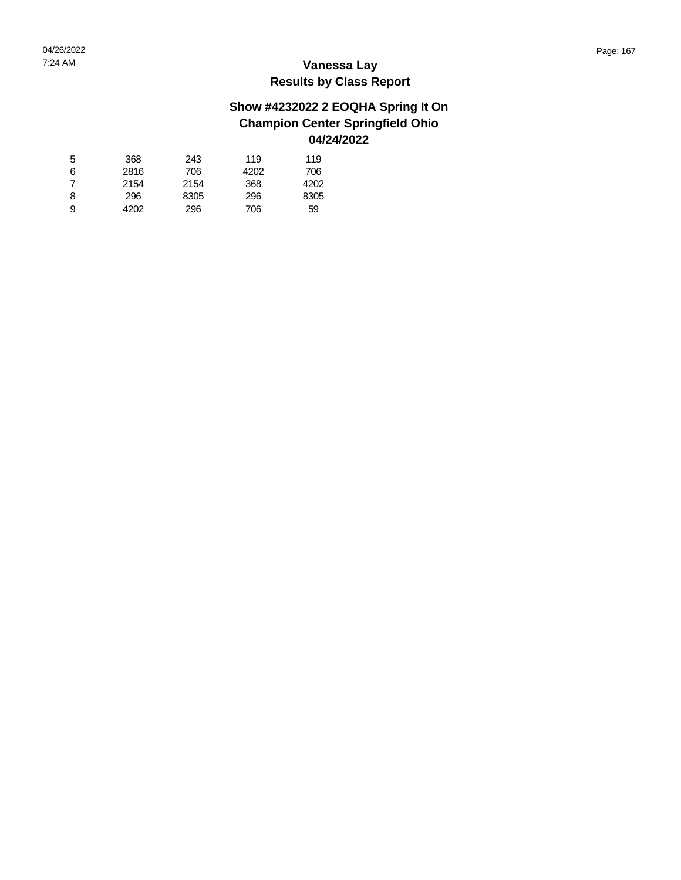## Vanessa Lay
## Results by Class Report

### Show #4232022 2 EOQHA Spring It On
### Champion Center Springfield Ohio
### 04/24/2022

| | | | | |
|---|---|---|---|---|
| 5 | 368 | 243 | 119 | 119 |
| 6 | 2816 | 706 | 4202 | 706 |
| 7 | 2154 | 2154 | 368 | 4202 |
| 8 | 296 | 8305 | 296 | 8305 |
| 9 | 4202 | 296 | 706 | 59 |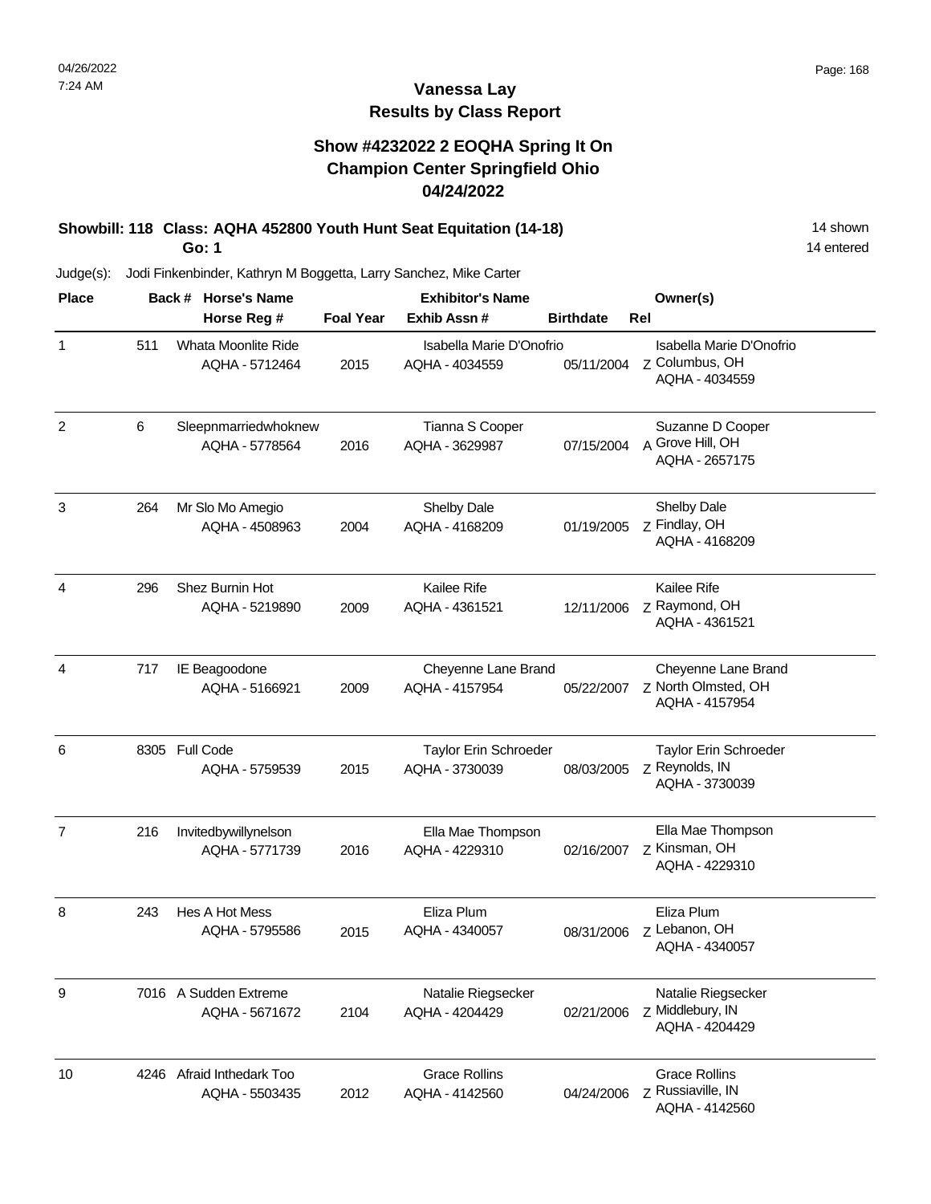04/26/2022
7:24 AM

# Vanessa Lay
## Results by Class Report

### Show #4232022 2 EOQHA Spring It On
### Champion Center Springfield Ohio
### 04/24/2022

**Showbill: 118 Class: AQHA 452800 Youth Hunt Seat Equitation (14-18)** 14 shown

**Go: 1** 14 entered

Judge(s): Jodi Finkenbinder, Kathryn M Boggetta, Larry Sanchez, Mike Carter

| Place | Back # | Horse's Name / Horse Reg # | Foal Year | Exhibitor's Name / Exhib Assn # | Birthdate | Rel | Owner(s) |
|---|---|---|---|---|---|---|---|
| 1 | 511 | Whata Moonlite Ride<br>AQHA - 5712464 | 2015 | Isabella Marie D'Onofrio<br>AQHA - 4034559 | 05/11/2004 | Z | Isabella Marie D'Onofrio<br>Columbus, OH<br>AQHA - 4034559 |
| 2 | 6 | Sleepnmarriedwhoknew<br>AQHA - 5778564 | 2016 | Tianna S Cooper<br>AQHA - 3629987 | 07/15/2004 | A | Suzanne D Cooper<br>Grove Hill, OH<br>AQHA - 2657175 |
| 3 | 264 | Mr Slo Mo Amegio<br>AQHA - 4508963 | 2004 | Shelby Dale<br>AQHA - 4168209 | 01/19/2005 | Z | Shelby Dale<br>Findlay, OH<br>AQHA - 4168209 |
| 4 | 296 | Shez Burnin Hot<br>AQHA - 5219890 | 2009 | Kailee Rife<br>AQHA - 4361521 | 12/11/2006 | Z | Kailee Rife<br>Raymond, OH<br>AQHA - 4361521 |
| 4 | 717 | IE Beagoodone<br>AQHA - 5166921 | 2009 | Cheyenne Lane Brand<br>AQHA - 4157954 | 05/22/2007 | Z | Cheyenne Lane Brand<br>North Olmsted, OH<br>AQHA - 4157954 |
| 6 | 8305 | Full Code<br>AQHA - 5759539 | 2015 | Taylor Erin Schroeder<br>AQHA - 3730039 | 08/03/2005 | Z | Taylor Erin Schroeder<br>Reynolds, IN<br>AQHA - 3730039 |
| 7 | 216 | Invitedbywillynelson<br>AQHA - 5771739 | 2016 | Ella Mae Thompson<br>AQHA - 4229310 | 02/16/2007 | Z | Ella Mae Thompson<br>Kinsman, OH<br>AQHA - 4229310 |
| 8 | 243 | Hes A Hot Mess<br>AQHA - 5795586 | 2015 | Eliza Plum<br>AQHA - 4340057 | 08/31/2006 | Z | Eliza Plum<br>Lebanon, OH<br>AQHA - 4340057 |
| 9 | 7016 | A Sudden Extreme<br>AQHA - 5671672 | 2104 | Natalie Riegsecker<br>AQHA - 4204429 | 02/21/2006 | Z | Natalie Riegsecker<br>Middlebury, IN<br>AQHA - 4204429 |
| 10 | 4246 | Afraid Inthedark Too<br>AQHA - 5503435 | 2012 | Grace Rollins<br>AQHA - 4142560 | 04/24/2006 | Z | Grace Rollins<br>Russiaville, IN<br>AQHA - 4142560 |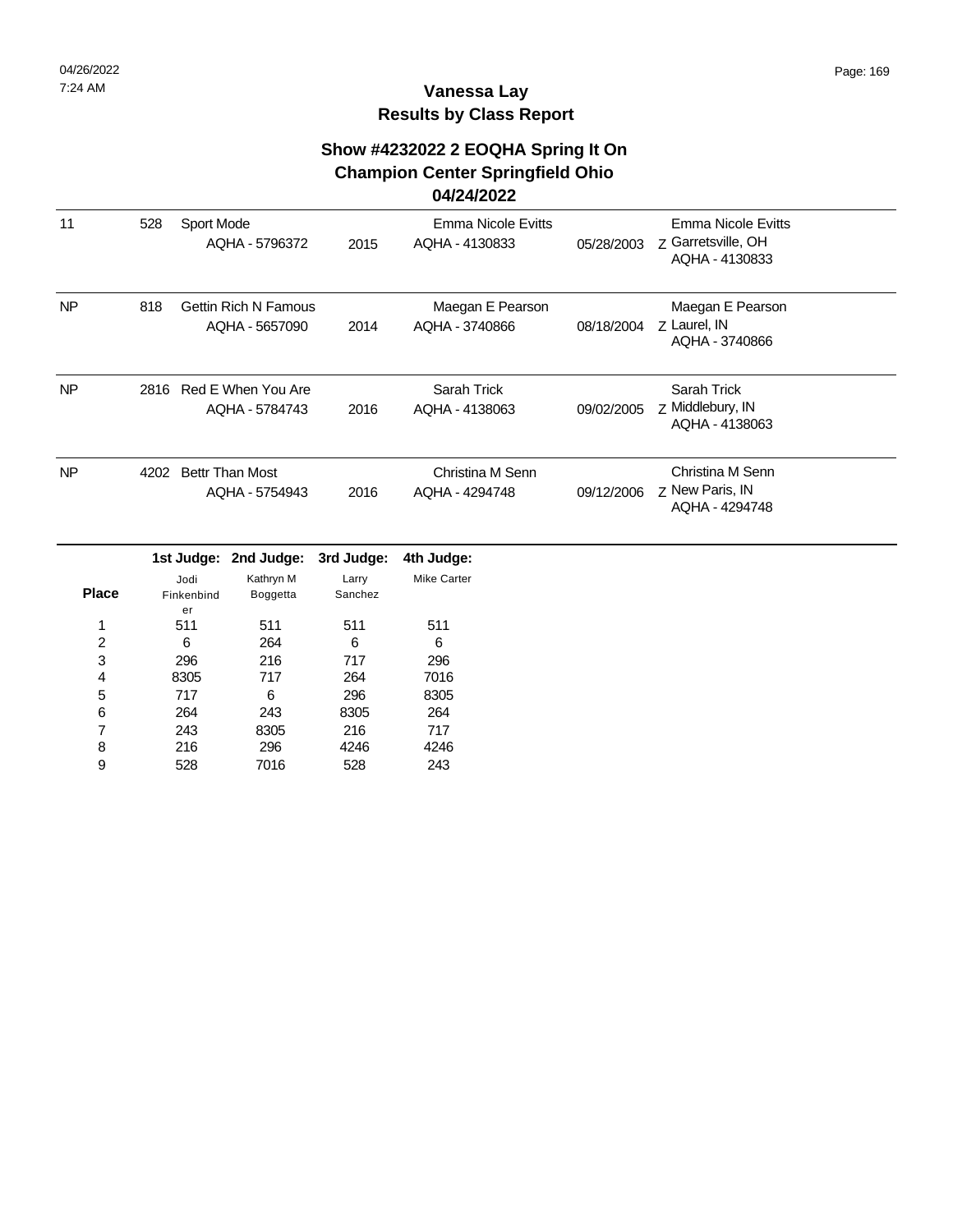# Vanessa Lay
## Results by Class Report

### Show #4232022 2 EOQHA Spring It On
### Champion Center Springfield Ohio
### 04/24/2022

| | | | | | | |
|---|---|---|---|---|---|---|
| 11 | 528 | Sport Mode<br>AQHA - 5796372 | 2015 | Emma Nicole Evitts<br>AQHA - 4130833 | 05/28/2003 | Z Emma Nicole Evitts<br>Garrettsville, OH<br>AQHA - 4130833 |
| NP | 818 | Gettin Rich N Famous<br>AQHA - 5657090 | 2014 | Maegan E Pearson<br>AQHA - 3740866 | 08/18/2004 | Z Maegan E Pearson<br>Laurel, IN<br>AQHA - 3740866 |
| NP | 2816 | Red E When You Are<br>AQHA - 5784743 | 2016 | Sarah Trick<br>AQHA - 4138063 | 09/02/2005 | Z Sarah Trick<br>Middlebury, IN<br>AQHA - 4138063 |
| NP | 4202 | Bettr Than Most<br>AQHA - 5754943 | 2016 | Christina M Senn<br>AQHA - 4294748 | 09/12/2006 | Z Christina M Senn<br>New Paris, IN<br>AQHA - 4294748 |

| Place | 1st Judge: Jodi Finkenbinder | 2nd Judge: Kathryn M Boggetta | 3rd Judge: Larry Sanchez | 4th Judge: Mike Carter |
|---|---|---|---|---|
| 1 | 511 | 511 | 511 | 511 |
| 2 | 6 | 264 | 6 | 6 |
| 3 | 296 | 216 | 717 | 296 |
| 4 | 8305 | 717 | 264 | 7016 |
| 5 | 717 | 6 | 296 | 8305 |
| 6 | 264 | 243 | 8305 | 264 |
| 7 | 243 | 8305 | 216 | 717 |
| 8 | 216 | 296 | 4246 | 4246 |
| 9 | 528 | 7016 | 528 | 243 |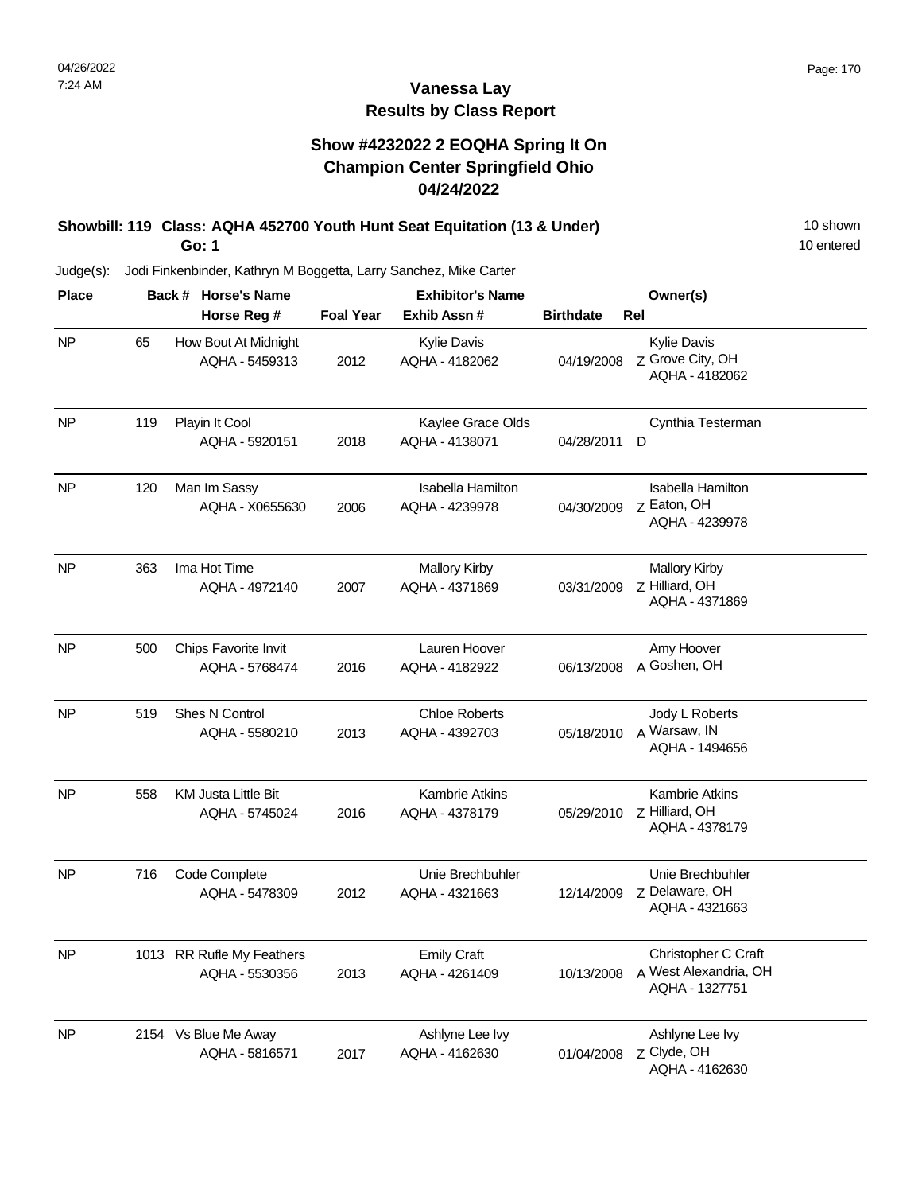# Vanessa Lay
## Results by Class Report

### Show #4232022 2 EOQHA Spring It On
### Champion Center Springfield Ohio
### 04/24/2022

**Showbill: 119 Class: AQHA 452700 Youth Hunt Seat Equitation (13 & Under)** 10 shown
**Go: 1** 10 entered

Judge(s): Jodi Finkenbinder, Kathryn M Boggetta, Larry Sanchez, Mike Carter

| Place | Back # | Horse's Name / Horse Reg # | Foal Year | Exhibitor's Name / Exhib Assn # | Birthdate | Rel | Owner(s) |
|---|---|---|---|---|---|---|---|
| NP | 65 | How Bout At Midnight<br>AQHA - 5459313 | 2012 | Kylie Davis<br>AQHA - 4182062 | 04/19/2008 | Z | Kylie Davis<br>Grove City, OH<br>AQHA - 4182062 |
| NP | 119 | Playin It Cool<br>AQHA - 5920151 | 2018 | Kaylee Grace Olds<br>AQHA - 4138071 | 04/28/2011 | D | Cynthia Testerman |
| NP | 120 | Man Im Sassy<br>AQHA - X0655630 | 2006 | Isabella Hamilton<br>AQHA - 4239978 | 04/30/2009 | Z | Isabella Hamilton<br>Eaton, OH<br>AQHA - 4239978 |
| NP | 363 | Ima Hot Time<br>AQHA - 4972140 | 2007 | Mallory Kirby<br>AQHA - 4371869 | 03/31/2009 | Z | Mallory Kirby<br>Hilliard, OH<br>AQHA - 4371869 |
| NP | 500 | Chips Favorite Invit<br>AQHA - 5768474 | 2016 | Lauren Hoover<br>AQHA - 4182922 | 06/13/2008 | A | Amy Hoover<br>Goshen, OH |
| NP | 519 | Shes N Control<br>AQHA - 5580210 | 2013 | Chloe Roberts<br>AQHA - 4392703 | 05/18/2010 | A | Jody L Roberts<br>Warsaw, IN<br>AQHA - 1494656 |
| NP | 558 | KM Justa Little Bit<br>AQHA - 5745024 | 2016 | Kambrie Atkins<br>AQHA - 4378179 | 05/29/2010 | Z | Kambrie Atkins<br>Hilliard, OH<br>AQHA - 4378179 |
| NP | 716 | Code Complete<br>AQHA - 5478309 | 2012 | Unie Brechbuhler<br>AQHA - 4321663 | 12/14/2009 | Z | Unie Brechbuhler<br>Delaware, OH<br>AQHA - 4321663 |
| NP | 1013 | RR Rufle My Feathers<br>AQHA - 5530356 | 2013 | Emily Craft<br>AQHA - 4261409 | 10/13/2008 | A | Christopher C Craft<br>West Alexandria, OH<br>AQHA - 1327751 |
| NP | 2154 | Vs Blue Me Away<br>AQHA - 5816571 | 2017 | Ashlyne Lee Ivy<br>AQHA - 4162630 | 01/04/2008 | Z | Ashlyne Lee Ivy<br>Clyde, OH<br>AQHA - 4162630 |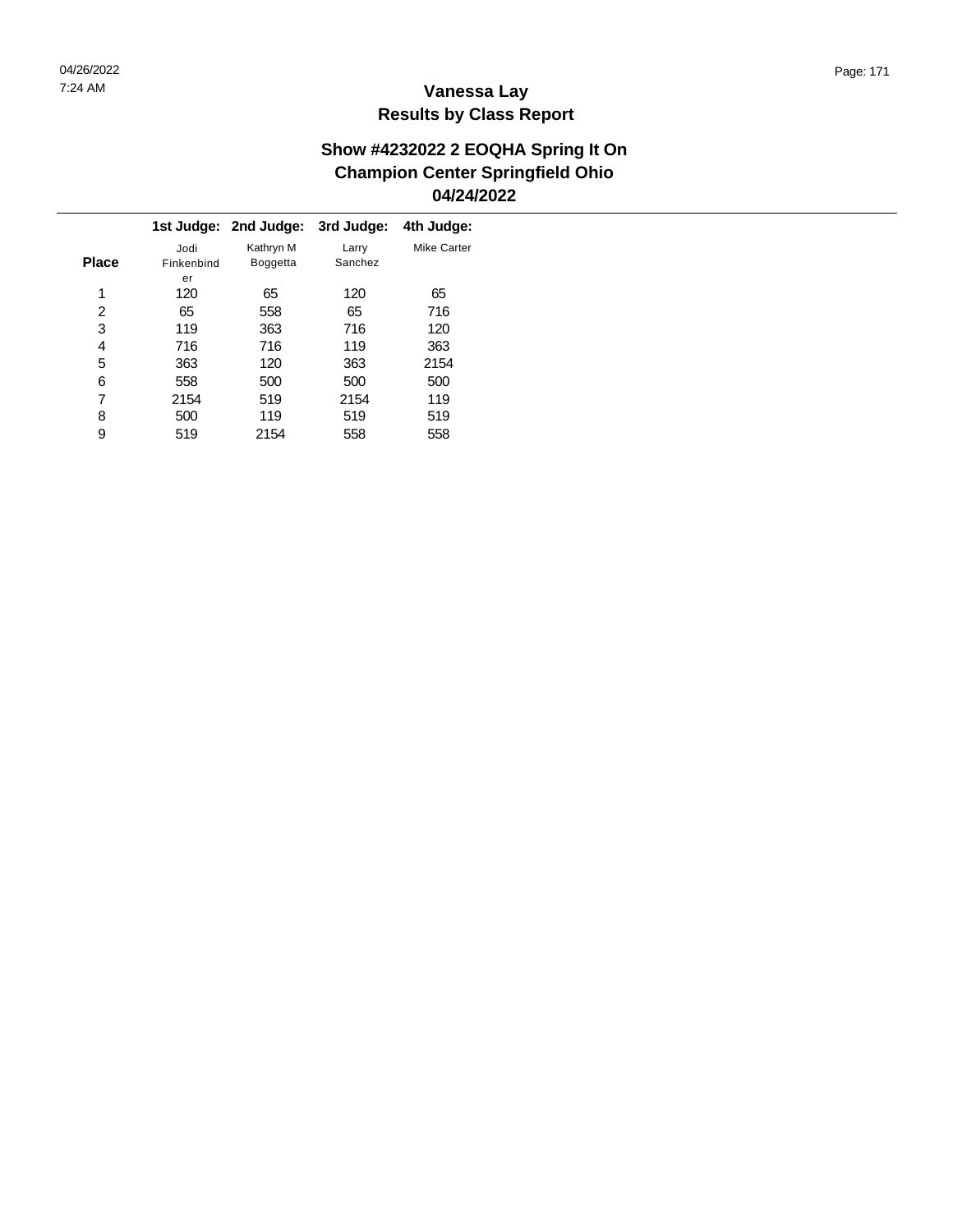## Vanessa Lay
## Results by Class Report

### Show #4232022 2 EOQHA Spring It On
### Champion Center Springfield Ohio
### 04/24/2022

| Place | 1st Judge: Jodi Finkenbinder | 2nd Judge: Kathryn M Boggetta | 3rd Judge: Larry Sanchez | 4th Judge: Mike Carter |
|---|---|---|---|---|
| 1 | 120 | 65 | 120 | 65 |
| 2 | 65 | 558 | 65 | 716 |
| 3 | 119 | 363 | 716 | 120 |
| 4 | 716 | 716 | 119 | 363 |
| 5 | 363 | 120 | 363 | 2154 |
| 6 | 558 | 500 | 500 | 500 |
| 7 | 2154 | 519 | 2154 | 119 |
| 8 | 500 | 119 | 519 | 519 |
| 9 | 519 | 2154 | 558 | 558 |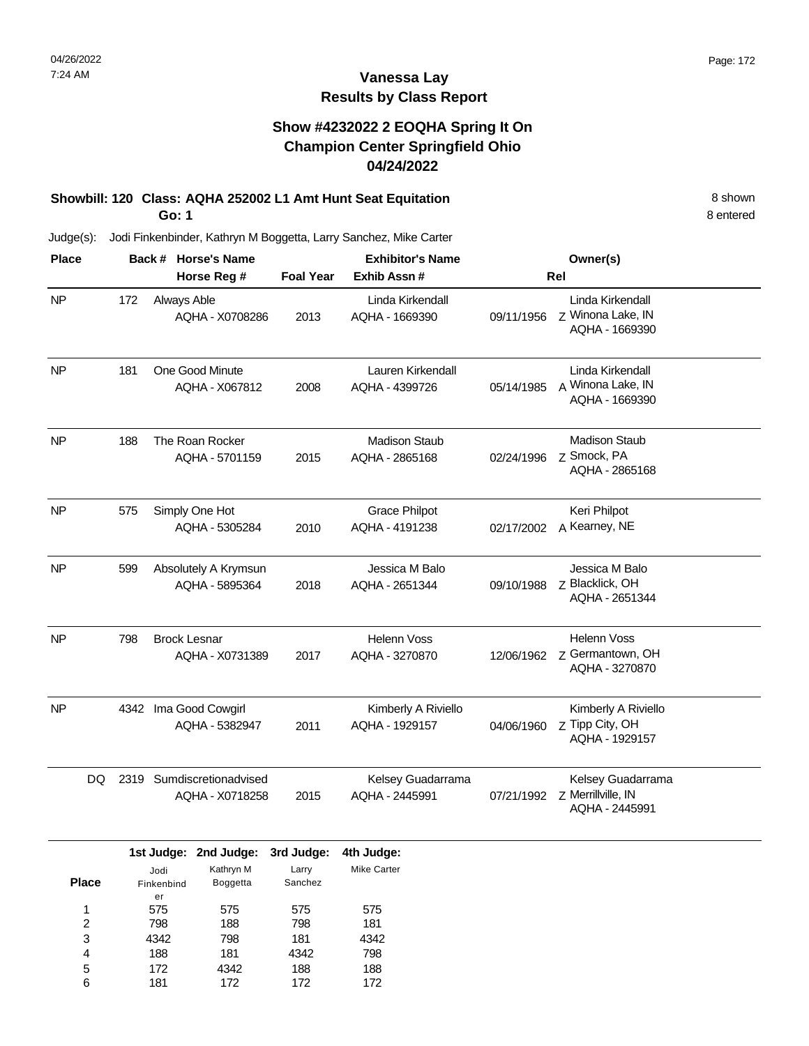# Vanessa Lay
## Results by Class Report

### Show #4232022 2 EOQHA Spring It On
### Champion Center Springfield Ohio
### 04/24/2022

**Showbill: 120 Class: AQHA 252002 L1 Amt Hunt Seat Equitation** — 8 shown

**Go: 1** — 8 entered

Judge(s): Jodi Finkenbinder, Kathryn M Boggetta, Larry Sanchez, Mike Carter

| Place | Back # | Horse's Name / Horse Reg # | Foal Year | Exhibitor's Name / Exhib Assn # | | Rel | Owner(s) |
|---|---|---|---|---|---|---|---|
| NP | 172 | Always Able<br>AQHA - X0708286 | 2013 | Linda Kirkendall<br>AQHA - 1669390 | 09/11/1956 | Z | Linda Kirkendall<br>Winona Lake, IN<br>AQHA - 1669390 |
| NP | 181 | One Good Minute<br>AQHA - X067812 | 2008 | Lauren Kirkendall<br>AQHA - 4399726 | 05/14/1985 | A | Linda Kirkendall<br>Winona Lake, IN<br>AQHA - 1669390 |
| NP | 188 | The Roan Rocker<br>AQHA - 5701159 | 2015 | Madison Staub<br>AQHA - 2865168 | 02/24/1996 | Z | Madison Staub<br>Smock, PA<br>AQHA - 2865168 |
| NP | 575 | Simply One Hot<br>AQHA - 5305284 | 2010 | Grace Philpot<br>AQHA - 4191238 | 02/17/2002 | A | Keri Philpot<br>Kearney, NE |
| NP | 599 | Absolutely A Krymsun<br>AQHA - 5895364 | 2018 | Jessica M Balo<br>AQHA - 2651344 | 09/10/1988 | Z | Jessica M Balo<br>Blacklick, OH<br>AQHA - 2651344 |
| NP | 798 | Brock Lesnar<br>AQHA - X0731389 | 2017 | Helenn Voss<br>AQHA - 3270870 | 12/06/1962 | Z | Helenn Voss<br>Germantown, OH<br>AQHA - 3270870 |
| NP | 4342 | Ima Good Cowgirl<br>AQHA - 5382947 | 2011 | Kimberly A Riviello<br>AQHA - 1929157 | 04/06/1960 | Z | Kimberly A Riviello<br>Tipp City, OH<br>AQHA - 1929157 |
| DQ | 2319 | Sumdiscretionadvised<br>AQHA - X0718258 | 2015 | Kelsey Guadarrama<br>AQHA - 2445991 | 07/21/1992 | Z | Kelsey Guadarrama<br>Merrillville, IN<br>AQHA - 2445991 |

| Place | 1st Judge: Jodi Finkenbinder | 2nd Judge: Kathryn M Boggetta | 3rd Judge: Larry Sanchez | 4th Judge: Mike Carter |
|---|---|---|---|---|
| 1 | 575 | 575 | 575 | 575 |
| 2 | 798 | 188 | 798 | 181 |
| 3 | 4342 | 798 | 181 | 4342 |
| 4 | 188 | 181 | 4342 | 798 |
| 5 | 172 | 4342 | 188 | 188 |
| 6 | 181 | 172 | 172 | 172 |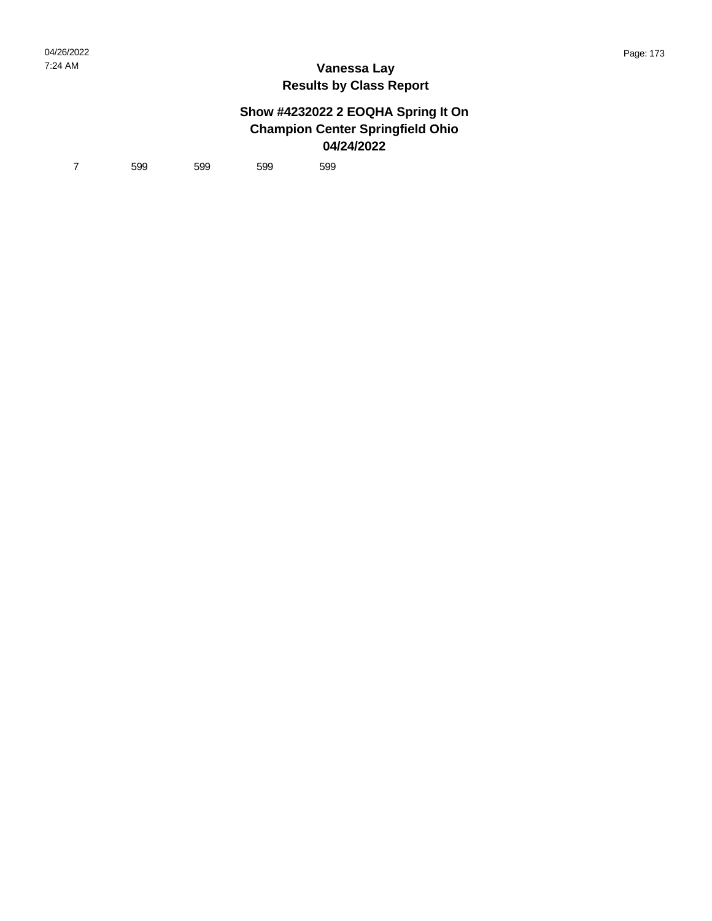## Vanessa Lay
## Results by Class Report

### Show #4232022 2 EOQHA Spring It On
### Champion Center Springfield Ohio
### 04/24/2022

| | | | | |
|---|---|---|---|---|
| 7 | 599 | 599 | 599 | 599 |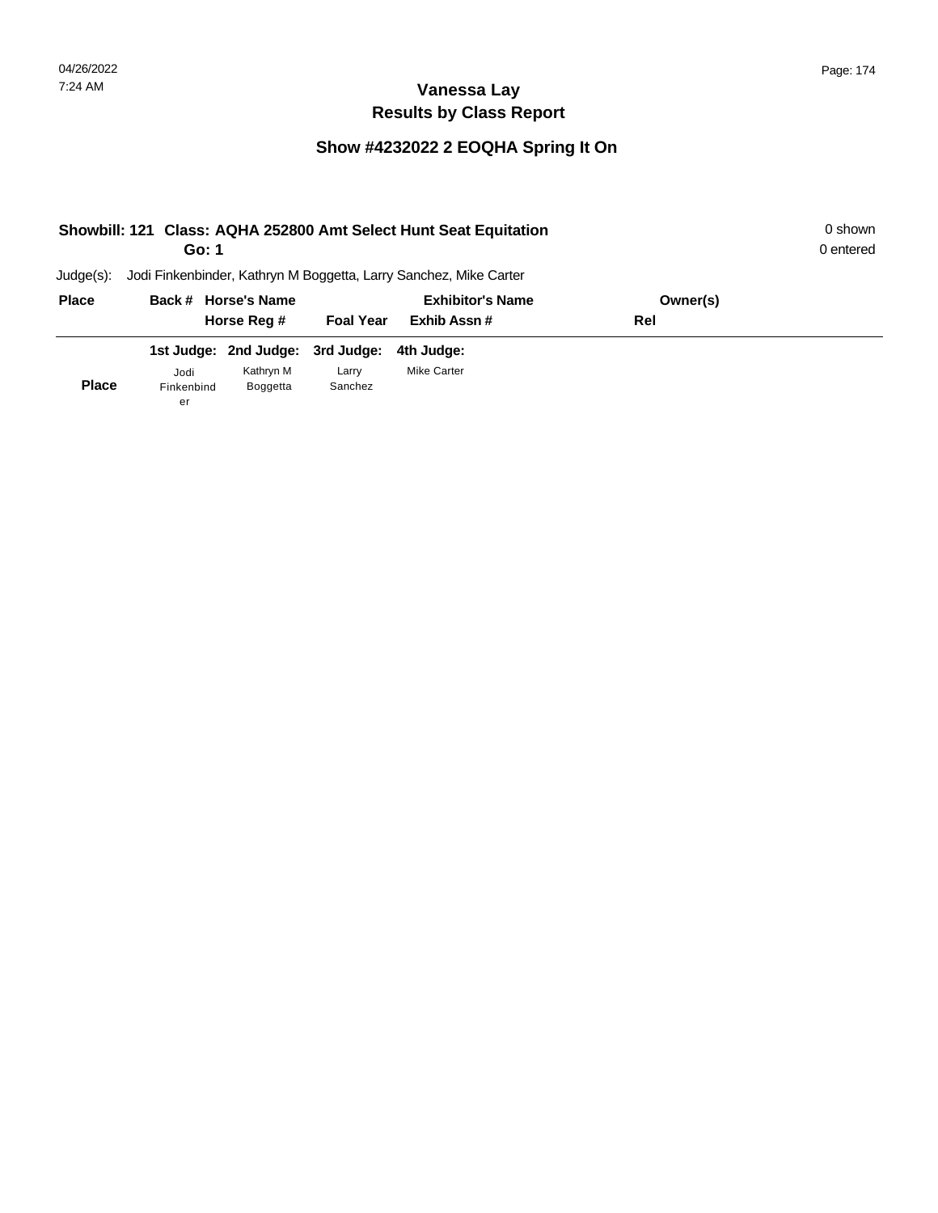# Vanessa Lay
## Results by Class Report

### Show #4232022 2 EOQHA Spring It On

**Showbill: 121 Class: AQHA 252800 Amt Select Hunt Seat Equitation** 0 shown
**Go: 1** 0 entered

Judge(s): Jodi Finkenbinder, Kathryn M Boggetta, Larry Sanchez, Mike Carter

| Place | Back # | Horse's Name / Horse Reg # | Foal Year | Exhibitor's Name / Exhib Assn # | Owner(s) / Rel |
|---|---|---|---|---|---|

| | 1st Judge: | 2nd Judge: | 3rd Judge: | 4th Judge: |
|---|---|---|---|---|
| **Place** | Jodi Finkenbinder | Kathryn M Boggetta | Larry Sanchez | Mike Carter |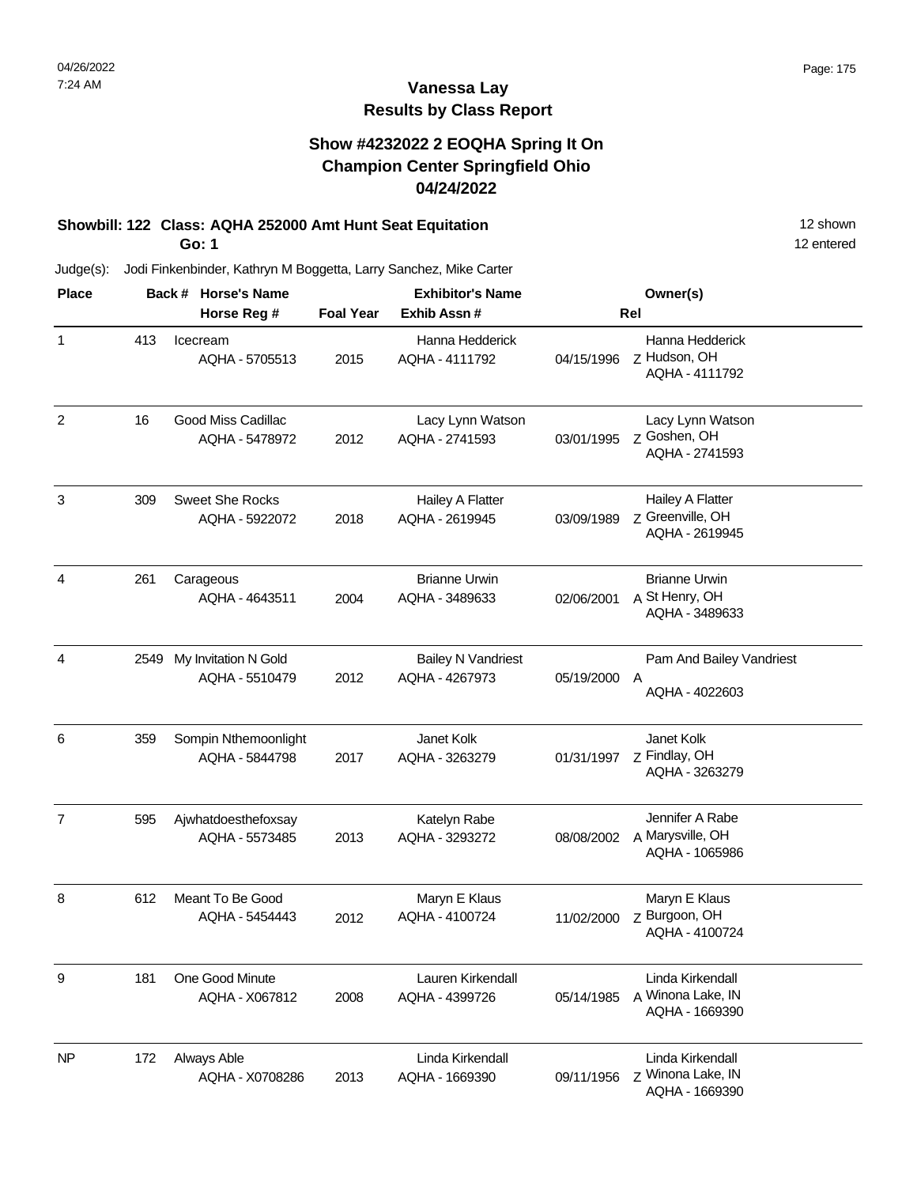# Vanessa Lay
## Results by Class Report

### Show #4232022 2 EOQHA Spring It On
### Champion Center Springfield Ohio
### 04/24/2022

**Showbill: 122 Class: AQHA 252000 Amt Hunt Seat Equitation** — 12 shown

**Go: 1** — 12 entered

Judge(s): Jodi Finkenbinder, Kathryn M Boggetta, Larry Sanchez, Mike Carter

| Place | Back # | Horse's Name / Horse Reg # | Foal Year | Exhibitor's Name / Exhib Assn # | | Rel | Owner(s) |
|---|---|---|---|---|---|---|---|
| 1 | 413 | Icecream<br>AQHA - 5705513 | 2015 | Hanna Hedderick<br>AQHA - 4111792 | 04/15/1996 | Z | Hanna Hedderick<br>Hudson, OH<br>AQHA - 4111792 |
| 2 | 16 | Good Miss Cadillac<br>AQHA - 5478972 | 2012 | Lacy Lynn Watson<br>AQHA - 2741593 | 03/01/1995 | Z | Lacy Lynn Watson<br>Goshen, OH<br>AQHA - 2741593 |
| 3 | 309 | Sweet She Rocks<br>AQHA - 5922072 | 2018 | Hailey A Flatter<br>AQHA - 2619945 | 03/09/1989 | Z | Hailey A Flatter<br>Greenville, OH<br>AQHA - 2619945 |
| 4 | 261 | Carageous<br>AQHA - 4643511 | 2004 | Brianne Urwin<br>AQHA - 3489633 | 02/06/2001 | A | Brianne Urwin<br>St Henry, OH<br>AQHA - 3489633 |
| 4 | 2549 | My Invitation N Gold<br>AQHA - 5510479 | 2012 | Bailey N Vandriest<br>AQHA - 4267973 | 05/19/2000 | A | Pam And Bailey Vandriest<br>AQHA - 4022603 |
| 6 | 359 | Sompin Nthemoonlight<br>AQHA - 5844798 | 2017 | Janet Kolk<br>AQHA - 3263279 | 01/31/1997 | Z | Janet Kolk<br>Findlay, OH<br>AQHA - 3263279 |
| 7 | 595 | Ajwhatdoesthefoxsay<br>AQHA - 5573485 | 2013 | Katelyn Rabe<br>AQHA - 3293272 | 08/08/2002 | A | Jennifer A Rabe<br>Marysville, OH<br>AQHA - 1065986 |
| 8 | 612 | Meant To Be Good<br>AQHA - 5454443 | 2012 | Maryn E Klaus<br>AQHA - 4100724 | 11/02/2000 | Z | Maryn E Klaus<br>Burgoon, OH<br>AQHA - 4100724 |
| 9 | 181 | One Good Minute<br>AQHA - X067812 | 2008 | Lauren Kirkendall<br>AQHA - 4399726 | 05/14/1985 | A | Linda Kirkendall<br>Winona Lake, IN<br>AQHA - 1669390 |
| NP | 172 | Always Able<br>AQHA - X0708286 | 2013 | Linda Kirkendall<br>AQHA - 1669390 | 09/11/1956 | Z | Linda Kirkendall<br>Winona Lake, IN<br>AQHA - 1669390 |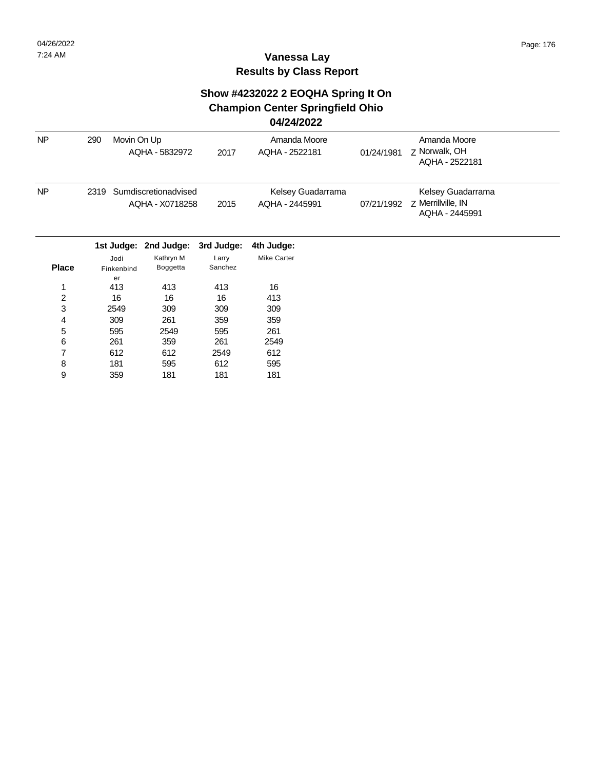**Vanessa Lay**
**Results by Class Report**

**Show #4232022 2 EOQHA Spring It On**
**Champion Center Springfield Ohio**
**04/24/2022**

| | | | | | | | |
|---|---|---|---|---|---|---|---|
| NP | 290 | Movin On Up<br>AQHA - 5832972 | 2017 | Amanda Moore<br>AQHA - 2522181 | 01/24/1981 | Z | Amanda Moore<br>Norwalk, OH<br>AQHA - 2522181 |
| NP | 2319 | Sumdiscretionadvised<br>AQHA - X0718258 | 2015 | Kelsey Guadarrama<br>AQHA - 2445991 | 07/21/1992 | Z | Kelsey Guadarrama<br>Merrillville, IN<br>AQHA - 2445991 |

| Place | 1st Judge: Jodi Finkenbinder | 2nd Judge: Kathryn M Boggetta | 3rd Judge: Larry Sanchez | 4th Judge: Mike Carter |
|---|---|---|---|---|
| 1 | 413 | 413 | 413 | 16 |
| 2 | 16 | 16 | 16 | 413 |
| 3 | 2549 | 309 | 309 | 309 |
| 4 | 309 | 261 | 359 | 359 |
| 5 | 595 | 2549 | 595 | 261 |
| 6 | 261 | 359 | 261 | 2549 |
| 7 | 612 | 612 | 2549 | 612 |
| 8 | 181 | 595 | 612 | 595 |
| 9 | 359 | 181 | 181 | 181 |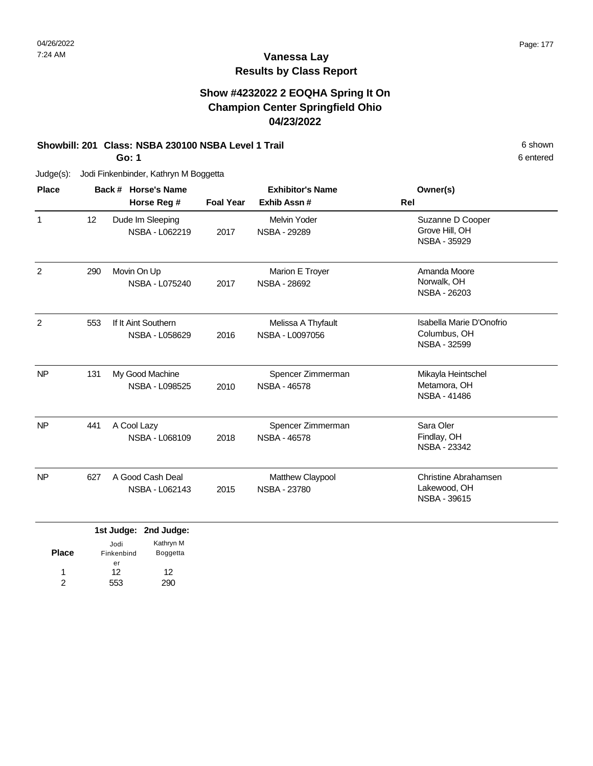04/26/2022
7:24 AM

# Vanessa Lay
## Results by Class Report

### Show #4232022 2 EOQHA Spring It On
### Champion Center Springfield Ohio
### 04/23/2022

**Showbill: 201 Class: NSBA 230100 NSBA Level 1 Trail** 6 shown

**Go: 1** 6 entered

Judge(s): Jodi Finkenbinder, Kathryn M Boggetta

| Place | Back # | Horse's Name / Horse Reg # | Foal Year | Exhibitor's Name / Exhib Assn # | Rel | Owner(s) |
|---|---|---|---|---|---|---|
| 1 | 12 | Dude Im Sleeping<br>NSBA - L062219 | 2017 | Melvin Yoder<br>NSBA - 29289 | | Suzanne D Cooper<br>Grove Hill, OH<br>NSBA - 35929 |
| 2 | 290 | Movin On Up<br>NSBA - L075240 | 2017 | Marion E Troyer<br>NSBA - 28692 | | Amanda Moore<br>Norwalk, OH<br>NSBA - 26203 |
| 2 | 553 | If It Aint Southern<br>NSBA - L058629 | 2016 | Melissa A Thyfault<br>NSBA - L0097056 | | Isabella Marie D'Onofrio<br>Columbus, OH<br>NSBA - 32599 |
| NP | 131 | My Good Machine<br>NSBA - L098525 | 2010 | Spencer Zimmerman<br>NSBA - 46578 | | Mikayla Heintschel<br>Metamora, OH<br>NSBA - 41486 |
| NP | 441 | A Cool Lazy<br>NSBA - L068109 | 2018 | Spencer Zimmerman<br>NSBA - 46578 | | Sara Oler<br>Findlay, OH<br>NSBA - 23342 |
| NP | 627 | A Good Cash Deal<br>NSBA - L062143 | 2015 | Matthew Claypool<br>NSBA - 23780 | | Christine Abrahamsen<br>Lakewood, OH<br>NSBA - 39615 |

| Place | 1st Judge: Jodi Finkenbinder | 2nd Judge: Kathryn M Boggetta |
|---|---|---|
| 1 | 12 | 12 |
| 2 | 553 | 290 |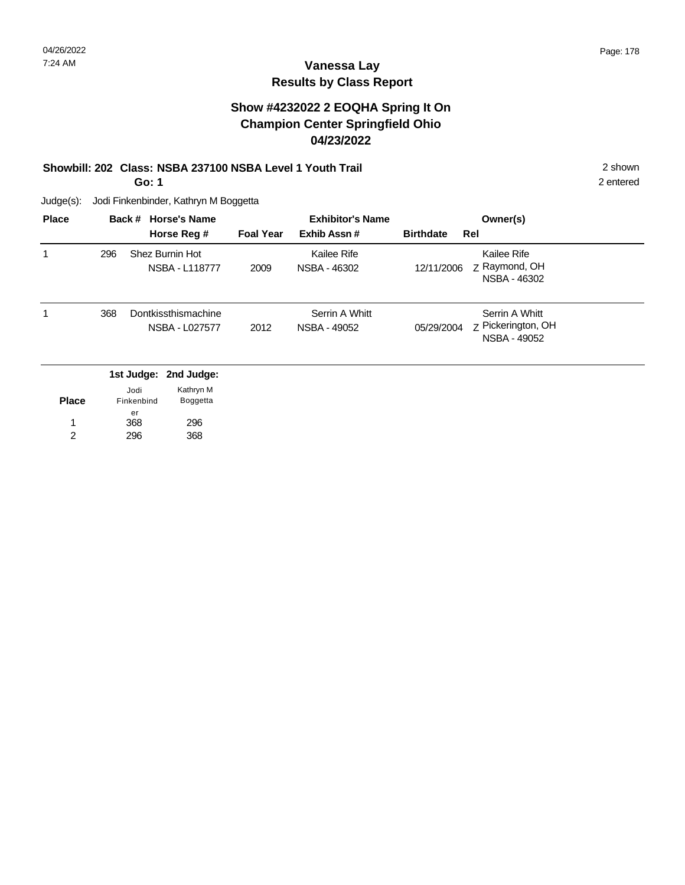# Vanessa Lay
## Results by Class Report

### Show #4232022 2 EOQHA Spring It On
### Champion Center Springfield Ohio
### 04/23/2022

**Showbill: 202 Class: NSBA 237100 NSBA Level 1 Youth Trail** 2 shown

**Go: 1** 2 entered

Judge(s): Jodi Finkenbinder, Kathryn M Boggetta

| Place | Back # | Horse's Name / Horse Reg # | Foal Year | Exhibitor's Name / Exhib Assn # | Birthdate | Rel | Owner(s) |
|---|---|---|---|---|---|---|---|
| 1 | 296 | Shez Burnin Hot<br>NSBA - L118777 | 2009 | Kailee Rife<br>NSBA - 46302 | 12/11/2006 | Z | Kailee Rife<br>Raymond, OH<br>NSBA - 46302 |
| 1 | 368 | Dontkissthismachine<br>NSBA - L027577 | 2012 | Serrin A Whitt<br>NSBA - 49052 | 05/29/2004 | Z | Serrin A Whitt<br>Pickerington, OH<br>NSBA - 49052 |

| Place | 1st Judge: Jodi Finkenbinder | 2nd Judge: Kathryn M Boggetta |
|---|---|---|
| 1 | 368 | 296 |
| 2 | 296 | 368 |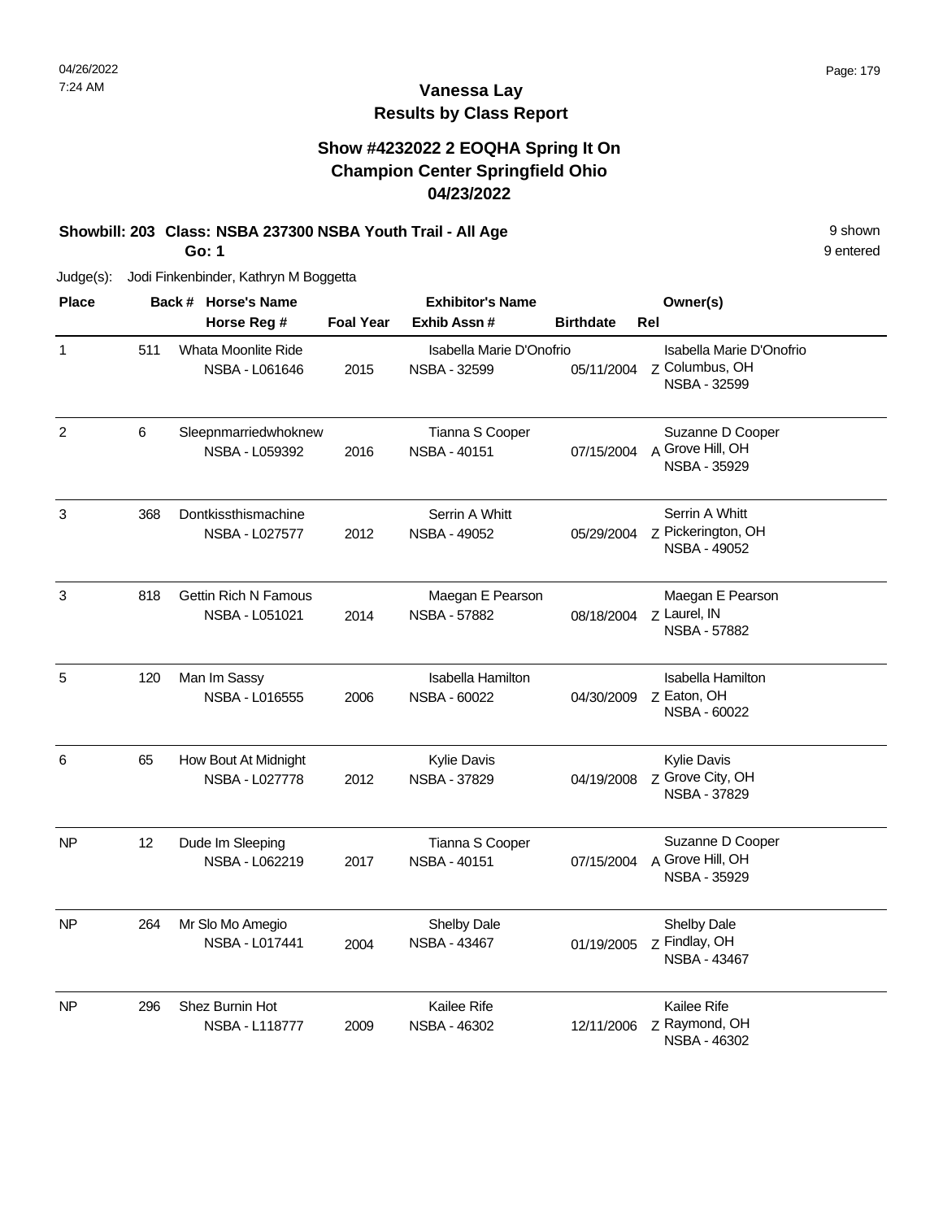# Vanessa Lay
## Results by Class Report

### Show #4232022 2 EOQHA Spring It On
### Champion Center Springfield Ohio
### 04/23/2022

**Showbill: 203 Class: NSBA 237300 NSBA Youth Trail - All Age** 9 shown

**Go: 1** 9 entered

Judge(s): Jodi Finkenbinder, Kathryn M Boggetta

| Place | Back # | Horse's Name / Horse Reg # | Foal Year | Exhibitor's Name / Exhib Assn # | Birthdate | Rel | Owner(s) |
|---|---|---|---|---|---|---|---|
| 1 | 511 | Whata Moonlite Ride<br>NSBA - L061646 | 2015 | Isabella Marie D'Onofrio<br>NSBA - 32599 | 05/11/2004 | Z | Isabella Marie D'Onofrio<br>Columbus, OH<br>NSBA - 32599 |
| 2 | 6 | Sleepnmarriedwhoknew<br>NSBA - L059392 | 2016 | Tianna S Cooper<br>NSBA - 40151 | 07/15/2004 | A | Suzanne D Cooper<br>Grove Hill, OH<br>NSBA - 35929 |
| 3 | 368 | Dontkissthismachine<br>NSBA - L027577 | 2012 | Serrin A Whitt<br>NSBA - 49052 | 05/29/2004 | Z | Serrin A Whitt<br>Pickerington, OH<br>NSBA - 49052 |
| 3 | 818 | Gettin Rich N Famous<br>NSBA - L051021 | 2014 | Maegan E Pearson<br>NSBA - 57882 | 08/18/2004 | Z | Maegan E Pearson<br>Laurel, IN<br>NSBA - 57882 |
| 5 | 120 | Man Im Sassy<br>NSBA - L016555 | 2006 | Isabella Hamilton<br>NSBA - 60022 | 04/30/2009 | Z | Isabella Hamilton<br>Eaton, OH<br>NSBA - 60022 |
| 6 | 65 | How Bout At Midnight<br>NSBA - L027778 | 2012 | Kylie Davis<br>NSBA - 37829 | 04/19/2008 | Z | Kylie Davis<br>Grove City, OH<br>NSBA - 37829 |
| NP | 12 | Dude Im Sleeping<br>NSBA - L062219 | 2017 | Tianna S Cooper<br>NSBA - 40151 | 07/15/2004 | A | Suzanne D Cooper<br>Grove Hill, OH<br>NSBA - 35929 |
| NP | 264 | Mr Slo Mo Amegio<br>NSBA - L017441 | 2004 | Shelby Dale<br>NSBA - 43467 | 01/19/2005 | Z | Shelby Dale<br>Findlay, OH<br>NSBA - 43467 |
| NP | 296 | Shez Burnin Hot<br>NSBA - L118777 | 2009 | Kailee Rife<br>NSBA - 46302 | 12/11/2006 | Z | Kailee Rife<br>Raymond, OH<br>NSBA - 46302 |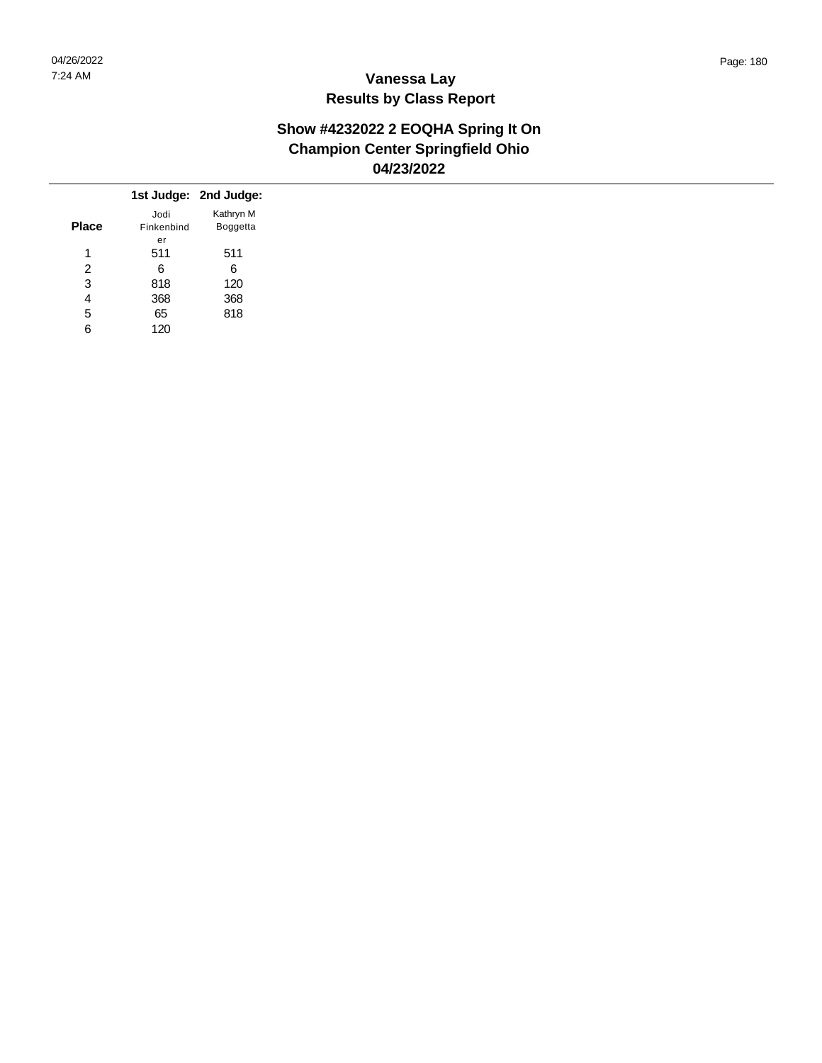# Vanessa Lay

## Results by Class Report

### Show #4232022 2 EOQHA Spring It On
### Champion Center Springfield Ohio
### 04/23/2022

| Place | 1st Judge: Jodi Finkenbinder | 2nd Judge: Kathryn M Boggetta |
|---|---|---|
| 1 | 511 | 511 |
| 2 | 6 | 6 |
| 3 | 818 | 120 |
| 4 | 368 | 368 |
| 5 | 65 | 818 |
| 6 | 120 | |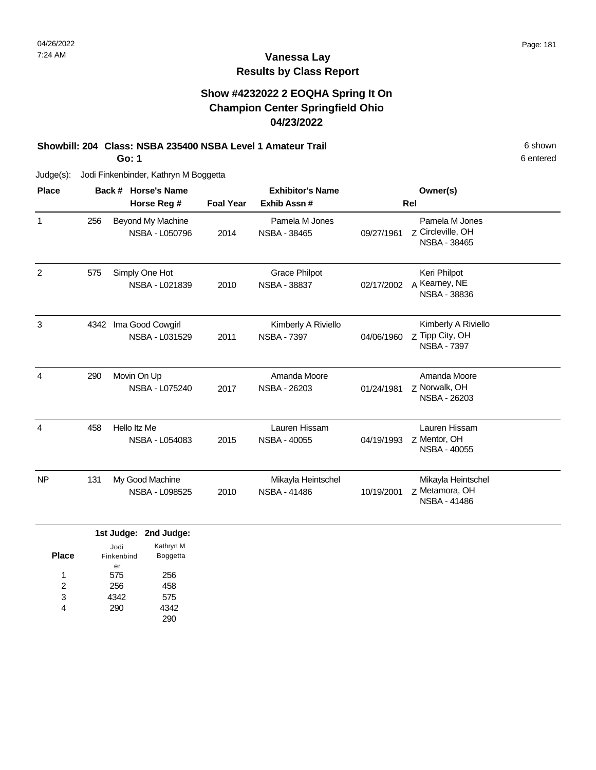04/26/2022
7:24 AM

# Vanessa Lay
## Results by Class Report

### Show #4232022 2 EOQHA Spring It On
### Champion Center Springfield Ohio
### 04/23/2022

**Showbill: 204 Class: NSBA 235400 NSBA Level 1 Amateur Trail** 6 shown

**Go: 1** 6 entered

Judge(s): Jodi Finkenbinder, Kathryn M Boggetta

| Place | Back # | Horse's Name / Horse Reg # | Foal Year | Exhibitor's Name / Exhib Assn # | Rel | Owner(s) |
|---|---|---|---|---|---|---|
| 1 | 256 | Beyond My Machine NSBA - L050796 | 2014 | Pamela M Jones NSBA - 38465 | 09/27/1961 Z | Pamela M Jones Circleville, OH NSBA - 38465 |
| 2 | 575 | Simply One Hot NSBA - L021839 | 2010 | Grace Philpot NSBA - 38837 | 02/17/2002 A | Keri Philpot Kearney, NE NSBA - 38836 |
| 3 | 4342 | Ima Good Cowgirl NSBA - L031529 | 2011 | Kimberly A Riviello NSBA - 7397 | 04/06/1960 Z | Kimberly A Riviello Tipp City, OH NSBA - 7397 |
| 4 | 290 | Movin On Up NSBA - L075240 | 2017 | Amanda Moore NSBA - 26203 | 01/24/1981 Z | Amanda Moore Norwalk, OH NSBA - 26203 |
| 4 | 458 | Hello Itz Me NSBA - L054083 | 2015 | Lauren Hissam NSBA - 40055 | 04/19/1993 Z | Lauren Hissam Mentor, OH NSBA - 40055 |
| NP | 131 | My Good Machine NSBA - L098525 | 2010 | Mikayla Heintschel NSBA - 41486 | 10/19/2001 Z | Mikayla Heintschel Metamora, OH NSBA - 41486 |

| Place | 1st Judge: Jodi Finkenbinder | 2nd Judge: Kathryn M Boggetta |
|---|---|---|
| 1 | 575 | 256 |
| 2 | 256 | 458 |
| 3 | 4342 | 575 |
| 4 | 290 | 4342 |
| | | 290 |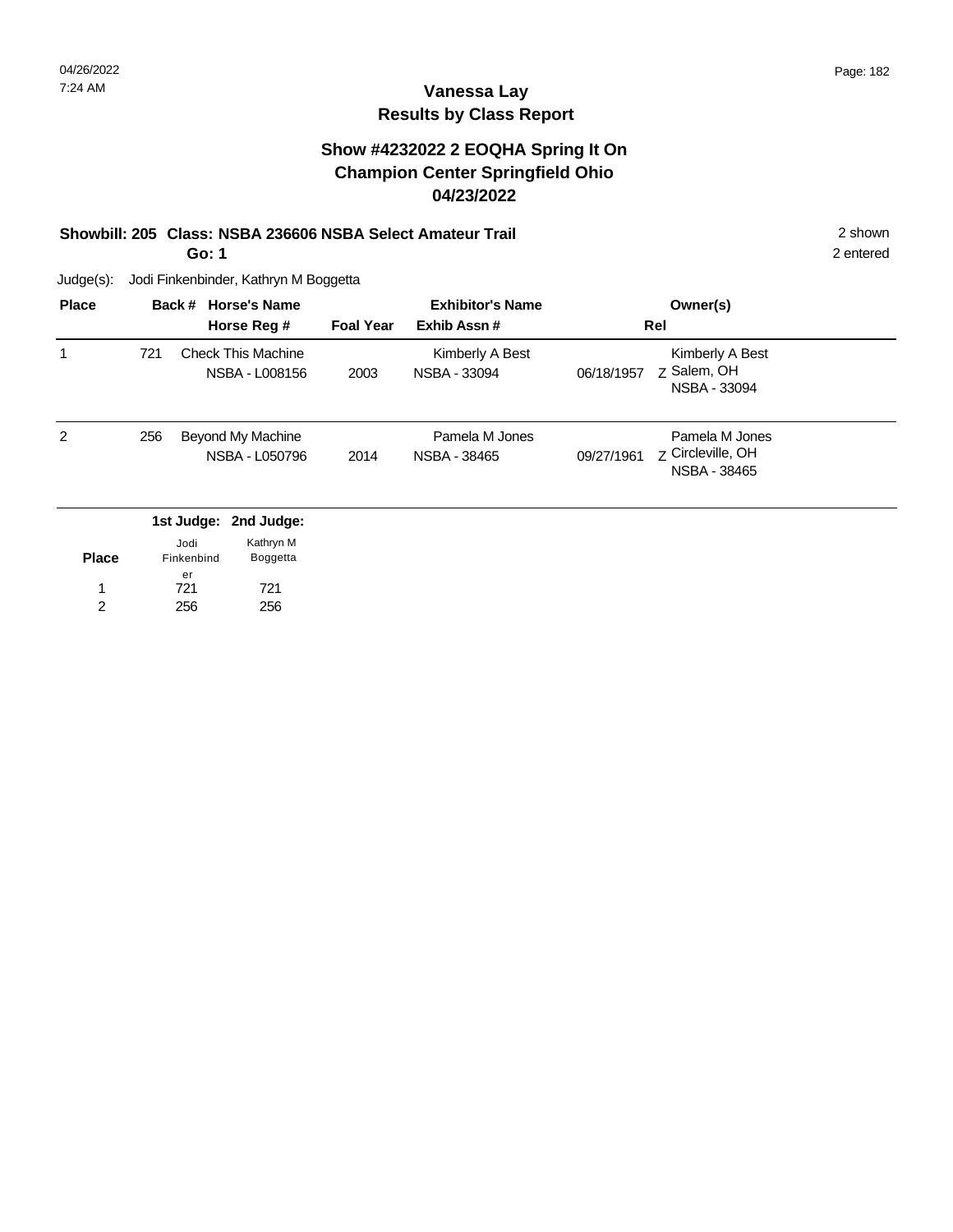04/26/2022
7:24 AM

# Vanessa Lay
## Results by Class Report

### Show #4232022 2 EOQHA Spring It On
### Champion Center Springfield Ohio
### 04/23/2022

**Showbill: 205 Class: NSBA 236606 NSBA Select Amateur Trail** 2 shown

**Go: 1** 2 entered

Judge(s): Jodi Finkenbinder, Kathryn M Boggetta

| Place | Back # | Horse's Name / Horse Reg # | Foal Year | Exhibitor's Name / Exhib Assn # | Rel | Owner(s) |
|---|---|---|---|---|---|---|
| 1 | 721 | Check This Machine<br>NSBA - L008156 | 2003 | Kimberly A Best<br>NSBA - 33094 | 06/18/1957 Z | Kimberly A Best<br>Salem, OH<br>NSBA - 33094 |
| 2 | 256 | Beyond My Machine<br>NSBA - L050796 | 2014 | Pamela M Jones<br>NSBA - 38465 | 09/27/1961 Z | Pamela M Jones<br>Circleville, OH<br>NSBA - 38465 |

| Place | 1st Judge: Jodi Finkenbinder | 2nd Judge: Kathryn M Boggetta |
|---|---|---|
| 1 | 721 | 721 |
| 2 | 256 | 256 |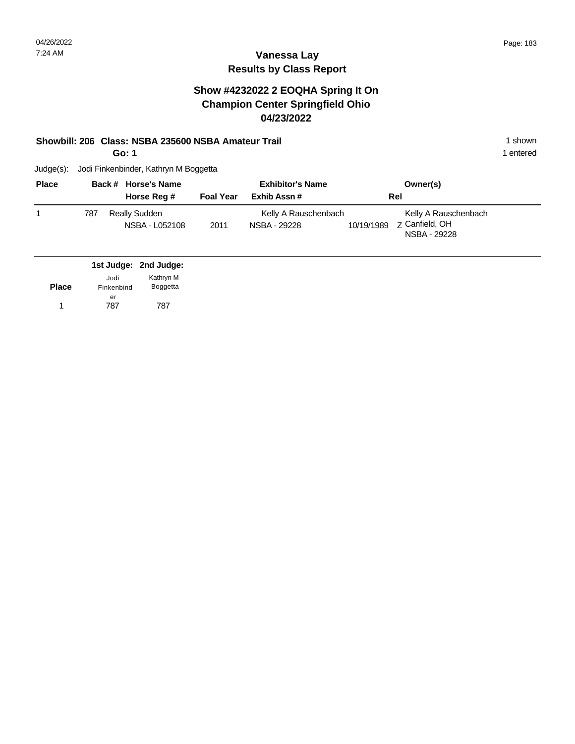## Vanessa Lay
## Results by Class Report

### Show #4232022 2 EOQHA Spring It On
### Champion Center Springfield Ohio
### 04/23/2022

**Showbill: 206 Class: NSBA 235600 NSBA Amateur Trail** — 1 shown

**Go: 1** — 1 entered

Judge(s): Jodi Finkenbinder, Kathryn M Boggetta

| Place | Back # | Horse's Name / Horse Reg # | Foal Year | Exhibitor's Name / Exhib Assn # | | Rel | Owner(s) |
|---|---|---|---|---|---|---|---|
| 1 | 787 | Really Sudden<br>NSBA - L052108 | 2011 | Kelly A Rauschenbach<br>NSBA - 29228 | 10/19/1989 | Z | Kelly A Rauschenbach<br>Canfield, OH<br>NSBA - 29228 |

| Place | 1st Judge: Jodi Finkenbinder | 2nd Judge: Kathryn M Boggetta |
|---|---|---|
| 1 | 787 | 787 |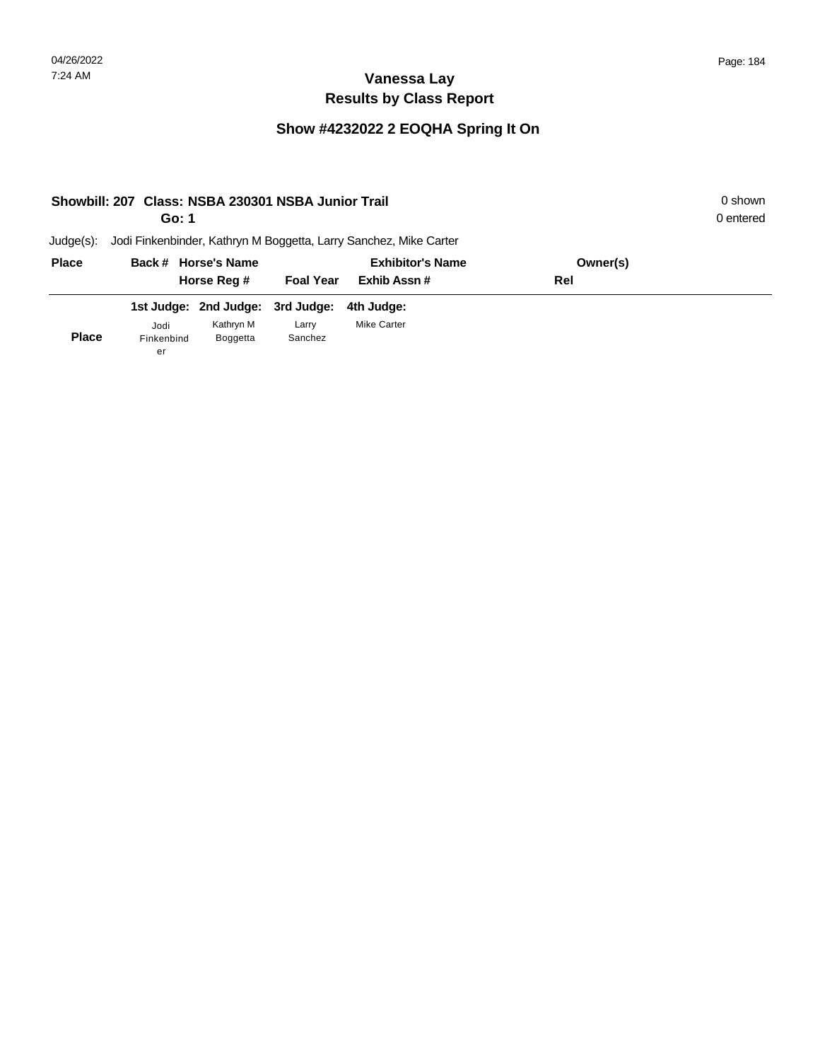# Vanessa Lay
## Results by Class Report

## Show #4232022 2 EOQHA Spring It On

**Showbill: 207 Class: NSBA 230301 NSBA Junior Trail** — 0 shown

**Go: 1** — 0 entered

Judge(s): Jodi Finkenbinder, Kathryn M Boggetta, Larry Sanchez, Mike Carter

| Place | Back # | Horse's Name / Horse Reg # | Foal Year | Exhibitor's Name / Exhib Assn # | Owner(s) / Rel |
|---|---|---|---|---|---|

| | 1st Judge: | 2nd Judge: | 3rd Judge: | 4th Judge: |
|---|---|---|---|---|
| **Place** | Jodi Finkenbinder | Kathryn M Boggetta | Larry Sanchez | Mike Carter |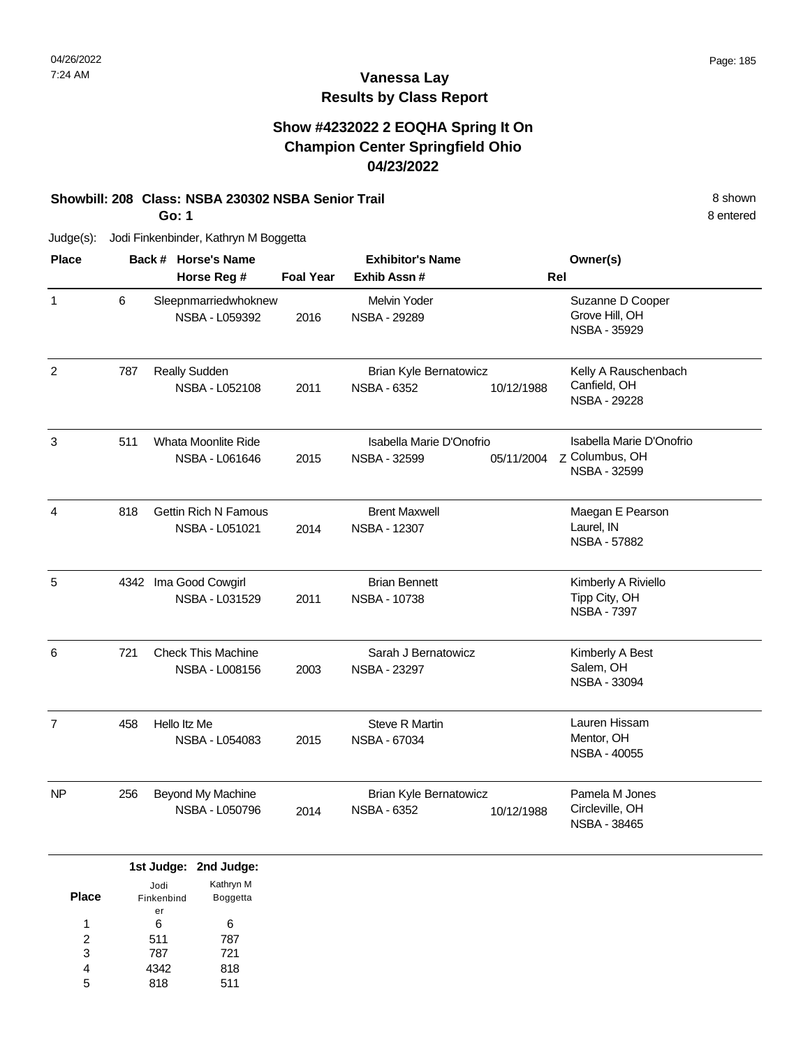# Vanessa Lay
## Results by Class Report

### Show #4232022 2 EOQHA Spring It On
### Champion Center Springfield Ohio
### 04/23/2022

**Showbill: 208 Class: NSBA 230302 NSBA Senior Trail** 8 shown

**Go: 1** 8 entered

Judge(s): Jodi Finkenbinder, Kathryn M Boggetta

| Place | Back # | Horse's Name / Horse Reg # | Foal Year | Exhibitor's Name / Exhib Assn # | Rel | Owner(s) |
|---|---|---|---|---|---|---|
| 1 | 6 | Sleepnmarriedwhoknew<br>NSBA - L059392 | 2016 | Melvin Yoder<br>NSBA - 29289 | | Suzanne D Cooper<br>Grove Hill, OH<br>NSBA - 35929 |
| 2 | 787 | Really Sudden<br>NSBA - L052108 | 2011 | Brian Kyle Bernatowicz<br>NSBA - 6352 10/12/1988 | | Kelly A Rauschenbach<br>Canfield, OH<br>NSBA - 29228 |
| 3 | 511 | Whata Moonlite Ride<br>NSBA - L061646 | 2015 | Isabella Marie D'Onofrio<br>NSBA - 32599 05/11/2004 | Z | Isabella Marie D'Onofrio<br>Columbus, OH<br>NSBA - 32599 |
| 4 | 818 | Gettin Rich N Famous<br>NSBA - L051021 | 2014 | Brent Maxwell<br>NSBA - 12307 | | Maegan E Pearson<br>Laurel, IN<br>NSBA - 57882 |
| 5 | 4342 | Ima Good Cowgirl<br>NSBA - L031529 | 2011 | Brian Bennett<br>NSBA - 10738 | | Kimberly A Riviello<br>Tipp City, OH<br>NSBA - 7397 |
| 6 | 721 | Check This Machine<br>NSBA - L008156 | 2003 | Sarah J Bernatowicz<br>NSBA - 23297 | | Kimberly A Best<br>Salem, OH<br>NSBA - 33094 |
| 7 | 458 | Hello Itz Me<br>NSBA - L054083 | 2015 | Steve R Martin<br>NSBA - 67034 | | Lauren Hissam<br>Mentor, OH<br>NSBA - 40055 |
| NP | 256 | Beyond My Machine<br>NSBA - L050796 | 2014 | Brian Kyle Bernatowicz<br>NSBA - 6352 10/12/1988 | | Pamela M Jones<br>Circleville, OH<br>NSBA - 38465 |

| Place | 1st Judge: Jodi Finkenbinder | 2nd Judge: Kathryn M Boggetta |
|---|---|---|
| 1 | 6 | 6 |
| 2 | 511 | 787 |
| 3 | 787 | 721 |
| 4 | 4342 | 818 |
| 5 | 818 | 511 |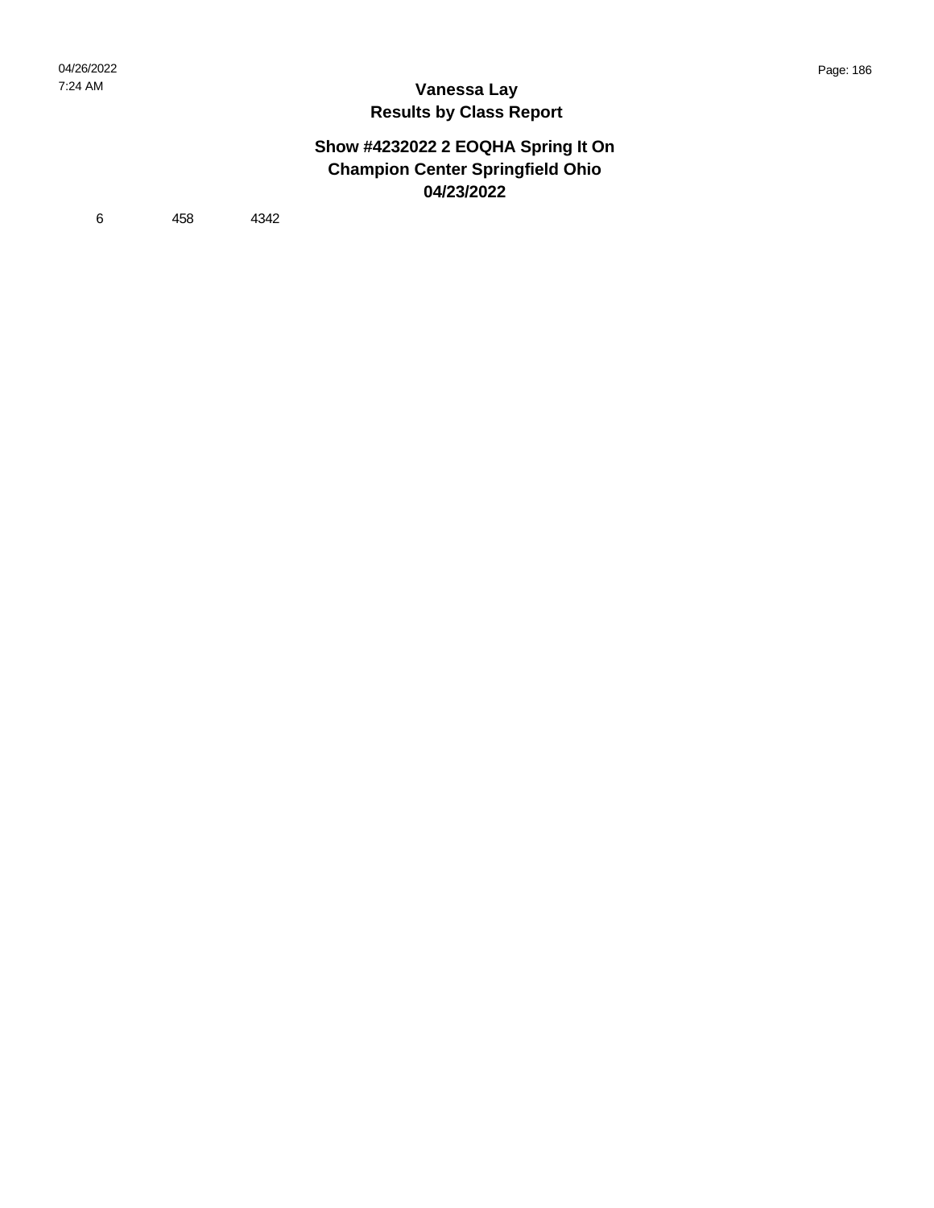# Vanessa Lay
## Results by Class Report

### Show #4232022 2 EOQHA Spring It On
### Champion Center Springfield Ohio
### 04/23/2022

| | | |
|---|---|---|
| 6 | 458 | 4342 |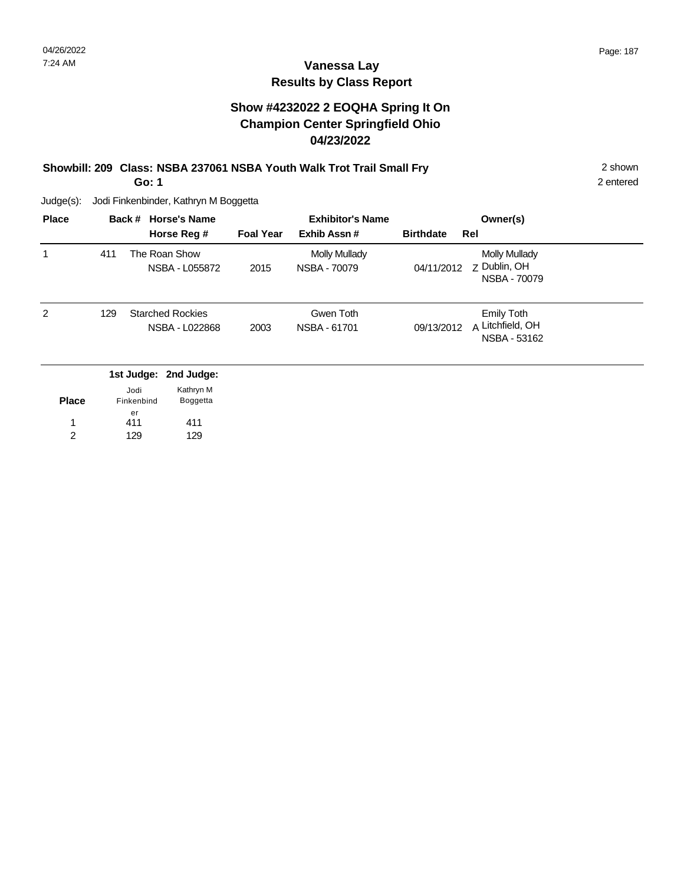# Vanessa Lay
## Results by Class Report

### Show #4232022 2 EOQHA Spring It On
### Champion Center Springfield Ohio
### 04/23/2022

**Showbill: 209 Class: NSBA 237061 NSBA Youth Walk Trot Trail Small Fry** 2 shown

**Go: 1** 2 entered

Judge(s): Jodi Finkenbinder, Kathryn M Boggetta

| Place | Back # | Horse's Name / Horse Reg # | Foal Year | Exhibitor's Name / Exhib Assn # | Birthdate | Rel | Owner(s) |
|---|---|---|---|---|---|---|---|
| 1 | 411 | The Roan Show<br>NSBA - L055872 | 2015 | Molly Mullady<br>NSBA - 70079 | 04/11/2012 | Z | Molly Mullady<br>Dublin, OH<br>NSBA - 70079 |
| 2 | 129 | Starched Rockies<br>NSBA - L022868 | 2003 | Gwen Toth<br>NSBA - 61701 | 09/13/2012 | A | Emily Toth<br>Litchfield, OH<br>NSBA - 53162 |

| Place | 1st Judge: Jodi Finkenbinder | 2nd Judge: Kathryn M Boggetta |
|---|---|---|
| 1 | 411 | 411 |
| 2 | 129 | 129 |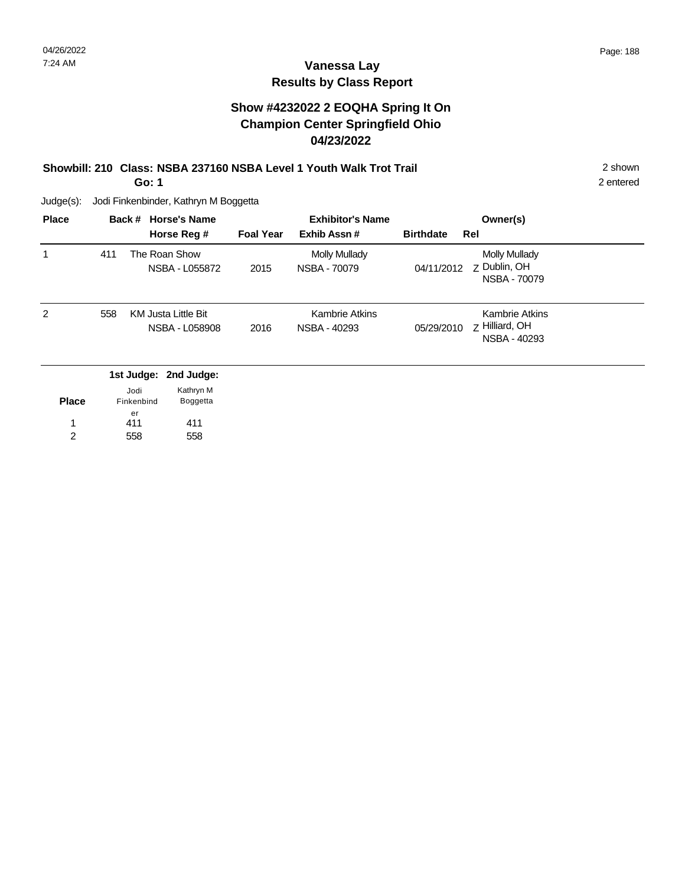## Vanessa Lay
## Results by Class Report

### Show #4232022 2 EOQHA Spring It On
### Champion Center Springfield Ohio
### 04/23/2022

**Showbill: 210 Class: NSBA 237160 NSBA Level 1 Youth Walk Trot Trail** — 2 shown

**Go: 1** — 2 entered

Judge(s): Jodi Finkenbinder, Kathryn M Boggetta

| Place | Back # | Horse's Name / Horse Reg # | Foal Year | Exhibitor's Name / Exhib Assn # | Birthdate | Rel | Owner(s) |
|---|---|---|---|---|---|---|---|
| 1 | 411 | The Roan Show<br>NSBA - L055872 | 2015 | Molly Mullady<br>NSBA - 70079 | 04/11/2012 | Z | Molly Mullady<br>Dublin, OH<br>NSBA - 70079 |
| 2 | 558 | KM Justa Little Bit<br>NSBA - L058908 | 2016 | Kambrie Atkins<br>NSBA - 40293 | 05/29/2010 | Z | Kambrie Atkins<br>Hilliard, OH<br>NSBA - 40293 |

| Place | 1st Judge: Jodi Finkenbinder | 2nd Judge: Kathryn M Boggetta |
|---|---|---|
| 1 | 411 | 411 |
| 2 | 558 | 558 |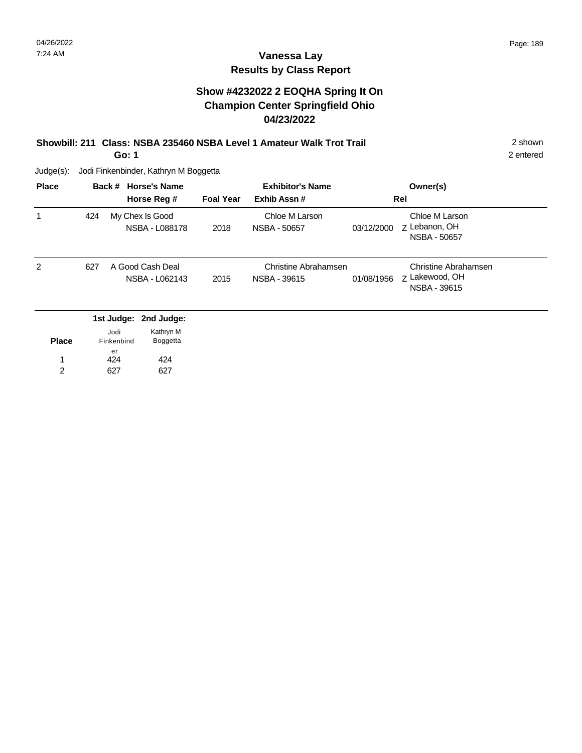## Vanessa Lay
## Results by Class Report

### Show #4232022 2 EOQHA Spring It On
### Champion Center Springfield Ohio
### 04/23/2022

**Showbill: 211 Class: NSBA 235460 NSBA Level 1 Amateur Walk Trot Trail** 2 shown

**Go: 1** 2 entered

Judge(s): Jodi Finkenbinder, Kathryn M Boggetta

| Place | Back # | Horse's Name / Horse Reg # | Foal Year | Exhibitor's Name / Exhib Assn # | | Rel | Owner(s) |
|---|---|---|---|---|---|---|---|
| 1 | 424 | My Chex Is Good<br>NSBA - L088178 | 2018 | Chloe M Larson<br>NSBA - 50657 | 03/12/2000 | Z | Chloe M Larson<br>Lebanon, OH<br>NSBA - 50657 |
| 2 | 627 | A Good Cash Deal<br>NSBA - L062143 | 2015 | Christine Abrahamsen<br>NSBA - 39615 | 01/08/1956 | Z | Christine Abrahamsen<br>Lakewood, OH<br>NSBA - 39615 |

| | 1st Judge: | 2nd Judge: |
|---|---|---|
| Place | Jodi Finkenbinder | Kathryn M Boggetta |
| 1 | 424 | 424 |
| 2 | 627 | 627 |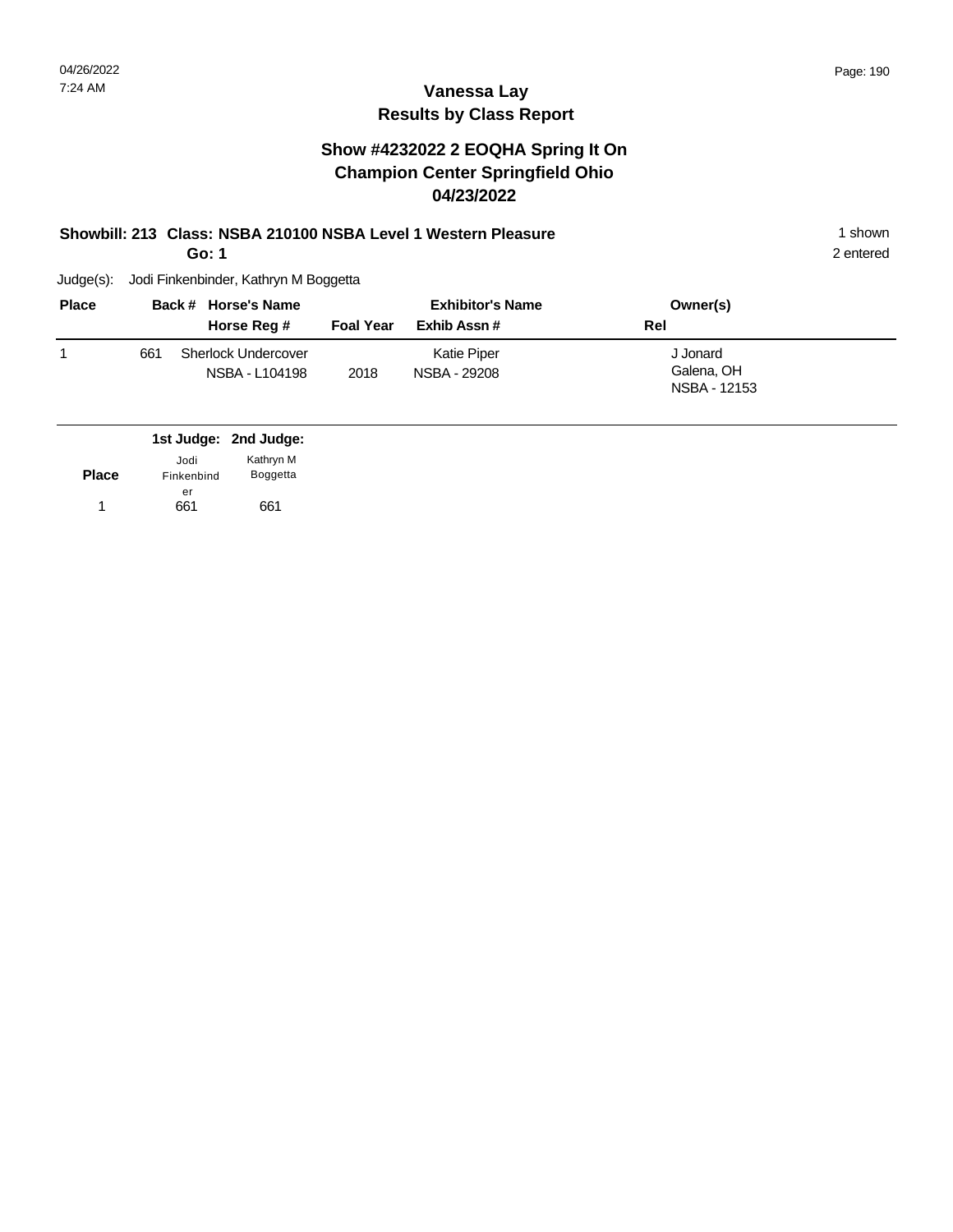# Vanessa Lay
## Results by Class Report

### Show #4232022 2 EOQHA Spring It On
### Champion Center Springfield Ohio
### 04/23/2022

**Showbill: 213 Class: NSBA 210100 NSBA Level 1 Western Pleasure** 1 shown

**Go: 1** 2 entered

Judge(s): Jodi Finkenbinder, Kathryn M Boggetta

| Place | Back # | Horse's Name / Horse Reg # | Foal Year | Exhibitor's Name / Exhib Assn # | Owner(s) / Rel |
|---|---|---|---|---|---|
| 1 | 661 | Sherlock Undercover<br>NSBA - L104198 | 2018 | Katie Piper<br>NSBA - 29208 | J Jonard<br>Galena, OH<br>NSBA - 12153 |

| Place | 1st Judge: Jodi Finkenbinder | 2nd Judge: Kathryn M Boggetta |
|---|---|---|
| 1 | 661 | 661 |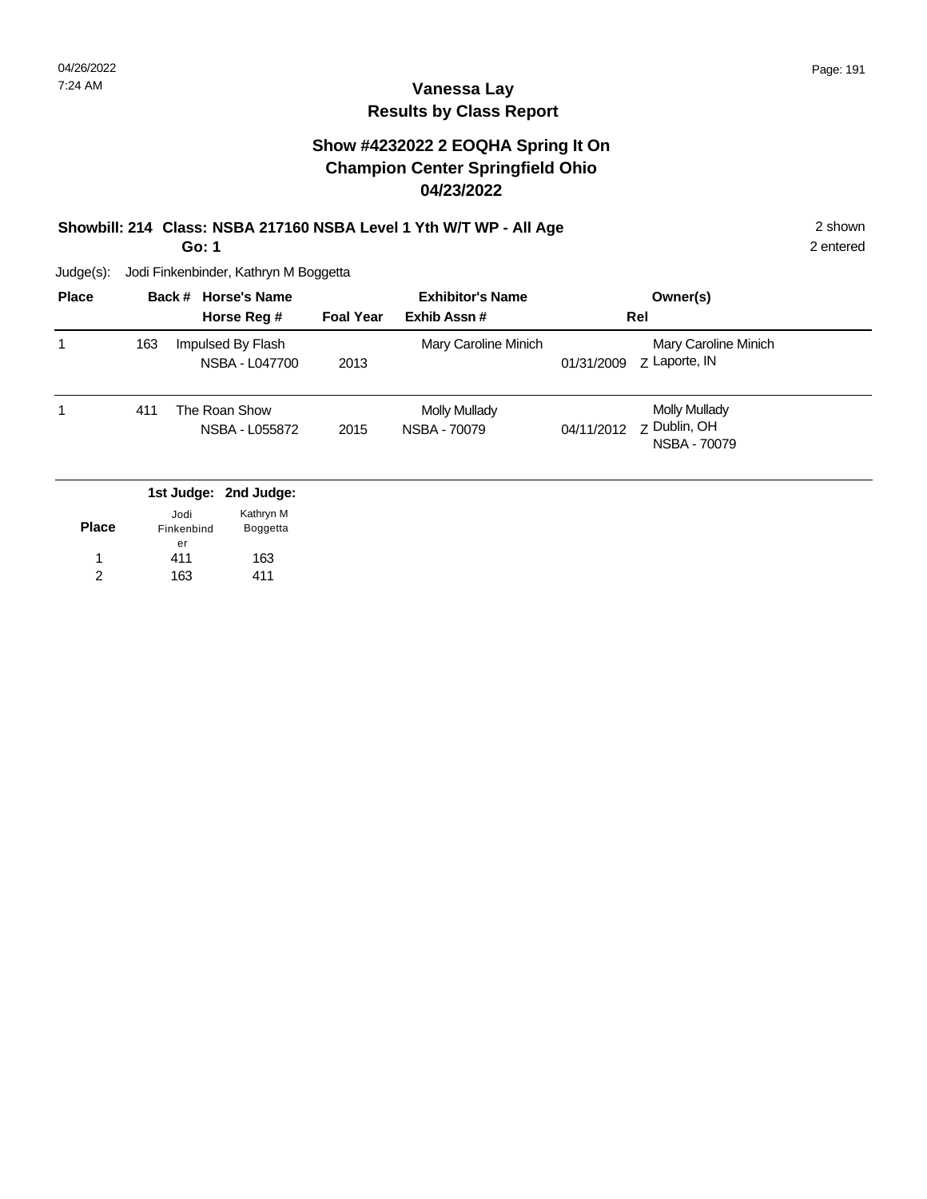## Vanessa Lay
## Results by Class Report

### Show #4232022 2 EOQHA Spring It On
### Champion Center Springfield Ohio
### 04/23/2022

**Showbill: 214 Class: NSBA 217160 NSBA Level 1 Yth W/T WP - All Age** 2 shown
**Go: 1** 2 entered

Judge(s): Jodi Finkenbinder, Kathryn M Boggetta

| Place | Back # | Horse's Name / Horse Reg # | Foal Year | Exhibitor's Name / Exhib Assn # | Rel | Owner(s) |
|---|---|---|---|---|---|---|
| 1 | 163 | Impulsed By Flash<br>NSBA - L047700 | 2013 | Mary Caroline Minich | 01/31/2009 Z | Mary Caroline Minich<br>Laporte, IN |
| 1 | 411 | The Roan Show<br>NSBA - L055872 | 2015 | Molly Mullady<br>NSBA - 70079 | 04/11/2012 Z | Molly Mullady<br>Dublin, OH<br>NSBA - 70079 |

| Place | 1st Judge: Jodi Finkenbinder | 2nd Judge: Kathryn M Boggetta |
|---|---|---|
| 1 | 411 | 163 |
| 2 | 163 | 411 |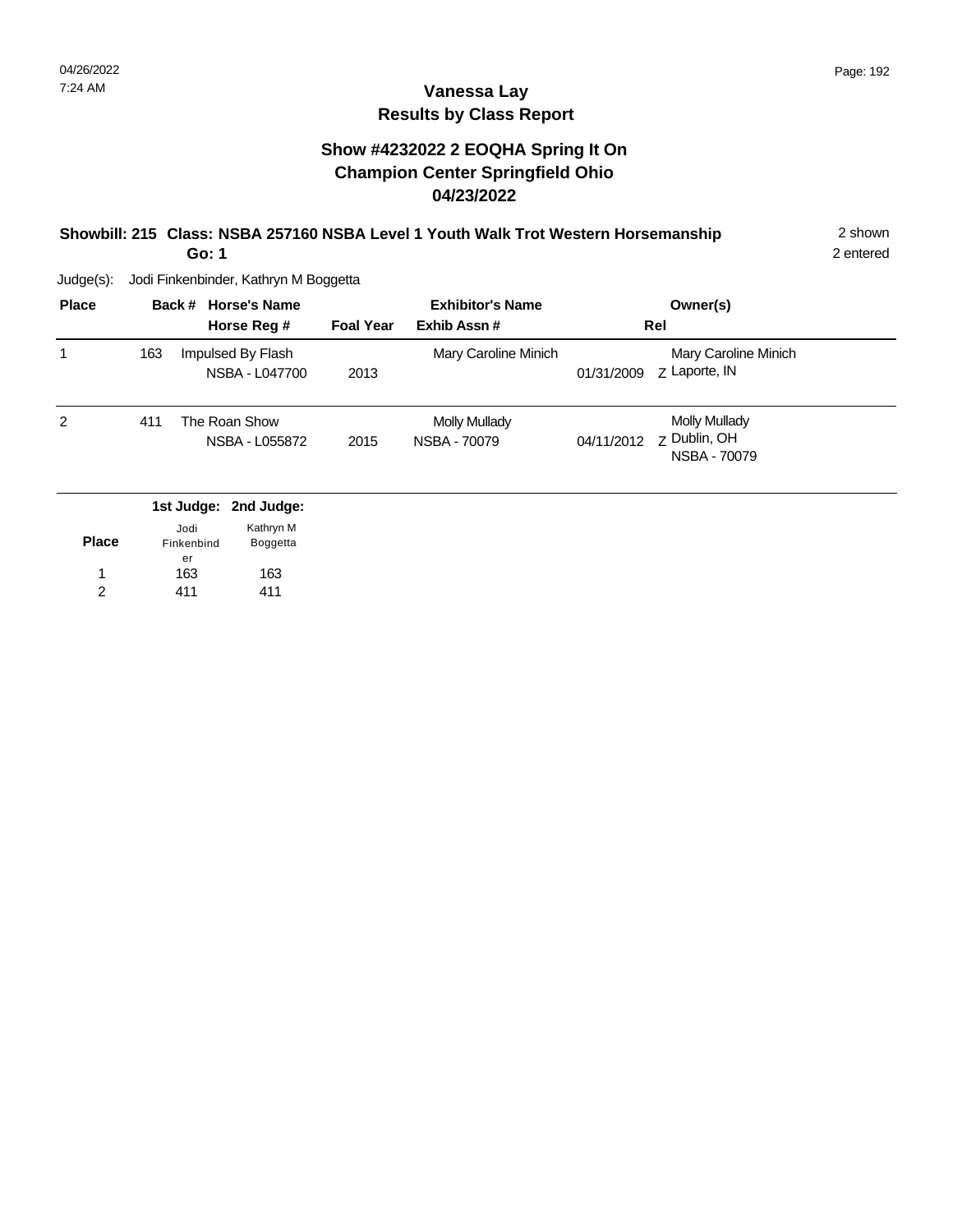04/26/2022
7:24 AM

# Vanessa Lay
## Results by Class Report

### Show #4232022 2 EOQHA Spring It On
### Champion Center Springfield Ohio
### 04/23/2022

**Showbill: 215 Class: NSBA 257160 NSBA Level 1 Youth Walk Trot Western Horsemanship** 2 shown
**Go: 1** 2 entered

Judge(s): Jodi Finkenbinder, Kathryn M Boggetta

| Place | Back # | Horse's Name / Horse Reg # | Foal Year | Exhibitor's Name / Exhib Assn # | | Owner(s) / Rel |
|---|---|---|---|---|---|---|
| 1 | 163 | Impulsed By Flash<br>NSBA - L047700 | 2013 | Mary Caroline Minich | 01/31/2009 | Mary Caroline Minich<br>Z Laporte, IN |
| 2 | 411 | The Roan Show<br>NSBA - L055872 | 2015 | Molly Mullady<br>NSBA - 70079 | 04/11/2012 | Molly Mullady<br>Z Dublin, OH<br>NSBA - 70079 |

| Place | 1st Judge: Jodi Finkenbinder | 2nd Judge: Kathryn M Boggetta |
|---|---|---|
| 1 | 163 | 163 |
| 2 | 411 | 411 |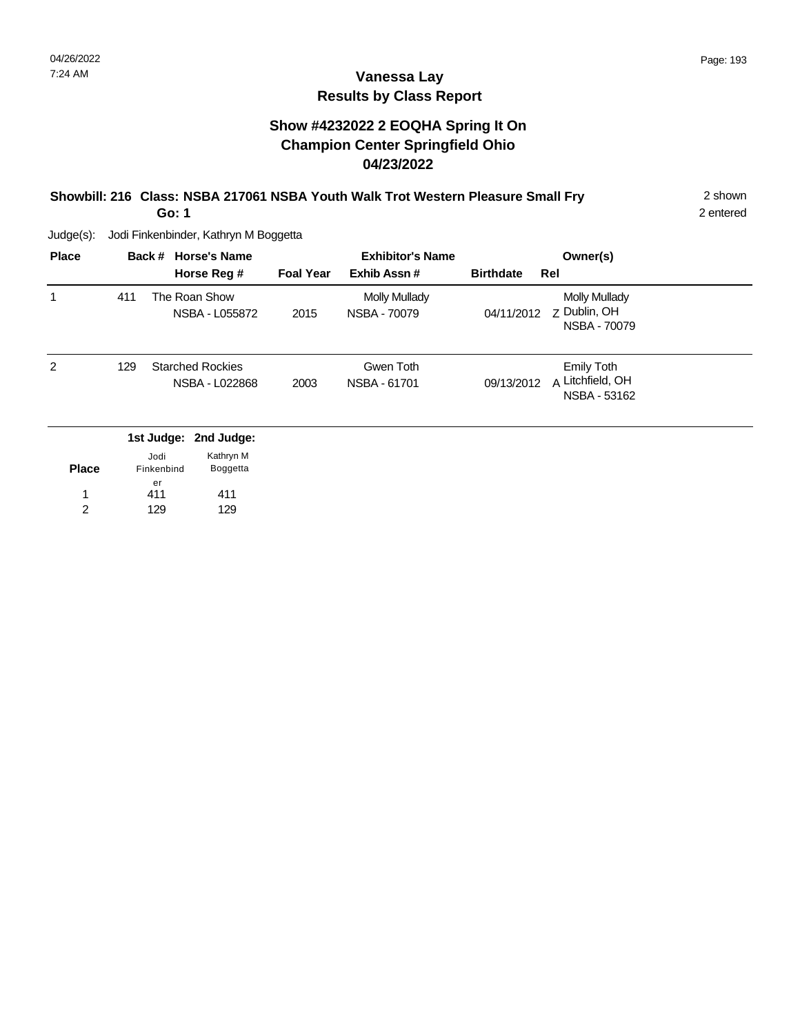## Vanessa Lay
## Results by Class Report

### Show #4232022 2 EOQHA Spring It On
### Champion Center Springfield Ohio
### 04/23/2022

**Showbill: 216 Class: NSBA 217061 NSBA Youth Walk Trot Western Pleasure Small Fry** 2 shown

**Go: 1** 2 entered

Judge(s): Jodi Finkenbinder, Kathryn M Boggetta

| Place | Back # | Horse's Name / Horse Reg # | Foal Year | Exhibitor's Name / Exhib Assn # | Birthdate | Rel | Owner(s) |
|---|---|---|---|---|---|---|---|
| 1 | 411 | The Roan Show<br>NSBA - L055872 | 2015 | Molly Mullady<br>NSBA - 70079 | 04/11/2012 | Z | Molly Mullady<br>Dublin, OH<br>NSBA - 70079 |
| 2 | 129 | Starched Rockies<br>NSBA - L022868 | 2003 | Gwen Toth<br>NSBA - 61701 | 09/13/2012 | A | Emily Toth<br>Litchfield, OH<br>NSBA - 53162 |

| Place | 1st Judge: Jodi Finkenbinder | 2nd Judge: Kathryn M Boggetta |
|---|---|---|
| 1 | 411 | 411 |
| 2 | 129 | 129 |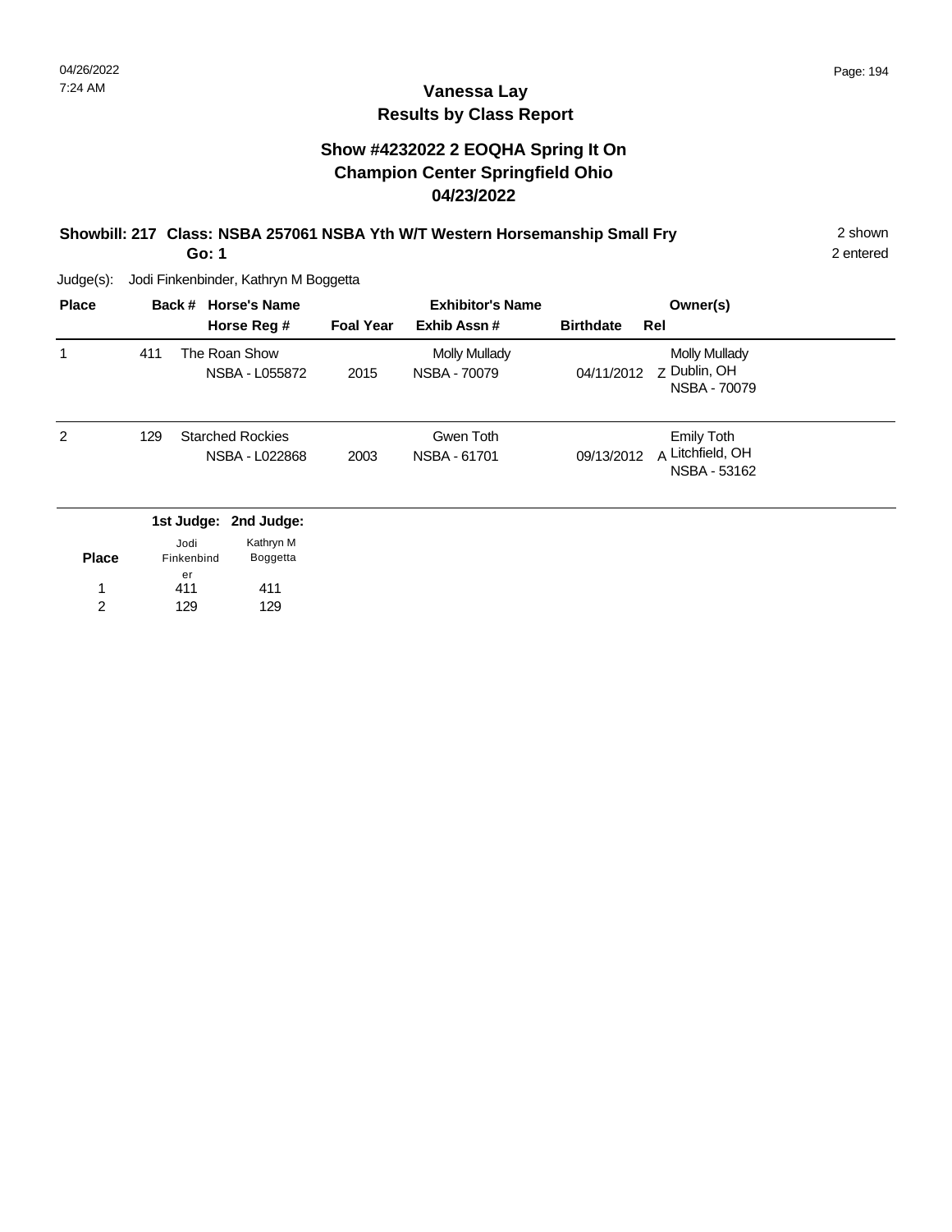## Vanessa Lay
## Results by Class Report

### Show #4232022 2 EOQHA Spring It On
### Champion Center Springfield Ohio
### 04/23/2022

**Showbill: 217 Class: NSBA 257061 NSBA Yth W/T Western Horsemanship Small Fry** 2 shown

**Go: 1** 2 entered

Judge(s): Jodi Finkenbinder, Kathryn M Boggetta

| Place | Back # | Horse's Name / Horse Reg # | Foal Year | Exhibitor's Name / Exhib Assn # | Birthdate | Rel | Owner(s) |
|---|---|---|---|---|---|---|---|
| 1 | 411 | The Roan Show<br>NSBA - L055872 | 2015 | Molly Mullady<br>NSBA - 70079 | 04/11/2012 | Z | Molly Mullady<br>Dublin, OH<br>NSBA - 70079 |
| 2 | 129 | Starched Rockies<br>NSBA - L022868 | 2003 | Gwen Toth<br>NSBA - 61701 | 09/13/2012 | A | Emily Toth<br>Litchfield, OH<br>NSBA - 53162 |

| Place | 1st Judge: Jodi Finkenbinder | 2nd Judge: Kathryn M Boggetta |
|---|---|---|
| 1 | 411 | 411 |
| 2 | 129 | 129 |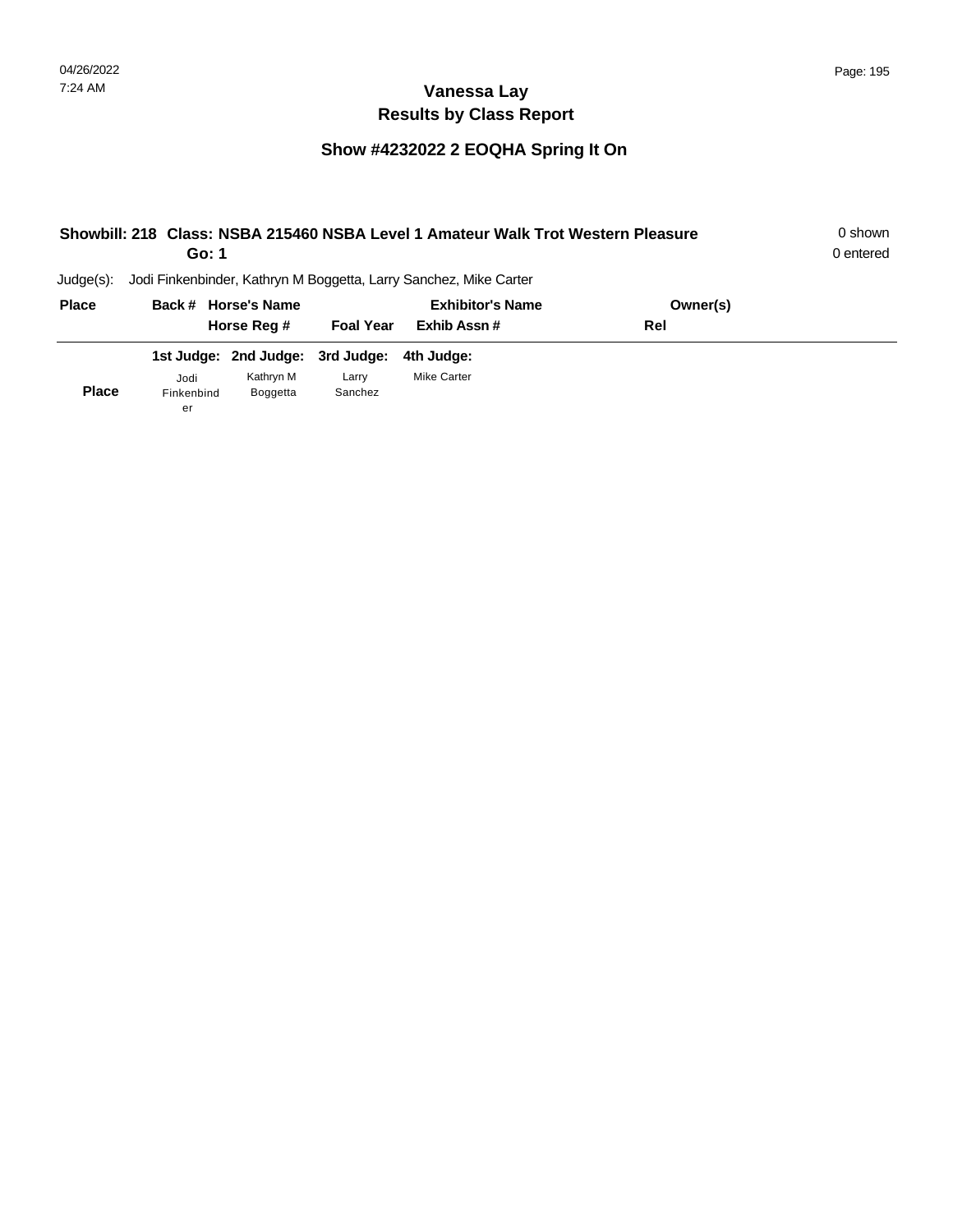# Vanessa Lay
## Results by Class Report

### Show #4232022 2 EOQHA Spring It On

**Showbill: 218 Class: NSBA 215460 NSBA Level 1 Amateur Walk Trot Western Pleasure** 0 shown
**Go: 1** 0 entered

Judge(s): Jodi Finkenbinder, Kathryn M Boggetta, Larry Sanchez, Mike Carter

| Place | Back # | Horse's Name / Horse Reg # | Foal Year | Exhibitor's Name / Exhib Assn # | Owner(s) / Rel |
|---|---|---|---|---|---|

| | 1st Judge: | 2nd Judge: | 3rd Judge: | 4th Judge: |
|---|---|---|---|---|
| **Place** | Jodi Finkenbinder | Kathryn M Boggetta | Larry Sanchez | Mike Carter |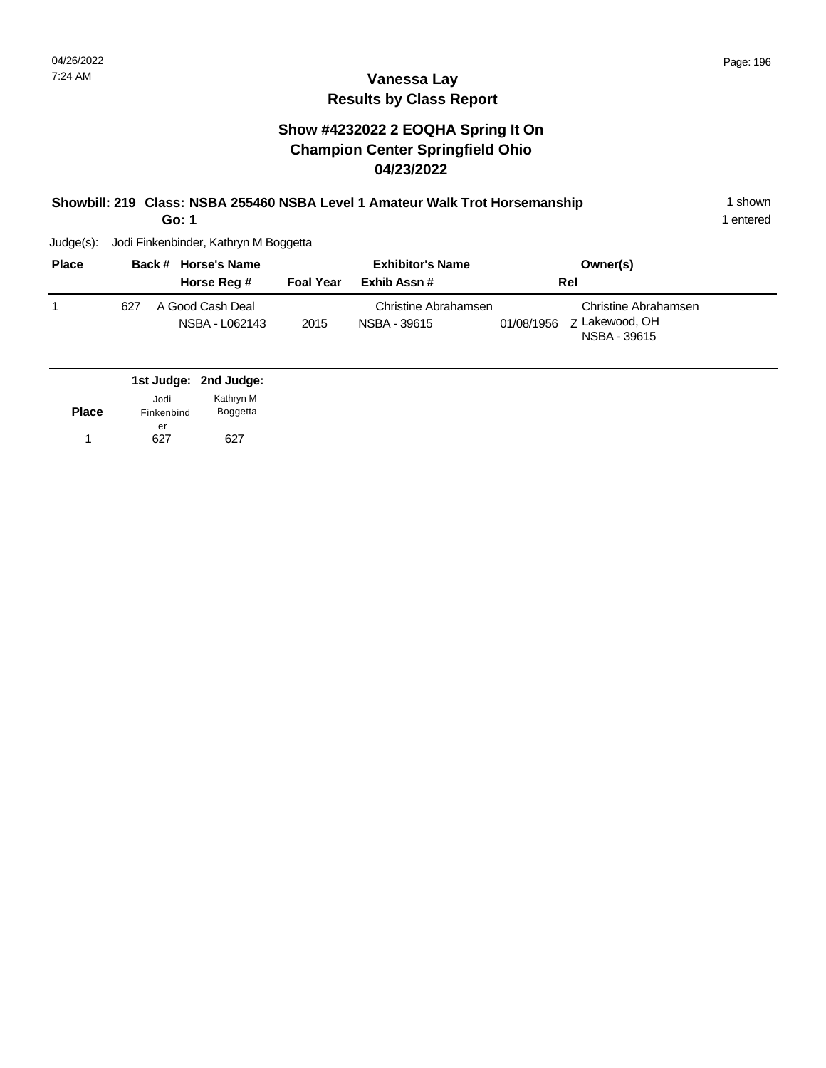## Vanessa Lay
## Results by Class Report

### Show #4232022 2 EOQHA Spring It On
### Champion Center Springfield Ohio
### 04/23/2022

**Showbill: 219 Class: NSBA 255460 NSBA Level 1 Amateur Walk Trot Horsemanship** 1 shown

**Go: 1** 1 entered

Judge(s): Jodi Finkenbinder, Kathryn M Boggetta

| Place | Back # | Horse's Name / Horse Reg # | Foal Year | Exhibitor's Name / Exhib Assn # | Rel | Owner(s) |
|---|---|---|---|---|---|---|
| 1 | 627 | A Good Cash Deal<br>NSBA - L062143 | 2015 | Christine Abrahamsen<br>NSBA - 39615 | 01/08/1956 Z | Christine Abrahamsen<br>Lakewood, OH<br>NSBA - 39615 |

| Place | 1st Judge: Jodi Finkenbinder | 2nd Judge: Kathryn M Boggetta |
|---|---|---|
| 1 | 627 | 627 |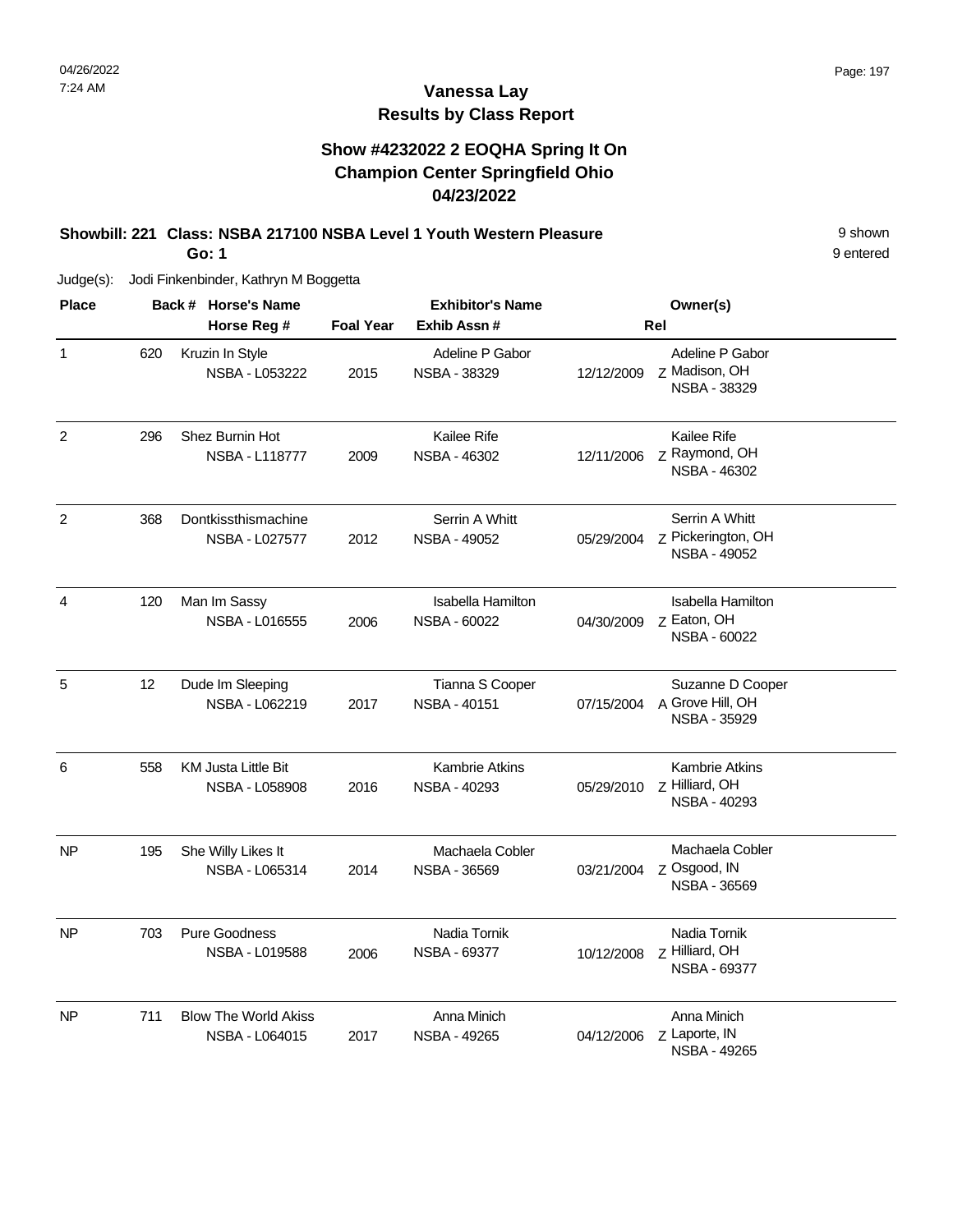# Vanessa Lay
## Results by Class Report

### Show #4232022 2 EOQHA Spring It On
### Champion Center Springfield Ohio
### 04/23/2022

**Showbill: 221 Class: NSBA 217100 NSBA Level 1 Youth Western Pleasure** 9 shown

**Go: 1** 9 entered

Judge(s): Jodi Finkenbinder, Kathryn M Boggetta

| Place | Back # | Horse's Name / Horse Reg # | Foal Year | Exhibitor's Name / Exhib Assn # | | Rel | Owner(s) |
|---|---|---|---|---|---|---|---|
| 1 | 620 | Kruzin In Style NSBA - L053222 | 2015 | Adeline P Gabor NSBA - 38329 | 12/12/2009 | Z | Adeline P Gabor Madison, OH NSBA - 38329 |
| 2 | 296 | Shez Burnin Hot NSBA - L118777 | 2009 | Kailee Rife NSBA - 46302 | 12/11/2006 | Z | Kailee Rife Raymond, OH NSBA - 46302 |
| 2 | 368 | Dontkissthismachine NSBA - L027577 | 2012 | Serrin A Whitt NSBA - 49052 | 05/29/2004 | Z | Serrin A Whitt Pickerington, OH NSBA - 49052 |
| 4 | 120 | Man Im Sassy NSBA - L016555 | 2006 | Isabella Hamilton NSBA - 60022 | 04/30/2009 | Z | Isabella Hamilton Eaton, OH NSBA - 60022 |
| 5 | 12 | Dude Im Sleeping NSBA - L062219 | 2017 | Tianna S Cooper NSBA - 40151 | 07/15/2004 | A | Suzanne D Cooper Grove Hill, OH NSBA - 35929 |
| 6 | 558 | KM Justa Little Bit NSBA - L058908 | 2016 | Kambrie Atkins NSBA - 40293 | 05/29/2010 | Z | Kambrie Atkins Hilliard, OH NSBA - 40293 |
| NP | 195 | She Willy Likes It NSBA - L065314 | 2014 | Machaela Cobler NSBA - 36569 | 03/21/2004 | Z | Machaela Cobler Osgood, IN NSBA - 36569 |
| NP | 703 | Pure Goodness NSBA - L019588 | 2006 | Nadia Tornik NSBA - 69377 | 10/12/2008 | Z | Nadia Tornik Hilliard, OH NSBA - 69377 |
| NP | 711 | Blow The World Akiss NSBA - L064015 | 2017 | Anna Minich NSBA - 49265 | 04/12/2006 | Z | Anna Minich Laporte, IN NSBA - 49265 |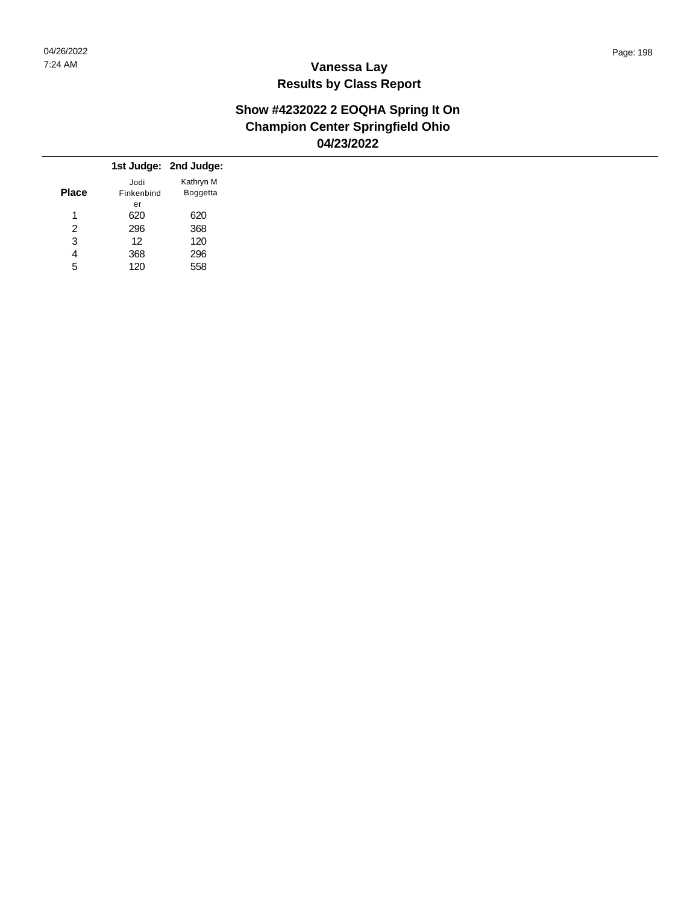# Vanessa Lay
## Results by Class Report

### Show #4232022 2 EOQHA Spring It On
### Champion Center Springfield Ohio
### 04/23/2022

| Place | 1st Judge: Jodi Finkenbinder | 2nd Judge: Kathryn M Boggetta |
|---|---|---|
| 1 | 620 | 620 |
| 2 | 296 | 368 |
| 3 | 12 | 120 |
| 4 | 368 | 296 |
| 5 | 120 | 558 |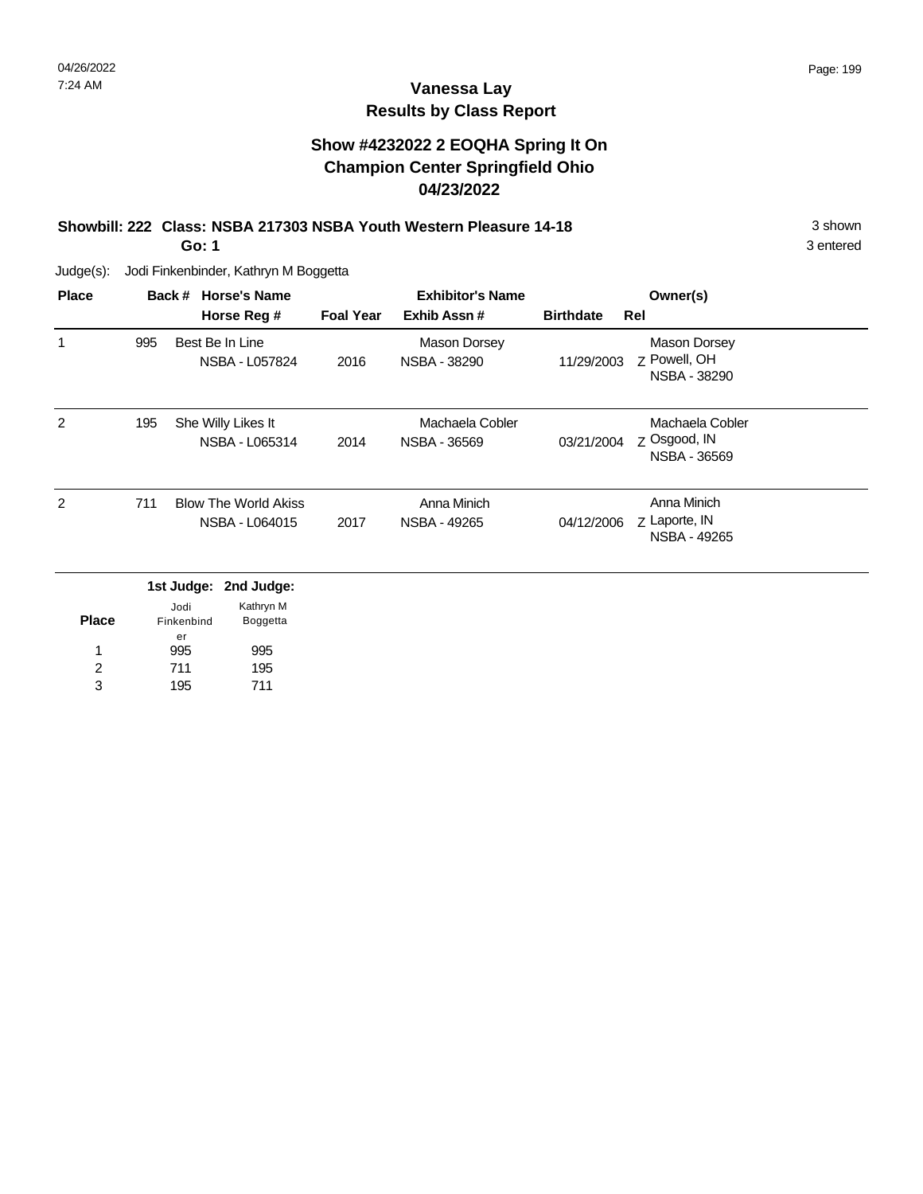# Vanessa Lay
## Results by Class Report

### Show #4232022 2 EOQHA Spring It On
### Champion Center Springfield Ohio
### 04/23/2022

**Showbill: 222 Class: NSBA 217303 NSBA Youth Western Pleasure 14-18** — 3 shown

**Go: 1** — 3 entered

Judge(s): Jodi Finkenbinder, Kathryn M Boggetta

| Place | Back # | Horse's Name / Horse Reg # | Foal Year | Exhibitor's Name / Exhib Assn # | Birthdate | Rel | Owner(s) |
|---|---|---|---|---|---|---|---|
| 1 | 995 | Best Be In Line<br>NSBA - L057824 | 2016 | Mason Dorsey<br>NSBA - 38290 | 11/29/2003 | Z | Mason Dorsey<br>Powell, OH<br>NSBA - 38290 |
| 2 | 195 | She Willy Likes It<br>NSBA - L065314 | 2014 | Machaela Cobler<br>NSBA - 36569 | 03/21/2004 | Z | Machaela Cobler<br>Osgood, IN<br>NSBA - 36569 |
| 2 | 711 | Blow The World Akiss<br>NSBA - L064015 | 2017 | Anna Minich<br>NSBA - 49265 | 04/12/2006 | Z | Anna Minich<br>Laporte, IN<br>NSBA - 49265 |

| Place | 1st Judge: Jodi Finkenbinder | 2nd Judge: Kathryn M Boggetta |
|---|---|---|
| 1 | 995 | 995 |
| 2 | 711 | 195 |
| 3 | 195 | 711 |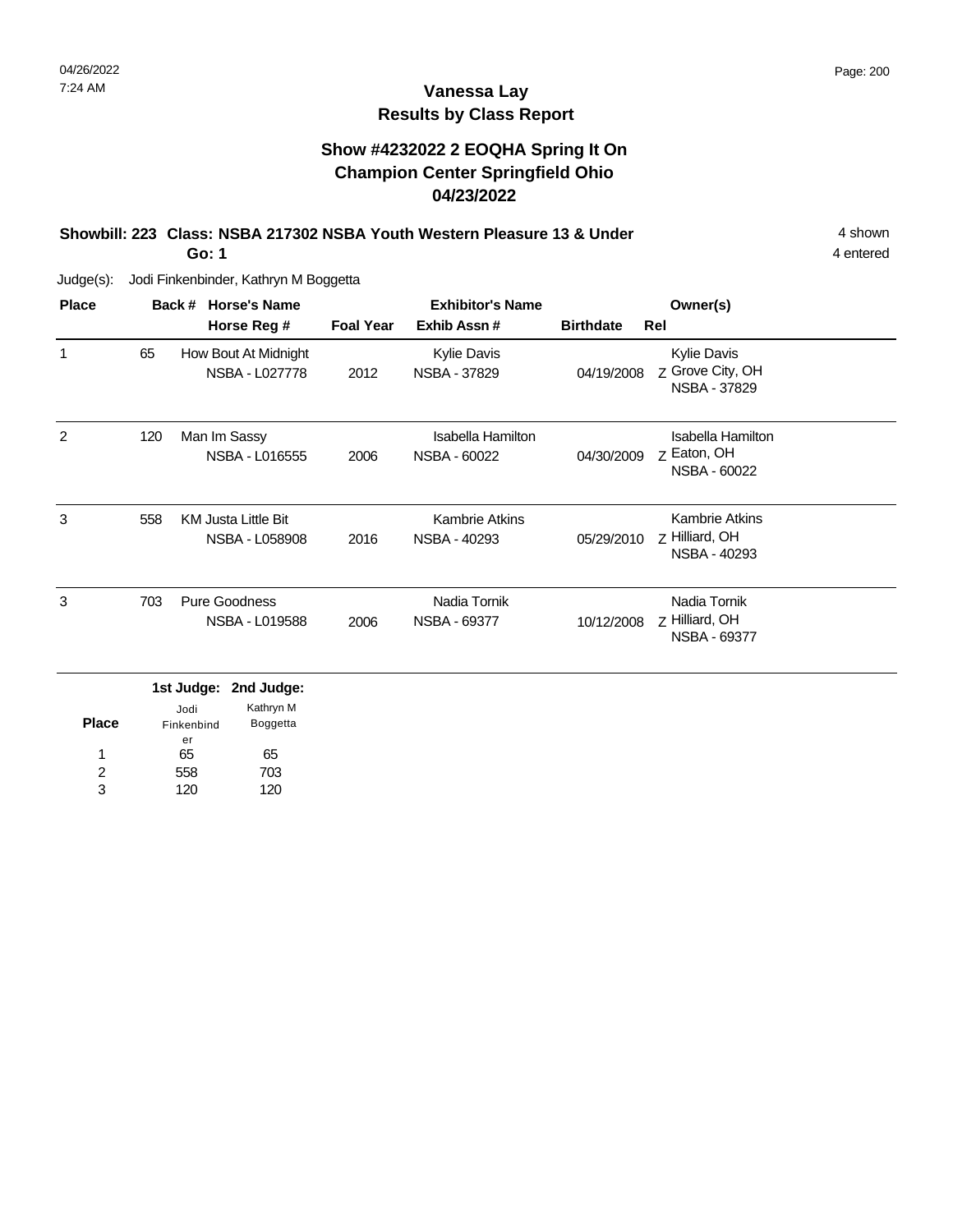## Vanessa Lay
## Results by Class Report

### Show #4232022 2 EOQHA Spring It On
### Champion Center Springfield Ohio
### 04/23/2022

**Showbill: 223 Class: NSBA 217302 NSBA Youth Western Pleasure 13 & Under** 4 shown

**Go: 1** 4 entered

Judge(s): Jodi Finkenbinder, Kathryn M Boggetta

| Place | Back # | Horse's Name / Horse Reg # | Foal Year | Exhibitor's Name / Exhib Assn # | Birthdate | Rel | Owner(s) |
|---|---|---|---|---|---|---|---|
| 1 | 65 | How Bout At Midnight<br>NSBA - L027778 | 2012 | Kylie Davis<br>NSBA - 37829 | 04/19/2008 | Z | Kylie Davis<br>Grove City, OH<br>NSBA - 37829 |
| 2 | 120 | Man Im Sassy<br>NSBA - L016555 | 2006 | Isabella Hamilton<br>NSBA - 60022 | 04/30/2009 | Z | Isabella Hamilton<br>Eaton, OH<br>NSBA - 60022 |
| 3 | 558 | KM Justa Little Bit<br>NSBA - L058908 | 2016 | Kambrie Atkins<br>NSBA - 40293 | 05/29/2010 | Z | Kambrie Atkins<br>Hilliard, OH<br>NSBA - 40293 |
| 3 | 703 | Pure Goodness<br>NSBA - L019588 | 2006 | Nadia Tornik<br>NSBA - 69377 | 10/12/2008 | Z | Nadia Tornik<br>Hilliard, OH<br>NSBA - 69377 |

| Place | 1st Judge: Jodi Finkenbinder | 2nd Judge: Kathryn M Boggetta |
|---|---|---|
| 1 | 65 | 65 |
| 2 | 558 | 703 |
| 3 | 120 | 120 |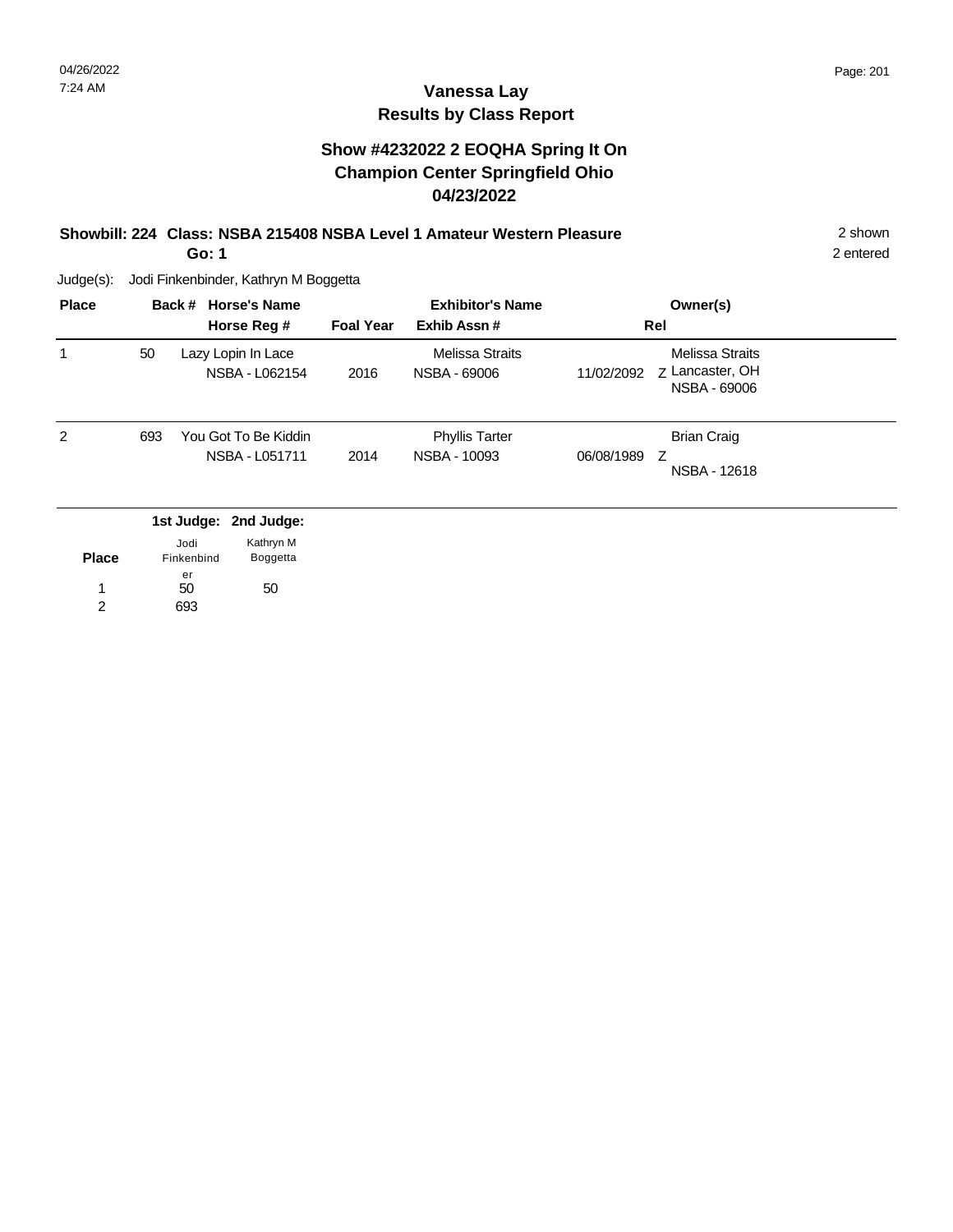04/26/2022
7:24 AM

## Vanessa Lay
## Results by Class Report

### Show #4232022 2 EOQHA Spring It On
### Champion Center Springfield Ohio
### 04/23/2022

**Showbill: 224 Class: NSBA 215408 NSBA Level 1 Amateur Western Pleasure** 2 shown
**Go: 1** 2 entered

Judge(s): Jodi Finkenbinder, Kathryn M Boggetta

| Place | Back # | Horse's Name / Horse Reg # | Foal Year | Exhibitor's Name / Exhib Assn # | | Rel | Owner(s) |
|---|---|---|---|---|---|---|---|
| 1 | 50 | Lazy Lopin In Lace<br>NSBA - L062154 | 2016 | Melissa Straits<br>NSBA - 69006 | 11/02/2092 | Z | Melissa Straits<br>Lancaster, OH<br>NSBA - 69006 |
| 2 | 693 | You Got To Be Kiddin<br>NSBA - L051711 | 2014 | Phyllis Tarter<br>NSBA - 10093 | 06/08/1989 | Z | Brian Craig<br>NSBA - 12618 |

| Place | 1st Judge: Jodi Finkenbinder | 2nd Judge: Kathryn M Boggetta |
|---|---|---|
| 1 | 50 | 50 |
| 2 | 693 | |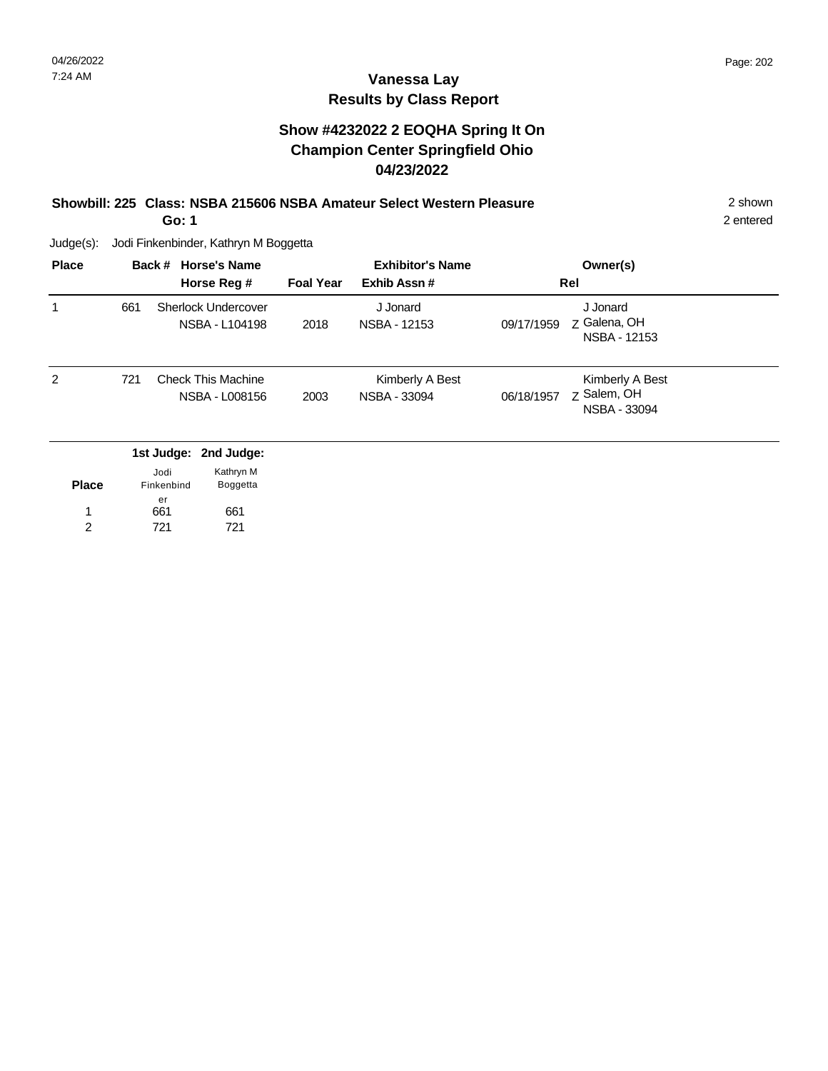04/26/2022
7:24 AM

**Vanessa Lay**
**Results by Class Report**

## Show #4232022 2 EOQHA Spring It On
## Champion Center Springfield Ohio
## 04/23/2022

**Showbill: 225 Class: NSBA 215606 NSBA Amateur Select Western Pleasure** 2 shown
**Go: 1** 2 entered

Judge(s): Jodi Finkenbinder, Kathryn M Boggetta

| Place | Back # | Horse's Name / Horse Reg # | Foal Year | Exhibitor's Name / Exhib Assn # | | Rel | Owner(s) |
|---|---|---|---|---|---|---|---|
| 1 | 661 | Sherlock Undercover<br>NSBA - L104198 | 2018 | J Jonard<br>NSBA - 12153 | 09/17/1959 | Z | J Jonard<br>Galena, OH<br>NSBA - 12153 |
| 2 | 721 | Check This Machine<br>NSBA - L008156 | 2003 | Kimberly A Best<br>NSBA - 33094 | 06/18/1957 | Z | Kimberly A Best<br>Salem, OH<br>NSBA - 33094 |

| Place | 1st Judge: Jodi Finkenbinder | 2nd Judge: Kathryn M Boggetta |
|---|---|---|
| 1 | 661 | 661 |
| 2 | 721 | 721 |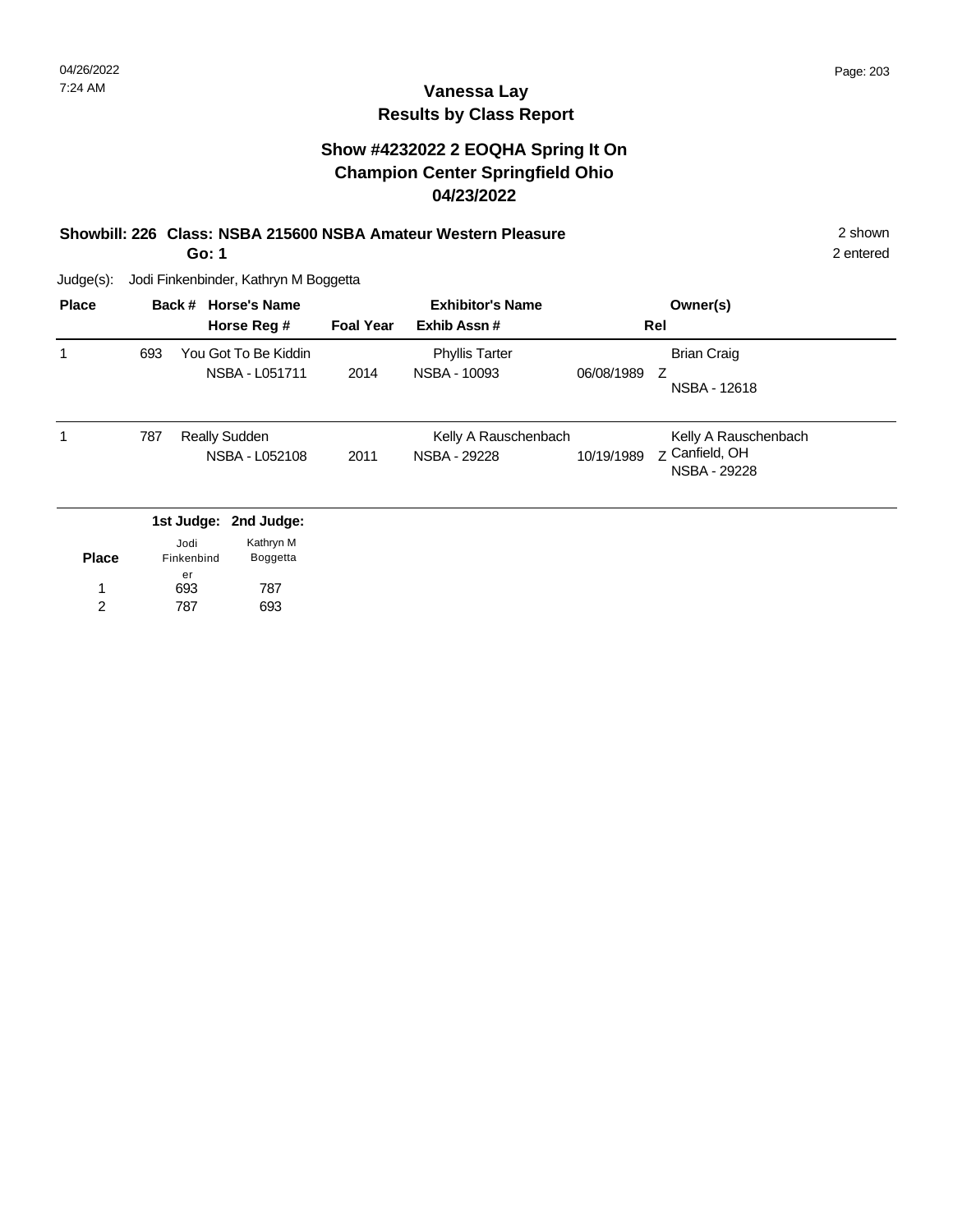# Vanessa Lay
## Results by Class Report

### Show #4232022 2 EOQHA Spring It On
### Champion Center Springfield Ohio
### 04/23/2022

**Showbill: 226 Class: NSBA 215600 NSBA Amateur Western Pleasure** 2 shown

**Go: 1** 2 entered

Judge(s): Jodi Finkenbinder, Kathryn M Boggetta

| Place | Back # | Horse's Name / Horse Reg # | Foal Year | Exhibitor's Name / Exhib Assn # | Rel | Owner(s) |
|---|---|---|---|---|---|---|
| 1 | 693 | You Got To Be Kiddin<br>NSBA - L051711 | 2014 | Phyllis Tarter<br>NSBA - 10093 | 06/08/1989 Z | Brian Craig<br>NSBA - 12618 |
| 1 | 787 | Really Sudden<br>NSBA - L052108 | 2011 | Kelly A Rauschenbach<br>NSBA - 29228 | 10/19/1989 Z | Kelly A Rauschenbach<br>Canfield, OH<br>NSBA - 29228 |

| Place | 1st Judge: Jodi Finkenbinder | 2nd Judge: Kathryn M Boggetta |
|---|---|---|
| 1 | 693 | 787 |
| 2 | 787 | 693 |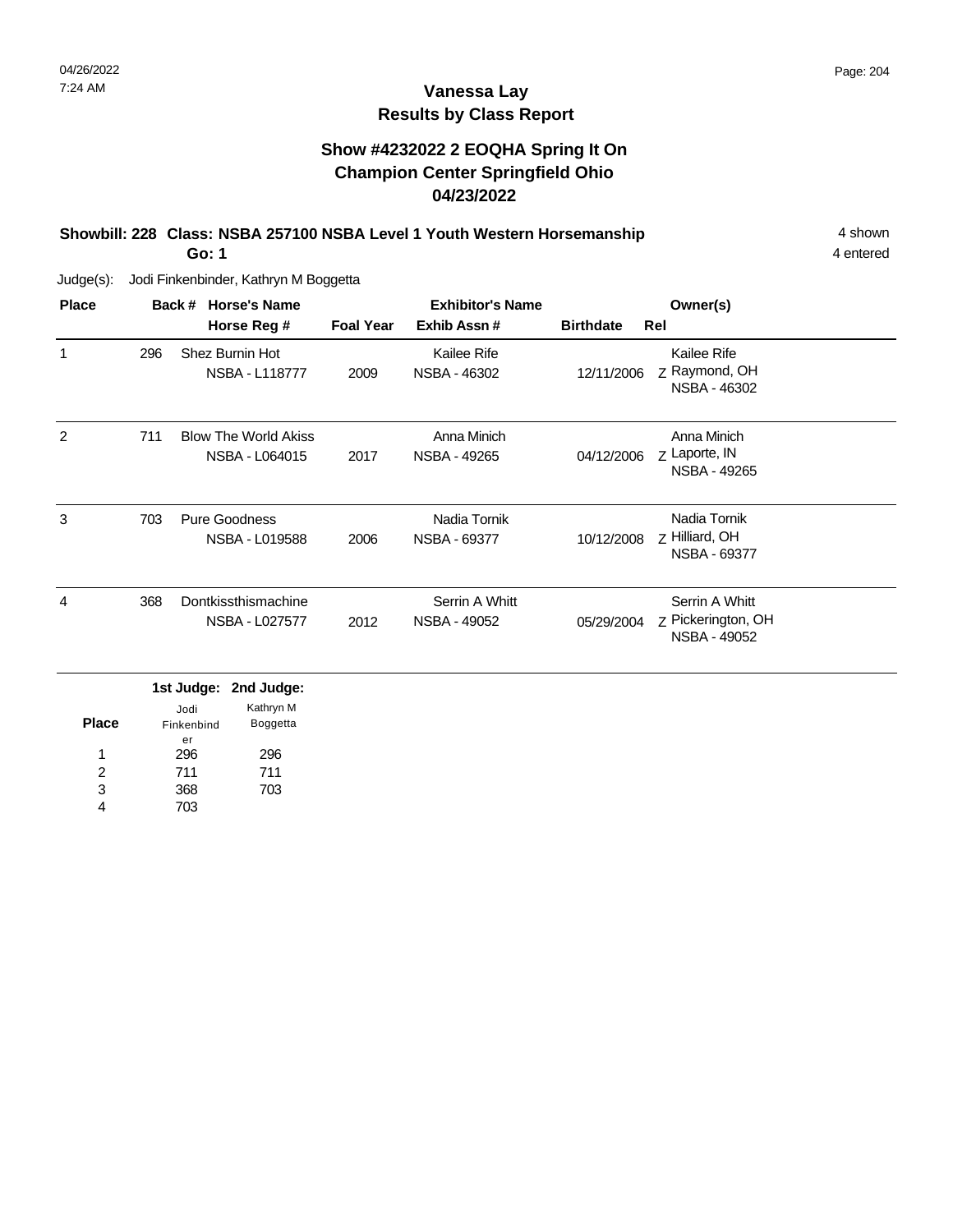04/26/2022
7:24 AM

## Vanessa Lay
## Results by Class Report

### Show #4232022 2 EOQHA Spring It On
### Champion Center Springfield Ohio
### 04/23/2022

**Showbill: 228 Class: NSBA 257100 NSBA Level 1 Youth Western Horsemanship** 4 shown

**Go: 1** 4 entered

Judge(s): Jodi Finkenbinder, Kathryn M Boggetta

| Place | Back # | Horse's Name / Horse Reg # | Foal Year | Exhibitor's Name / Exhib Assn # | Birthdate | Rel | Owner(s) |
|---|---|---|---|---|---|---|---|
| 1 | 296 | Shez Burnin Hot<br>NSBA - L118777 | 2009 | Kailee Rife<br>NSBA - 46302 | 12/11/2006 | Z | Kailee Rife<br>Raymond, OH<br>NSBA - 46302 |
| 2 | 711 | Blow The World Akiss<br>NSBA - L064015 | 2017 | Anna Minich<br>NSBA - 49265 | 04/12/2006 | Z | Anna Minich<br>Laporte, IN<br>NSBA - 49265 |
| 3 | 703 | Pure Goodness<br>NSBA - L019588 | 2006 | Nadia Tornik<br>NSBA - 69377 | 10/12/2008 | Z | Nadia Tornik<br>Hilliard, OH<br>NSBA - 69377 |
| 4 | 368 | Dontkissthismachine<br>NSBA - L027577 | 2012 | Serrin A Whitt<br>NSBA - 49052 | 05/29/2004 | Z | Serrin A Whitt<br>Pickerington, OH<br>NSBA - 49052 |

| Place | 1st Judge: Jodi Finkenbinder | 2nd Judge: Kathryn M Boggetta |
|---|---|---|
| 1 | 296 | 296 |
| 2 | 711 | 711 |
| 3 | 368 | 703 |
| 4 | 703 | |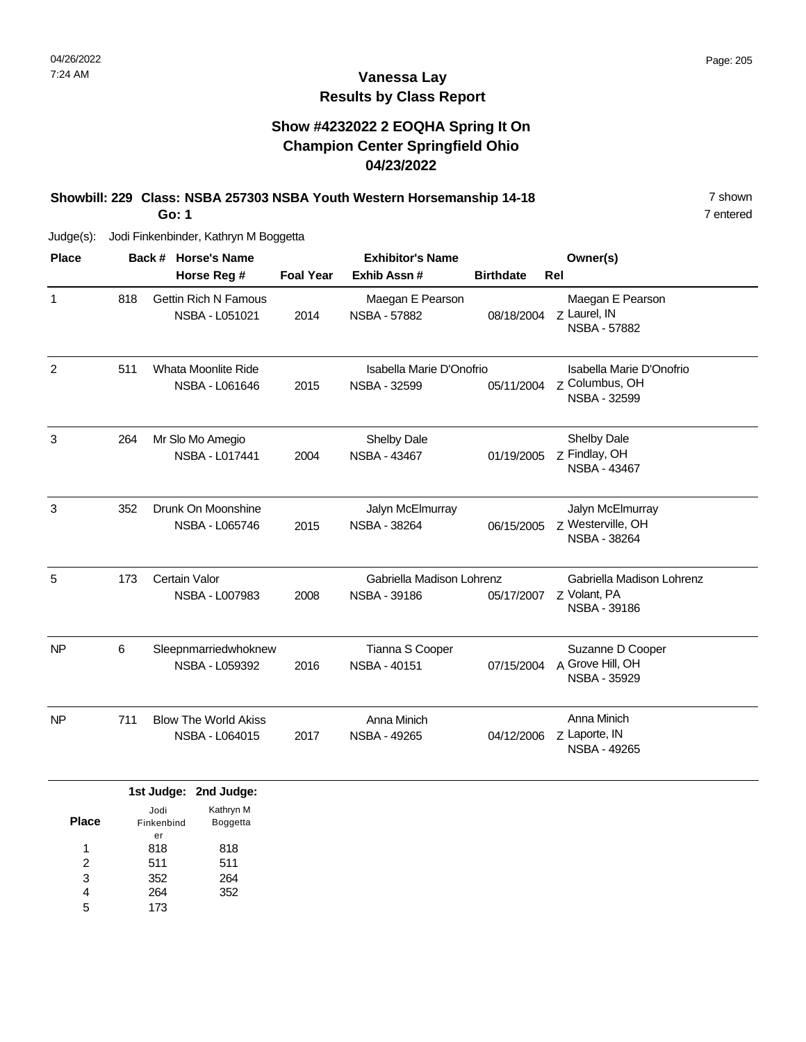# Vanessa Lay
## Results by Class Report

### Show #4232022 2 EOQHA Spring It On
### Champion Center Springfield Ohio
### 04/23/2022

**Showbill: 229 Class: NSBA 257303 NSBA Youth Western Horsemanship 14-18** 7 shown

**Go: 1** 7 entered

Judge(s): Jodi Finkenbinder, Kathryn M Boggetta

| Place | Back # | Horse's Name / Horse Reg # | Foal Year | Exhibitor's Name / Exhib Assn # | Birthdate | Rel | Owner(s) |
|---|---|---|---|---|---|---|---|
| 1 | 818 | Gettin Rich N Famous NSBA - L051021 | 2014 | Maegan E Pearson NSBA - 57882 | 08/18/2004 | Z | Maegan E Pearson Laurel, IN NSBA - 57882 |
| 2 | 511 | Whata Moonlite Ride NSBA - L061646 | 2015 | Isabella Marie D'Onofrio NSBA - 32599 | 05/11/2004 | Z | Isabella Marie D'Onofrio Columbus, OH NSBA - 32599 |
| 3 | 264 | Mr Slo Mo Amegio NSBA - L017441 | 2004 | Shelby Dale NSBA - 43467 | 01/19/2005 | Z | Shelby Dale Findlay, OH NSBA - 43467 |
| 3 | 352 | Drunk On Moonshine NSBA - L065746 | 2015 | Jalyn McElmurray NSBA - 38264 | 06/15/2005 | Z | Jalyn McElmurray Westerville, OH NSBA - 38264 |
| 5 | 173 | Certain Valor NSBA - L007983 | 2008 | Gabriella Madison Lohrenz NSBA - 39186 | 05/17/2007 | Z | Gabriella Madison Lohrenz Volant, PA NSBA - 39186 |
| NP | 6 | Sleepnmarriedwhoknew NSBA - L059392 | 2016 | Tianna S Cooper NSBA - 40151 | 07/15/2004 | A | Suzanne D Cooper Grove Hill, OH NSBA - 35929 |
| NP | 711 | Blow The World Akiss NSBA - L064015 | 2017 | Anna Minich NSBA - 49265 | 04/12/2006 | Z | Anna Minich Laporte, IN NSBA - 49265 |

| Place | 1st Judge: Jodi Finkenbinder | 2nd Judge: Kathryn M Boggetta |
|---|---|---|
| 1 | 818 | 818 |
| 2 | 511 | 511 |
| 3 | 352 | 264 |
| 4 | 264 | 352 |
| 5 | 173 | |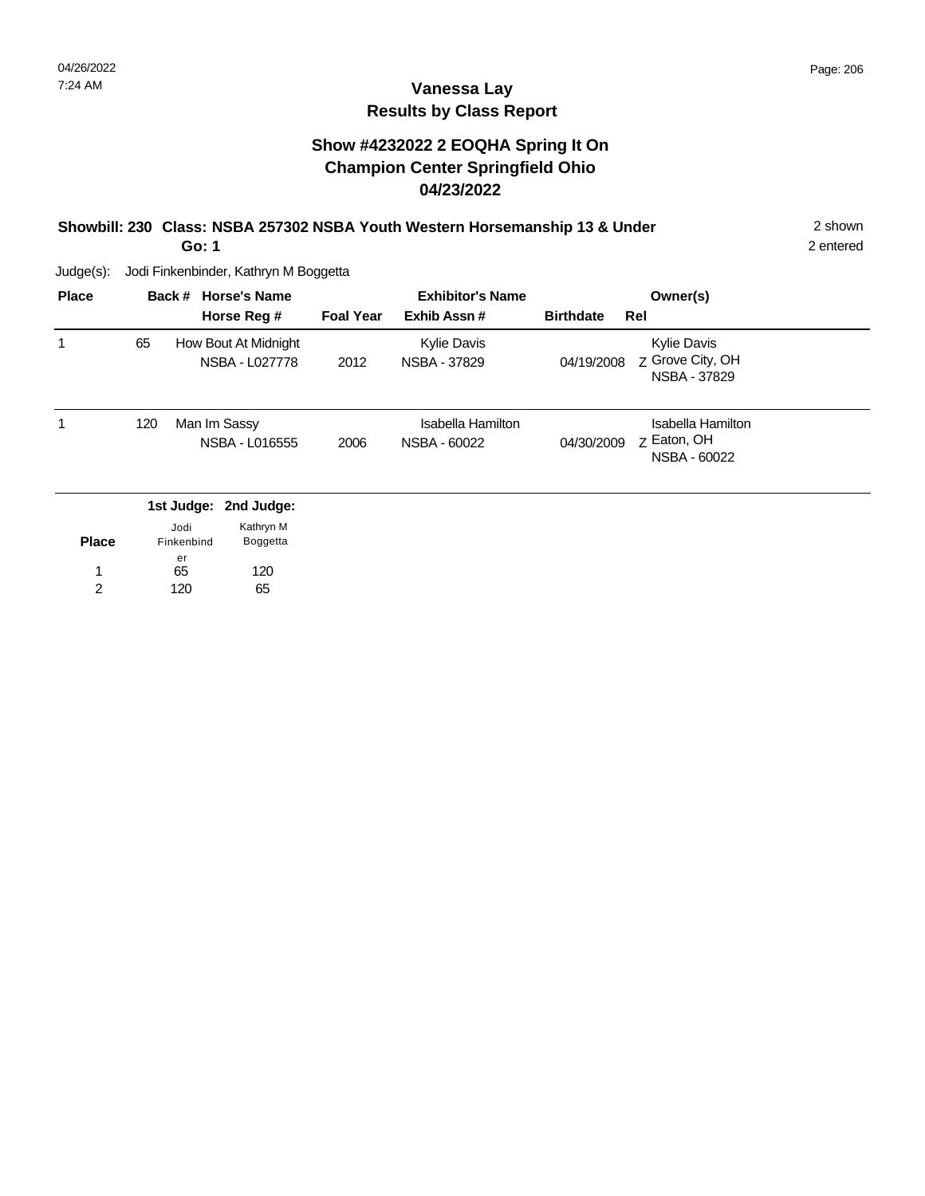04/26/2022
7:24 AM

## Vanessa Lay
## Results by Class Report

### Show #4232022 2 EOQHA Spring It On
### Champion Center Springfield Ohio
### 04/23/2022

**Showbill: 230 Class: NSBA 257302 NSBA Youth Western Horsemanship 13 & Under** 2 shown
**Go: 1** 2 entered

Judge(s): Jodi Finkenbinder, Kathryn M Boggetta

| Place | Back # | Horse's Name / Horse Reg # | Foal Year | Exhibitor's Name / Exhib Assn # | Birthdate | Rel | Owner(s) |
|---|---|---|---|---|---|---|---|
| 1 | 65 | How Bout At Midnight<br>NSBA - L027778 | 2012 | Kylie Davis<br>NSBA - 37829 | 04/19/2008 | Z | Kylie Davis<br>Grove City, OH<br>NSBA - 37829 |
| 1 | 120 | Man Im Sassy<br>NSBA - L016555 | 2006 | Isabella Hamilton<br>NSBA - 60022 | 04/30/2009 | Z | Isabella Hamilton<br>Eaton, OH<br>NSBA - 60022 |

| Place | 1st Judge: Jodi Finkenbinder | 2nd Judge: Kathryn M Boggetta |
|---|---|---|
| 1 | 65 | 120 |
| 2 | 120 | 65 |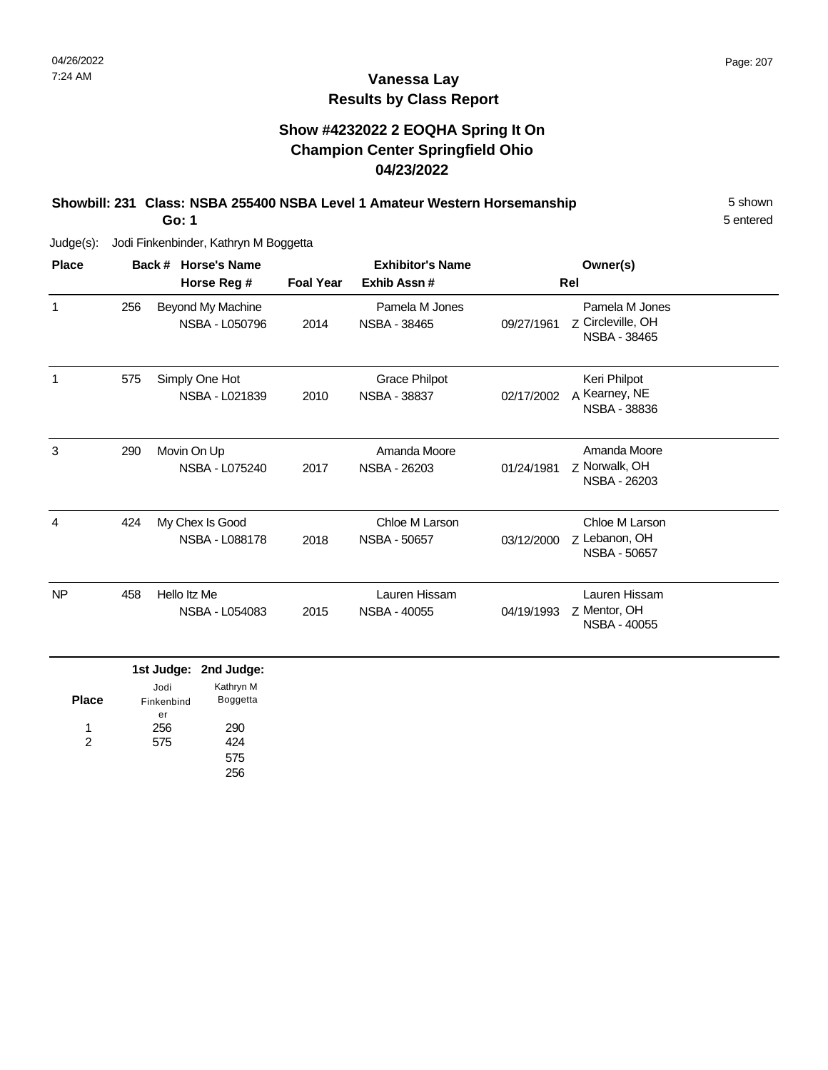04/26/2022
7:24 AM

# Vanessa Lay
## Results by Class Report

### Show #4232022 2 EOQHA Spring It On
### Champion Center Springfield Ohio
### 04/23/2022

**Showbill: 231 Class: NSBA 255400 NSBA Level 1 Amateur Western Horsemanship** 5 shown
**Go: 1** 5 entered

Judge(s): Jodi Finkenbinder, Kathryn M Boggetta

| Place | Back # | Horse's Name / Horse Reg # | Foal Year | Exhibitor's Name / Exhib Assn # | | Rel | Owner(s) |
|---|---|---|---|---|---|---|---|
| 1 | 256 | Beyond My Machine NSBA - L050796 | 2014 | Pamela M Jones NSBA - 38465 | 09/27/1961 | Z | Pamela M Jones Circleville, OH NSBA - 38465 |
| 1 | 575 | Simply One Hot NSBA - L021839 | 2010 | Grace Philpot NSBA - 38837 | 02/17/2002 | A | Keri Philpot Kearney, NE NSBA - 38836 |
| 3 | 290 | Movin On Up NSBA - L075240 | 2017 | Amanda Moore NSBA - 26203 | 01/24/1981 | Z | Amanda Moore Norwalk, OH NSBA - 26203 |
| 4 | 424 | My Chex Is Good NSBA - L088178 | 2018 | Chloe M Larson NSBA - 50657 | 03/12/2000 | Z | Chloe M Larson Lebanon, OH NSBA - 50657 |
| NP | 458 | Hello Itz Me NSBA - L054083 | 2015 | Lauren Hissam NSBA - 40055 | 04/19/1993 | Z | Lauren Hissam Mentor, OH NSBA - 40055 |

| Place | 1st Judge: Jodi Finkenbinder | 2nd Judge: Kathryn M Boggetta |
|---|---|---|
| 1 | 256 | 290 |
| 2 | 575 | 424 |
| | | 575 |
| | | 256 |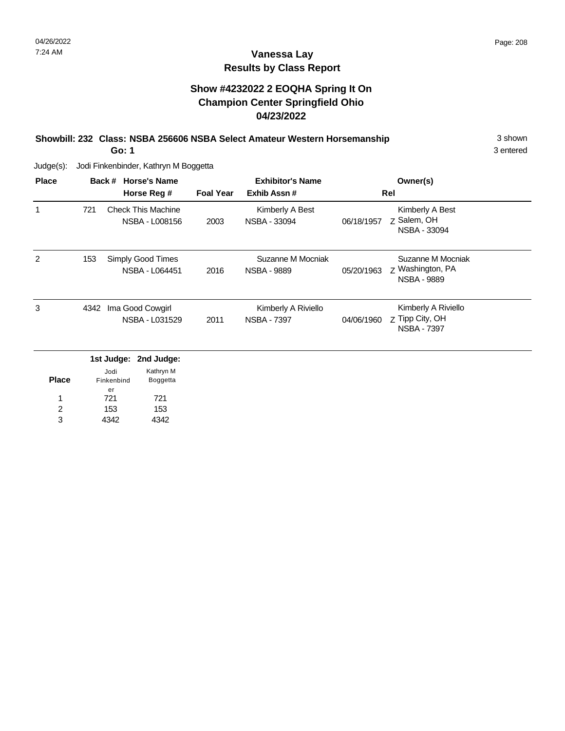04/26/2022
7:24 AM

## Vanessa Lay
## Results by Class Report

### Show #4232022 2 EOQHA Spring It On
### Champion Center Springfield Ohio
### 04/23/2022

**Showbill: 232 Class: NSBA 256606 NSBA Select Amateur Western Horsemanship** 3 shown

**Go: 1** 3 entered

Judge(s): Jodi Finkenbinder, Kathryn M Boggetta

| Place | Back # | Horse's Name / Horse Reg # | Foal Year | Exhibitor's Name / Exhib Assn # | Rel | | Owner(s) |
|---|---|---|---|---|---|---|---|
| 1 | 721 | Check This Machine<br>NSBA - L008156 | 2003 | Kimberly A Best<br>NSBA - 33094 | 06/18/1957 | Z | Kimberly A Best<br>Salem, OH<br>NSBA - 33094 |
| 2 | 153 | Simply Good Times<br>NSBA - L064451 | 2016 | Suzanne M Mocniak<br>NSBA - 9889 | 05/20/1963 | Z | Suzanne M Mocniak<br>Washington, PA<br>NSBA - 9889 |
| 3 | 4342 | Ima Good Cowgirl<br>NSBA - L031529 | 2011 | Kimberly A Riviello<br>NSBA - 7397 | 04/06/1960 | Z | Kimberly A Riviello<br>Tipp City, OH<br>NSBA - 7397 |

| Place | 1st Judge: Jodi Finkenbinder | 2nd Judge: Kathryn M Boggetta |
|---|---|---|
| 1 | 721 | 721 |
| 2 | 153 | 153 |
| 3 | 4342 | 4342 |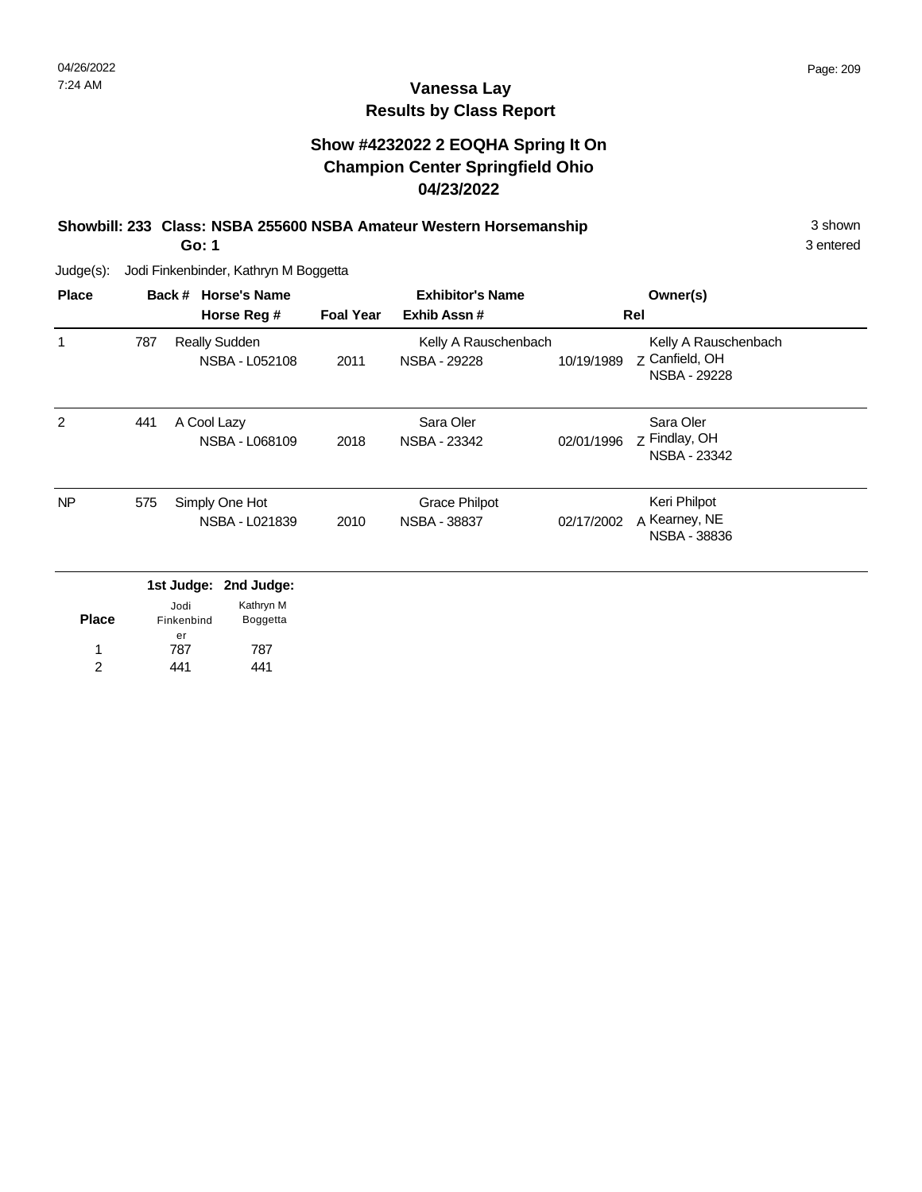# Vanessa Lay
## Results by Class Report

### Show #4232022 2 EOQHA Spring It On
### Champion Center Springfield Ohio
### 04/23/2022

**Showbill: 233 Class: NSBA 255600 NSBA Amateur Western Horsemanship** 3 shown

**Go: 1** 3 entered

Judge(s): Jodi Finkenbinder, Kathryn M Boggetta

| Place | Back # | Horse's Name / Horse Reg # | Foal Year | Exhibitor's Name / Exhib Assn # | | Rel | Owner(s) |
|---|---|---|---|---|---|---|---|
| 1 | 787 | Really Sudden<br>NSBA - L052108 | 2011 | Kelly A Rauschenbach<br>NSBA - 29228 | 10/19/1989 | Z | Kelly A Rauschenbach<br>Canfield, OH<br>NSBA - 29228 |
| 2 | 441 | A Cool Lazy<br>NSBA - L068109 | 2018 | Sara Oler<br>NSBA - 23342 | 02/01/1996 | Z | Sara Oler<br>Findlay, OH<br>NSBA - 23342 |
| NP | 575 | Simply One Hot<br>NSBA - L021839 | 2010 | Grace Philpot<br>NSBA - 38837 | 02/17/2002 | A | Keri Philpot<br>Kearney, NE<br>NSBA - 38836 |

| Place | 1st Judge: Jodi Finkenbinder | 2nd Judge: Kathryn M Boggetta |
|---|---|---|
| 1 | 787 | 787 |
| 2 | 441 | 441 |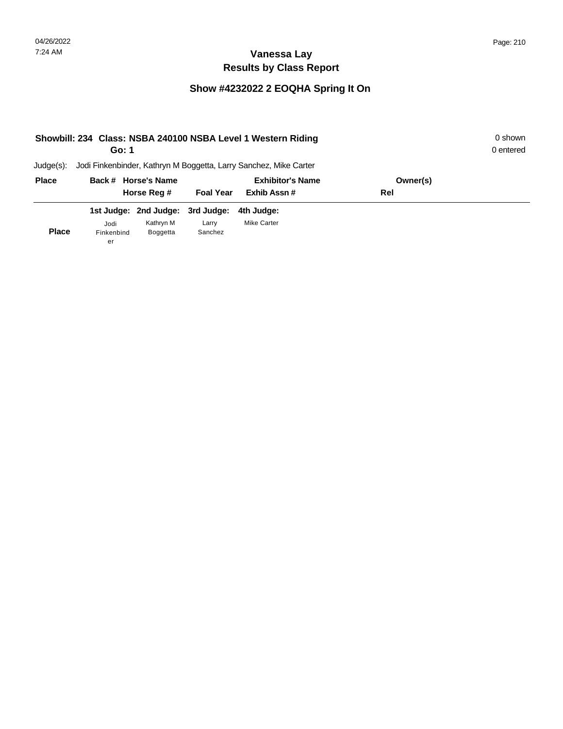# Vanessa Lay
## Results by Class Report

## Show #4232022 2 EOQHA Spring It On

**Showbill: 234 Class: NSBA 240100 NSBA Level 1 Western Riding** 0 shown
**Go: 1** 0 entered

Judge(s): Jodi Finkenbinder, Kathryn M Boggetta, Larry Sanchez, Mike Carter

| Place | Back # | Horse's Name / Horse Reg # | Foal Year | Exhibitor's Name / Exhib Assn # | Owner(s) / Rel |
|---|---|---|---|---|---|

| | 1st Judge: | 2nd Judge: | 3rd Judge: | 4th Judge: |
|---|---|---|---|---|
| **Place** | Jodi Finkenbinder | Kathryn M Boggetta | Larry Sanchez | Mike Carter |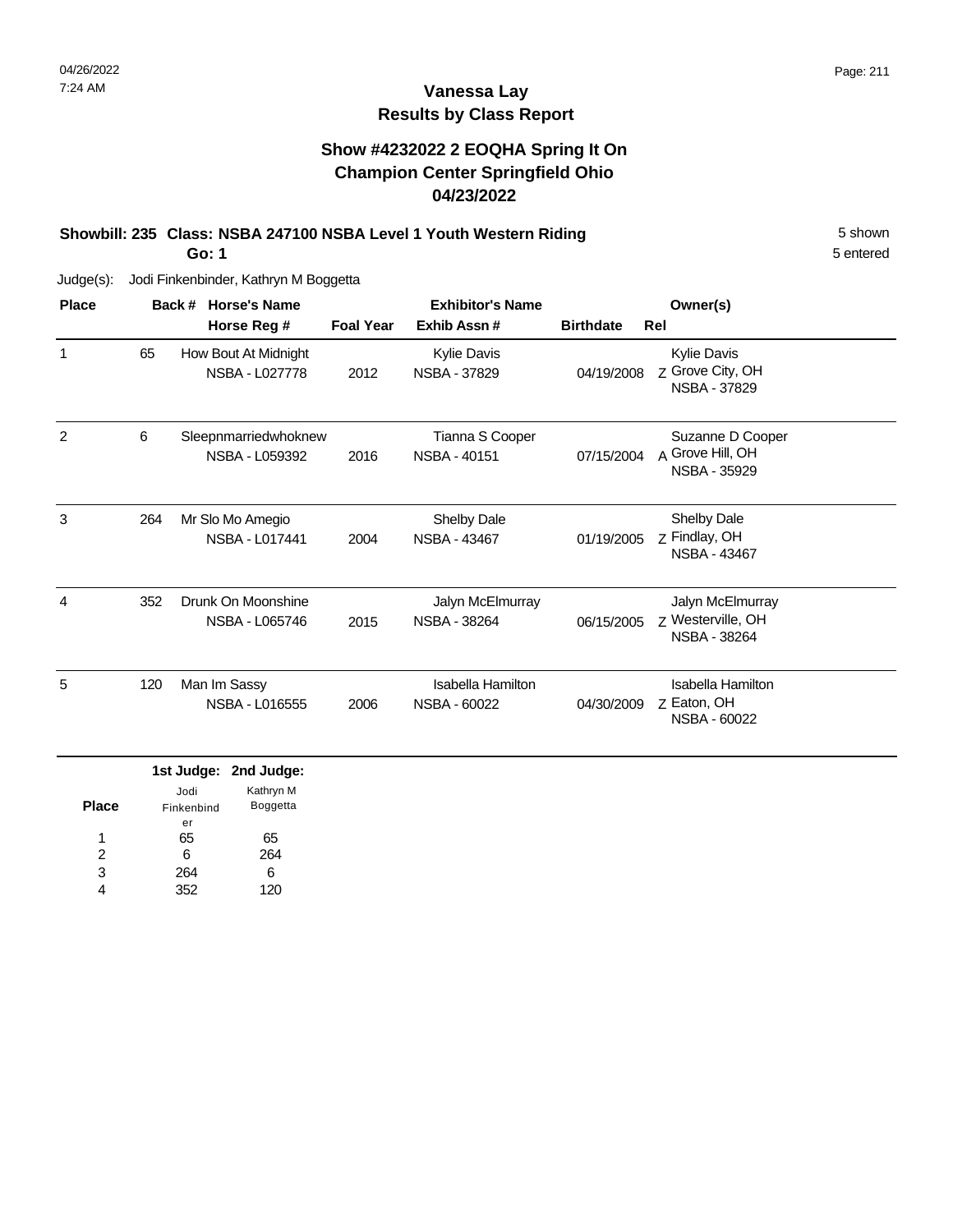04/26/2022
7:24 AM

# Vanessa Lay
## Results by Class Report

### Show #4232022 2 EOQHA Spring It On
### Champion Center Springfield Ohio
### 04/23/2022

**Showbill: 235 Class: NSBA 247100 NSBA Level 1 Youth Western Riding** 5 shown
**Go: 1** 5 entered

Judge(s): Jodi Finkenbinder, Kathryn M Boggetta

| Place | Back # | Horse's Name / Horse Reg # | Foal Year | Exhibitor's Name / Exhib Assn # | Birthdate | Rel | Owner(s) |
|---|---|---|---|---|---|---|---|
| 1 | 65 | How Bout At Midnight<br>NSBA - L027778 | 2012 | Kylie Davis<br>NSBA - 37829 | 04/19/2008 | Z | Kylie Davis<br>Grove City, OH<br>NSBA - 37829 |
| 2 | 6 | Sleepnmarriedwhoknew<br>NSBA - L059392 | 2016 | Tianna S Cooper<br>NSBA - 40151 | 07/15/2004 | A | Suzanne D Cooper<br>Grove Hill, OH<br>NSBA - 35929 |
| 3 | 264 | Mr Slo Mo Amegio<br>NSBA - L017441 | 2004 | Shelby Dale<br>NSBA - 43467 | 01/19/2005 | Z | Shelby Dale<br>Findlay, OH<br>NSBA - 43467 |
| 4 | 352 | Drunk On Moonshine<br>NSBA - L065746 | 2015 | Jalyn McElmurray<br>NSBA - 38264 | 06/15/2005 | Z | Jalyn McElmurray<br>Westerville, OH<br>NSBA - 38264 |
| 5 | 120 | Man Im Sassy<br>NSBA - L016555 | 2006 | Isabella Hamilton<br>NSBA - 60022 | 04/30/2009 | Z | Isabella Hamilton<br>Eaton, OH<br>NSBA - 60022 |

| Place | 1st Judge: Jodi Finkenbinder | 2nd Judge: Kathryn M Boggetta |
|---|---|---|
| 1 | 65 | 65 |
| 2 | 6 | 264 |
| 3 | 264 | 6 |
| 4 | 352 | 120 |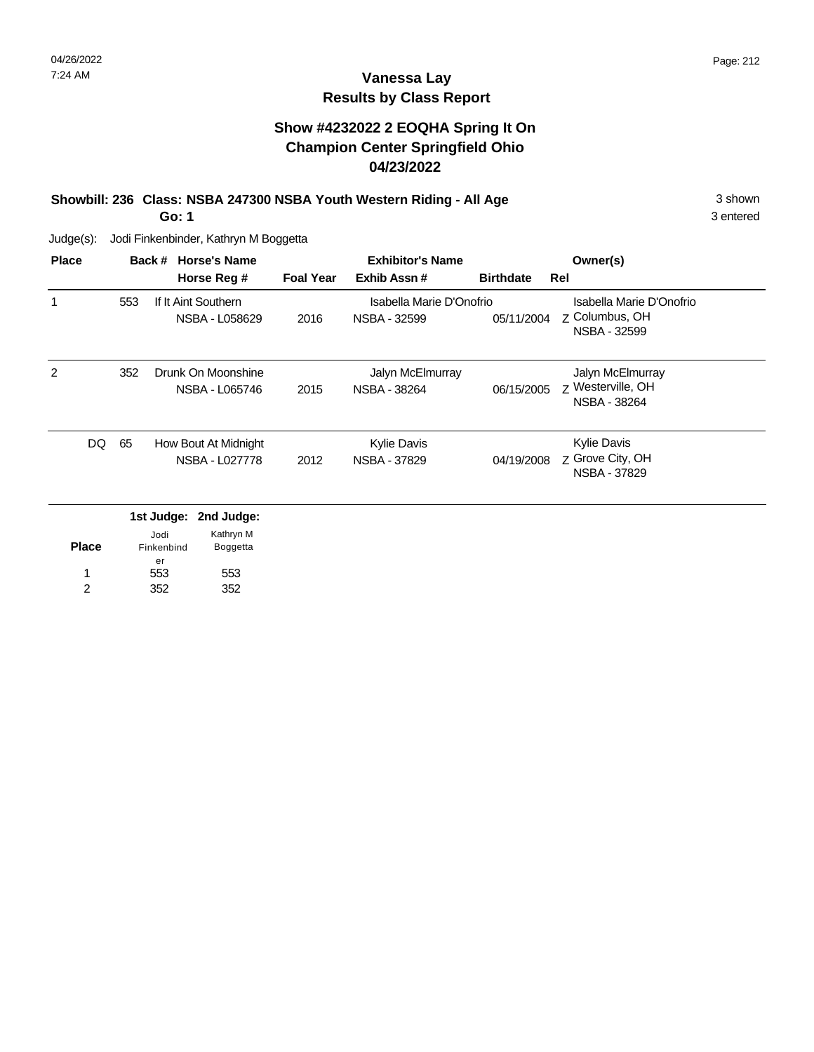**Vanessa Lay**
**Results by Class Report**

## Show #4232022 2 EOQHA Spring It On
## Champion Center Springfield Ohio
## 04/23/2022

**Showbill: 236 Class: NSBA 247300 NSBA Youth Western Riding - All Age** 3 shown

**Go: 1** 3 entered

Judge(s): Jodi Finkenbinder, Kathryn M Boggetta

| Place | Back # | Horse's Name / Horse Reg # | Foal Year | Exhibitor's Name / Exhib Assn # | Birthdate | Rel | Owner(s) |
|---|---|---|---|---|---|---|---|
| 1 | 553 | If It Aint Southern<br>NSBA - L058629 | 2016 | Isabella Marie D'Onofrio<br>NSBA - 32599 | 05/11/2004 | Z | Isabella Marie D'Onofrio<br>Columbus, OH<br>NSBA - 32599 |
| 2 | 352 | Drunk On Moonshine<br>NSBA - L065746 | 2015 | Jalyn McElmurray<br>NSBA - 38264 | 06/15/2005 | Z | Jalyn McElmurray<br>Westerville, OH<br>NSBA - 38264 |
| DQ | 65 | How Bout At Midnight<br>NSBA - L027778 | 2012 | Kylie Davis<br>NSBA - 37829 | 04/19/2008 | Z | Kylie Davis<br>Grove City, OH<br>NSBA - 37829 |

| Place | 1st Judge: Jodi Finkenbinder | 2nd Judge: Kathryn M Boggetta |
|---|---|---|
| 1 | 553 | 553 |
| 2 | 352 | 352 |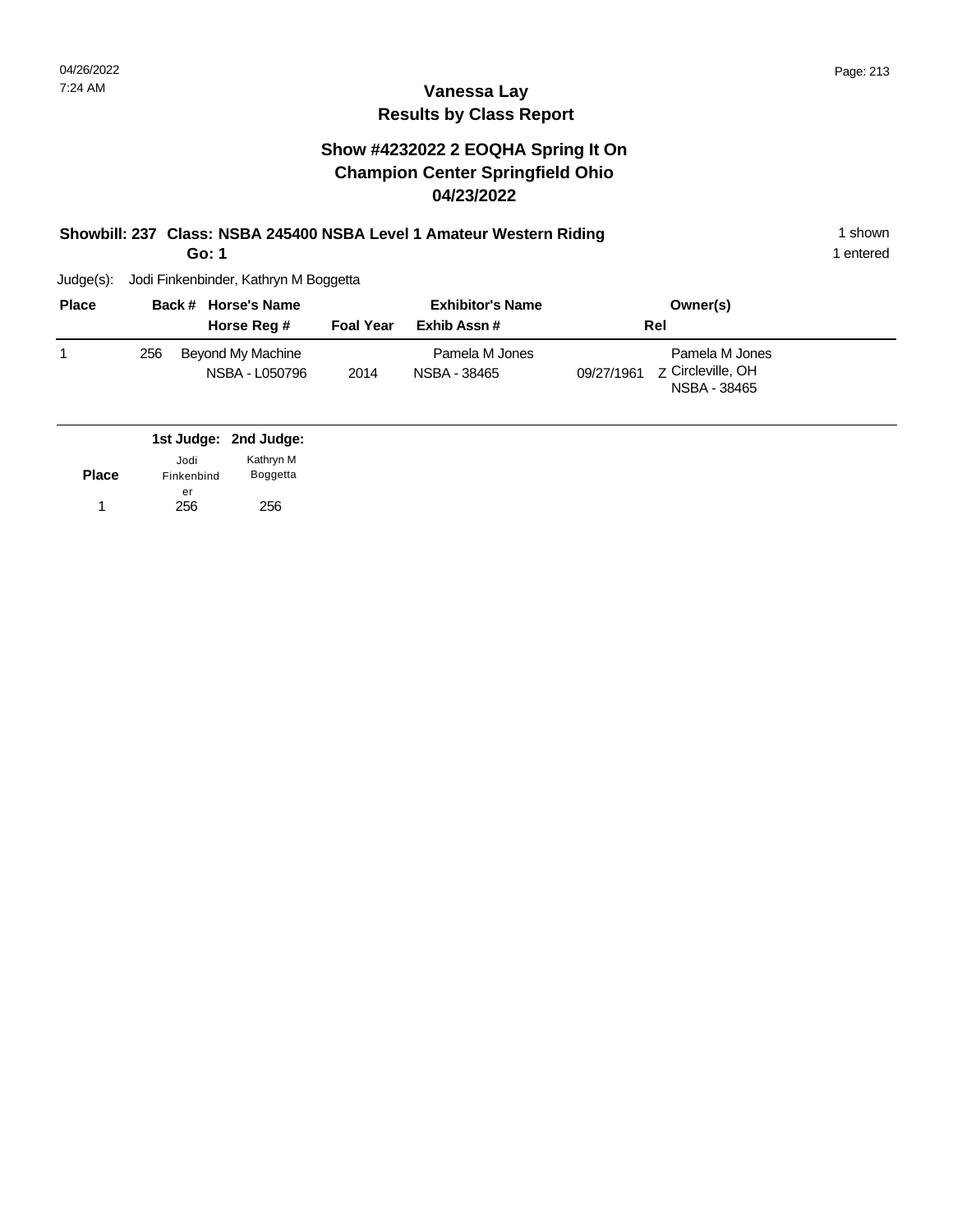# Vanessa Lay
## Results by Class Report

### Show #4232022 2 EOQHA Spring It On
### Champion Center Springfield Ohio
### 04/23/2022

**Showbill: 237 Class: NSBA 245400 NSBA Level 1 Amateur Western Riding** 1 shown

**Go: 1** 1 entered

Judge(s): Jodi Finkenbinder, Kathryn M Boggetta

| Place | Back # | Horse's Name / Horse Reg # | Foal Year | Exhibitor's Name / Exhib Assn # | Rel | Owner(s) |
|---|---|---|---|---|---|---|
| 1 | 256 | Beyond My Machine<br>NSBA - L050796 | 2014 | Pamela M Jones<br>NSBA - 38465 | 09/27/1961 Z | Pamela M Jones<br>Circleville, OH<br>NSBA - 38465 |

| Place | 1st Judge: Jodi Finkenbinder | 2nd Judge: Kathryn M Boggetta |
|---|---|---|
| 1 | 256 | 256 |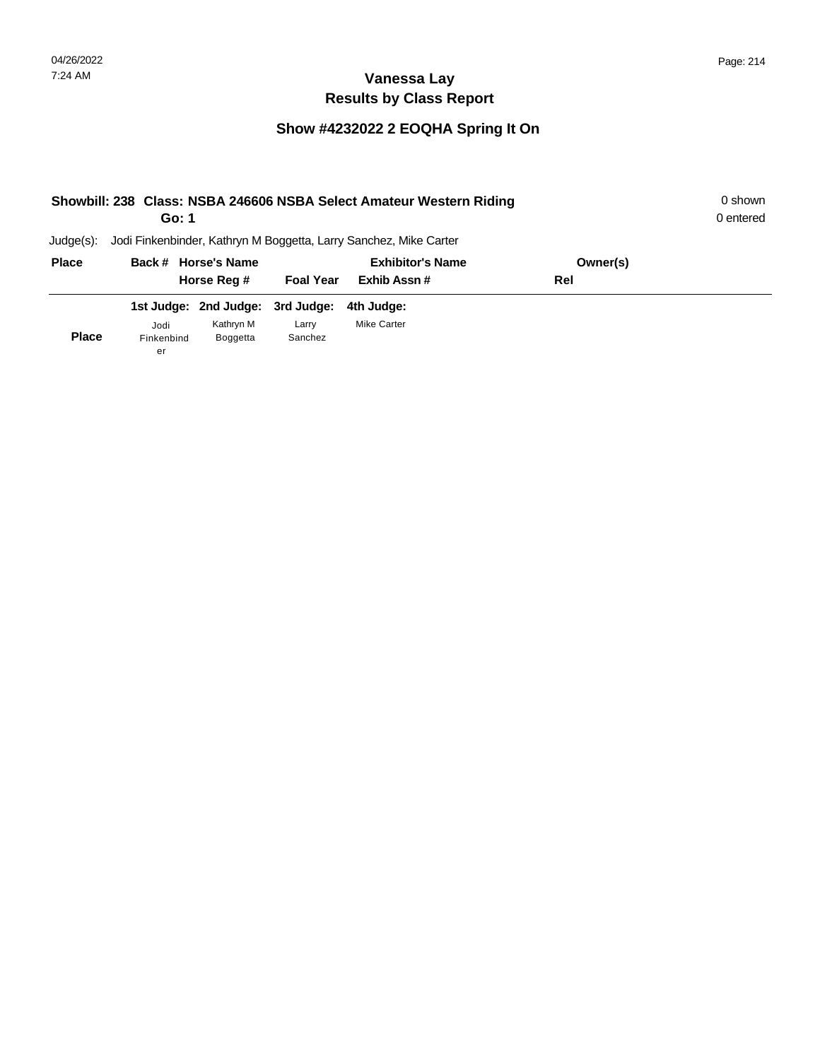# Vanessa Lay
## Results by Class Report

### Show #4232022 2 EOQHA Spring It On

**Showbill: 238 Class: NSBA 246606 NSBA Select Amateur Western Riding** 0 shown
**Go: 1** 0 entered

Judge(s): Jodi Finkenbinder, Kathryn M Boggetta, Larry Sanchez, Mike Carter

| Place | Back # | Horse's Name / Horse Reg # | Foal Year | Exhibitor's Name / Exhib Assn # | Owner(s) / Rel |
|---|---|---|---|---|---|

| | 1st Judge: | 2nd Judge: | 3rd Judge: | 4th Judge: |
|---|---|---|---|---|
| **Place** | Jodi Finkenbinder | Kathryn M Boggetta | Larry Sanchez | Mike Carter |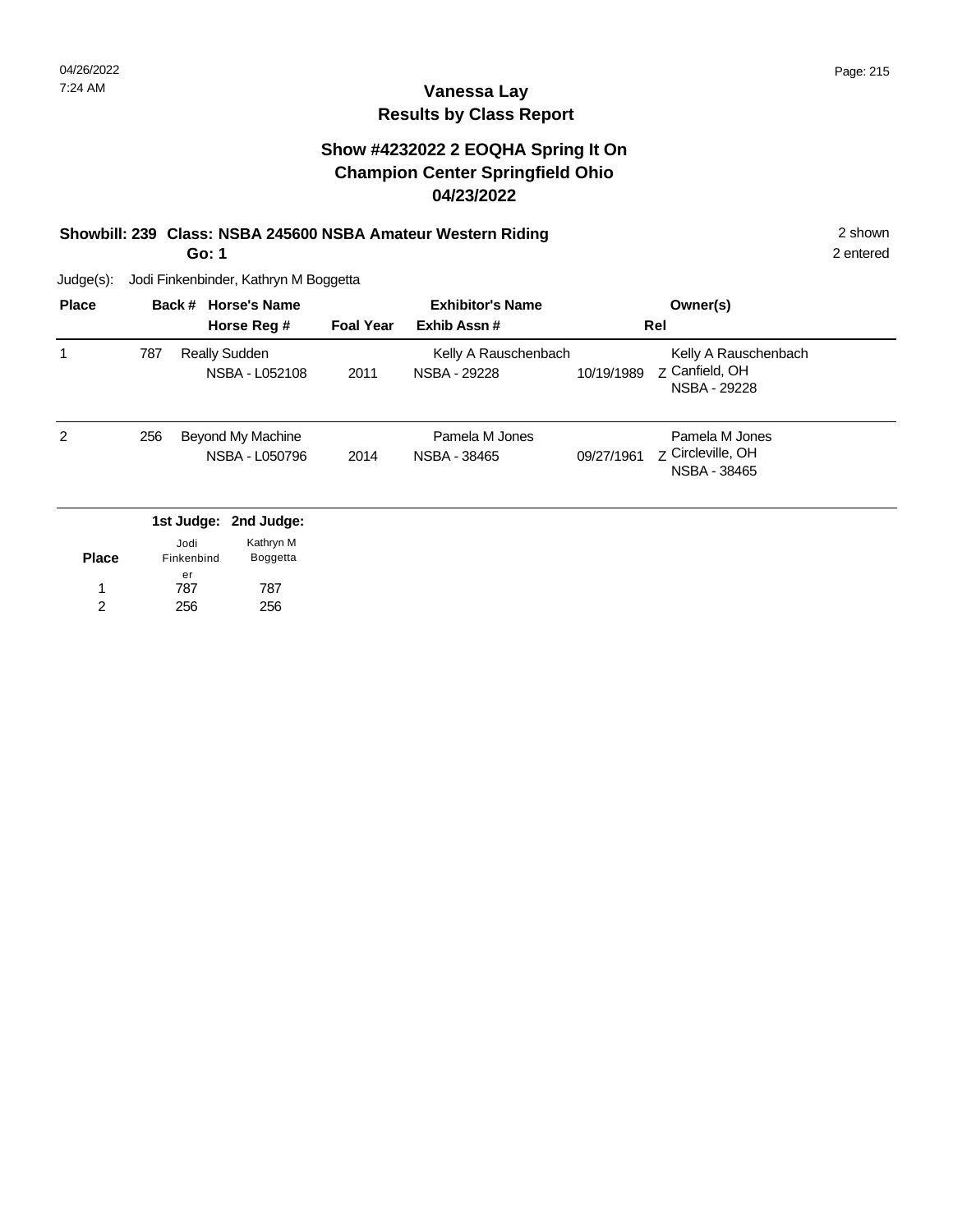04/26/2022
7:24 AM

## Vanessa Lay
## Results by Class Report

### Show #4232022 2 EOQHA Spring It On
### Champion Center Springfield Ohio
### 04/23/2022

**Showbill: 239 Class: NSBA 245600 NSBA Amateur Western Riding** 2 shown
**Go: 1** 2 entered

Judge(s): Jodi Finkenbinder, Kathryn M Boggetta

| Place | Back # | Horse's Name / Horse Reg # | Foal Year | Exhibitor's Name / Exhib Assn # | | Rel | Owner(s) |
|---|---|---|---|---|---|---|---|
| 1 | 787 | Really Sudden<br>NSBA - L052108 | 2011 | Kelly A Rauschenbach<br>NSBA - 29228 | 10/19/1989 | Z | Kelly A Rauschenbach<br>Canfield, OH<br>NSBA - 29228 |
| 2 | 256 | Beyond My Machine<br>NSBA - L050796 | 2014 | Pamela M Jones<br>NSBA - 38465 | 09/27/1961 | Z | Pamela M Jones<br>Circleville, OH<br>NSBA - 38465 |

| Place | 1st Judge: Jodi Finkenbinder | 2nd Judge: Kathryn M Boggetta |
|---|---|---|
| 1 | 787 | 787 |
| 2 | 256 | 256 |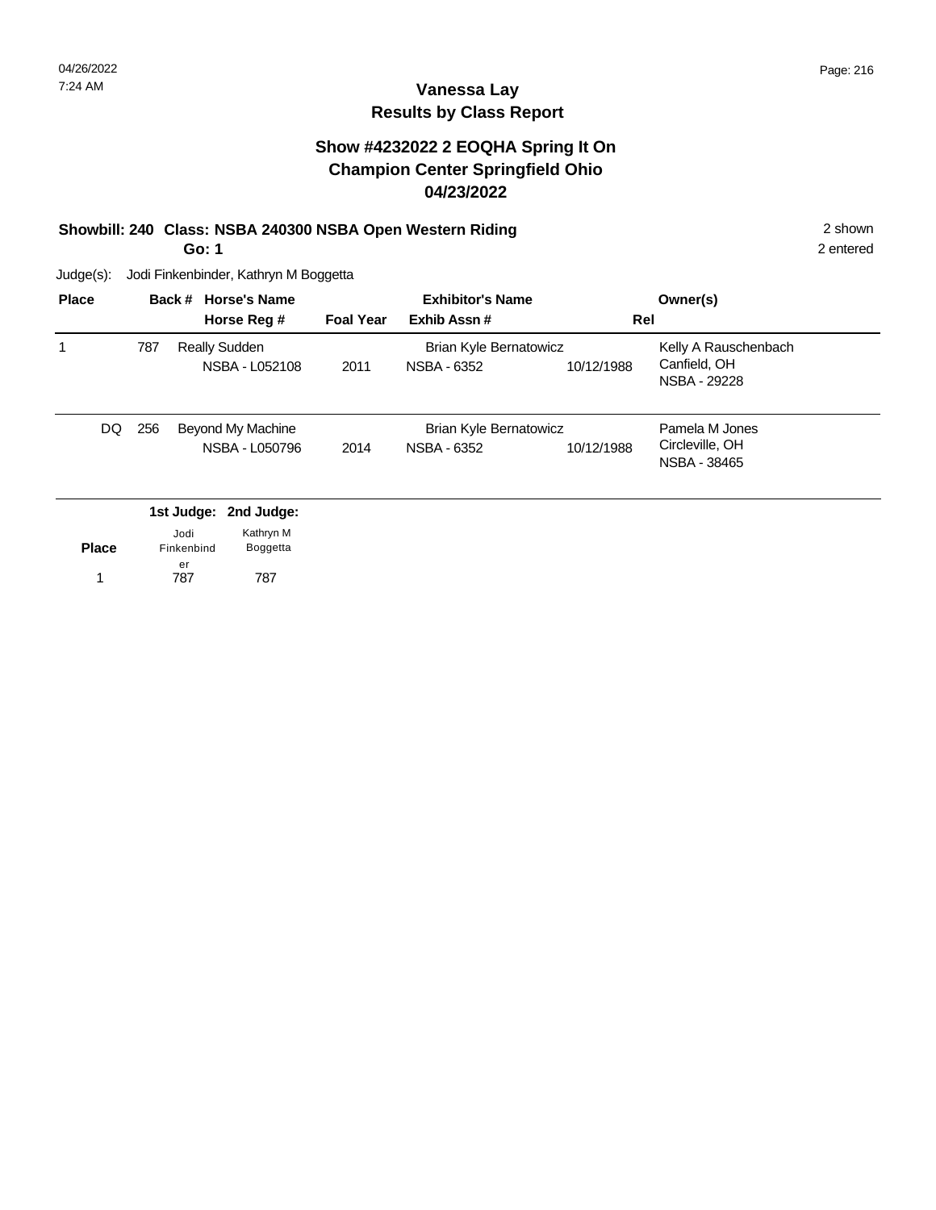04/26/2022
7:24 AM

# Vanessa Lay
## Results by Class Report

### Show #4232022 2 EOQHA Spring It On
### Champion Center Springfield Ohio
### 04/23/2022

**Showbill: 240 Class: NSBA 240300 NSBA Open Western Riding** 2 shown

**Go: 1** 2 entered

Judge(s): Jodi Finkenbinder, Kathryn M Boggetta

| Place | Back # | Horse's Name / Horse Reg # | Foal Year | Exhibitor's Name / Exhib Assn # | Rel | Owner(s) |
|---|---|---|---|---|---|---|
| 1 | 787 | Really Sudden<br>NSBA - L052108 | 2011 | Brian Kyle Bernatowicz<br>NSBA - 6352 | 10/12/1988 | Kelly A Rauschenbach<br>Canfield, OH<br>NSBA - 29228 |
| DQ | 256 | Beyond My Machine<br>NSBA - L050796 | 2014 | Brian Kyle Bernatowicz<br>NSBA - 6352 | 10/12/1988 | Pamela M Jones<br>Circleville, OH<br>NSBA - 38465 |

| Place | 1st Judge: Jodi Finkenbinder | 2nd Judge: Kathryn M Boggetta |
|---|---|---|
| 1 | 787 | 787 |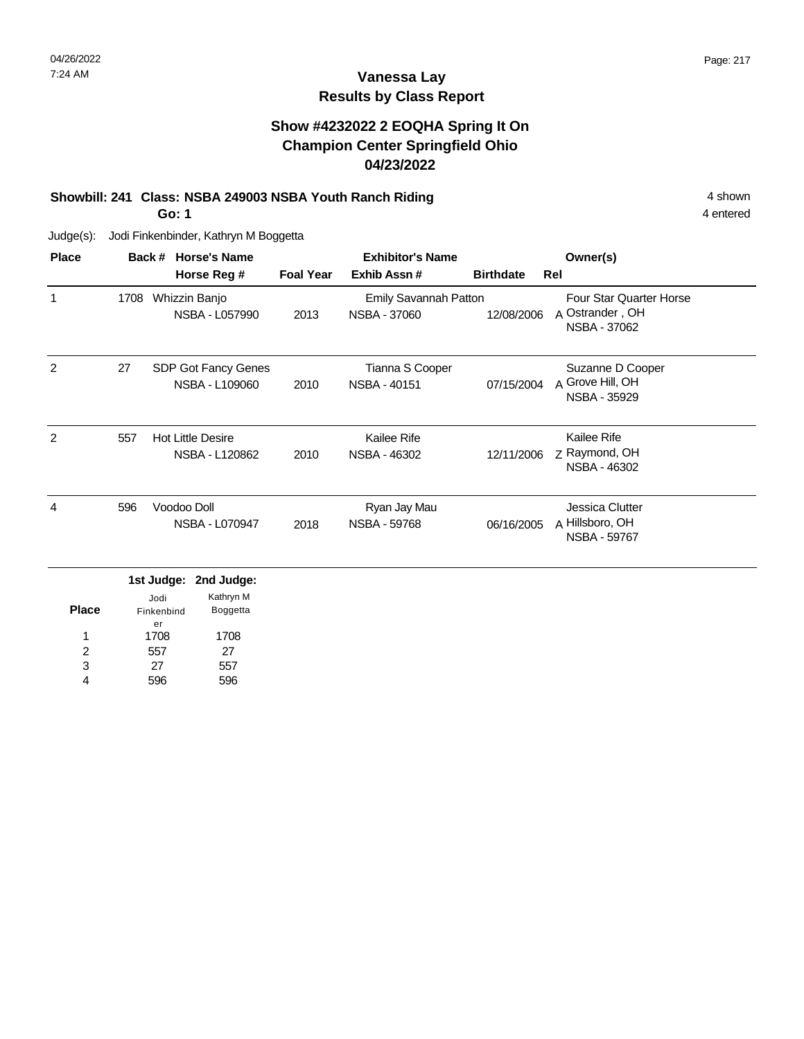# Vanessa Lay
## Results by Class Report

### Show #4232022 2 EOQHA Spring It On
### Champion Center Springfield Ohio
### 04/23/2022

**Showbill: 241 Class: NSBA 249003 NSBA Youth Ranch Riding** — 4 shown

**Go: 1** — 4 entered

Judge(s): Jodi Finkenbinder, Kathryn M Boggetta

| Place | Back # | Horse's Name / Horse Reg # | Foal Year | Exhibitor's Name / Exhib Assn # | Birthdate | Rel | Owner(s) |
|---|---|---|---|---|---|---|---|
| 1 | 1708 | Whizzin Banjo<br>NSBA - L057990 | 2013 | Emily Savannah Patton<br>NSBA - 37060 | 12/08/2006 | A | Four Star Quarter Horse<br>Ostrander , OH<br>NSBA - 37062 |
| 2 | 27 | SDP Got Fancy Genes<br>NSBA - L109060 | 2010 | Tianna S Cooper<br>NSBA - 40151 | 07/15/2004 | A | Suzanne D Cooper<br>Grove Hill, OH<br>NSBA - 35929 |
| 2 | 557 | Hot Little Desire<br>NSBA - L120862 | 2010 | Kailee Rife<br>NSBA - 46302 | 12/11/2006 | Z | Kailee Rife<br>Raymond, OH<br>NSBA - 46302 |
| 4 | 596 | Voodoo Doll<br>NSBA - L070947 | 2018 | Ryan Jay Mau<br>NSBA - 59768 | 06/16/2005 | A | Jessica Clutter<br>Hillsboro, OH<br>NSBA - 59767 |

| Place | 1st Judge: Jodi Finkenbinder | 2nd Judge: Kathryn M Boggetta |
|---|---|---|
| 1 | 1708 | 1708 |
| 2 | 557 | 27 |
| 3 | 27 | 557 |
| 4 | 596 | 596 |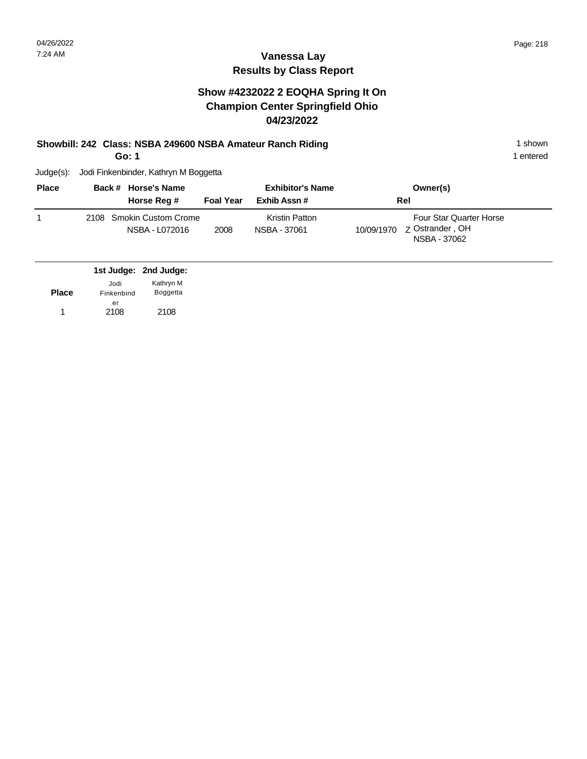04/26/2022
7:24 AM

# Vanessa Lay
## Results by Class Report

### Show #4232022 2 EOQHA Spring It On
### Champion Center Springfield Ohio
### 04/23/2022

**Showbill: 242 Class: NSBA 249600 NSBA Amateur Ranch Riding** — 1 shown

**Go: 1** — 1 entered

Judge(s): Jodi Finkenbinder, Kathryn M Boggetta

| Place | Back # | Horse's Name / Horse Reg # | Foal Year | Exhibitor's Name / Exhib Assn # | Rel | Owner(s) |
|---|---|---|---|---|---|---|
| 1 | 2108 | Smokin Custom Crome<br>NSBA - L072016 | 2008 | Kristin Patton<br>NSBA - 37061 | 10/09/1970 Z | Four Star Quarter Horse<br>Ostrander , OH<br>NSBA - 37062 |

| Place | 1st Judge: Jodi Finkenbinder | 2nd Judge: Kathryn M Boggetta |
|---|---|---|
| 1 | 2108 | 2108 |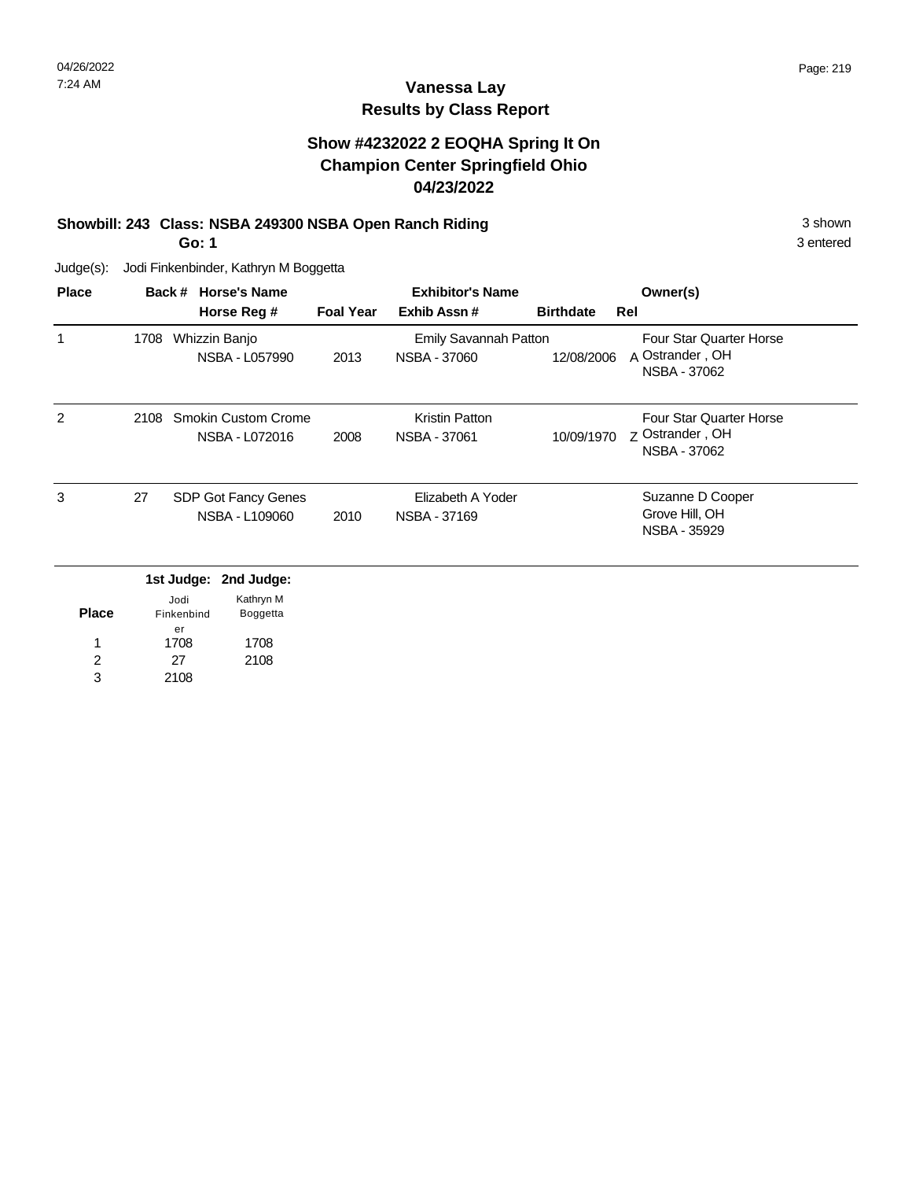04/26/2022
7:24 AM

# Vanessa Lay
## Results by Class Report

### Show #4232022 2 EOQHA Spring It On
### Champion Center Springfield Ohio
### 04/23/2022

**Showbill: 243 Class: NSBA 249300 NSBA Open Ranch Riding** 3 shown
**Go: 1** 3 entered

Judge(s): Jodi Finkenbinder, Kathryn M Boggetta

| Place | Back # | Horse's Name / Horse Reg # | Foal Year | Exhibitor's Name / Exhib Assn # | Birthdate | Rel | Owner(s) |
|---|---|---|---|---|---|---|---|
| 1 | 1708 | Whizzin Banjo<br>NSBA - L057990 | 2013 | Emily Savannah Patton<br>NSBA - 37060 | 12/08/2006 | A | Four Star Quarter Horse<br>Ostrander , OH<br>NSBA - 37062 |
| 2 | 2108 | Smokin Custom Crome<br>NSBA - L072016 | 2008 | Kristin Patton<br>NSBA - 37061 | 10/09/1970 | Z | Four Star Quarter Horse<br>Ostrander , OH<br>NSBA - 37062 |
| 3 | 27 | SDP Got Fancy Genes<br>NSBA - L109060 | 2010 | Elizabeth A Yoder<br>NSBA - 37169 | | | Suzanne D Cooper<br>Grove Hill, OH<br>NSBA - 35929 |

| Place | 1st Judge: Jodi Finkenbinder | 2nd Judge: Kathryn M Boggetta |
|---|---|---|
| 1 | 1708 | 1708 |
| 2 | 27 | 2108 |
| 3 | 2108 | |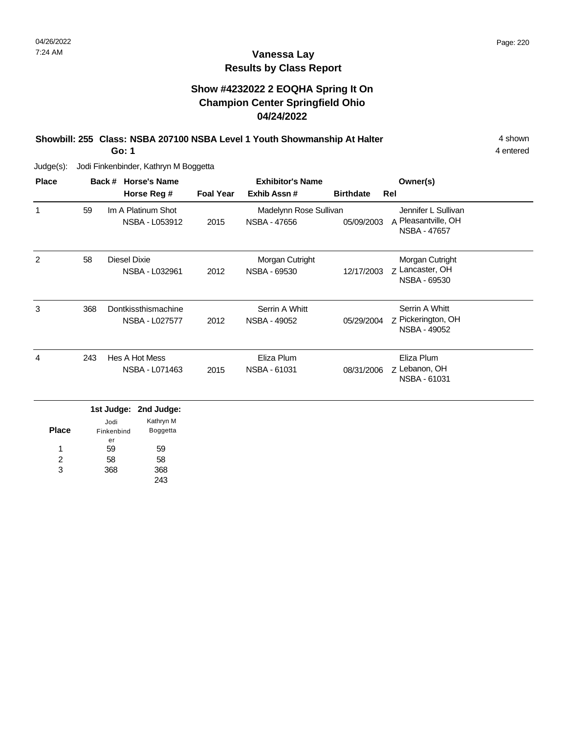04/26/2022
7:24 AM

# Vanessa Lay
## Results by Class Report

### Show #4232022 2 EOQHA Spring It On
### Champion Center Springfield Ohio
### 04/24/2022

**Showbill: 255 Class: NSBA 207100 NSBA Level 1 Youth Showmanship At Halter** 4 shown
**Go: 1** 4 entered

Judge(s): Jodi Finkenbinder, Kathryn M Boggetta

| Place | Back # | Horse's Name / Horse Reg # | Foal Year | Exhibitor's Name / Exhib Assn # | Birthdate | Rel | Owner(s) |
|---|---|---|---|---|---|---|---|
| 1 | 59 | Im A Platinum Shot<br>NSBA - L053912 | 2015 | Madelynn Rose Sullivan<br>NSBA - 47656 | 05/09/2003 | A | Jennifer L Sullivan<br>Pleasantville, OH<br>NSBA - 47657 |
| 2 | 58 | Diesel Dixie<br>NSBA - L032961 | 2012 | Morgan Cutright<br>NSBA - 69530 | 12/17/2003 | Z | Morgan Cutright<br>Lancaster, OH<br>NSBA - 69530 |
| 3 | 368 | Dontkissthismachine<br>NSBA - L027577 | 2012 | Serrin A Whitt<br>NSBA - 49052 | 05/29/2004 | Z | Serrin A Whitt<br>Pickerington, OH<br>NSBA - 49052 |
| 4 | 243 | Hes A Hot Mess<br>NSBA - L071463 | 2015 | Eliza Plum<br>NSBA - 61031 | 08/31/2006 | Z | Eliza Plum<br>Lebanon, OH<br>NSBA - 61031 |

| Place | 1st Judge: Jodi Finkenbinder | 2nd Judge: Kathryn M Boggetta |
|---|---|---|
| 1 | 59 | 59 |
| 2 | 58 | 58 |
| 3 | 368 | 368 |
| | | 243 |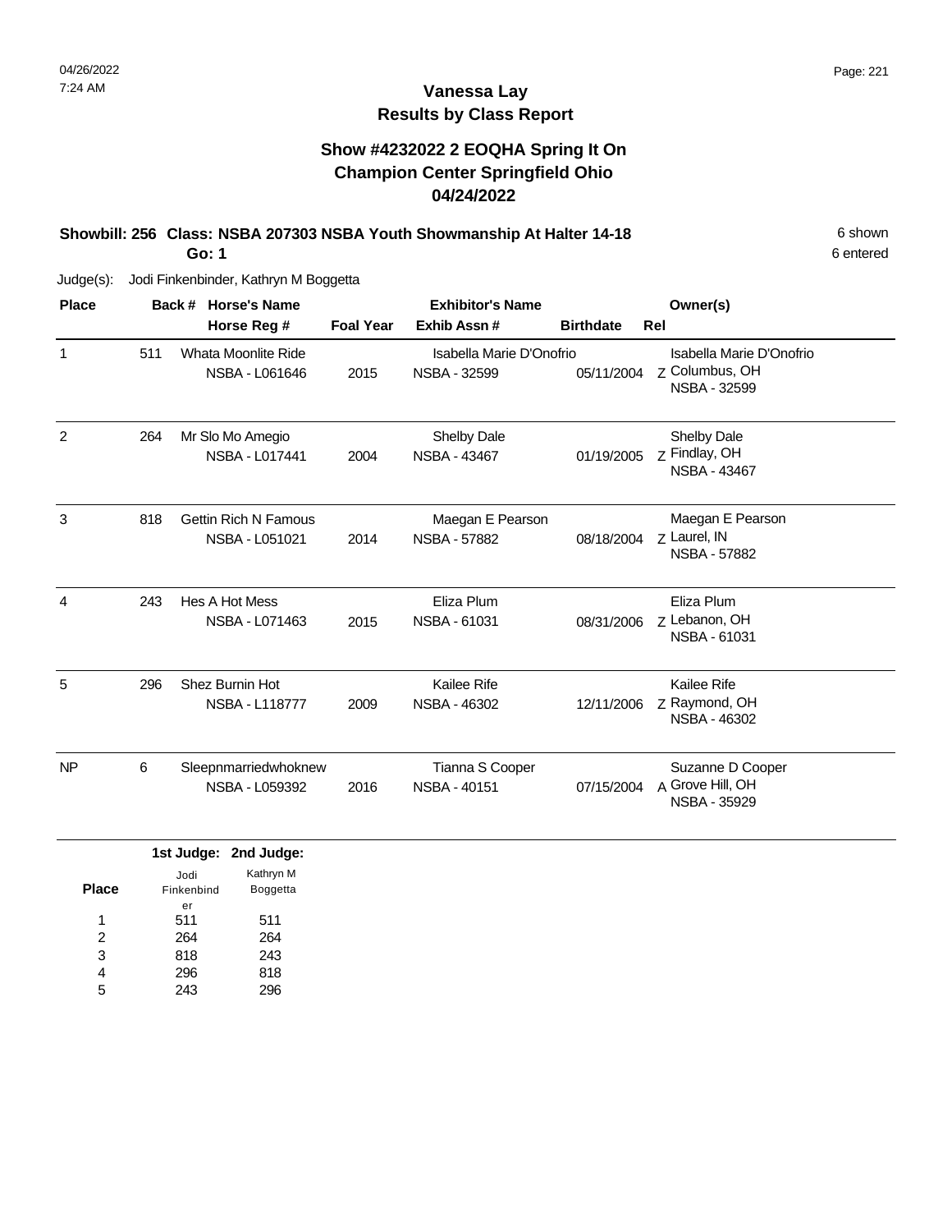04/26/2022
7:24 AM

# Vanessa Lay
## Results by Class Report

### Show #4232022 2 EOQHA Spring It On
### Champion Center Springfield Ohio
### 04/24/2022

**Showbill: 256 Class: NSBA 207303 NSBA Youth Showmanship At Halter 14-18** 6 shown
**Go: 1** 6 entered

Judge(s): Jodi Finkenbinder, Kathryn M Boggetta

| Place | Back # | Horse's Name / Horse Reg # | Foal Year | Exhibitor's Name / Exhib Assn # | Birthdate | Rel | Owner(s) |
|---|---|---|---|---|---|---|---|
| 1 | 511 | Whata Moonlite Ride<br>NSBA - L061646 | 2015 | Isabella Marie D'Onofrio<br>NSBA - 32599 | 05/11/2004 | Z | Isabella Marie D'Onofrio<br>Columbus, OH<br>NSBA - 32599 |
| 2 | 264 | Mr Slo Mo Amegio<br>NSBA - L017441 | 2004 | Shelby Dale<br>NSBA - 43467 | 01/19/2005 | Z | Shelby Dale<br>Findlay, OH<br>NSBA - 43467 |
| 3 | 818 | Gettin Rich N Famous<br>NSBA - L051021 | 2014 | Maegan E Pearson<br>NSBA - 57882 | 08/18/2004 | Z | Maegan E Pearson<br>Laurel, IN<br>NSBA - 57882 |
| 4 | 243 | Hes A Hot Mess<br>NSBA - L071463 | 2015 | Eliza Plum<br>NSBA - 61031 | 08/31/2006 | Z | Eliza Plum<br>Lebanon, OH<br>NSBA - 61031 |
| 5 | 296 | Shez Burnin Hot<br>NSBA - L118777 | 2009 | Kailee Rife<br>NSBA - 46302 | 12/11/2006 | Z | Kailee Rife<br>Raymond, OH<br>NSBA - 46302 |
| NP | 6 | Sleepnmarriedwhoknew<br>NSBA - L059392 | 2016 | Tianna S Cooper<br>NSBA - 40151 | 07/15/2004 | A | Suzanne D Cooper<br>Grove Hill, OH<br>NSBA - 35929 |

| Place | 1st Judge: Jodi Finkenbinder | 2nd Judge: Kathryn M Boggetta |
|---|---|---|
| 1 | 511 | 511 |
| 2 | 264 | 264 |
| 3 | 818 | 243 |
| 4 | 296 | 818 |
| 5 | 243 | 296 |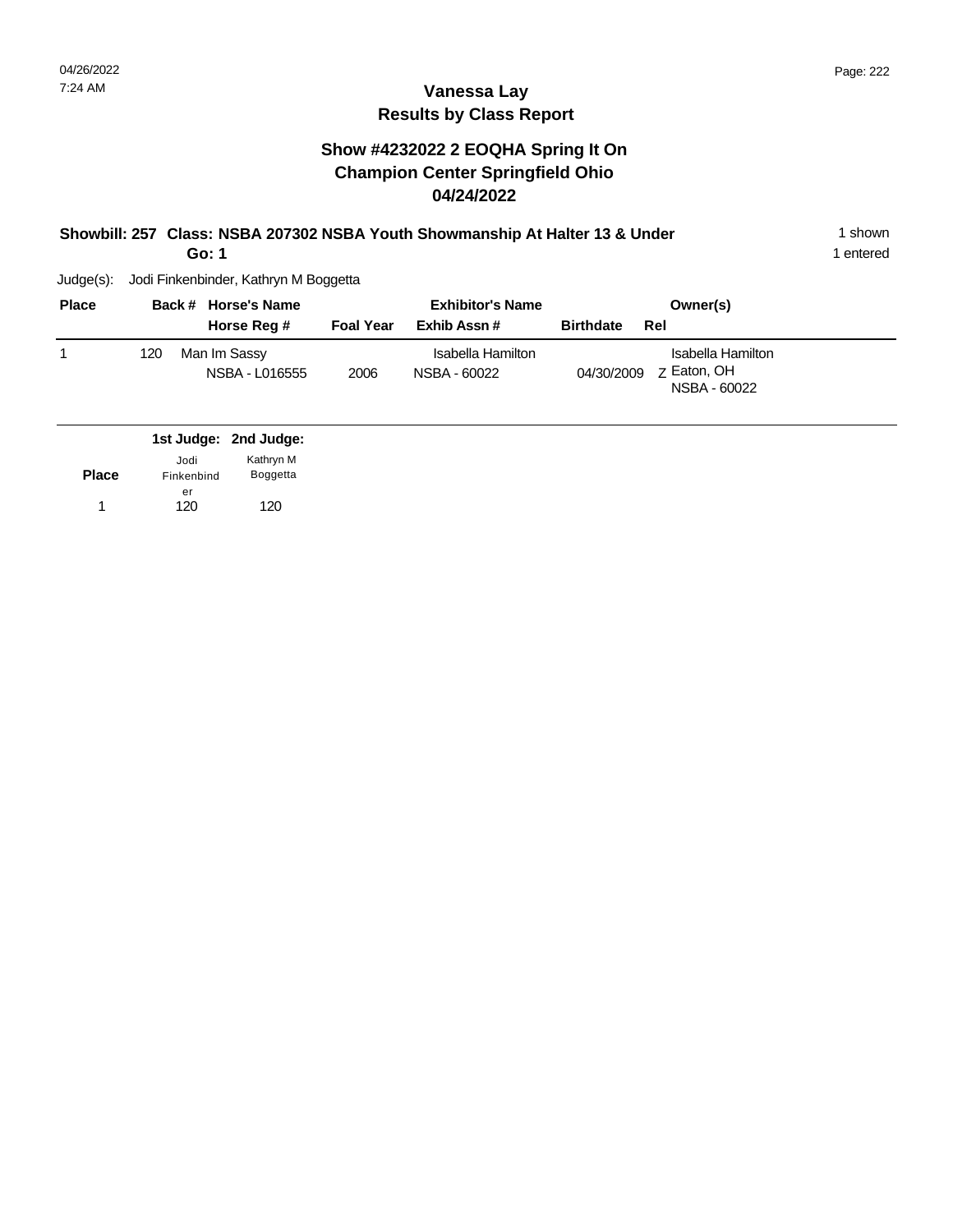04/26/2022
7:24 AM

# Vanessa Lay
## Results by Class Report

### Show #4232022 2 EOQHA Spring It On
### Champion Center Springfield Ohio
### 04/24/2022

**Showbill: 257 Class: NSBA 207302 NSBA Youth Showmanship At Halter 13 & Under** — 1 shown
**Go: 1** — 1 entered

Judge(s): Jodi Finkenbinder, Kathryn M Boggetta

| Place | Back # | Horse's Name / Horse Reg # | Foal Year | Exhibitor's Name / Exhib Assn # | Birthdate | Rel | Owner(s) |
|---|---|---|---|---|---|---|---|
| 1 | 120 | Man Im Sassy<br>NSBA - L016555 | 2006 | Isabella Hamilton<br>NSBA - 60022 | 04/30/2009 | Z | Isabella Hamilton<br>Eaton, OH<br>NSBA - 60022 |

| Place | 1st Judge: Jodi Finkenbinder | 2nd Judge: Kathryn M Boggetta |
|---|---|---|
| 1 | 120 | 120 |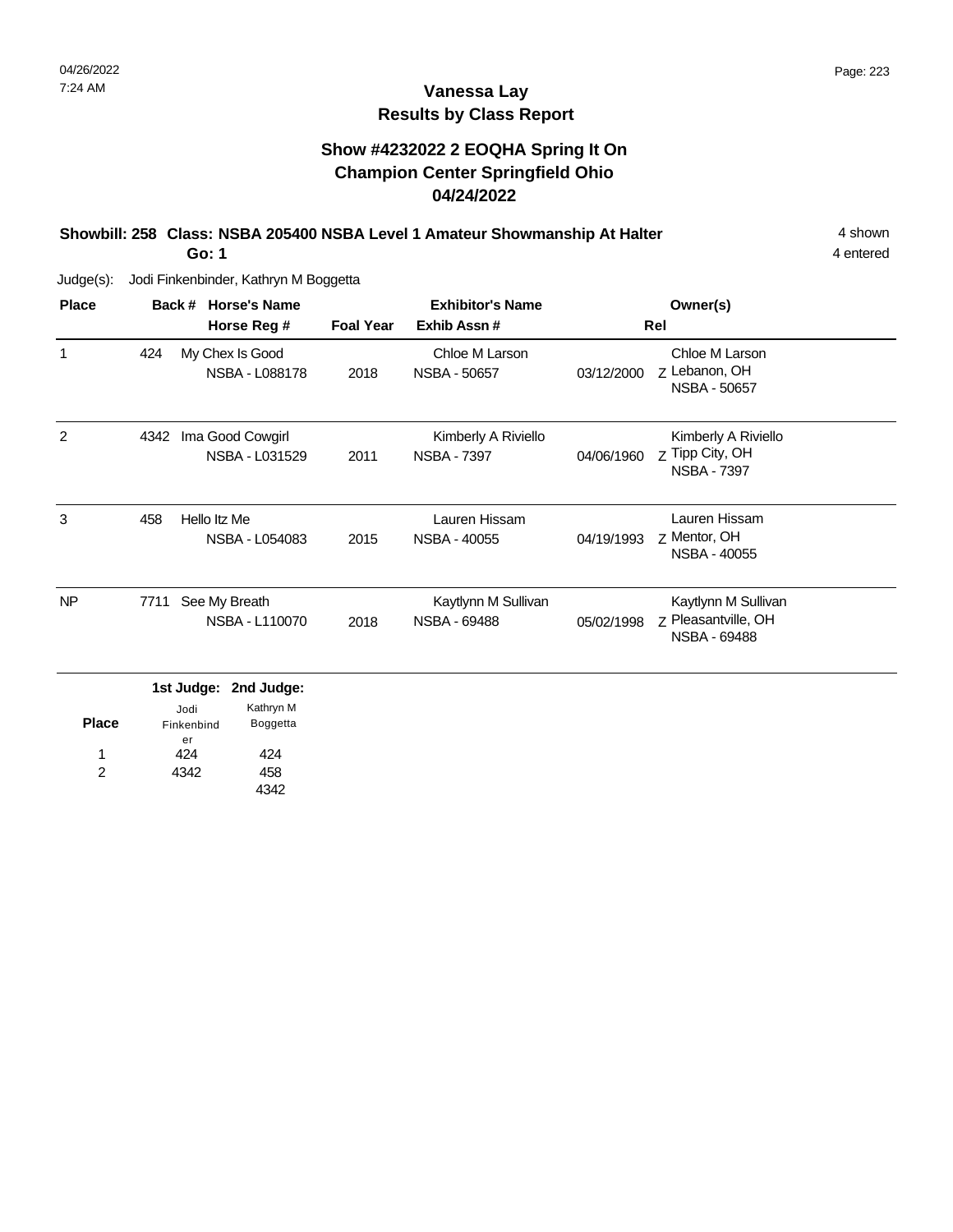## Vanessa Lay
## Results by Class Report

### Show #4232022 2 EOQHA Spring It On
### Champion Center Springfield Ohio
### 04/24/2022

**Showbill: 258 Class: NSBA 205400 NSBA Level 1 Amateur Showmanship At Halter** — 4 shown

**Go: 1** — 4 entered

Judge(s): Jodi Finkenbinder, Kathryn M Boggetta

| Place | Back # | Horse's Name / Horse Reg # | Foal Year | Exhibitor's Name / Exhib Assn # | Rel | Owner(s) |
|---|---|---|---|---|---|---|
| 1 | 424 | My Chex Is Good<br>NSBA - L088178 | 2018 | Chloe M Larson<br>NSBA - 50657 | 03/12/2000 Z | Chloe M Larson<br>Lebanon, OH<br>NSBA - 50657 |
| 2 | 4342 | Ima Good Cowgirl<br>NSBA - L031529 | 2011 | Kimberly A Riviello<br>NSBA - 7397 | 04/06/1960 Z | Kimberly A Riviello<br>Tipp City, OH<br>NSBA - 7397 |
| 3 | 458 | Hello Itz Me<br>NSBA - L054083 | 2015 | Lauren Hissam<br>NSBA - 40055 | 04/19/1993 Z | Lauren Hissam<br>Mentor, OH<br>NSBA - 40055 |
| NP | 7711 | See My Breath<br>NSBA - L110070 | 2018 | Kaytlynn M Sullivan<br>NSBA - 69488 | 05/02/1998 Z | Kaytlynn M Sullivan<br>Pleasantville, OH<br>NSBA - 69488 |

| Place | 1st Judge: Jodi Finkenbinder | 2nd Judge: Kathryn M Boggetta |
|---|---|---|
| 1 | 424 | 424 |
| 2 | 4342 | 458 |
| | | 4342 |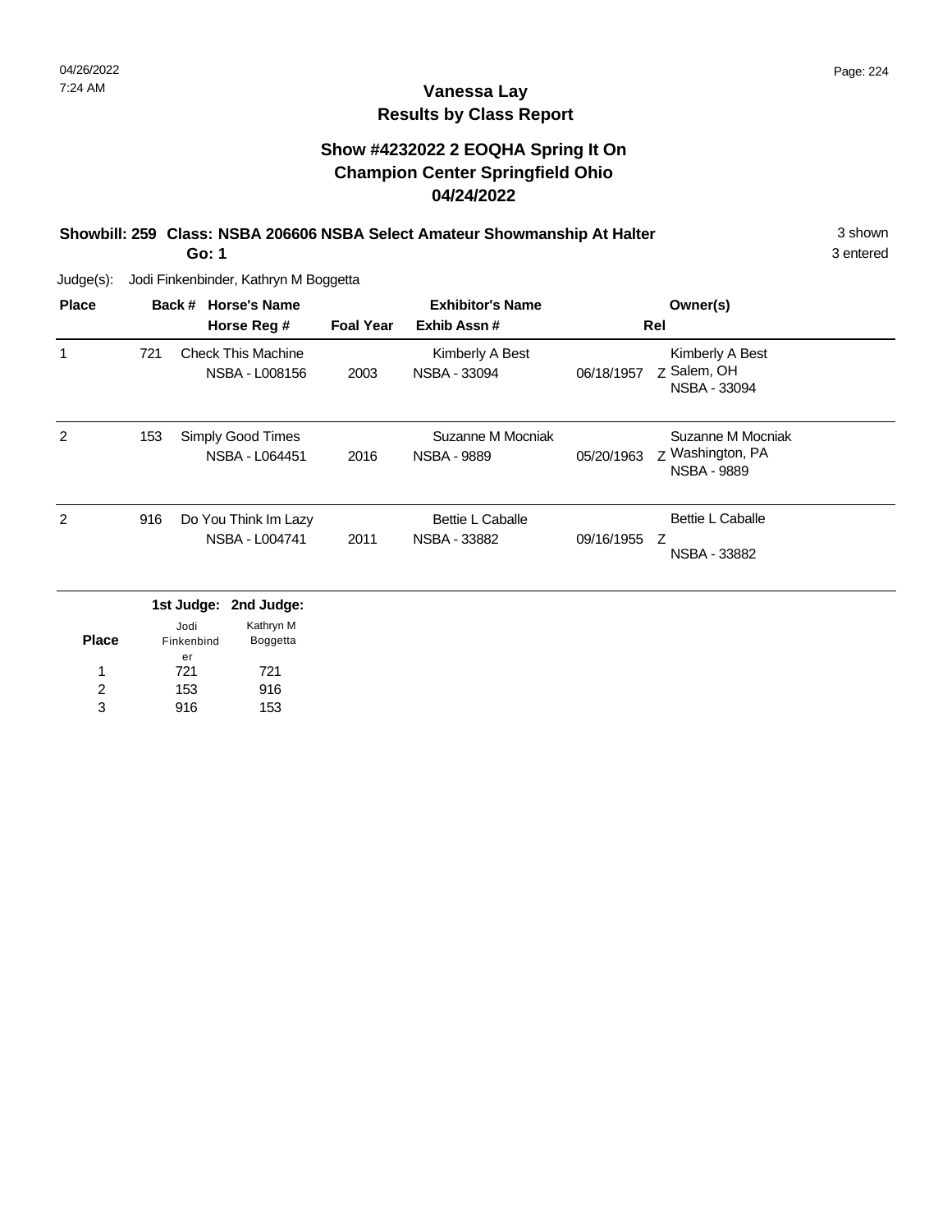# Vanessa Lay
## Results by Class Report

### Show #4232022 2 EOQHA Spring It On
### Champion Center Springfield Ohio
### 04/24/2022

**Showbill: 259 Class: NSBA 206606 NSBA Select Amateur Showmanship At Halter** 3 shown

**Go: 1** 3 entered

Judge(s): Jodi Finkenbinder, Kathryn M Boggetta

| Place | Back # | Horse's Name / Horse Reg # | Foal Year | Exhibitor's Name / Exhib Assn # | Rel | Owner(s) |
|---|---|---|---|---|---|---|
| 1 | 721 | Check This Machine<br>NSBA - L008156 | 2003 | Kimberly A Best<br>NSBA - 33094 | 06/18/1957 Z | Kimberly A Best<br>Salem, OH<br>NSBA - 33094 |
| 2 | 153 | Simply Good Times<br>NSBA - L064451 | 2016 | Suzanne M Mocniak<br>NSBA - 9889 | 05/20/1963 Z | Suzanne M Mocniak<br>Washington, PA<br>NSBA - 9889 |
| 2 | 916 | Do You Think Im Lazy<br>NSBA - L004741 | 2011 | Bettie L Caballe<br>NSBA - 33882 | 09/16/1955 Z | Bettie L Caballe<br>NSBA - 33882 |

| Place | 1st Judge: Jodi Finkenbinder | 2nd Judge: Kathryn M Boggetta |
|---|---|---|
| 1 | 721 | 721 |
| 2 | 153 | 916 |
| 3 | 916 | 153 |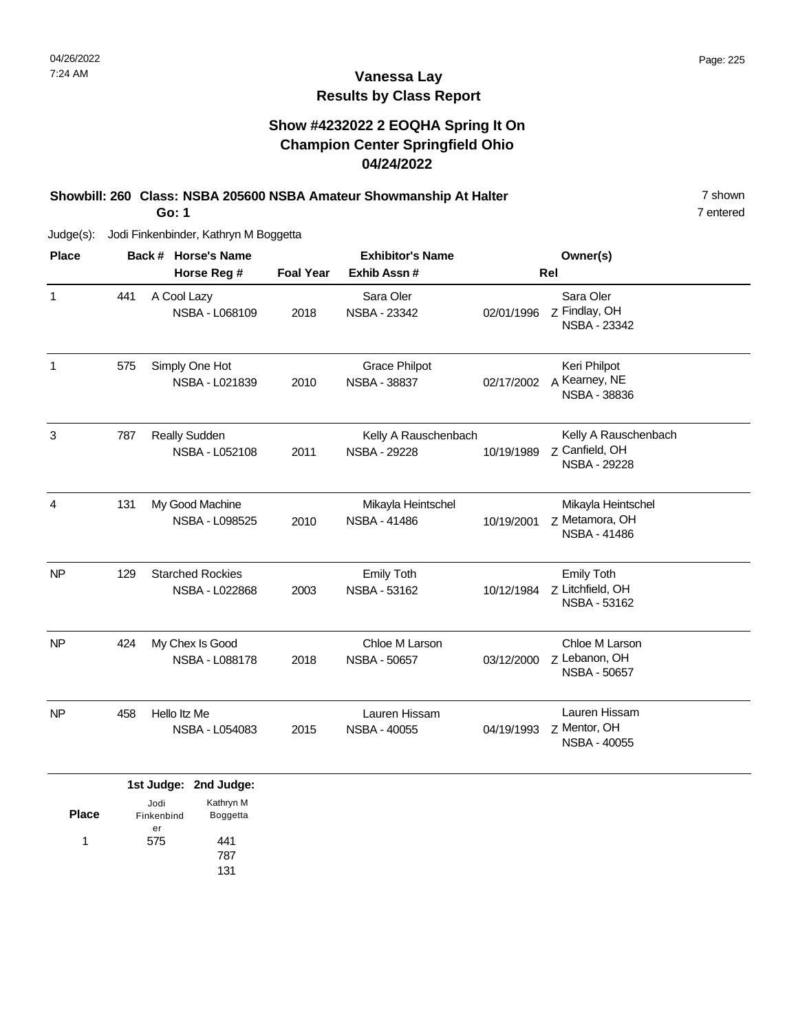04/26/2022
7:24 AM

# Vanessa Lay
## Results by Class Report

### Show #4232022 2 EOQHA Spring It On
### Champion Center Springfield Ohio
### 04/24/2022

**Showbill: 260 Class: NSBA 205600 NSBA Amateur Showmanship At Halter** 7 shown
**Go: 1** 7 entered

Judge(s): Jodi Finkenbinder, Kathryn M Boggetta

| Place | Back # | Horse's Name / Horse Reg # | Foal Year | Exhibitor's Name / Exhib Assn # | | Rel | Owner(s) |
|---|---|---|---|---|---|---|---|
| 1 | 441 | A Cool Lazy<br>NSBA - L068109 | 2018 | Sara Oler<br>NSBA - 23342 | 02/01/1996 | Z | Sara Oler<br>Findlay, OH<br>NSBA - 23342 |
| 1 | 575 | Simply One Hot<br>NSBA - L021839 | 2010 | Grace Philpot<br>NSBA - 38837 | 02/17/2002 | A | Keri Philpot<br>Kearney, NE<br>NSBA - 38836 |
| 3 | 787 | Really Sudden<br>NSBA - L052108 | 2011 | Kelly A Rauschenbach<br>NSBA - 29228 | 10/19/1989 | Z | Kelly A Rauschenbach<br>Canfield, OH<br>NSBA - 29228 |
| 4 | 131 | My Good Machine<br>NSBA - L098525 | 2010 | Mikayla Heintschel<br>NSBA - 41486 | 10/19/2001 | Z | Mikayla Heintschel<br>Metamora, OH<br>NSBA - 41486 |
| NP | 129 | Starched Rockies<br>NSBA - L022868 | 2003 | Emily Toth<br>NSBA - 53162 | 10/12/1984 | Z | Emily Toth<br>Litchfield, OH<br>NSBA - 53162 |
| NP | 424 | My Chex Is Good<br>NSBA - L088178 | 2018 | Chloe M Larson<br>NSBA - 50657 | 03/12/2000 | Z | Chloe M Larson<br>Lebanon, OH<br>NSBA - 50657 |
| NP | 458 | Hello Itz Me<br>NSBA - L054083 | 2015 | Lauren Hissam<br>NSBA - 40055 | 04/19/1993 | Z | Lauren Hissam<br>Mentor, OH<br>NSBA - 40055 |

| Place | 1st Judge: Jodi Finkenbinder | 2nd Judge: Kathryn M Boggetta |
|---|---|---|
| 1 | 575 | 441 |
| | | 787 |
| | | 131 |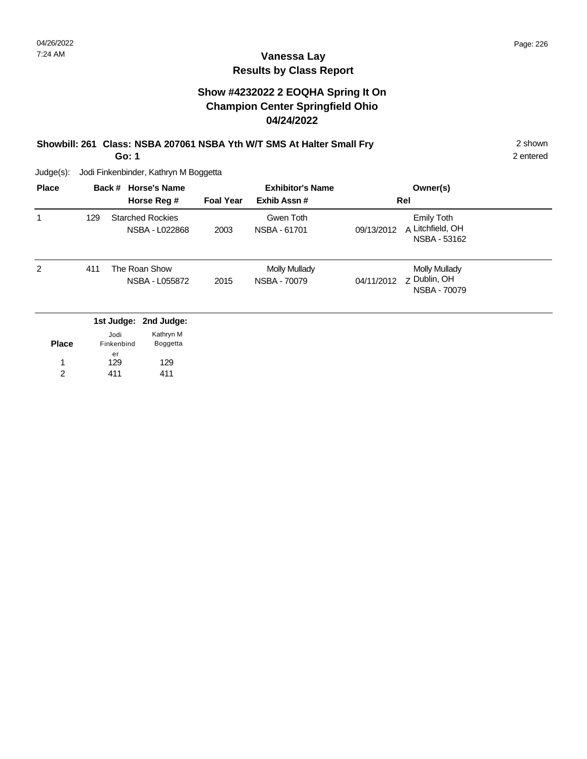# Vanessa Lay
## Results by Class Report

### Show #4232022 2 EOQHA Spring It On
### Champion Center Springfield Ohio
### 04/24/2022

**Showbill: 261 Class: NSBA 207061 NSBA Yth W/T SMS At Halter Small Fry** 2 shown

**Go: 1** 2 entered

Judge(s): Jodi Finkenbinder, Kathryn M Boggetta

| Place | Back # | Horse's Name / Horse Reg # | Foal Year | Exhibitor's Name / Exhib Assn # | | Rel | Owner(s) |
|---|---|---|---|---|---|---|---|
| 1 | 129 | Starched Rockies<br>NSBA - L022868 | 2003 | Gwen Toth<br>NSBA - 61701 | 09/13/2012 | A | Emily Toth<br>Litchfield, OH<br>NSBA - 53162 |
| 2 | 411 | The Roan Show<br>NSBA - L055872 | 2015 | Molly Mullady<br>NSBA - 70079 | 04/11/2012 | Z | Molly Mullady<br>Dublin, OH<br>NSBA - 70079 |

| Place | 1st Judge: Jodi Finkenbinder | 2nd Judge: Kathryn M Boggetta |
|---|---|---|
| 1 | 129 | 129 |
| 2 | 411 | 411 |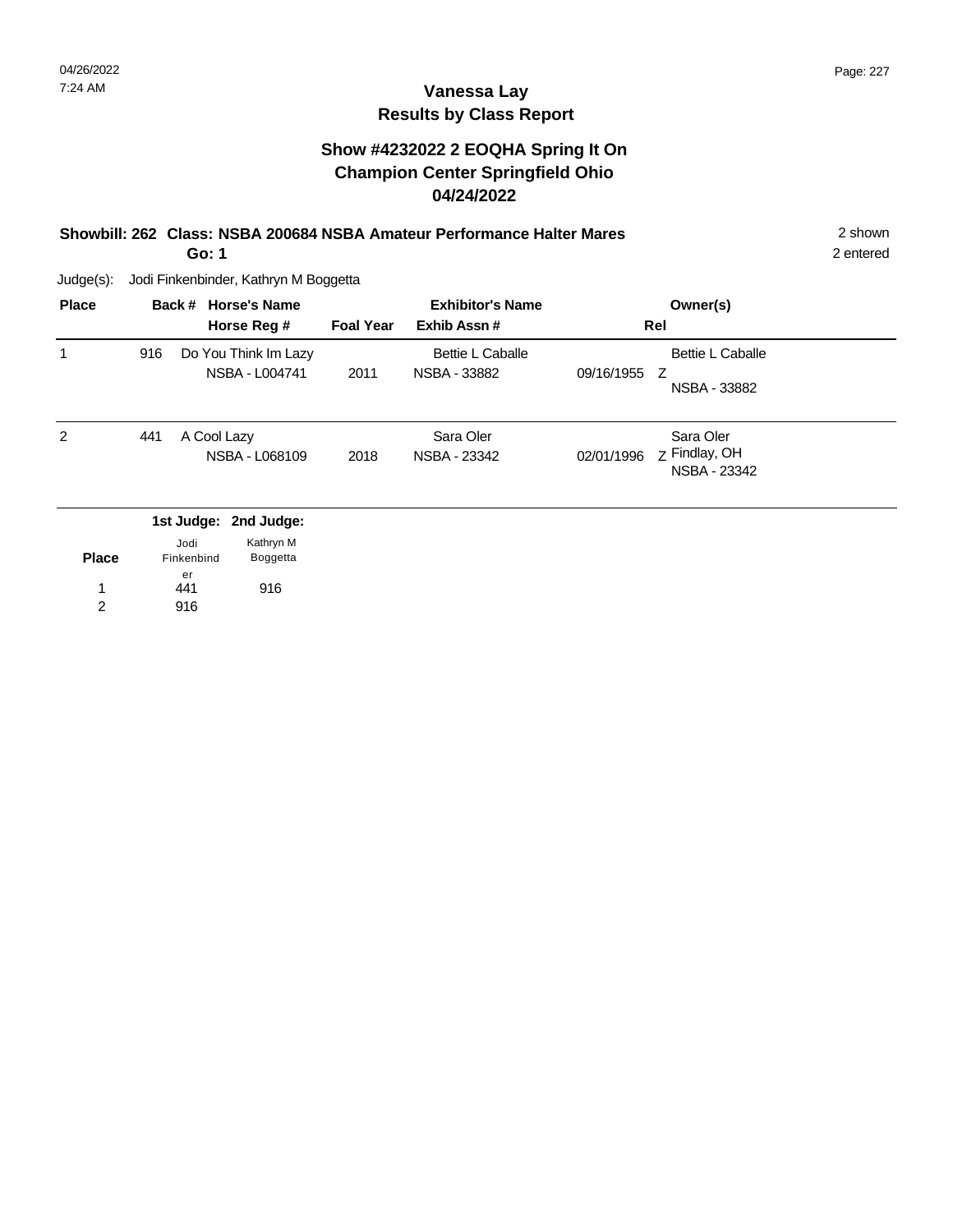# Vanessa Lay
## Results by Class Report

### Show #4232022 2 EOQHA Spring It On
### Champion Center Springfield Ohio
### 04/24/2022

**Showbill: 262 Class: NSBA 200684 NSBA Amateur Performance Halter Mares** 2 shown
**Go: 1** 2 entered

Judge(s): Jodi Finkenbinder, Kathryn M Boggetta

| Place | Back # | Horse's Name / Horse Reg # | Foal Year | Exhibitor's Name / Exhib Assn # | | Rel | Owner(s) |
|---|---|---|---|---|---|---|---|
| 1 | 916 | Do You Think Im Lazy<br>NSBA - L004741 | 2011 | Bettie L Caballe<br>NSBA - 33882 | 09/16/1955 | Z | Bettie L Caballe<br>NSBA - 33882 |
| 2 | 441 | A Cool Lazy<br>NSBA - L068109 | 2018 | Sara Oler<br>NSBA - 23342 | 02/01/1996 | Z | Sara Oler<br>Findlay, OH<br>NSBA - 23342 |

| Place | 1st Judge: Jodi Finkenbinder | 2nd Judge: Kathryn M Boggetta |
|---|---|---|
| 1 | 441 | 916 |
| 2 | 916 | |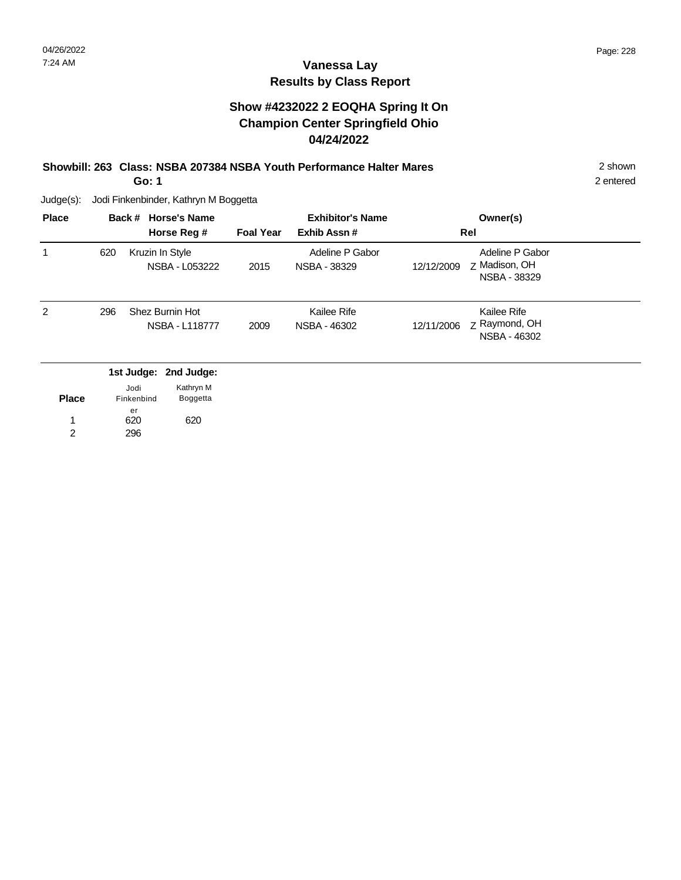# Vanessa Lay
## Results by Class Report

### Show #4232022 2 EOQHA Spring It On
### Champion Center Springfield Ohio
### 04/24/2022

**Showbill: 263 Class: NSBA 207384 NSBA Youth Performance Halter Mares** 2 shown

**Go: 1** 2 entered

Judge(s): Jodi Finkenbinder, Kathryn M Boggetta

| Place | Back # | Horse's Name / Horse Reg # | Foal Year | Exhibitor's Name / Exhib Assn # | | Rel | Owner(s) |
|---|---|---|---|---|---|---|---|
| 1 | 620 | Kruzin In Style<br>NSBA - L053222 | 2015 | Adeline P Gabor<br>NSBA - 38329 | 12/12/2009 | Z | Adeline P Gabor<br>Madison, OH<br>NSBA - 38329 |
| 2 | 296 | Shez Burnin Hot<br>NSBA - L118777 | 2009 | Kailee Rife<br>NSBA - 46302 | 12/11/2006 | Z | Kailee Rife<br>Raymond, OH<br>NSBA - 46302 |

| Place | 1st Judge: Jodi Finkenbinder | 2nd Judge: Kathryn M Boggetta |
|---|---|---|
| 1 | 620 | 620 |
| 2 | 296 | |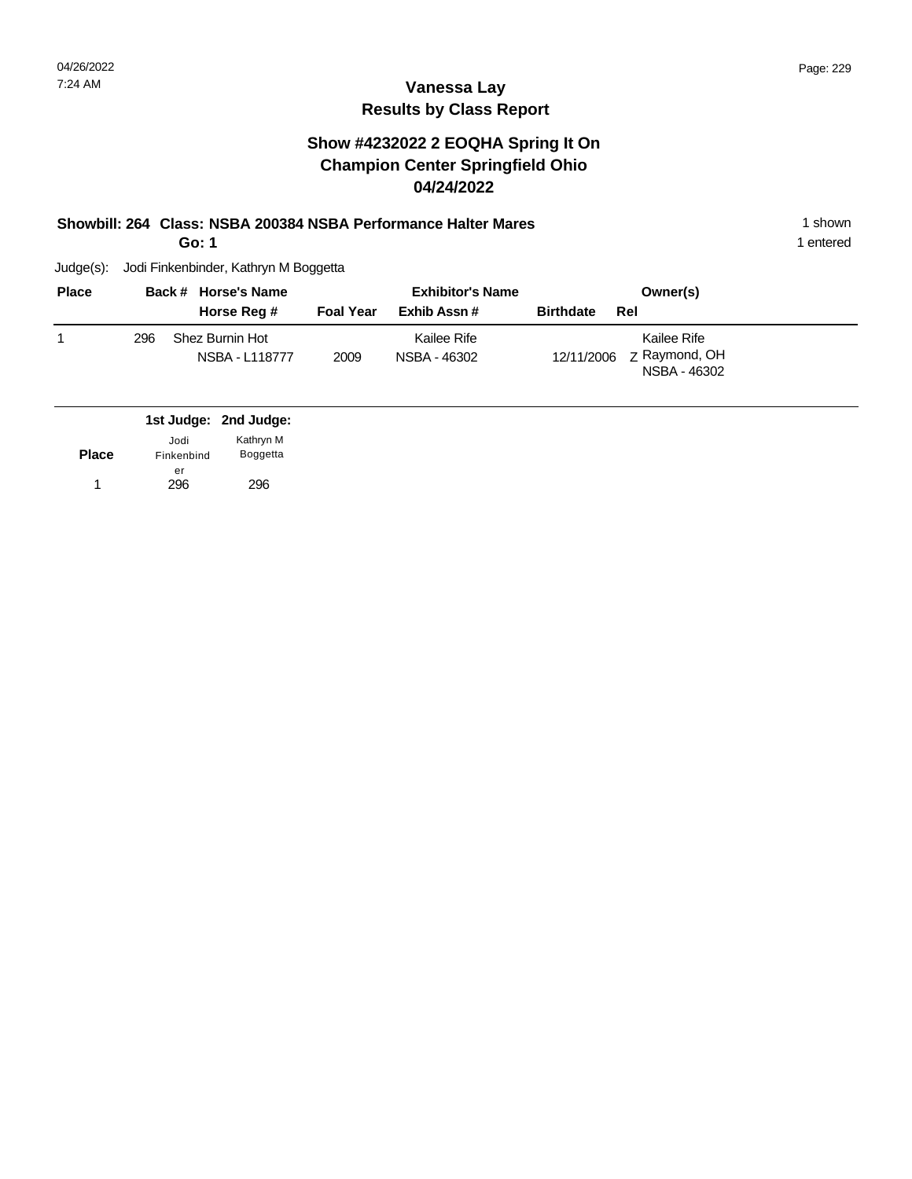## Vanessa Lay
## Results by Class Report

### Show #4232022 2 EOQHA Spring It On
### Champion Center Springfield Ohio
### 04/24/2022

**Showbill: 264 Class: NSBA 200384 NSBA Performance Halter Mares** 1 shown

**Go: 1** 1 entered

Judge(s): Jodi Finkenbinder, Kathryn M Boggetta

| Place | Back # | Horse's Name / Horse Reg # | Foal Year | Exhibitor's Name / Exhib Assn # | Birthdate | Rel | Owner(s) |
|---|---|---|---|---|---|---|---|
| 1 | 296 | Shez Burnin Hot<br>NSBA - L118777 | 2009 | Kailee Rife<br>NSBA - 46302 | 12/11/2006 | Z | Kailee Rife<br>Raymond, OH<br>NSBA - 46302 |

| Place | 1st Judge: Jodi Finkenbinder | 2nd Judge: Kathryn M Boggetta |
|---|---|---|
| 1 | 296 | 296 |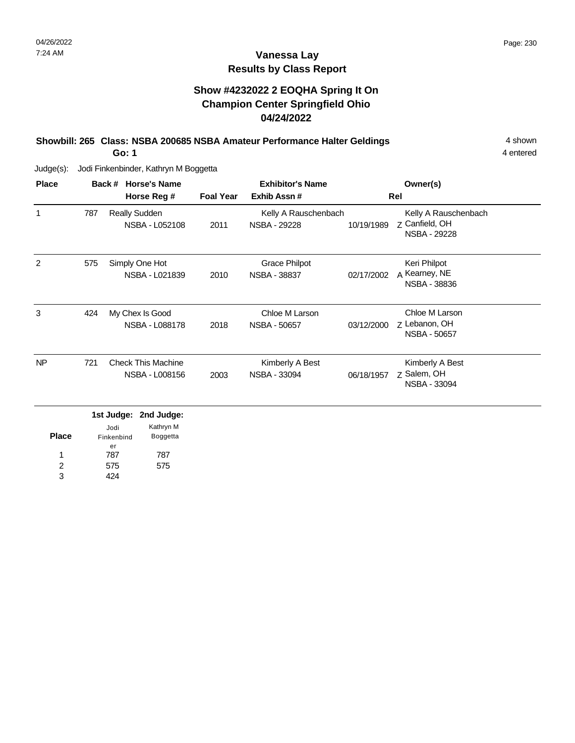# Vanessa Lay
## Results by Class Report

### Show #4232022 2 EOQHA Spring It On
### Champion Center Springfield Ohio
### 04/24/2022

**Showbill: 265 Class: NSBA 200685 NSBA Amateur Performance Halter Geldings** 4 shown

**Go: 1** 4 entered

Judge(s): Jodi Finkenbinder, Kathryn M Boggetta

| Place | Back # | Horse's Name / Horse Reg # | Foal Year | Exhibitor's Name / Exhib Assn # | | Rel | Owner(s) |
|---|---|---|---|---|---|---|---|
| 1 | 787 | Really Sudden<br>NSBA - L052108 | 2011 | Kelly A Rauschenbach<br>NSBA - 29228 | 10/19/1989 | Z | Kelly A Rauschenbach<br>Canfield, OH<br>NSBA - 29228 |
| 2 | 575 | Simply One Hot<br>NSBA - L021839 | 2010 | Grace Philpot<br>NSBA - 38837 | 02/17/2002 | A | Keri Philpot<br>Kearney, NE<br>NSBA - 38836 |
| 3 | 424 | My Chex Is Good<br>NSBA - L088178 | 2018 | Chloe M Larson<br>NSBA - 50657 | 03/12/2000 | Z | Chloe M Larson<br>Lebanon, OH<br>NSBA - 50657 |
| NP | 721 | Check This Machine<br>NSBA - L008156 | 2003 | Kimberly A Best<br>NSBA - 33094 | 06/18/1957 | Z | Kimberly A Best<br>Salem, OH<br>NSBA - 33094 |

| Place | 1st Judge: Jodi Finkenbinder | 2nd Judge: Kathryn M Boggetta |
|---|---|---|
| 1 | 787 | 787 |
| 2 | 575 | 575 |
| 3 | 424 | |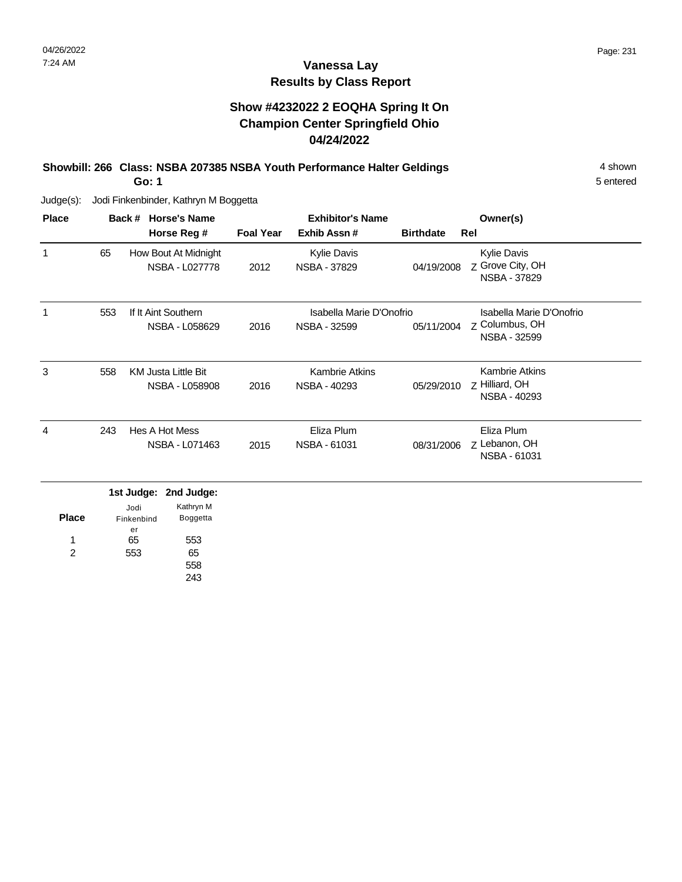04/26/2022
7:24 AM

# Vanessa Lay
## Results by Class Report

### Show #4232022 2 EOQHA Spring It On
### Champion Center Springfield Ohio
### 04/24/2022

**Showbill: 266 Class: NSBA 207385 NSBA Youth Performance Halter Geldings** 4 shown
**Go: 1** 5 entered

Judge(s): Jodi Finkenbinder, Kathryn M Boggetta

| Place | Back # | Horse's Name / Horse Reg # | Foal Year | Exhibitor's Name / Exhib Assn # | Birthdate | Rel | Owner(s) |
|---|---|---|---|---|---|---|---|
| 1 | 65 | How Bout At Midnight<br>NSBA - L027778 | 2012 | Kylie Davis<br>NSBA - 37829 | 04/19/2008 | Z | Kylie Davis<br>Grove City, OH<br>NSBA - 37829 |
| 1 | 553 | If It Aint Southern<br>NSBA - L058629 | 2016 | Isabella Marie D'Onofrio<br>NSBA - 32599 | 05/11/2004 | Z | Isabella Marie D'Onofrio<br>Columbus, OH<br>NSBA - 32599 |
| 3 | 558 | KM Justa Little Bit<br>NSBA - L058908 | 2016 | Kambrie Atkins<br>NSBA - 40293 | 05/29/2010 | Z | Kambrie Atkins<br>Hilliard, OH<br>NSBA - 40293 |
| 4 | 243 | Hes A Hot Mess<br>NSBA - L071463 | 2015 | Eliza Plum<br>NSBA - 61031 | 08/31/2006 | Z | Eliza Plum<br>Lebanon, OH<br>NSBA - 61031 |

| Place | 1st Judge: Jodi Finkenbinder | 2nd Judge: Kathryn M Boggetta |
|---|---|---|
| 1 | 65 | 553 |
| 2 | 553 | 65 |
| | | 558 |
| | | 243 |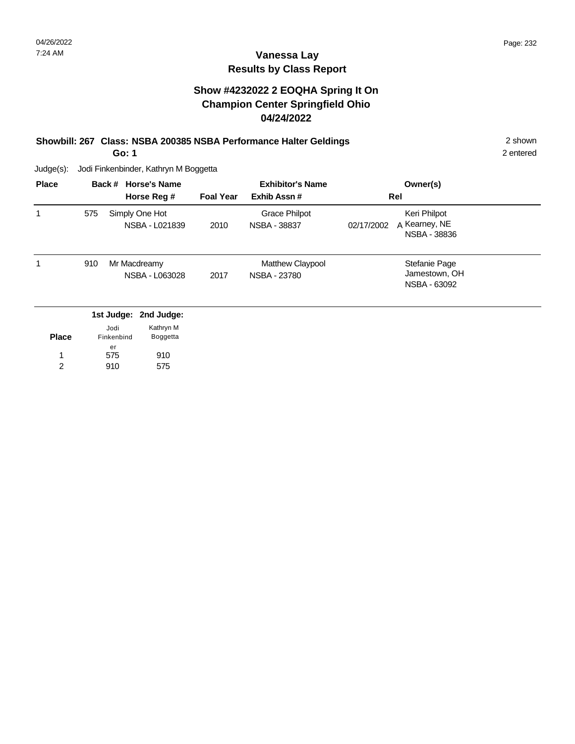04/26/2022
7:24 AM

## Vanessa Lay
## Results by Class Report

### Show #4232022 2 EOQHA Spring It On
### Champion Center Springfield Ohio
### 04/24/2022

**Showbill: 267 Class: NSBA 200385 NSBA Performance Halter Geldings** 2 shown

**Go: 1** 2 entered

Judge(s): Jodi Finkenbinder, Kathryn M Boggetta

| Place | Back # | Horse's Name / Horse Reg # | Foal Year | Exhibitor's Name / Exhib Assn # | Rel | Owner(s) |
|---|---|---|---|---|---|---|
| 1 | 575 | Simply One Hot<br>NSBA - L021839 | 2010 | Grace Philpot<br>NSBA - 38837 | 02/17/2002 A | Keri Philpot<br>Kearney, NE<br>NSBA - 38836 |
| 1 | 910 | Mr Macdreamy<br>NSBA - L063028 | 2017 | Matthew Claypool<br>NSBA - 23780 | | Stefanie Page<br>Jamestown, OH<br>NSBA - 63092 |

| Place | 1st Judge: Jodi Finkenbinder | 2nd Judge: Kathryn M Boggetta |
|---|---|---|
| 1 | 575 | 910 |
| 2 | 910 | 575 |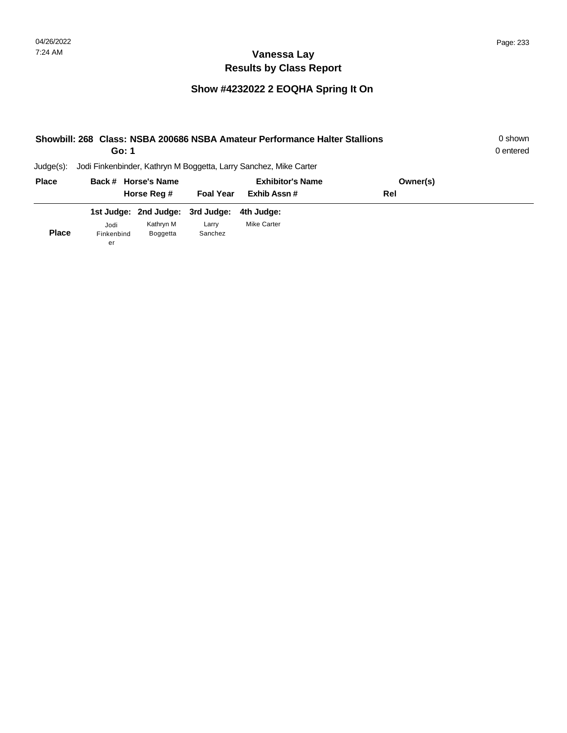# Vanessa Lay
## Results by Class Report

### Show #4232022 2 EOQHA Spring It On

**Showbill: 268 Class: NSBA 200686 NSBA Amateur Performance Halter Stallions** 0 shown
**Go: 1** 0 entered

Judge(s): Jodi Finkenbinder, Kathryn M Boggetta, Larry Sanchez, Mike Carter

| Place | Back # | Horse's Name / Horse Reg # | Foal Year | Exhibitor's Name / Exhib Assn # | Owner(s) / Rel |
|---|---|---|---|---|---|

| | 1st Judge: | 2nd Judge: | 3rd Judge: | 4th Judge: |
|---|---|---|---|---|
| **Place** | Jodi Finkenbinder | Kathryn M Boggetta | Larry Sanchez | Mike Carter |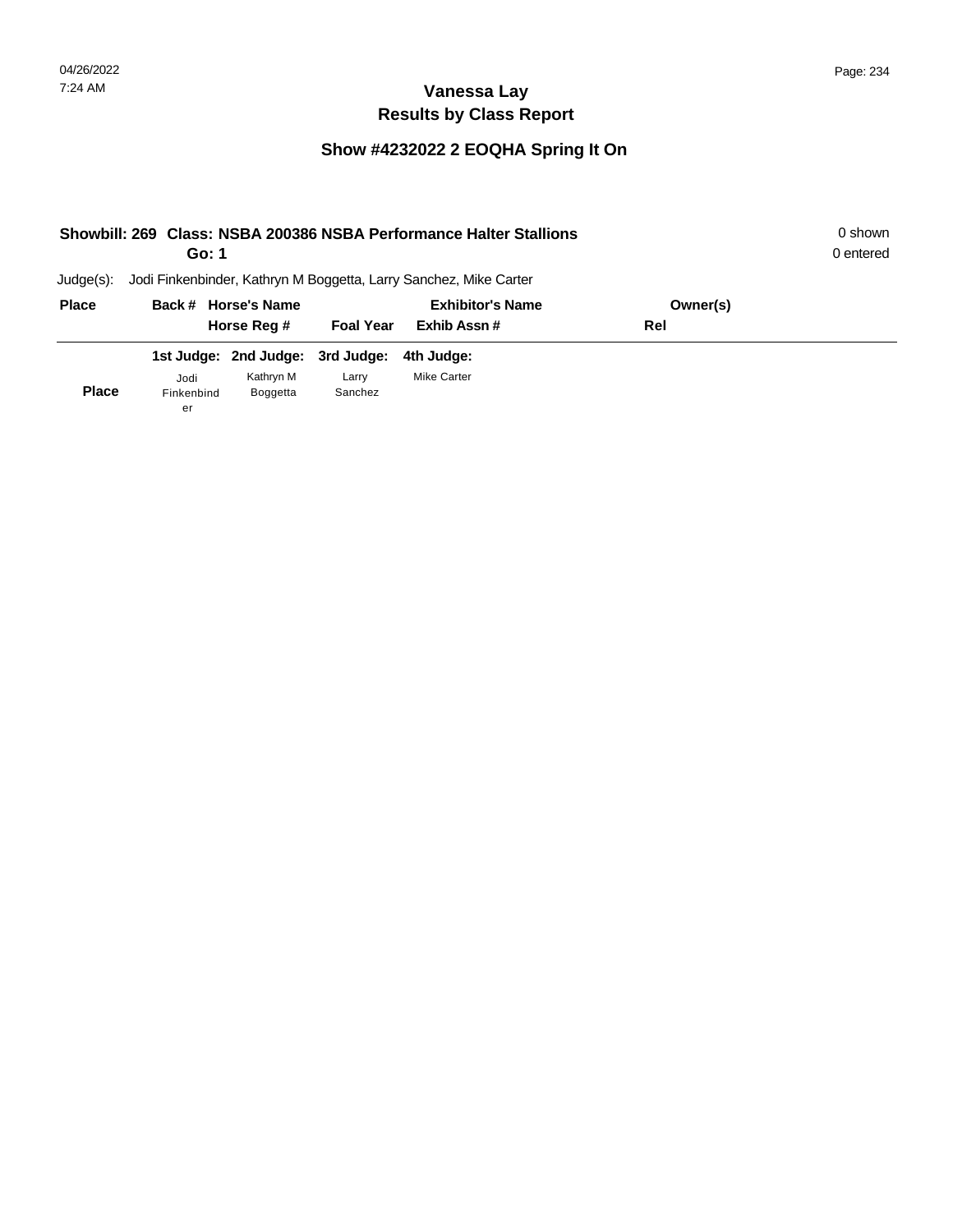# Vanessa Lay
## Results by Class Report

## Show #4232022 2 EOQHA Spring It On

**Showbill: 269 Class: NSBA 200386 NSBA Performance Halter Stallions** 0 shown
**Go: 1** 0 entered

Judge(s): Jodi Finkenbinder, Kathryn M Boggetta, Larry Sanchez, Mike Carter

| Place | Back # | Horse's Name / Horse Reg # | Foal Year | Exhibitor's Name / Exhib Assn # | Owner(s) / Rel |
|---|---|---|---|---|---|

| | 1st Judge: | 2nd Judge: | 3rd Judge: | 4th Judge: |
|---|---|---|---|---|
| **Place** | Jodi Finkenbinder | Kathryn M Boggetta | Larry Sanchez | Mike Carter |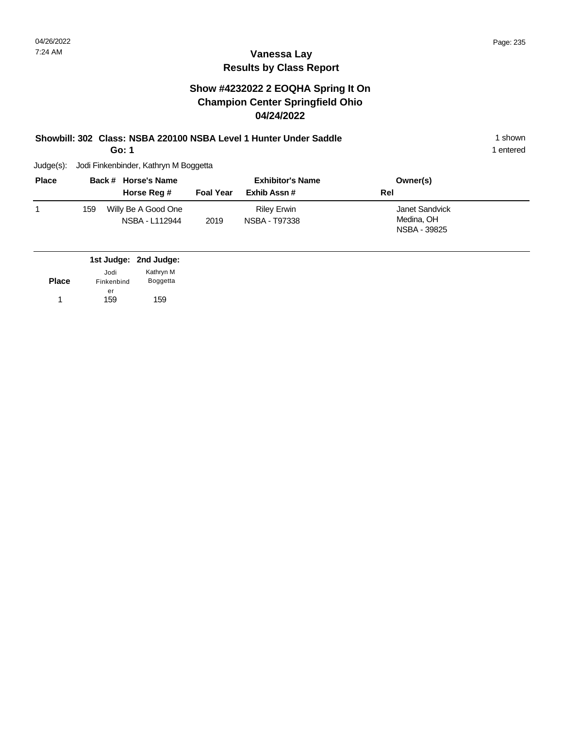# Vanessa Lay
## Results by Class Report

### Show #4232022 2 EOQHA Spring It On
### Champion Center Springfield Ohio
### 04/24/2022

**Showbill: 302 Class: NSBA 220100 NSBA Level 1 Hunter Under Saddle** — 1 shown

**Go: 1** — 1 entered

Judge(s): Jodi Finkenbinder, Kathryn M Boggetta

| Place | Back # | Horse's Name / Horse Reg # | Foal Year | Exhibitor's Name / Exhib Assn # | Owner(s) / Rel |
|---|---|---|---|---|---|
| 1 | 159 | Willy Be A Good One<br>NSBA - L112944 | 2019 | Riley Erwin<br>NSBA - T97338 | Janet Sandvick<br>Medina, OH<br>NSBA - 39825 |

| Place | 1st Judge: Jodi Finkenbinder | 2nd Judge: Kathryn M Boggetta |
|---|---|---|
| 1 | 159 | 159 |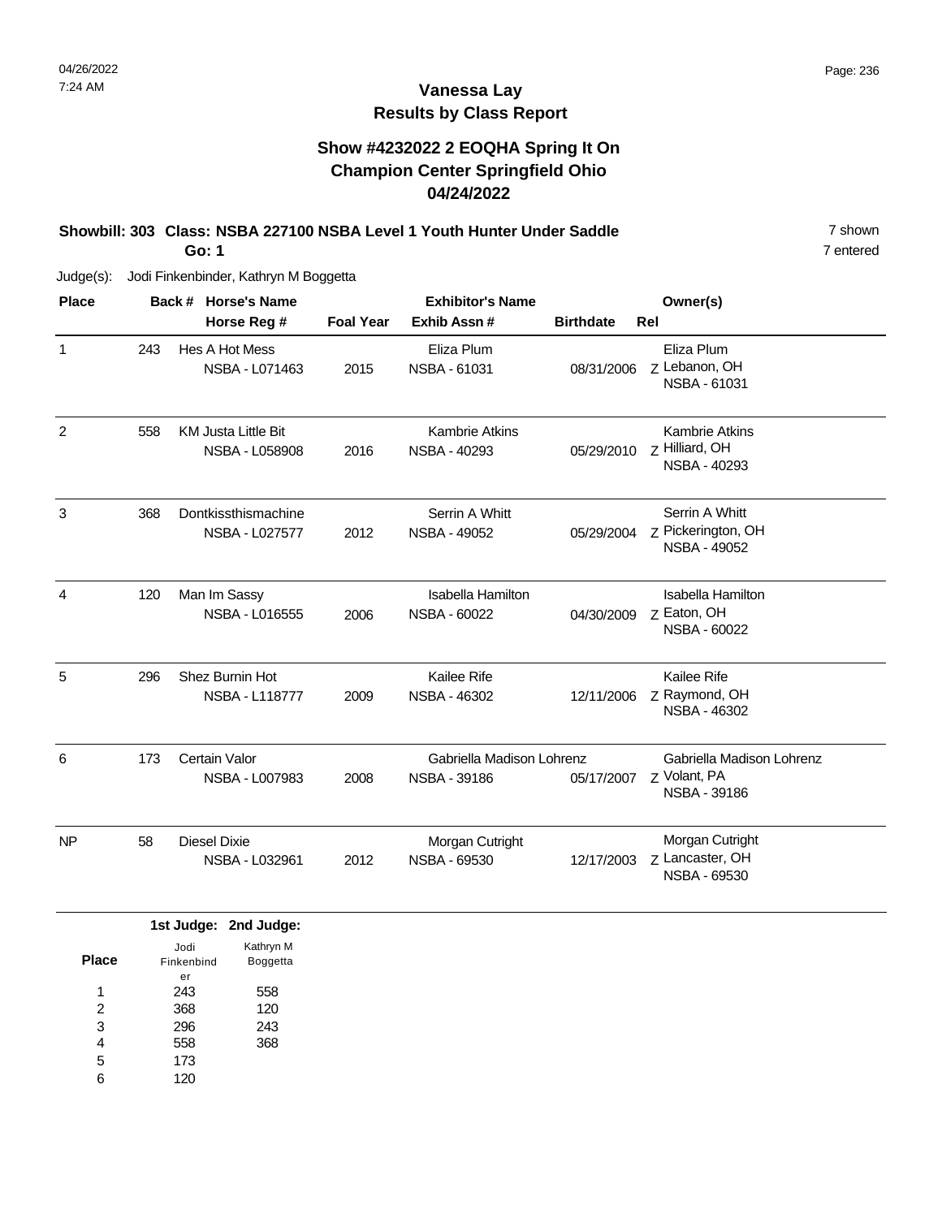# Vanessa Lay
## Results by Class Report

### Show #4232022 2 EOQHA Spring It On
### Champion Center Springfield Ohio
### 04/24/2022

**Showbill: 303 Class: NSBA 227100 NSBA Level 1 Youth Hunter Under Saddle** 7 shown
**Go: 1** 7 entered

Judge(s): Jodi Finkenbinder, Kathryn M Boggetta

| Place | Back # | Horse's Name / Horse Reg # | Foal Year | Exhibitor's Name / Exhib Assn # | Birthdate | Rel | Owner(s) |
|---|---|---|---|---|---|---|---|
| 1 | 243 | Hes A Hot Mess<br>NSBA - L071463 | 2015 | Eliza Plum<br>NSBA - 61031 | 08/31/2006 | Z | Eliza Plum<br>Lebanon, OH<br>NSBA - 61031 |
| 2 | 558 | KM Justa Little Bit<br>NSBA - L058908 | 2016 | Kambrie Atkins<br>NSBA - 40293 | 05/29/2010 | Z | Kambrie Atkins<br>Hilliard, OH<br>NSBA - 40293 |
| 3 | 368 | Dontkissthismachine<br>NSBA - L027577 | 2012 | Serrin A Whitt<br>NSBA - 49052 | 05/29/2004 | Z | Serrin A Whitt<br>Pickerington, OH<br>NSBA - 49052 |
| 4 | 120 | Man Im Sassy<br>NSBA - L016555 | 2006 | Isabella Hamilton<br>NSBA - 60022 | 04/30/2009 | Z | Isabella Hamilton<br>Eaton, OH<br>NSBA - 60022 |
| 5 | 296 | Shez Burnin Hot<br>NSBA - L118777 | 2009 | Kailee Rife<br>NSBA - 46302 | 12/11/2006 | Z | Kailee Rife<br>Raymond, OH<br>NSBA - 46302 |
| 6 | 173 | Certain Valor<br>NSBA - L007983 | 2008 | Gabriella Madison Lohrenz<br>NSBA - 39186 | 05/17/2007 | Z | Gabriella Madison Lohrenz<br>Volant, PA<br>NSBA - 39186 |
| NP | 58 | Diesel Dixie<br>NSBA - L032961 | 2012 | Morgan Cutright<br>NSBA - 69530 | 12/17/2003 | Z | Morgan Cutright<br>Lancaster, OH<br>NSBA - 69530 |

| Place | 1st Judge: Jodi Finkenbinder | 2nd Judge: Kathryn M Boggetta |
|---|---|---|
| 1 | 243 | 558 |
| 2 | 368 | 120 |
| 3 | 296 | 243 |
| 4 | 558 | 368 |
| 5 | 173 | |
| 6 | 120 | |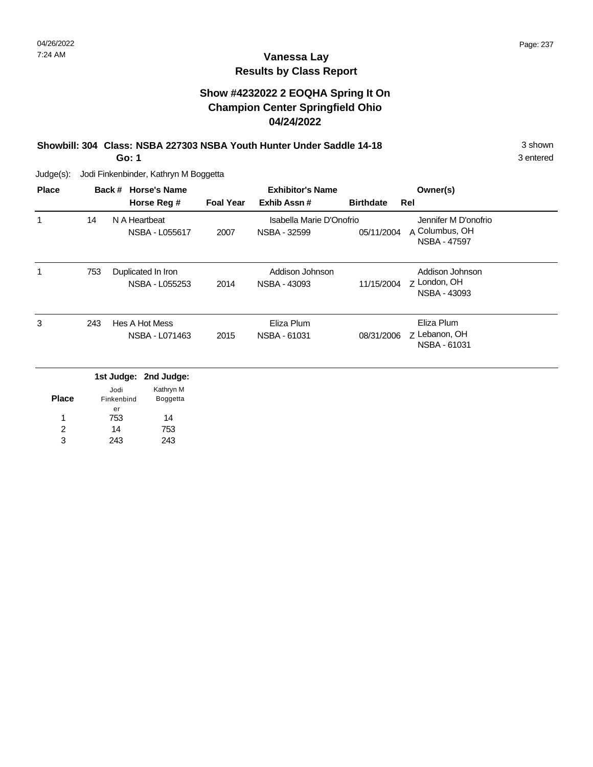04/26/2022
7:24 AM

## Vanessa Lay
## Results by Class Report

### Show #4232022 2 EOQHA Spring It On
### Champion Center Springfield Ohio
### 04/24/2022

**Showbill: 304 Class: NSBA 227303 NSBA Youth Hunter Under Saddle 14-18** 3 shown

**Go: 1** 3 entered

Judge(s): Jodi Finkenbinder, Kathryn M Boggetta

| Place | Back # | Horse's Name / Horse Reg # | Foal Year | Exhibitor's Name / Exhib Assn # | Birthdate | Rel | Owner(s) |
|---|---|---|---|---|---|---|---|
| 1 | 14 | N A Heartbeat<br>NSBA - L055617 | 2007 | Isabella Marie D'Onofrio<br>NSBA - 32599 | 05/11/2004 | A | Jennifer M D'onofrio<br>Columbus, OH<br>NSBA - 47597 |
| 1 | 753 | Duplicated In Iron<br>NSBA - L055253 | 2014 | Addison Johnson<br>NSBA - 43093 | 11/15/2004 | Z | Addison Johnson<br>London, OH<br>NSBA - 43093 |
| 3 | 243 | Hes A Hot Mess<br>NSBA - L071463 | 2015 | Eliza Plum<br>NSBA - 61031 | 08/31/2006 | Z | Eliza Plum<br>Lebanon, OH<br>NSBA - 61031 |

| Place | 1st Judge: Jodi Finkenbinder | 2nd Judge: Kathryn M Boggetta |
|---|---|---|
| 1 | 753 | 14 |
| 2 | 14 | 753 |
| 3 | 243 | 243 |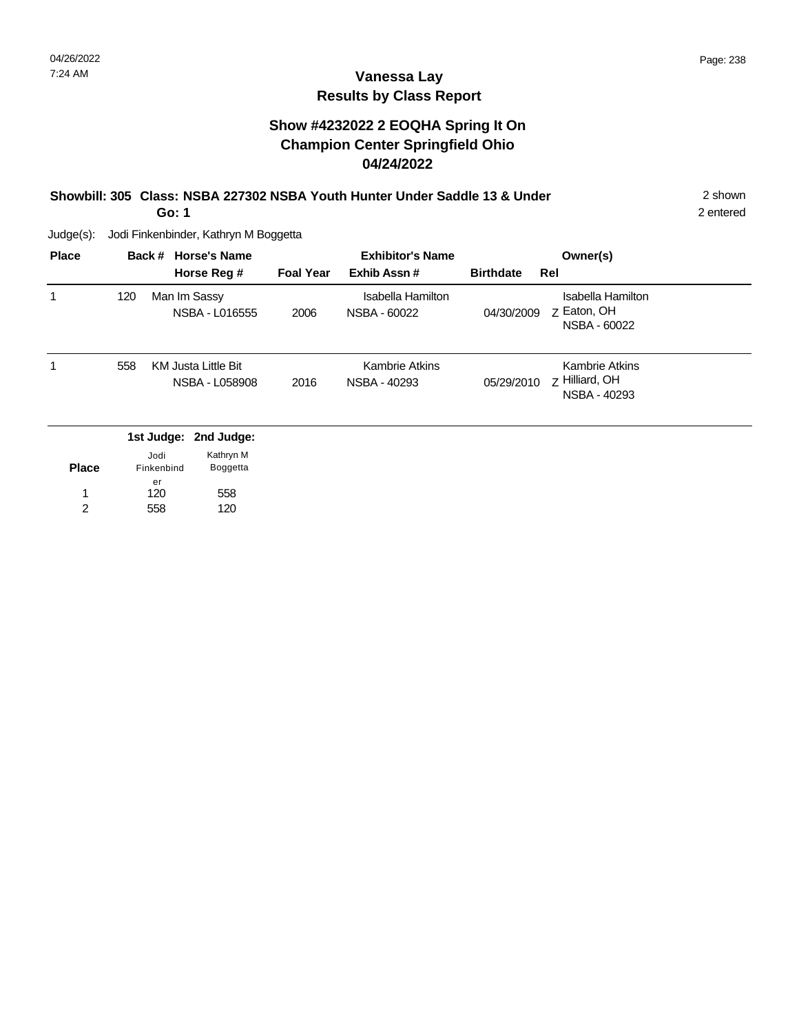## Vanessa Lay
## Results by Class Report

### Show #4232022 2 EOQHA Spring It On
### Champion Center Springfield Ohio
### 04/24/2022

**Showbill: 305 Class: NSBA 227302 NSBA Youth Hunter Under Saddle 13 & Under** 2 shown

**Go: 1** 2 entered

Judge(s): Jodi Finkenbinder, Kathryn M Boggetta

| Place | Back # | Horse's Name / Horse Reg # | Foal Year | Exhibitor's Name / Exhib Assn # | Birthdate | Rel | Owner(s) |
|---|---|---|---|---|---|---|---|
| 1 | 120 | Man Im Sassy<br>NSBA - L016555 | 2006 | Isabella Hamilton<br>NSBA - 60022 | 04/30/2009 | Z | Isabella Hamilton<br>Eaton, OH<br>NSBA - 60022 |
| 1 | 558 | KM Justa Little Bit<br>NSBA - L058908 | 2016 | Kambrie Atkins<br>NSBA - 40293 | 05/29/2010 | Z | Kambrie Atkins<br>Hilliard, OH<br>NSBA - 40293 |

| | 1st Judge: | 2nd Judge: |
|---|---|---|
| Place | Jodi Finkenbinder | Kathryn M Boggetta |
| 1 | 120 | 558 |
| 2 | 558 | 120 |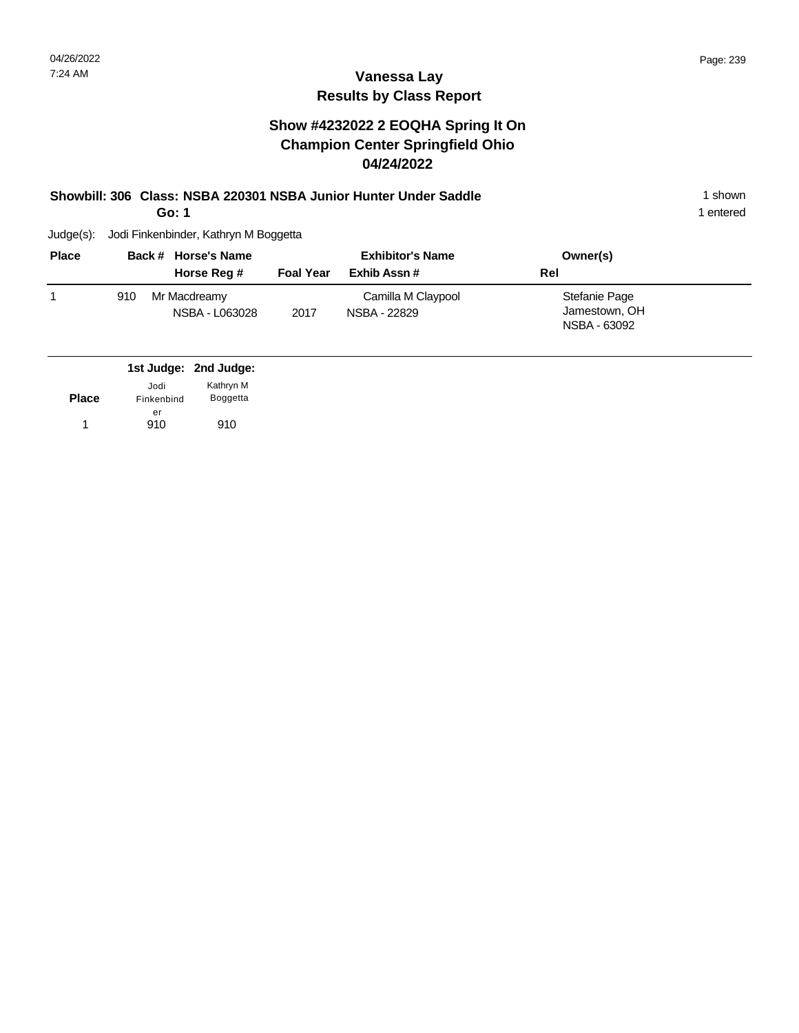**Vanessa Lay**
**Results by Class Report**

## Show #4232022 2 EOQHA Spring It On
## Champion Center Springfield Ohio
## 04/24/2022

**Showbill: 306 Class: NSBA 220301 NSBA Junior Hunter Under Saddle** — 1 shown

**Go: 1** — 1 entered

Judge(s): Jodi Finkenbinder, Kathryn M Boggetta

| Place | Back # | Horse's Name / Horse Reg # | Foal Year | Exhibitor's Name / Exhib Assn # | Owner(s) / Rel |
|---|---|---|---|---|---|
| 1 | 910 | Mr Macdreamy<br>NSBA - L063028 | 2017 | Camilla M Claypool<br>NSBA - 22829 | Stefanie Page<br>Jamestown, OH<br>NSBA - 63092 |

| Place | 1st Judge: Jodi Finkenbinder | 2nd Judge: Kathryn M Boggetta |
|---|---|---|
| 1 | 910 | 910 |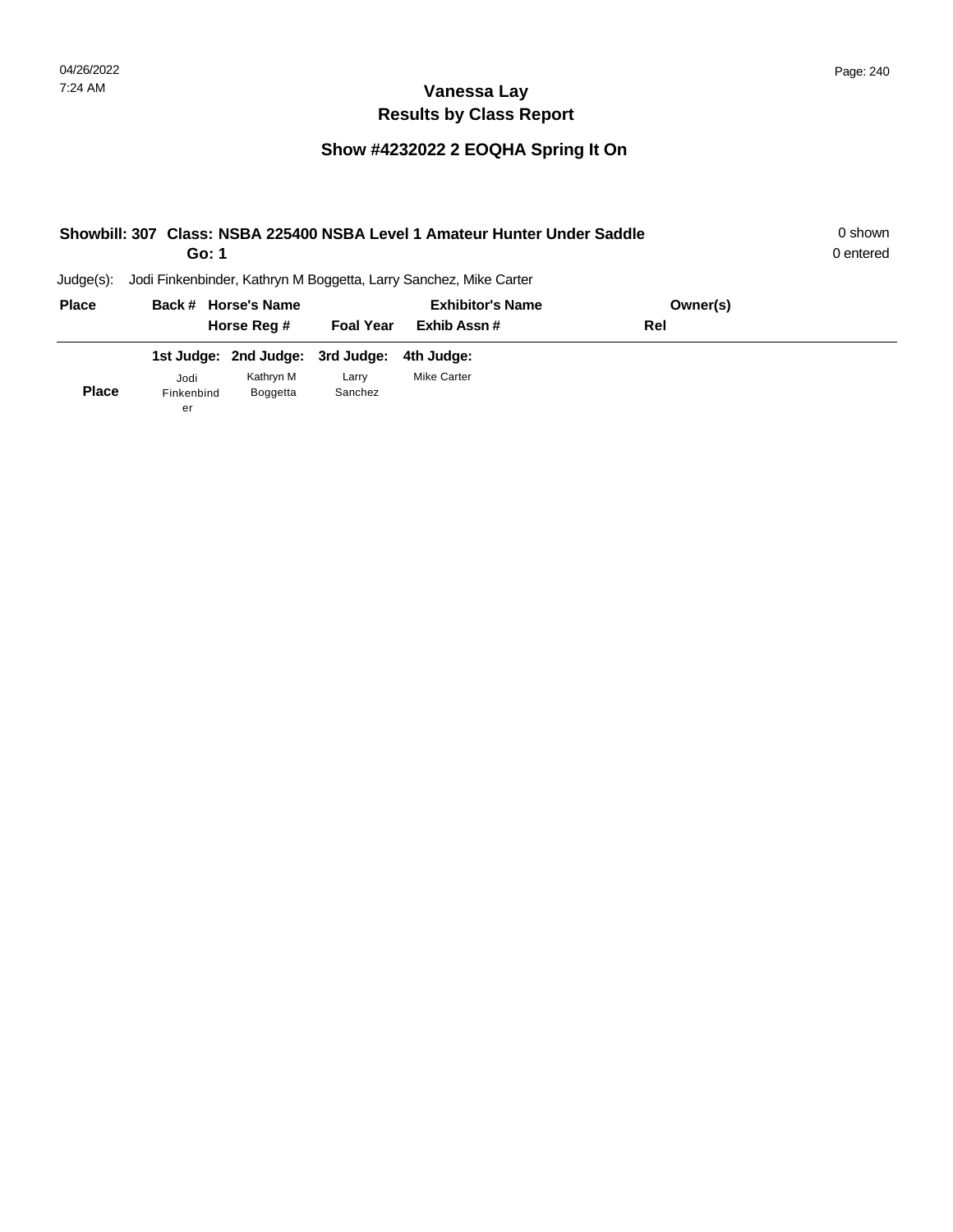# Vanessa Lay
## Results by Class Report

### Show #4232022 2 EOQHA Spring It On

**Showbill: 307 Class: NSBA 225400 NSBA Level 1 Amateur Hunter Under Saddle** 0 shown
**Go: 1** 0 entered

Judge(s): Jodi Finkenbinder, Kathryn M Boggetta, Larry Sanchez, Mike Carter

| Place | Back # | Horse's Name / Horse Reg # | Foal Year | Exhibitor's Name / Exhib Assn # | Owner(s) / Rel |
|---|---|---|---|---|---|

| | 1st Judge: | 2nd Judge: | 3rd Judge: | 4th Judge: |
|---|---|---|---|---|
| **Place** | Jodi Finkenbinder | Kathryn M Boggetta | Larry Sanchez | Mike Carter |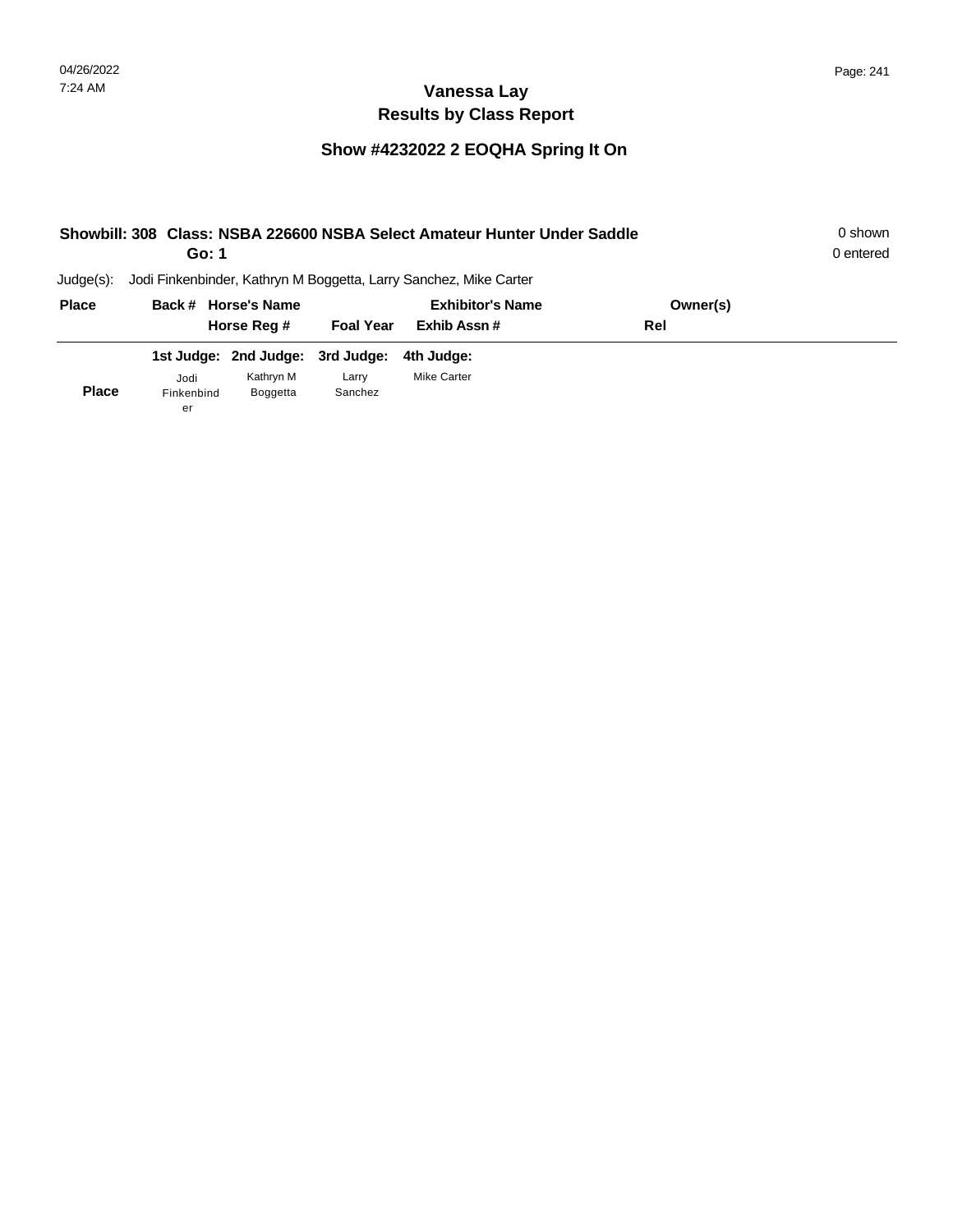# Vanessa Lay
## Results by Class Report

### Show #4232022 2 EOQHA Spring It On

**Showbill: 308 Class: NSBA 226600 NSBA Select Amateur Hunter Under Saddle** — 0 shown

**Go: 1** — 0 entered

Judge(s): Jodi Finkenbinder, Kathryn M Boggetta, Larry Sanchez, Mike Carter

| Place | Back # | Horse's Name / Horse Reg # | Foal Year | Exhibitor's Name / Exhib Assn # | Owner(s) / Rel |
|---|---|---|---|---|---|

| | 1st Judge: | 2nd Judge: | 3rd Judge: | 4th Judge: |
|---|---|---|---|---|
| **Place** | Jodi Finkenbinder | Kathryn M Boggetta | Larry Sanchez | Mike Carter |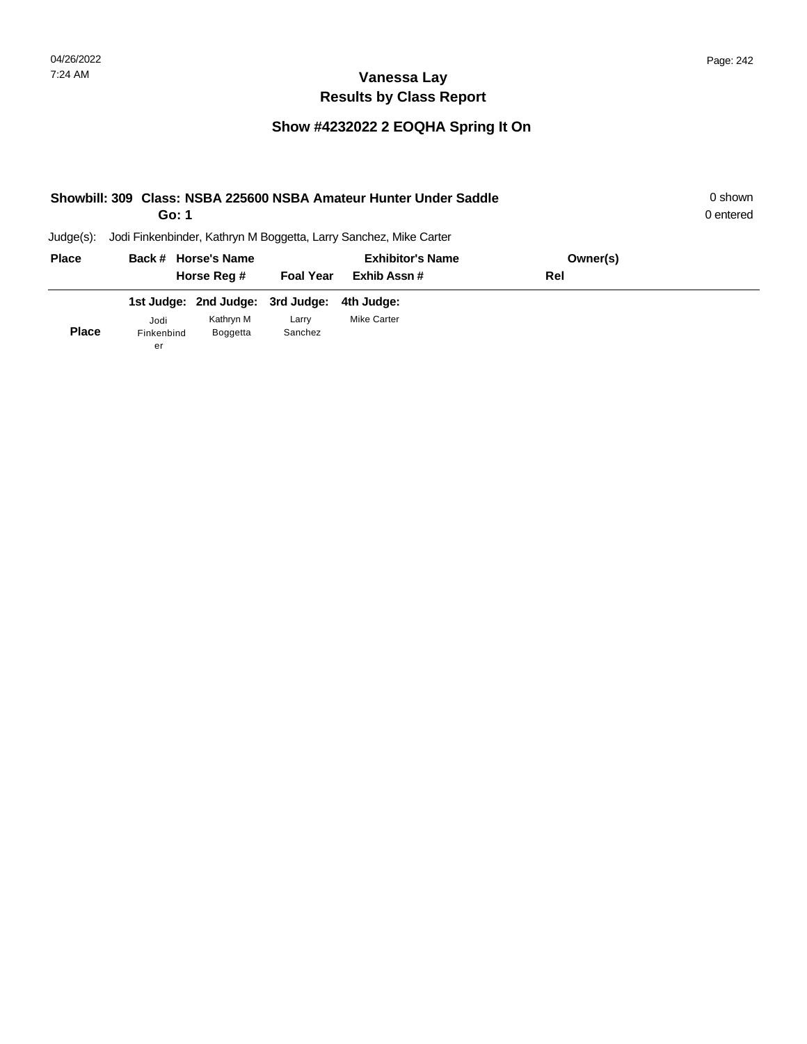# Vanessa Lay
## Results by Class Report

## Show #4232022 2 EOQHA Spring It On

**Showbill: 309 Class: NSBA 225600 NSBA Amateur Hunter Under Saddle** 0 shown
**Go: 1** 0 entered

Judge(s): Jodi Finkenbinder, Kathryn M Boggetta, Larry Sanchez, Mike Carter

| Place | Back # | Horse's Name | | Exhibitor's Name | Owner(s) |
|---|---|---|---|---|---|
| | | Horse Reg # | Foal Year | Exhib Assn # | Rel |
| | 1st Judge: | 2nd Judge: | 3rd Judge: | 4th Judge: | |
| **Place** | Jodi Finkenbinder | Kathryn M Boggetta | Larry Sanchez | Mike Carter | |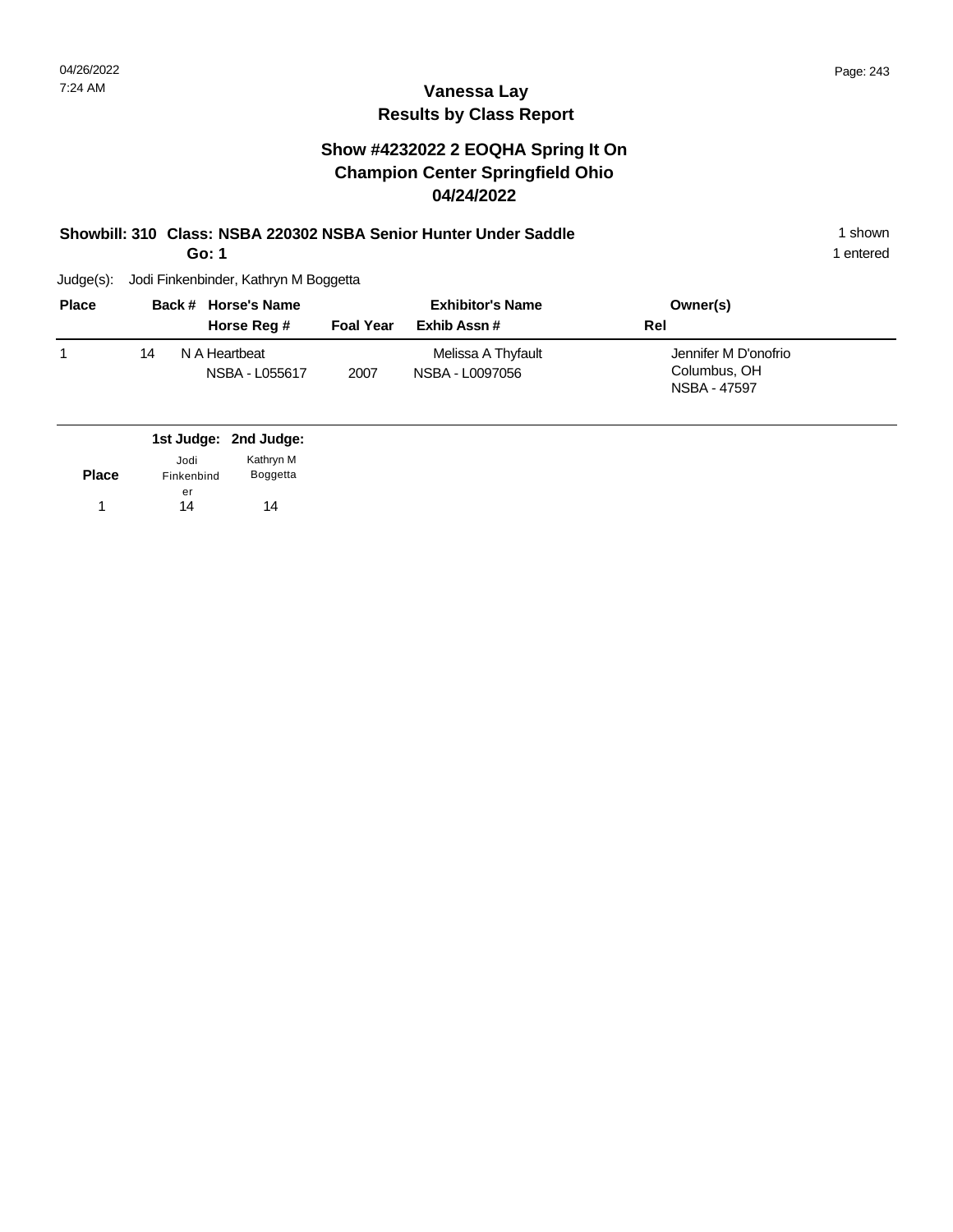# Vanessa Lay
## Results by Class Report

### Show #4232022 2 EOQHA Spring It On
### Champion Center Springfield Ohio
### 04/24/2022

**Showbill: 310 Class: NSBA 220302 NSBA Senior Hunter Under Saddle** 1 shown

**Go: 1** 1 entered

Judge(s): Jodi Finkenbinder, Kathryn M Boggetta

| Place | Back # | Horse's Name / Horse Reg # | Foal Year | Exhibitor's Name / Exhib Assn # | Owner(s) / Rel |
|---|---|---|---|---|---|
| 1 | 14 | N A Heartbeat<br>NSBA - L055617 | 2007 | Melissa A Thyfault<br>NSBA - L0097056 | Jennifer M D'onofrio<br>Columbus, OH<br>NSBA - 47597 |

| Place | 1st Judge: Jodi Finkenbinder | 2nd Judge: Kathryn M Boggetta |
|---|---|---|
| 1 | 14 | 14 |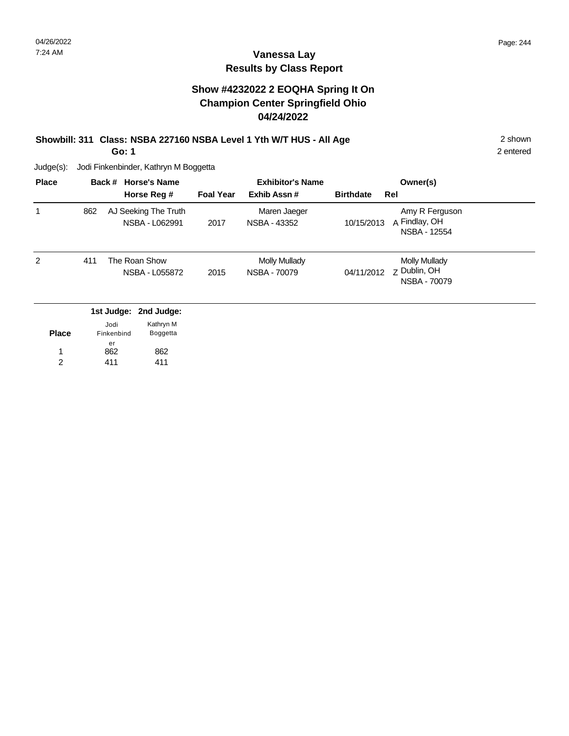# Vanessa Lay
## Results by Class Report

### Show #4232022 2 EOQHA Spring It On
### Champion Center Springfield Ohio
### 04/24/2022

**Showbill: 311 Class: NSBA 227160 NSBA Level 1 Yth W/T HUS - All Age** — 2 shown

**Go: 1** — 2 entered

Judge(s): Jodi Finkenbinder, Kathryn M Boggetta

| Place | Back # | Horse's Name / Horse Reg # | Foal Year | Exhibitor's Name / Exhib Assn # | Birthdate | Rel | Owner(s) |
|---|---|---|---|---|---|---|---|
| 1 | 862 | AJ Seeking The Truth<br>NSBA - L062991 | 2017 | Maren Jaeger<br>NSBA - 43352 | 10/15/2013 | A | Amy R Ferguson<br>Findlay, OH<br>NSBA - 12554 |
| 2 | 411 | The Roan Show<br>NSBA - L055872 | 2015 | Molly Mullady<br>NSBA - 70079 | 04/11/2012 | Z | Molly Mullady<br>Dublin, OH<br>NSBA - 70079 |

| Place | 1st Judge: Jodi Finkenbinder | 2nd Judge: Kathryn M Boggetta |
|---|---|---|
| 1 | 862 | 862 |
| 2 | 411 | 411 |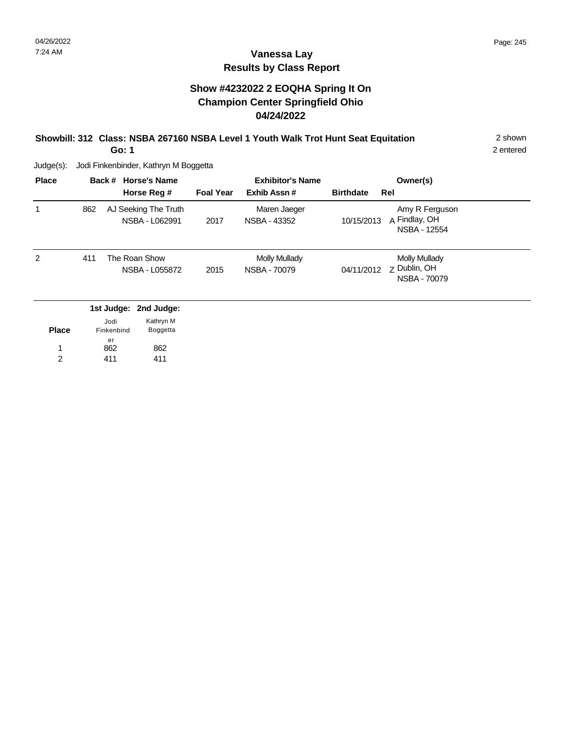# Vanessa Lay
## Results by Class Report

### Show #4232022 2 EOQHA Spring It On
### Champion Center Springfield Ohio
### 04/24/2022

**Showbill: 312 Class: NSBA 267160 NSBA Level 1 Youth Walk Trot Hunt Seat Equitation** 2 shown
**Go: 1** 2 entered

Judge(s): Jodi Finkenbinder, Kathryn M Boggetta

| Place | Back # | Horse's Name / Horse Reg # | Foal Year | Exhibitor's Name / Exhib Assn # | Birthdate | Rel | Owner(s) |
|---|---|---|---|---|---|---|---|
| 1 | 862 | AJ Seeking The Truth<br>NSBA - L062991 | 2017 | Maren Jaeger<br>NSBA - 43352 | 10/15/2013 | A | Amy R Ferguson<br>Findlay, OH<br>NSBA - 12554 |
| 2 | 411 | The Roan Show<br>NSBA - L055872 | 2015 | Molly Mullady<br>NSBA - 70079 | 04/11/2012 | Z | Molly Mullady<br>Dublin, OH<br>NSBA - 70079 |

| Place | 1st Judge: Jodi Finkenbinder | 2nd Judge: Kathryn M Boggetta |
|---|---|---|
| 1 | 862 | 862 |
| 2 | 411 | 411 |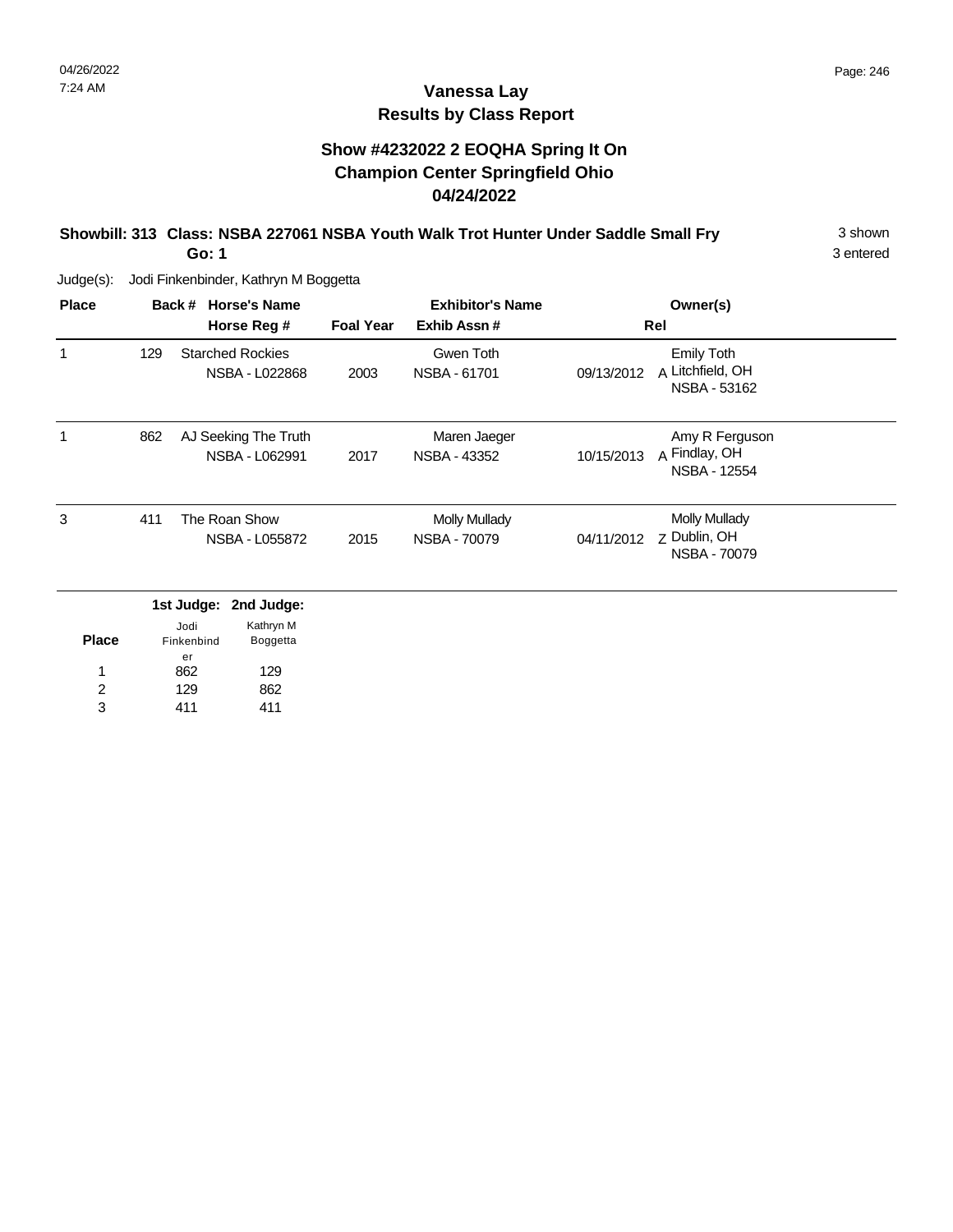## Vanessa Lay
## Results by Class Report

### Show #4232022 2 EOQHA Spring It On
### Champion Center Springfield Ohio
### 04/24/2022

**Showbill: 313 Class: NSBA 227061 NSBA Youth Walk Trot Hunter Under Saddle Small Fry** 3 shown

**Go: 1** 3 entered

Judge(s): Jodi Finkenbinder, Kathryn M Boggetta

| Place | Back # | Horse's Name / Horse Reg # | Foal Year | Exhibitor's Name / Exhib Assn # | | Rel | Owner(s) |
|---|---|---|---|---|---|---|---|
| 1 | 129 | Starched Rockies<br>NSBA - L022868 | 2003 | Gwen Toth<br>NSBA - 61701 | 09/13/2012 | A | Emily Toth<br>Litchfield, OH<br>NSBA - 53162 |
| 1 | 862 | AJ Seeking The Truth<br>NSBA - L062991 | 2017 | Maren Jaeger<br>NSBA - 43352 | 10/15/2013 | A | Amy R Ferguson<br>Findlay, OH<br>NSBA - 12554 |
| 3 | 411 | The Roan Show<br>NSBA - L055872 | 2015 | Molly Mullady<br>NSBA - 70079 | 04/11/2012 | Z | Molly Mullady<br>Dublin, OH<br>NSBA - 70079 |

| Place | 1st Judge: Jodi Finkenbinder | 2nd Judge: Kathryn M Boggetta |
|---|---|---|
| 1 | 862 | 129 |
| 2 | 129 | 862 |
| 3 | 411 | 411 |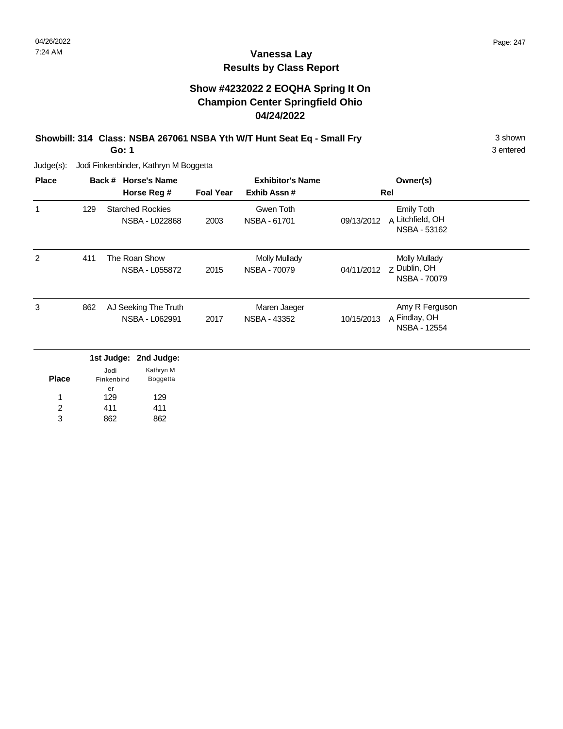04/26/2022
7:24 AM

## Vanessa Lay
## Results by Class Report

### Show #4232022 2 EOQHA Spring It On
### Champion Center Springfield Ohio
### 04/24/2022

**Showbill: 314 Class: NSBA 267061 NSBA Yth W/T Hunt Seat Eq - Small Fry** 3 shown

**Go: 1** 3 entered

Judge(s): Jodi Finkenbinder, Kathryn M Boggetta

| Place | Back # | Horse's Name / Horse Reg # | Foal Year | Exhibitor's Name / Exhib Assn # | | Rel | Owner(s) |
|---|---|---|---|---|---|---|---|
| 1 | 129 | Starched Rockies<br>NSBA - L022868 | 2003 | Gwen Toth<br>NSBA - 61701 | 09/13/2012 | A | Emily Toth<br>Litchfield, OH<br>NSBA - 53162 |
| 2 | 411 | The Roan Show<br>NSBA - L055872 | 2015 | Molly Mullady<br>NSBA - 70079 | 04/11/2012 | Z | Molly Mullady<br>Dublin, OH<br>NSBA - 70079 |
| 3 | 862 | AJ Seeking The Truth<br>NSBA - L062991 | 2017 | Maren Jaeger<br>NSBA - 43352 | 10/15/2013 | A | Amy R Ferguson<br>Findlay, OH<br>NSBA - 12554 |

| Place | 1st Judge: Jodi Finkenbinder | 2nd Judge: Kathryn M Boggetta |
|---|---|---|
| 1 | 129 | 129 |
| 2 | 411 | 411 |
| 3 | 862 | 862 |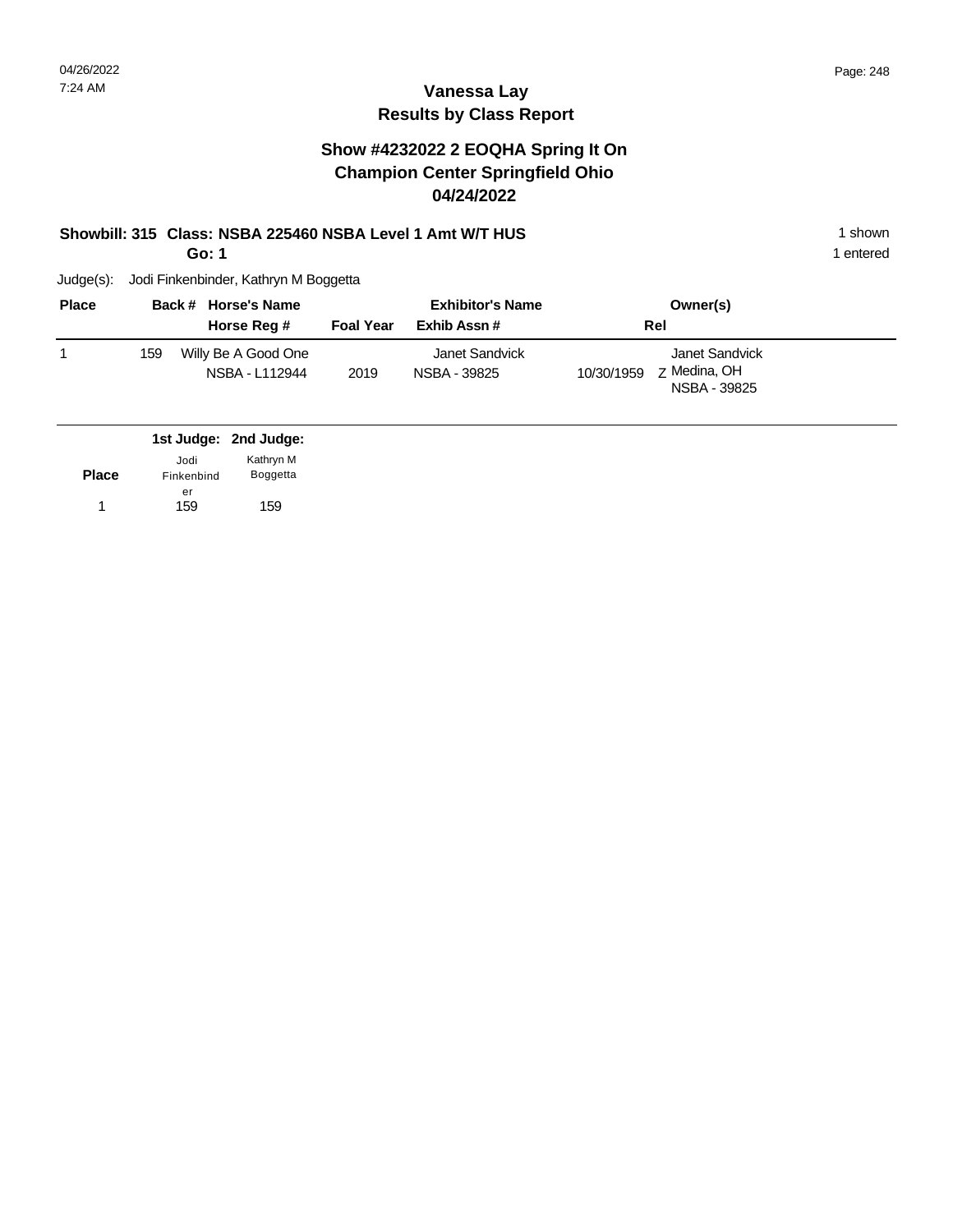# Vanessa Lay
## Results by Class Report

### Show #4232022 2 EOQHA Spring It On
### Champion Center Springfield Ohio
### 04/24/2022

**Showbill: 315 Class: NSBA 225460 NSBA Level 1 Amt W/T HUS** — 1 shown

**Go: 1** — 1 entered

Judge(s): Jodi Finkenbinder, Kathryn M Boggetta

| Place | Back # | Horse's Name / Horse Reg # | Foal Year | Exhibitor's Name / Exhib Assn # | Rel | Owner(s) |
|---|---|---|---|---|---|---|
| 1 | 159 | Willy Be A Good One<br>NSBA - L112944 | 2019 | Janet Sandvick<br>NSBA - 39825 | 10/30/1959 Z | Janet Sandvick<br>Medina, OH<br>NSBA - 39825 |

| Place | 1st Judge: Jodi Finkenbinder | 2nd Judge: Kathryn M Boggetta |
|---|---|---|
| 1 | 159 | 159 |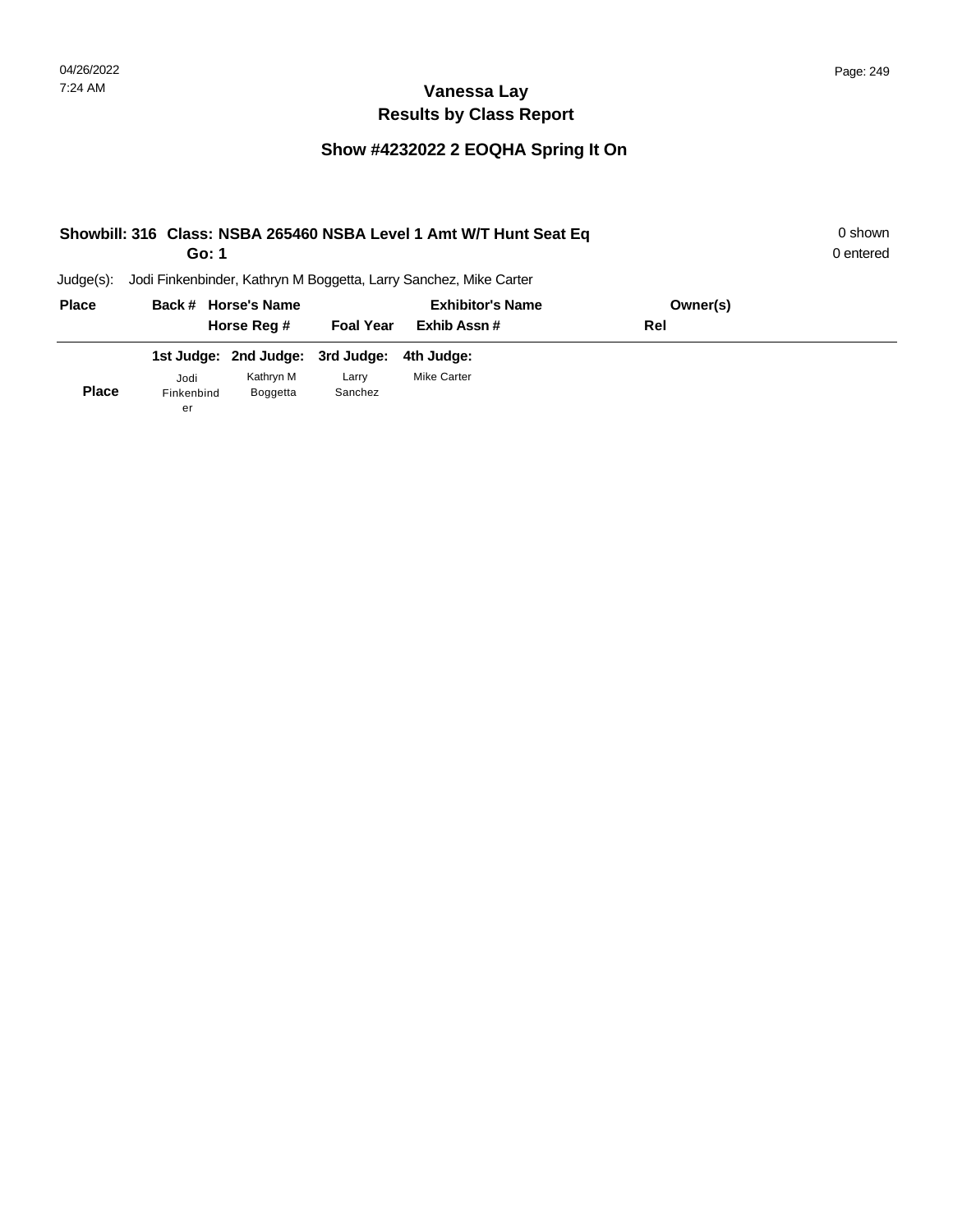# Vanessa Lay
# Results by Class Report

## Show #4232022 2 EOQHA Spring It On

**Showbill: 316 Class: NSBA 265460 NSBA Level 1 Amt W/T Hunt Seat Eq** 0 shown

**Go: 1** 0 entered

Judge(s): Jodi Finkenbinder, Kathryn M Boggetta, Larry Sanchez, Mike Carter

| Place | Back # | Horse's Name | | Exhibitor's Name | Owner(s) |
|---|---|---|---|---|---|
| | | Horse Reg # | Foal Year | Exhib Assn # | Rel |

| | 1st Judge: | 2nd Judge: | 3rd Judge: | 4th Judge: |
|---|---|---|---|---|
| **Place** | Jodi Finkenbinder | Kathryn M Boggetta | Larry Sanchez | Mike Carter |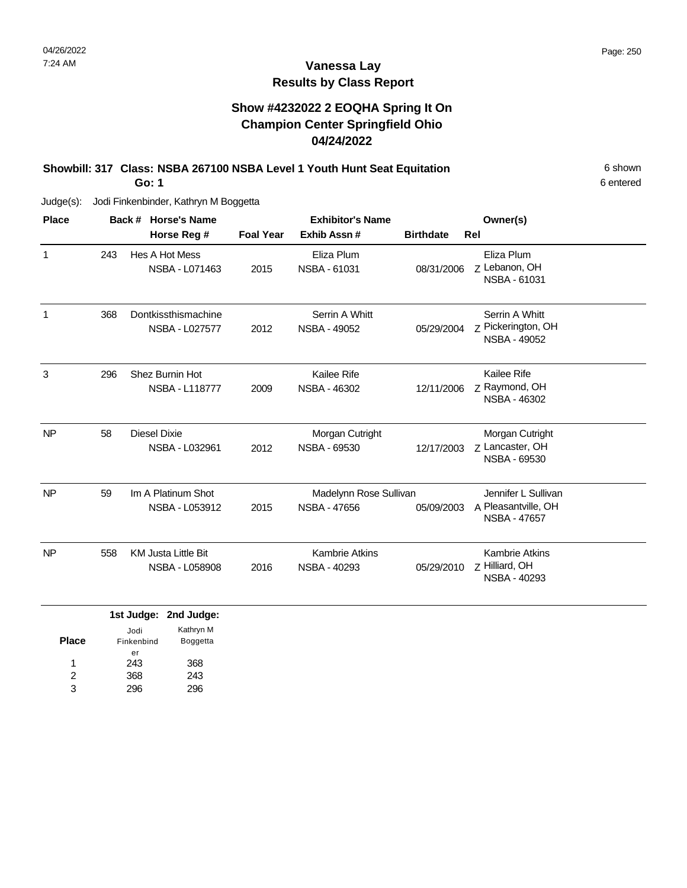# Vanessa Lay
## Results by Class Report

### Show #4232022 2 EOQHA Spring It On
### Champion Center Springfield Ohio
### 04/24/2022

**Showbill: 317 Class: NSBA 267100 NSBA Level 1 Youth Hunt Seat Equitation** 6 shown

**Go: 1** 6 entered

Judge(s): Jodi Finkenbinder, Kathryn M Boggetta

| Place | Back # | Horse's Name / Horse Reg # | Foal Year | Exhibitor's Name / Exhib Assn # | Birthdate | Rel | Owner(s) |
|---|---|---|---|---|---|---|---|
| 1 | 243 | Hes A Hot Mess<br>NSBA - L071463 | 2015 | Eliza Plum<br>NSBA - 61031 | 08/31/2006 | Z | Eliza Plum<br>Lebanon, OH<br>NSBA - 61031 |
| 1 | 368 | Dontkissthismachine<br>NSBA - L027577 | 2012 | Serrin A Whitt<br>NSBA - 49052 | 05/29/2004 | Z | Serrin A Whitt<br>Pickerington, OH<br>NSBA - 49052 |
| 3 | 296 | Shez Burnin Hot<br>NSBA - L118777 | 2009 | Kailee Rife<br>NSBA - 46302 | 12/11/2006 | Z | Kailee Rife<br>Raymond, OH<br>NSBA - 46302 |
| NP | 58 | Diesel Dixie<br>NSBA - L032961 | 2012 | Morgan Cutright<br>NSBA - 69530 | 12/17/2003 | Z | Morgan Cutright<br>Lancaster, OH<br>NSBA - 69530 |
| NP | 59 | Im A Platinum Shot<br>NSBA - L053912 | 2015 | Madelynn Rose Sullivan<br>NSBA - 47656 | 05/09/2003 | A | Jennifer L Sullivan<br>Pleasantville, OH<br>NSBA - 47657 |
| NP | 558 | KM Justa Little Bit<br>NSBA - L058908 | 2016 | Kambrie Atkins<br>NSBA - 40293 | 05/29/2010 | Z | Kambrie Atkins<br>Hilliard, OH<br>NSBA - 40293 |

| Place | 1st Judge: Jodi Finkenbinder | 2nd Judge: Kathryn M Boggetta |
|---|---|---|
| 1 | 243 | 368 |
| 2 | 368 | 243 |
| 3 | 296 | 296 |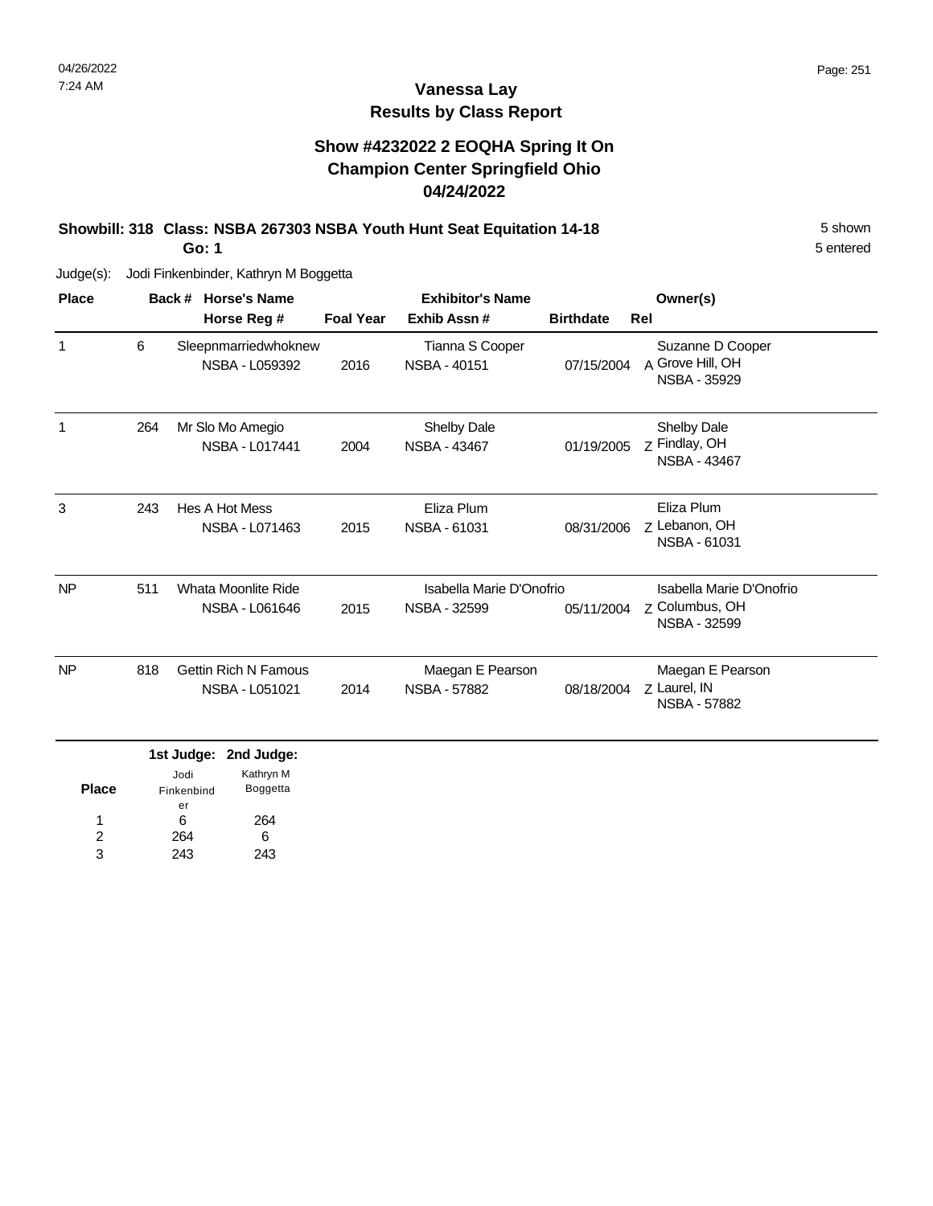04/26/2022
7:24 AM

# Vanessa Lay
## Results by Class Report

### Show #4232022 2 EOQHA Spring It On
### Champion Center Springfield Ohio
### 04/24/2022

**Showbill: 318 Class: NSBA 267303 NSBA Youth Hunt Seat Equitation 14-18** — 5 shown

**Go: 1** — 5 entered

Judge(s): Jodi Finkenbinder, Kathryn M Boggetta

| Place | Back # | Horse's Name / Horse Reg # | Foal Year | Exhibitor's Name / Exhib Assn # | Birthdate | Rel | Owner(s) |
|---|---|---|---|---|---|---|---|
| 1 | 6 | Sleepnmarriedwhoknew<br>NSBA - L059392 | 2016 | Tianna S Cooper<br>NSBA - 40151 | 07/15/2004 | A | Suzanne D Cooper<br>Grove Hill, OH<br>NSBA - 35929 |
| 1 | 264 | Mr Slo Mo Amegio<br>NSBA - L017441 | 2004 | Shelby Dale<br>NSBA - 43467 | 01/19/2005 | Z | Shelby Dale<br>Findlay, OH<br>NSBA - 43467 |
| 3 | 243 | Hes A Hot Mess<br>NSBA - L071463 | 2015 | Eliza Plum<br>NSBA - 61031 | 08/31/2006 | Z | Eliza Plum<br>Lebanon, OH<br>NSBA - 61031 |
| NP | 511 | Whata Moonlite Ride<br>NSBA - L061646 | 2015 | Isabella Marie D'Onofrio<br>NSBA - 32599 | 05/11/2004 | Z | Isabella Marie D'Onofrio<br>Columbus, OH<br>NSBA - 32599 |
| NP | 818 | Gettin Rich N Famous<br>NSBA - L051021 | 2014 | Maegan E Pearson<br>NSBA - 57882 | 08/18/2004 | Z | Maegan E Pearson<br>Laurel, IN<br>NSBA - 57882 |

| Place | 1st Judge: Jodi Finkenbinder | 2nd Judge: Kathryn M Boggetta |
|---|---|---|
| 1 | 6 | 264 |
| 2 | 264 | 6 |
| 3 | 243 | 243 |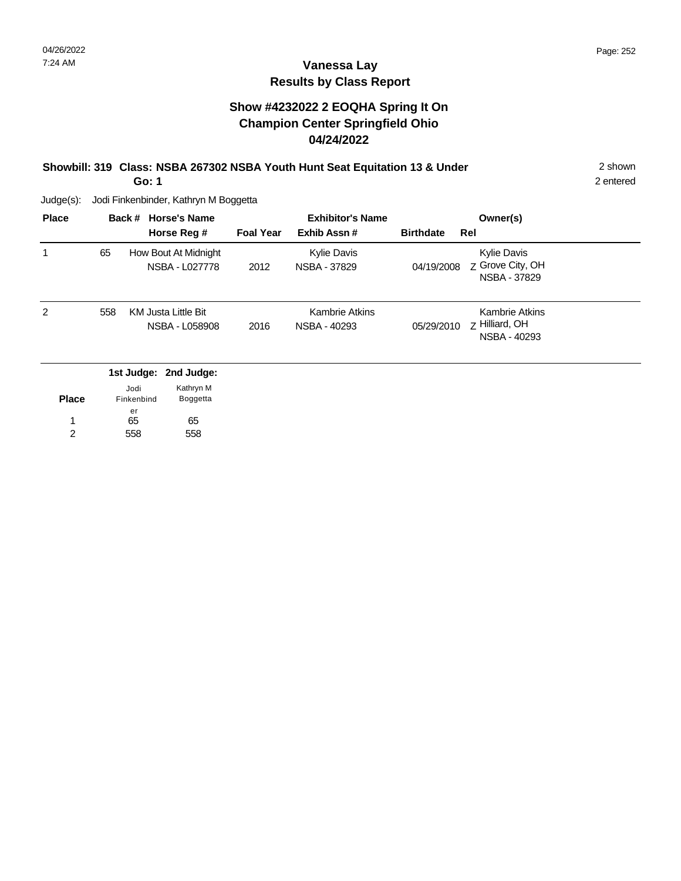**Vanessa Lay**
**Results by Class Report**

## Show #4232022 2 EOQHA Spring It On
## Champion Center Springfield Ohio
## 04/24/2022

**Showbill: 319 Class: NSBA 267302 NSBA Youth Hunt Seat Equitation 13 & Under** 2 shown
**Go: 1** 2 entered

Judge(s): Jodi Finkenbinder, Kathryn M Boggetta

| Place | Back # | Horse's Name / Horse Reg # | Foal Year | Exhibitor's Name / Exhib Assn # | Birthdate | Rel | Owner(s) |
|---|---|---|---|---|---|---|---|
| 1 | 65 | How Bout At Midnight<br>NSBA - L027778 | 2012 | Kylie Davis<br>NSBA - 37829 | 04/19/2008 | Z | Kylie Davis<br>Grove City, OH<br>NSBA - 37829 |
| 2 | 558 | KM Justa Little Bit<br>NSBA - L058908 | 2016 | Kambrie Atkins<br>NSBA - 40293 | 05/29/2010 | Z | Kambrie Atkins<br>Hilliard, OH<br>NSBA - 40293 |

| Place | 1st Judge: Jodi Finkenbinder | 2nd Judge: Kathryn M Boggetta |
|---|---|---|
| 1 | 65 | 65 |
| 2 | 558 | 558 |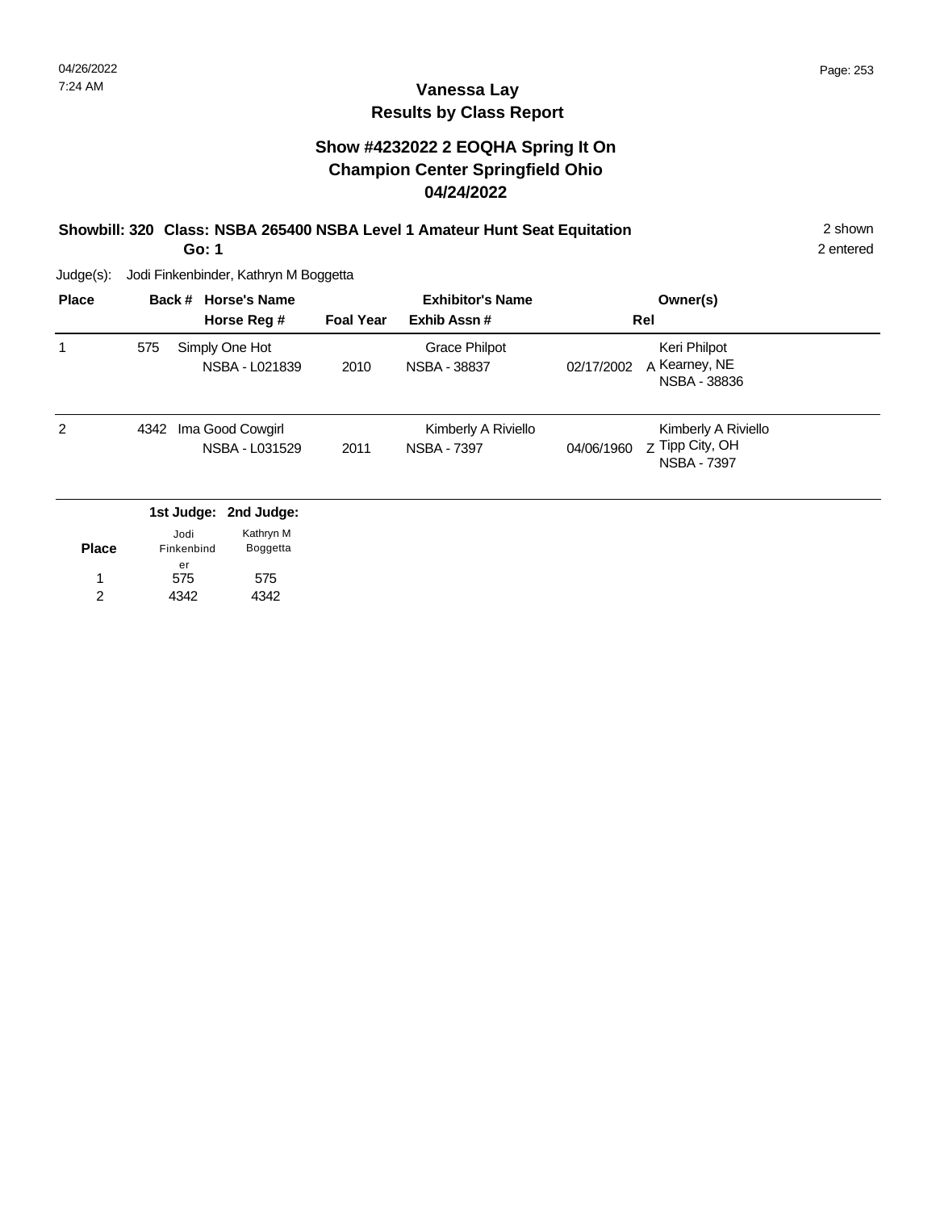# Vanessa Lay
## Results by Class Report

### Show #4232022 2 EOQHA Spring It On
### Champion Center Springfield Ohio
### 04/24/2022

**Showbill: 320 Class: NSBA 265400 NSBA Level 1 Amateur Hunt Seat Equitation** 2 shown

**Go: 1** 2 entered

Judge(s): Jodi Finkenbinder, Kathryn M Boggetta

| Place | Back # | Horse's Name / Horse Reg # | Foal Year | Exhibitor's Name / Exhib Assn # | | Rel | Owner(s) |
|---|---|---|---|---|---|---|---|
| 1 | 575 | Simply One Hot<br>NSBA - L021839 | 2010 | Grace Philpot<br>NSBA - 38837 | 02/17/2002 | A | Keri Philpot<br>Kearney, NE<br>NSBA - 38836 |
| 2 | 4342 | Ima Good Cowgirl<br>NSBA - L031529 | 2011 | Kimberly A Riviello<br>NSBA - 7397 | 04/06/1960 | Z | Kimberly A Riviello<br>Tipp City, OH<br>NSBA - 7397 |

| Place | 1st Judge: Jodi Finkenbinder | 2nd Judge: Kathryn M Boggetta |
|---|---|---|
| 1 | 575 | 575 |
| 2 | 4342 | 4342 |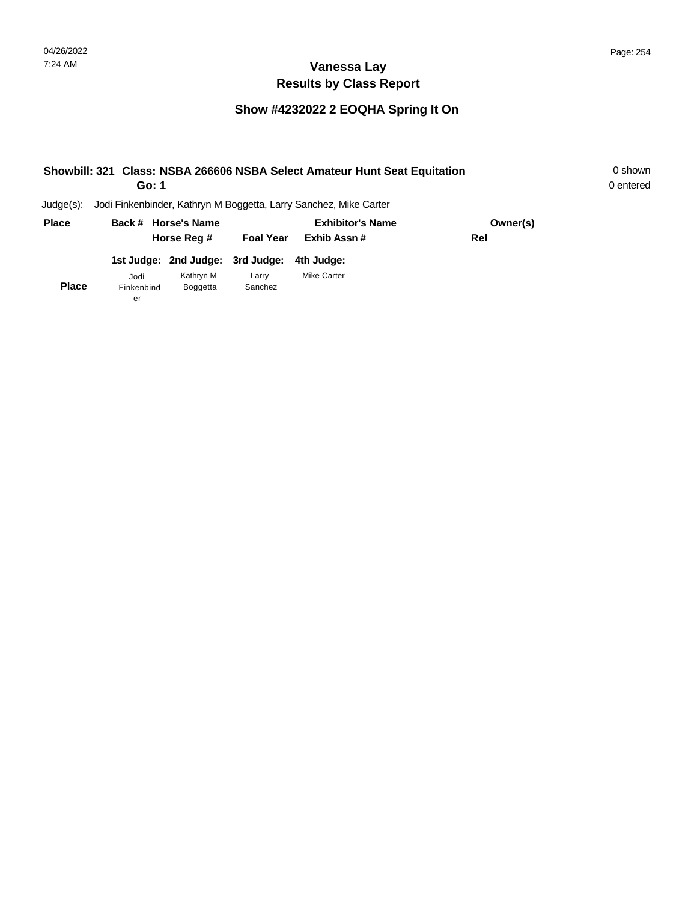## Vanessa Lay
## Results by Class Report

### Show #4232022 2 EOQHA Spring It On

**Showbill: 321 Class: NSBA 266606 NSBA Select Amateur Hunt Seat Equitation** — 0 shown

**Go: 1** — 0 entered

Judge(s): Jodi Finkenbinder, Kathryn M Boggetta, Larry Sanchez, Mike Carter

| Place | Back # | Horse's Name / Horse Reg # | Foal Year | Exhibitor's Name / Exhib Assn # | Owner(s) / Rel |
|---|---|---|---|---|---|

| | 1st Judge: | 2nd Judge: | 3rd Judge: | 4th Judge: |
|---|---|---|---|---|
| **Place** | Jodi Finkenbinder | Kathryn M Boggetta | Larry Sanchez | Mike Carter |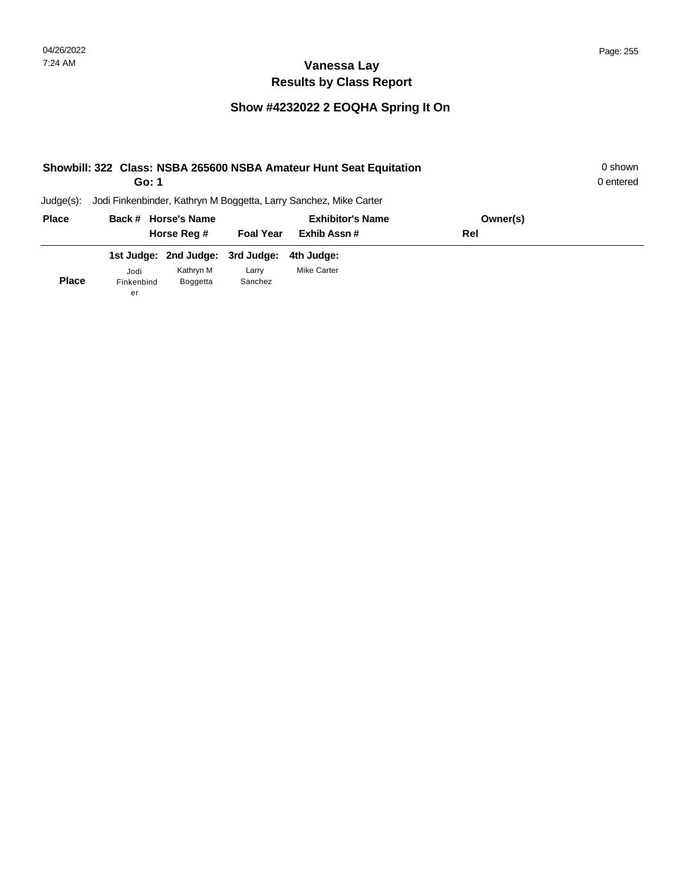# Vanessa Lay
## Results by Class Report

## Show #4232022 2 EOQHA Spring It On

**Showbill: 322 Class: NSBA 265600 NSBA Amateur Hunt Seat Equitation** 0 shown

**Go: 1** 0 entered

Judge(s): Jodi Finkenbinder, Kathryn M Boggetta, Larry Sanchez, Mike Carter

| Place | Back # | Horse's Name | | Exhibitor's Name | Owner(s) |
|---|---|---|---|---|---|
| | | Horse Reg # | Foal Year | Exhib Assn # | Rel |

| | 1st Judge: | 2nd Judge: | 3rd Judge: | 4th Judge: |
|---|---|---|---|---|
| **Place** | Jodi Finkenbinder | Kathryn M Boggetta | Larry Sanchez | Mike Carter |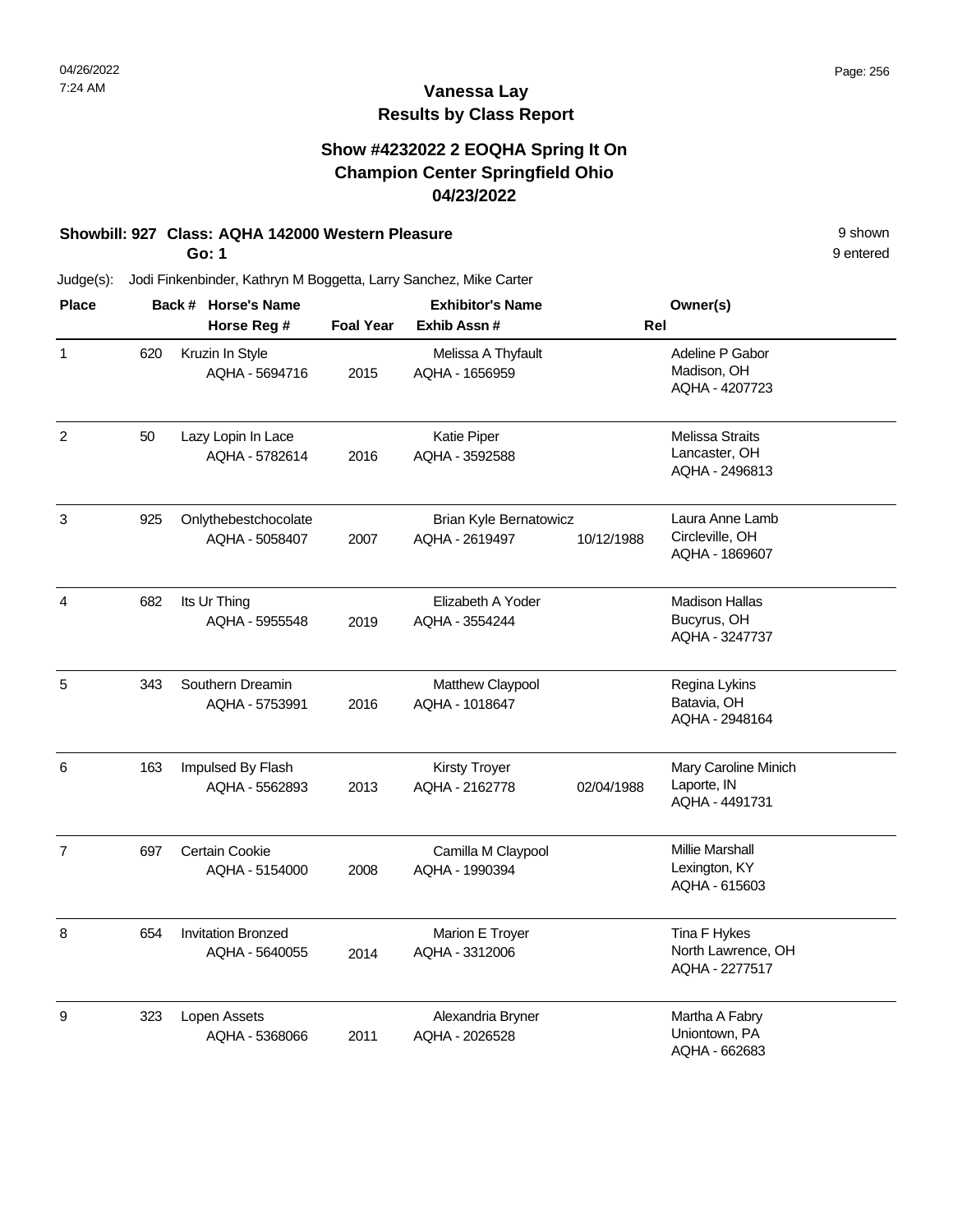# Vanessa Lay
## Results by Class Report

### Show #4232022 2 EOQHA Spring It On
### Champion Center Springfield Ohio
### 04/23/2022

**Showbill: 927 Class: AQHA 142000 Western Pleasure** — 9 shown

**Go: 1** — 9 entered

Judge(s): Jodi Finkenbinder, Kathryn M Boggetta, Larry Sanchez, Mike Carter

| Place | Back # | Horse's Name / Horse Reg # | Foal Year | Exhibitor's Name / Exhib Assn # | Rel | Owner(s) |
|---|---|---|---|---|---|---|
| 1 | 620 | Kruzin In Style<br>AQHA - 5694716 | 2015 | Melissa A Thyfault<br>AQHA - 1656959 | | Adeline P Gabor<br>Madison, OH<br>AQHA - 4207723 |
| 2 | 50 | Lazy Lopin In Lace<br>AQHA - 5782614 | 2016 | Katie Piper<br>AQHA - 3592588 | | Melissa Straits<br>Lancaster, OH<br>AQHA - 2496813 |
| 3 | 925 | Onlythebestchocolate<br>AQHA - 5058407 | 2007 | Brian Kyle Bernatowicz<br>AQHA - 2619497 | 10/12/1988 | Laura Anne Lamb<br>Circleville, OH<br>AQHA - 1869607 |
| 4 | 682 | Its Ur Thing<br>AQHA - 5955548 | 2019 | Elizabeth A Yoder<br>AQHA - 3554244 | | Madison Hallas<br>Bucyrus, OH<br>AQHA - 3247737 |
| 5 | 343 | Southern Dreamin<br>AQHA - 5753991 | 2016 | Matthew Claypool<br>AQHA - 1018647 | | Regina Lykins<br>Batavia, OH<br>AQHA - 2948164 |
| 6 | 163 | Impulsed By Flash<br>AQHA - 5562893 | 2013 | Kirsty Troyer<br>AQHA - 2162778 | 02/04/1988 | Mary Caroline Minich<br>Laporte, IN<br>AQHA - 4491731 |
| 7 | 697 | Certain Cookie<br>AQHA - 5154000 | 2008 | Camilla M Claypool<br>AQHA - 1990394 | | Millie Marshall<br>Lexington, KY<br>AQHA - 615603 |
| 8 | 654 | Invitation Bronzed<br>AQHA - 5640055 | 2014 | Marion E Troyer<br>AQHA - 3312006 | | Tina F Hykes<br>North Lawrence, OH<br>AQHA - 2277517 |
| 9 | 323 | Lopen Assets<br>AQHA - 5368066 | 2011 | Alexandria Bryner<br>AQHA - 2026528 | | Martha A Fabry<br>Uniontown, PA<br>AQHA - 662683 |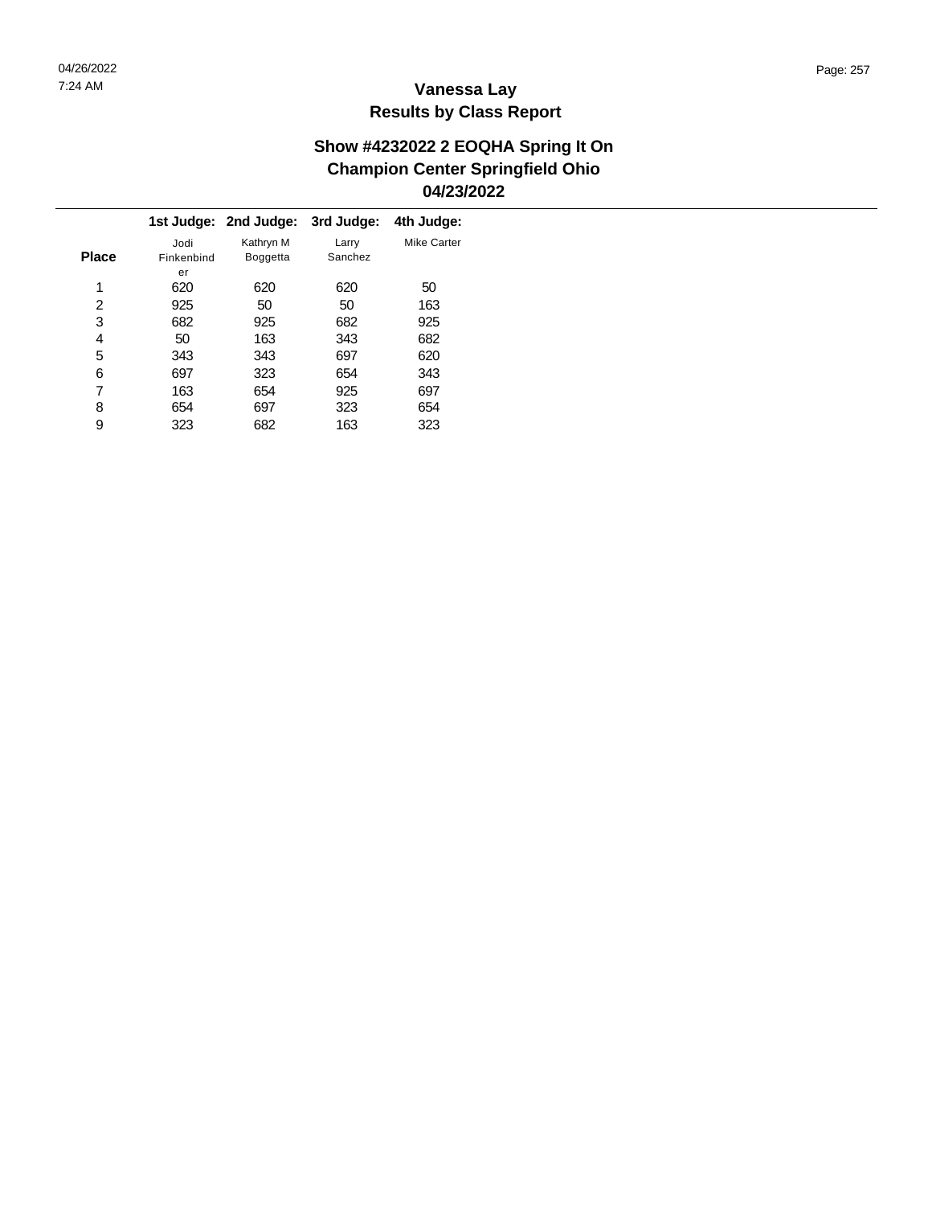# Vanessa Lay
## Results by Class Report

### Show #4232022 2 EOQHA Spring It On
### Champion Center Springfield Ohio
### 04/23/2022

| Place | 1st Judge: Jodi Finkenbinder | 2nd Judge: Kathryn M Boggetta | 3rd Judge: Larry Sanchez | 4th Judge: Mike Carter |
|---|---|---|---|---|
| 1 | 620 | 620 | 620 | 50 |
| 2 | 925 | 50 | 50 | 163 |
| 3 | 682 | 925 | 682 | 925 |
| 4 | 50 | 163 | 343 | 682 |
| 5 | 343 | 343 | 697 | 620 |
| 6 | 697 | 323 | 654 | 343 |
| 7 | 163 | 654 | 925 | 697 |
| 8 | 654 | 697 | 323 | 654 |
| 9 | 323 | 682 | 163 | 323 |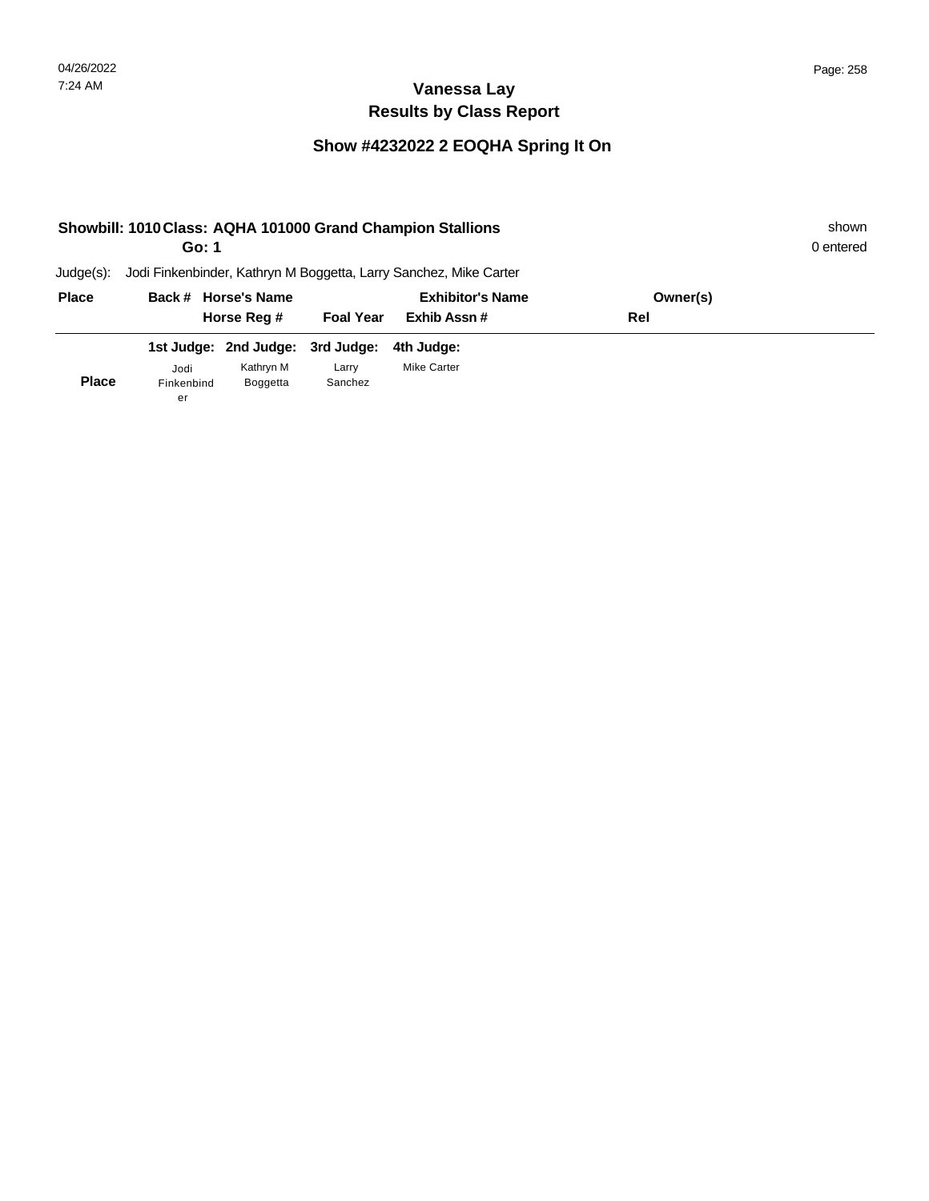# Vanessa Lay
## Results by Class Report

## Show #4232022 2 EOQHA Spring It On

**Showbill: 1010 Class: AQHA 101000 Grand Champion Stallions** shown
**Go: 1** 0 entered

Judge(s): Jodi Finkenbinder, Kathryn M Boggetta, Larry Sanchez, Mike Carter

| Place | Back # | Horse's Name / Horse Reg # | Foal Year | Exhibitor's Name / Exhib Assn # | Owner(s) / Rel |
|---|---|---|---|---|---|

| | 1st Judge: | 2nd Judge: | 3rd Judge: | 4th Judge: |
|---|---|---|---|---|
| **Place** | Jodi Finkenbinder | Kathryn M Boggetta | Larry Sanchez | Mike Carter |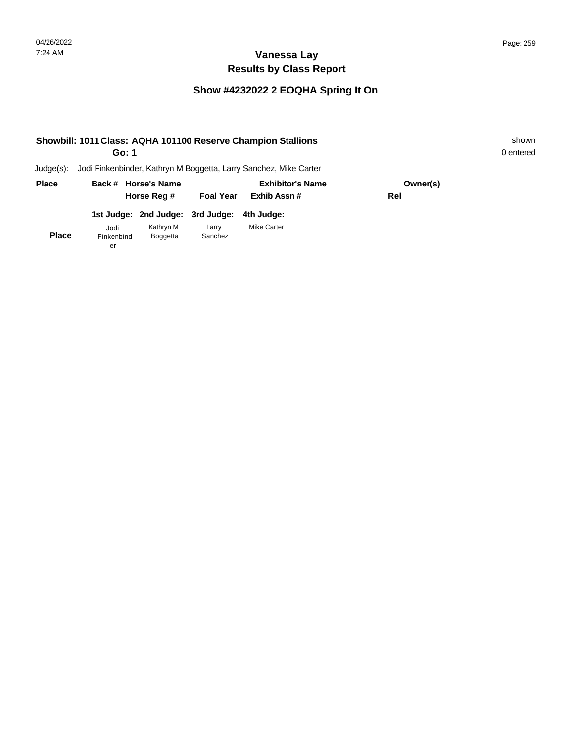## Vanessa Lay
## Results by Class Report

### Show #4232022 2 EOQHA Spring It On

**Showbill: 1011 Class: AQHA 101100 Reserve Champion Stallions**
**Go: 1**

shown
0 entered

Judge(s): Jodi Finkenbinder, Kathryn M Boggetta, Larry Sanchez, Mike Carter

| Place | Back # | Horse's Name / Horse Reg # | Foal Year | Exhibitor's Name / Exhib Assn # | Owner(s) / Rel |
|---|---|---|---|---|---|

| | 1st Judge: | 2nd Judge: | 3rd Judge: | 4th Judge: |
|---|---|---|---|---|
| **Place** | Jodi Finkenbinder | Kathryn M Boggetta | Larry Sanchez | Mike Carter |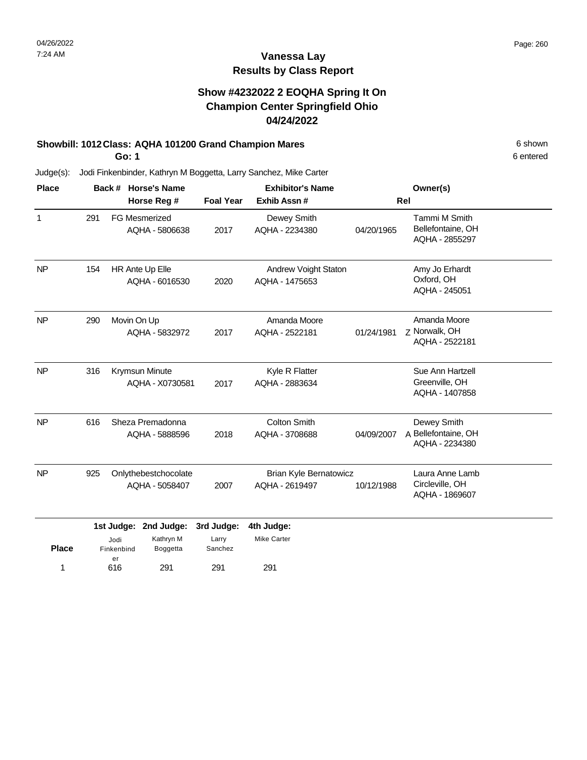# Vanessa Lay
## Results by Class Report

### Show #4232022 2 EOQHA Spring It On
### Champion Center Springfield Ohio
### 04/24/2022

**Showbill: 1012 Class: AQHA 101200 Grand Champion Mares** — 6 shown

**Go: 1** — 6 entered

Judge(s): Jodi Finkenbinder, Kathryn M Boggetta, Larry Sanchez, Mike Carter

| Place | Back # | Horse's Name / Horse Reg # | Foal Year | Exhibitor's Name / Exhib Assn # | | Rel | Owner(s) |
|---|---|---|---|---|---|---|---|
| 1 | 291 | FG Mesmerized<br>AQHA - 5806638 | 2017 | Dewey Smith<br>AQHA - 2234380 | 04/20/1965 | | Tammi M Smith<br>Bellefontaine, OH<br>AQHA - 2855297 |
| NP | 154 | HR Ante Up Elle<br>AQHA - 6016530 | 2020 | Andrew Voight Staton<br>AQHA - 1475653 | | | Amy Jo Erhardt<br>Oxford, OH<br>AQHA - 245051 |
| NP | 290 | Movin On Up<br>AQHA - 5832972 | 2017 | Amanda Moore<br>AQHA - 2522181 | 01/24/1981 | Z | Amanda Moore<br>Norwalk, OH<br>AQHA - 2522181 |
| NP | 316 | Krymsun Minute<br>AQHA - X0730581 | 2017 | Kyle R Flatter<br>AQHA - 2883634 | | | Sue Ann Hartzell<br>Greenville, OH<br>AQHA - 1407858 |
| NP | 616 | Sheza Premadonna<br>AQHA - 5888596 | 2018 | Colton Smith<br>AQHA - 3708688 | 04/09/2007 | A | Dewey Smith<br>Bellefontaine, OH<br>AQHA - 2234380 |
| NP | 925 | Onlythebestchocolate<br>AQHA - 5058407 | 2007 | Brian Kyle Bernatowicz<br>AQHA - 2619497 | 10/12/1988 | | Laura Anne Lamb<br>Circleville, OH<br>AQHA - 1869607 |

| Place | 1st Judge: Jodi Finkenbinder | 2nd Judge: Kathryn M Boggetta | 3rd Judge: Larry Sanchez | 4th Judge: Mike Carter |
|---|---|---|---|---|
| 1 | 616 | 291 | 291 | 291 |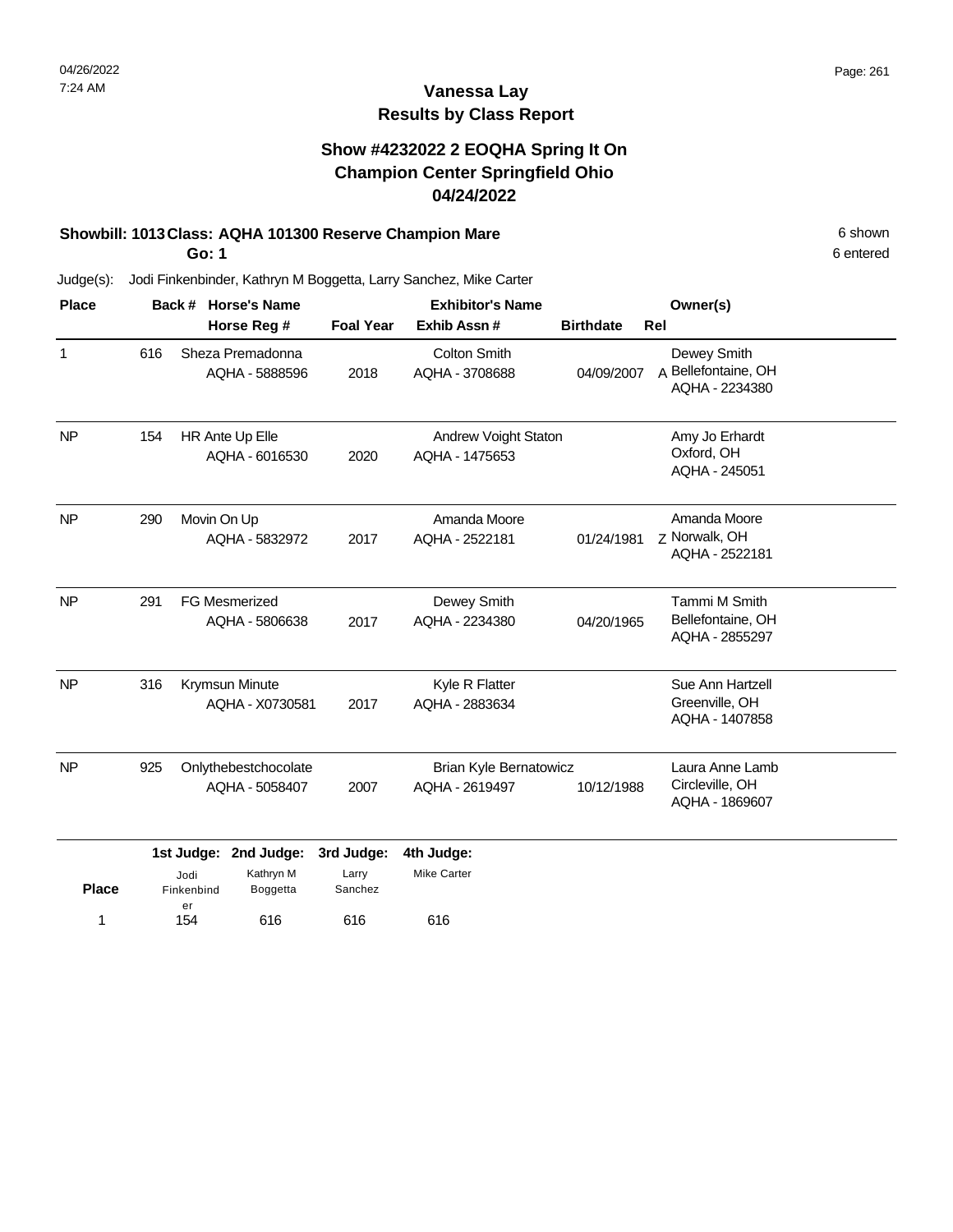# Vanessa Lay
## Results by Class Report

### Show #4232022 2 EOQHA Spring It On
### Champion Center Springfield Ohio
### 04/24/2022

**Showbill: 1013 Class: AQHA 101300 Reserve Champion Mare** — 6 shown

**Go: 1** — 6 entered

Judge(s): Jodi Finkenbinder, Kathryn M Boggetta, Larry Sanchez, Mike Carter

| Place | Back # | Horse's Name / Horse Reg # | Foal Year | Exhibitor's Name / Exhib Assn # | Birthdate | Rel | Owner(s) |
|---|---|---|---|---|---|---|---|
| 1 | 616 | Sheza Premadonna<br>AQHA - 5888596 | 2018 | Colton Smith<br>AQHA - 3708688 | 04/09/2007 | A | Dewey Smith<br>Bellefontaine, OH<br>AQHA - 2234380 |
| NP | 154 | HR Ante Up Elle<br>AQHA - 6016530 | 2020 | Andrew Voight Staton<br>AQHA - 1475653 | | | Amy Jo Erhardt<br>Oxford, OH<br>AQHA - 245051 |
| NP | 290 | Movin On Up<br>AQHA - 5832972 | 2017 | Amanda Moore<br>AQHA - 2522181 | 01/24/1981 | Z | Amanda Moore<br>Norwalk, OH<br>AQHA - 2522181 |
| NP | 291 | FG Mesmerized<br>AQHA - 5806638 | 2017 | Dewey Smith<br>AQHA - 2234380 | 04/20/1965 | | Tammi M Smith<br>Bellefontaine, OH<br>AQHA - 2855297 |
| NP | 316 | Krymsun Minute<br>AQHA - X0730581 | 2017 | Kyle R Flatter<br>AQHA - 2883634 | | | Sue Ann Hartzell<br>Greenville, OH<br>AQHA - 1407858 |
| NP | 925 | Onlythebestchocolate<br>AQHA - 5058407 | 2007 | Brian Kyle Bernatowicz<br>AQHA - 2619497 | 10/12/1988 | | Laura Anne Lamb<br>Circleville, OH<br>AQHA - 1869607 |

| Place | 1st Judge: Jodi Finkenbinder | 2nd Judge: Kathryn M Boggetta | 3rd Judge: Larry Sanchez | 4th Judge: Mike Carter |
|---|---|---|---|---|
| 1 | 154 | 616 | 616 | 616 |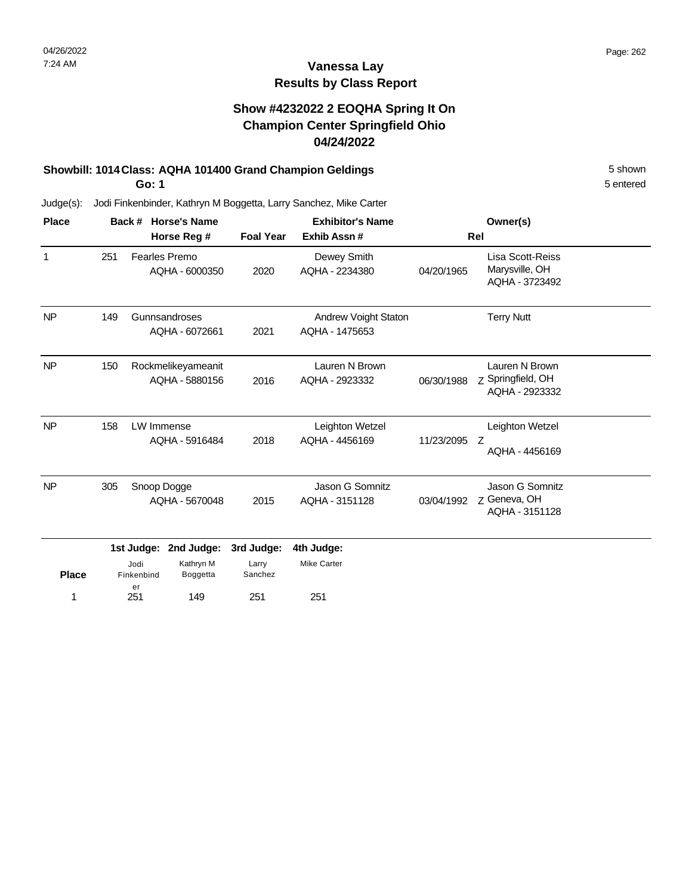04/26/2022
7:24 AM

**Vanessa Lay**
**Results by Class Report**

**Show #4232022 2 EOQHA Spring It On**
**Champion Center Springfield Ohio**
**04/24/2022**

**Showbill: 1014 Class: AQHA 101400 Grand Champion Geldings** — 5 shown
**Go: 1** — 5 entered

Judge(s): Jodi Finkenbinder, Kathryn M Boggetta, Larry Sanchez, Mike Carter

| Place | Back # | Horse's Name / Horse Reg # | Foal Year | Exhibitor's Name / Exhib Assn # | | Rel | Owner(s) |
|---|---|---|---|---|---|---|---|
| 1 | 251 | Fearles Premo<br>AQHA - 6000350 | 2020 | Dewey Smith<br>AQHA - 2234380 | 04/20/1965 | | Lisa Scott-Reiss<br>Marysville, OH<br>AQHA - 3723492 |
| NP | 149 | Gunnsandroses<br>AQHA - 6072661 | 2021 | Andrew Voight Staton<br>AQHA - 1475653 | | | Terry Nutt |
| NP | 150 | Rockmelikeyameanit<br>AQHA - 5880156 | 2016 | Lauren N Brown<br>AQHA - 2923332 | 06/30/1988 | Z | Lauren N Brown<br>Springfield, OH<br>AQHA - 2923332 |
| NP | 158 | LW Immense<br>AQHA - 5916484 | 2018 | Leighton Wetzel<br>AQHA - 4456169 | 11/23/2095 | Z | Leighton Wetzel<br>AQHA - 4456169 |
| NP | 305 | Snoop Dogge<br>AQHA - 5670048 | 2015 | Jason G Somnitz<br>AQHA - 3151128 | 03/04/1992 | Z | Jason G Somnitz<br>Geneva, OH<br>AQHA - 3151128 |

| Place | 1st Judge: Jodi Finkenbinder | 2nd Judge: Kathryn M Boggetta | 3rd Judge: Larry Sanchez | 4th Judge: Mike Carter |
|---|---|---|---|---|
| 1 | 251 | 149 | 251 | 251 |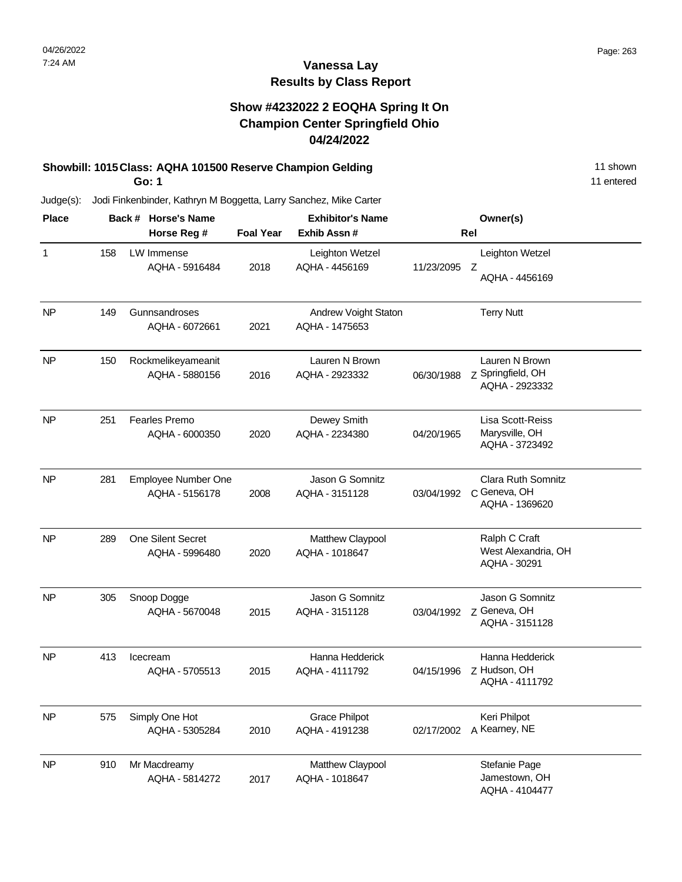04/26/2022
7:24 AM

# Vanessa Lay
## Results by Class Report

### Show #4232022 2 EOQHA Spring It On
### Champion Center Springfield Ohio
### 04/24/2022

**Showbill: 1015 Class: AQHA 101500 Reserve Champion Gelding** 11 shown

**Go: 1** 11 entered

Judge(s): Jodi Finkenbinder, Kathryn M Boggetta, Larry Sanchez, Mike Carter

| Place | Back # | Horse's Name / Horse Reg # | Foal Year | Exhibitor's Name / Exhib Assn # | | Rel | Owner(s) |
|---|---|---|---|---|---|---|---|
| 1 | 158 | LW Immense<br>AQHA - 5916484 | 2018 | Leighton Wetzel<br>AQHA - 4456169 | 11/23/2095 | Z | Leighton Wetzel<br>AQHA - 4456169 |
| NP | 149 | Gunnsandroses<br>AQHA - 6072661 | 2021 | Andrew Voight Staton<br>AQHA - 1475653 | | | Terry Nutt |
| NP | 150 | Rockmelikeyameanit<br>AQHA - 5880156 | 2016 | Lauren N Brown<br>AQHA - 2923332 | 06/30/1988 | Z | Lauren N Brown<br>Springfield, OH<br>AQHA - 2923332 |
| NP | 251 | Fearles Premo<br>AQHA - 6000350 | 2020 | Dewey Smith<br>AQHA - 2234380 | 04/20/1965 | | Lisa Scott-Reiss<br>Marysville, OH<br>AQHA - 3723492 |
| NP | 281 | Employee Number One<br>AQHA - 5156178 | 2008 | Jason G Somnitz<br>AQHA - 3151128 | 03/04/1992 | C | Clara Ruth Somnitz<br>Geneva, OH<br>AQHA - 1369620 |
| NP | 289 | One Silent Secret<br>AQHA - 5996480 | 2020 | Matthew Claypool<br>AQHA - 1018647 | | | Ralph C Craft<br>West Alexandria, OH<br>AQHA - 30291 |
| NP | 305 | Snoop Dogge<br>AQHA - 5670048 | 2015 | Jason G Somnitz<br>AQHA - 3151128 | 03/04/1992 | Z | Jason G Somnitz<br>Geneva, OH<br>AQHA - 3151128 |
| NP | 413 | Icecream<br>AQHA - 5705513 | 2015 | Hanna Hedderick<br>AQHA - 4111792 | 04/15/1996 | Z | Hanna Hedderick<br>Hudson, OH<br>AQHA - 4111792 |
| NP | 575 | Simply One Hot<br>AQHA - 5305284 | 2010 | Grace Philpot<br>AQHA - 4191238 | 02/17/2002 | A | Keri Philpot<br>Kearney, NE |
| NP | 910 | Mr Macdreamy<br>AQHA - 5814272 | 2017 | Matthew Claypool<br>AQHA - 1018647 | | | Stefanie Page<br>Jamestown, OH<br>AQHA - 4104477 |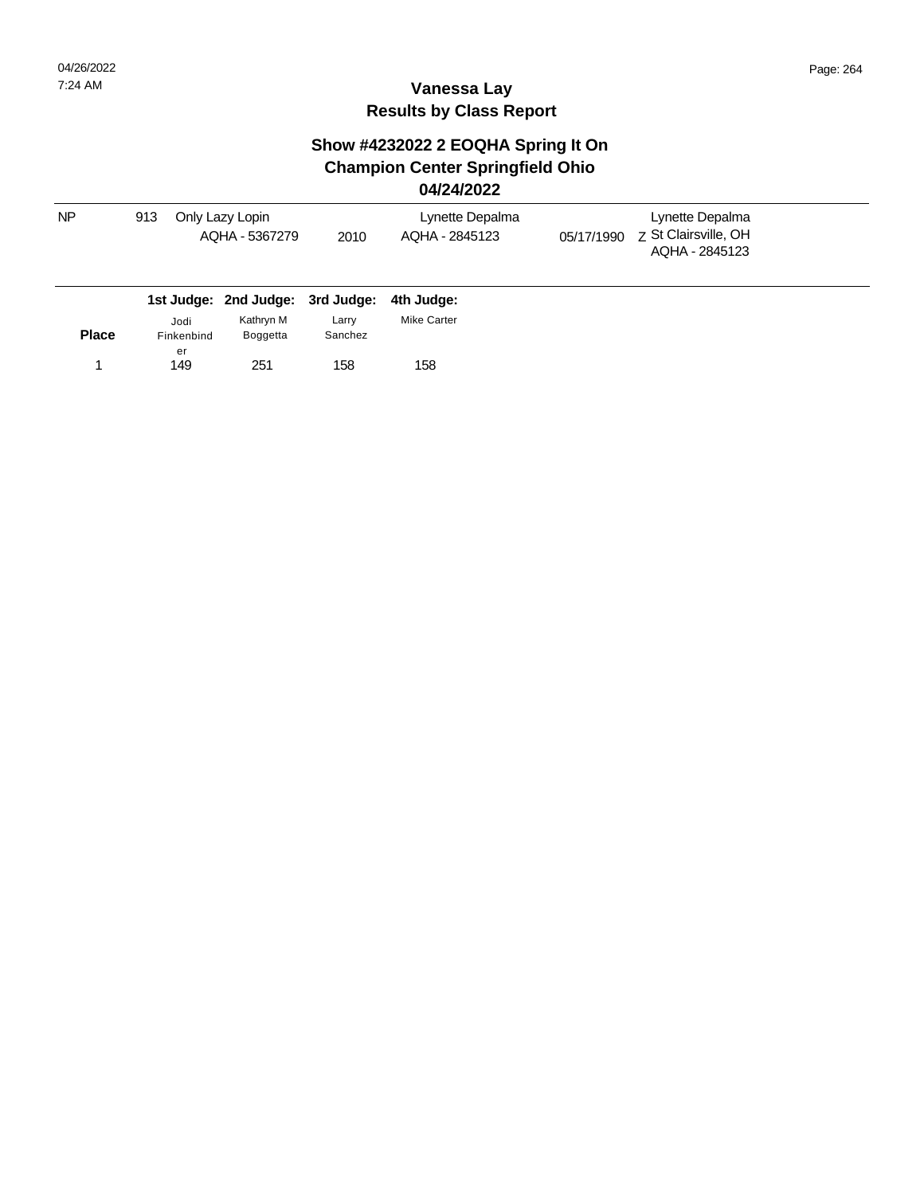## Vanessa Lay
## Results by Class Report

### Show #4232022 2 EOQHA Spring It On
### Champion Center Springfield Ohio
### 04/24/2022

| | | | | | | |
|---|---|---|---|---|---|---|
| NP | 913 | Only Lazy Lopin<br>AQHA - 5367279 | 2010 | Lynette Depalma<br>AQHA - 2845123 | 05/17/1990 | Z | Lynette Depalma<br>St Clairsville, OH<br>AQHA - 2845123 |

| Place | 1st Judge: Jodi Finkenbinder | 2nd Judge: Kathryn M Boggetta | 3rd Judge: Larry Sanchez | 4th Judge: Mike Carter |
|---|---|---|---|---|
| 1 | 149 | 251 | 158 | 158 |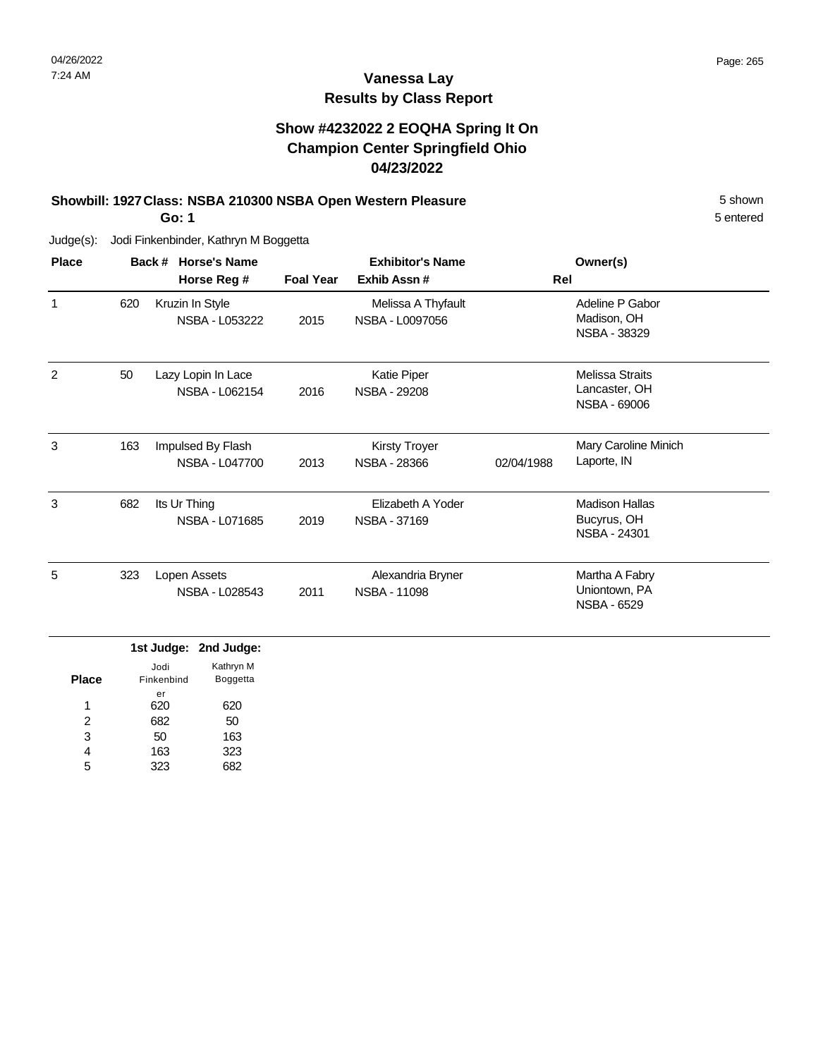# Vanessa Lay
## Results by Class Report

### Show #4232022 2 EOQHA Spring It On
### Champion Center Springfield Ohio
### 04/23/2022

**Showbill: 1927 Class: NSBA 210300 NSBA Open Western Pleasure** 5 shown

**Go: 1** 5 entered

Judge(s): Jodi Finkenbinder, Kathryn M Boggetta

| Place | Back # | Horse's Name / Horse Reg # | Foal Year | Exhibitor's Name / Exhib Assn # | Rel | Owner(s) |
|---|---|---|---|---|---|---|
| 1 | 620 | Kruzin In Style<br>NSBA - L053222 | 2015 | Melissa A Thyfault<br>NSBA - L0097056 | | Adeline P Gabor<br>Madison, OH<br>NSBA - 38329 |
| 2 | 50 | Lazy Lopin In Lace<br>NSBA - L062154 | 2016 | Katie Piper<br>NSBA - 29208 | | Melissa Straits<br>Lancaster, OH<br>NSBA - 69006 |
| 3 | 163 | Impulsed By Flash<br>NSBA - L047700 | 2013 | Kirsty Troyer<br>NSBA - 28366 | 02/04/1988 | Mary Caroline Minich<br>Laporte, IN |
| 3 | 682 | Its Ur Thing<br>NSBA - L071685 | 2019 | Elizabeth A Yoder<br>NSBA - 37169 | | Madison Hallas<br>Bucyrus, OH<br>NSBA - 24301 |
| 5 | 323 | Lopen Assets<br>NSBA - L028543 | 2011 | Alexandria Bryner<br>NSBA - 11098 | | Martha A Fabry<br>Uniontown, PA<br>NSBA - 6529 |

| Place | 1st Judge: Jodi Finkenbinder | 2nd Judge: Kathryn M Boggetta |
|---|---|---|
| 1 | 620 | 620 |
| 2 | 682 | 50 |
| 3 | 50 | 163 |
| 4 | 163 | 323 |
| 5 | 323 | 682 |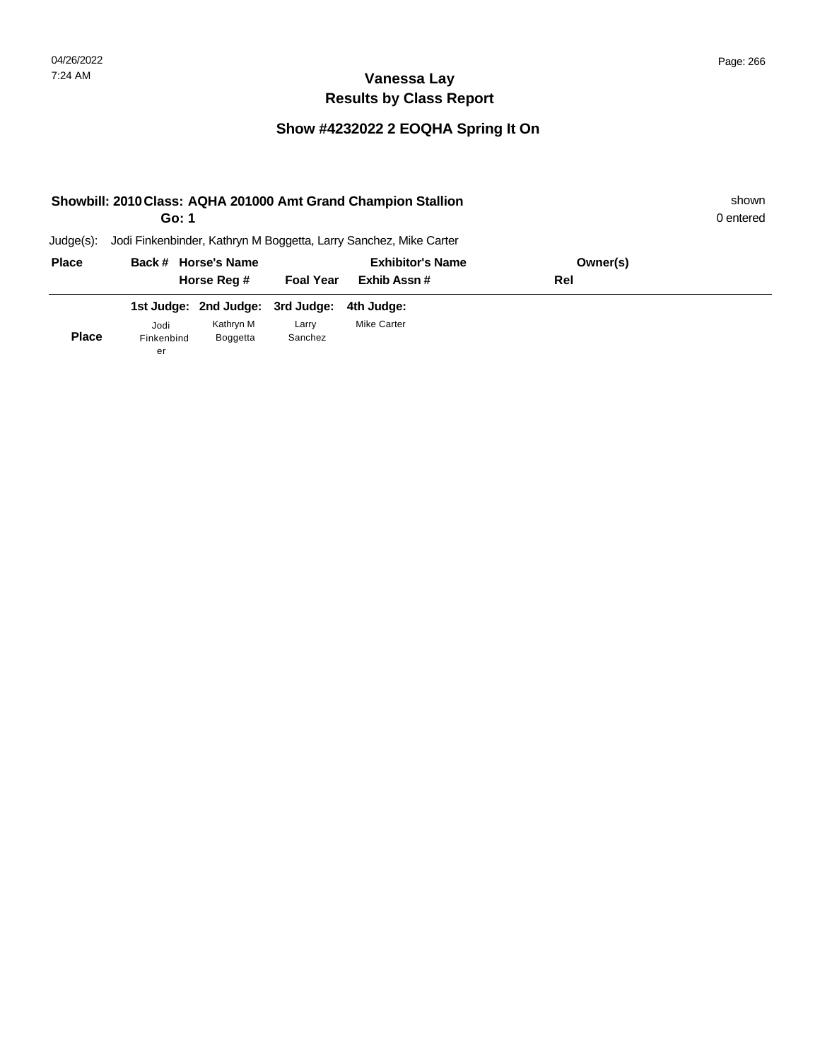# Vanessa Lay
## Results by Class Report

## Show #4232022 2 EOQHA Spring It On

**Showbill: 2010 Class: AQHA 201000 Amt Grand Champion Stallion** shown

**Go: 1** 0 entered

Judge(s): Jodi Finkenbinder, Kathryn M Boggetta, Larry Sanchez, Mike Carter

| Place | Back # | Horse's Name / Horse Reg # | Foal Year | Exhibitor's Name / Exhib Assn # | Owner(s) / Rel |
|---|---|---|---|---|---|

| | 1st Judge: | 2nd Judge: | 3rd Judge: | 4th Judge: |
|---|---|---|---|---|
| **Place** | Jodi Finkenbinder | Kathryn M Boggetta | Larry Sanchez | Mike Carter |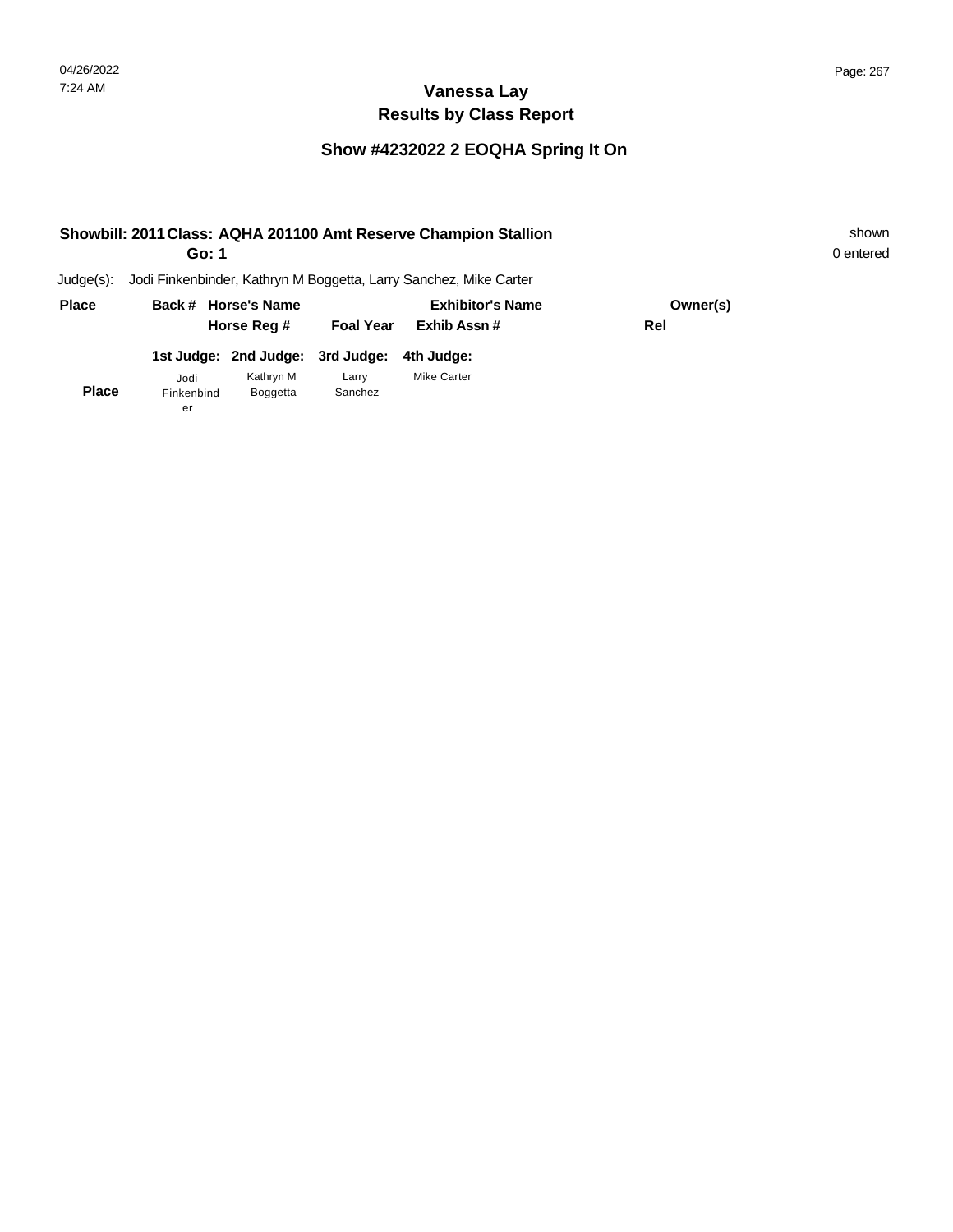04/26/2022
7:24 AM

# Vanessa Lay
## Results by Class Report

## Show #4232022 2 EOQHA Spring It On

**Showbill: 2011 Class: AQHA 201100 Amt Reserve Champion Stallion** shown
**Go: 1** 0 entered

Judge(s): Jodi Finkenbinder, Kathryn M Boggetta, Larry Sanchez, Mike Carter

| Place | Back # | Horse's Name / Horse Reg # | Foal Year | Exhibitor's Name / Exhib Assn # | Owner(s) / Rel |
|---|---|---|---|---|---|

| | 1st Judge: | 2nd Judge: | 3rd Judge: | 4th Judge: |
|---|---|---|---|---|
| **Place** | Jodi Finkenbinder | Kathryn M Boggetta | Larry Sanchez | Mike Carter |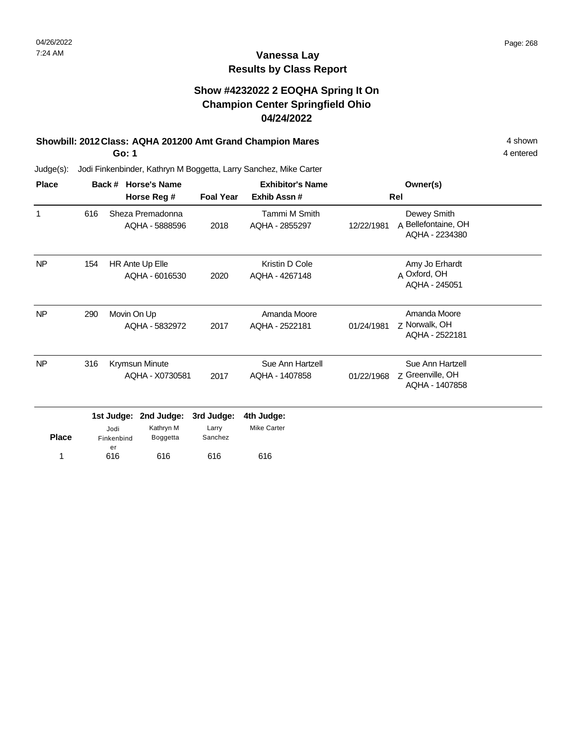04/26/2022
7:24 AM

# Vanessa Lay
## Results by Class Report

### Show #4232022 2 EOQHA Spring It On
### Champion Center Springfield Ohio
### 04/24/2022

**Showbill: 2012 Class: AQHA 201200 Amt Grand Champion Mares** — 4 shown

**Go: 1** — 4 entered

Judge(s): Jodi Finkenbinder, Kathryn M Boggetta, Larry Sanchez, Mike Carter

| Place | Back # | Horse's Name / Horse Reg # | Foal Year | Exhibitor's Name / Exhib Assn # | | Rel | Owner(s) |
|---|---|---|---|---|---|---|---|
| 1 | 616 | Sheza Premadonna<br>AQHA - 5888596 | 2018 | Tammi M Smith<br>AQHA - 2855297 | 12/22/1981 | A | Dewey Smith<br>Bellefontaine, OH<br>AQHA - 2234380 |
| NP | 154 | HR Ante Up Elle<br>AQHA - 6016530 | 2020 | Kristin D Cole<br>AQHA - 4267148 | | A | Amy Jo Erhardt<br>Oxford, OH<br>AQHA - 245051 |
| NP | 290 | Movin On Up<br>AQHA - 5832972 | 2017 | Amanda Moore<br>AQHA - 2522181 | 01/24/1981 | Z | Amanda Moore<br>Norwalk, OH<br>AQHA - 2522181 |
| NP | 316 | Krymsun Minute<br>AQHA - X0730581 | 2017 | Sue Ann Hartzell<br>AQHA - 1407858 | 01/22/1968 | Z | Sue Ann Hartzell<br>Greenville, OH<br>AQHA - 1407858 |

| Place | 1st Judge: Jodi Finkenbinder | 2nd Judge: Kathryn M Boggetta | 3rd Judge: Larry Sanchez | 4th Judge: Mike Carter |
|---|---|---|---|---|
| 1 | 616 | 616 | 616 | 616 |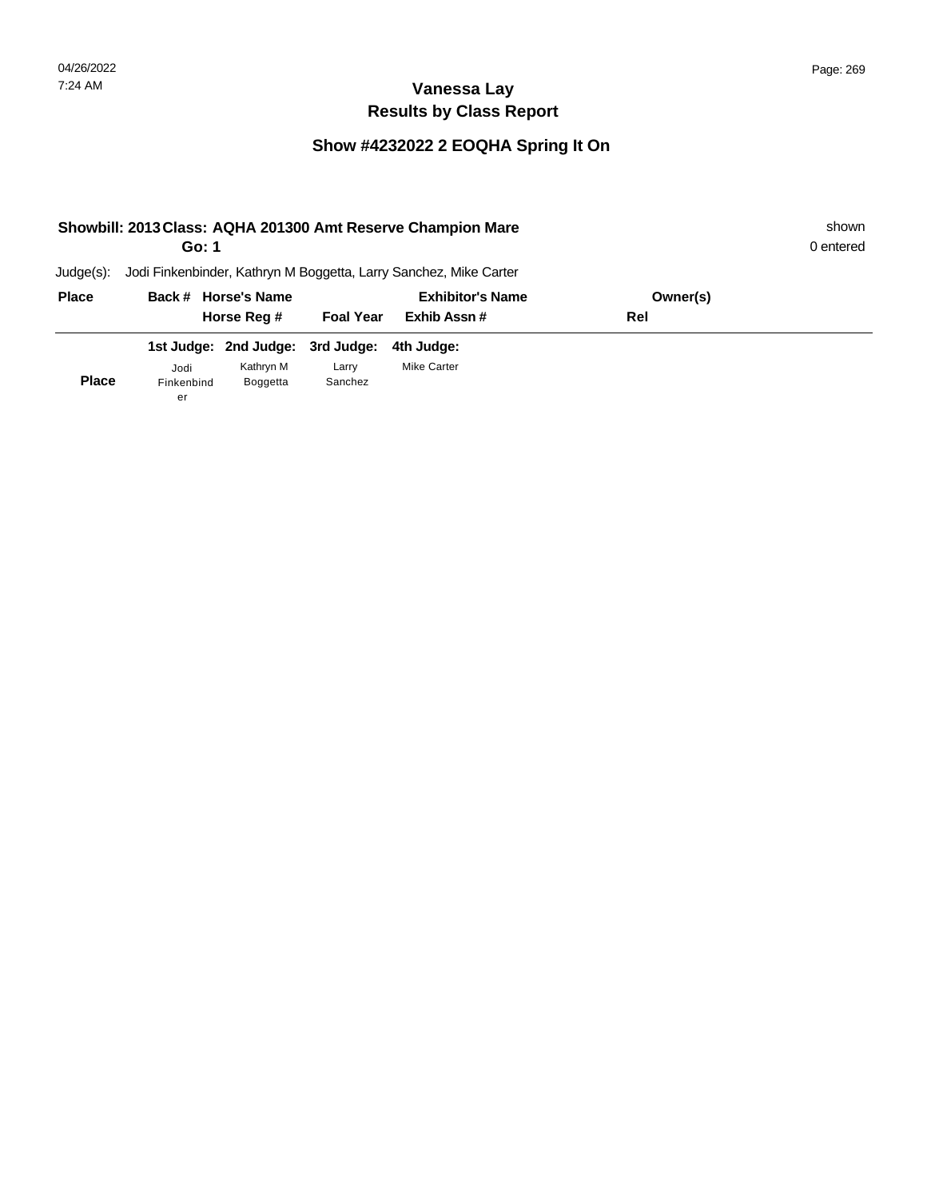# Vanessa Lay
## Results by Class Report

## Show #4232022 2 EOQHA Spring It On

**Showbill: 2013 Class: AQHA 201300 Amt Reserve Champion Mare** shown

**Go: 1** 0 entered

Judge(s): Jodi Finkenbinder, Kathryn M Boggetta, Larry Sanchez, Mike Carter

| Place | Back # | Horse's Name / Horse Reg # | Foal Year | Exhibitor's Name / Exhib Assn # | Owner(s) / Rel |
|---|---|---|---|---|---|

| | 1st Judge: | 2nd Judge: | 3rd Judge: | 4th Judge: |
|---|---|---|---|---|
| **Place** | Jodi Finkenbinder | Kathryn M Boggetta | Larry Sanchez | Mike Carter |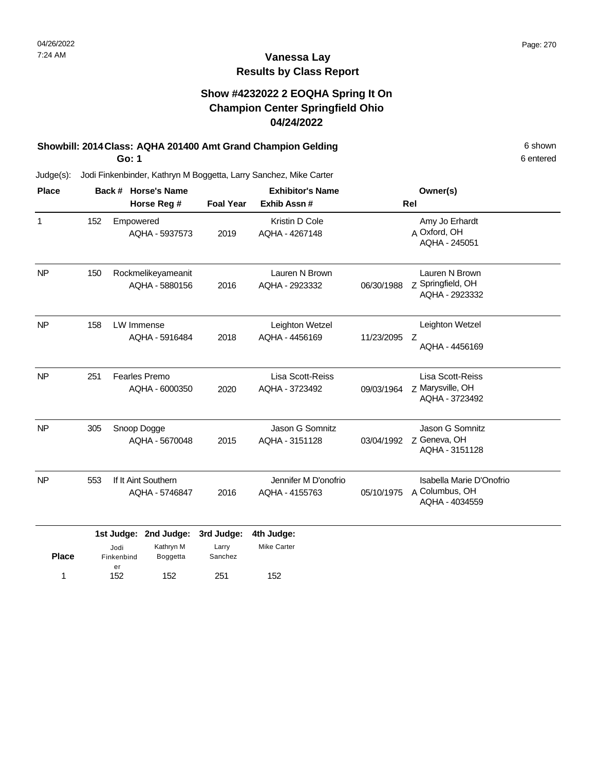# Vanessa Lay
## Results by Class Report

### Show #4232022 2 EOQHA Spring It On
### Champion Center Springfield Ohio
### 04/24/2022

**Showbill: 2014 Class: AQHA 201400 Amt Grand Champion Gelding** 6 shown

**Go: 1** 6 entered

Judge(s): Jodi Finkenbinder, Kathryn M Boggetta, Larry Sanchez, Mike Carter

| Place | Back # | Horse's Name / Horse Reg # | Foal Year | Exhibitor's Name / Exhib Assn # | | Rel | Owner(s) |
|---|---|---|---|---|---|---|---|
| 1 | 152 | Empowered<br>AQHA - 5937573 | 2019 | Kristin D Cole<br>AQHA - 4267148 | | A | Amy Jo Erhardt<br>Oxford, OH<br>AQHA - 245051 |
| NP | 150 | Rockmelikeyameanit<br>AQHA - 5880156 | 2016 | Lauren N Brown<br>AQHA - 2923332 | 06/30/1988 | Z | Lauren N Brown<br>Springfield, OH<br>AQHA - 2923332 |
| NP | 158 | LW Immense<br>AQHA - 5916484 | 2018 | Leighton Wetzel<br>AQHA - 4456169 | 11/23/2095 | Z | Leighton Wetzel<br>AQHA - 4456169 |
| NP | 251 | Fearles Premo<br>AQHA - 6000350 | 2020 | Lisa Scott-Reiss<br>AQHA - 3723492 | 09/03/1964 | Z | Lisa Scott-Reiss<br>Marysville, OH<br>AQHA - 3723492 |
| NP | 305 | Snoop Dogge<br>AQHA - 5670048 | 2015 | Jason G Somnitz<br>AQHA - 3151128 | 03/04/1992 | Z | Jason G Somnitz<br>Geneva, OH<br>AQHA - 3151128 |
| NP | 553 | If It Aint Southern<br>AQHA - 5746847 | 2016 | Jennifer M D'onofrio<br>AQHA - 4155763 | 05/10/1975 | A | Isabella Marie D'Onofrio<br>Columbus, OH<br>AQHA - 4034559 |

| Place | 1st Judge: Jodi Finkenbinder | 2nd Judge: Kathryn M Boggetta | 3rd Judge: Larry Sanchez | 4th Judge: Mike Carter |
|---|---|---|---|---|
| 1 | 152 | 152 | 251 | 152 |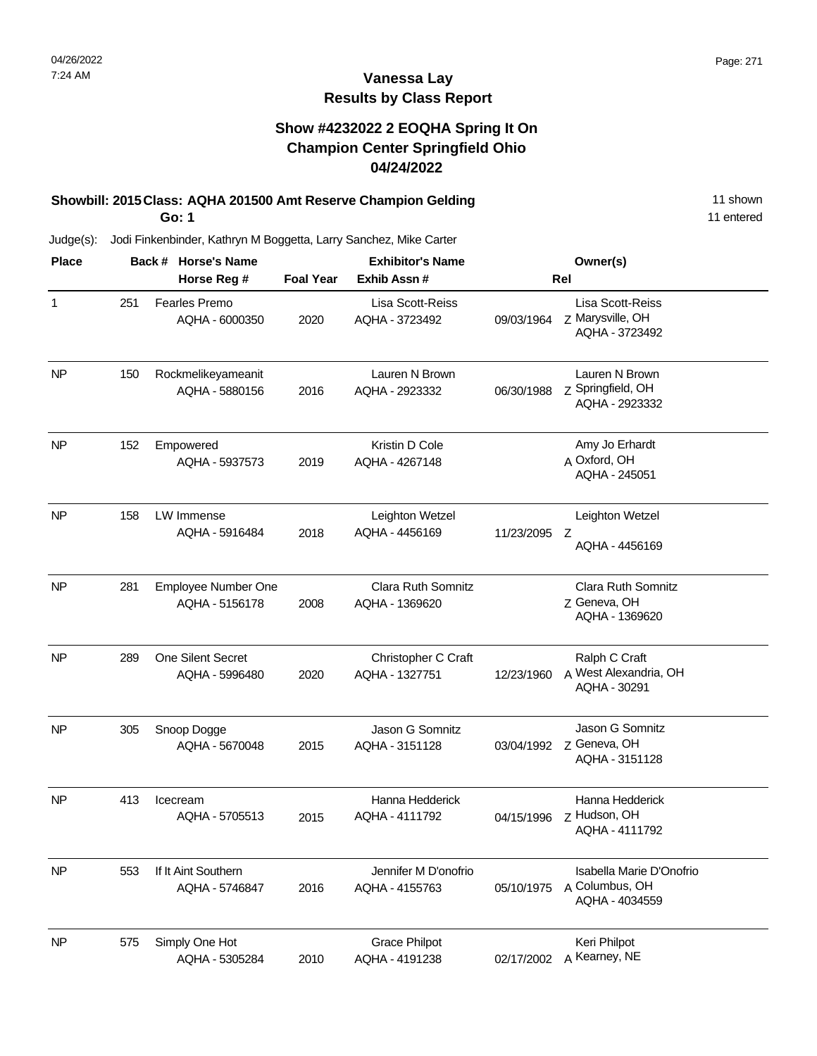# Vanessa Lay
## Results by Class Report

### Show #4232022 2 EOQHA Spring It On
### Champion Center Springfield Ohio
### 04/24/2022

**Showbill: 2015 Class: AQHA 201500 Amt Reserve Champion Gelding** 11 shown
**Go: 1** 11 entered

Judge(s): Jodi Finkenbinder, Kathryn M Boggetta, Larry Sanchez, Mike Carter

| Place | Back # | Horse's Name / Horse Reg # | Foal Year | Exhibitor's Name / Exhib Assn # | | Rel | Owner(s) |
|---|---|---|---|---|---|---|---|
| 1 | 251 | Fearles Premo<br>AQHA - 6000350 | 2020 | Lisa Scott-Reiss<br>AQHA - 3723492 | 09/03/1964 | Z | Lisa Scott-Reiss<br>Marysville, OH<br>AQHA - 3723492 |
| NP | 150 | Rockmelikeyameanit<br>AQHA - 5880156 | 2016 | Lauren N Brown<br>AQHA - 2923332 | 06/30/1988 | Z | Lauren N Brown<br>Springfield, OH<br>AQHA - 2923332 |
| NP | 152 | Empowered<br>AQHA - 5937573 | 2019 | Kristin D Cole<br>AQHA - 4267148 | | A | Amy Jo Erhardt<br>Oxford, OH<br>AQHA - 245051 |
| NP | 158 | LW Immense<br>AQHA - 5916484 | 2018 | Leighton Wetzel<br>AQHA - 4456169 | 11/23/2095 | Z | Leighton Wetzel<br>AQHA - 4456169 |
| NP | 281 | Employee Number One<br>AQHA - 5156178 | 2008 | Clara Ruth Somnitz<br>AQHA - 1369620 | | Z | Clara Ruth Somnitz<br>Geneva, OH<br>AQHA - 1369620 |
| NP | 289 | One Silent Secret<br>AQHA - 5996480 | 2020 | Christopher C Craft<br>AQHA - 1327751 | 12/23/1960 | A | Ralph C Craft<br>West Alexandria, OH<br>AQHA - 30291 |
| NP | 305 | Snoop Dogge<br>AQHA - 5670048 | 2015 | Jason G Somnitz<br>AQHA - 3151128 | 03/04/1992 | Z | Jason G Somnitz<br>Geneva, OH<br>AQHA - 3151128 |
| NP | 413 | Icecream<br>AQHA - 5705513 | 2015 | Hanna Hedderick<br>AQHA - 4111792 | 04/15/1996 | Z | Hanna Hedderick<br>Hudson, OH<br>AQHA - 4111792 |
| NP | 553 | If It Aint Southern<br>AQHA - 5746847 | 2016 | Jennifer M D'onofrio<br>AQHA - 4155763 | 05/10/1975 | A | Isabella Marie D'Onofrio<br>Columbus, OH<br>AQHA - 4034559 |
| NP | 575 | Simply One Hot<br>AQHA - 5305284 | 2010 | Grace Philpot<br>AQHA - 4191238 | 02/17/2002 | A | Keri Philpot<br>Kearney, NE |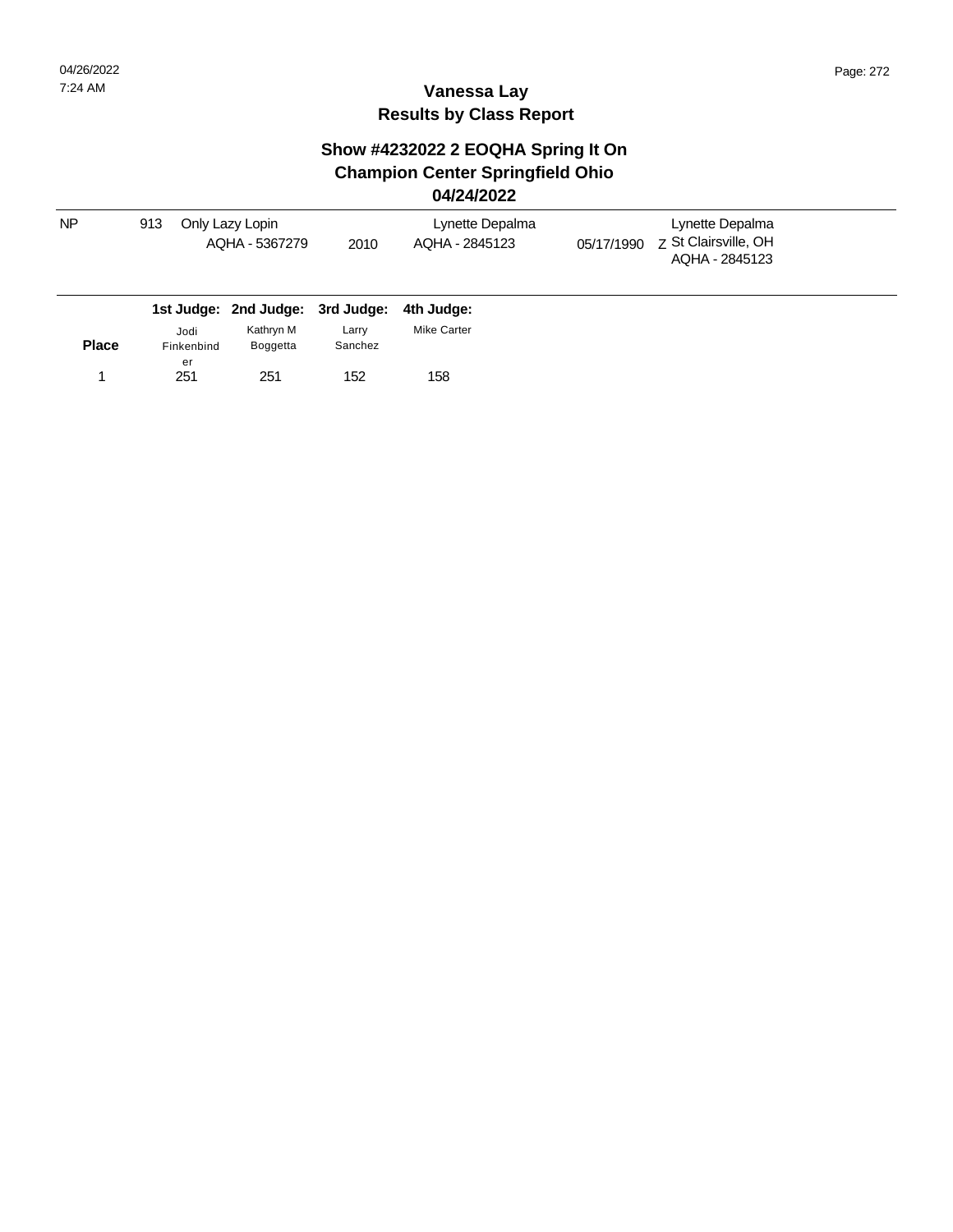04/26/2022
7:24 AM

## Vanessa Lay
## Results by Class Report

### Show #4232022 2 EOQHA Spring It On
### Champion Center Springfield Ohio
### 04/24/2022

| | | | | | | | |
|---|---|---|---|---|---|---|---|
| NP | 913 | Only Lazy Lopin<br>AQHA - 5367279 | 2010 | Lynette Depalma<br>AQHA - 2845123 | 05/17/1990 | Z | Lynette Depalma<br>St Clairsville, OH<br>AQHA - 2845123 |

| Place | 1st Judge: Jodi Finkenbinder | 2nd Judge: Kathryn M Boggetta | 3rd Judge: Larry Sanchez | 4th Judge: Mike Carter |
|---|---|---|---|---|
| 1 | 251 | 251 | 152 | 158 |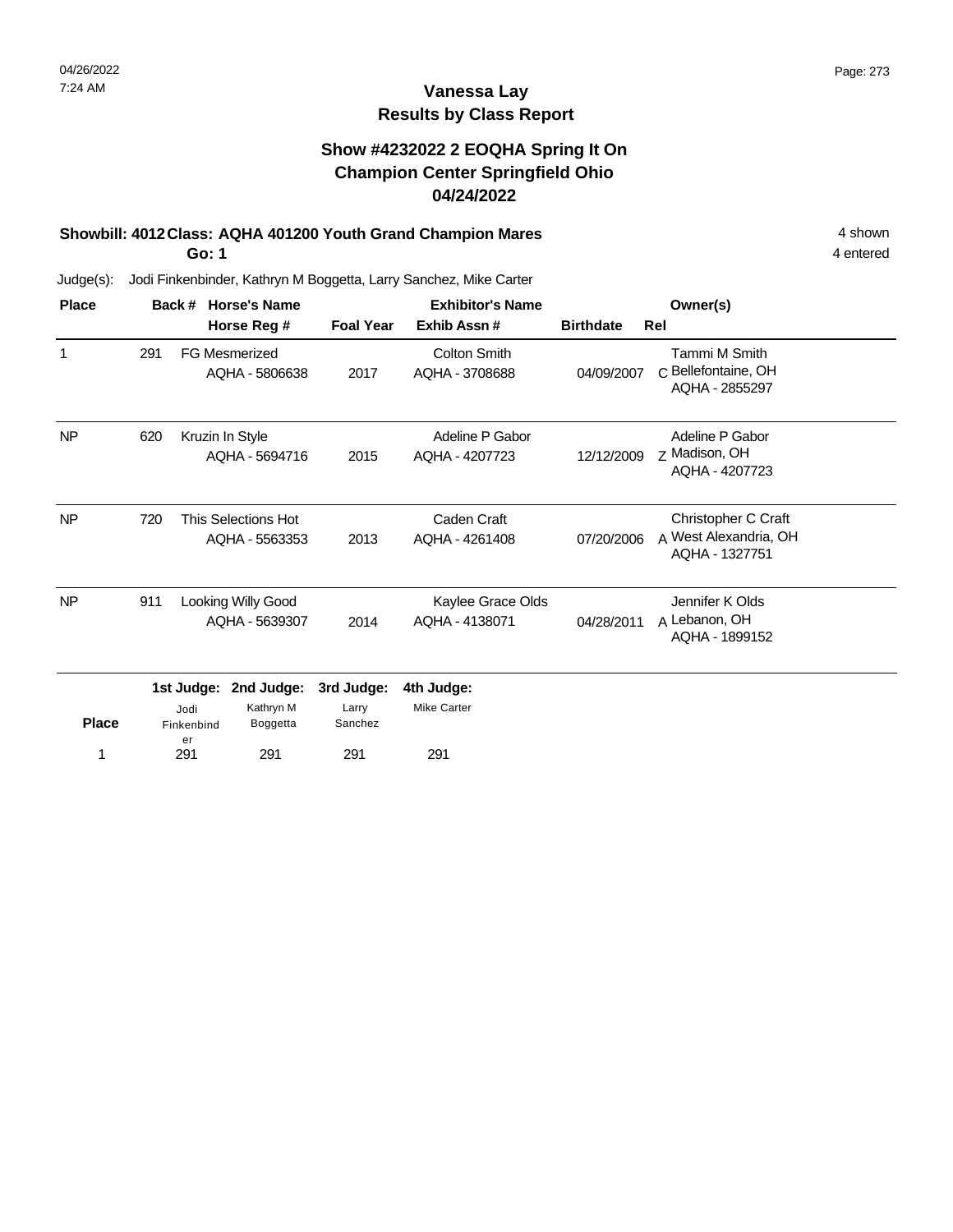# Vanessa Lay
## Results by Class Report

### Show #4232022 2 EOQHA Spring It On
### Champion Center Springfield Ohio
### 04/24/2022

**Showbill: 4012 Class: AQHA 401200 Youth Grand Champion Mares** 4 shown

**Go: 1** 4 entered

Judge(s): Jodi Finkenbinder, Kathryn M Boggetta, Larry Sanchez, Mike Carter

| Place | Back # | Horse's Name / Horse Reg # | Foal Year | Exhibitor's Name / Exhib Assn # | Birthdate | Rel | Owner(s) |
|---|---|---|---|---|---|---|---|
| 1 | 291 | FG Mesmerized<br>AQHA - 5806638 | 2017 | Colton Smith<br>AQHA - 3708688 | 04/09/2007 | C | Tammi M Smith<br>Bellefontaine, OH<br>AQHA - 2855297 |
| NP | 620 | Kruzin In Style<br>AQHA - 5694716 | 2015 | Adeline P Gabor<br>AQHA - 4207723 | 12/12/2009 | Z | Adeline P Gabor<br>Madison, OH<br>AQHA - 4207723 |
| NP | 720 | This Selections Hot<br>AQHA - 5563353 | 2013 | Caden Craft<br>AQHA - 4261408 | 07/20/2006 | A | Christopher C Craft<br>West Alexandria, OH<br>AQHA - 1327751 |
| NP | 911 | Looking Willy Good<br>AQHA - 5639307 | 2014 | Kaylee Grace Olds<br>AQHA - 4138071 | 04/28/2011 | A | Jennifer K Olds<br>Lebanon, OH<br>AQHA - 1899152 |

| Place | 1st Judge: Jodi Finkenbinder | 2nd Judge: Kathryn M Boggetta | 3rd Judge: Larry Sanchez | 4th Judge: Mike Carter |
|---|---|---|---|---|
| 1 | 291 | 291 | 291 | 291 |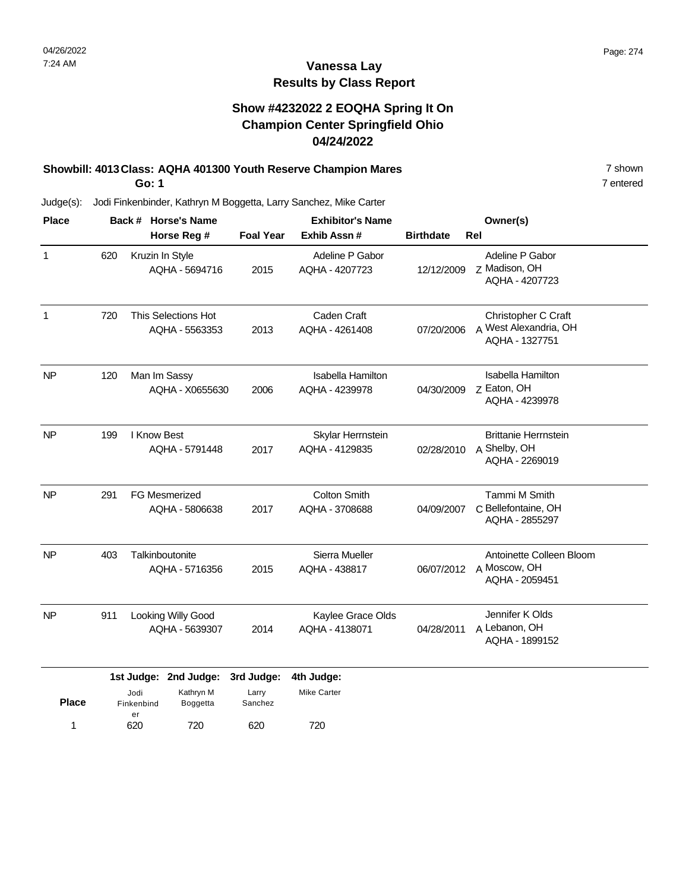## Vanessa Lay
## Results by Class Report

### Show #4232022 2 EOQHA Spring It On
### Champion Center Springfield Ohio
### 04/24/2022

**Showbill: 4013 Class: AQHA 401300 Youth Reserve Champion Mares** 7 shown

**Go: 1** 7 entered

Judge(s): Jodi Finkenbinder, Kathryn M Boggetta, Larry Sanchez, Mike Carter

| Place | Back # | Horse's Name / Horse Reg # | Foal Year | Exhibitor's Name / Exhib Assn # | Birthdate | Rel | Owner(s) |
|---|---|---|---|---|---|---|---|
| 1 | 620 | Kruzin In Style<br>AQHA - 5694716 | 2015 | Adeline P Gabor<br>AQHA - 4207723 | 12/12/2009 | Z | Adeline P Gabor<br>Madison, OH<br>AQHA - 4207723 |
| 1 | 720 | This Selections Hot<br>AQHA - 5563353 | 2013 | Caden Craft<br>AQHA - 4261408 | 07/20/2006 | A | Christopher C Craft<br>West Alexandria, OH<br>AQHA - 1327751 |
| NP | 120 | Man Im Sassy<br>AQHA - X0655630 | 2006 | Isabella Hamilton<br>AQHA - 4239978 | 04/30/2009 | Z | Isabella Hamilton<br>Eaton, OH<br>AQHA - 4239978 |
| NP | 199 | I Know Best<br>AQHA - 5791448 | 2017 | Skylar Herrnstein<br>AQHA - 4129835 | 02/28/2010 | A | Brittanie Herrnstein<br>Shelby, OH<br>AQHA - 2269019 |
| NP | 291 | FG Mesmerized<br>AQHA - 5806638 | 2017 | Colton Smith<br>AQHA - 3708688 | 04/09/2007 | C | Tammi M Smith<br>Bellefontaine, OH<br>AQHA - 2855297 |
| NP | 403 | Talkinboutonite<br>AQHA - 5716356 | 2015 | Sierra Mueller<br>AQHA - 438817 | 06/07/2012 | A | Antoinette Colleen Bloom<br>Moscow, OH<br>AQHA - 2059451 |
| NP | 911 | Looking Willy Good<br>AQHA - 5639307 | 2014 | Kaylee Grace Olds<br>AQHA - 4138071 | 04/28/2011 | A | Jennifer K Olds<br>Lebanon, OH<br>AQHA - 1899152 |

| Place | 1st Judge: Jodi Finkenbinder | 2nd Judge: Kathryn M Boggetta | 3rd Judge: Larry Sanchez | 4th Judge: Mike Carter |
|---|---|---|---|---|
| 1 | 620 | 720 | 620 | 720 |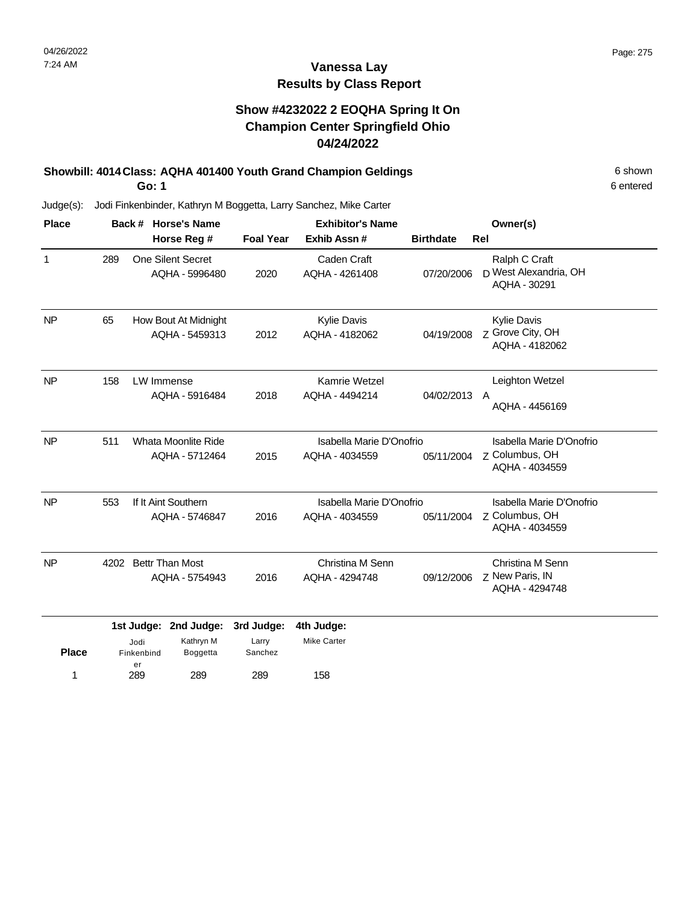04/26/2022
7:24 AM

# Vanessa Lay
## Results by Class Report

### Show #4232022 2 EOQHA Spring It On
### Champion Center Springfield Ohio
### 04/24/2022

**Showbill: 4014 Class: AQHA 401400 Youth Grand Champion Geldings** — 6 shown

**Go: 1** — 6 entered

Judge(s): Jodi Finkenbinder, Kathryn M Boggetta, Larry Sanchez, Mike Carter

| Place | Back # | Horse's Name / Horse Reg # | Foal Year | Exhibitor's Name / Exhib Assn # | Birthdate | Rel | Owner(s) |
|---|---|---|---|---|---|---|---|
| 1 | 289 | One Silent Secret<br>AQHA - 5996480 | 2020 | Caden Craft<br>AQHA - 4261408 | 07/20/2006 | D | Ralph C Craft<br>West Alexandria, OH<br>AQHA - 30291 |
| NP | 65 | How Bout At Midnight<br>AQHA - 5459313 | 2012 | Kylie Davis<br>AQHA - 4182062 | 04/19/2008 | Z | Kylie Davis<br>Grove City, OH<br>AQHA - 4182062 |
| NP | 158 | LW Immense<br>AQHA - 5916484 | 2018 | Kamrie Wetzel<br>AQHA - 4494214 | 04/02/2013 | A | Leighton Wetzel<br>AQHA - 4456169 |
| NP | 511 | Whata Moonlite Ride<br>AQHA - 5712464 | 2015 | Isabella Marie D'Onofrio<br>AQHA - 4034559 | 05/11/2004 | Z | Isabella Marie D'Onofrio<br>Columbus, OH<br>AQHA - 4034559 |
| NP | 553 | If It Aint Southern<br>AQHA - 5746847 | 2016 | Isabella Marie D'Onofrio<br>AQHA - 4034559 | 05/11/2004 | Z | Isabella Marie D'Onofrio<br>Columbus, OH<br>AQHA - 4034559 |
| NP | 4202 | Bettr Than Most<br>AQHA - 5754943 | 2016 | Christina M Senn<br>AQHA - 4294748 | 09/12/2006 | Z | Christina M Senn<br>New Paris, IN<br>AQHA - 4294748 |

| Place | 1st Judge: Jodi Finkenbinder | 2nd Judge: Kathryn M Boggetta | 3rd Judge: Larry Sanchez | 4th Judge: Mike Carter |
|---|---|---|---|---|
| 1 | 289 | 289 | 289 | 158 |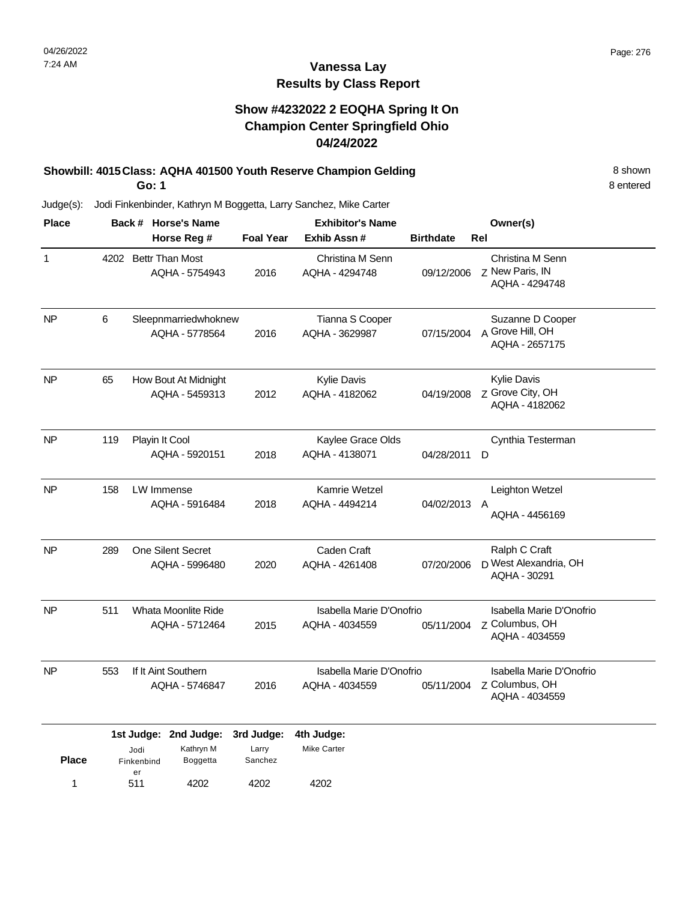# Vanessa Lay
## Results by Class Report

### Show #4232022 2 EOQHA Spring It On
### Champion Center Springfield Ohio
### 04/24/2022

**Showbill: 4015 Class: AQHA 401500 Youth Reserve Champion Gelding** — 8 shown

**Go: 1** — 8 entered

Judge(s): Jodi Finkenbinder, Kathryn M Boggetta, Larry Sanchez, Mike Carter

| Place | Back # | Horse's Name / Horse Reg # | Foal Year | Exhibitor's Name / Exhib Assn # | Birthdate | Rel | Owner(s) |
|---|---|---|---|---|---|---|---|
| 1 | 4202 | Bettr Than Most<br>AQHA - 5754943 | 2016 | Christina M Senn<br>AQHA - 4294748 | 09/12/2006 | Z | Christina M Senn<br>New Paris, IN<br>AQHA - 4294748 |
| NP | 6 | Sleepnmarriedwhoknew<br>AQHA - 5778564 | 2016 | Tianna S Cooper<br>AQHA - 3629987 | 07/15/2004 | A | Suzanne D Cooper<br>Grove Hill, OH<br>AQHA - 2657175 |
| NP | 65 | How Bout At Midnight<br>AQHA - 5459313 | 2012 | Kylie Davis<br>AQHA - 4182062 | 04/19/2008 | Z | Kylie Davis<br>Grove City, OH<br>AQHA - 4182062 |
| NP | 119 | Playin It Cool<br>AQHA - 5920151 | 2018 | Kaylee Grace Olds<br>AQHA - 4138071 | 04/28/2011 | D | Cynthia Testerman |
| NP | 158 | LW Immense<br>AQHA - 5916484 | 2018 | Kamrie Wetzel<br>AQHA - 4494214 | 04/02/2013 | A | Leighton Wetzel<br>AQHA - 4456169 |
| NP | 289 | One Silent Secret<br>AQHA - 5996480 | 2020 | Caden Craft<br>AQHA - 4261408 | 07/20/2006 | D | Ralph C Craft<br>West Alexandria, OH<br>AQHA - 30291 |
| NP | 511 | Whata Moonlite Ride<br>AQHA - 5712464 | 2015 | Isabella Marie D'Onofrio<br>AQHA - 4034559 | 05/11/2004 | Z | Isabella Marie D'Onofrio<br>Columbus, OH<br>AQHA - 4034559 |
| NP | 553 | If It Aint Southern<br>AQHA - 5746847 | 2016 | Isabella Marie D'Onofrio<br>AQHA - 4034559 | 05/11/2004 | Z | Isabella Marie D'Onofrio<br>Columbus, OH<br>AQHA - 4034559 |

| Place | 1st Judge: Jodi Finkenbinder | 2nd Judge: Kathryn M Boggetta | 3rd Judge: Larry Sanchez | 4th Judge: Mike Carter |
|---|---|---|---|---|
| 1 | 511 | 4202 | 4202 | 4202 |